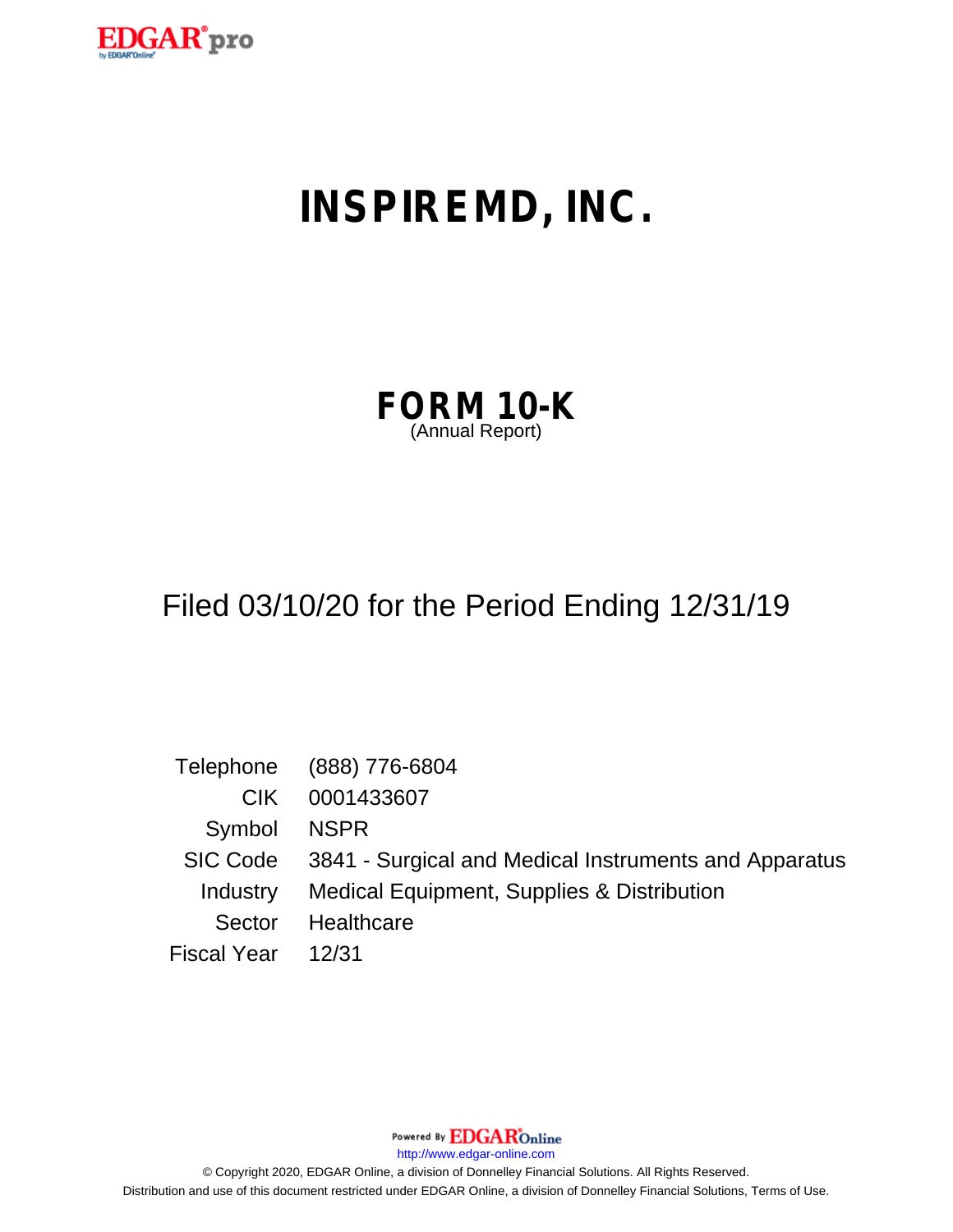EDGAR® pro

# INSPIREMD, INC.

## FORM 10-K

(Annual Report)

Filed 03/10/20 for the Period Ending 12/31/19

| | |
|---|---|
| Telephone | (888) 776-6804 |
| CIK | 0001433607 |
| Symbol | NSPR |
| SIC Code | 3841 - Surgical and Medical Instruments and Apparatus |
| Industry | Medical Equipment, Supplies & Distribution |
| Sector | Healthcare |
| Fiscal Year | 12/31 |

Powered By EDGAR Online

http://www.edgar-online.com

© Copyright 2020, EDGAR Online, a division of Donnelley Financial Solutions. All Rights Reserved.
Distribution and use of this document restricted under EDGAR Online, a division of Donnelley Financial Solutions, Terms of Use.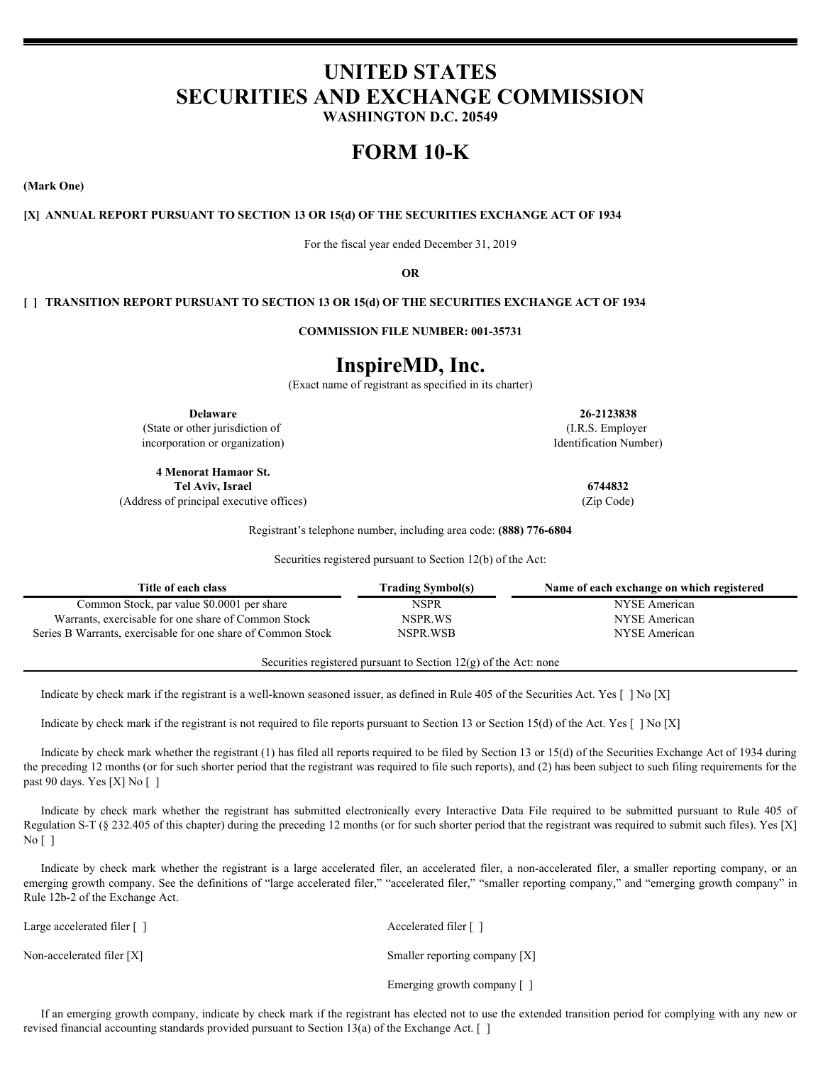# UNITED STATES
# SECURITIES AND EXCHANGE COMMISSION

**WASHINGTON D.C. 20549**

# FORM 10-K

**(Mark One)**

**[X] ANNUAL REPORT PURSUANT TO SECTION 13 OR 15(d) OF THE SECURITIES EXCHANGE ACT OF 1934**

For the fiscal year ended December 31, 2019

**OR**

**[ ] TRANSITION REPORT PURSUANT TO SECTION 13 OR 15(d) OF THE SECURITIES EXCHANGE ACT OF 1934**

**COMMISSION FILE NUMBER: 001-35731**

# InspireMD, Inc.

(Exact name of registrant as specified in its charter)

| | |
|---|---|
| **Delaware** | **26-2123838** |
| (State or other jurisdiction of incorporation or organization) | (I.R.S. Employer Identification Number) |
| **4 Menorat Hamaor St.** **Tel Aviv, Israel** | **6744832** |
| (Address of principal executive offices) | (Zip Code) |

Registrant's telephone number, including area code: **(888) 776-6804**

Securities registered pursuant to Section 12(b) of the Act:

| Title of each class | Trading Symbol(s) | Name of each exchange on which registered |
|---|---|---|
| Common Stock, par value $0.0001 per share | NSPR | NYSE American |
| Warrants, exercisable for one share of Common Stock | NSPR.WS | NYSE American |
| Series B Warrants, exercisable for one share of Common Stock | NSPR.WSB | NYSE American |

Securities registered pursuant to Section 12(g) of the Act: none

Indicate by check mark if the registrant is a well-known seasoned issuer, as defined in Rule 405 of the Securities Act. Yes [ ] No [X]

Indicate by check mark if the registrant is not required to file reports pursuant to Section 13 or Section 15(d) of the Act. Yes [ ] No [X]

Indicate by check mark whether the registrant (1) has filed all reports required to be filed by Section 13 or 15(d) of the Securities Exchange Act of 1934 during the preceding 12 months (or for such shorter period that the registrant was required to file such reports), and (2) has been subject to such filing requirements for the past 90 days. Yes [X] No [ ]

Indicate by check mark whether the registrant has submitted electronically every Interactive Data File required to be submitted pursuant to Rule 405 of Regulation S-T (§ 232.405 of this chapter) during the preceding 12 months (or for such shorter period that the registrant was required to submit such files). Yes [X] No [ ]

Indicate by check mark whether the registrant is a large accelerated filer, an accelerated filer, a non-accelerated filer, a smaller reporting company, or an emerging growth company. See the definitions of "large accelerated filer," "accelerated filer," "smaller reporting company," and "emerging growth company" in Rule 12b-2 of the Exchange Act.

| | |
|---|---|
| Large accelerated filer [ ] | Accelerated filer [ ] |
| Non-accelerated filer [X] | Smaller reporting company [X] |
| | Emerging growth company [ ] |

If an emerging growth company, indicate by check mark if the registrant has elected not to use the extended transition period for complying with any new or revised financial accounting standards provided pursuant to Section 13(a) of the Exchange Act. [ ]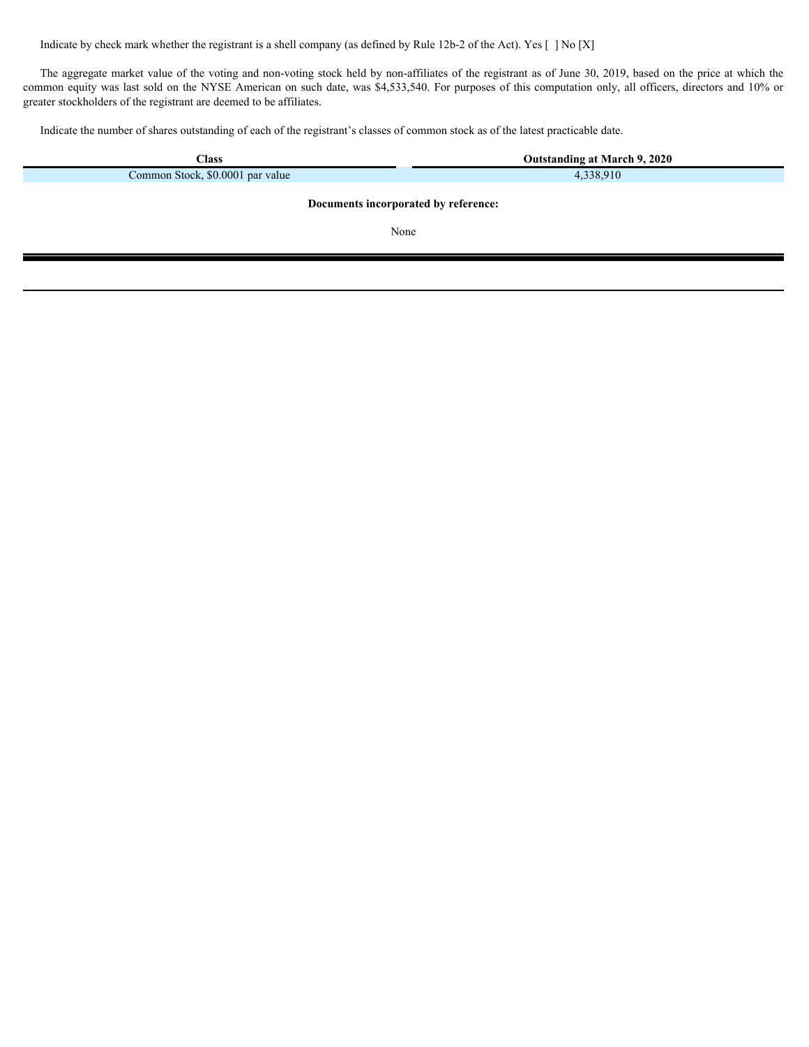Indicate by check mark whether the registrant is a shell company (as defined by Rule 12b-2 of the Act). Yes [ ] No [X]

The aggregate market value of the voting and non-voting stock held by non-affiliates of the registrant as of June 30, 2019, based on the price at which the common equity was last sold on the NYSE American on such date, was $4,533,540. For purposes of this computation only, all officers, directors and 10% or greater stockholders of the registrant are deemed to be affiliates.

Indicate the number of shares outstanding of each of the registrant's classes of common stock as of the latest practicable date.

| **Class** | **Outstanding at March 9, 2020** |
| --- | --- |
| Common Stock, $0.0001 par value | 4,338,910 |

**Documents incorporated by reference:**

None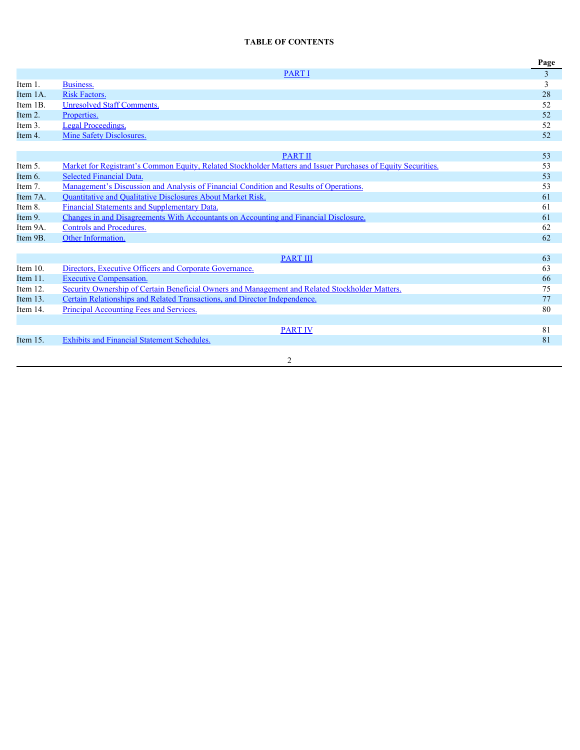**TABLE OF CONTENTS**

| | | Page |
|---|---|---|
| | PART I | 3 |
| Item 1. | Business. | 3 |
| Item 1A. | Risk Factors. | 28 |
| Item 1B. | Unresolved Staff Comments. | 52 |
| Item 2. | Properties. | 52 |
| Item 3. | Legal Proceedings. | 52 |
| Item 4. | Mine Safety Disclosures. | 52 |
| | PART II | 53 |
| Item 5. | Market for Registrant's Common Equity, Related Stockholder Matters and Issuer Purchases of Equity Securities. | 53 |
| Item 6. | Selected Financial Data. | 53 |
| Item 7. | Management's Discussion and Analysis of Financial Condition and Results of Operations. | 53 |
| Item 7A. | Quantitative and Qualitative Disclosures About Market Risk. | 61 |
| Item 8. | Financial Statements and Supplementary Data. | 61 |
| Item 9. | Changes in and Disagreements With Accountants on Accounting and Financial Disclosure. | 61 |
| Item 9A. | Controls and Procedures. | 62 |
| Item 9B. | Other Information. | 62 |
| | PART III | 63 |
| Item 10. | Directors, Executive Officers and Corporate Governance. | 63 |
| Item 11. | Executive Compensation. | 66 |
| Item 12. | Security Ownership of Certain Beneficial Owners and Management and Related Stockholder Matters. | 75 |
| Item 13. | Certain Relationships and Related Transactions, and Director Independence. | 77 |
| Item 14. | Principal Accounting Fees and Services. | 80 |
| | PART IV | 81 |
| Item 15. | Exhibits and Financial Statement Schedules. | 81 |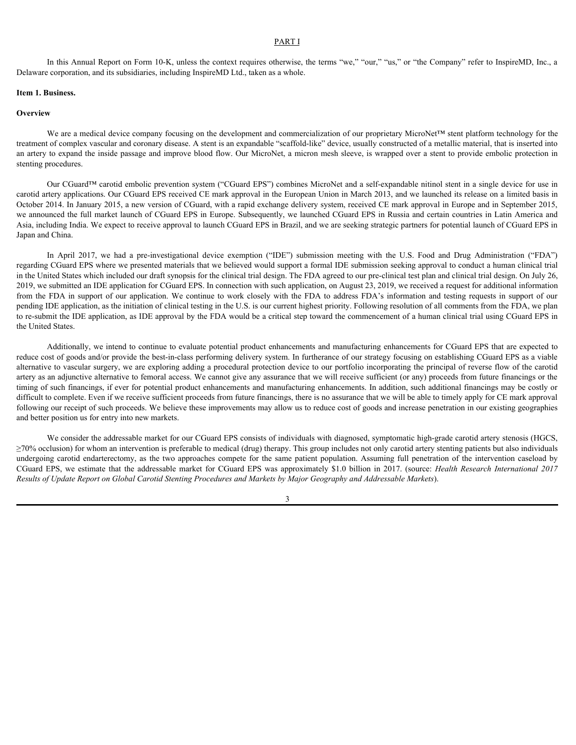# PART I

In this Annual Report on Form 10-K, unless the context requires otherwise, the terms "we," "our," "us," or "the Company" refer to InspireMD, Inc., a Delaware corporation, and its subsidiaries, including InspireMD Ltd., taken as a whole.

## Item 1. Business.

### Overview

We are a medical device company focusing on the development and commercialization of our proprietary MicroNet™ stent platform technology for the treatment of complex vascular and coronary disease. A stent is an expandable "scaffold-like" device, usually constructed of a metallic material, that is inserted into an artery to expand the inside passage and improve blood flow. Our MicroNet, a micron mesh sleeve, is wrapped over a stent to provide embolic protection in stenting procedures.

Our CGuard™ carotid embolic prevention system ("CGuard EPS") combines MicroNet and a self-expandable nitinol stent in a single device for use in carotid artery applications. Our CGuard EPS received CE mark approval in the European Union in March 2013, and we launched its release on a limited basis in October 2014. In January 2015, a new version of CGuard, with a rapid exchange delivery system, received CE mark approval in Europe and in September 2015, we announced the full market launch of CGuard EPS in Europe. Subsequently, we launched CGuard EPS in Russia and certain countries in Latin America and Asia, including India. We expect to receive approval to launch CGuard EPS in Brazil, and we are seeking strategic partners for potential launch of CGuard EPS in Japan and China.

In April 2017, we had a pre-investigational device exemption ("IDE") submission meeting with the U.S. Food and Drug Administration ("FDA") regarding CGuard EPS where we presented materials that we believed would support a formal IDE submission seeking approval to conduct a human clinical trial in the United States which included our draft synopsis for the clinical trial design. The FDA agreed to our pre-clinical test plan and clinical trial design. On July 26, 2019, we submitted an IDE application for CGuard EPS. In connection with such application, on August 23, 2019, we received a request for additional information from the FDA in support of our application. We continue to work closely with the FDA to address FDA's information and testing requests in support of our pending IDE application, as the initiation of clinical testing in the U.S. is our current highest priority. Following resolution of all comments from the FDA, we plan to re-submit the IDE application, as IDE approval by the FDA would be a critical step toward the commencement of a human clinical trial using CGuard EPS in the United States.

Additionally, we intend to continue to evaluate potential product enhancements and manufacturing enhancements for CGuard EPS that are expected to reduce cost of goods and/or provide the best-in-class performing delivery system. In furtherance of our strategy focusing on establishing CGuard EPS as a viable alternative to vascular surgery, we are exploring adding a procedural protection device to our portfolio incorporating the principal of reverse flow of the carotid artery as an adjunctive alternative to femoral access. We cannot give any assurance that we will receive sufficient (or any) proceeds from future financings or the timing of such financings, if ever for potential product enhancements and manufacturing enhancements. In addition, such additional financings may be costly or difficult to complete. Even if we receive sufficient proceeds from future financings, there is no assurance that we will be able to timely apply for CE mark approval following our receipt of such proceeds. We believe these improvements may allow us to reduce cost of goods and increase penetration in our existing geographies and better position us for entry into new markets.

We consider the addressable market for our CGuard EPS consists of individuals with diagnosed, symptomatic high-grade carotid artery stenosis (HGCS, ≥70% occlusion) for whom an intervention is preferable to medical (drug) therapy. This group includes not only carotid artery stenting patients but also individuals undergoing carotid endarterectomy, as the two approaches compete for the same patient population. Assuming full penetration of the intervention caseload by CGuard EPS, we estimate that the addressable market for CGuard EPS was approximately $1.0 billion in 2017. (source: *Health Research International 2017 Results of Update Report on Global Carotid Stenting Procedures and Markets by Major Geography and Addressable Markets*).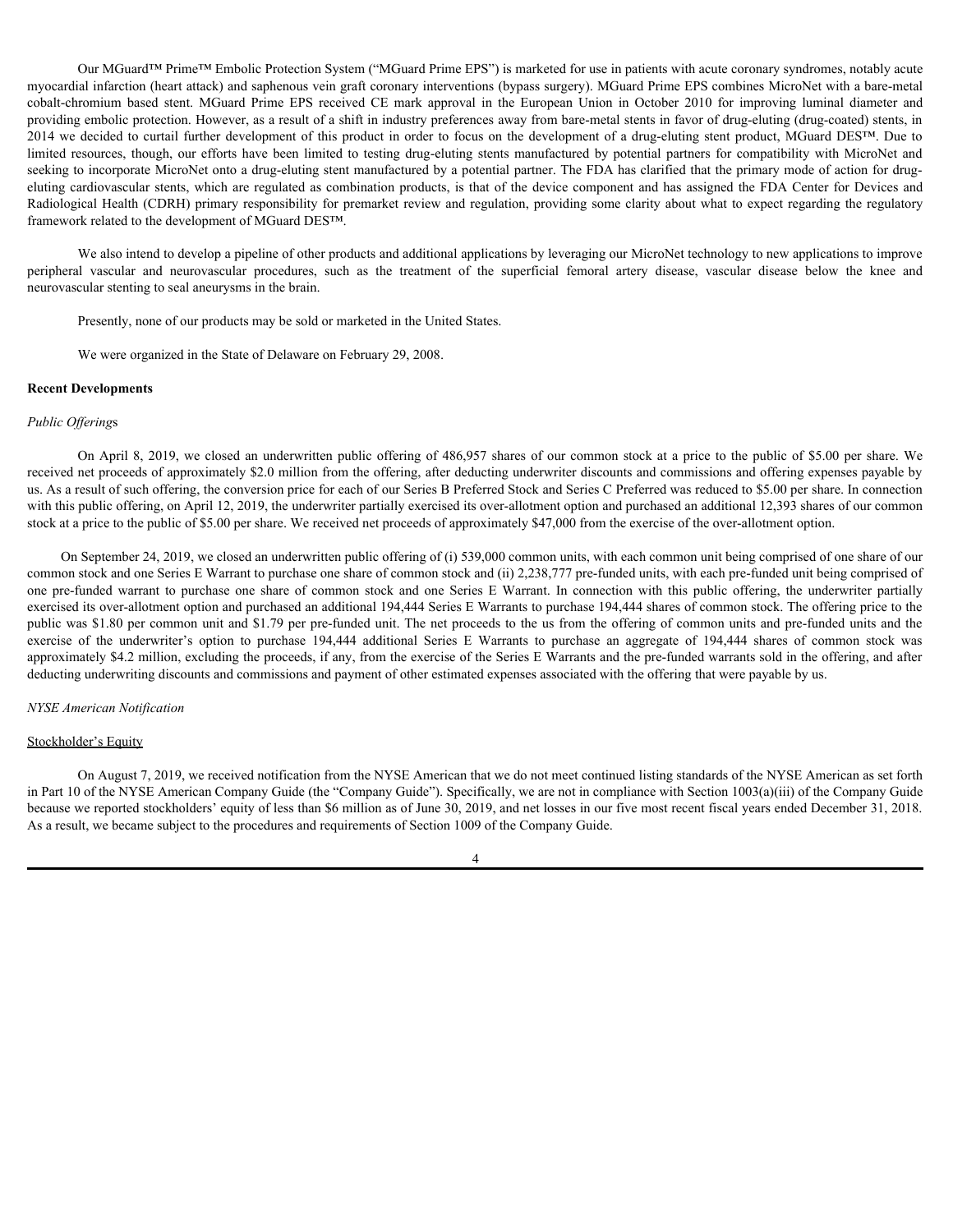Our MGuard™ Prime™ Embolic Protection System ("MGuard Prime EPS") is marketed for use in patients with acute coronary syndromes, notably acute myocardial infarction (heart attack) and saphenous vein graft coronary interventions (bypass surgery). MGuard Prime EPS combines MicroNet with a bare-metal cobalt-chromium based stent. MGuard Prime EPS received CE mark approval in the European Union in October 2010 for improving luminal diameter and providing embolic protection. However, as a result of a shift in industry preferences away from bare-metal stents in favor of drug-eluting (drug-coated) stents, in 2014 we decided to curtail further development of this product in order to focus on the development of a drug-eluting stent product, MGuard DES™. Due to limited resources, though, our efforts have been limited to testing drug-eluting stents manufactured by potential partners for compatibility with MicroNet and seeking to incorporate MicroNet onto a drug-eluting stent manufactured by a potential partner. The FDA has clarified that the primary mode of action for drug-eluting cardiovascular stents, which are regulated as combination products, is that of the device component and has assigned the FDA Center for Devices and Radiological Health (CDRH) primary responsibility for premarket review and regulation, providing some clarity about what to expect regarding the regulatory framework related to the development of MGuard DES™.

We also intend to develop a pipeline of other products and additional applications by leveraging our MicroNet technology to new applications to improve peripheral vascular and neurovascular procedures, such as the treatment of the superficial femoral artery disease, vascular disease below the knee and neurovascular stenting to seal aneurysms in the brain.

Presently, none of our products may be sold or marketed in the United States.

We were organized in the State of Delaware on February 29, 2008.

**Recent Developments**

*Public Offerings*

On April 8, 2019, we closed an underwritten public offering of 486,957 shares of our common stock at a price to the public of $5.00 per share. We received net proceeds of approximately $2.0 million from the offering, after deducting underwriter discounts and commissions and offering expenses payable by us. As a result of such offering, the conversion price for each of our Series B Preferred Stock and Series C Preferred was reduced to $5.00 per share. In connection with this public offering, on April 12, 2019, the underwriter partially exercised its over-allotment option and purchased an additional 12,393 shares of our common stock at a price to the public of $5.00 per share. We received net proceeds of approximately $47,000 from the exercise of the over-allotment option.

On September 24, 2019, we closed an underwritten public offering of (i) 539,000 common units, with each common unit being comprised of one share of our common stock and one Series E Warrant to purchase one share of common stock and (ii) 2,238,777 pre-funded units, with each pre-funded unit being comprised of one pre-funded warrant to purchase one share of common stock and one Series E Warrant. In connection with this public offering, the underwriter partially exercised its over-allotment option and purchased an additional 194,444 Series E Warrants to purchase 194,444 shares of common stock. The offering price to the public was $1.80 per common unit and $1.79 per pre-funded unit. The net proceeds to the us from the offering of common units and pre-funded units and the exercise of the underwriter's option to purchase 194,444 additional Series E Warrants to purchase an aggregate of 194,444 shares of common stock was approximately $4.2 million, excluding the proceeds, if any, from the exercise of the Series E Warrants and the pre-funded warrants sold in the offering, and after deducting underwriting discounts and commissions and payment of other estimated expenses associated with the offering that were payable by us.

*NYSE American Notification*

Stockholder's Equity

On August 7, 2019, we received notification from the NYSE American that we do not meet continued listing standards of the NYSE American as set forth in Part 10 of the NYSE American Company Guide (the "Company Guide"). Specifically, we are not in compliance with Section 1003(a)(iii) of the Company Guide because we reported stockholders' equity of less than $6 million as of June 30, 2019, and net losses in our five most recent fiscal years ended December 31, 2018. As a result, we became subject to the procedures and requirements of Section 1009 of the Company Guide.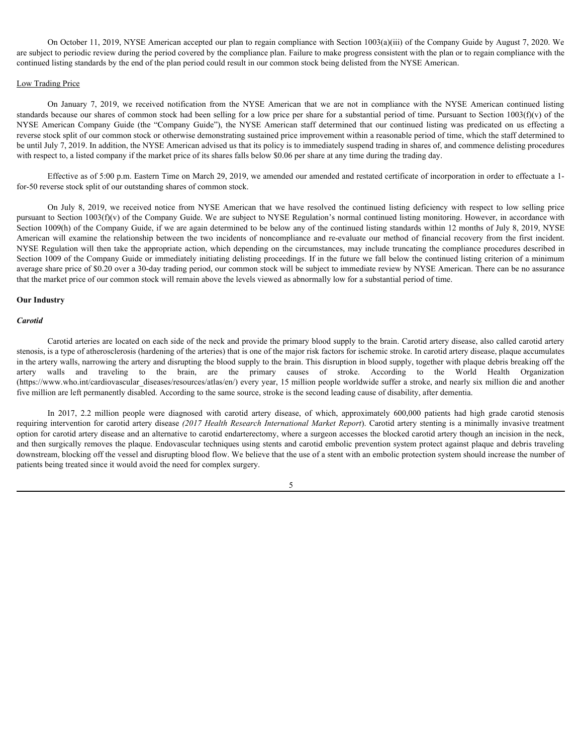On October 11, 2019, NYSE American accepted our plan to regain compliance with Section 1003(a)(iii) of the Company Guide by August 7, 2020. We are subject to periodic review during the period covered by the compliance plan. Failure to make progress consistent with the plan or to regain compliance with the continued listing standards by the end of the plan period could result in our common stock being delisted from the NYSE American.

Low Trading Price

On January 7, 2019, we received notification from the NYSE American that we are not in compliance with the NYSE American continued listing standards because our shares of common stock had been selling for a low price per share for a substantial period of time. Pursuant to Section 1003(f)(v) of the NYSE American Company Guide (the "Company Guide"), the NYSE American staff determined that our continued listing was predicated on us effecting a reverse stock split of our common stock or otherwise demonstrating sustained price improvement within a reasonable period of time, which the staff determined to be until July 7, 2019. In addition, the NYSE American advised us that its policy is to immediately suspend trading in shares of, and commence delisting procedures with respect to, a listed company if the market price of its shares falls below $0.06 per share at any time during the trading day.

Effective as of 5:00 p.m. Eastern Time on March 29, 2019, we amended our amended and restated certificate of incorporation in order to effectuate a 1-for-50 reverse stock split of our outstanding shares of common stock.

On July 8, 2019, we received notice from NYSE American that we have resolved the continued listing deficiency with respect to low selling price pursuant to Section 1003(f)(v) of the Company Guide. We are subject to NYSE Regulation's normal continued listing monitoring. However, in accordance with Section 1009(h) of the Company Guide, if we are again determined to be below any of the continued listing standards within 12 months of July 8, 2019, NYSE American will examine the relationship between the two incidents of noncompliance and re-evaluate our method of financial recovery from the first incident. NYSE Regulation will then take the appropriate action, which depending on the circumstances, may include truncating the compliance procedures described in Section 1009 of the Company Guide or immediately initiating delisting proceedings. If in the future we fall below the continued listing criterion of a minimum average share price of $0.20 over a 30-day trading period, our common stock will be subject to immediate review by NYSE American. There can be no assurance that the market price of our common stock will remain above the levels viewed as abnormally low for a substantial period of time.

**Our Industry**

***Carotid***

Carotid arteries are located on each side of the neck and provide the primary blood supply to the brain. Carotid artery disease, also called carotid artery stenosis, is a type of atherosclerosis (hardening of the arteries) that is one of the major risk factors for ischemic stroke. In carotid artery disease, plaque accumulates in the artery walls, narrowing the artery and disrupting the blood supply to the brain. This disruption in blood supply, together with plaque debris breaking off the artery walls and traveling to the brain, are the primary causes of stroke. According to the World Health Organization (https://www.who.int/cardiovascular_diseases/resources/atlas/en/) every year, 15 million people worldwide suffer a stroke, and nearly six million die and another five million are left permanently disabled. According to the same source, stroke is the second leading cause of disability, after dementia.

In 2017, 2.2 million people were diagnosed with carotid artery disease, of which, approximately 600,000 patients had high grade carotid stenosis requiring intervention for carotid artery disease *(2017 Health Research International Market Report*). Carotid artery stenting is a minimally invasive treatment option for carotid artery disease and an alternative to carotid endarterectomy, where a surgeon accesses the blocked carotid artery though an incision in the neck, and then surgically removes the plaque. Endovascular techniques using stents and carotid embolic prevention system protect against plaque and debris traveling downstream, blocking off the vessel and disrupting blood flow. We believe that the use of a stent with an embolic protection system should increase the number of patients being treated since it would avoid the need for complex surgery.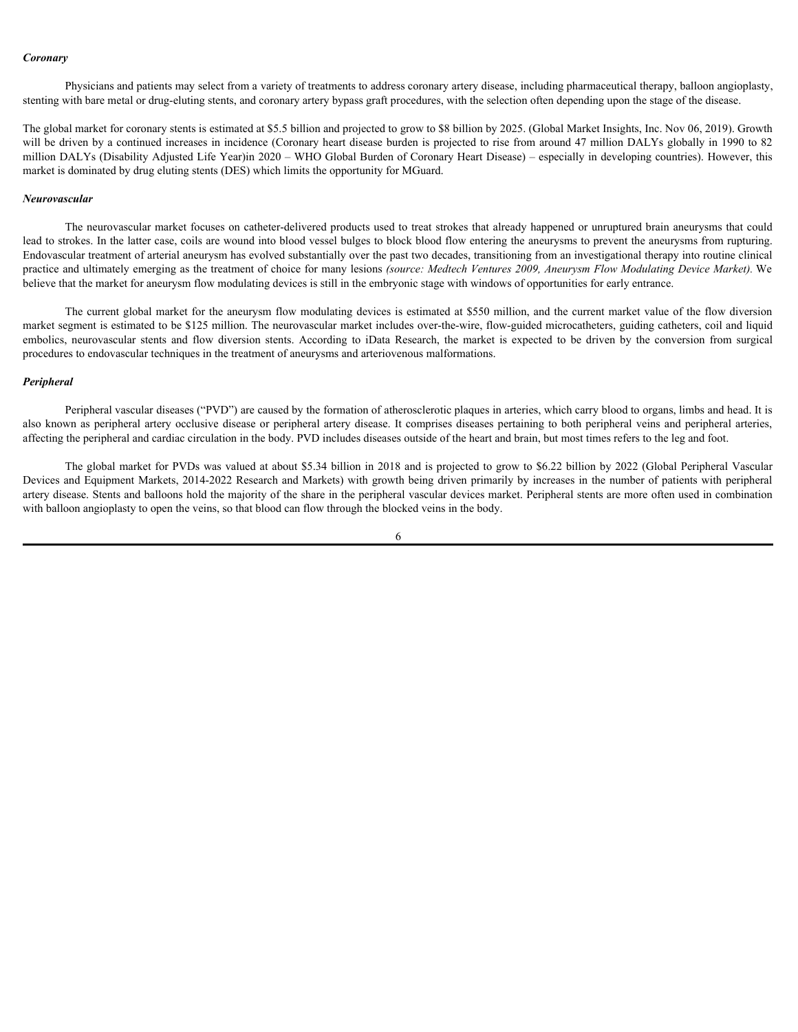***Coronary***

Physicians and patients may select from a variety of treatments to address coronary artery disease, including pharmaceutical therapy, balloon angioplasty, stenting with bare metal or drug-eluting stents, and coronary artery bypass graft procedures, with the selection often depending upon the stage of the disease.

The global market for coronary stents is estimated at $5.5 billion and projected to grow to $8 billion by 2025. (Global Market Insights, Inc. Nov 06, 2019). Growth will be driven by a continued increases in incidence (Coronary heart disease burden is projected to rise from around 47 million DALYs globally in 1990 to 82 million DALYs (Disability Adjusted Life Year)in 2020 – WHO Global Burden of Coronary Heart Disease) – especially in developing countries). However, this market is dominated by drug eluting stents (DES) which limits the opportunity for MGuard.

***Neurovascular***

The neurovascular market focuses on catheter-delivered products used to treat strokes that already happened or unruptured brain aneurysms that could lead to strokes. In the latter case, coils are wound into blood vessel bulges to block blood flow entering the aneurysms to prevent the aneurysms from rupturing. Endovascular treatment of arterial aneurysm has evolved substantially over the past two decades, transitioning from an investigational therapy into routine clinical practice and ultimately emerging as the treatment of choice for many lesions *(source: Medtech Ventures 2009, Aneurysm Flow Modulating Device Market).* We believe that the market for aneurysm flow modulating devices is still in the embryonic stage with windows of opportunities for early entrance.

The current global market for the aneurysm flow modulating devices is estimated at $550 million, and the current market value of the flow diversion market segment is estimated to be $125 million. The neurovascular market includes over-the-wire, flow-guided microcatheters, guiding catheters, coil and liquid embolics, neurovascular stents and flow diversion stents. According to iData Research, the market is expected to be driven by the conversion from surgical procedures to endovascular techniques in the treatment of aneurysms and arteriovenous malformations.

***Peripheral***

Peripheral vascular diseases ("PVD") are caused by the formation of atherosclerotic plaques in arteries, which carry blood to organs, limbs and head. It is also known as peripheral artery occlusive disease or peripheral artery disease. It comprises diseases pertaining to both peripheral veins and peripheral arteries, affecting the peripheral and cardiac circulation in the body. PVD includes diseases outside of the heart and brain, but most times refers to the leg and foot.

The global market for PVDs was valued at about $5.34 billion in 2018 and is projected to grow to $6.22 billion by 2022 (Global Peripheral Vascular Devices and Equipment Markets, 2014-2022 Research and Markets) with growth being driven primarily by increases in the number of patients with peripheral artery disease. Stents and balloons hold the majority of the share in the peripheral vascular devices market. Peripheral stents are more often used in combination with balloon angioplasty to open the veins, so that blood can flow through the blocked veins in the body.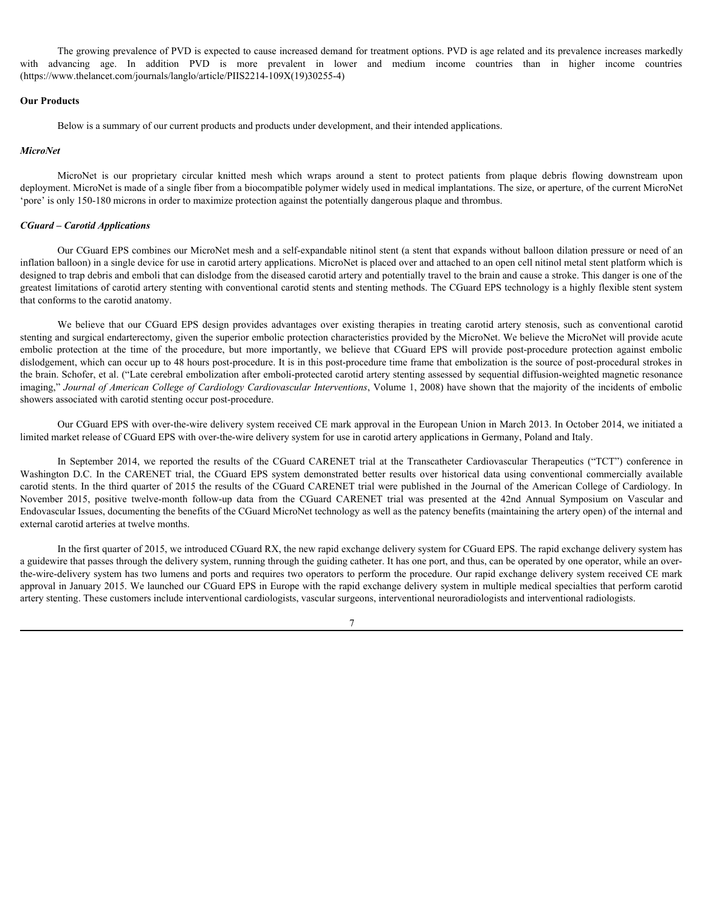The growing prevalence of PVD is expected to cause increased demand for treatment options. PVD is age related and its prevalence increases markedly with advancing age. In addition PVD is more prevalent in lower and medium income countries than in higher income countries (https://www.thelancet.com/journals/langlo/article/PIIS2214-109X(19)30255-4)

**Our Products**

Below is a summary of our current products and products under development, and their intended applications.

***MicroNet***

MicroNet is our proprietary circular knitted mesh which wraps around a stent to protect patients from plaque debris flowing downstream upon deployment. MicroNet is made of a single fiber from a biocompatible polymer widely used in medical implantations. The size, or aperture, of the current MicroNet 'pore' is only 150-180 microns in order to maximize protection against the potentially dangerous plaque and thrombus.

***CGuard – Carotid Applications***

Our CGuard EPS combines our MicroNet mesh and a self-expandable nitinol stent (a stent that expands without balloon dilation pressure or need of an inflation balloon) in a single device for use in carotid artery applications. MicroNet is placed over and attached to an open cell nitinol metal stent platform which is designed to trap debris and emboli that can dislodge from the diseased carotid artery and potentially travel to the brain and cause a stroke. This danger is one of the greatest limitations of carotid artery stenting with conventional carotid stents and stenting methods. The CGuard EPS technology is a highly flexible stent system that conforms to the carotid anatomy.

We believe that our CGuard EPS design provides advantages over existing therapies in treating carotid artery stenosis, such as conventional carotid stenting and surgical endarterectomy, given the superior embolic protection characteristics provided by the MicroNet. We believe the MicroNet will provide acute embolic protection at the time of the procedure, but more importantly, we believe that CGuard EPS will provide post-procedure protection against embolic dislodgement, which can occur up to 48 hours post-procedure. It is in this post-procedure time frame that embolization is the source of post-procedural strokes in the brain. Schofer, et al. ("Late cerebral embolization after emboli-protected carotid artery stenting assessed by sequential diffusion-weighted magnetic resonance imaging," *Journal of American College of Cardiology Cardiovascular Interventions*, Volume 1, 2008) have shown that the majority of the incidents of embolic showers associated with carotid stenting occur post-procedure.

Our CGuard EPS with over-the-wire delivery system received CE mark approval in the European Union in March 2013. In October 2014, we initiated a limited market release of CGuard EPS with over-the-wire delivery system for use in carotid artery applications in Germany, Poland and Italy.

In September 2014, we reported the results of the CGuard CARENET trial at the Transcatheter Cardiovascular Therapeutics ("TCT") conference in Washington D.C. In the CARENET trial, the CGuard EPS system demonstrated better results over historical data using conventional commercially available carotid stents. In the third quarter of 2015 the results of the CGuard CARENET trial were published in the Journal of the American College of Cardiology. In November 2015, positive twelve-month follow-up data from the CGuard CARENET trial was presented at the 42nd Annual Symposium on Vascular and Endovascular Issues, documenting the benefits of the CGuard MicroNet technology as well as the patency benefits (maintaining the artery open) of the internal and external carotid arteries at twelve months.

In the first quarter of 2015, we introduced CGuard RX, the new rapid exchange delivery system for CGuard EPS. The rapid exchange delivery system has a guidewire that passes through the delivery system, running through the guiding catheter. It has one port, and thus, can be operated by one operator, while an over-the-wire-delivery system has two lumens and ports and requires two operators to perform the procedure. Our rapid exchange delivery system received CE mark approval in January 2015. We launched our CGuard EPS in Europe with the rapid exchange delivery system in multiple medical specialties that perform carotid artery stenting. These customers include interventional cardiologists, vascular surgeons, interventional neuroradiologists and interventional radiologists.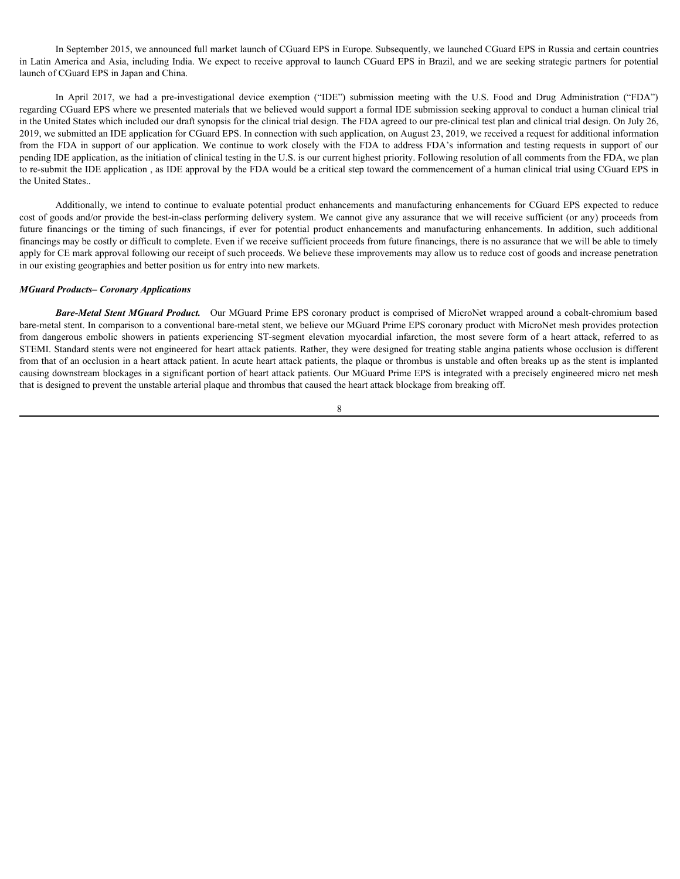In September 2015, we announced full market launch of CGuard EPS in Europe. Subsequently, we launched CGuard EPS in Russia and certain countries in Latin America and Asia, including India. We expect to receive approval to launch CGuard EPS in Brazil, and we are seeking strategic partners for potential launch of CGuard EPS in Japan and China.

In April 2017, we had a pre-investigational device exemption ("IDE") submission meeting with the U.S. Food and Drug Administration ("FDA") regarding CGuard EPS where we presented materials that we believed would support a formal IDE submission seeking approval to conduct a human clinical trial in the United States which included our draft synopsis for the clinical trial design. The FDA agreed to our pre-clinical test plan and clinical trial design. On July 26, 2019, we submitted an IDE application for CGuard EPS. In connection with such application, on August 23, 2019, we received a request for additional information from the FDA in support of our application. We continue to work closely with the FDA to address FDA's information and testing requests in support of our pending IDE application, as the initiation of clinical testing in the U.S. is our current highest priority. Following resolution of all comments from the FDA, we plan to re-submit the IDE application , as IDE approval by the FDA would be a critical step toward the commencement of a human clinical trial using CGuard EPS in the United States..

Additionally, we intend to continue to evaluate potential product enhancements and manufacturing enhancements for CGuard EPS expected to reduce cost of goods and/or provide the best-in-class performing delivery system. We cannot give any assurance that we will receive sufficient (or any) proceeds from future financings or the timing of such financings, if ever for potential product enhancements and manufacturing enhancements. In addition, such additional financings may be costly or difficult to complete. Even if we receive sufficient proceeds from future financings, there is no assurance that we will be able to timely apply for CE mark approval following our receipt of such proceeds. We believe these improvements may allow us to reduce cost of goods and increase penetration in our existing geographies and better position us for entry into new markets.

***MGuard Products– Coronary Applications***

***Bare-Metal Stent MGuard Product.*** Our MGuard Prime EPS coronary product is comprised of MicroNet wrapped around a cobalt-chromium based bare-metal stent. In comparison to a conventional bare-metal stent, we believe our MGuard Prime EPS coronary product with MicroNet mesh provides protection from dangerous embolic showers in patients experiencing ST-segment elevation myocardial infarction, the most severe form of a heart attack, referred to as STEMI. Standard stents were not engineered for heart attack patients. Rather, they were designed for treating stable angina patients whose occlusion is different from that of an occlusion in a heart attack patient. In acute heart attack patients, the plaque or thrombus is unstable and often breaks up as the stent is implanted causing downstream blockages in a significant portion of heart attack patients. Our MGuard Prime EPS is integrated with a precisely engineered micro net mesh that is designed to prevent the unstable arterial plaque and thrombus that caused the heart attack blockage from breaking off.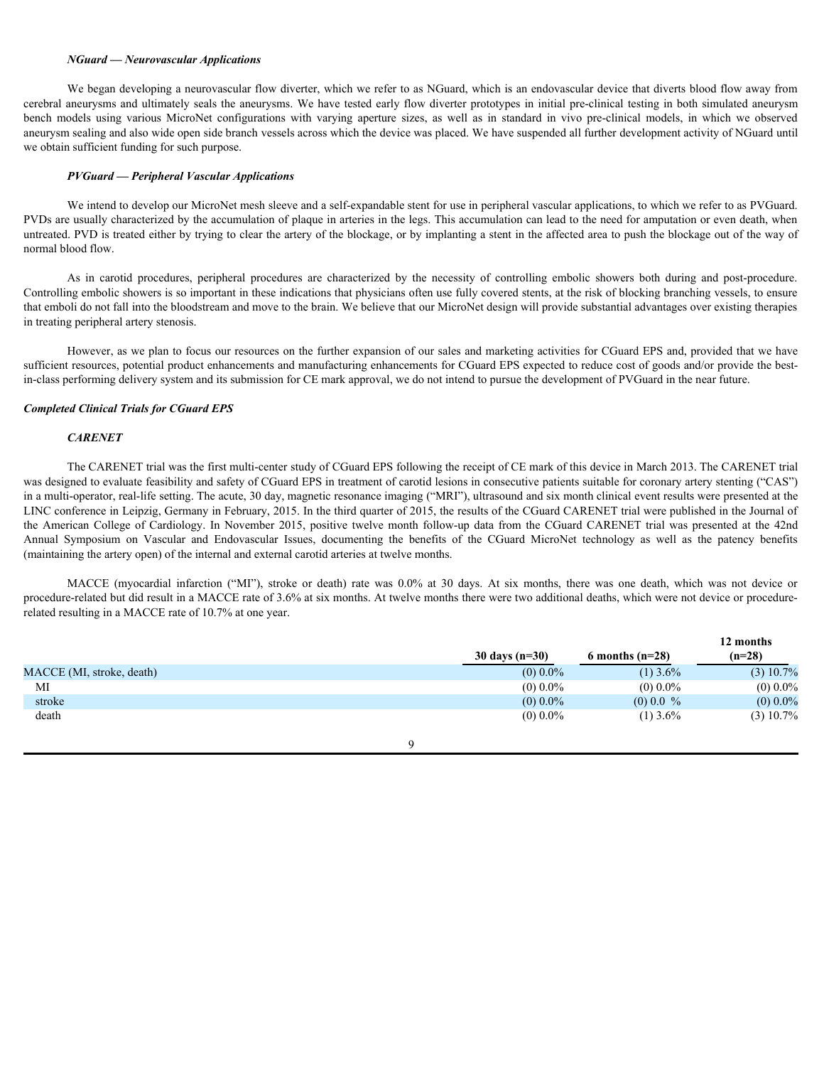### *NGuard — Neurovascular Applications*

We began developing a neurovascular flow diverter, which we refer to as NGuard, which is an endovascular device that diverts blood flow away from cerebral aneurysms and ultimately seals the aneurysms. We have tested early flow diverter prototypes in initial pre-clinical testing in both simulated aneurysm bench models using various MicroNet configurations with varying aperture sizes, as well as in standard in vivo pre-clinical models, in which we observed aneurysm sealing and also wide open side branch vessels across which the device was placed. We have suspended all further development activity of NGuard until we obtain sufficient funding for such purpose.

### *PVGuard — Peripheral Vascular Applications*

We intend to develop our MicroNet mesh sleeve and a self-expandable stent for use in peripheral vascular applications, to which we refer to as PVGuard. PVDs are usually characterized by the accumulation of plaque in arteries in the legs. This accumulation can lead to the need for amputation or even death, when untreated. PVD is treated either by trying to clear the artery of the blockage, or by implanting a stent in the affected area to push the blockage out of the way of normal blood flow.

As in carotid procedures, peripheral procedures are characterized by the necessity of controlling embolic showers both during and post-procedure. Controlling embolic showers is so important in these indications that physicians often use fully covered stents, at the risk of blocking branching vessels, to ensure that emboli do not fall into the bloodstream and move to the brain. We believe that our MicroNet design will provide substantial advantages over existing therapies in treating peripheral artery stenosis.

However, as we plan to focus our resources on the further expansion of our sales and marketing activities for CGuard EPS and, provided that we have sufficient resources, potential product enhancements and manufacturing enhancements for CGuard EPS expected to reduce cost of goods and/or provide the best-in-class performing delivery system and its submission for CE mark approval, we do not intend to pursue the development of PVGuard in the near future.

## *Completed Clinical Trials for CGuard EPS*

### *CARENET*

The CARENET trial was the first multi-center study of CGuard EPS following the receipt of CE mark of this device in March 2013. The CARENET trial was designed to evaluate feasibility and safety of CGuard EPS in treatment of carotid lesions in consecutive patients suitable for coronary artery stenting ("CAS") in a multi-operator, real-life setting. The acute, 30 day, magnetic resonance imaging ("MRI"), ultrasound and six month clinical event results were presented at the LINC conference in Leipzig, Germany in February, 2015. In the third quarter of 2015, the results of the CGuard CARENET trial were published in the Journal of the American College of Cardiology. In November 2015, positive twelve month follow-up data from the CGuard CARENET trial was presented at the 42nd Annual Symposium on Vascular and Endovascular Issues, documenting the benefits of the CGuard MicroNet technology as well as the patency benefits (maintaining the artery open) of the internal and external carotid arteries at twelve months.

MACCE (myocardial infarction ("MI"), stroke or death) rate was 0.0% at 30 days. At six months, there was one death, which was not device or procedure-related but did result in a MACCE rate of 3.6% at six months. At twelve months there were two additional deaths, which were not device or procedure-related resulting in a MACCE rate of 10.7% at one year.

| | 30 days (n=30) | 6 months (n=28) | 12 months (n=28) |
|---|---|---|---|
| MACCE (MI, stroke, death) | (0) 0.0% | (1) 3.6% | (3) 10.7% |
| MI | (0) 0.0% | (0) 0.0% | (0) 0.0% |
| stroke | (0) 0.0% | (0) 0.0 % | (0) 0.0% |
| death | (0) 0.0% | (1) 3.6% | (3) 10.7% |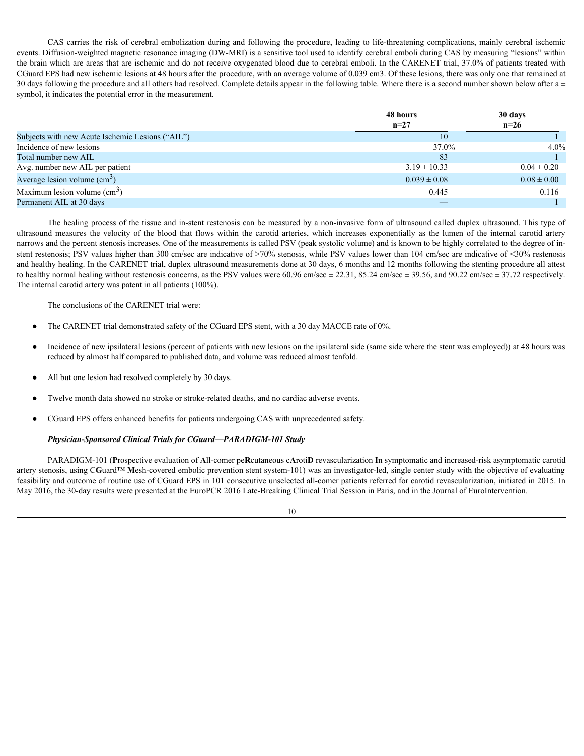CAS carries the risk of cerebral embolization during and following the procedure, leading to life-threatening complications, mainly cerebral ischemic events. Diffusion-weighted magnetic resonance imaging (DW-MRI) is a sensitive tool used to identify cerebral emboli during CAS by measuring "lesions" within the brain which are areas that are ischemic and do not receive oxygenated blood due to cerebral emboli. In the CARENET trial, 37.0% of patients treated with CGuard EPS had new ischemic lesions at 48 hours after the procedure, with an average volume of 0.039 cm3. Of these lesions, there was only one that remained at 30 days following the procedure and all others had resolved. Complete details appear in the following table. Where there is a second number shown below after a ± symbol, it indicates the potential error in the measurement.

| | 48 hours n=27 | 30 days n=26 |
|---|---|---|
| Subjects with new Acute Ischemic Lesions ("AIL") | 10 | 1 |
| Incidence of new lesions | 37.0% | 4.0% |
| Total number new AIL | 83 | 1 |
| Avg. number new AIL per patient | 3.19 ± 10.33 | 0.04 ± 0.20 |
| Average lesion volume ($cm^3$) | 0.039 ± 0.08 | 0.08 ± 0.00 |
| Maximum lesion volume ($cm^3$) | 0.445 | 0.116 |
| Permanent AIL at 30 days | — | 1 |

The healing process of the tissue and in-stent restenosis can be measured by a non-invasive form of ultrasound called duplex ultrasound. This type of ultrasound measures the velocity of the blood that flows within the carotid arteries, which increases exponentially as the lumen of the internal carotid artery narrows and the percent stenosis increases. One of the measurements is called PSV (peak systolic volume) and is known to be highly correlated to the degree of in-stent restenosis; PSV values higher than 300 cm/sec are indicative of >70% stenosis, while PSV values lower than 104 cm/sec are indicative of <30% restenosis and healthy healing. In the CARENET trial, duplex ultrasound measurements done at 30 days, 6 months and 12 months following the stenting procedure all attest to healthy normal healing without restenosis concerns, as the PSV values were 60.96 cm/sec ± 22.31, 85.24 cm/sec ± 39.56, and 90.22 cm/sec ± 37.72 respectively. The internal carotid artery was patent in all patients (100%).

The conclusions of the CARENET trial were:

- The CARENET trial demonstrated safety of the CGuard EPS stent, with a 30 day MACCE rate of 0%.
- Incidence of new ipsilateral lesions (percent of patients with new lesions on the ipsilateral side (same side where the stent was employed)) at 48 hours was reduced by almost half compared to published data, and volume was reduced almost tenfold.
- All but one lesion had resolved completely by 30 days.
- Twelve month data showed no stroke or stroke-related deaths, and no cardiac adverse events.
- CGuard EPS offers enhanced benefits for patients undergoing CAS with unprecedented safety.

***Physician-Sponsored Clinical Trials for CGuard—PARADIGM-101 Study***

PARADIGM-101 (**P**rospective evaluation of **A**ll-comer pe**R**cutaneous c**A**roti**D** revascularization **I**n symptomatic and increased-risk asymptomatic carotid artery stenosis, using C**G**uard™ **M**esh-covered embolic prevention stent system-101) was an investigator-led, single center study with the objective of evaluating feasibility and outcome of routine use of CGuard EPS in 101 consecutive unselected all-comer patients referred for carotid revascularization, initiated in 2015. In May 2016, the 30-day results were presented at the EuroPCR 2016 Late-Breaking Clinical Trial Session in Paris, and in the Journal of EuroIntervention.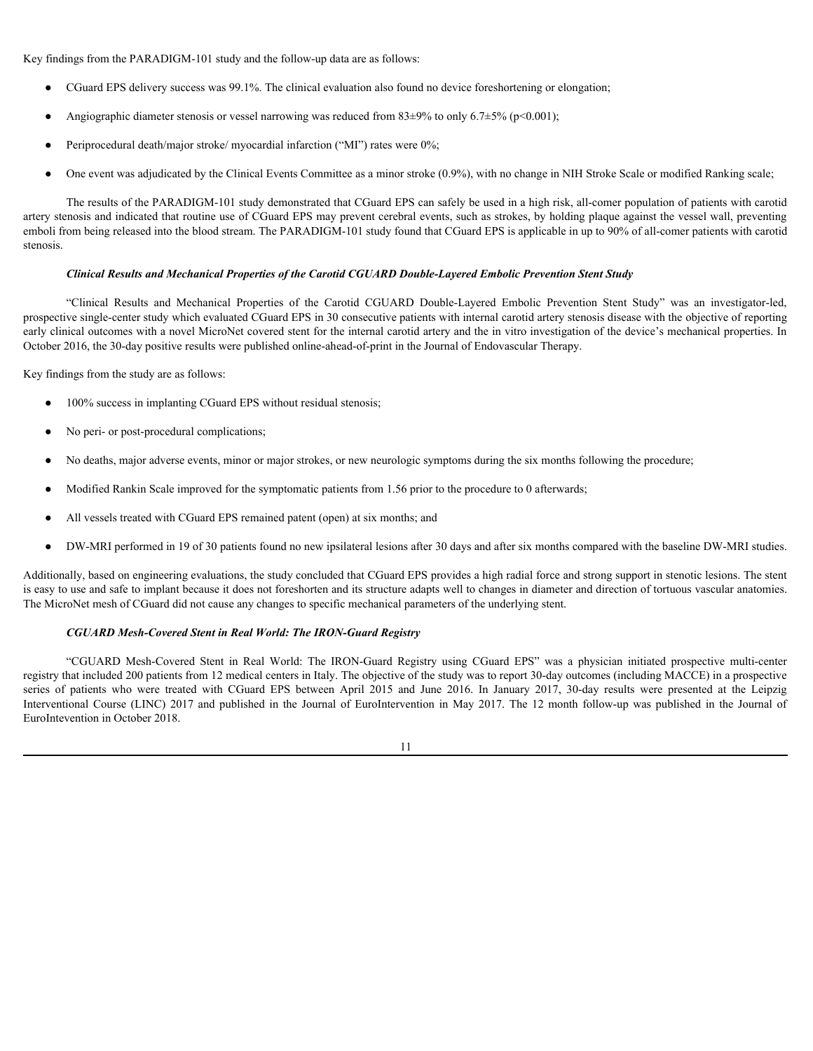Key findings from the PARADIGM-101 study and the follow-up data are as follows:

- CGuard EPS delivery success was 99.1%. The clinical evaluation also found no device foreshortening or elongation;
- Angiographic diameter stenosis or vessel narrowing was reduced from 83±9% to only 6.7±5% ($p<0.001$);
- Periprocedural death/major stroke/ myocardial infarction ("MI") rates were 0%;
- One event was adjudicated by the Clinical Events Committee as a minor stroke (0.9%), with no change in NIH Stroke Scale or modified Ranking scale;

The results of the PARADIGM-101 study demonstrated that CGuard EPS can safely be used in a high risk, all-comer population of patients with carotid artery stenosis and indicated that routine use of CGuard EPS may prevent cerebral events, such as strokes, by holding plaque against the vessel wall, preventing emboli from being released into the blood stream. The PARADIGM-101 study found that CGuard EPS is applicable in up to 90% of all-comer patients with carotid stenosis.

***Clinical Results and Mechanical Properties of the Carotid CGUARD Double-Layered Embolic Prevention Stent Study***

"Clinical Results and Mechanical Properties of the Carotid CGUARD Double-Layered Embolic Prevention Stent Study" was an investigator-led, prospective single-center study which evaluated CGuard EPS in 30 consecutive patients with internal carotid artery stenosis disease with the objective of reporting early clinical outcomes with a novel MicroNet covered stent for the internal carotid artery and the in vitro investigation of the device's mechanical properties. In October 2016, the 30-day positive results were published online-ahead-of-print in the Journal of Endovascular Therapy.

Key findings from the study are as follows:

- 100% success in implanting CGuard EPS without residual stenosis;
- No peri- or post-procedural complications;
- No deaths, major adverse events, minor or major strokes, or new neurologic symptoms during the six months following the procedure;
- Modified Rankin Scale improved for the symptomatic patients from 1.56 prior to the procedure to 0 afterwards;
- All vessels treated with CGuard EPS remained patent (open) at six months; and
- DW-MRI performed in 19 of 30 patients found no new ipsilateral lesions after 30 days and after six months compared with the baseline DW-MRI studies.

Additionally, based on engineering evaluations, the study concluded that CGuard EPS provides a high radial force and strong support in stenotic lesions. The stent is easy to use and safe to implant because it does not foreshorten and its structure adapts well to changes in diameter and direction of tortuous vascular anatomies. The MicroNet mesh of CGuard did not cause any changes to specific mechanical parameters of the underlying stent.

***CGUARD Mesh-Covered Stent in Real World: The IRON-Guard Registry***

"CGUARD Mesh-Covered Stent in Real World: The IRON-Guard Registry using CGuard EPS" was a physician initiated prospective multi-center registry that included 200 patients from 12 medical centers in Italy. The objective of the study was to report 30-day outcomes (including MACCE) in a prospective series of patients who were treated with CGuard EPS between April 2015 and June 2016. In January 2017, 30-day results were presented at the Leipzig Interventional Course (LINC) 2017 and published in the Journal of EuroIntervention in May 2017. The 12 month follow-up was published in the Journal of EuroIntevention in October 2018.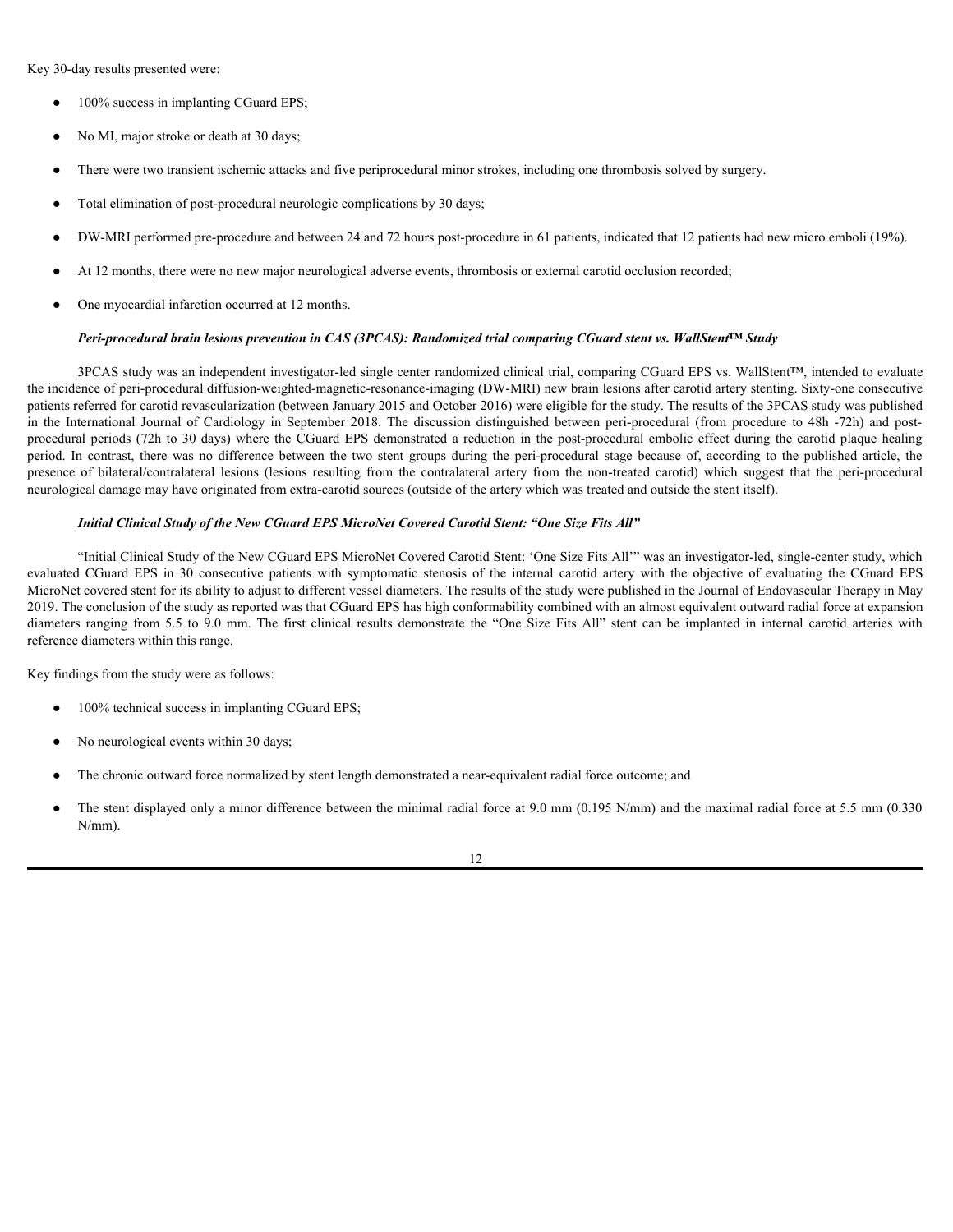Key 30-day results presented were:

- 100% success in implanting CGuard EPS;
- No MI, major stroke or death at 30 days;
- There were two transient ischemic attacks and five periprocedural minor strokes, including one thrombosis solved by surgery.
- Total elimination of post-procedural neurologic complications by 30 days;
- DW-MRI performed pre-procedure and between 24 and 72 hours post-procedure in 61 patients, indicated that 12 patients had new micro emboli (19%).
- At 12 months, there were no new major neurological adverse events, thrombosis or external carotid occlusion recorded;
- One myocardial infarction occurred at 12 months.

***Peri-procedural brain lesions prevention in CAS (3PCAS): Randomized trial comparing CGuard stent vs. WallStent™ Study***

3PCAS study was an independent investigator-led single center randomized clinical trial, comparing CGuard EPS vs. WallStent™, intended to evaluate the incidence of peri-procedural diffusion-weighted-magnetic-resonance-imaging (DW-MRI) new brain lesions after carotid artery stenting. Sixty-one consecutive patients referred for carotid revascularization (between January 2015 and October 2016) were eligible for the study. The results of the 3PCAS study was published in the International Journal of Cardiology in September 2018. The discussion distinguished between peri-procedural (from procedure to 48h -72h) and post-procedural periods (72h to 30 days) where the CGuard EPS demonstrated a reduction in the post-procedural embolic effect during the carotid plaque healing period. In contrast, there was no difference between the two stent groups during the peri-procedural stage because of, according to the published article, the presence of bilateral/contralateral lesions (lesions resulting from the contralateral artery from the non-treated carotid) which suggest that the peri-procedural neurological damage may have originated from extra-carotid sources (outside of the artery which was treated and outside the stent itself).

***Initial Clinical Study of the New CGuard EPS MicroNet Covered Carotid Stent: "One Size Fits All"***

"Initial Clinical Study of the New CGuard EPS MicroNet Covered Carotid Stent: 'One Size Fits All'" was an investigator-led, single-center study, which evaluated CGuard EPS in 30 consecutive patients with symptomatic stenosis of the internal carotid artery with the objective of evaluating the CGuard EPS MicroNet covered stent for its ability to adjust to different vessel diameters. The results of the study were published in the Journal of Endovascular Therapy in May 2019. The conclusion of the study as reported was that CGuard EPS has high conformability combined with an almost equivalent outward radial force at expansion diameters ranging from 5.5 to 9.0 mm. The first clinical results demonstrate the "One Size Fits All" stent can be implanted in internal carotid arteries with reference diameters within this range.

Key findings from the study were as follows:

- 100% technical success in implanting CGuard EPS;
- No neurological events within 30 days;
- The chronic outward force normalized by stent length demonstrated a near-equivalent radial force outcome; and
- The stent displayed only a minor difference between the minimal radial force at 9.0 mm (0.195 N/mm) and the maximal radial force at 5.5 mm (0.330 N/mm).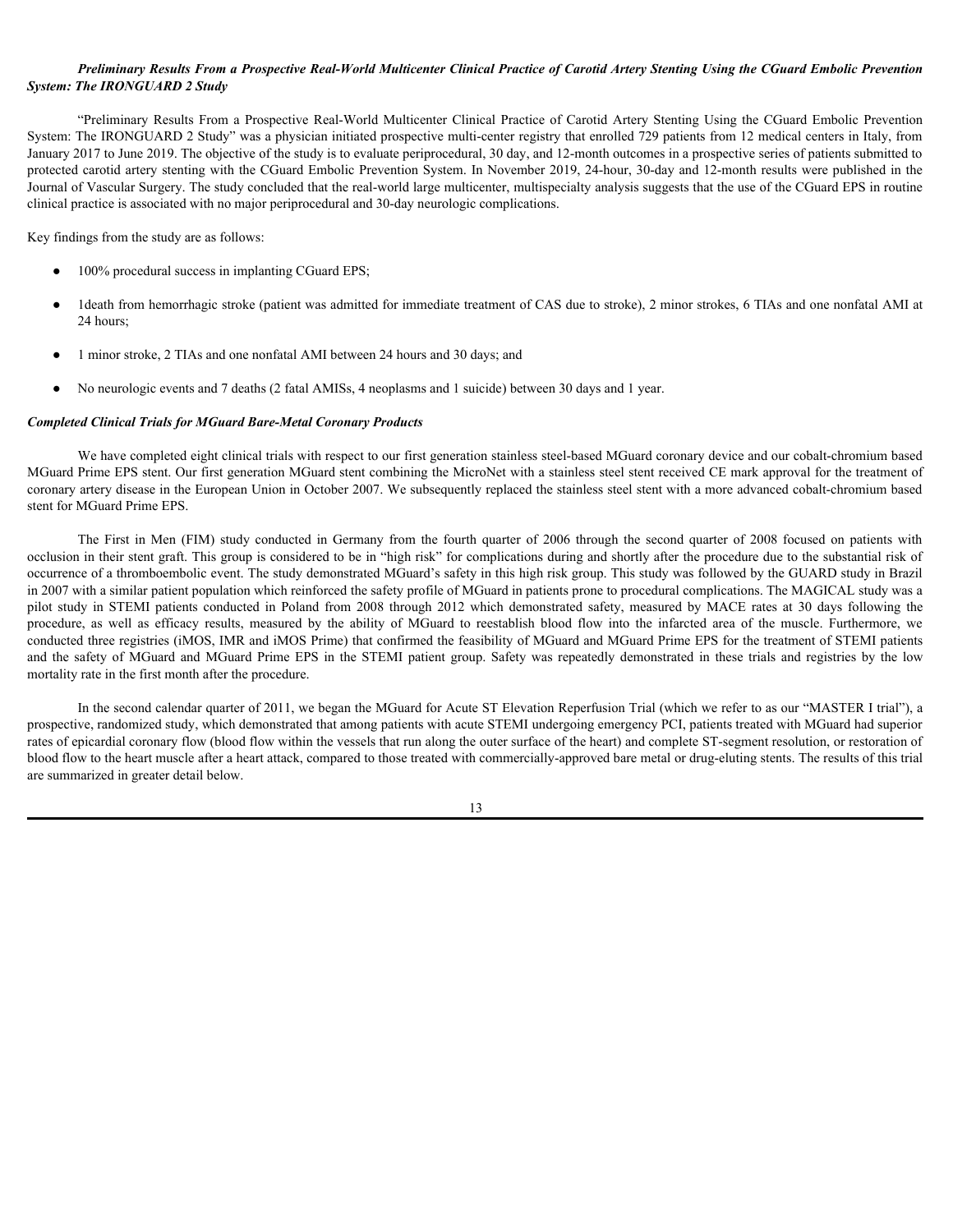***Preliminary Results From a Prospective Real-World Multicenter Clinical Practice of Carotid Artery Stenting Using the CGuard Embolic Prevention System: The IRONGUARD 2 Study***

"Preliminary Results From a Prospective Real-World Multicenter Clinical Practice of Carotid Artery Stenting Using the CGuard Embolic Prevention System: The IRONGUARD 2 Study" was a physician initiated prospective multi-center registry that enrolled 729 patients from 12 medical centers in Italy, from January 2017 to June 2019. The objective of the study is to evaluate periprocedural, 30 day, and 12-month outcomes in a prospective series of patients submitted to protected carotid artery stenting with the CGuard Embolic Prevention System. In November 2019, 24-hour, 30-day and 12-month results were published in the Journal of Vascular Surgery. The study concluded that the real-world large multicenter, multispecialty analysis suggests that the use of the CGuard EPS in routine clinical practice is associated with no major periprocedural and 30-day neurologic complications.

Key findings from the study are as follows:

- 100% procedural success in implanting CGuard EPS;
- 1death from hemorrhagic stroke (patient was admitted for immediate treatment of CAS due to stroke), 2 minor strokes, 6 TIAs and one nonfatal AMI at 24 hours;
- 1 minor stroke, 2 TIAs and one nonfatal AMI between 24 hours and 30 days; and
- No neurologic events and 7 deaths (2 fatal AMISs, 4 neoplasms and 1 suicide) between 30 days and 1 year.

***Completed Clinical Trials for MGuard Bare-Metal Coronary Products***

We have completed eight clinical trials with respect to our first generation stainless steel-based MGuard coronary device and our cobalt-chromium based MGuard Prime EPS stent. Our first generation MGuard stent combining the MicroNet with a stainless steel stent received CE mark approval for the treatment of coronary artery disease in the European Union in October 2007. We subsequently replaced the stainless steel stent with a more advanced cobalt-chromium based stent for MGuard Prime EPS.

The First in Men (FIM) study conducted in Germany from the fourth quarter of 2006 through the second quarter of 2008 focused on patients with occlusion in their stent graft. This group is considered to be in "high risk" for complications during and shortly after the procedure due to the substantial risk of occurrence of a thromboembolic event. The study demonstrated MGuard's safety in this high risk group. This study was followed by the GUARD study in Brazil in 2007 with a similar patient population which reinforced the safety profile of MGuard in patients prone to procedural complications. The MAGICAL study was a pilot study in STEMI patients conducted in Poland from 2008 through 2012 which demonstrated safety, measured by MACE rates at 30 days following the procedure, as well as efficacy results, measured by the ability of MGuard to reestablish blood flow into the infarcted area of the muscle. Furthermore, we conducted three registries (iMOS, IMR and iMOS Prime) that confirmed the feasibility of MGuard and MGuard Prime EPS for the treatment of STEMI patients and the safety of MGuard and MGuard Prime EPS in the STEMI patient group. Safety was repeatedly demonstrated in these trials and registries by the low mortality rate in the first month after the procedure.

In the second calendar quarter of 2011, we began the MGuard for Acute ST Elevation Reperfusion Trial (which we refer to as our "MASTER I trial"), a prospective, randomized study, which demonstrated that among patients with acute STEMI undergoing emergency PCI, patients treated with MGuard had superior rates of epicardial coronary flow (blood flow within the vessels that run along the outer surface of the heart) and complete ST-segment resolution, or restoration of blood flow to the heart muscle after a heart attack, compared to those treated with commercially-approved bare metal or drug-eluting stents. The results of this trial are summarized in greater detail below.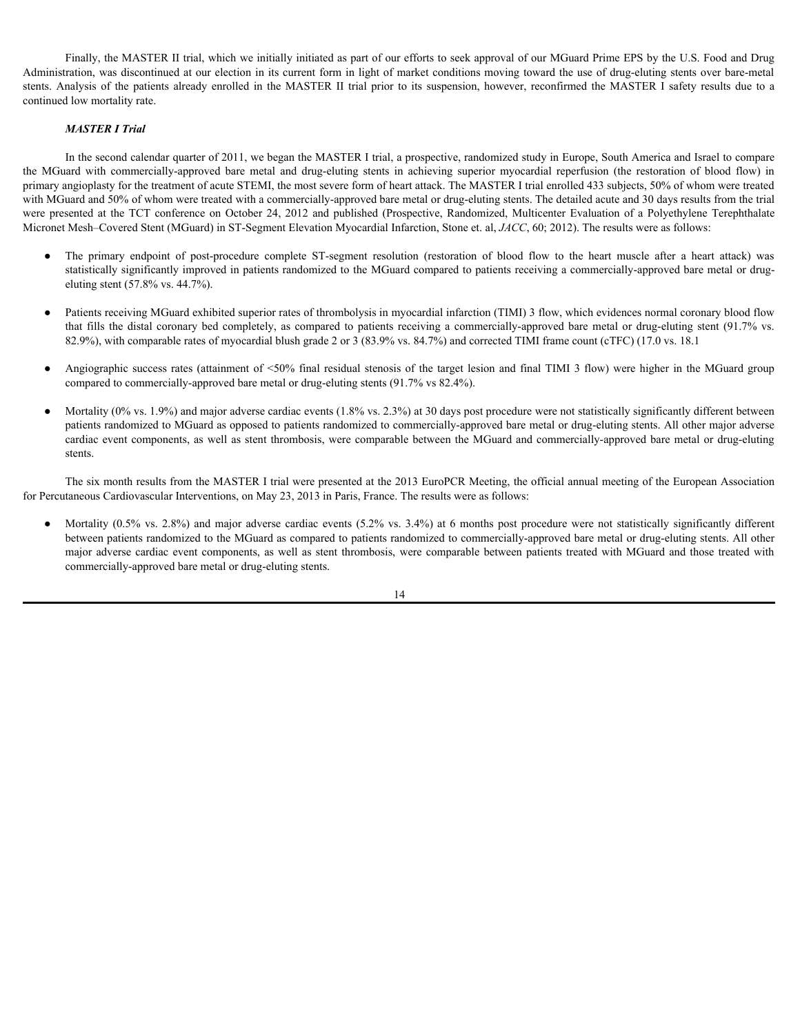Finally, the MASTER II trial, which we initially initiated as part of our efforts to seek approval of our MGuard Prime EPS by the U.S. Food and Drug Administration, was discontinued at our election in its current form in light of market conditions moving toward the use of drug-eluting stents over bare-metal stents. Analysis of the patients already enrolled in the MASTER II trial prior to its suspension, however, reconfirmed the MASTER I safety results due to a continued low mortality rate.

***MASTER I Trial***

In the second calendar quarter of 2011, we began the MASTER I trial, a prospective, randomized study in Europe, South America and Israel to compare the MGuard with commercially-approved bare metal and drug-eluting stents in achieving superior myocardial reperfusion (the restoration of blood flow) in primary angioplasty for the treatment of acute STEMI, the most severe form of heart attack. The MASTER I trial enrolled 433 subjects, 50% of whom were treated with MGuard and 50% of whom were treated with a commercially-approved bare metal or drug-eluting stents. The detailed acute and 30 days results from the trial were presented at the TCT conference on October 24, 2012 and published (Prospective, Randomized, Multicenter Evaluation of a Polyethylene Terephthalate Micronet Mesh–Covered Stent (MGuard) in ST-Segment Elevation Myocardial Infarction, Stone et. al, *JACC*, 60; 2012). The results were as follows:

- The primary endpoint of post-procedure complete ST-segment resolution (restoration of blood flow to the heart muscle after a heart attack) was statistically significantly improved in patients randomized to the MGuard compared to patients receiving a commercially-approved bare metal or drug-eluting stent (57.8% vs. 44.7%).
- Patients receiving MGuard exhibited superior rates of thrombolysis in myocardial infarction (TIMI) 3 flow, which evidences normal coronary blood flow that fills the distal coronary bed completely, as compared to patients receiving a commercially-approved bare metal or drug-eluting stent (91.7% vs. 82.9%), with comparable rates of myocardial blush grade 2 or 3 (83.9% vs. 84.7%) and corrected TIMI frame count (cTFC) (17.0 vs. 18.1
- Angiographic success rates (attainment of <50% final residual stenosis of the target lesion and final TIMI 3 flow) were higher in the MGuard group compared to commercially-approved bare metal or drug-eluting stents (91.7% vs 82.4%).
- Mortality (0% vs. 1.9%) and major adverse cardiac events (1.8% vs. 2.3%) at 30 days post procedure were not statistically significantly different between patients randomized to MGuard as opposed to patients randomized to commercially-approved bare metal or drug-eluting stents. All other major adverse cardiac event components, as well as stent thrombosis, were comparable between the MGuard and commercially-approved bare metal or drug-eluting stents.

The six month results from the MASTER I trial were presented at the 2013 EuroPCR Meeting, the official annual meeting of the European Association for Percutaneous Cardiovascular Interventions, on May 23, 2013 in Paris, France. The results were as follows:

- Mortality (0.5% vs. 2.8%) and major adverse cardiac events (5.2% vs. 3.4%) at 6 months post procedure were not statistically significantly different between patients randomized to the MGuard as compared to patients randomized to commercially-approved bare metal or drug-eluting stents. All other major adverse cardiac event components, as well as stent thrombosis, were comparable between patients treated with MGuard and those treated with commercially-approved bare metal or drug-eluting stents.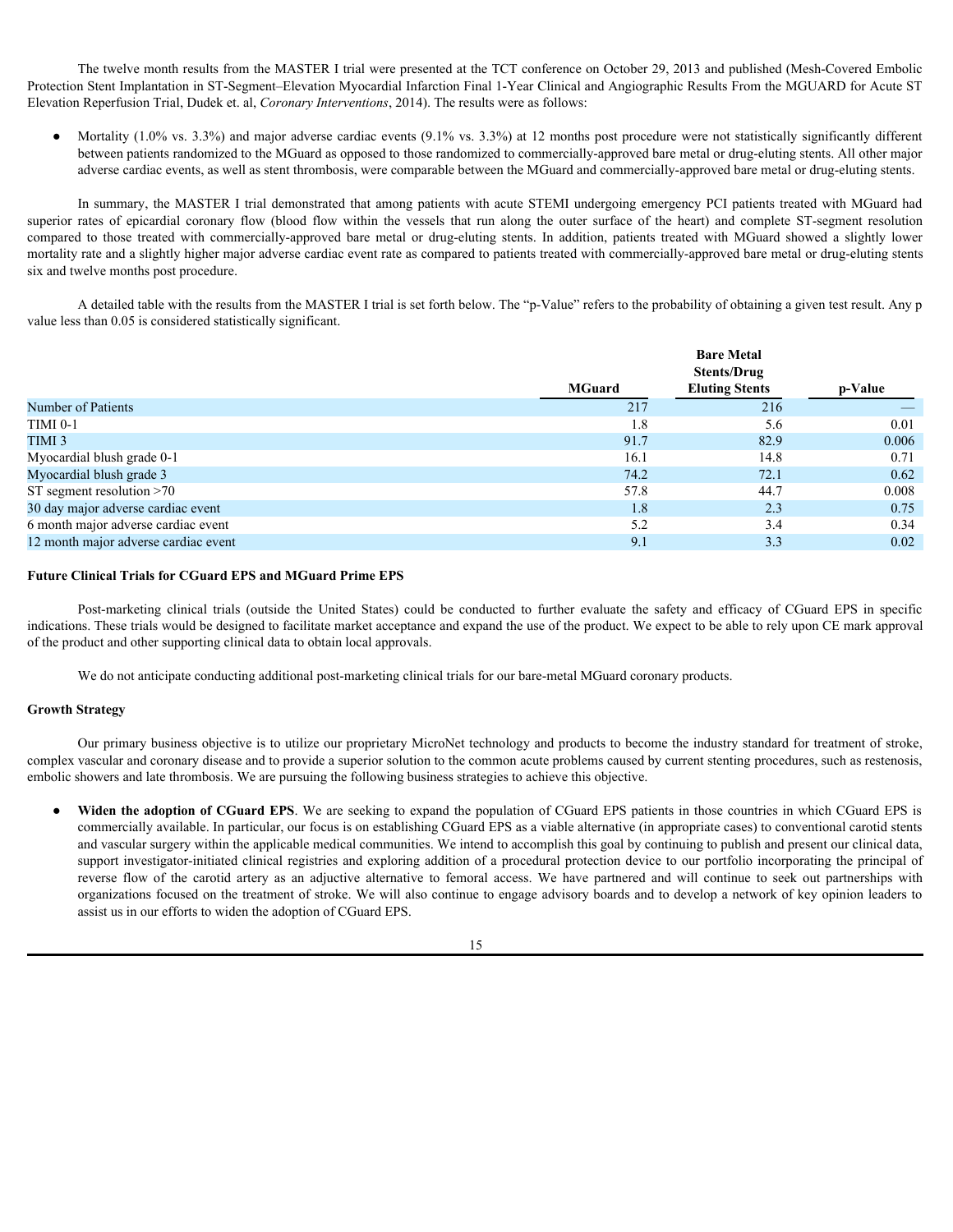The twelve month results from the MASTER I trial were presented at the TCT conference on October 29, 2013 and published (Mesh-Covered Embolic Protection Stent Implantation in ST-Segment–Elevation Myocardial Infarction Final 1-Year Clinical and Angiographic Results From the MGUARD for Acute ST Elevation Reperfusion Trial, Dudek et. al, *Coronary Interventions*, 2014). The results were as follows:

- Mortality (1.0% vs. 3.3%) and major adverse cardiac events (9.1% vs. 3.3%) at 12 months post procedure were not statistically significantly different between patients randomized to the MGuard as opposed to those randomized to commercially-approved bare metal or drug-eluting stents. All other major adverse cardiac events, as well as stent thrombosis, were comparable between the MGuard and commercially-approved bare metal or drug-eluting stents.

In summary, the MASTER I trial demonstrated that among patients with acute STEMI undergoing emergency PCI patients treated with MGuard had superior rates of epicardial coronary flow (blood flow within the vessels that run along the outer surface of the heart) and complete ST-segment resolution compared to those treated with commercially-approved bare metal or drug-eluting stents. In addition, patients treated with MGuard showed a slightly lower mortality rate and a slightly higher major adverse cardiac event rate as compared to patients treated with commercially-approved bare metal or drug-eluting stents six and twelve months post procedure.

A detailed table with the results from the MASTER I trial is set forth below. The "p-Value" refers to the probability of obtaining a given test result. Any p value less than 0.05 is considered statistically significant.

| | MGuard | Bare Metal Stents/Drug Eluting Stents | p-Value |
|---|---|---|---|
| Number of Patients | 217 | 216 | — |
| TIMI 0-1 | 1.8 | 5.6 | 0.01 |
| TIMI 3 | 91.7 | 82.9 | 0.006 |
| Myocardial blush grade 0-1 | 16.1 | 14.8 | 0.71 |
| Myocardial blush grade 3 | 74.2 | 72.1 | 0.62 |
| ST segment resolution >70 | 57.8 | 44.7 | 0.008 |
| 30 day major adverse cardiac event | 1.8 | 2.3 | 0.75 |
| 6 month major adverse cardiac event | 5.2 | 3.4 | 0.34 |
| 12 month major adverse cardiac event | 9.1 | 3.3 | 0.02 |

**Future Clinical Trials for CGuard EPS and MGuard Prime EPS**

Post-marketing clinical trials (outside the United States) could be conducted to further evaluate the safety and efficacy of CGuard EPS in specific indications. These trials would be designed to facilitate market acceptance and expand the use of the product. We expect to be able to rely upon CE mark approval of the product and other supporting clinical data to obtain local approvals.

We do not anticipate conducting additional post-marketing clinical trials for our bare-metal MGuard coronary products.

**Growth Strategy**

Our primary business objective is to utilize our proprietary MicroNet technology and products to become the industry standard for treatment of stroke, complex vascular and coronary disease and to provide a superior solution to the common acute problems caused by current stenting procedures, such as restenosis, embolic showers and late thrombosis. We are pursuing the following business strategies to achieve this objective.

- **Widen the adoption of CGuard EPS**. We are seeking to expand the population of CGuard EPS patients in those countries in which CGuard EPS is commercially available. In particular, our focus is on establishing CGuard EPS as a viable alternative (in appropriate cases) to conventional carotid stents and vascular surgery within the applicable medical communities. We intend to accomplish this goal by continuing to publish and present our clinical data, support investigator-initiated clinical registries and exploring addition of a procedural protection device to our portfolio incorporating the principal of reverse flow of the carotid artery as an adjuctive alternative to femoral access. We have partnered and will continue to seek out partnerships with organizations focused on the treatment of stroke. We will also continue to engage advisory boards and to develop a network of key opinion leaders to assist us in our efforts to widen the adoption of CGuard EPS.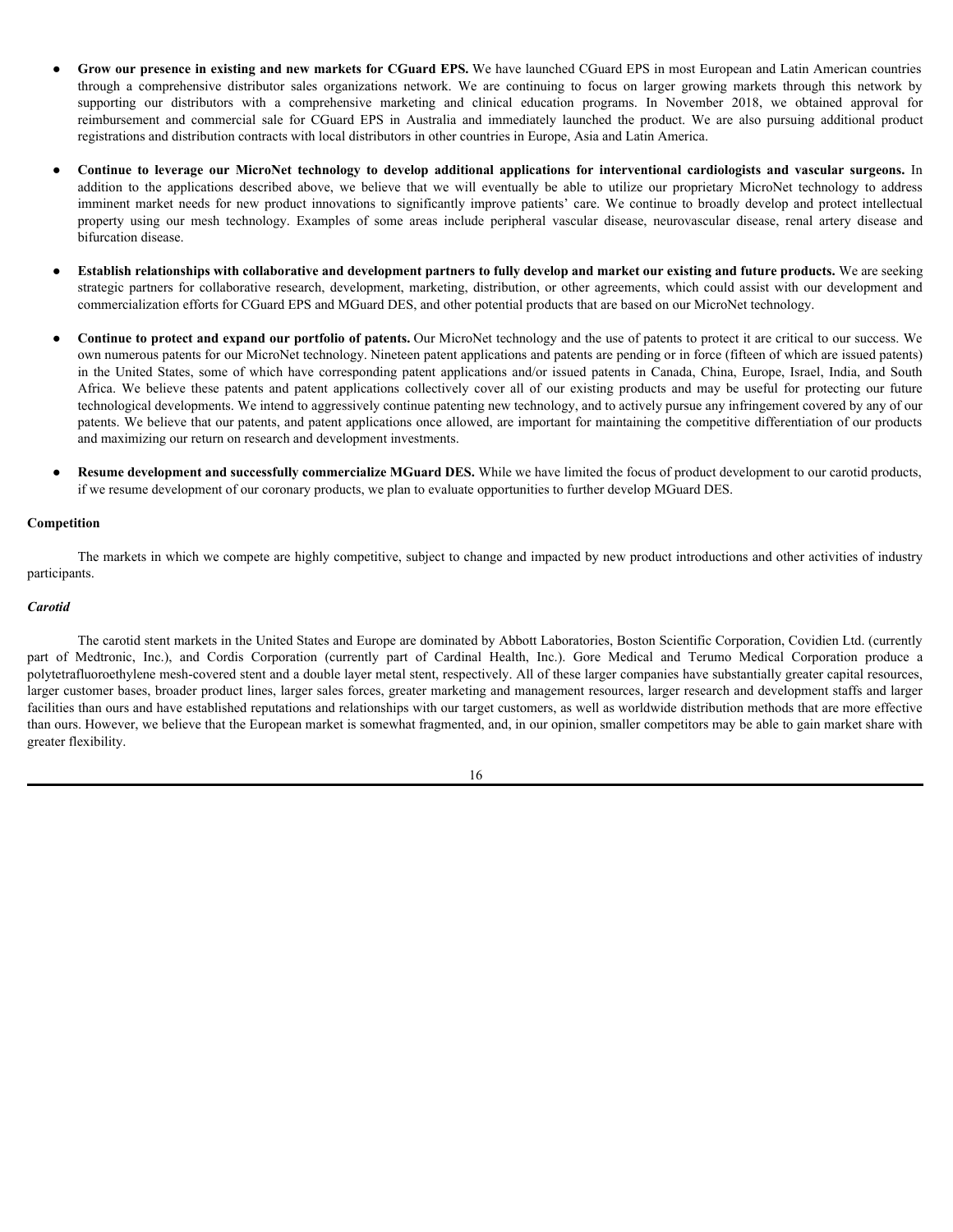- **Grow our presence in existing and new markets for CGuard EPS.** We have launched CGuard EPS in most European and Latin American countries through a comprehensive distributor sales organizations network. We are continuing to focus on larger growing markets through this network by supporting our distributors with a comprehensive marketing and clinical education programs. In November 2018, we obtained approval for reimbursement and commercial sale for CGuard EPS in Australia and immediately launched the product. We are also pursuing additional product registrations and distribution contracts with local distributors in other countries in Europe, Asia and Latin America.

- **Continue to leverage our MicroNet technology to develop additional applications for interventional cardiologists and vascular surgeons.** In addition to the applications described above, we believe that we will eventually be able to utilize our proprietary MicroNet technology to address imminent market needs for new product innovations to significantly improve patients' care. We continue to broadly develop and protect intellectual property using our mesh technology. Examples of some areas include peripheral vascular disease, neurovascular disease, renal artery disease and bifurcation disease.

- **Establish relationships with collaborative and development partners to fully develop and market our existing and future products.** We are seeking strategic partners for collaborative research, development, marketing, distribution, or other agreements, which could assist with our development and commercialization efforts for CGuard EPS and MGuard DES, and other potential products that are based on our MicroNet technology.

- **Continue to protect and expand our portfolio of patents.** Our MicroNet technology and the use of patents to protect it are critical to our success. We own numerous patents for our MicroNet technology. Nineteen patent applications and patents are pending or in force (fifteen of which are issued patents) in the United States, some of which have corresponding patent applications and/or issued patents in Canada, China, Europe, Israel, India, and South Africa. We believe these patents and patent applications collectively cover all of our existing products and may be useful for protecting our future technological developments. We intend to aggressively continue patenting new technology, and to actively pursue any infringement covered by any of our patents. We believe that our patents, and patent applications once allowed, are important for maintaining the competitive differentiation of our products and maximizing our return on research and development investments.

- **Resume development and successfully commercialize MGuard DES.** While we have limited the focus of product development to our carotid products, if we resume development of our coronary products, we plan to evaluate opportunities to further develop MGuard DES.

## Competition

The markets in which we compete are highly competitive, subject to change and impacted by new product introductions and other activities of industry participants.

### *Carotid*

The carotid stent markets in the United States and Europe are dominated by Abbott Laboratories, Boston Scientific Corporation, Covidien Ltd. (currently part of Medtronic, Inc.), and Cordis Corporation (currently part of Cardinal Health, Inc.). Gore Medical and Terumo Medical Corporation produce a polytetrafluoroethylene mesh-covered stent and a double layer metal stent, respectively. All of these larger companies have substantially greater capital resources, larger customer bases, broader product lines, larger sales forces, greater marketing and management resources, larger research and development staffs and larger facilities than ours and have established reputations and relationships with our target customers, as well as worldwide distribution methods that are more effective than ours. However, we believe that the European market is somewhat fragmented, and, in our opinion, smaller competitors may be able to gain market share with greater flexibility.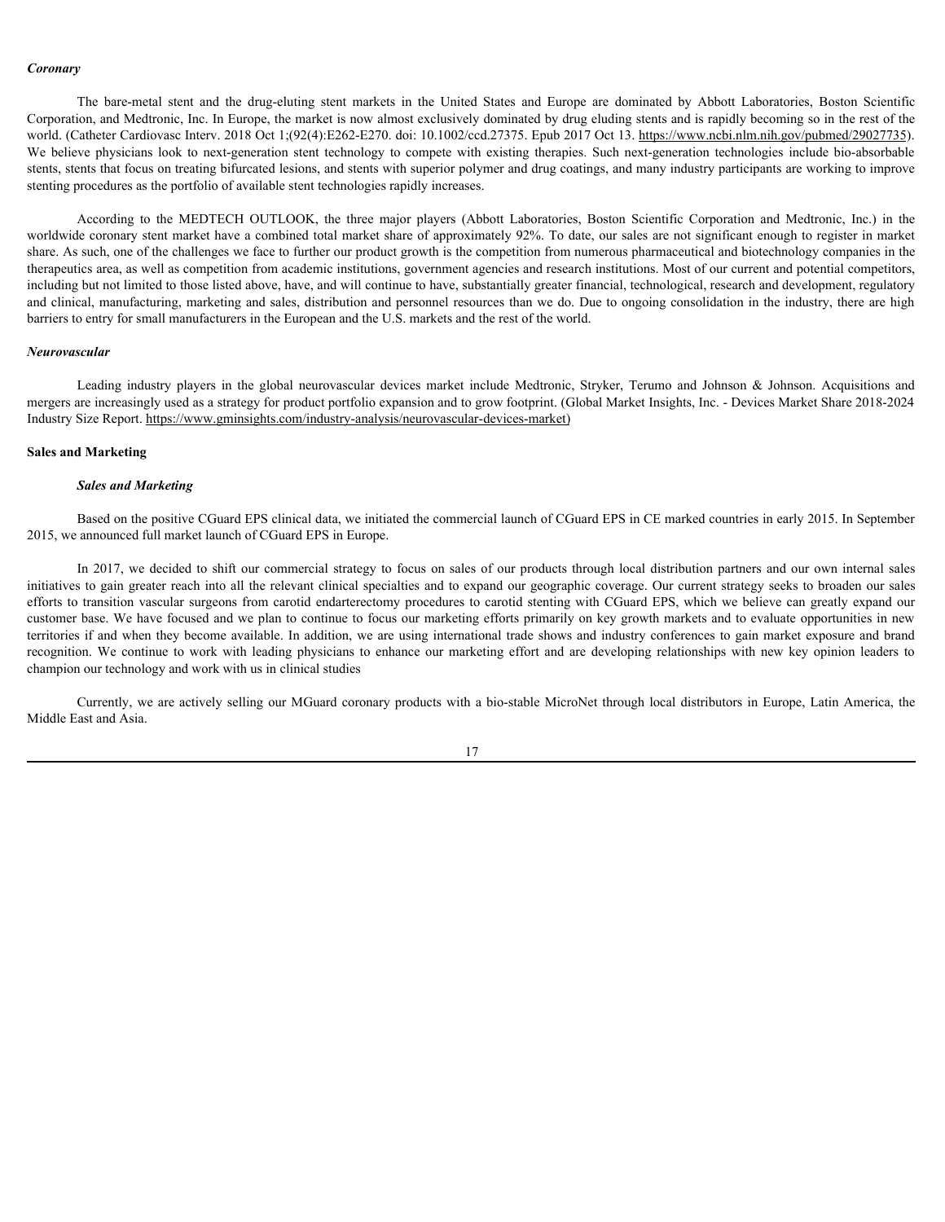***Coronary***

The bare-metal stent and the drug-eluting stent markets in the United States and Europe are dominated by Abbott Laboratories, Boston Scientific Corporation, and Medtronic, Inc. In Europe, the market is now almost exclusively dominated by drug eluding stents and is rapidly becoming so in the rest of the world. (Catheter Cardiovasc Interv. 2018 Oct 1;(92(4):E262-E270. doi: 10.1002/ccd.27375. Epub 2017 Oct 13. https://www.ncbi.nlm.nih.gov/pubmed/29027735). We believe physicians look to next-generation stent technology to compete with existing therapies. Such next-generation technologies include bio-absorbable stents, stents that focus on treating bifurcated lesions, and stents with superior polymer and drug coatings, and many industry participants are working to improve stenting procedures as the portfolio of available stent technologies rapidly increases.

According to the MEDTECH OUTLOOK, the three major players (Abbott Laboratories, Boston Scientific Corporation and Medtronic, Inc.) in the worldwide coronary stent market have a combined total market share of approximately 92%. To date, our sales are not significant enough to register in market share. As such, one of the challenges we face to further our product growth is the competition from numerous pharmaceutical and biotechnology companies in the therapeutics area, as well as competition from academic institutions, government agencies and research institutions. Most of our current and potential competitors, including but not limited to those listed above, have, and will continue to have, substantially greater financial, technological, research and development, regulatory and clinical, manufacturing, marketing and sales, distribution and personnel resources than we do. Due to ongoing consolidation in the industry, there are high barriers to entry for small manufacturers in the European and the U.S. markets and the rest of the world.

***Neurovascular***

Leading industry players in the global neurovascular devices market include Medtronic, Stryker, Terumo and Johnson & Johnson. Acquisitions and mergers are increasingly used as a strategy for product portfolio expansion and to grow footprint. (Global Market Insights, Inc. - Devices Market Share 2018-2024 Industry Size Report. https://www.gminsights.com/industry-analysis/neurovascular-devices-market)

**Sales and Marketing**

***Sales and Marketing***

Based on the positive CGuard EPS clinical data, we initiated the commercial launch of CGuard EPS in CE marked countries in early 2015. In September 2015, we announced full market launch of CGuard EPS in Europe.

In 2017, we decided to shift our commercial strategy to focus on sales of our products through local distribution partners and our own internal sales initiatives to gain greater reach into all the relevant clinical specialties and to expand our geographic coverage. Our current strategy seeks to broaden our sales efforts to transition vascular surgeons from carotid endarterectomy procedures to carotid stenting with CGuard EPS, which we believe can greatly expand our customer base. We have focused and we plan to continue to focus our marketing efforts primarily on key growth markets and to evaluate opportunities in new territories if and when they become available. In addition, we are using international trade shows and industry conferences to gain market exposure and brand recognition. We continue to work with leading physicians to enhance our marketing effort and are developing relationships with new key opinion leaders to champion our technology and work with us in clinical studies

Currently, we are actively selling our MGuard coronary products with a bio-stable MicroNet through local distributors in Europe, Latin America, the Middle East and Asia.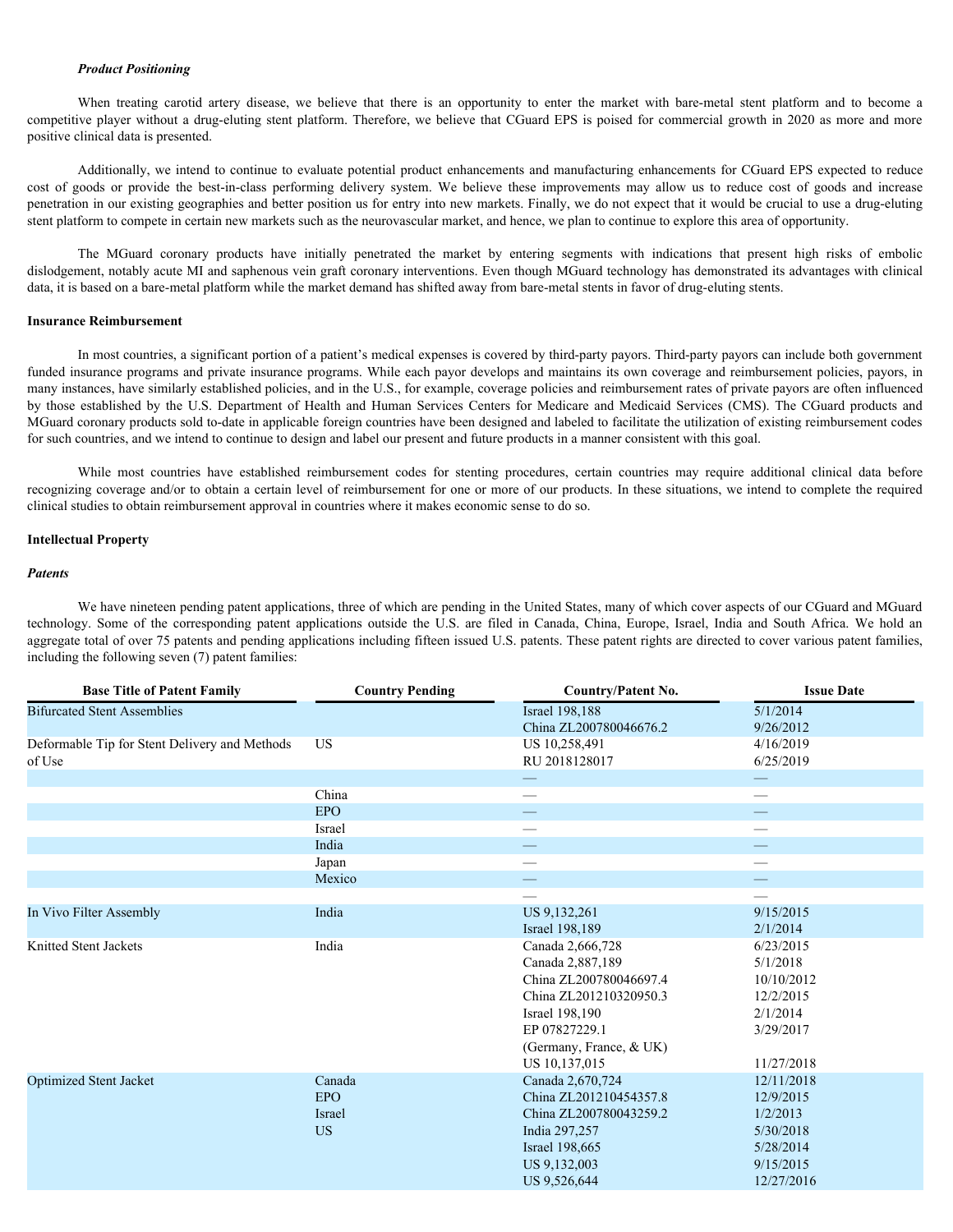*Product Positioning*

When treating carotid artery disease, we believe that there is an opportunity to enter the market with bare-metal stent platform and to become a competitive player without a drug-eluting stent platform. Therefore, we believe that CGuard EPS is poised for commercial growth in 2020 as more and more positive clinical data is presented.

Additionally, we intend to continue to evaluate potential product enhancements and manufacturing enhancements for CGuard EPS expected to reduce cost of goods or provide the best-in-class performing delivery system. We believe these improvements may allow us to reduce cost of goods and increase penetration in our existing geographies and better position us for entry into new markets. Finally, we do not expect that it would be crucial to use a drug-eluting stent platform to compete in certain new markets such as the neurovascular market, and hence, we plan to continue to explore this area of opportunity.

The MGuard coronary products have initially penetrated the market by entering segments with indications that present high risks of embolic dislodgement, notably acute MI and saphenous vein graft coronary interventions. Even though MGuard technology has demonstrated its advantages with clinical data, it is based on a bare-metal platform while the market demand has shifted away from bare-metal stents in favor of drug-eluting stents.

**Insurance Reimbursement**

In most countries, a significant portion of a patient's medical expenses is covered by third-party payors. Third-party payors can include government funded insurance programs and private insurance programs. While each payor develops and maintains its own coverage and reimbursement policies, payors, in many instances, have similarly established policies, and in the U.S., for example, coverage policies and reimbursement rates of private payors are often influenced by those established by the U.S. Department of Health and Human Services Centers for Medicare and Medicaid Services (CMS). The CGuard products and MGuard coronary products sold to-date in applicable foreign countries have been designed and labeled to facilitate the utilization of existing reimbursement codes for such countries, and we intend to continue to design and label our present and future products in a manner consistent with this goal.

While most countries have established reimbursement codes for stenting procedures, certain countries may require additional clinical data before recognizing coverage and/or to obtain a certain level of reimbursement for one or more of our products. In these situations, we intend to complete the required clinical studies to obtain reimbursement approval in countries where it makes economic sense to do so.

**Intellectual Property**

***Patents***

We have nineteen pending patent applications, three of which are pending in the United States, many of which cover aspects of our CGuard and MGuard technology. Some of the corresponding patent applications outside the U.S. are filed in Canada, China, Europe, Israel, India and South Africa. We hold an aggregate total of over 75 patents and pending applications including fifteen issued U.S. patents. These patent rights are directed to cover various patent families, including the following seven (7) patent families:

| Base Title of Patent Family | Country Pending | Country/Patent No. | Issue Date |
|---|---|---|---|
| Bifurcated Stent Assemblies | | Israel 198,188 | 5/1/2014 |
| | | China ZL200780046676.2 | 9/26/2012 |
| Deformable Tip for Stent Delivery and Methods of Use | US | US 10,258,491 | 4/16/2019 |
| | | RU 2018128017 | 6/25/2019 |
| | | — | — |
| | China | — | — |
| | EPO | — | — |
| | Israel | — | — |
| | India | — | — |
| | Japan | — | — |
| | Mexico | — | — |
| | | — | — |
| In Vivo Filter Assembly | India | US 9,132,261 | 9/15/2015 |
| | | Israel 198,189 | 2/1/2014 |
| Knitted Stent Jackets | India | Canada 2,666,728 | 6/23/2015 |
| | | Canada 2,887,189 | 5/1/2018 |
| | | China ZL200780046697.4 | 10/10/2012 |
| | | China ZL201210320950.3 | 12/2/2015 |
| | | Israel 198,190 | 2/1/2014 |
| | | EP 07827229.1 (Germany, France, & UK) | 3/29/2017 |
| | | US 10,137,015 | 11/27/2018 |
| Optimized Stent Jacket | Canada | Canada 2,670,724 | 12/11/2018 |
| | EPO | China ZL201210454357.8 | 12/9/2015 |
| | Israel | China ZL200780043259.2 | 1/2/2013 |
| | US | India 297,257 | 5/30/2018 |
| | | Israel 198,665 | 5/28/2014 |
| | | US 9,132,003 | 9/15/2015 |
| | | US 9,526,644 | 12/27/2016 |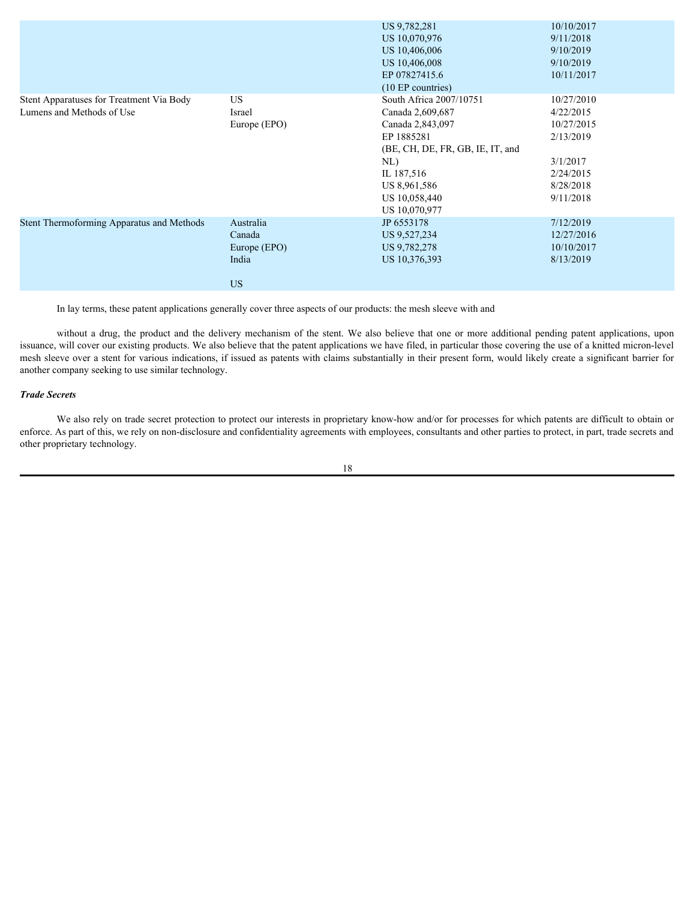| | | | |
|---|---|---|---|
| | | US 9,782,281<br>US 10,070,976<br>US 10,406,006<br>US 10,406,008<br>EP 07827415.6<br>(10 EP countries) | 10/10/2017<br>9/11/2018<br>9/10/2019<br>9/10/2019<br>10/11/2017 |
| Stent Apparatuses for Treatment Via Body Lumens and Methods of Use | US<br>Israel<br>Europe (EPO) | South Africa 2007/10751<br>Canada 2,609,687<br>Canada 2,843,097<br>EP 1885281<br>(BE, CH, DE, FR, GB, IE, IT, and NL)<br>IL 187,516<br>US 8,961,586<br>US 10,058,440<br>US 10,070,977 | 10/27/2010<br>4/22/2015<br>10/27/2015<br>2/13/2019<br><br>3/1/2017<br>2/24/2015<br>8/28/2018<br>9/11/2018 |
| Stent Thermoforming Apparatus and Methods | Australia<br>Canada<br>Europe (EPO)<br>India<br><br>US | JP 6553178<br>US 9,527,234<br>US 9,782,278<br>US 10,376,393 | 7/12/2019<br>12/27/2016<br>10/10/2017<br>8/13/2019 |

In lay terms, these patent applications generally cover three aspects of our products: the mesh sleeve with and

without a drug, the product and the delivery mechanism of the stent. We also believe that one or more additional pending patent applications, upon issuance, will cover our existing products. We also believe that the patent applications we have filed, in particular those covering the use of a knitted micron-level mesh sleeve over a stent for various indications, if issued as patents with claims substantially in their present form, would likely create a significant barrier for another company seeking to use similar technology.

***Trade Secrets***

We also rely on trade secret protection to protect our interests in proprietary know-how and/or for processes for which patents are difficult to obtain or enforce. As part of this, we rely on non-disclosure and confidentiality agreements with employees, consultants and other parties to protect, in part, trade secrets and other proprietary technology.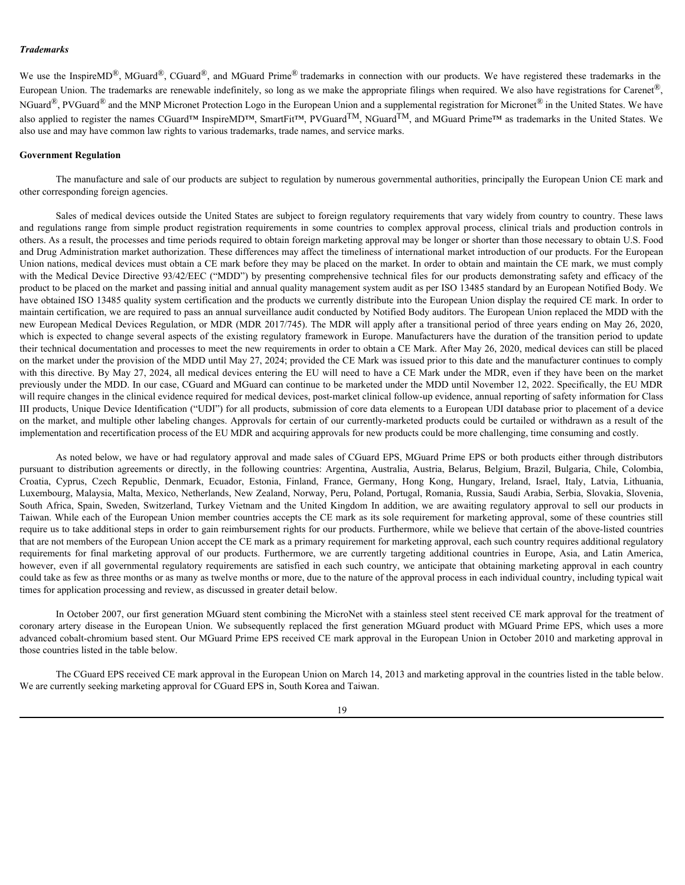***Trademarks***

We use the InspireMD®, MGuard®, CGuard®, and MGuard Prime® trademarks in connection with our products. We have registered these trademarks in the European Union. The trademarks are renewable indefinitely, so long as we make the appropriate filings when required. We also have registrations for Carenet®, NGuard®, PVGuard® and the MNP Micronet Protection Logo in the European Union and a supplemental registration for Micronet® in the United States. We have also applied to register the names CGuard™ InspireMD™, SmartFit™, PVGuard™, NGuard™, and MGuard Prime™ as trademarks in the United States. We also use and may have common law rights to various trademarks, trade names, and service marks.

**Government Regulation**

The manufacture and sale of our products are subject to regulation by numerous governmental authorities, principally the European Union CE mark and other corresponding foreign agencies.

Sales of medical devices outside the United States are subject to foreign regulatory requirements that vary widely from country to country. These laws and regulations range from simple product registration requirements in some countries to complex approval process, clinical trials and production controls in others. As a result, the processes and time periods required to obtain foreign marketing approval may be longer or shorter than those necessary to obtain U.S. Food and Drug Administration market authorization. These differences may affect the timeliness of international market introduction of our products. For the European Union nations, medical devices must obtain a CE mark before they may be placed on the market. In order to obtain and maintain the CE mark, we must comply with the Medical Device Directive 93/42/EEC ("MDD") by presenting comprehensive technical files for our products demonstrating safety and efficacy of the product to be placed on the market and passing initial and annual quality management system audit as per ISO 13485 standard by an European Notified Body. We have obtained ISO 13485 quality system certification and the products we currently distribute into the European Union display the required CE mark. In order to maintain certification, we are required to pass an annual surveillance audit conducted by Notified Body auditors. The European Union replaced the MDD with the new European Medical Devices Regulation, or MDR (MDR 2017/745). The MDR will apply after a transitional period of three years ending on May 26, 2020, which is expected to change several aspects of the existing regulatory framework in Europe. Manufacturers have the duration of the transition period to update their technical documentation and processes to meet the new requirements in order to obtain a CE Mark. After May 26, 2020, medical devices can still be placed on the market under the provision of the MDD until May 27, 2024; provided the CE Mark was issued prior to this date and the manufacturer continues to comply with this directive. By May 27, 2024, all medical devices entering the EU will need to have a CE Mark under the MDR, even if they have been on the market previously under the MDD. In our case, CGuard and MGuard can continue to be marketed under the MDD until November 12, 2022. Specifically, the EU MDR will require changes in the clinical evidence required for medical devices, post-market clinical follow-up evidence, annual reporting of safety information for Class III products, Unique Device Identification ("UDI") for all products, submission of core data elements to a European UDI database prior to placement of a device on the market, and multiple other labeling changes. Approvals for certain of our currently-marketed products could be curtailed or withdrawn as a result of the implementation and recertification process of the EU MDR and acquiring approvals for new products could be more challenging, time consuming and costly.

As noted below, we have or had regulatory approval and made sales of CGuard EPS, MGuard Prime EPS or both products either through distributors pursuant to distribution agreements or directly, in the following countries: Argentina, Australia, Austria, Belarus, Belgium, Brazil, Bulgaria, Chile, Colombia, Croatia, Cyprus, Czech Republic, Denmark, Ecuador, Estonia, Finland, France, Germany, Hong Kong, Hungary, Ireland, Israel, Italy, Latvia, Lithuania, Luxembourg, Malaysia, Malta, Mexico, Netherlands, New Zealand, Norway, Peru, Poland, Portugal, Romania, Russia, Saudi Arabia, Serbia, Slovakia, Slovenia, South Africa, Spain, Sweden, Switzerland, Turkey Vietnam and the United Kingdom In addition, we are awaiting regulatory approval to sell our products in Taiwan. While each of the European Union member countries accepts the CE mark as its sole requirement for marketing approval, some of these countries still require us to take additional steps in order to gain reimbursement rights for our products. Furthermore, while we believe that certain of the above-listed countries that are not members of the European Union accept the CE mark as a primary requirement for marketing approval, each such country requires additional regulatory requirements for final marketing approval of our products. Furthermore, we are currently targeting additional countries in Europe, Asia, and Latin America, however, even if all governmental regulatory requirements are satisfied in each such country, we anticipate that obtaining marketing approval in each country could take as few as three months or as many as twelve months or more, due to the nature of the approval process in each individual country, including typical wait times for application processing and review, as discussed in greater detail below.

In October 2007, our first generation MGuard stent combining the MicroNet with a stainless steel stent received CE mark approval for the treatment of coronary artery disease in the European Union. We subsequently replaced the first generation MGuard product with MGuard Prime EPS, which uses a more advanced cobalt-chromium based stent. Our MGuard Prime EPS received CE mark approval in the European Union in October 2010 and marketing approval in those countries listed in the table below.

The CGuard EPS received CE mark approval in the European Union on March 14, 2013 and marketing approval in the countries listed in the table below. We are currently seeking marketing approval for CGuard EPS in, South Korea and Taiwan.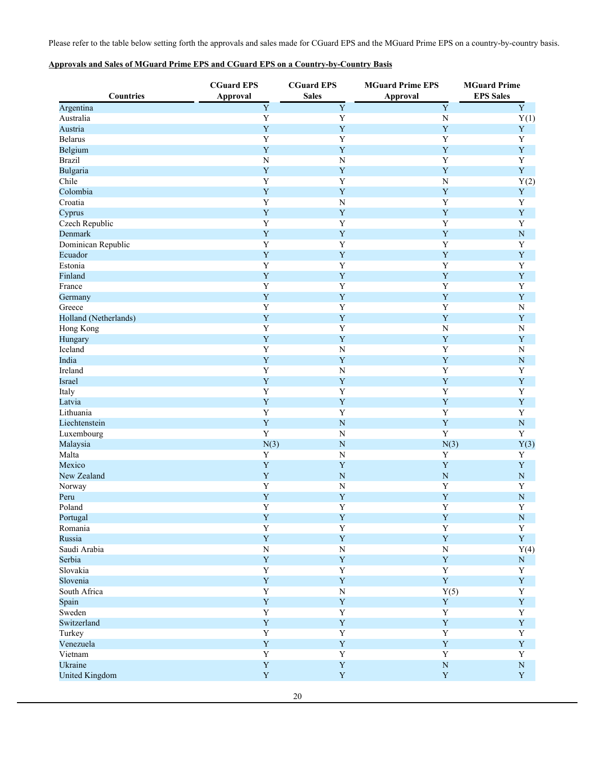Please refer to the table below setting forth the approvals and sales made for CGuard EPS and the MGuard Prime EPS on a country-by-country basis.

**Approvals and Sales of MGuard Prime EPS and CGuard EPS on a Country-by-Country Basis**

| Countries | CGuard EPS Approval | CGuard EPS Sales | MGuard Prime EPS Approval | MGuard Prime EPS Sales |
|---|---|---|---|---|
| Argentina | Y | Y | Y | Y |
| Australia | Y | Y | N | Y(1) |
| Austria | Y | Y | Y | Y |
| Belarus | Y | Y | Y | Y |
| Belgium | Y | Y | Y | Y |
| Brazil | N | N | Y | Y |
| Bulgaria | Y | Y | Y | Y |
| Chile | Y | Y | N | Y(2) |
| Colombia | Y | Y | Y | Y |
| Croatia | Y | N | Y | Y |
| Cyprus | Y | Y | Y | Y |
| Czech Republic | Y | Y | Y | Y |
| Denmark | Y | Y | Y | N |
| Dominican Republic | Y | Y | Y | Y |
| Ecuador | Y | Y | Y | Y |
| Estonia | Y | Y | Y | Y |
| Finland | Y | Y | Y | Y |
| France | Y | Y | Y | Y |
| Germany | Y | Y | Y | Y |
| Greece | Y | Y | Y | N |
| Holland (Netherlands) | Y | Y | Y | Y |
| Hong Kong | Y | Y | N | N |
| Hungary | Y | Y | Y | Y |
| Iceland | Y | N | Y | N |
| India | Y | Y | Y | N |
| Ireland | Y | N | Y | Y |
| Israel | Y | Y | Y | Y |
| Italy | Y | Y | Y | Y |
| Latvia | Y | Y | Y | Y |
| Lithuania | Y | Y | Y | Y |
| Liechtenstein | Y | N | Y | N |
| Luxembourg | Y | N | Y | Y |
| Malaysia | N(3) | N | N(3) | Y(3) |
| Malta | Y | N | Y | Y |
| Mexico | Y | Y | Y | Y |
| New Zealand | Y | N | N | N |
| Norway | Y | N | Y | Y |
| Peru | Y | Y | Y | N |
| Poland | Y | Y | Y | Y |
| Portugal | Y | Y | Y | N |
| Romania | Y | Y | Y | Y |
| Russia | Y | Y | Y | Y |
| Saudi Arabia | N | N | N | Y(4) |
| Serbia | Y | Y | Y | N |
| Slovakia | Y | Y | Y | Y |
| Slovenia | Y | Y | Y | Y |
| South Africa | Y | N | Y(5) | Y |
| Spain | Y | Y | Y | Y |
| Sweden | Y | Y | Y | Y |
| Switzerland | Y | Y | Y | Y |
| Turkey | Y | Y | Y | Y |
| Venezuela | Y | Y | Y | Y |
| Vietnam | Y | Y | Y | Y |
| Ukraine | Y | Y | N | N |
| United Kingdom | Y | Y | Y | Y |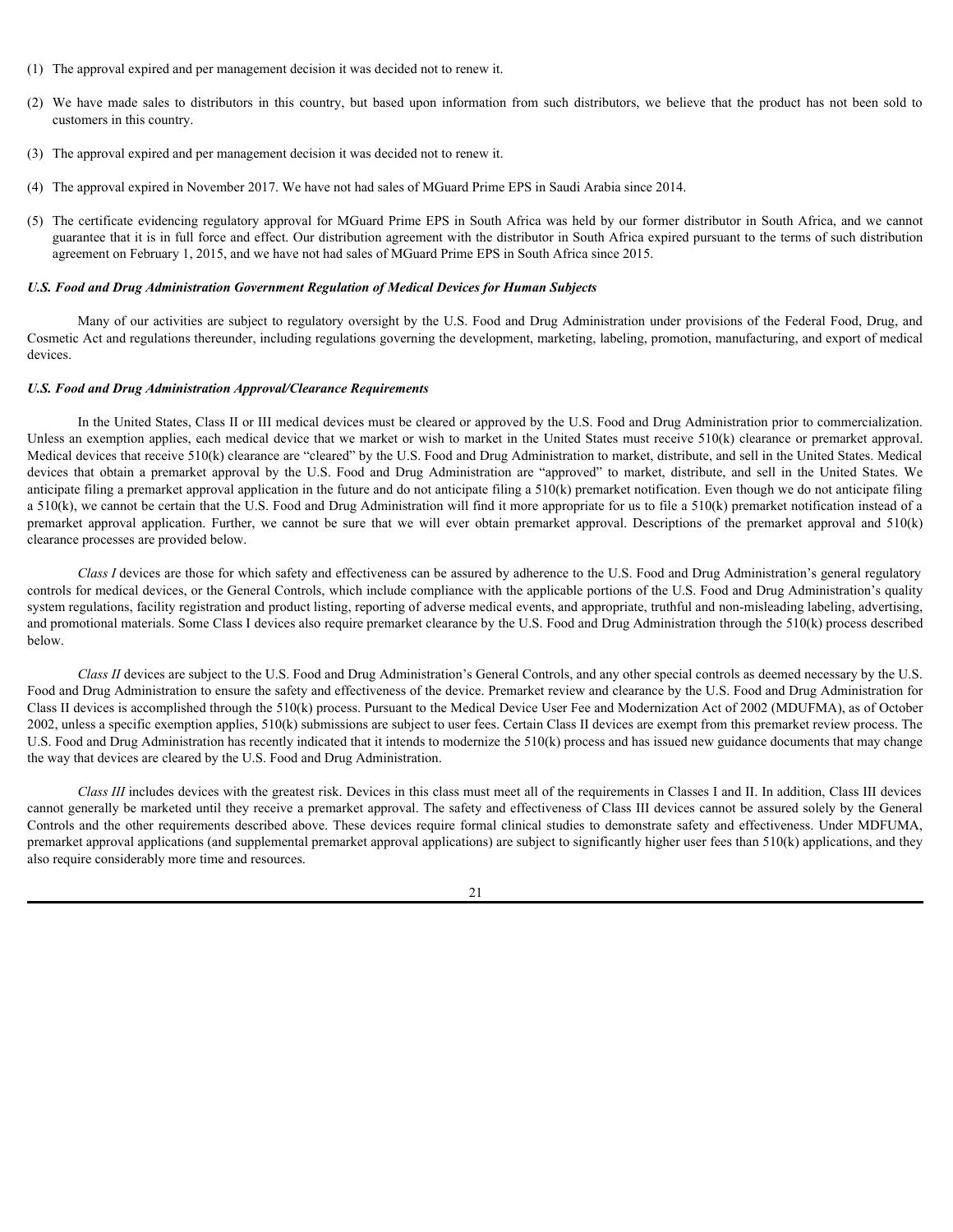(1) The approval expired and per management decision it was decided not to renew it.

(2) We have made sales to distributors in this country, but based upon information from such distributors, we believe that the product has not been sold to customers in this country.

(3) The approval expired and per management decision it was decided not to renew it.

(4) The approval expired in November 2017. We have not had sales of MGuard Prime EPS in Saudi Arabia since 2014.

(5) The certificate evidencing regulatory approval for MGuard Prime EPS in South Africa was held by our former distributor in South Africa, and we cannot guarantee that it is in full force and effect. Our distribution agreement with the distributor in South Africa expired pursuant to the terms of such distribution agreement on February 1, 2015, and we have not had sales of MGuard Prime EPS in South Africa since 2015.

***U.S. Food and Drug Administration Government Regulation of Medical Devices for Human Subjects***

Many of our activities are subject to regulatory oversight by the U.S. Food and Drug Administration under provisions of the Federal Food, Drug, and Cosmetic Act and regulations thereunder, including regulations governing the development, marketing, labeling, promotion, manufacturing, and export of medical devices.

***U.S. Food and Drug Administration Approval/Clearance Requirements***

In the United States, Class II or III medical devices must be cleared or approved by the U.S. Food and Drug Administration prior to commercialization. Unless an exemption applies, each medical device that we market or wish to market in the United States must receive 510(k) clearance or premarket approval. Medical devices that receive 510(k) clearance are "cleared" by the U.S. Food and Drug Administration to market, distribute, and sell in the United States. Medical devices that obtain a premarket approval by the U.S. Food and Drug Administration are "approved" to market, distribute, and sell in the United States. We anticipate filing a premarket approval application in the future and do not anticipate filing a 510(k) premarket notification. Even though we do not anticipate filing a 510(k), we cannot be certain that the U.S. Food and Drug Administration will find it more appropriate for us to file a 510(k) premarket notification instead of a premarket approval application. Further, we cannot be sure that we will ever obtain premarket approval. Descriptions of the premarket approval and 510(k) clearance processes are provided below.

*Class I* devices are those for which safety and effectiveness can be assured by adherence to the U.S. Food and Drug Administration's general regulatory controls for medical devices, or the General Controls, which include compliance with the applicable portions of the U.S. Food and Drug Administration's quality system regulations, facility registration and product listing, reporting of adverse medical events, and appropriate, truthful and non-misleading labeling, advertising, and promotional materials. Some Class I devices also require premarket clearance by the U.S. Food and Drug Administration through the 510(k) process described below.

*Class II* devices are subject to the U.S. Food and Drug Administration's General Controls, and any other special controls as deemed necessary by the U.S. Food and Drug Administration to ensure the safety and effectiveness of the device. Premarket review and clearance by the U.S. Food and Drug Administration for Class II devices is accomplished through the 510(k) process. Pursuant to the Medical Device User Fee and Modernization Act of 2002 (MDUFMA), as of October 2002, unless a specific exemption applies, 510(k) submissions are subject to user fees. Certain Class II devices are exempt from this premarket review process. The U.S. Food and Drug Administration has recently indicated that it intends to modernize the 510(k) process and has issued new guidance documents that may change the way that devices are cleared by the U.S. Food and Drug Administration.

*Class III* includes devices with the greatest risk. Devices in this class must meet all of the requirements in Classes I and II. In addition, Class III devices cannot generally be marketed until they receive a premarket approval. The safety and effectiveness of Class III devices cannot be assured solely by the General Controls and the other requirements described above. These devices require formal clinical studies to demonstrate safety and effectiveness. Under MDFUMA, premarket approval applications (and supplemental premarket approval applications) are subject to significantly higher user fees than 510(k) applications, and they also require considerably more time and resources.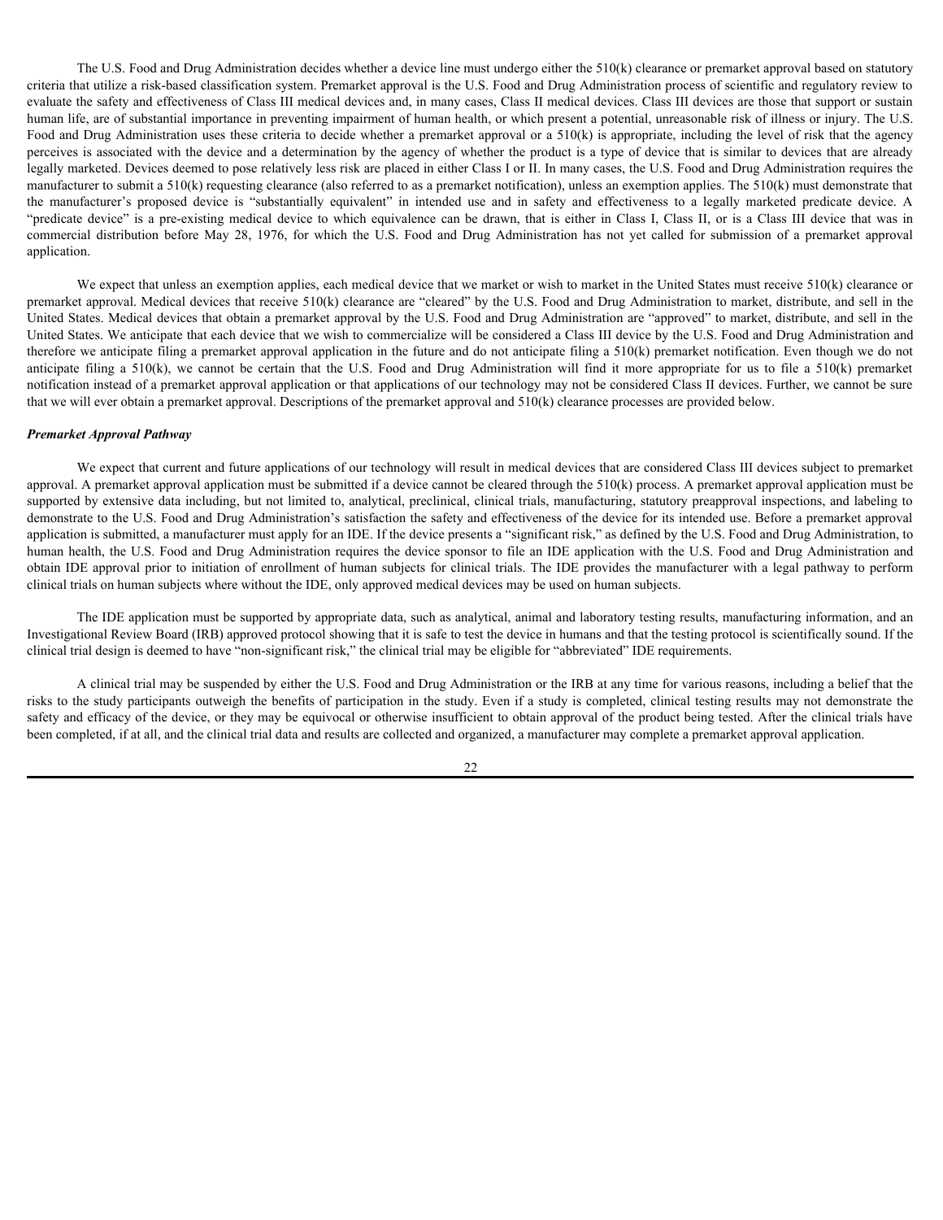The U.S. Food and Drug Administration decides whether a device line must undergo either the 510(k) clearance or premarket approval based on statutory criteria that utilize a risk-based classification system. Premarket approval is the U.S. Food and Drug Administration process of scientific and regulatory review to evaluate the safety and effectiveness of Class III medical devices and, in many cases, Class II medical devices. Class III devices are those that support or sustain human life, are of substantial importance in preventing impairment of human health, or which present a potential, unreasonable risk of illness or injury. The U.S. Food and Drug Administration uses these criteria to decide whether a premarket approval or a 510(k) is appropriate, including the level of risk that the agency perceives is associated with the device and a determination by the agency of whether the product is a type of device that is similar to devices that are already legally marketed. Devices deemed to pose relatively less risk are placed in either Class I or II. In many cases, the U.S. Food and Drug Administration requires the manufacturer to submit a 510(k) requesting clearance (also referred to as a premarket notification), unless an exemption applies. The 510(k) must demonstrate that the manufacturer's proposed device is "substantially equivalent" in intended use and in safety and effectiveness to a legally marketed predicate device. A "predicate device" is a pre-existing medical device to which equivalence can be drawn, that is either in Class I, Class II, or is a Class III device that was in commercial distribution before May 28, 1976, for which the U.S. Food and Drug Administration has not yet called for submission of a premarket approval application.

We expect that unless an exemption applies, each medical device that we market or wish to market in the United States must receive 510(k) clearance or premarket approval. Medical devices that receive 510(k) clearance are "cleared" by the U.S. Food and Drug Administration to market, distribute, and sell in the United States. Medical devices that obtain a premarket approval by the U.S. Food and Drug Administration are "approved" to market, distribute, and sell in the United States. We anticipate that each device that we wish to commercialize will be considered a Class III device by the U.S. Food and Drug Administration and therefore we anticipate filing a premarket approval application in the future and do not anticipate filing a 510(k) premarket notification. Even though we do not anticipate filing a 510(k), we cannot be certain that the U.S. Food and Drug Administration will find it more appropriate for us to file a 510(k) premarket notification instead of a premarket approval application or that applications of our technology may not be considered Class II devices. Further, we cannot be sure that we will ever obtain a premarket approval. Descriptions of the premarket approval and 510(k) clearance processes are provided below.

***Premarket Approval Pathway***

We expect that current and future applications of our technology will result in medical devices that are considered Class III devices subject to premarket approval. A premarket approval application must be submitted if a device cannot be cleared through the 510(k) process. A premarket approval application must be supported by extensive data including, but not limited to, analytical, preclinical, clinical trials, manufacturing, statutory preapproval inspections, and labeling to demonstrate to the U.S. Food and Drug Administration's satisfaction the safety and effectiveness of the device for its intended use. Before a premarket approval application is submitted, a manufacturer must apply for an IDE. If the device presents a "significant risk," as defined by the U.S. Food and Drug Administration, to human health, the U.S. Food and Drug Administration requires the device sponsor to file an IDE application with the U.S. Food and Drug Administration and obtain IDE approval prior to initiation of enrollment of human subjects for clinical trials. The IDE provides the manufacturer with a legal pathway to perform clinical trials on human subjects where without the IDE, only approved medical devices may be used on human subjects.

The IDE application must be supported by appropriate data, such as analytical, animal and laboratory testing results, manufacturing information, and an Investigational Review Board (IRB) approved protocol showing that it is safe to test the device in humans and that the testing protocol is scientifically sound. If the clinical trial design is deemed to have "non-significant risk," the clinical trial may be eligible for "abbreviated" IDE requirements.

A clinical trial may be suspended by either the U.S. Food and Drug Administration or the IRB at any time for various reasons, including a belief that the risks to the study participants outweigh the benefits of participation in the study. Even if a study is completed, clinical testing results may not demonstrate the safety and efficacy of the device, or they may be equivocal or otherwise insufficient to obtain approval of the product being tested. After the clinical trials have been completed, if at all, and the clinical trial data and results are collected and organized, a manufacturer may complete a premarket approval application.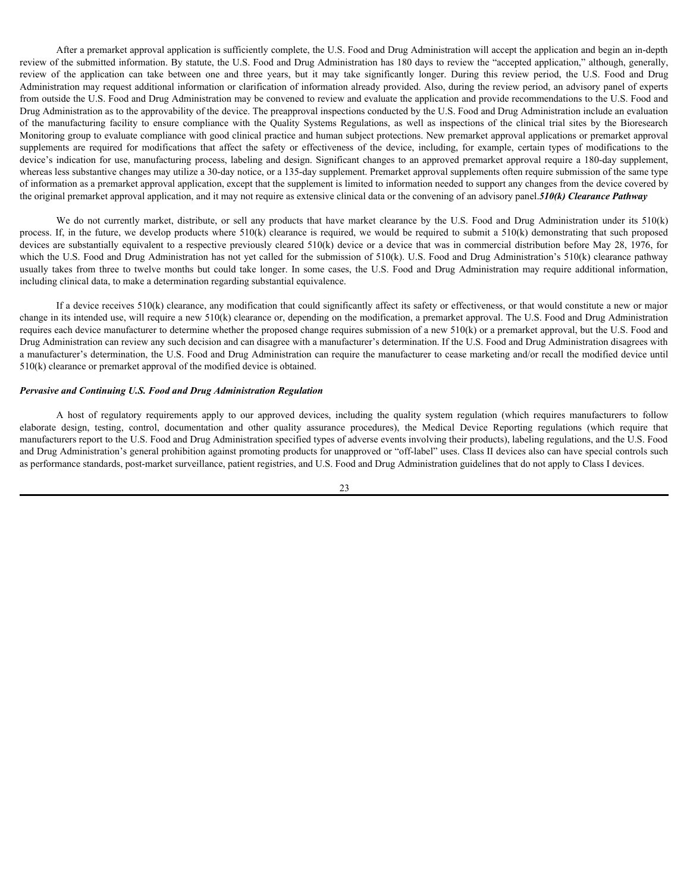After a premarket approval application is sufficiently complete, the U.S. Food and Drug Administration will accept the application and begin an in-depth review of the submitted information. By statute, the U.S. Food and Drug Administration has 180 days to review the "accepted application," although, generally, review of the application can take between one and three years, but it may take significantly longer. During this review period, the U.S. Food and Drug Administration may request additional information or clarification of information already provided. Also, during the review period, an advisory panel of experts from outside the U.S. Food and Drug Administration may be convened to review and evaluate the application and provide recommendations to the U.S. Food and Drug Administration as to the approvability of the device. The preapproval inspections conducted by the U.S. Food and Drug Administration include an evaluation of the manufacturing facility to ensure compliance with the Quality Systems Regulations, as well as inspections of the clinical trial sites by the Bioresearch Monitoring group to evaluate compliance with good clinical practice and human subject protections. New premarket approval applications or premarket approval supplements are required for modifications that affect the safety or effectiveness of the device, including, for example, certain types of modifications to the device's indication for use, manufacturing process, labeling and design. Significant changes to an approved premarket approval require a 180-day supplement, whereas less substantive changes may utilize a 30-day notice, or a 135-day supplement. Premarket approval supplements often require submission of the same type of information as a premarket approval application, except that the supplement is limited to information needed to support any changes from the device covered by the original premarket approval application, and it may not require as extensive clinical data or the convening of an advisory panel.

***510(k) Clearance Pathway***

We do not currently market, distribute, or sell any products that have market clearance by the U.S. Food and Drug Administration under its 510(k) process. If, in the future, we develop products where 510(k) clearance is required, we would be required to submit a 510(k) demonstrating that such proposed devices are substantially equivalent to a respective previously cleared 510(k) device or a device that was in commercial distribution before May 28, 1976, for which the U.S. Food and Drug Administration has not yet called for the submission of 510(k). U.S. Food and Drug Administration's 510(k) clearance pathway usually takes from three to twelve months but could take longer. In some cases, the U.S. Food and Drug Administration may require additional information, including clinical data, to make a determination regarding substantial equivalence.

If a device receives 510(k) clearance, any modification that could significantly affect its safety or effectiveness, or that would constitute a new or major change in its intended use, will require a new 510(k) clearance or, depending on the modification, a premarket approval. The U.S. Food and Drug Administration requires each device manufacturer to determine whether the proposed change requires submission of a new 510(k) or a premarket approval, but the U.S. Food and Drug Administration can review any such decision and can disagree with a manufacturer's determination. If the U.S. Food and Drug Administration disagrees with a manufacturer's determination, the U.S. Food and Drug Administration can require the manufacturer to cease marketing and/or recall the modified device until 510(k) clearance or premarket approval of the modified device is obtained.

***Pervasive and Continuing U.S. Food and Drug Administration Regulation***

A host of regulatory requirements apply to our approved devices, including the quality system regulation (which requires manufacturers to follow elaborate design, testing, control, documentation and other quality assurance procedures), the Medical Device Reporting regulations (which require that manufacturers report to the U.S. Food and Drug Administration specified types of adverse events involving their products), labeling regulations, and the U.S. Food and Drug Administration's general prohibition against promoting products for unapproved or "off-label" uses. Class II devices also can have special controls such as performance standards, post-market surveillance, patient registries, and U.S. Food and Drug Administration guidelines that do not apply to Class I devices.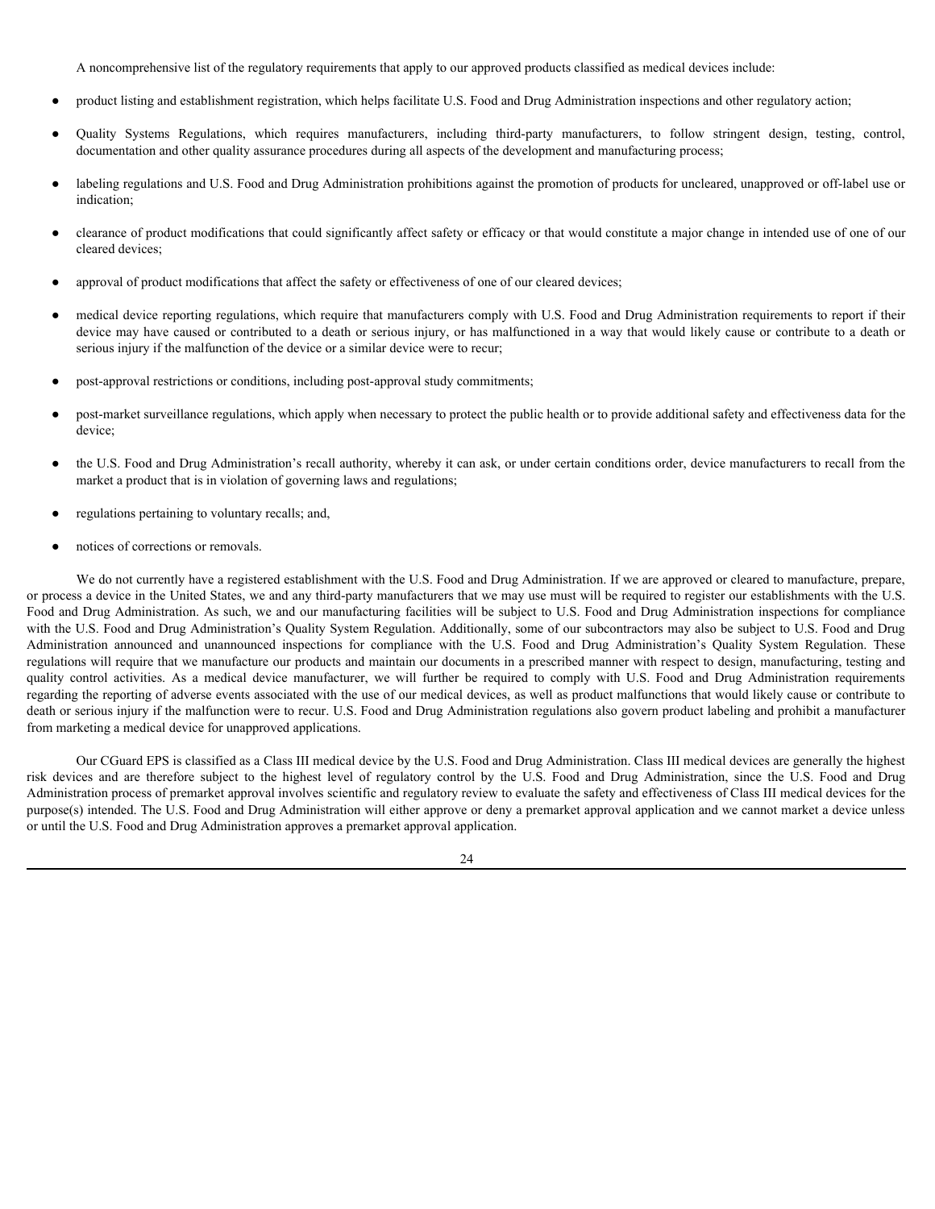A noncomprehensive list of the regulatory requirements that apply to our approved products classified as medical devices include:

- product listing and establishment registration, which helps facilitate U.S. Food and Drug Administration inspections and other regulatory action;
- Quality Systems Regulations, which requires manufacturers, including third-party manufacturers, to follow stringent design, testing, control, documentation and other quality assurance procedures during all aspects of the development and manufacturing process;
- labeling regulations and U.S. Food and Drug Administration prohibitions against the promotion of products for uncleared, unapproved or off-label use or indication;
- clearance of product modifications that could significantly affect safety or efficacy or that would constitute a major change in intended use of one of our cleared devices;
- approval of product modifications that affect the safety or effectiveness of one of our cleared devices;
- medical device reporting regulations, which require that manufacturers comply with U.S. Food and Drug Administration requirements to report if their device may have caused or contributed to a death or serious injury, or has malfunctioned in a way that would likely cause or contribute to a death or serious injury if the malfunction of the device or a similar device were to recur;
- post-approval restrictions or conditions, including post-approval study commitments;
- post-market surveillance regulations, which apply when necessary to protect the public health or to provide additional safety and effectiveness data for the device;
- the U.S. Food and Drug Administration's recall authority, whereby it can ask, or under certain conditions order, device manufacturers to recall from the market a product that is in violation of governing laws and regulations;
- regulations pertaining to voluntary recalls; and,
- notices of corrections or removals.

We do not currently have a registered establishment with the U.S. Food and Drug Administration. If we are approved or cleared to manufacture, prepare, or process a device in the United States, we and any third-party manufacturers that we may use must will be required to register our establishments with the U.S. Food and Drug Administration. As such, we and our manufacturing facilities will be subject to U.S. Food and Drug Administration inspections for compliance with the U.S. Food and Drug Administration's Quality System Regulation. Additionally, some of our subcontractors may also be subject to U.S. Food and Drug Administration announced and unannounced inspections for compliance with the U.S. Food and Drug Administration's Quality System Regulation. These regulations will require that we manufacture our products and maintain our documents in a prescribed manner with respect to design, manufacturing, testing and quality control activities. As a medical device manufacturer, we will further be required to comply with U.S. Food and Drug Administration requirements regarding the reporting of adverse events associated with the use of our medical devices, as well as product malfunctions that would likely cause or contribute to death or serious injury if the malfunction were to recur. U.S. Food and Drug Administration regulations also govern product labeling and prohibit a manufacturer from marketing a medical device for unapproved applications.

Our CGuard EPS is classified as a Class III medical device by the U.S. Food and Drug Administration. Class III medical devices are generally the highest risk devices and are therefore subject to the highest level of regulatory control by the U.S. Food and Drug Administration, since the U.S. Food and Drug Administration process of premarket approval involves scientific and regulatory review to evaluate the safety and effectiveness of Class III medical devices for the purpose(s) intended. The U.S. Food and Drug Administration will either approve or deny a premarket approval application and we cannot market a device unless or until the U.S. Food and Drug Administration approves a premarket approval application.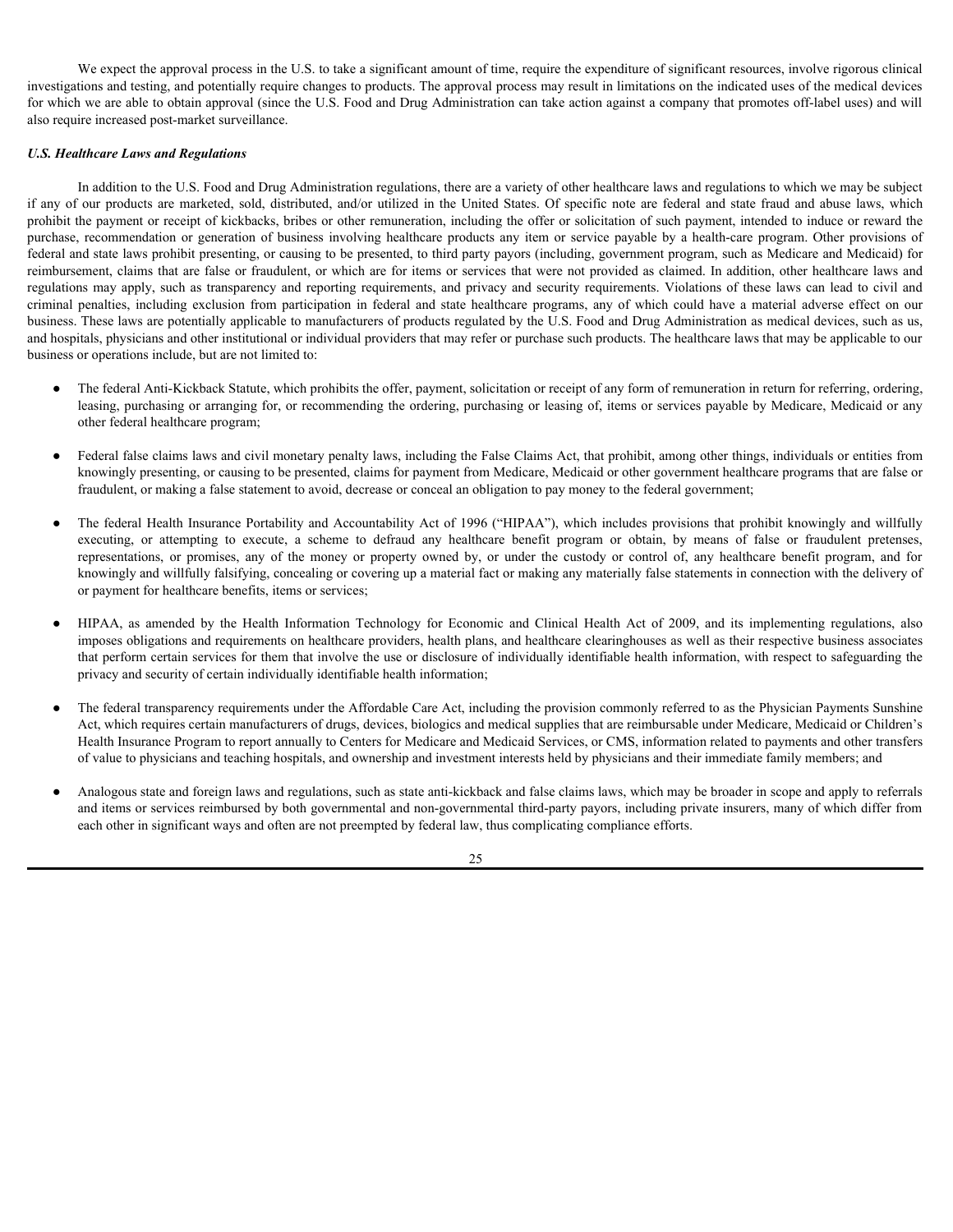We expect the approval process in the U.S. to take a significant amount of time, require the expenditure of significant resources, involve rigorous clinical investigations and testing, and potentially require changes to products. The approval process may result in limitations on the indicated uses of the medical devices for which we are able to obtain approval (since the U.S. Food and Drug Administration can take action against a company that promotes off-label uses) and will also require increased post-market surveillance.

***U.S. Healthcare Laws and Regulations***

In addition to the U.S. Food and Drug Administration regulations, there are a variety of other healthcare laws and regulations to which we may be subject if any of our products are marketed, sold, distributed, and/or utilized in the United States. Of specific note are federal and state fraud and abuse laws, which prohibit the payment or receipt of kickbacks, bribes or other remuneration, including the offer or solicitation of such payment, intended to induce or reward the purchase, recommendation or generation of business involving healthcare products any item or service payable by a health-care program. Other provisions of federal and state laws prohibit presenting, or causing to be presented, to third party payors (including, government program, such as Medicare and Medicaid) for reimbursement, claims that are false or fraudulent, or which are for items or services that were not provided as claimed. In addition, other healthcare laws and regulations may apply, such as transparency and reporting requirements, and privacy and security requirements. Violations of these laws can lead to civil and criminal penalties, including exclusion from participation in federal and state healthcare programs, any of which could have a material adverse effect on our business. These laws are potentially applicable to manufacturers of products regulated by the U.S. Food and Drug Administration as medical devices, such as us, and hospitals, physicians and other institutional or individual providers that may refer or purchase such products. The healthcare laws that may be applicable to our business or operations include, but are not limited to:

- The federal Anti-Kickback Statute, which prohibits the offer, payment, solicitation or receipt of any form of remuneration in return for referring, ordering, leasing, purchasing or arranging for, or recommending the ordering, purchasing or leasing of, items or services payable by Medicare, Medicaid or any other federal healthcare program;

- Federal false claims laws and civil monetary penalty laws, including the False Claims Act, that prohibit, among other things, individuals or entities from knowingly presenting, or causing to be presented, claims for payment from Medicare, Medicaid or other government healthcare programs that are false or fraudulent, or making a false statement to avoid, decrease or conceal an obligation to pay money to the federal government;

- The federal Health Insurance Portability and Accountability Act of 1996 ("HIPAA"), which includes provisions that prohibit knowingly and willfully executing, or attempting to execute, a scheme to defraud any healthcare benefit program or obtain, by means of false or fraudulent pretenses, representations, or promises, any of the money or property owned by, or under the custody or control of, any healthcare benefit program, and for knowingly and willfully falsifying, concealing or covering up a material fact or making any materially false statements in connection with the delivery of or payment for healthcare benefits, items or services;

- HIPAA, as amended by the Health Information Technology for Economic and Clinical Health Act of 2009, and its implementing regulations, also imposes obligations and requirements on healthcare providers, health plans, and healthcare clearinghouses as well as their respective business associates that perform certain services for them that involve the use or disclosure of individually identifiable health information, with respect to safeguarding the privacy and security of certain individually identifiable health information;

- The federal transparency requirements under the Affordable Care Act, including the provision commonly referred to as the Physician Payments Sunshine Act, which requires certain manufacturers of drugs, devices, biologics and medical supplies that are reimbursable under Medicare, Medicaid or Children's Health Insurance Program to report annually to Centers for Medicare and Medicaid Services, or CMS, information related to payments and other transfers of value to physicians and teaching hospitals, and ownership and investment interests held by physicians and their immediate family members; and

- Analogous state and foreign laws and regulations, such as state anti-kickback and false claims laws, which may be broader in scope and apply to referrals and items or services reimbursed by both governmental and non-governmental third-party payors, including private insurers, many of which differ from each other in significant ways and often are not preempted by federal law, thus complicating compliance efforts.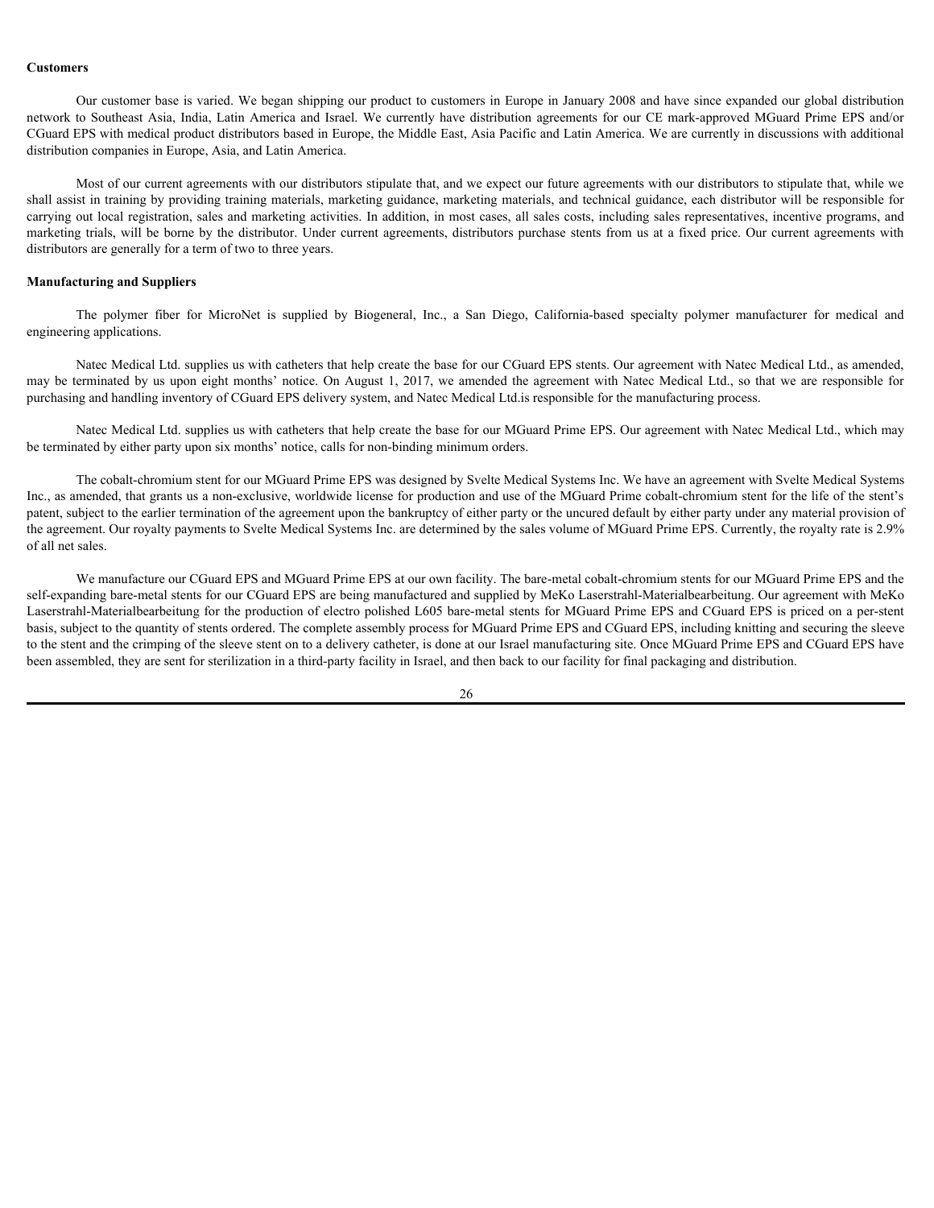**Customers**

Our customer base is varied. We began shipping our product to customers in Europe in January 2008 and have since expanded our global distribution network to Southeast Asia, India, Latin America and Israel. We currently have distribution agreements for our CE mark-approved MGuard Prime EPS and/or CGuard EPS with medical product distributors based in Europe, the Middle East, Asia Pacific and Latin America. We are currently in discussions with additional distribution companies in Europe, Asia, and Latin America.

Most of our current agreements with our distributors stipulate that, and we expect our future agreements with our distributors to stipulate that, while we shall assist in training by providing training materials, marketing guidance, marketing materials, and technical guidance, each distributor will be responsible for carrying out local registration, sales and marketing activities. In addition, in most cases, all sales costs, including sales representatives, incentive programs, and marketing trials, will be borne by the distributor. Under current agreements, distributors purchase stents from us at a fixed price. Our current agreements with distributors are generally for a term of two to three years.

**Manufacturing and Suppliers**

The polymer fiber for MicroNet is supplied by Biogeneral, Inc., a San Diego, California-based specialty polymer manufacturer for medical and engineering applications.

Natec Medical Ltd. supplies us with catheters that help create the base for our CGuard EPS stents. Our agreement with Natec Medical Ltd., as amended, may be terminated by us upon eight months' notice. On August 1, 2017, we amended the agreement with Natec Medical Ltd., so that we are responsible for purchasing and handling inventory of CGuard EPS delivery system, and Natec Medical Ltd.is responsible for the manufacturing process.

Natec Medical Ltd. supplies us with catheters that help create the base for our MGuard Prime EPS. Our agreement with Natec Medical Ltd., which may be terminated by either party upon six months' notice, calls for non-binding minimum orders.

The cobalt-chromium stent for our MGuard Prime EPS was designed by Svelte Medical Systems Inc. We have an agreement with Svelte Medical Systems Inc., as amended, that grants us a non-exclusive, worldwide license for production and use of the MGuard Prime cobalt-chromium stent for the life of the stent's patent, subject to the earlier termination of the agreement upon the bankruptcy of either party or the uncured default by either party under any material provision of the agreement. Our royalty payments to Svelte Medical Systems Inc. are determined by the sales volume of MGuard Prime EPS. Currently, the royalty rate is 2.9% of all net sales.

We manufacture our CGuard EPS and MGuard Prime EPS at our own facility. The bare-metal cobalt-chromium stents for our MGuard Prime EPS and the self-expanding bare-metal stents for our CGuard EPS are being manufactured and supplied by MeKo Laserstrahl-Materialbearbeitung. Our agreement with MeKo Laserstrahl-Materialbearbeitung for the production of electro polished L605 bare-metal stents for MGuard Prime EPS and CGuard EPS is priced on a per-stent basis, subject to the quantity of stents ordered. The complete assembly process for MGuard Prime EPS and CGuard EPS, including knitting and securing the sleeve to the stent and the crimping of the sleeve stent on to a delivery catheter, is done at our Israel manufacturing site. Once MGuard Prime EPS and CGuard EPS have been assembled, they are sent for sterilization in a third-party facility in Israel, and then back to our facility for final packaging and distribution.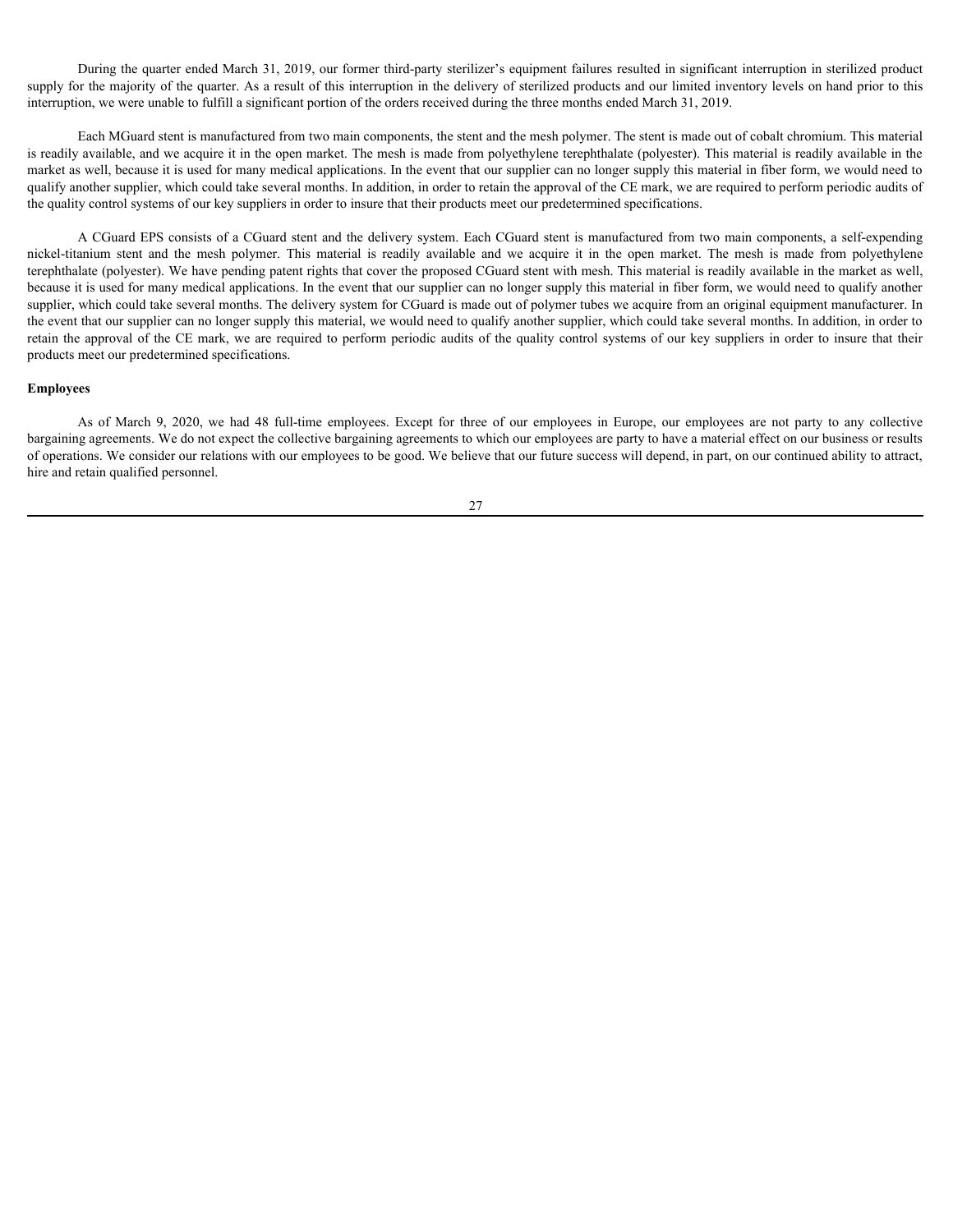During the quarter ended March 31, 2019, our former third-party sterilizer's equipment failures resulted in significant interruption in sterilized product supply for the majority of the quarter. As a result of this interruption in the delivery of sterilized products and our limited inventory levels on hand prior to this interruption, we were unable to fulfill a significant portion of the orders received during the three months ended March 31, 2019.

Each MGuard stent is manufactured from two main components, the stent and the mesh polymer. The stent is made out of cobalt chromium. This material is readily available, and we acquire it in the open market. The mesh is made from polyethylene terephthalate (polyester). This material is readily available in the market as well, because it is used for many medical applications. In the event that our supplier can no longer supply this material in fiber form, we would need to qualify another supplier, which could take several months. In addition, in order to retain the approval of the CE mark, we are required to perform periodic audits of the quality control systems of our key suppliers in order to insure that their products meet our predetermined specifications.

A CGuard EPS consists of a CGuard stent and the delivery system. Each CGuard stent is manufactured from two main components, a self-expending nickel-titanium stent and the mesh polymer. This material is readily available and we acquire it in the open market. The mesh is made from polyethylene terephthalate (polyester). We have pending patent rights that cover the proposed CGuard stent with mesh. This material is readily available in the market as well, because it is used for many medical applications. In the event that our supplier can no longer supply this material in fiber form, we would need to qualify another supplier, which could take several months. The delivery system for CGuard is made out of polymer tubes we acquire from an original equipment manufacturer. In the event that our supplier can no longer supply this material, we would need to qualify another supplier, which could take several months. In addition, in order to retain the approval of the CE mark, we are required to perform periodic audits of the quality control systems of our key suppliers in order to insure that their products meet our predetermined specifications.

**Employees**

As of March 9, 2020, we had 48 full-time employees. Except for three of our employees in Europe, our employees are not party to any collective bargaining agreements. We do not expect the collective bargaining agreements to which our employees are party to have a material effect on our business or results of operations. We consider our relations with our employees to be good. We believe that our future success will depend, in part, on our continued ability to attract, hire and retain qualified personnel.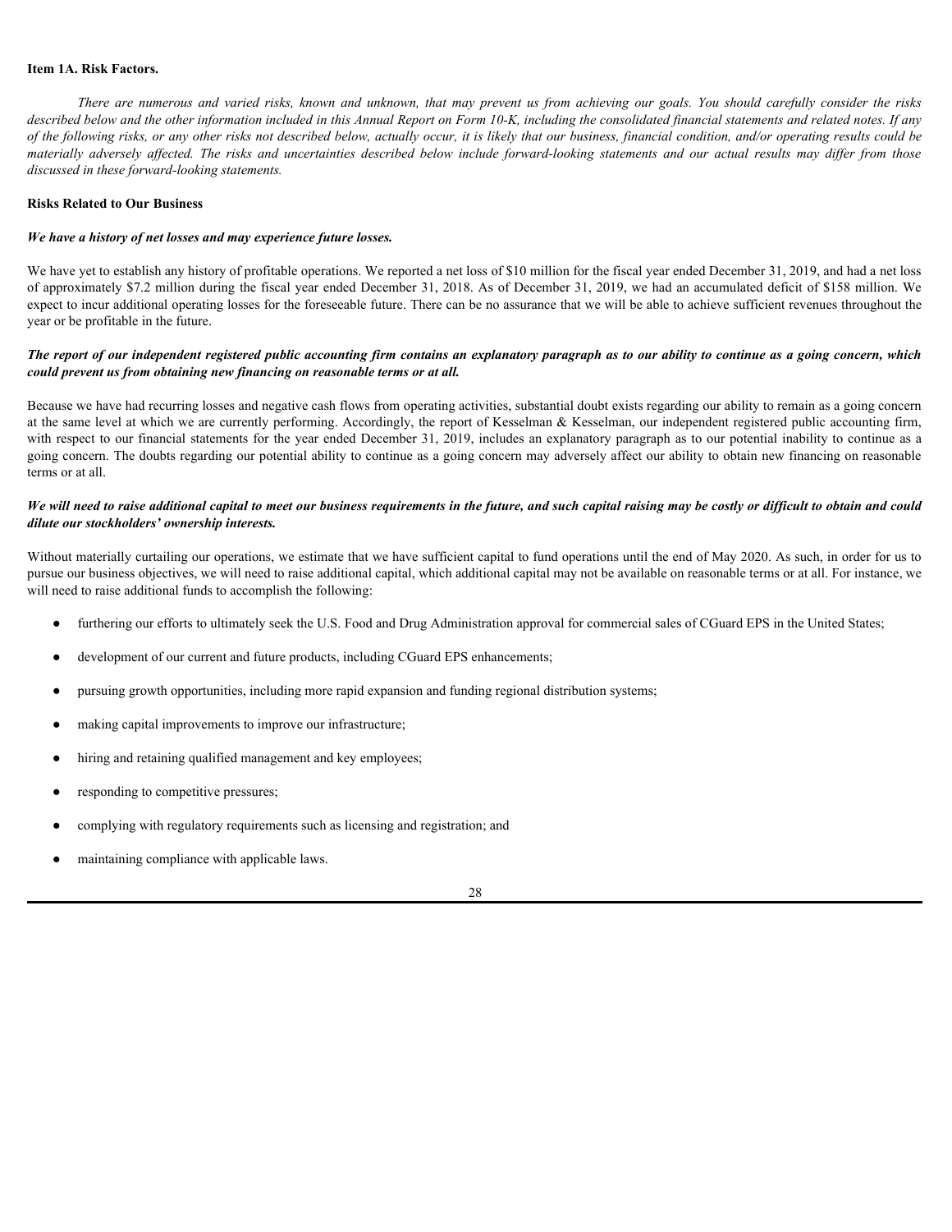### Item 1A. Risk Factors.

*There are numerous and varied risks, known and unknown, that may prevent us from achieving our goals. You should carefully consider the risks described below and the other information included in this Annual Report on Form 10-K, including the consolidated financial statements and related notes. If any of the following risks, or any other risks not described below, actually occur, it is likely that our business, financial condition, and/or operating results could be materially adversely affected. The risks and uncertainties described below include forward-looking statements and our actual results may differ from those discussed in these forward-looking statements.*

#### Risks Related to Our Business

***We have a history of net losses and may experience future losses.***

We have yet to establish any history of profitable operations. We reported a net loss of $10 million for the fiscal year ended December 31, 2019, and had a net loss of approximately $7.2 million during the fiscal year ended December 31, 2018. As of December 31, 2019, we had an accumulated deficit of $158 million. We expect to incur additional operating losses for the foreseeable future. There can be no assurance that we will be able to achieve sufficient revenues throughout the year or be profitable in the future.

***The report of our independent registered public accounting firm contains an explanatory paragraph as to our ability to continue as a going concern, which could prevent us from obtaining new financing on reasonable terms or at all.***

Because we have had recurring losses and negative cash flows from operating activities, substantial doubt exists regarding our ability to remain as a going concern at the same level at which we are currently performing. Accordingly, the report of Kesselman & Kesselman, our independent registered public accounting firm, with respect to our financial statements for the year ended December 31, 2019, includes an explanatory paragraph as to our potential inability to continue as a going concern. The doubts regarding our potential ability to continue as a going concern may adversely affect our ability to obtain new financing on reasonable terms or at all.

***We will need to raise additional capital to meet our business requirements in the future, and such capital raising may be costly or difficult to obtain and could dilute our stockholders' ownership interests.***

Without materially curtailing our operations, we estimate that we have sufficient capital to fund operations until the end of May 2020. As such, in order for us to pursue our business objectives, we will need to raise additional capital, which additional capital may not be available on reasonable terms or at all. For instance, we will need to raise additional funds to accomplish the following:

- furthering our efforts to ultimately seek the U.S. Food and Drug Administration approval for commercial sales of CGuard EPS in the United States;
- development of our current and future products, including CGuard EPS enhancements;
- pursuing growth opportunities, including more rapid expansion and funding regional distribution systems;
- making capital improvements to improve our infrastructure;
- hiring and retaining qualified management and key employees;
- responding to competitive pressures;
- complying with regulatory requirements such as licensing and registration; and
- maintaining compliance with applicable laws.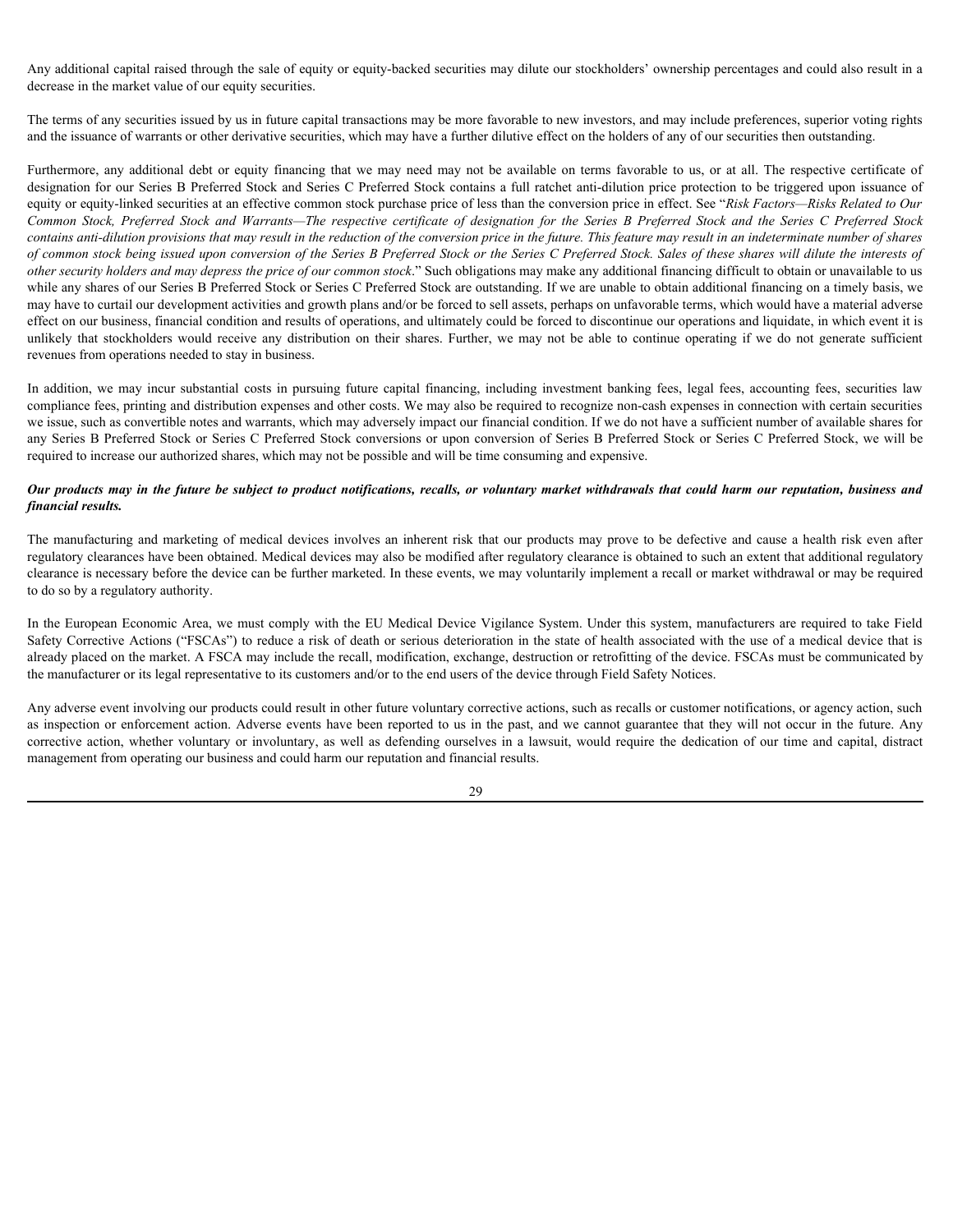Any additional capital raised through the sale of equity or equity-backed securities may dilute our stockholders' ownership percentages and could also result in a decrease in the market value of our equity securities.

The terms of any securities issued by us in future capital transactions may be more favorable to new investors, and may include preferences, superior voting rights and the issuance of warrants or other derivative securities, which may have a further dilutive effect on the holders of any of our securities then outstanding.

Furthermore, any additional debt or equity financing that we may need may not be available on terms favorable to us, or at all. The respective certificate of designation for our Series B Preferred Stock and Series C Preferred Stock contains a full ratchet anti-dilution price protection to be triggered upon issuance of equity or equity-linked securities at an effective common stock purchase price of less than the conversion price in effect. See "*Risk Factors—Risks Related to Our Common Stock, Preferred Stock and Warrants—The respective certificate of designation for the Series B Preferred Stock and the Series C Preferred Stock contains anti-dilution provisions that may result in the reduction of the conversion price in the future. This feature may result in an indeterminate number of shares of common stock being issued upon conversion of the Series B Preferred Stock or the Series C Preferred Stock. Sales of these shares will dilute the interests of other security holders and may depress the price of our common stock*." Such obligations may make any additional financing difficult to obtain or unavailable to us while any shares of our Series B Preferred Stock or Series C Preferred Stock are outstanding. If we are unable to obtain additional financing on a timely basis, we may have to curtail our development activities and growth plans and/or be forced to sell assets, perhaps on unfavorable terms, which would have a material adverse effect on our business, financial condition and results of operations, and ultimately could be forced to discontinue our operations and liquidate, in which event it is unlikely that stockholders would receive any distribution on their shares. Further, we may not be able to continue operating if we do not generate sufficient revenues from operations needed to stay in business.

In addition, we may incur substantial costs in pursuing future capital financing, including investment banking fees, legal fees, accounting fees, securities law compliance fees, printing and distribution expenses and other costs. We may also be required to recognize non-cash expenses in connection with certain securities we issue, such as convertible notes and warrants, which may adversely impact our financial condition. If we do not have a sufficient number of available shares for any Series B Preferred Stock or Series C Preferred Stock conversions or upon conversion of Series B Preferred Stock or Series C Preferred Stock, we will be required to increase our authorized shares, which may not be possible and will be time consuming and expensive.

***Our products may in the future be subject to product notifications, recalls, or voluntary market withdrawals that could harm our reputation, business and financial results.***

The manufacturing and marketing of medical devices involves an inherent risk that our products may prove to be defective and cause a health risk even after regulatory clearances have been obtained. Medical devices may also be modified after regulatory clearance is obtained to such an extent that additional regulatory clearance is necessary before the device can be further marketed. In these events, we may voluntarily implement a recall or market withdrawal or may be required to do so by a regulatory authority.

In the European Economic Area, we must comply with the EU Medical Device Vigilance System. Under this system, manufacturers are required to take Field Safety Corrective Actions ("FSCAs") to reduce a risk of death or serious deterioration in the state of health associated with the use of a medical device that is already placed on the market. A FSCA may include the recall, modification, exchange, destruction or retrofitting of the device. FSCAs must be communicated by the manufacturer or its legal representative to its customers and/or to the end users of the device through Field Safety Notices.

Any adverse event involving our products could result in other future voluntary corrective actions, such as recalls or customer notifications, or agency action, such as inspection or enforcement action. Adverse events have been reported to us in the past, and we cannot guarantee that they will not occur in the future. Any corrective action, whether voluntary or involuntary, as well as defending ourselves in a lawsuit, would require the dedication of our time and capital, distract management from operating our business and could harm our reputation and financial results.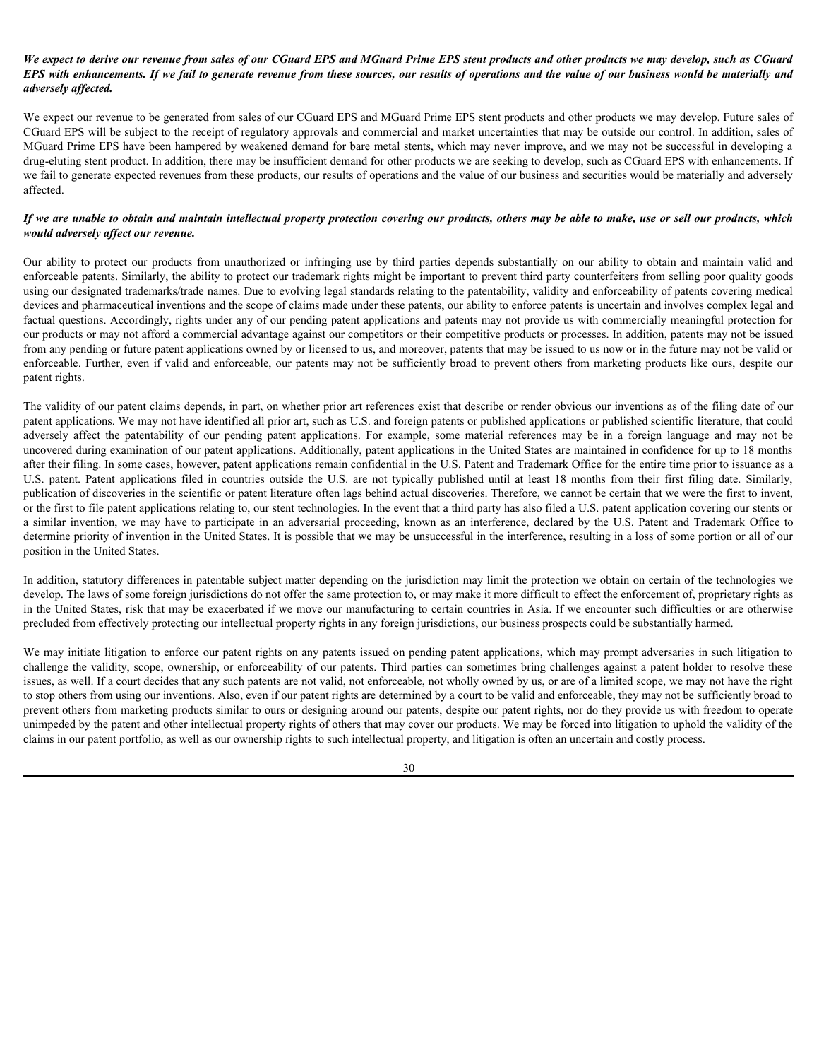***We expect to derive our revenue from sales of our CGuard EPS and MGuard Prime EPS stent products and other products we may develop, such as CGuard EPS with enhancements. If we fail to generate revenue from these sources, our results of operations and the value of our business would be materially and adversely affected.***

We expect our revenue to be generated from sales of our CGuard EPS and MGuard Prime EPS stent products and other products we may develop. Future sales of CGuard EPS will be subject to the receipt of regulatory approvals and commercial and market uncertainties that may be outside our control. In addition, sales of MGuard Prime EPS have been hampered by weakened demand for bare metal stents, which may never improve, and we may not be successful in developing a drug-eluting stent product. In addition, there may be insufficient demand for other products we are seeking to develop, such as CGuard EPS with enhancements. If we fail to generate expected revenues from these products, our results of operations and the value of our business and securities would be materially and adversely affected.

***If we are unable to obtain and maintain intellectual property protection covering our products, others may be able to make, use or sell our products, which would adversely affect our revenue.***

Our ability to protect our products from unauthorized or infringing use by third parties depends substantially on our ability to obtain and maintain valid and enforceable patents. Similarly, the ability to protect our trademark rights might be important to prevent third party counterfeiters from selling poor quality goods using our designated trademarks/trade names. Due to evolving legal standards relating to the patentability, validity and enforceability of patents covering medical devices and pharmaceutical inventions and the scope of claims made under these patents, our ability to enforce patents is uncertain and involves complex legal and factual questions. Accordingly, rights under any of our pending patent applications and patents may not provide us with commercially meaningful protection for our products or may not afford a commercial advantage against our competitors or their competitive products or processes. In addition, patents may not be issued from any pending or future patent applications owned by or licensed to us, and moreover, patents that may be issued to us now or in the future may not be valid or enforceable. Further, even if valid and enforceable, our patents may not be sufficiently broad to prevent others from marketing products like ours, despite our patent rights.

The validity of our patent claims depends, in part, on whether prior art references exist that describe or render obvious our inventions as of the filing date of our patent applications. We may not have identified all prior art, such as U.S. and foreign patents or published applications or published scientific literature, that could adversely affect the patentability of our pending patent applications. For example, some material references may be in a foreign language and may not be uncovered during examination of our patent applications. Additionally, patent applications in the United States are maintained in confidence for up to 18 months after their filing. In some cases, however, patent applications remain confidential in the U.S. Patent and Trademark Office for the entire time prior to issuance as a U.S. patent. Patent applications filed in countries outside the U.S. are not typically published until at least 18 months from their first filing date. Similarly, publication of discoveries in the scientific or patent literature often lags behind actual discoveries. Therefore, we cannot be certain that we were the first to invent, or the first to file patent applications relating to, our stent technologies. In the event that a third party has also filed a U.S. patent application covering our stents or a similar invention, we may have to participate in an adversarial proceeding, known as an interference, declared by the U.S. Patent and Trademark Office to determine priority of invention in the United States. It is possible that we may be unsuccessful in the interference, resulting in a loss of some portion or all of our position in the United States.

In addition, statutory differences in patentable subject matter depending on the jurisdiction may limit the protection we obtain on certain of the technologies we develop. The laws of some foreign jurisdictions do not offer the same protection to, or may make it more difficult to effect the enforcement of, proprietary rights as in the United States, risk that may be exacerbated if we move our manufacturing to certain countries in Asia. If we encounter such difficulties or are otherwise precluded from effectively protecting our intellectual property rights in any foreign jurisdictions, our business prospects could be substantially harmed.

We may initiate litigation to enforce our patent rights on any patents issued on pending patent applications, which may prompt adversaries in such litigation to challenge the validity, scope, ownership, or enforceability of our patents. Third parties can sometimes bring challenges against a patent holder to resolve these issues, as well. If a court decides that any such patents are not valid, not enforceable, not wholly owned by us, or are of a limited scope, we may not have the right to stop others from using our inventions. Also, even if our patent rights are determined by a court to be valid and enforceable, they may not be sufficiently broad to prevent others from marketing products similar to ours or designing around our patents, despite our patent rights, nor do they provide us with freedom to operate unimpeded by the patent and other intellectual property rights of others that may cover our products. We may be forced into litigation to uphold the validity of the claims in our patent portfolio, as well as our ownership rights to such intellectual property, and litigation is often an uncertain and costly process.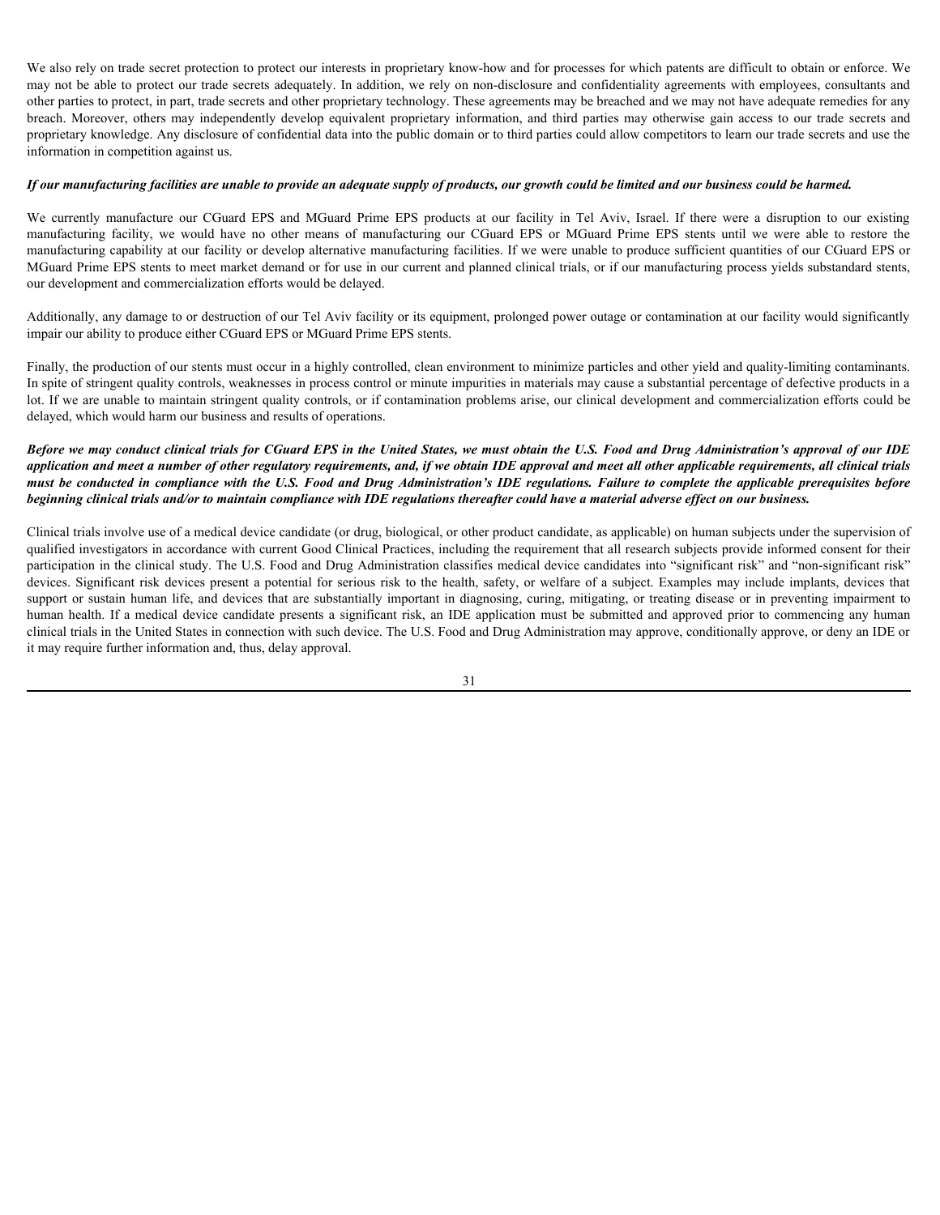We also rely on trade secret protection to protect our interests in proprietary know-how and for processes for which patents are difficult to obtain or enforce. We may not be able to protect our trade secrets adequately. In addition, we rely on non-disclosure and confidentiality agreements with employees, consultants and other parties to protect, in part, trade secrets and other proprietary technology. These agreements may be breached and we may not have adequate remedies for any breach. Moreover, others may independently develop equivalent proprietary information, and third parties may otherwise gain access to our trade secrets and proprietary knowledge. Any disclosure of confidential data into the public domain or to third parties could allow competitors to learn our trade secrets and use the information in competition against us.

***If our manufacturing facilities are unable to provide an adequate supply of products, our growth could be limited and our business could be harmed.***

We currently manufacture our CGuard EPS and MGuard Prime EPS products at our facility in Tel Aviv, Israel. If there were a disruption to our existing manufacturing facility, we would have no other means of manufacturing our CGuard EPS or MGuard Prime EPS stents until we were able to restore the manufacturing capability at our facility or develop alternative manufacturing facilities. If we were unable to produce sufficient quantities of our CGuard EPS or MGuard Prime EPS stents to meet market demand or for use in our current and planned clinical trials, or if our manufacturing process yields substandard stents, our development and commercialization efforts would be delayed.

Additionally, any damage to or destruction of our Tel Aviv facility or its equipment, prolonged power outage or contamination at our facility would significantly impair our ability to produce either CGuard EPS or MGuard Prime EPS stents.

Finally, the production of our stents must occur in a highly controlled, clean environment to minimize particles and other yield and quality-limiting contaminants. In spite of stringent quality controls, weaknesses in process control or minute impurities in materials may cause a substantial percentage of defective products in a lot. If we are unable to maintain stringent quality controls, or if contamination problems arise, our clinical development and commercialization efforts could be delayed, which would harm our business and results of operations.

***Before we may conduct clinical trials for CGuard EPS in the United States, we must obtain the U.S. Food and Drug Administration's approval of our IDE application and meet a number of other regulatory requirements, and, if we obtain IDE approval and meet all other applicable requirements, all clinical trials must be conducted in compliance with the U.S. Food and Drug Administration's IDE regulations. Failure to complete the applicable prerequisites before beginning clinical trials and/or to maintain compliance with IDE regulations thereafter could have a material adverse effect on our business.***

Clinical trials involve use of a medical device candidate (or drug, biological, or other product candidate, as applicable) on human subjects under the supervision of qualified investigators in accordance with current Good Clinical Practices, including the requirement that all research subjects provide informed consent for their participation in the clinical study. The U.S. Food and Drug Administration classifies medical device candidates into "significant risk" and "non-significant risk" devices. Significant risk devices present a potential for serious risk to the health, safety, or welfare of a subject. Examples may include implants, devices that support or sustain human life, and devices that are substantially important in diagnosing, curing, mitigating, or treating disease or in preventing impairment to human health. If a medical device candidate presents a significant risk, an IDE application must be submitted and approved prior to commencing any human clinical trials in the United States in connection with such device. The U.S. Food and Drug Administration may approve, conditionally approve, or deny an IDE or it may require further information and, thus, delay approval.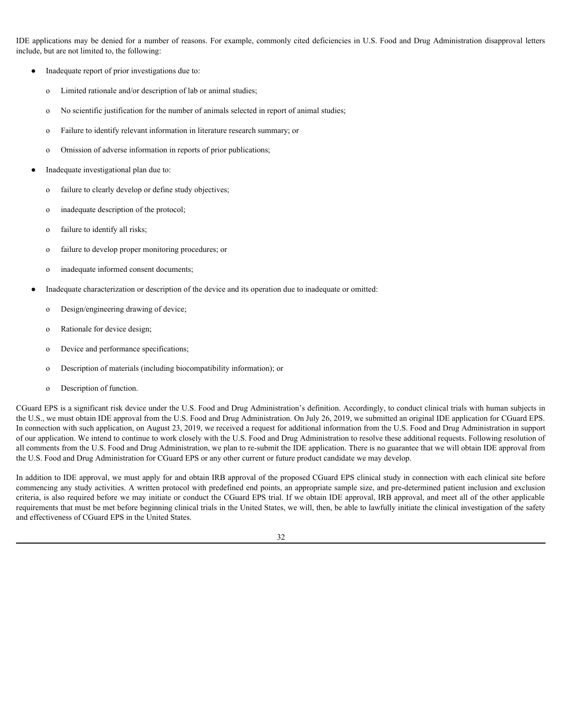IDE applications may be denied for a number of reasons. For example, commonly cited deficiencies in U.S. Food and Drug Administration disapproval letters include, but are not limited to, the following:

- Inadequate report of prior investigations due to:
  - Limited rationale and/or description of lab or animal studies;
  - No scientific justification for the number of animals selected in report of animal studies;
  - Failure to identify relevant information in literature research summary; or
  - Omission of adverse information in reports of prior publications;
- Inadequate investigational plan due to:
  - failure to clearly develop or define study objectives;
  - inadequate description of the protocol;
  - failure to identify all risks;
  - failure to develop proper monitoring procedures; or
  - inadequate informed consent documents;
- Inadequate characterization or description of the device and its operation due to inadequate or omitted:
  - Design/engineering drawing of device;
  - Rationale for device design;
  - Device and performance specifications;
  - Description of materials (including biocompatibility information); or
  - Description of function.

CGuard EPS is a significant risk device under the U.S. Food and Drug Administration's definition. Accordingly, to conduct clinical trials with human subjects in the U.S., we must obtain IDE approval from the U.S. Food and Drug Administration. On July 26, 2019, we submitted an original IDE application for CGuard EPS. In connection with such application, on August 23, 2019, we received a request for additional information from the U.S. Food and Drug Administration in support of our application. We intend to continue to work closely with the U.S. Food and Drug Administration to resolve these additional requests. Following resolution of all comments from the U.S. Food and Drug Administration, we plan to re-submit the IDE application. There is no guarantee that we will obtain IDE approval from the U.S. Food and Drug Administration for CGuard EPS or any other current or future product candidate we may develop.

In addition to IDE approval, we must apply for and obtain IRB approval of the proposed CGuard EPS clinical study in connection with each clinical site before commencing any study activities. A written protocol with predefined end points, an appropriate sample size, and pre-determined patient inclusion and exclusion criteria, is also required before we may initiate or conduct the CGuard EPS trial. If we obtain IDE approval, IRB approval, and meet all of the other applicable requirements that must be met before beginning clinical trials in the United States, we will, then, be able to lawfully initiate the clinical investigation of the safety and effectiveness of CGuard EPS in the United States.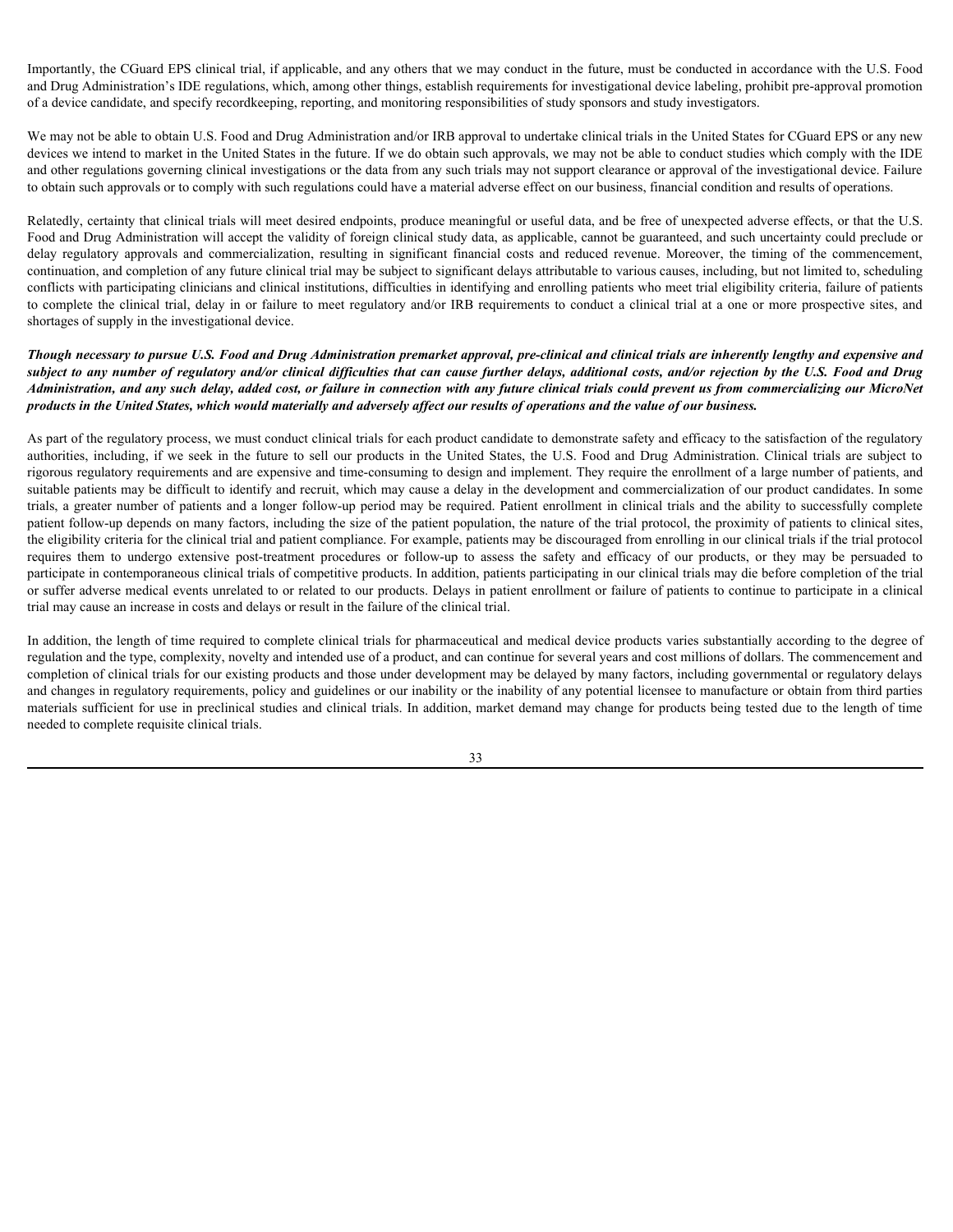Importantly, the CGuard EPS clinical trial, if applicable, and any others that we may conduct in the future, must be conducted in accordance with the U.S. Food and Drug Administration's IDE regulations, which, among other things, establish requirements for investigational device labeling, prohibit pre-approval promotion of a device candidate, and specify recordkeeping, reporting, and monitoring responsibilities of study sponsors and study investigators.

We may not be able to obtain U.S. Food and Drug Administration and/or IRB approval to undertake clinical trials in the United States for CGuard EPS or any new devices we intend to market in the United States in the future. If we do obtain such approvals, we may not be able to conduct studies which comply with the IDE and other regulations governing clinical investigations or the data from any such trials may not support clearance or approval of the investigational device. Failure to obtain such approvals or to comply with such regulations could have a material adverse effect on our business, financial condition and results of operations.

Relatedly, certainty that clinical trials will meet desired endpoints, produce meaningful or useful data, and be free of unexpected adverse effects, or that the U.S. Food and Drug Administration will accept the validity of foreign clinical study data, as applicable, cannot be guaranteed, and such uncertainty could preclude or delay regulatory approvals and commercialization, resulting in significant financial costs and reduced revenue. Moreover, the timing of the commencement, continuation, and completion of any future clinical trial may be subject to significant delays attributable to various causes, including, but not limited to, scheduling conflicts with participating clinicians and clinical institutions, difficulties in identifying and enrolling patients who meet trial eligibility criteria, failure of patients to complete the clinical trial, delay in or failure to meet regulatory and/or IRB requirements to conduct a clinical trial at a one or more prospective sites, and shortages of supply in the investigational device.

***Though necessary to pursue U.S. Food and Drug Administration premarket approval, pre-clinical and clinical trials are inherently lengthy and expensive and subject to any number of regulatory and/or clinical difficulties that can cause further delays, additional costs, and/or rejection by the U.S. Food and Drug Administration, and any such delay, added cost, or failure in connection with any future clinical trials could prevent us from commercializing our MicroNet products in the United States, which would materially and adversely affect our results of operations and the value of our business.***

As part of the regulatory process, we must conduct clinical trials for each product candidate to demonstrate safety and efficacy to the satisfaction of the regulatory authorities, including, if we seek in the future to sell our products in the United States, the U.S. Food and Drug Administration. Clinical trials are subject to rigorous regulatory requirements and are expensive and time-consuming to design and implement. They require the enrollment of a large number of patients, and suitable patients may be difficult to identify and recruit, which may cause a delay in the development and commercialization of our product candidates. In some trials, a greater number of patients and a longer follow-up period may be required. Patient enrollment in clinical trials and the ability to successfully complete patient follow-up depends on many factors, including the size of the patient population, the nature of the trial protocol, the proximity of patients to clinical sites, the eligibility criteria for the clinical trial and patient compliance. For example, patients may be discouraged from enrolling in our clinical trials if the trial protocol requires them to undergo extensive post-treatment procedures or follow-up to assess the safety and efficacy of our products, or they may be persuaded to participate in contemporaneous clinical trials of competitive products. In addition, patients participating in our clinical trials may die before completion of the trial or suffer adverse medical events unrelated to or related to our products. Delays in patient enrollment or failure of patients to continue to participate in a clinical trial may cause an increase in costs and delays or result in the failure of the clinical trial.

In addition, the length of time required to complete clinical trials for pharmaceutical and medical device products varies substantially according to the degree of regulation and the type, complexity, novelty and intended use of a product, and can continue for several years and cost millions of dollars. The commencement and completion of clinical trials for our existing products and those under development may be delayed by many factors, including governmental or regulatory delays and changes in regulatory requirements, policy and guidelines or our inability or the inability of any potential licensee to manufacture or obtain from third parties materials sufficient for use in preclinical studies and clinical trials. In addition, market demand may change for products being tested due to the length of time needed to complete requisite clinical trials.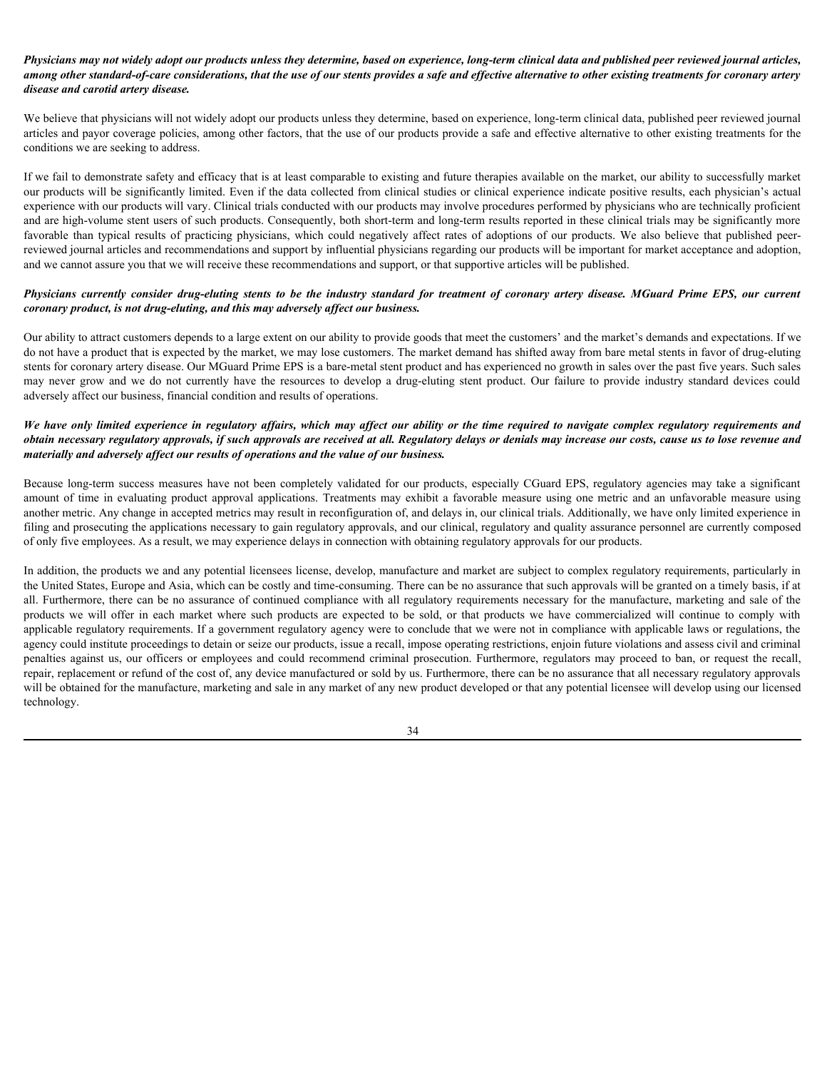***Physicians may not widely adopt our products unless they determine, based on experience, long-term clinical data and published peer reviewed journal articles, among other standard-of-care considerations, that the use of our stents provides a safe and effective alternative to other existing treatments for coronary artery disease and carotid artery disease.***

We believe that physicians will not widely adopt our products unless they determine, based on experience, long-term clinical data, published peer reviewed journal articles and payor coverage policies, among other factors, that the use of our products provide a safe and effective alternative to other existing treatments for the conditions we are seeking to address.

If we fail to demonstrate safety and efficacy that is at least comparable to existing and future therapies available on the market, our ability to successfully market our products will be significantly limited. Even if the data collected from clinical studies or clinical experience indicate positive results, each physician's actual experience with our products will vary. Clinical trials conducted with our products may involve procedures performed by physicians who are technically proficient and are high-volume stent users of such products. Consequently, both short-term and long-term results reported in these clinical trials may be significantly more favorable than typical results of practicing physicians, which could negatively affect rates of adoptions of our products. We also believe that published peer-reviewed journal articles and recommendations and support by influential physicians regarding our products will be important for market acceptance and adoption, and we cannot assure you that we will receive these recommendations and support, or that supportive articles will be published.

***Physicians currently consider drug-eluting stents to be the industry standard for treatment of coronary artery disease. MGuard Prime EPS, our current coronary product, is not drug-eluting, and this may adversely affect our business.***

Our ability to attract customers depends to a large extent on our ability to provide goods that meet the customers' and the market's demands and expectations. If we do not have a product that is expected by the market, we may lose customers. The market demand has shifted away from bare metal stents in favor of drug-eluting stents for coronary artery disease. Our MGuard Prime EPS is a bare-metal stent product and has experienced no growth in sales over the past five years. Such sales may never grow and we do not currently have the resources to develop a drug-eluting stent product. Our failure to provide industry standard devices could adversely affect our business, financial condition and results of operations.

***We have only limited experience in regulatory affairs, which may affect our ability or the time required to navigate complex regulatory requirements and obtain necessary regulatory approvals, if such approvals are received at all. Regulatory delays or denials may increase our costs, cause us to lose revenue and materially and adversely affect our results of operations and the value of our business.***

Because long-term success measures have not been completely validated for our products, especially CGuard EPS, regulatory agencies may take a significant amount of time in evaluating product approval applications. Treatments may exhibit a favorable measure using one metric and an unfavorable measure using another metric. Any change in accepted metrics may result in reconfiguration of, and delays in, our clinical trials. Additionally, we have only limited experience in filing and prosecuting the applications necessary to gain regulatory approvals, and our clinical, regulatory and quality assurance personnel are currently composed of only five employees. As a result, we may experience delays in connection with obtaining regulatory approvals for our products.

In addition, the products we and any potential licensees license, develop, manufacture and market are subject to complex regulatory requirements, particularly in the United States, Europe and Asia, which can be costly and time-consuming. There can be no assurance that such approvals will be granted on a timely basis, if at all. Furthermore, there can be no assurance of continued compliance with all regulatory requirements necessary for the manufacture, marketing and sale of the products we will offer in each market where such products are expected to be sold, or that products we have commercialized will continue to comply with applicable regulatory requirements. If a government regulatory agency were to conclude that we were not in compliance with applicable laws or regulations, the agency could institute proceedings to detain or seize our products, issue a recall, impose operating restrictions, enjoin future violations and assess civil and criminal penalties against us, our officers or employees and could recommend criminal prosecution. Furthermore, regulators may proceed to ban, or request the recall, repair, replacement or refund of the cost of, any device manufactured or sold by us. Furthermore, there can be no assurance that all necessary regulatory approvals will be obtained for the manufacture, marketing and sale in any market of any new product developed or that any potential licensee will develop using our licensed technology.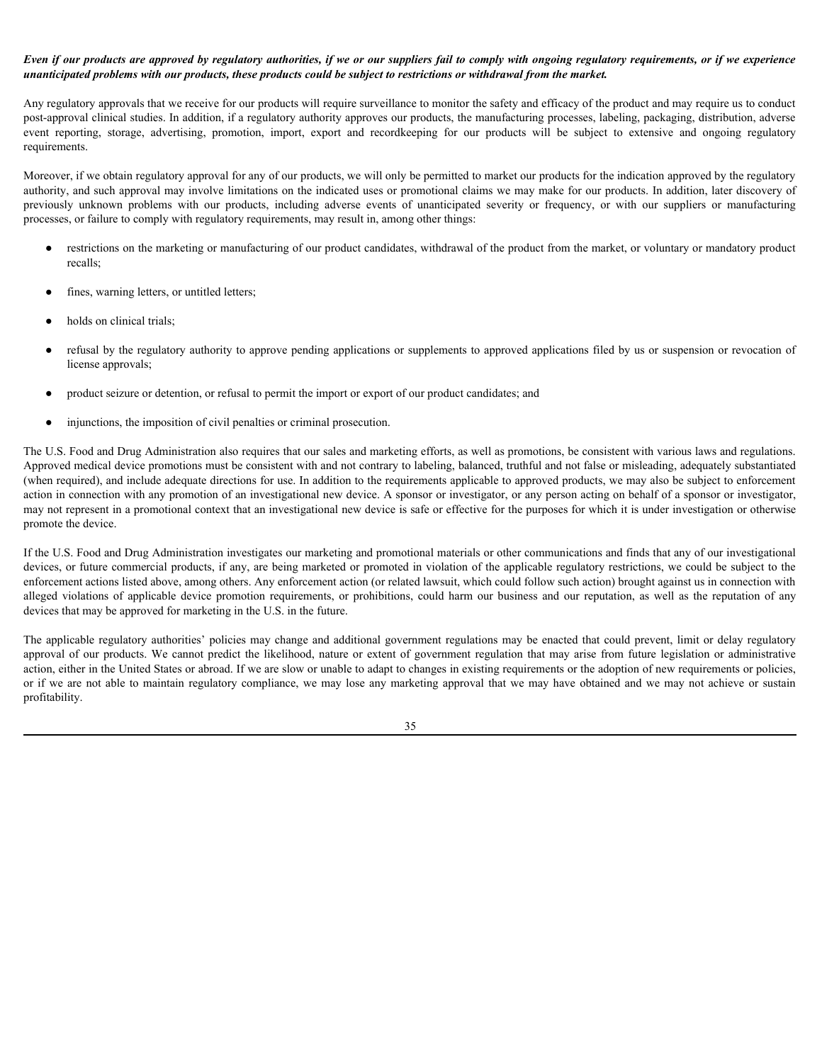***Even if our products are approved by regulatory authorities, if we or our suppliers fail to comply with ongoing regulatory requirements, or if we experience unanticipated problems with our products, these products could be subject to restrictions or withdrawal from the market.***

Any regulatory approvals that we receive for our products will require surveillance to monitor the safety and efficacy of the product and may require us to conduct post-approval clinical studies. In addition, if a regulatory authority approves our products, the manufacturing processes, labeling, packaging, distribution, adverse event reporting, storage, advertising, promotion, import, export and recordkeeping for our products will be subject to extensive and ongoing regulatory requirements.

Moreover, if we obtain regulatory approval for any of our products, we will only be permitted to market our products for the indication approved by the regulatory authority, and such approval may involve limitations on the indicated uses or promotional claims we may make for our products. In addition, later discovery of previously unknown problems with our products, including adverse events of unanticipated severity or frequency, or with our suppliers or manufacturing processes, or failure to comply with regulatory requirements, may result in, among other things:

- restrictions on the marketing or manufacturing of our product candidates, withdrawal of the product from the market, or voluntary or mandatory product recalls;
- fines, warning letters, or untitled letters;
- holds on clinical trials;
- refusal by the regulatory authority to approve pending applications or supplements to approved applications filed by us or suspension or revocation of license approvals;
- product seizure or detention, or refusal to permit the import or export of our product candidates; and
- injunctions, the imposition of civil penalties or criminal prosecution.

The U.S. Food and Drug Administration also requires that our sales and marketing efforts, as well as promotions, be consistent with various laws and regulations. Approved medical device promotions must be consistent with and not contrary to labeling, balanced, truthful and not false or misleading, adequately substantiated (when required), and include adequate directions for use. In addition to the requirements applicable to approved products, we may also be subject to enforcement action in connection with any promotion of an investigational new device. A sponsor or investigator, or any person acting on behalf of a sponsor or investigator, may not represent in a promotional context that an investigational new device is safe or effective for the purposes for which it is under investigation or otherwise promote the device.

If the U.S. Food and Drug Administration investigates our marketing and promotional materials or other communications and finds that any of our investigational devices, or future commercial products, if any, are being marketed or promoted in violation of the applicable regulatory restrictions, we could be subject to the enforcement actions listed above, among others. Any enforcement action (or related lawsuit, which could follow such action) brought against us in connection with alleged violations of applicable device promotion requirements, or prohibitions, could harm our business and our reputation, as well as the reputation of any devices that may be approved for marketing in the U.S. in the future.

The applicable regulatory authorities' policies may change and additional government regulations may be enacted that could prevent, limit or delay regulatory approval of our products. We cannot predict the likelihood, nature or extent of government regulation that may arise from future legislation or administrative action, either in the United States or abroad. If we are slow or unable to adapt to changes in existing requirements or the adoption of new requirements or policies, or if we are not able to maintain regulatory compliance, we may lose any marketing approval that we may have obtained and we may not achieve or sustain profitability.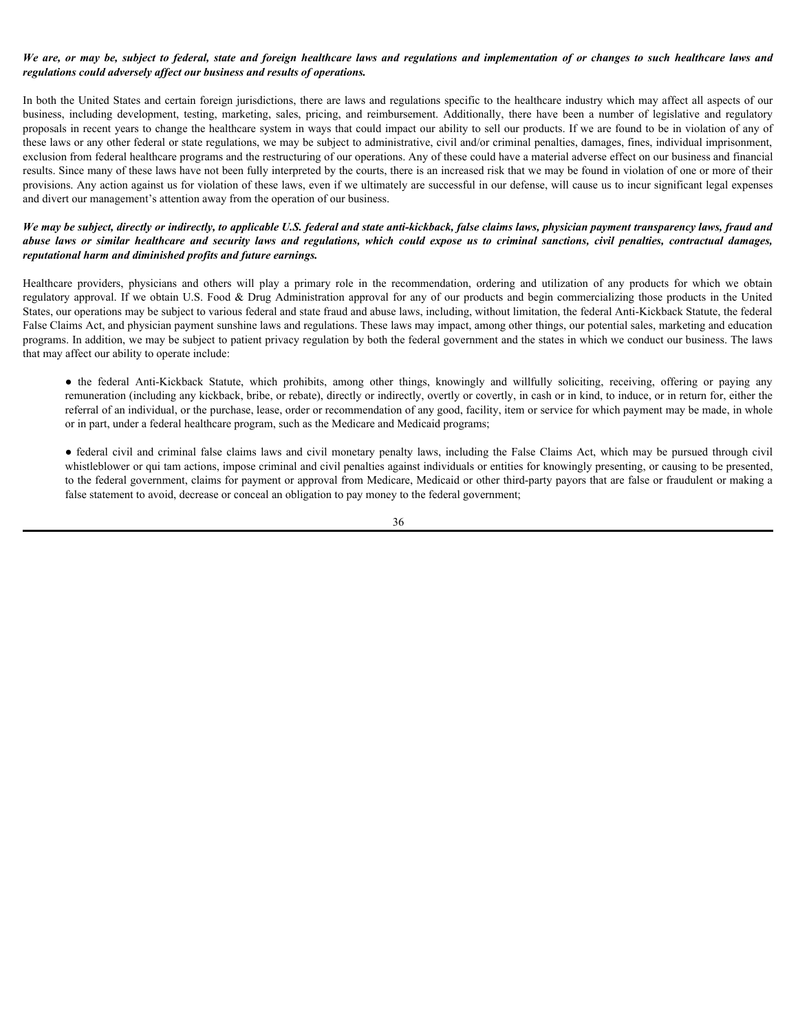***We are, or may be, subject to federal, state and foreign healthcare laws and regulations and implementation of or changes to such healthcare laws and regulations could adversely affect our business and results of operations.***

In both the United States and certain foreign jurisdictions, there are laws and regulations specific to the healthcare industry which may affect all aspects of our business, including development, testing, marketing, sales, pricing, and reimbursement. Additionally, there have been a number of legislative and regulatory proposals in recent years to change the healthcare system in ways that could impact our ability to sell our products. If we are found to be in violation of any of these laws or any other federal or state regulations, we may be subject to administrative, civil and/or criminal penalties, damages, fines, individual imprisonment, exclusion from federal healthcare programs and the restructuring of our operations. Any of these could have a material adverse effect on our business and financial results. Since many of these laws have not been fully interpreted by the courts, there is an increased risk that we may be found in violation of one or more of their provisions. Any action against us for violation of these laws, even if we ultimately are successful in our defense, will cause us to incur significant legal expenses and divert our management's attention away from the operation of our business.

***We may be subject, directly or indirectly, to applicable U.S. federal and state anti-kickback, false claims laws, physician payment transparency laws, fraud and abuse laws or similar healthcare and security laws and regulations, which could expose us to criminal sanctions, civil penalties, contractual damages, reputational harm and diminished profits and future earnings.***

Healthcare providers, physicians and others will play a primary role in the recommendation, ordering and utilization of any products for which we obtain regulatory approval. If we obtain U.S. Food & Drug Administration approval for any of our products and begin commercializing those products in the United States, our operations may be subject to various federal and state fraud and abuse laws, including, without limitation, the federal Anti-Kickback Statute, the federal False Claims Act, and physician payment sunshine laws and regulations. These laws may impact, among other things, our potential sales, marketing and education programs. In addition, we may be subject to patient privacy regulation by both the federal government and the states in which we conduct our business. The laws that may affect our ability to operate include:

- the federal Anti-Kickback Statute, which prohibits, among other things, knowingly and willfully soliciting, receiving, offering or paying any remuneration (including any kickback, bribe, or rebate), directly or indirectly, overtly or covertly, in cash or in kind, to induce, or in return for, either the referral of an individual, or the purchase, lease, order or recommendation of any good, facility, item or service for which payment may be made, in whole or in part, under a federal healthcare program, such as the Medicare and Medicaid programs;

- federal civil and criminal false claims laws and civil monetary penalty laws, including the False Claims Act, which may be pursued through civil whistleblower or qui tam actions, impose criminal and civil penalties against individuals or entities for knowingly presenting, or causing to be presented, to the federal government, claims for payment or approval from Medicare, Medicaid or other third-party payors that are false or fraudulent or making a false statement to avoid, decrease or conceal an obligation to pay money to the federal government;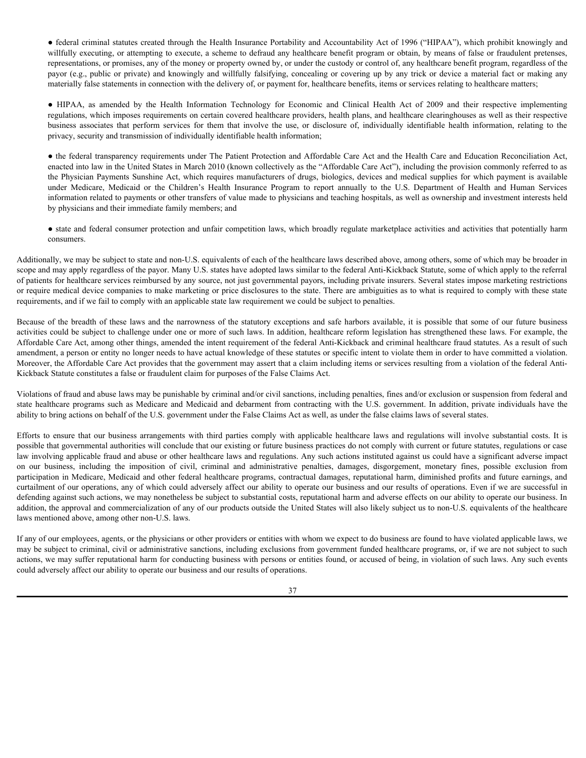- federal criminal statutes created through the Health Insurance Portability and Accountability Act of 1996 ("HIPAA"), which prohibit knowingly and willfully executing, or attempting to execute, a scheme to defraud any healthcare benefit program or obtain, by means of false or fraudulent pretenses, representations, or promises, any of the money or property owned by, or under the custody or control of, any healthcare benefit program, regardless of the payor (e.g., public or private) and knowingly and willfully falsifying, concealing or covering up by any trick or device a material fact or making any materially false statements in connection with the delivery of, or payment for, healthcare benefits, items or services relating to healthcare matters;

- HIPAA, as amended by the Health Information Technology for Economic and Clinical Health Act of 2009 and their respective implementing regulations, which imposes requirements on certain covered healthcare providers, health plans, and healthcare clearinghouses as well as their respective business associates that perform services for them that involve the use, or disclosure of, individually identifiable health information, relating to the privacy, security and transmission of individually identifiable health information;

- the federal transparency requirements under The Patient Protection and Affordable Care Act and the Health Care and Education Reconciliation Act, enacted into law in the United States in March 2010 (known collectively as the "Affordable Care Act"), including the provision commonly referred to as the Physician Payments Sunshine Act, which requires manufacturers of drugs, biologics, devices and medical supplies for which payment is available under Medicare, Medicaid or the Children's Health Insurance Program to report annually to the U.S. Department of Health and Human Services information related to payments or other transfers of value made to physicians and teaching hospitals, as well as ownership and investment interests held by physicians and their immediate family members; and

- state and federal consumer protection and unfair competition laws, which broadly regulate marketplace activities and activities that potentially harm consumers.

Additionally, we may be subject to state and non-U.S. equivalents of each of the healthcare laws described above, among others, some of which may be broader in scope and may apply regardless of the payor. Many U.S. states have adopted laws similar to the federal Anti-Kickback Statute, some of which apply to the referral of patients for healthcare services reimbursed by any source, not just governmental payors, including private insurers. Several states impose marketing restrictions or require medical device companies to make marketing or price disclosures to the state. There are ambiguities as to what is required to comply with these state requirements, and if we fail to comply with an applicable state law requirement we could be subject to penalties.

Because of the breadth of these laws and the narrowness of the statutory exceptions and safe harbors available, it is possible that some of our future business activities could be subject to challenge under one or more of such laws. In addition, healthcare reform legislation has strengthened these laws. For example, the Affordable Care Act, among other things, amended the intent requirement of the federal Anti-Kickback and criminal healthcare fraud statutes. As a result of such amendment, a person or entity no longer needs to have actual knowledge of these statutes or specific intent to violate them in order to have committed a violation. Moreover, the Affordable Care Act provides that the government may assert that a claim including items or services resulting from a violation of the federal Anti-Kickback Statute constitutes a false or fraudulent claim for purposes of the False Claims Act.

Violations of fraud and abuse laws may be punishable by criminal and/or civil sanctions, including penalties, fines and/or exclusion or suspension from federal and state healthcare programs such as Medicare and Medicaid and debarment from contracting with the U.S. government. In addition, private individuals have the ability to bring actions on behalf of the U.S. government under the False Claims Act as well, as under the false claims laws of several states.

Efforts to ensure that our business arrangements with third parties comply with applicable healthcare laws and regulations will involve substantial costs. It is possible that governmental authorities will conclude that our existing or future business practices do not comply with current or future statutes, regulations or case law involving applicable fraud and abuse or other healthcare laws and regulations. Any such actions instituted against us could have a significant adverse impact on our business, including the imposition of civil, criminal and administrative penalties, damages, disgorgement, monetary fines, possible exclusion from participation in Medicare, Medicaid and other federal healthcare programs, contractual damages, reputational harm, diminished profits and future earnings, and curtailment of our operations, any of which could adversely affect our ability to operate our business and our results of operations. Even if we are successful in defending against such actions, we may nonetheless be subject to substantial costs, reputational harm and adverse effects on our ability to operate our business. In addition, the approval and commercialization of any of our products outside the United States will also likely subject us to non-U.S. equivalents of the healthcare laws mentioned above, among other non-U.S. laws.

If any of our employees, agents, or the physicians or other providers or entities with whom we expect to do business are found to have violated applicable laws, we may be subject to criminal, civil or administrative sanctions, including exclusions from government funded healthcare programs, or, if we are not subject to such actions, we may suffer reputational harm for conducting business with persons or entities found, or accused of being, in violation of such laws. Any such events could adversely affect our ability to operate our business and our results of operations.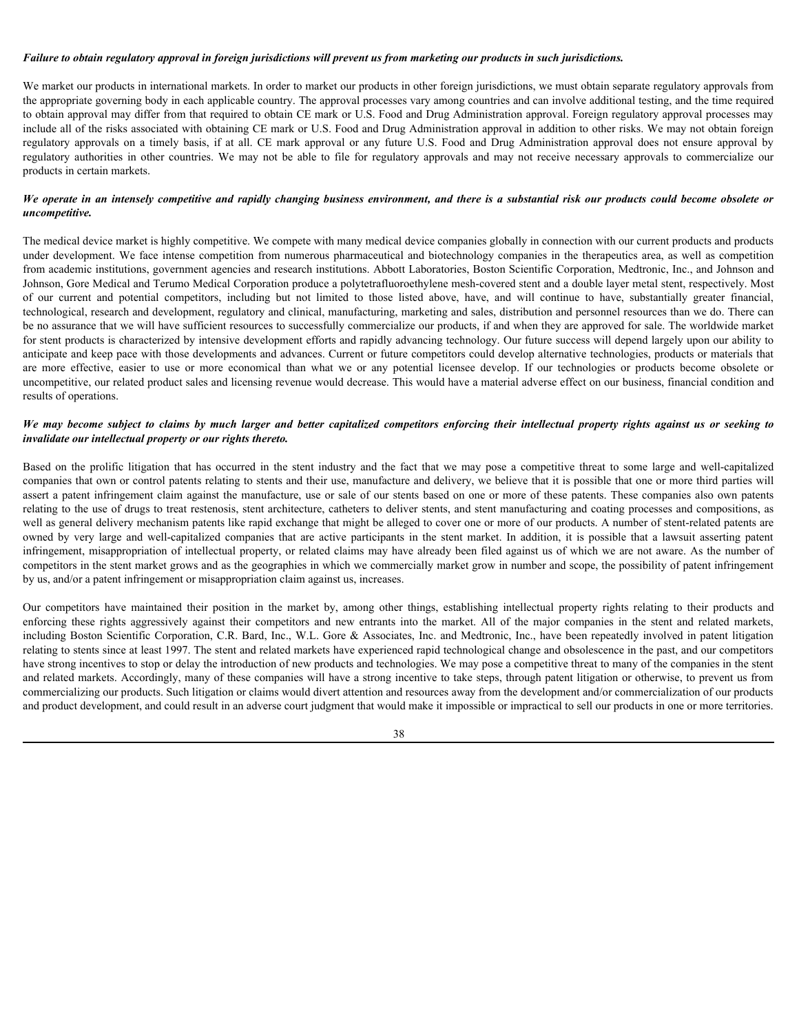***Failure to obtain regulatory approval in foreign jurisdictions will prevent us from marketing our products in such jurisdictions.***

We market our products in international markets. In order to market our products in other foreign jurisdictions, we must obtain separate regulatory approvals from the appropriate governing body in each applicable country. The approval processes vary among countries and can involve additional testing, and the time required to obtain approval may differ from that required to obtain CE mark or U.S. Food and Drug Administration approval. Foreign regulatory approval processes may include all of the risks associated with obtaining CE mark or U.S. Food and Drug Administration approval in addition to other risks. We may not obtain foreign regulatory approvals on a timely basis, if at all. CE mark approval or any future U.S. Food and Drug Administration approval does not ensure approval by regulatory authorities in other countries. We may not be able to file for regulatory approvals and may not receive necessary approvals to commercialize our products in certain markets.

***We operate in an intensely competitive and rapidly changing business environment, and there is a substantial risk our products could become obsolete or uncompetitive.***

The medical device market is highly competitive. We compete with many medical device companies globally in connection with our current products and products under development. We face intense competition from numerous pharmaceutical and biotechnology companies in the therapeutics area, as well as competition from academic institutions, government agencies and research institutions. Abbott Laboratories, Boston Scientific Corporation, Medtronic, Inc., and Johnson and Johnson, Gore Medical and Terumo Medical Corporation produce a polytetrafluoroethylene mesh-covered stent and a double layer metal stent, respectively. Most of our current and potential competitors, including but not limited to those listed above, have, and will continue to have, substantially greater financial, technological, research and development, regulatory and clinical, manufacturing, marketing and sales, distribution and personnel resources than we do. There can be no assurance that we will have sufficient resources to successfully commercialize our products, if and when they are approved for sale. The worldwide market for stent products is characterized by intensive development efforts and rapidly advancing technology. Our future success will depend largely upon our ability to anticipate and keep pace with those developments and advances. Current or future competitors could develop alternative technologies, products or materials that are more effective, easier to use or more economical than what we or any potential licensee develop. If our technologies or products become obsolete or uncompetitive, our related product sales and licensing revenue would decrease. This would have a material adverse effect on our business, financial condition and results of operations.

***We may become subject to claims by much larger and better capitalized competitors enforcing their intellectual property rights against us or seeking to invalidate our intellectual property or our rights thereto.***

Based on the prolific litigation that has occurred in the stent industry and the fact that we may pose a competitive threat to some large and well-capitalized companies that own or control patents relating to stents and their use, manufacture and delivery, we believe that it is possible that one or more third parties will assert a patent infringement claim against the manufacture, use or sale of our stents based on one or more of these patents. These companies also own patents relating to the use of drugs to treat restenosis, stent architecture, catheters to deliver stents, and stent manufacturing and coating processes and compositions, as well as general delivery mechanism patents like rapid exchange that might be alleged to cover one or more of our products. A number of stent-related patents are owned by very large and well-capitalized companies that are active participants in the stent market. In addition, it is possible that a lawsuit asserting patent infringement, misappropriation of intellectual property, or related claims may have already been filed against us of which we are not aware. As the number of competitors in the stent market grows and as the geographies in which we commercially market grow in number and scope, the possibility of patent infringement by us, and/or a patent infringement or misappropriation claim against us, increases.

Our competitors have maintained their position in the market by, among other things, establishing intellectual property rights relating to their products and enforcing these rights aggressively against their competitors and new entrants into the market. All of the major companies in the stent and related markets, including Boston Scientific Corporation, C.R. Bard, Inc., W.L. Gore & Associates, Inc. and Medtronic, Inc., have been repeatedly involved in patent litigation relating to stents since at least 1997. The stent and related markets have experienced rapid technological change and obsolescence in the past, and our competitors have strong incentives to stop or delay the introduction of new products and technologies. We may pose a competitive threat to many of the companies in the stent and related markets. Accordingly, many of these companies will have a strong incentive to take steps, through patent litigation or otherwise, to prevent us from commercializing our products. Such litigation or claims would divert attention and resources away from the development and/or commercialization of our products and product development, and could result in an adverse court judgment that would make it impossible or impractical to sell our products in one or more territories.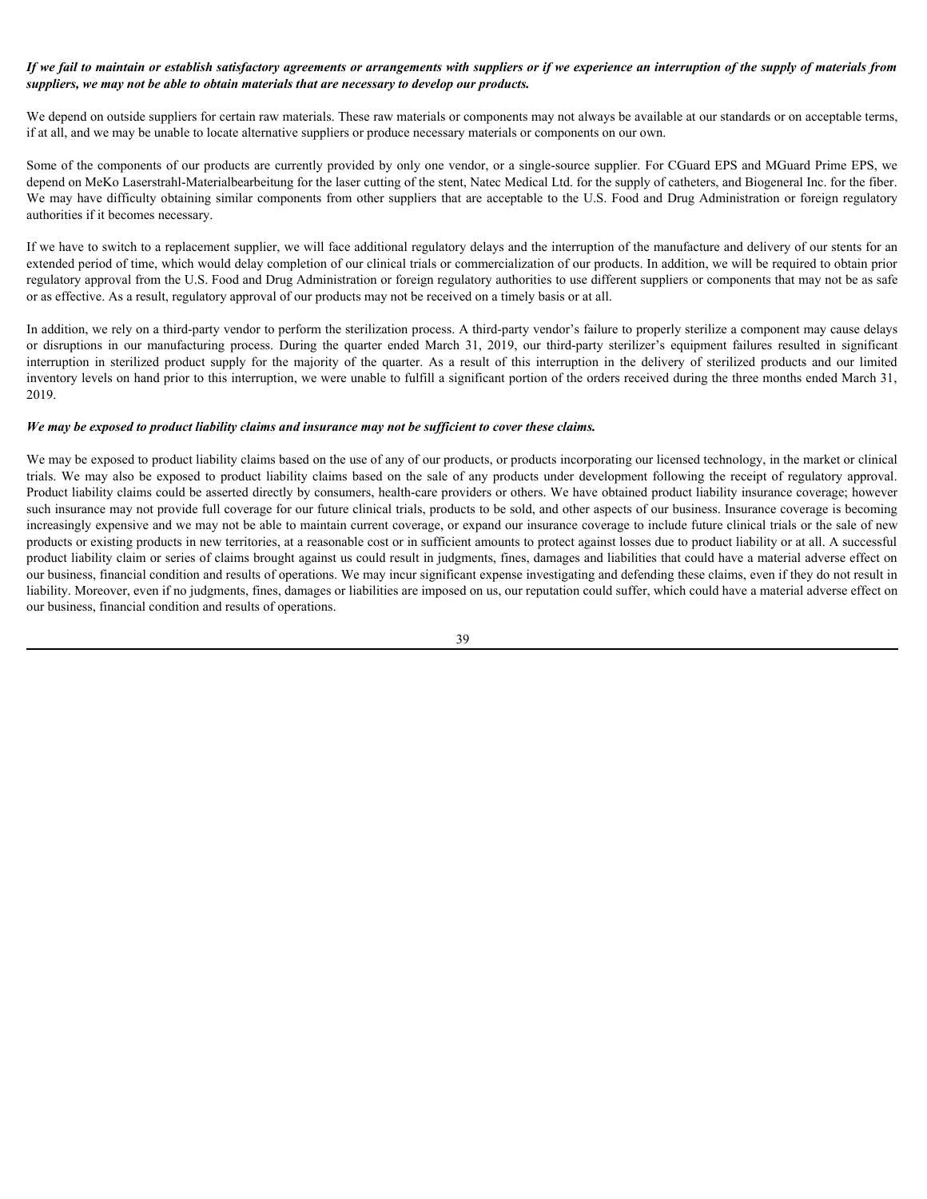***If we fail to maintain or establish satisfactory agreements or arrangements with suppliers or if we experience an interruption of the supply of materials from suppliers, we may not be able to obtain materials that are necessary to develop our products.***

We depend on outside suppliers for certain raw materials. These raw materials or components may not always be available at our standards or on acceptable terms, if at all, and we may be unable to locate alternative suppliers or produce necessary materials or components on our own.

Some of the components of our products are currently provided by only one vendor, or a single-source supplier. For CGuard EPS and MGuard Prime EPS, we depend on MeKo Laserstrahl-Materialbearbeitung for the laser cutting of the stent, Natec Medical Ltd. for the supply of catheters, and Biogeneral Inc. for the fiber. We may have difficulty obtaining similar components from other suppliers that are acceptable to the U.S. Food and Drug Administration or foreign regulatory authorities if it becomes necessary.

If we have to switch to a replacement supplier, we will face additional regulatory delays and the interruption of the manufacture and delivery of our stents for an extended period of time, which would delay completion of our clinical trials or commercialization of our products. In addition, we will be required to obtain prior regulatory approval from the U.S. Food and Drug Administration or foreign regulatory authorities to use different suppliers or components that may not be as safe or as effective. As a result, regulatory approval of our products may not be received on a timely basis or at all.

In addition, we rely on a third-party vendor to perform the sterilization process. A third-party vendor's failure to properly sterilize a component may cause delays or disruptions in our manufacturing process. During the quarter ended March 31, 2019, our third-party sterilizer's equipment failures resulted in significant interruption in sterilized product supply for the majority of the quarter. As a result of this interruption in the delivery of sterilized products and our limited inventory levels on hand prior to this interruption, we were unable to fulfill a significant portion of the orders received during the three months ended March 31, 2019.

***We may be exposed to product liability claims and insurance may not be sufficient to cover these claims.***

We may be exposed to product liability claims based on the use of any of our products, or products incorporating our licensed technology, in the market or clinical trials. We may also be exposed to product liability claims based on the sale of any products under development following the receipt of regulatory approval. Product liability claims could be asserted directly by consumers, health-care providers or others. We have obtained product liability insurance coverage; however such insurance may not provide full coverage for our future clinical trials, products to be sold, and other aspects of our business. Insurance coverage is becoming increasingly expensive and we may not be able to maintain current coverage, or expand our insurance coverage to include future clinical trials or the sale of new products or existing products in new territories, at a reasonable cost or in sufficient amounts to protect against losses due to product liability or at all. A successful product liability claim or series of claims brought against us could result in judgments, fines, damages and liabilities that could have a material adverse effect on our business, financial condition and results of operations. We may incur significant expense investigating and defending these claims, even if they do not result in liability. Moreover, even if no judgments, fines, damages or liabilities are imposed on us, our reputation could suffer, which could have a material adverse effect on our business, financial condition and results of operations.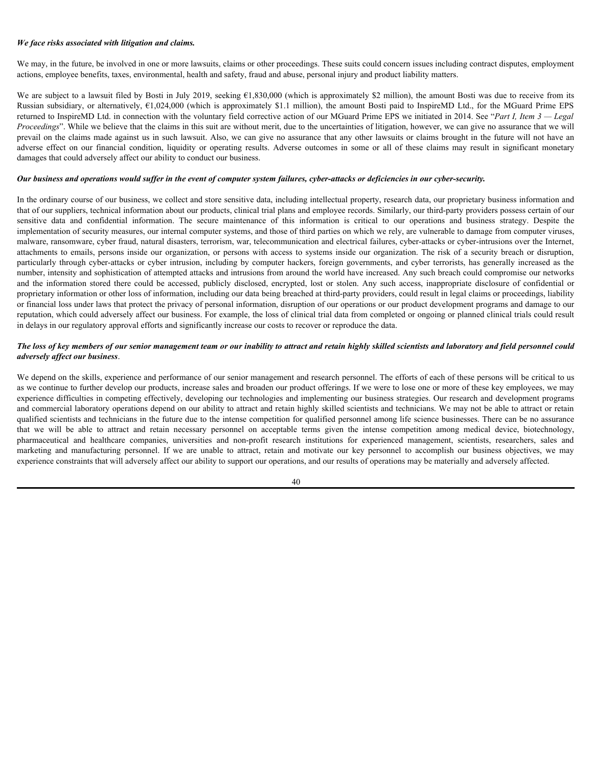***We face risks associated with litigation and claims.***

We may, in the future, be involved in one or more lawsuits, claims or other proceedings. These suits could concern issues including contract disputes, employment actions, employee benefits, taxes, environmental, health and safety, fraud and abuse, personal injury and product liability matters.

We are subject to a lawsuit filed by Bosti in July 2019, seeking €1,830,000 (which is approximately $2 million), the amount Bosti was due to receive from its Russian subsidiary, or alternatively, €1,024,000 (which is approximately $1.1 million), the amount Bosti paid to InspireMD Ltd., for the MGuard Prime EPS returned to InspireMD Ltd. in connection with the voluntary field corrective action of our MGuard Prime EPS we initiated in 2014. See "*Part I, Item 3 — Legal Proceedings*". While we believe that the claims in this suit are without merit, due to the uncertainties of litigation, however, we can give no assurance that we will prevail on the claims made against us in such lawsuit. Also, we can give no assurance that any other lawsuits or claims brought in the future will not have an adverse effect on our financial condition, liquidity or operating results. Adverse outcomes in some or all of these claims may result in significant monetary damages that could adversely affect our ability to conduct our business.

***Our business and operations would suffer in the event of computer system failures, cyber-attacks or deficiencies in our cyber-security.***

In the ordinary course of our business, we collect and store sensitive data, including intellectual property, research data, our proprietary business information and that of our suppliers, technical information about our products, clinical trial plans and employee records. Similarly, our third-party providers possess certain of our sensitive data and confidential information. The secure maintenance of this information is critical to our operations and business strategy. Despite the implementation of security measures, our internal computer systems, and those of third parties on which we rely, are vulnerable to damage from computer viruses, malware, ransomware, cyber fraud, natural disasters, terrorism, war, telecommunication and electrical failures, cyber-attacks or cyber-intrusions over the Internet, attachments to emails, persons inside our organization, or persons with access to systems inside our organization. The risk of a security breach or disruption, particularly through cyber-attacks or cyber intrusion, including by computer hackers, foreign governments, and cyber terrorists, has generally increased as the number, intensity and sophistication of attempted attacks and intrusions from around the world have increased. Any such breach could compromise our networks and the information stored there could be accessed, publicly disclosed, encrypted, lost or stolen. Any such access, inappropriate disclosure of confidential or proprietary information or other loss of information, including our data being breached at third-party providers, could result in legal claims or proceedings, liability or financial loss under laws that protect the privacy of personal information, disruption of our operations or our product development programs and damage to our reputation, which could adversely affect our business. For example, the loss of clinical trial data from completed or ongoing or planned clinical trials could result in delays in our regulatory approval efforts and significantly increase our costs to recover or reproduce the data.

***The loss of key members of our senior management team or our inability to attract and retain highly skilled scientists and laboratory and field personnel could adversely affect our business***.

We depend on the skills, experience and performance of our senior management and research personnel. The efforts of each of these persons will be critical to us as we continue to further develop our products, increase sales and broaden our product offerings. If we were to lose one or more of these key employees, we may experience difficulties in competing effectively, developing our technologies and implementing our business strategies. Our research and development programs and commercial laboratory operations depend on our ability to attract and retain highly skilled scientists and technicians. We may not be able to attract or retain qualified scientists and technicians in the future due to the intense competition for qualified personnel among life science businesses. There can be no assurance that we will be able to attract and retain necessary personnel on acceptable terms given the intense competition among medical device, biotechnology, pharmaceutical and healthcare companies, universities and non-profit research institutions for experienced management, scientists, researchers, sales and marketing and manufacturing personnel. If we are unable to attract, retain and motivate our key personnel to accomplish our business objectives, we may experience constraints that will adversely affect our ability to support our operations, and our results of operations may be materially and adversely affected.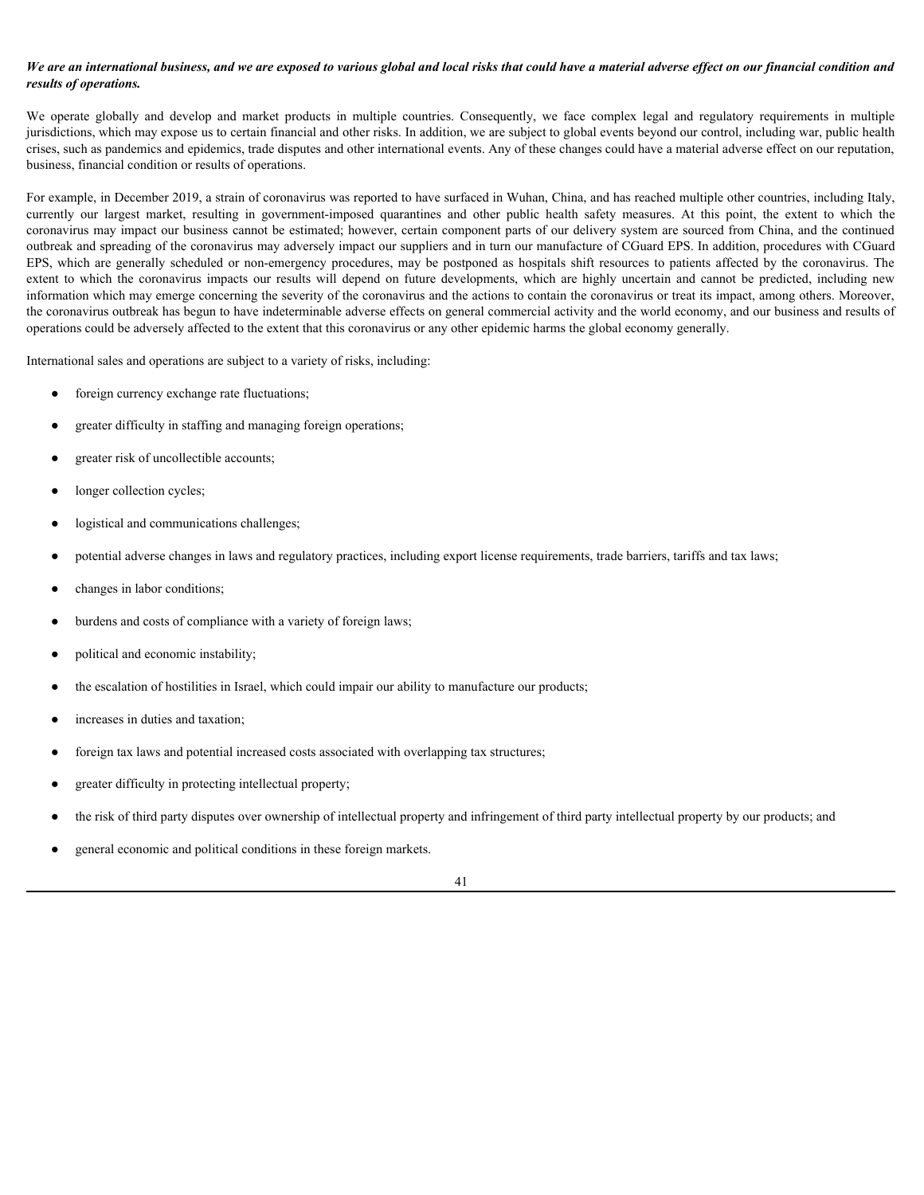***We are an international business, and we are exposed to various global and local risks that could have a material adverse effect on our financial condition and results of operations.***

We operate globally and develop and market products in multiple countries. Consequently, we face complex legal and regulatory requirements in multiple jurisdictions, which may expose us to certain financial and other risks. In addition, we are subject to global events beyond our control, including war, public health crises, such as pandemics and epidemics, trade disputes and other international events. Any of these changes could have a material adverse effect on our reputation, business, financial condition or results of operations.

For example, in December 2019, a strain of coronavirus was reported to have surfaced in Wuhan, China, and has reached multiple other countries, including Italy, currently our largest market, resulting in government-imposed quarantines and other public health safety measures. At this point, the extent to which the coronavirus may impact our business cannot be estimated; however, certain component parts of our delivery system are sourced from China, and the continued outbreak and spreading of the coronavirus may adversely impact our suppliers and in turn our manufacture of CGuard EPS. In addition, procedures with CGuard EPS, which are generally scheduled or non-emergency procedures, may be postponed as hospitals shift resources to patients affected by the coronavirus. The extent to which the coronavirus impacts our results will depend on future developments, which are highly uncertain and cannot be predicted, including new information which may emerge concerning the severity of the coronavirus and the actions to contain the coronavirus or treat its impact, among others. Moreover, the coronavirus outbreak has begun to have indeterminable adverse effects on general commercial activity and the world economy, and our business and results of operations could be adversely affected to the extent that this coronavirus or any other epidemic harms the global economy generally.

International sales and operations are subject to a variety of risks, including:

- foreign currency exchange rate fluctuations;
- greater difficulty in staffing and managing foreign operations;
- greater risk of uncollectible accounts;
- longer collection cycles;
- logistical and communications challenges;
- potential adverse changes in laws and regulatory practices, including export license requirements, trade barriers, tariffs and tax laws;
- changes in labor conditions;
- burdens and costs of compliance with a variety of foreign laws;
- political and economic instability;
- the escalation of hostilities in Israel, which could impair our ability to manufacture our products;
- increases in duties and taxation;
- foreign tax laws and potential increased costs associated with overlapping tax structures;
- greater difficulty in protecting intellectual property;
- the risk of third party disputes over ownership of intellectual property and infringement of third party intellectual property by our products; and
- general economic and political conditions in these foreign markets.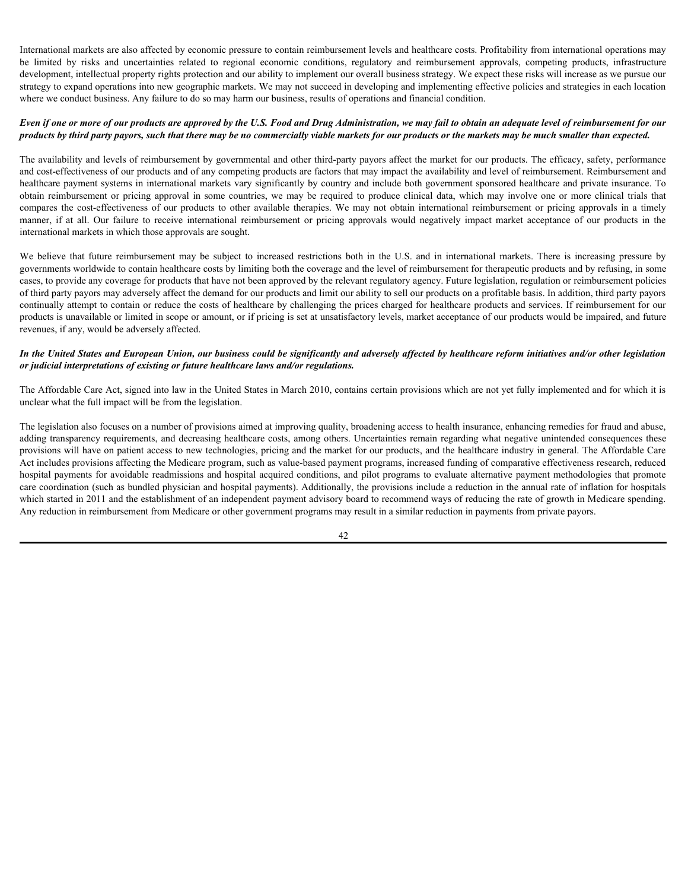International markets are also affected by economic pressure to contain reimbursement levels and healthcare costs. Profitability from international operations may be limited by risks and uncertainties related to regional economic conditions, regulatory and reimbursement approvals, competing products, infrastructure development, intellectual property rights protection and our ability to implement our overall business strategy. We expect these risks will increase as we pursue our strategy to expand operations into new geographic markets. We may not succeed in developing and implementing effective policies and strategies in each location where we conduct business. Any failure to do so may harm our business, results of operations and financial condition.

***Even if one or more of our products are approved by the U.S. Food and Drug Administration, we may fail to obtain an adequate level of reimbursement for our products by third party payors, such that there may be no commercially viable markets for our products or the markets may be much smaller than expected.***

The availability and levels of reimbursement by governmental and other third-party payors affect the market for our products. The efficacy, safety, performance and cost-effectiveness of our products and of any competing products are factors that may impact the availability and level of reimbursement. Reimbursement and healthcare payment systems in international markets vary significantly by country and include both government sponsored healthcare and private insurance. To obtain reimbursement or pricing approval in some countries, we may be required to produce clinical data, which may involve one or more clinical trials that compares the cost-effectiveness of our products to other available therapies. We may not obtain international reimbursement or pricing approvals in a timely manner, if at all. Our failure to receive international reimbursement or pricing approvals would negatively impact market acceptance of our products in the international markets in which those approvals are sought.

We believe that future reimbursement may be subject to increased restrictions both in the U.S. and in international markets. There is increasing pressure by governments worldwide to contain healthcare costs by limiting both the coverage and the level of reimbursement for therapeutic products and by refusing, in some cases, to provide any coverage for products that have not been approved by the relevant regulatory agency. Future legislation, regulation or reimbursement policies of third party payors may adversely affect the demand for our products and limit our ability to sell our products on a profitable basis. In addition, third party payors continually attempt to contain or reduce the costs of healthcare by challenging the prices charged for healthcare products and services. If reimbursement for our products is unavailable or limited in scope or amount, or if pricing is set at unsatisfactory levels, market acceptance of our products would be impaired, and future revenues, if any, would be adversely affected.

***In the United States and European Union, our business could be significantly and adversely affected by healthcare reform initiatives and/or other legislation or judicial interpretations of existing or future healthcare laws and/or regulations.***

The Affordable Care Act, signed into law in the United States in March 2010, contains certain provisions which are not yet fully implemented and for which it is unclear what the full impact will be from the legislation.

The legislation also focuses on a number of provisions aimed at improving quality, broadening access to health insurance, enhancing remedies for fraud and abuse, adding transparency requirements, and decreasing healthcare costs, among others. Uncertainties remain regarding what negative unintended consequences these provisions will have on patient access to new technologies, pricing and the market for our products, and the healthcare industry in general. The Affordable Care Act includes provisions affecting the Medicare program, such as value-based payment programs, increased funding of comparative effectiveness research, reduced hospital payments for avoidable readmissions and hospital acquired conditions, and pilot programs to evaluate alternative payment methodologies that promote care coordination (such as bundled physician and hospital payments). Additionally, the provisions include a reduction in the annual rate of inflation for hospitals which started in 2011 and the establishment of an independent payment advisory board to recommend ways of reducing the rate of growth in Medicare spending. Any reduction in reimbursement from Medicare or other government programs may result in a similar reduction in payments from private payors.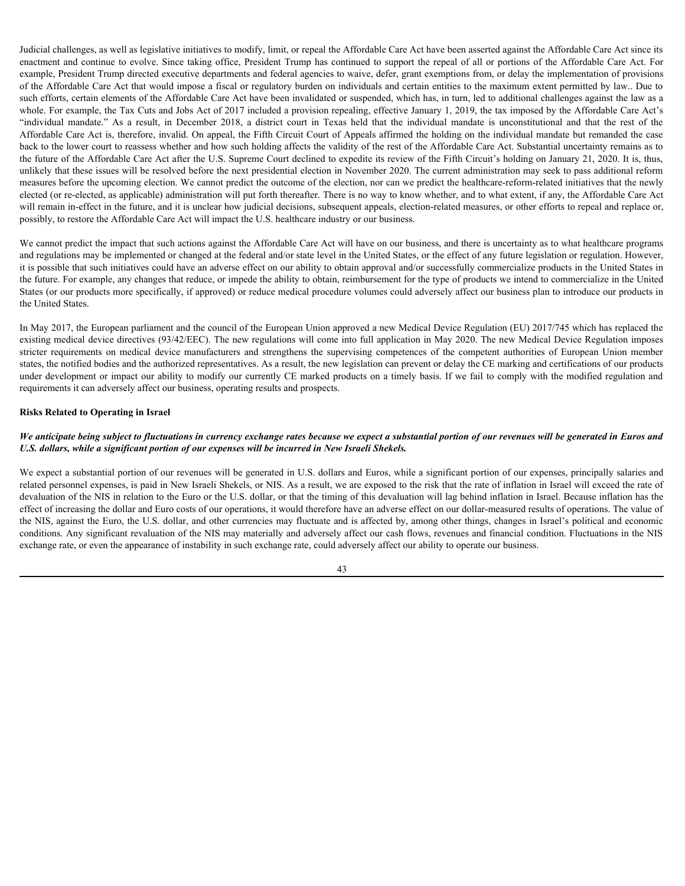Judicial challenges, as well as legislative initiatives to modify, limit, or repeal the Affordable Care Act have been asserted against the Affordable Care Act since its enactment and continue to evolve. Since taking office, President Trump has continued to support the repeal of all or portions of the Affordable Care Act. For example, President Trump directed executive departments and federal agencies to waive, defer, grant exemptions from, or delay the implementation of provisions of the Affordable Care Act that would impose a fiscal or regulatory burden on individuals and certain entities to the maximum extent permitted by law.. Due to such efforts, certain elements of the Affordable Care Act have been invalidated or suspended, which has, in turn, led to additional challenges against the law as a whole. For example, the Tax Cuts and Jobs Act of 2017 included a provision repealing, effective January 1, 2019, the tax imposed by the Affordable Care Act's "individual mandate." As a result, in December 2018, a district court in Texas held that the individual mandate is unconstitutional and that the rest of the Affordable Care Act is, therefore, invalid. On appeal, the Fifth Circuit Court of Appeals affirmed the holding on the individual mandate but remanded the case back to the lower court to reassess whether and how such holding affects the validity of the rest of the Affordable Care Act. Substantial uncertainty remains as to the future of the Affordable Care Act after the U.S. Supreme Court declined to expedite its review of the Fifth Circuit's holding on January 21, 2020. It is, thus, unlikely that these issues will be resolved before the next presidential election in November 2020. The current administration may seek to pass additional reform measures before the upcoming election. We cannot predict the outcome of the election, nor can we predict the healthcare-reform-related initiatives that the newly elected (or re-elected, as applicable) administration will put forth thereafter. There is no way to know whether, and to what extent, if any, the Affordable Care Act will remain in-effect in the future, and it is unclear how judicial decisions, subsequent appeals, election-related measures, or other efforts to repeal and replace or, possibly, to restore the Affordable Care Act will impact the U.S. healthcare industry or our business.

We cannot predict the impact that such actions against the Affordable Care Act will have on our business, and there is uncertainty as to what healthcare programs and regulations may be implemented or changed at the federal and/or state level in the United States, or the effect of any future legislation or regulation. However, it is possible that such initiatives could have an adverse effect on our ability to obtain approval and/or successfully commercialize products in the United States in the future. For example, any changes that reduce, or impede the ability to obtain, reimbursement for the type of products we intend to commercialize in the United States (or our products more specifically, if approved) or reduce medical procedure volumes could adversely affect our business plan to introduce our products in the United States.

In May 2017, the European parliament and the council of the European Union approved a new Medical Device Regulation (EU) 2017/745 which has replaced the existing medical device directives (93/42/EEC). The new regulations will come into full application in May 2020. The new Medical Device Regulation imposes stricter requirements on medical device manufacturers and strengthens the supervising competences of the competent authorities of European Union member states, the notified bodies and the authorized representatives. As a result, the new legislation can prevent or delay the CE marking and certifications of our products under development or impact our ability to modify our currently CE marked products on a timely basis. If we fail to comply with the modified regulation and requirements it can adversely affect our business, operating results and prospects.

**Risks Related to Operating in Israel**

***We anticipate being subject to fluctuations in currency exchange rates because we expect a substantial portion of our revenues will be generated in Euros and U.S. dollars, while a significant portion of our expenses will be incurred in New Israeli Shekels.***

We expect a substantial portion of our revenues will be generated in U.S. dollars and Euros, while a significant portion of our expenses, principally salaries and related personnel expenses, is paid in New Israeli Shekels, or NIS. As a result, we are exposed to the risk that the rate of inflation in Israel will exceed the rate of devaluation of the NIS in relation to the Euro or the U.S. dollar, or that the timing of this devaluation will lag behind inflation in Israel. Because inflation has the effect of increasing the dollar and Euro costs of our operations, it would therefore have an adverse effect on our dollar-measured results of operations. The value of the NIS, against the Euro, the U.S. dollar, and other currencies may fluctuate and is affected by, among other things, changes in Israel's political and economic conditions. Any significant revaluation of the NIS may materially and adversely affect our cash flows, revenues and financial condition. Fluctuations in the NIS exchange rate, or even the appearance of instability in such exchange rate, could adversely affect our ability to operate our business.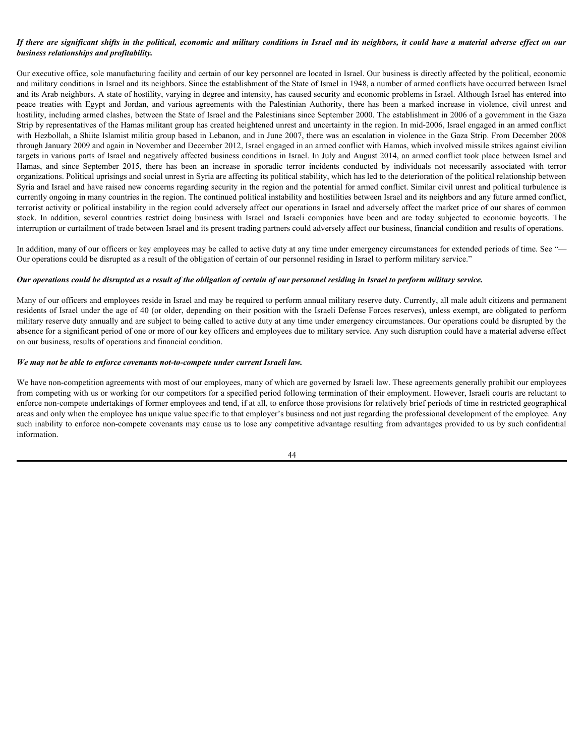***If there are significant shifts in the political, economic and military conditions in Israel and its neighbors, it could have a material adverse effect on our business relationships and profitability.***

Our executive office, sole manufacturing facility and certain of our key personnel are located in Israel. Our business is directly affected by the political, economic and military conditions in Israel and its neighbors. Since the establishment of the State of Israel in 1948, a number of armed conflicts have occurred between Israel and its Arab neighbors. A state of hostility, varying in degree and intensity, has caused security and economic problems in Israel. Although Israel has entered into peace treaties with Egypt and Jordan, and various agreements with the Palestinian Authority, there has been a marked increase in violence, civil unrest and hostility, including armed clashes, between the State of Israel and the Palestinians since September 2000. The establishment in 2006 of a government in the Gaza Strip by representatives of the Hamas militant group has created heightened unrest and uncertainty in the region. In mid-2006, Israel engaged in an armed conflict with Hezbollah, a Shiite Islamist militia group based in Lebanon, and in June 2007, there was an escalation in violence in the Gaza Strip. From December 2008 through January 2009 and again in November and December 2012, Israel engaged in an armed conflict with Hamas, which involved missile strikes against civilian targets in various parts of Israel and negatively affected business conditions in Israel. In July and August 2014, an armed conflict took place between Israel and Hamas, and since September 2015, there has been an increase in sporadic terror incidents conducted by individuals not necessarily associated with terror organizations. Political uprisings and social unrest in Syria are affecting its political stability, which has led to the deterioration of the political relationship between Syria and Israel and have raised new concerns regarding security in the region and the potential for armed conflict. Similar civil unrest and political turbulence is currently ongoing in many countries in the region. The continued political instability and hostilities between Israel and its neighbors and any future armed conflict, terrorist activity or political instability in the region could adversely affect our operations in Israel and adversely affect the market price of our shares of common stock. In addition, several countries restrict doing business with Israel and Israeli companies have been and are today subjected to economic boycotts. The interruption or curtailment of trade between Israel and its present trading partners could adversely affect our business, financial condition and results of operations.

In addition, many of our officers or key employees may be called to active duty at any time under emergency circumstances for extended periods of time. See "—Our operations could be disrupted as a result of the obligation of certain of our personnel residing in Israel to perform military service."

***Our operations could be disrupted as a result of the obligation of certain of our personnel residing in Israel to perform military service.***

Many of our officers and employees reside in Israel and may be required to perform annual military reserve duty. Currently, all male adult citizens and permanent residents of Israel under the age of 40 (or older, depending on their position with the Israeli Defense Forces reserves), unless exempt, are obligated to perform military reserve duty annually and are subject to being called to active duty at any time under emergency circumstances. Our operations could be disrupted by the absence for a significant period of one or more of our key officers and employees due to military service. Any such disruption could have a material adverse effect on our business, results of operations and financial condition.

***We may not be able to enforce covenants not-to-compete under current Israeli law.***

We have non-competition agreements with most of our employees, many of which are governed by Israeli law. These agreements generally prohibit our employees from competing with us or working for our competitors for a specified period following termination of their employment. However, Israeli courts are reluctant to enforce non-compete undertakings of former employees and tend, if at all, to enforce those provisions for relatively brief periods of time in restricted geographical areas and only when the employee has unique value specific to that employer's business and not just regarding the professional development of the employee. Any such inability to enforce non-compete covenants may cause us to lose any competitive advantage resulting from advantages provided to us by such confidential information.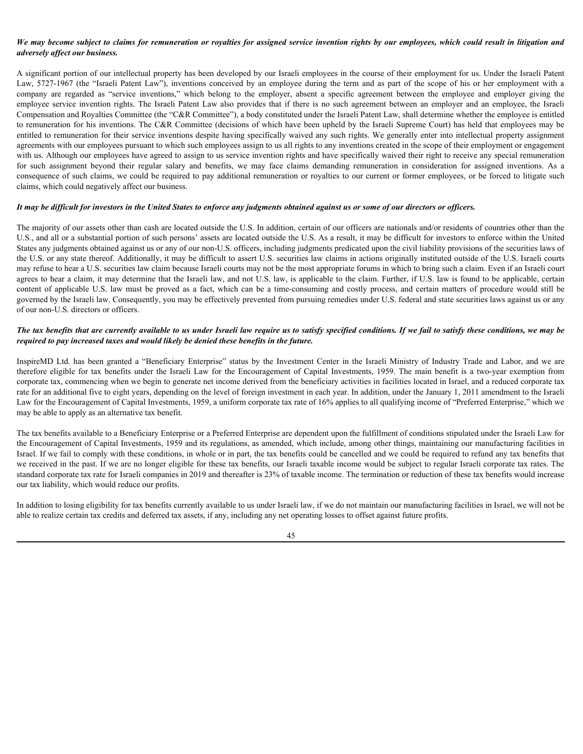***We may become subject to claims for remuneration or royalties for assigned service invention rights by our employees, which could result in litigation and adversely affect our business.***

A significant portion of our intellectual property has been developed by our Israeli employees in the course of their employment for us. Under the Israeli Patent Law, 5727-1967 (the "Israeli Patent Law"), inventions conceived by an employee during the term and as part of the scope of his or her employment with a company are regarded as "service inventions," which belong to the employer, absent a specific agreement between the employee and employer giving the employee service invention rights. The Israeli Patent Law also provides that if there is no such agreement between an employer and an employee, the Israeli Compensation and Royalties Committee (the "C&R Committee"), a body constituted under the Israeli Patent Law, shall determine whether the employee is entitled to remuneration for his inventions. The C&R Committee (decisions of which have been upheld by the Israeli Supreme Court) has held that employees may be entitled to remuneration for their service inventions despite having specifically waived any such rights. We generally enter into intellectual property assignment agreements with our employees pursuant to which such employees assign to us all rights to any inventions created in the scope of their employment or engagement with us. Although our employees have agreed to assign to us service invention rights and have specifically waived their right to receive any special remuneration for such assignment beyond their regular salary and benefits, we may face claims demanding remuneration in consideration for assigned inventions. As a consequence of such claims, we could be required to pay additional remuneration or royalties to our current or former employees, or be forced to litigate such claims, which could negatively affect our business.

***It may be difficult for investors in the United States to enforce any judgments obtained against us or some of our directors or officers.***

The majority of our assets other than cash are located outside the U.S. In addition, certain of our officers are nationals and/or residents of countries other than the U.S., and all or a substantial portion of such persons' assets are located outside the U.S. As a result, it may be difficult for investors to enforce within the United States any judgments obtained against us or any of our non-U.S. officers, including judgments predicated upon the civil liability provisions of the securities laws of the U.S. or any state thereof. Additionally, it may be difficult to assert U.S. securities law claims in actions originally instituted outside of the U.S. Israeli courts may refuse to hear a U.S. securities law claim because Israeli courts may not be the most appropriate forums in which to bring such a claim. Even if an Israeli court agrees to hear a claim, it may determine that the Israeli law, and not U.S. law, is applicable to the claim. Further, if U.S. law is found to be applicable, certain content of applicable U.S. law must be proved as a fact, which can be a time-consuming and costly process, and certain matters of procedure would still be governed by the Israeli law. Consequently, you may be effectively prevented from pursuing remedies under U.S. federal and state securities laws against us or any of our non-U.S. directors or officers.

***The tax benefits that are currently available to us under Israeli law require us to satisfy specified conditions. If we fail to satisfy these conditions, we may be required to pay increased taxes and would likely be denied these benefits in the future.***

InspireMD Ltd. has been granted a "Beneficiary Enterprise" status by the Investment Center in the Israeli Ministry of Industry Trade and Labor, and we are therefore eligible for tax benefits under the Israeli Law for the Encouragement of Capital Investments, 1959. The main benefit is a two-year exemption from corporate tax, commencing when we begin to generate net income derived from the beneficiary activities in facilities located in Israel, and a reduced corporate tax rate for an additional five to eight years, depending on the level of foreign investment in each year. In addition, under the January 1, 2011 amendment to the Israeli Law for the Encouragement of Capital Investments, 1959, a uniform corporate tax rate of 16% applies to all qualifying income of "Preferred Enterprise," which we may be able to apply as an alternative tax benefit.

The tax benefits available to a Beneficiary Enterprise or a Preferred Enterprise are dependent upon the fulfillment of conditions stipulated under the Israeli Law for the Encouragement of Capital Investments, 1959 and its regulations, as amended, which include, among other things, maintaining our manufacturing facilities in Israel. If we fail to comply with these conditions, in whole or in part, the tax benefits could be cancelled and we could be required to refund any tax benefits that we received in the past. If we are no longer eligible for these tax benefits, our Israeli taxable income would be subject to regular Israeli corporate tax rates. The standard corporate tax rate for Israeli companies in 2019 and thereafter is 23% of taxable income. The termination or reduction of these tax benefits would increase our tax liability, which would reduce our profits.

In addition to losing eligibility for tax benefits currently available to us under Israeli law, if we do not maintain our manufacturing facilities in Israel, we will not be able to realize certain tax credits and deferred tax assets, if any, including any net operating losses to offset against future profits.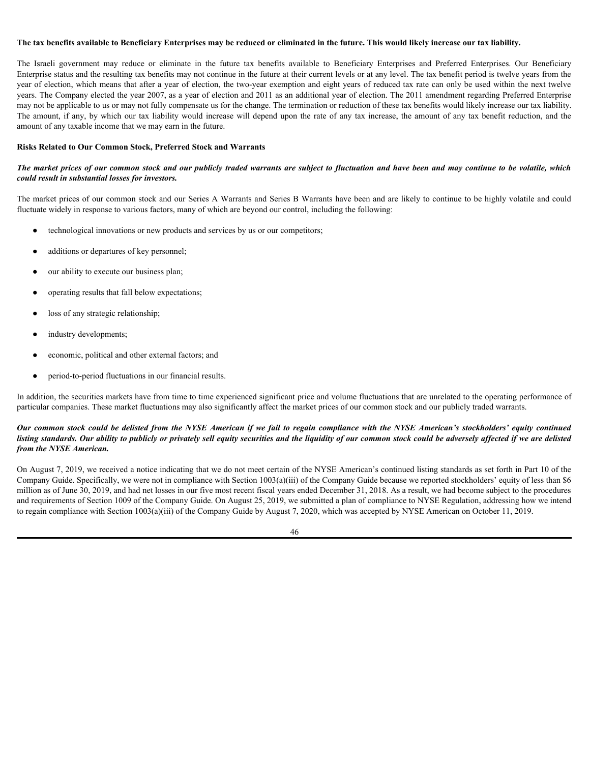**The tax benefits available to Beneficiary Enterprises may be reduced or eliminated in the future. This would likely increase our tax liability.**

The Israeli government may reduce or eliminate in the future tax benefits available to Beneficiary Enterprises and Preferred Enterprises. Our Beneficiary Enterprise status and the resulting tax benefits may not continue in the future at their current levels or at any level. The tax benefit period is twelve years from the year of election, which means that after a year of election, the two-year exemption and eight years of reduced tax rate can only be used within the next twelve years. The Company elected the year 2007, as a year of election and 2011 as an additional year of election. The 2011 amendment regarding Preferred Enterprise may not be applicable to us or may not fully compensate us for the change. The termination or reduction of these tax benefits would likely increase our tax liability. The amount, if any, by which our tax liability would increase will depend upon the rate of any tax increase, the amount of any tax benefit reduction, and the amount of any taxable income that we may earn in the future.

**Risks Related to Our Common Stock, Preferred Stock and Warrants**

***The market prices of our common stock and our publicly traded warrants are subject to fluctuation and have been and may continue to be volatile, which could result in substantial losses for investors.***

The market prices of our common stock and our Series A Warrants and Series B Warrants have been and are likely to continue to be highly volatile and could fluctuate widely in response to various factors, many of which are beyond our control, including the following:

- technological innovations or new products and services by us or our competitors;
- additions or departures of key personnel;
- our ability to execute our business plan;
- operating results that fall below expectations;
- loss of any strategic relationship;
- industry developments;
- economic, political and other external factors; and
- period-to-period fluctuations in our financial results.

In addition, the securities markets have from time to time experienced significant price and volume fluctuations that are unrelated to the operating performance of particular companies. These market fluctuations may also significantly affect the market prices of our common stock and our publicly traded warrants.

***Our common stock could be delisted from the NYSE American if we fail to regain compliance with the NYSE American's stockholders' equity continued listing standards. Our ability to publicly or privately sell equity securities and the liquidity of our common stock could be adversely affected if we are delisted from the NYSE American.***

On August 7, 2019, we received a notice indicating that we do not meet certain of the NYSE American's continued listing standards as set forth in Part 10 of the Company Guide. Specifically, we were not in compliance with Section 1003(a)(iii) of the Company Guide because we reported stockholders' equity of less than $6 million as of June 30, 2019, and had net losses in our five most recent fiscal years ended December 31, 2018. As a result, we had become subject to the procedures and requirements of Section 1009 of the Company Guide. On August 25, 2019, we submitted a plan of compliance to NYSE Regulation, addressing how we intend to regain compliance with Section 1003(a)(iii) of the Company Guide by August 7, 2020, which was accepted by NYSE American on October 11, 2019.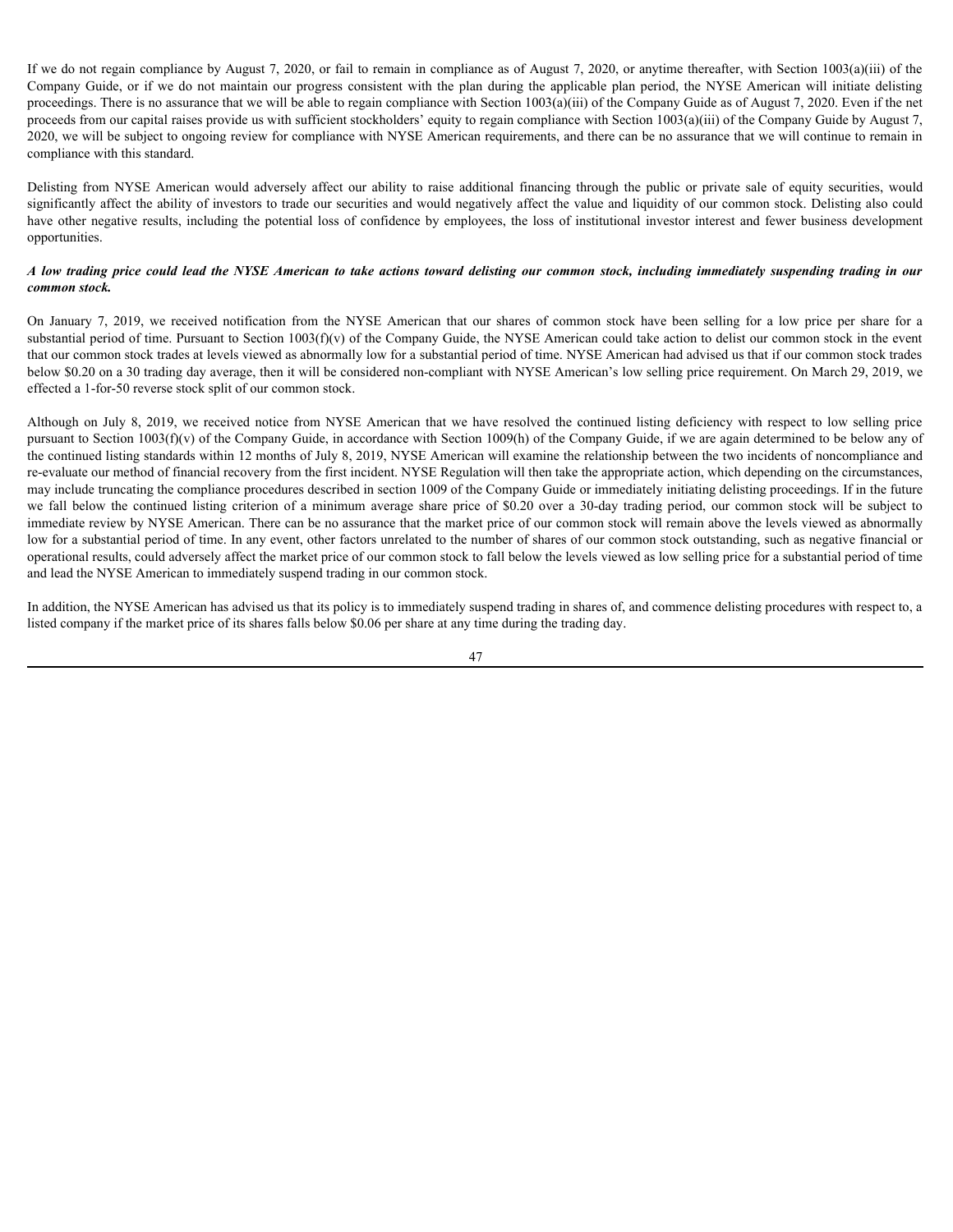If we do not regain compliance by August 7, 2020, or fail to remain in compliance as of August 7, 2020, or anytime thereafter, with Section 1003(a)(iii) of the Company Guide, or if we do not maintain our progress consistent with the plan during the applicable plan period, the NYSE American will initiate delisting proceedings. There is no assurance that we will be able to regain compliance with Section 1003(a)(iii) of the Company Guide as of August 7, 2020. Even if the net proceeds from our capital raises provide us with sufficient stockholders' equity to regain compliance with Section 1003(a)(iii) of the Company Guide by August 7, 2020, we will be subject to ongoing review for compliance with NYSE American requirements, and there can be no assurance that we will continue to remain in compliance with this standard.

Delisting from NYSE American would adversely affect our ability to raise additional financing through the public or private sale of equity securities, would significantly affect the ability of investors to trade our securities and would negatively affect the value and liquidity of our common stock. Delisting also could have other negative results, including the potential loss of confidence by employees, the loss of institutional investor interest and fewer business development opportunities.

***A low trading price could lead the NYSE American to take actions toward delisting our common stock, including immediately suspending trading in our common stock.***

On January 7, 2019, we received notification from the NYSE American that our shares of common stock have been selling for a low price per share for a substantial period of time. Pursuant to Section 1003(f)(v) of the Company Guide, the NYSE American could take action to delist our common stock in the event that our common stock trades at levels viewed as abnormally low for a substantial period of time. NYSE American had advised us that if our common stock trades below $0.20 on a 30 trading day average, then it will be considered non-compliant with NYSE American's low selling price requirement. On March 29, 2019, we effected a 1-for-50 reverse stock split of our common stock.

Although on July 8, 2019, we received notice from NYSE American that we have resolved the continued listing deficiency with respect to low selling price pursuant to Section 1003(f)(v) of the Company Guide, in accordance with Section 1009(h) of the Company Guide, if we are again determined to be below any of the continued listing standards within 12 months of July 8, 2019, NYSE American will examine the relationship between the two incidents of noncompliance and re-evaluate our method of financial recovery from the first incident. NYSE Regulation will then take the appropriate action, which depending on the circumstances, may include truncating the compliance procedures described in section 1009 of the Company Guide or immediately initiating delisting proceedings. If in the future we fall below the continued listing criterion of a minimum average share price of $0.20 over a 30-day trading period, our common stock will be subject to immediate review by NYSE American. There can be no assurance that the market price of our common stock will remain above the levels viewed as abnormally low for a substantial period of time. In any event, other factors unrelated to the number of shares of our common stock outstanding, such as negative financial or operational results, could adversely affect the market price of our common stock to fall below the levels viewed as low selling price for a substantial period of time and lead the NYSE American to immediately suspend trading in our common stock.

In addition, the NYSE American has advised us that its policy is to immediately suspend trading in shares of, and commence delisting procedures with respect to, a listed company if the market price of its shares falls below $0.06 per share at any time during the trading day.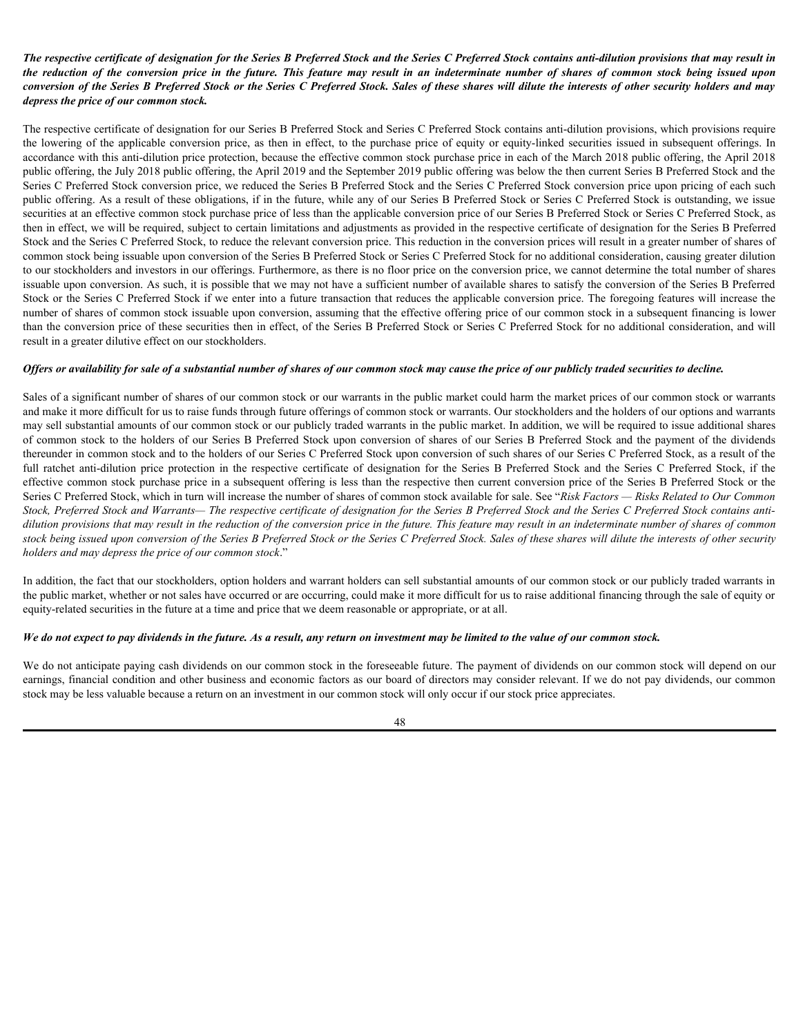***The respective certificate of designation for the Series B Preferred Stock and the Series C Preferred Stock contains anti-dilution provisions that may result in the reduction of the conversion price in the future. This feature may result in an indeterminate number of shares of common stock being issued upon conversion of the Series B Preferred Stock or the Series C Preferred Stock. Sales of these shares will dilute the interests of other security holders and may depress the price of our common stock.***

The respective certificate of designation for our Series B Preferred Stock and Series C Preferred Stock contains anti-dilution provisions, which provisions require the lowering of the applicable conversion price, as then in effect, to the purchase price of equity or equity-linked securities issued in subsequent offerings. In accordance with this anti-dilution price protection, because the effective common stock purchase price in each of the March 2018 public offering, the April 2018 public offering, the July 2018 public offering, the April 2019 and the September 2019 public offering was below the then current Series B Preferred Stock and the Series C Preferred Stock conversion price, we reduced the Series B Preferred Stock and the Series C Preferred Stock conversion price upon pricing of each such public offering. As a result of these obligations, if in the future, while any of our Series B Preferred Stock or Series C Preferred Stock is outstanding, we issue securities at an effective common stock purchase price of less than the applicable conversion price of our Series B Preferred Stock or Series C Preferred Stock, as then in effect, we will be required, subject to certain limitations and adjustments as provided in the respective certificate of designation for the Series B Preferred Stock and the Series C Preferred Stock, to reduce the relevant conversion price. This reduction in the conversion prices will result in a greater number of shares of common stock being issuable upon conversion of the Series B Preferred Stock or Series C Preferred Stock for no additional consideration, causing greater dilution to our stockholders and investors in our offerings. Furthermore, as there is no floor price on the conversion price, we cannot determine the total number of shares issuable upon conversion. As such, it is possible that we may not have a sufficient number of available shares to satisfy the conversion of the Series B Preferred Stock or the Series C Preferred Stock if we enter into a future transaction that reduces the applicable conversion price. The foregoing features will increase the number of shares of common stock issuable upon conversion, assuming that the effective offering price of our common stock in a subsequent financing is lower than the conversion price of these securities then in effect, of the Series B Preferred Stock or Series C Preferred Stock for no additional consideration, and will result in a greater dilutive effect on our stockholders.

***Offers or availability for sale of a substantial number of shares of our common stock may cause the price of our publicly traded securities to decline.***

Sales of a significant number of shares of our common stock or our warrants in the public market could harm the market prices of our common stock or warrants and make it more difficult for us to raise funds through future offerings of common stock or warrants. Our stockholders and the holders of our options and warrants may sell substantial amounts of our common stock or our publicly traded warrants in the public market. In addition, we will be required to issue additional shares of common stock to the holders of our Series B Preferred Stock upon conversion of shares of our Series B Preferred Stock and the payment of the dividends thereunder in common stock and to the holders of our Series C Preferred Stock upon conversion of such shares of our Series C Preferred Stock, as a result of the full ratchet anti-dilution price protection in the respective certificate of designation for the Series B Preferred Stock and the Series C Preferred Stock, if the effective common stock purchase price in a subsequent offering is less than the respective then current conversion price of the Series B Preferred Stock or the Series C Preferred Stock, which in turn will increase the number of shares of common stock available for sale. See "*Risk Factors — Risks Related to Our Common Stock, Preferred Stock and Warrants— The respective certificate of designation for the Series B Preferred Stock and the Series C Preferred Stock contains anti-dilution provisions that may result in the reduction of the conversion price in the future. This feature may result in an indeterminate number of shares of common stock being issued upon conversion of the Series B Preferred Stock or the Series C Preferred Stock. Sales of these shares will dilute the interests of other security holders and may depress the price of our common stock*."

In addition, the fact that our stockholders, option holders and warrant holders can sell substantial amounts of our common stock or our publicly traded warrants in the public market, whether or not sales have occurred or are occurring, could make it more difficult for us to raise additional financing through the sale of equity or equity-related securities in the future at a time and price that we deem reasonable or appropriate, or at all.

***We do not expect to pay dividends in the future. As a result, any return on investment may be limited to the value of our common stock.***

We do not anticipate paying cash dividends on our common stock in the foreseeable future. The payment of dividends on our common stock will depend on our earnings, financial condition and other business and economic factors as our board of directors may consider relevant. If we do not pay dividends, our common stock may be less valuable because a return on an investment in our common stock will only occur if our stock price appreciates.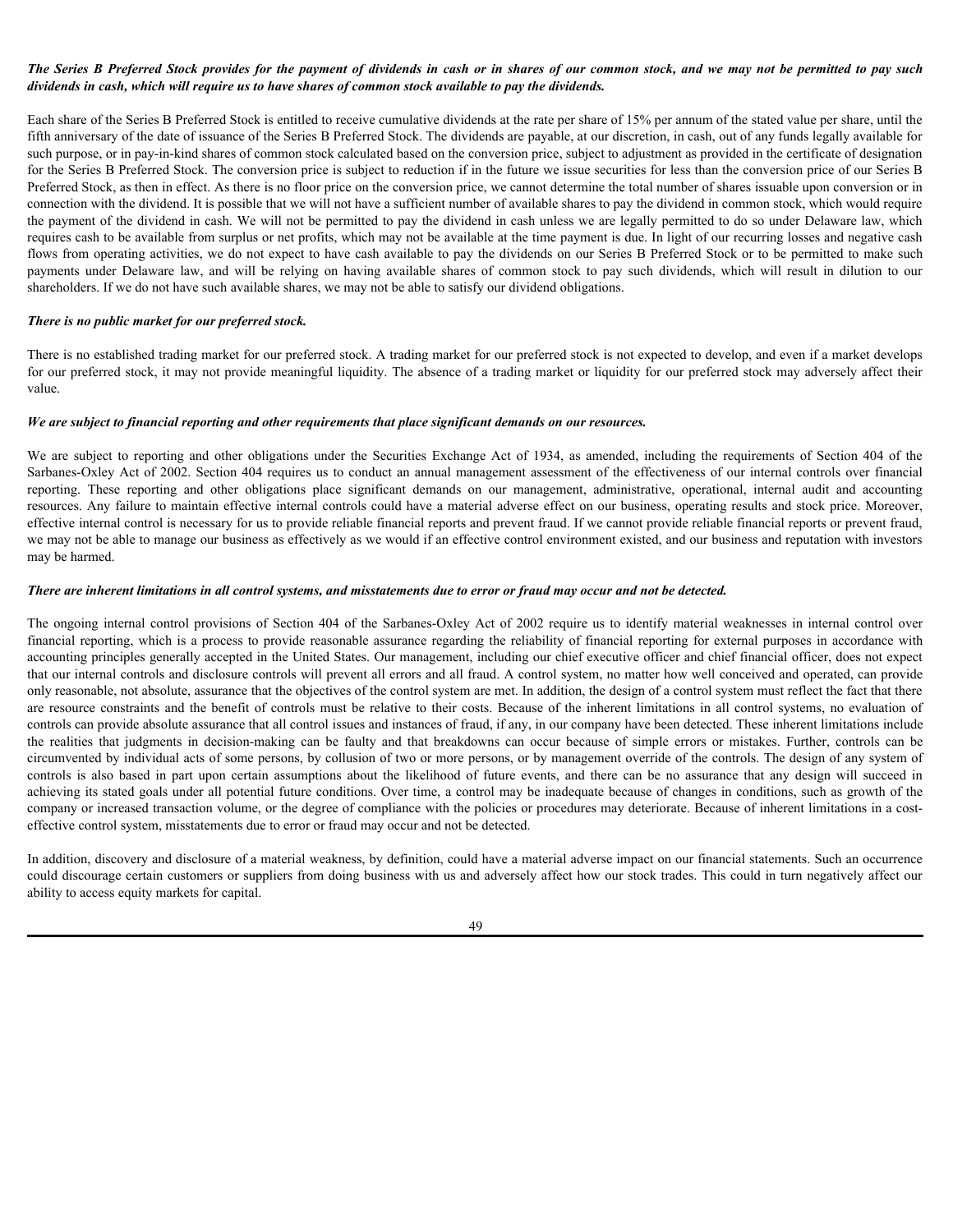***The Series B Preferred Stock provides for the payment of dividends in cash or in shares of our common stock, and we may not be permitted to pay such dividends in cash, which will require us to have shares of common stock available to pay the dividends.***

Each share of the Series B Preferred Stock is entitled to receive cumulative dividends at the rate per share of 15% per annum of the stated value per share, until the fifth anniversary of the date of issuance of the Series B Preferred Stock. The dividends are payable, at our discretion, in cash, out of any funds legally available for such purpose, or in pay-in-kind shares of common stock calculated based on the conversion price, subject to adjustment as provided in the certificate of designation for the Series B Preferred Stock. The conversion price is subject to reduction if in the future we issue securities for less than the conversion price of our Series B Preferred Stock, as then in effect. As there is no floor price on the conversion price, we cannot determine the total number of shares issuable upon conversion or in connection with the dividend. It is possible that we will not have a sufficient number of available shares to pay the dividend in common stock, which would require the payment of the dividend in cash. We will not be permitted to pay the dividend in cash unless we are legally permitted to do so under Delaware law, which requires cash to be available from surplus or net profits, which may not be available at the time payment is due. In light of our recurring losses and negative cash flows from operating activities, we do not expect to have cash available to pay the dividends on our Series B Preferred Stock or to be permitted to make such payments under Delaware law, and will be relying on having available shares of common stock to pay such dividends, which will result in dilution to our shareholders. If we do not have such available shares, we may not be able to satisfy our dividend obligations.

***There is no public market for our preferred stock.***

There is no established trading market for our preferred stock. A trading market for our preferred stock is not expected to develop, and even if a market develops for our preferred stock, it may not provide meaningful liquidity. The absence of a trading market or liquidity for our preferred stock may adversely affect their value.

***We are subject to financial reporting and other requirements that place significant demands on our resources.***

We are subject to reporting and other obligations under the Securities Exchange Act of 1934, as amended, including the requirements of Section 404 of the Sarbanes-Oxley Act of 2002. Section 404 requires us to conduct an annual management assessment of the effectiveness of our internal controls over financial reporting. These reporting and other obligations place significant demands on our management, administrative, operational, internal audit and accounting resources. Any failure to maintain effective internal controls could have a material adverse effect on our business, operating results and stock price. Moreover, effective internal control is necessary for us to provide reliable financial reports and prevent fraud. If we cannot provide reliable financial reports or prevent fraud, we may not be able to manage our business as effectively as we would if an effective control environment existed, and our business and reputation with investors may be harmed.

***There are inherent limitations in all control systems, and misstatements due to error or fraud may occur and not be detected.***

The ongoing internal control provisions of Section 404 of the Sarbanes-Oxley Act of 2002 require us to identify material weaknesses in internal control over financial reporting, which is a process to provide reasonable assurance regarding the reliability of financial reporting for external purposes in accordance with accounting principles generally accepted in the United States. Our management, including our chief executive officer and chief financial officer, does not expect that our internal controls and disclosure controls will prevent all errors and all fraud. A control system, no matter how well conceived and operated, can provide only reasonable, not absolute, assurance that the objectives of the control system are met. In addition, the design of a control system must reflect the fact that there are resource constraints and the benefit of controls must be relative to their costs. Because of the inherent limitations in all control systems, no evaluation of controls can provide absolute assurance that all control issues and instances of fraud, if any, in our company have been detected. These inherent limitations include the realities that judgments in decision-making can be faulty and that breakdowns can occur because of simple errors or mistakes. Further, controls can be circumvented by individual acts of some persons, by collusion of two or more persons, or by management override of the controls. The design of any system of controls is also based in part upon certain assumptions about the likelihood of future events, and there can be no assurance that any design will succeed in achieving its stated goals under all potential future conditions. Over time, a control may be inadequate because of changes in conditions, such as growth of the company or increased transaction volume, or the degree of compliance with the policies or procedures may deteriorate. Because of inherent limitations in a cost-effective control system, misstatements due to error or fraud may occur and not be detected.

In addition, discovery and disclosure of a material weakness, by definition, could have a material adverse impact on our financial statements. Such an occurrence could discourage certain customers or suppliers from doing business with us and adversely affect how our stock trades. This could in turn negatively affect our ability to access equity markets for capital.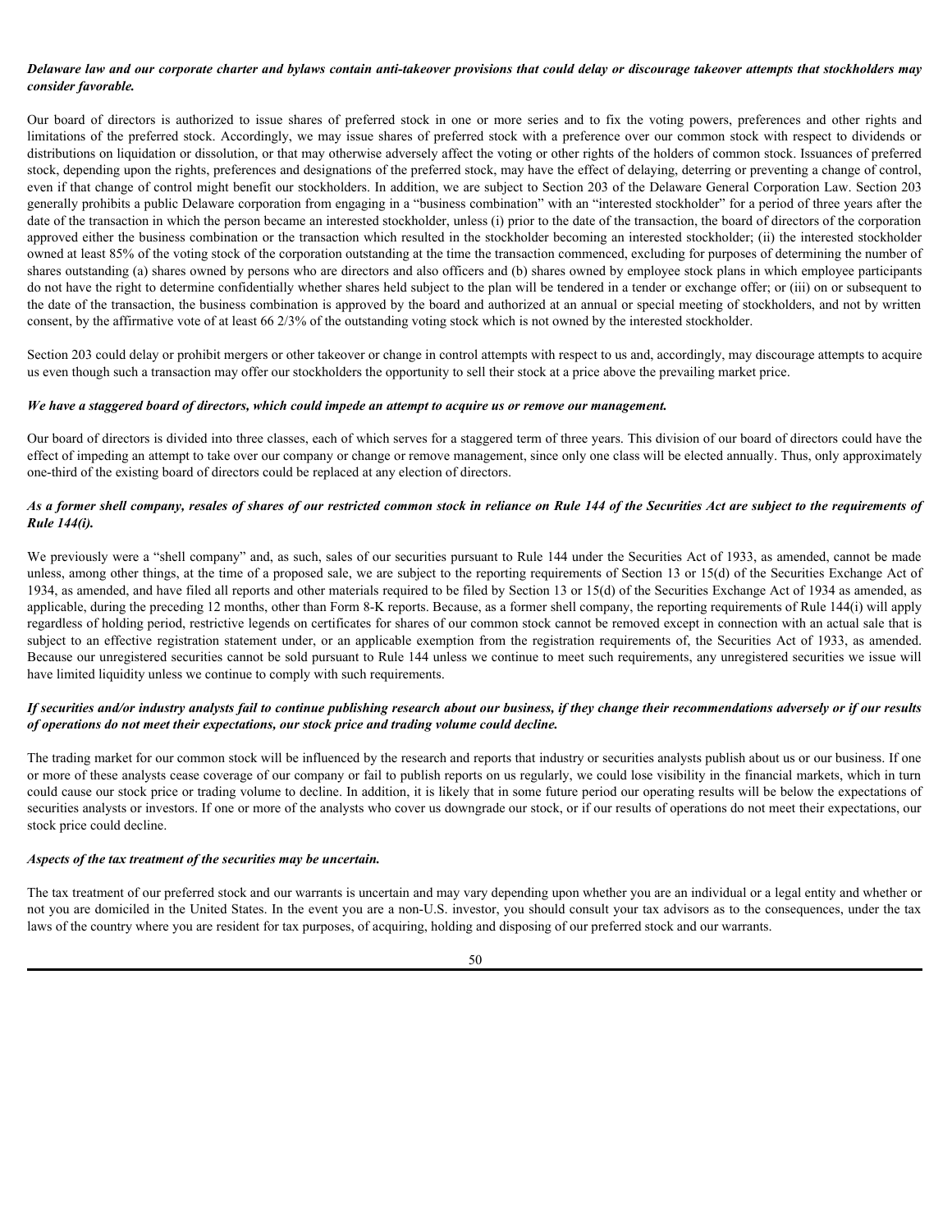***Delaware law and our corporate charter and bylaws contain anti-takeover provisions that could delay or discourage takeover attempts that stockholders may consider favorable.***

Our board of directors is authorized to issue shares of preferred stock in one or more series and to fix the voting powers, preferences and other rights and limitations of the preferred stock. Accordingly, we may issue shares of preferred stock with a preference over our common stock with respect to dividends or distributions on liquidation or dissolution, or that may otherwise adversely affect the voting or other rights of the holders of common stock. Issuances of preferred stock, depending upon the rights, preferences and designations of the preferred stock, may have the effect of delaying, deterring or preventing a change of control, even if that change of control might benefit our stockholders. In addition, we are subject to Section 203 of the Delaware General Corporation Law. Section 203 generally prohibits a public Delaware corporation from engaging in a "business combination" with an "interested stockholder" for a period of three years after the date of the transaction in which the person became an interested stockholder, unless (i) prior to the date of the transaction, the board of directors of the corporation approved either the business combination or the transaction which resulted in the stockholder becoming an interested stockholder; (ii) the interested stockholder owned at least 85% of the voting stock of the corporation outstanding at the time the transaction commenced, excluding for purposes of determining the number of shares outstanding (a) shares owned by persons who are directors and also officers and (b) shares owned by employee stock plans in which employee participants do not have the right to determine confidentially whether shares held subject to the plan will be tendered in a tender or exchange offer; or (iii) on or subsequent to the date of the transaction, the business combination is approved by the board and authorized at an annual or special meeting of stockholders, and not by written consent, by the affirmative vote of at least 66 2/3% of the outstanding voting stock which is not owned by the interested stockholder.

Section 203 could delay or prohibit mergers or other takeover or change in control attempts with respect to us and, accordingly, may discourage attempts to acquire us even though such a transaction may offer our stockholders the opportunity to sell their stock at a price above the prevailing market price.

***We have a staggered board of directors, which could impede an attempt to acquire us or remove our management.***

Our board of directors is divided into three classes, each of which serves for a staggered term of three years. This division of our board of directors could have the effect of impeding an attempt to take over our company or change or remove management, since only one class will be elected annually. Thus, only approximately one-third of the existing board of directors could be replaced at any election of directors.

***As a former shell company, resales of shares of our restricted common stock in reliance on Rule 144 of the Securities Act are subject to the requirements of Rule 144(i).***

We previously were a "shell company" and, as such, sales of our securities pursuant to Rule 144 under the Securities Act of 1933, as amended, cannot be made unless, among other things, at the time of a proposed sale, we are subject to the reporting requirements of Section 13 or 15(d) of the Securities Exchange Act of 1934, as amended, and have filed all reports and other materials required to be filed by Section 13 or 15(d) of the Securities Exchange Act of 1934 as amended, as applicable, during the preceding 12 months, other than Form 8-K reports. Because, as a former shell company, the reporting requirements of Rule 144(i) will apply regardless of holding period, restrictive legends on certificates for shares of our common stock cannot be removed except in connection with an actual sale that is subject to an effective registration statement under, or an applicable exemption from the registration requirements of, the Securities Act of 1933, as amended. Because our unregistered securities cannot be sold pursuant to Rule 144 unless we continue to meet such requirements, any unregistered securities we issue will have limited liquidity unless we continue to comply with such requirements.

***If securities and/or industry analysts fail to continue publishing research about our business, if they change their recommendations adversely or if our results of operations do not meet their expectations, our stock price and trading volume could decline.***

The trading market for our common stock will be influenced by the research and reports that industry or securities analysts publish about us or our business. If one or more of these analysts cease coverage of our company or fail to publish reports on us regularly, we could lose visibility in the financial markets, which in turn could cause our stock price or trading volume to decline. In addition, it is likely that in some future period our operating results will be below the expectations of securities analysts or investors. If one or more of the analysts who cover us downgrade our stock, or if our results of operations do not meet their expectations, our stock price could decline.

***Aspects of the tax treatment of the securities may be uncertain.***

The tax treatment of our preferred stock and our warrants is uncertain and may vary depending upon whether you are an individual or a legal entity and whether or not you are domiciled in the United States. In the event you are a non-U.S. investor, you should consult your tax advisors as to the consequences, under the tax laws of the country where you are resident for tax purposes, of acquiring, holding and disposing of our preferred stock and our warrants.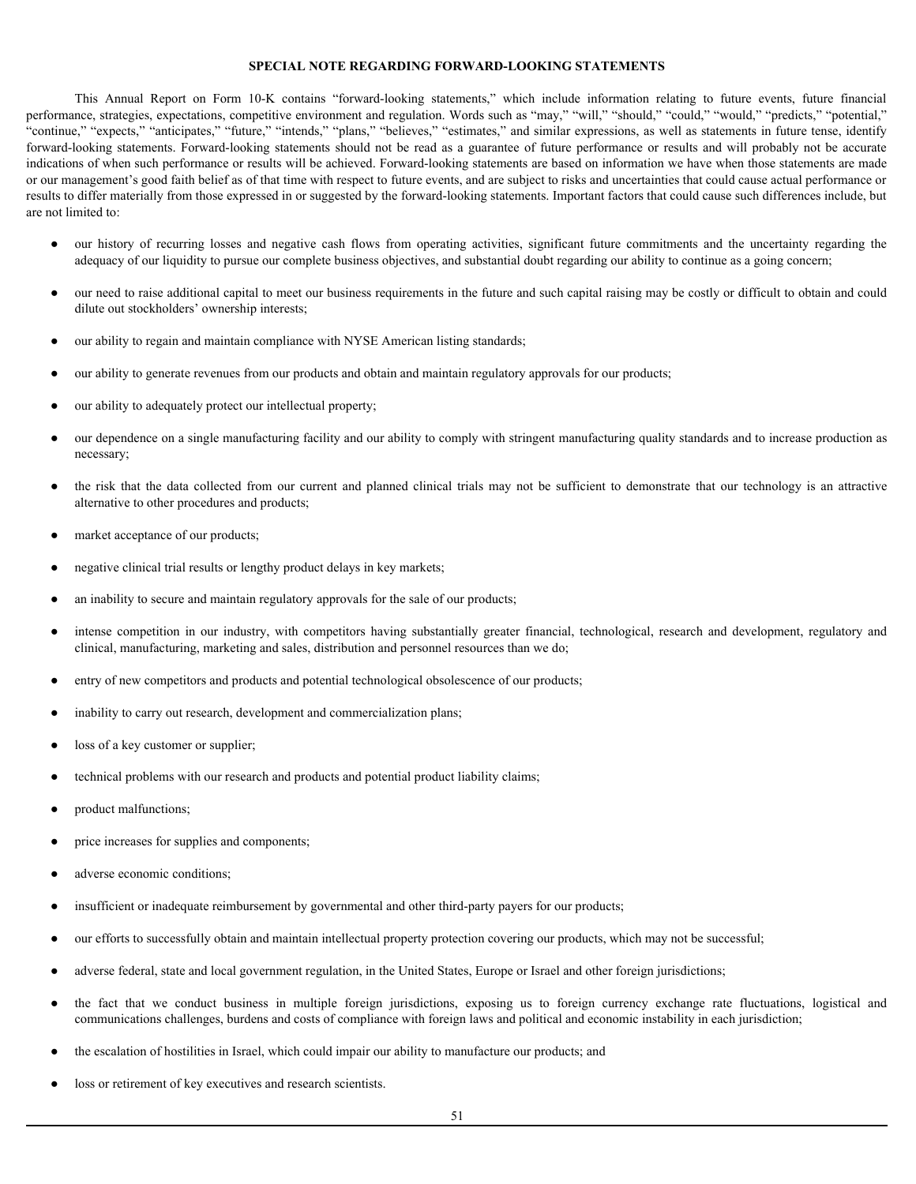## SPECIAL NOTE REGARDING FORWARD-LOOKING STATEMENTS

This Annual Report on Form 10-K contains "forward-looking statements," which include information relating to future events, future financial performance, strategies, expectations, competitive environment and regulation. Words such as "may," "will," "should," "could," "would," "predicts," "potential," "continue," "expects," "anticipates," "future," "intends," "plans," "believes," "estimates," and similar expressions, as well as statements in future tense, identify forward-looking statements. Forward-looking statements should not be read as a guarantee of future performance or results and will probably not be accurate indications of when such performance or results will be achieved. Forward-looking statements are based on information we have when those statements are made or our management's good faith belief as of that time with respect to future events, and are subject to risks and uncertainties that could cause actual performance or results to differ materially from those expressed in or suggested by the forward-looking statements. Important factors that could cause such differences include, but are not limited to:

- our history of recurring losses and negative cash flows from operating activities, significant future commitments and the uncertainty regarding the adequacy of our liquidity to pursue our complete business objectives, and substantial doubt regarding our ability to continue as a going concern;
- our need to raise additional capital to meet our business requirements in the future and such capital raising may be costly or difficult to obtain and could dilute out stockholders' ownership interests;
- our ability to regain and maintain compliance with NYSE American listing standards;
- our ability to generate revenues from our products and obtain and maintain regulatory approvals for our products;
- our ability to adequately protect our intellectual property;
- our dependence on a single manufacturing facility and our ability to comply with stringent manufacturing quality standards and to increase production as necessary;
- the risk that the data collected from our current and planned clinical trials may not be sufficient to demonstrate that our technology is an attractive alternative to other procedures and products;
- market acceptance of our products;
- negative clinical trial results or lengthy product delays in key markets;
- an inability to secure and maintain regulatory approvals for the sale of our products;
- intense competition in our industry, with competitors having substantially greater financial, technological, research and development, regulatory and clinical, manufacturing, marketing and sales, distribution and personnel resources than we do;
- entry of new competitors and products and potential technological obsolescence of our products;
- inability to carry out research, development and commercialization plans;
- loss of a key customer or supplier;
- technical problems with our research and products and potential product liability claims;
- product malfunctions;
- price increases for supplies and components;
- adverse economic conditions;
- insufficient or inadequate reimbursement by governmental and other third-party payers for our products;
- our efforts to successfully obtain and maintain intellectual property protection covering our products, which may not be successful;
- adverse federal, state and local government regulation, in the United States, Europe or Israel and other foreign jurisdictions;
- the fact that we conduct business in multiple foreign jurisdictions, exposing us to foreign currency exchange rate fluctuations, logistical and communications challenges, burdens and costs of compliance with foreign laws and political and economic instability in each jurisdiction;
- the escalation of hostilities in Israel, which could impair our ability to manufacture our products; and
- loss or retirement of key executives and research scientists.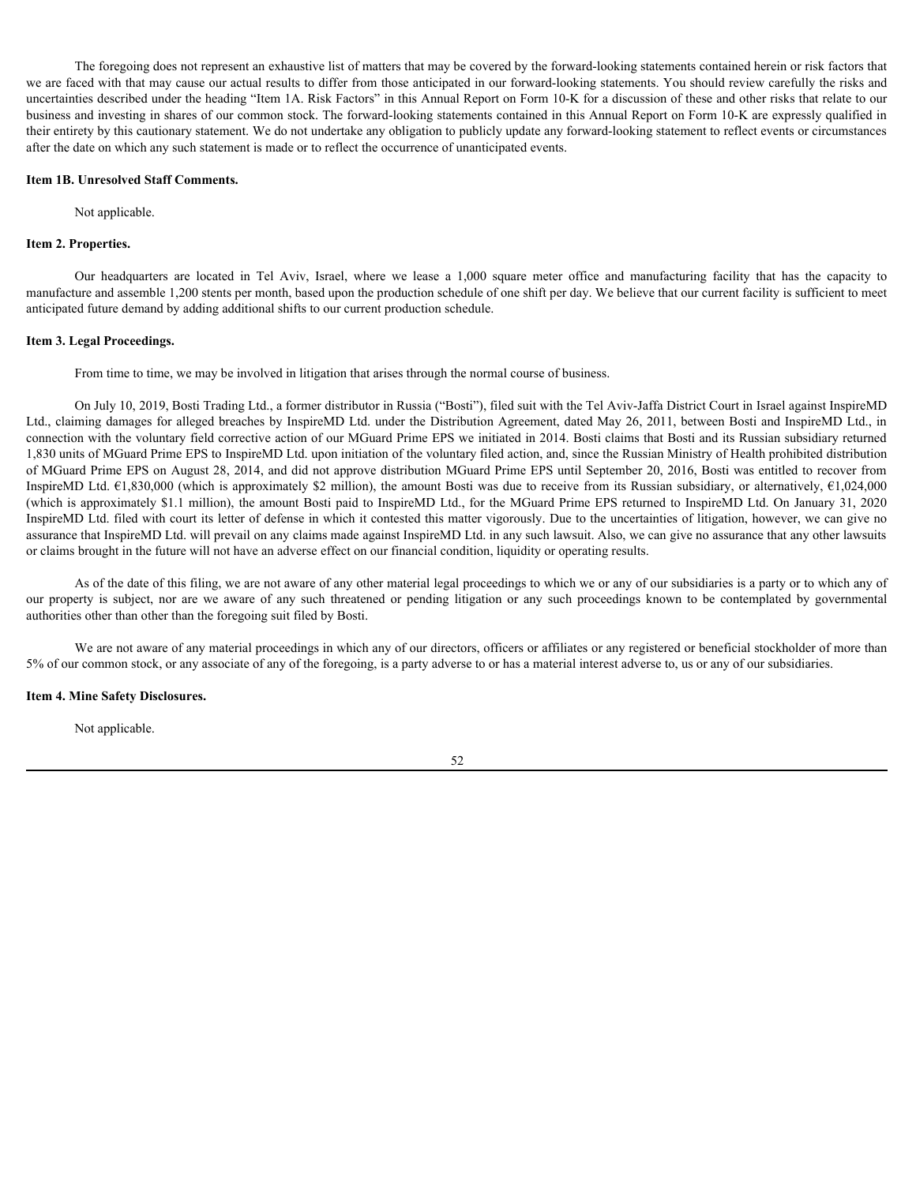The foregoing does not represent an exhaustive list of matters that may be covered by the forward-looking statements contained herein or risk factors that we are faced with that may cause our actual results to differ from those anticipated in our forward-looking statements. You should review carefully the risks and uncertainties described under the heading "Item 1A. Risk Factors" in this Annual Report on Form 10-K for a discussion of these and other risks that relate to our business and investing in shares of our common stock. The forward-looking statements contained in this Annual Report on Form 10-K are expressly qualified in their entirety by this cautionary statement. We do not undertake any obligation to publicly update any forward-looking statement to reflect events or circumstances after the date on which any such statement is made or to reflect the occurrence of unanticipated events.

**Item 1B. Unresolved Staff Comments.**

Not applicable.

**Item 2. Properties.**

Our headquarters are located in Tel Aviv, Israel, where we lease a 1,000 square meter office and manufacturing facility that has the capacity to manufacture and assemble 1,200 stents per month, based upon the production schedule of one shift per day. We believe that our current facility is sufficient to meet anticipated future demand by adding additional shifts to our current production schedule.

**Item 3. Legal Proceedings.**

From time to time, we may be involved in litigation that arises through the normal course of business.

On July 10, 2019, Bosti Trading Ltd., a former distributor in Russia ("Bosti"), filed suit with the Tel Aviv-Jaffa District Court in Israel against InspireMD Ltd., claiming damages for alleged breaches by InspireMD Ltd. under the Distribution Agreement, dated May 26, 2011, between Bosti and InspireMD Ltd., in connection with the voluntary field corrective action of our MGuard Prime EPS we initiated in 2014. Bosti claims that Bosti and its Russian subsidiary returned 1,830 units of MGuard Prime EPS to InspireMD Ltd. upon initiation of the voluntary filed action, and, since the Russian Ministry of Health prohibited distribution of MGuard Prime EPS on August 28, 2014, and did not approve distribution MGuard Prime EPS until September 20, 2016, Bosti was entitled to recover from InspireMD Ltd. €1,830,000 (which is approximately $2 million), the amount Bosti was due to receive from its Russian subsidiary, or alternatively, €1,024,000 (which is approximately $1.1 million), the amount Bosti paid to InspireMD Ltd., for the MGuard Prime EPS returned to InspireMD Ltd. On January 31, 2020 InspireMD Ltd. filed with court its letter of defense in which it contested this matter vigorously. Due to the uncertainties of litigation, however, we can give no assurance that InspireMD Ltd. will prevail on any claims made against InspireMD Ltd. in any such lawsuit. Also, we can give no assurance that any other lawsuits or claims brought in the future will not have an adverse effect on our financial condition, liquidity or operating results.

As of the date of this filing, we are not aware of any other material legal proceedings to which we or any of our subsidiaries is a party or to which any of our property is subject, nor are we aware of any such threatened or pending litigation or any such proceedings known to be contemplated by governmental authorities other than other than the foregoing suit filed by Bosti.

We are not aware of any material proceedings in which any of our directors, officers or affiliates or any registered or beneficial stockholder of more than 5% of our common stock, or any associate of any of the foregoing, is a party adverse to or has a material interest adverse to, us or any of our subsidiaries.

**Item 4. Mine Safety Disclosures.**

Not applicable.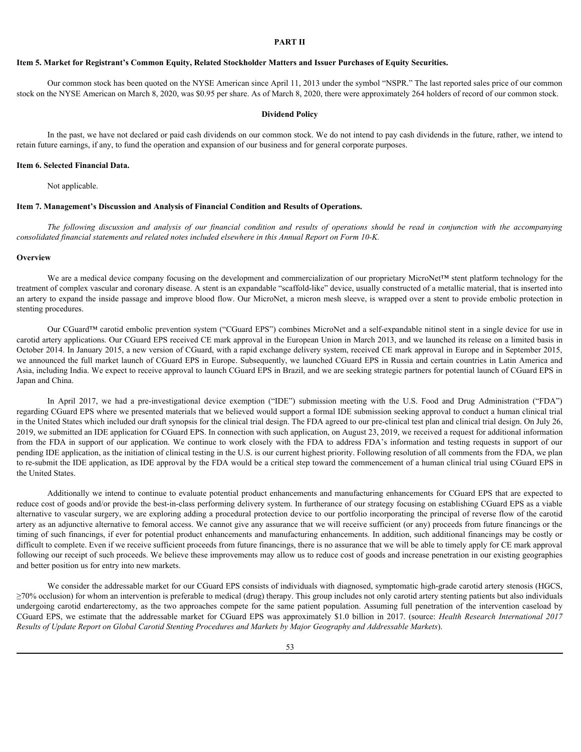# PART II

## Item 5. Market for Registrant's Common Equity, Related Stockholder Matters and Issuer Purchases of Equity Securities.

Our common stock has been quoted on the NYSE American since April 11, 2013 under the symbol "NSPR." The last reported sales price of our common stock on the NYSE American on March 8, 2020, was $0.95 per share. As of March 8, 2020, there were approximately 264 holders of record of our common stock.

### Dividend Policy

In the past, we have not declared or paid cash dividends on our common stock. We do not intend to pay cash dividends in the future, rather, we intend to retain future earnings, if any, to fund the operation and expansion of our business and for general corporate purposes.

## Item 6. Selected Financial Data.

Not applicable.

## Item 7. Management's Discussion and Analysis of Financial Condition and Results of Operations.

*The following discussion and analysis of our financial condition and results of operations should be read in conjunction with the accompanying consolidated financial statements and related notes included elsewhere in this Annual Report on Form 10-K.*

### Overview

We are a medical device company focusing on the development and commercialization of our proprietary MicroNet™ stent platform technology for the treatment of complex vascular and coronary disease. A stent is an expandable "scaffold-like" device, usually constructed of a metallic material, that is inserted into an artery to expand the inside passage and improve blood flow. Our MicroNet, a micron mesh sleeve, is wrapped over a stent to provide embolic protection in stenting procedures.

Our CGuard™ carotid embolic prevention system ("CGuard EPS") combines MicroNet and a self-expandable nitinol stent in a single device for use in carotid artery applications. Our CGuard EPS received CE mark approval in the European Union in March 2013, and we launched its release on a limited basis in October 2014. In January 2015, a new version of CGuard, with a rapid exchange delivery system, received CE mark approval in Europe and in September 2015, we announced the full market launch of CGuard EPS in Europe. Subsequently, we launched CGuard EPS in Russia and certain countries in Latin America and Asia, including India. We expect to receive approval to launch CGuard EPS in Brazil, and we are seeking strategic partners for potential launch of CGuard EPS in Japan and China.

In April 2017, we had a pre-investigational device exemption ("IDE") submission meeting with the U.S. Food and Drug Administration ("FDA") regarding CGuard EPS where we presented materials that we believed would support a formal IDE submission seeking approval to conduct a human clinical trial in the United States which included our draft synopsis for the clinical trial design. The FDA agreed to our pre-clinical test plan and clinical trial design. On July 26, 2019, we submitted an IDE application for CGuard EPS. In connection with such application, on August 23, 2019, we received a request for additional information from the FDA in support of our application. We continue to work closely with the FDA to address FDA's information and testing requests in support of our pending IDE application, as the initiation of clinical testing in the U.S. is our current highest priority. Following resolution of all comments from the FDA, we plan to re-submit the IDE application, as IDE approval by the FDA would be a critical step toward the commencement of a human clinical trial using CGuard EPS in the United States.

Additionally we intend to continue to evaluate potential product enhancements and manufacturing enhancements for CGuard EPS that are expected to reduce cost of goods and/or provide the best-in-class performing delivery system. In furtherance of our strategy focusing on establishing CGuard EPS as a viable alternative to vascular surgery, we are exploring adding a procedural protection device to our portfolio incorporating the principal of reverse flow of the carotid artery as an adjunctive alternative to femoral access. We cannot give any assurance that we will receive sufficient (or any) proceeds from future financings or the timing of such financings, if ever for potential product enhancements and manufacturing enhancements. In addition, such additional financings may be costly or difficult to complete. Even if we receive sufficient proceeds from future financings, there is no assurance that we will be able to timely apply for CE mark approval following our receipt of such proceeds. We believe these improvements may allow us to reduce cost of goods and increase penetration in our existing geographies and better position us for entry into new markets.

We consider the addressable market for our CGuard EPS consists of individuals with diagnosed, symptomatic high-grade carotid artery stenosis (HGCS, ≥70% occlusion) for whom an intervention is preferable to medical (drug) therapy. This group includes not only carotid artery stenting patients but also individuals undergoing carotid endarterectomy, as the two approaches compete for the same patient population. Assuming full penetration of the intervention caseload by CGuard EPS, we estimate that the addressable market for CGuard EPS was approximately $1.0 billion in 2017. (source: *Health Research International 2017 Results of Update Report on Global Carotid Stenting Procedures and Markets by Major Geography and Addressable Markets*).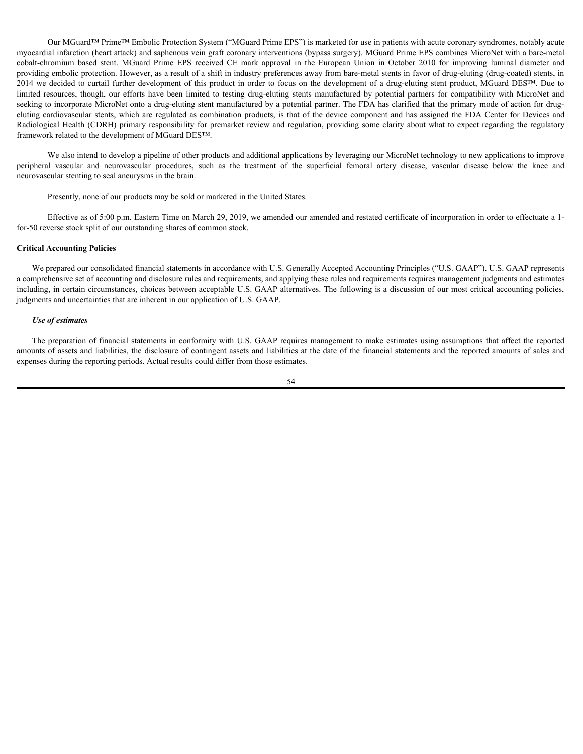Our MGuard™ Prime™ Embolic Protection System ("MGuard Prime EPS") is marketed for use in patients with acute coronary syndromes, notably acute myocardial infarction (heart attack) and saphenous vein graft coronary interventions (bypass surgery). MGuard Prime EPS combines MicroNet with a bare-metal cobalt-chromium based stent. MGuard Prime EPS received CE mark approval in the European Union in October 2010 for improving luminal diameter and providing embolic protection. However, as a result of a shift in industry preferences away from bare-metal stents in favor of drug-eluting (drug-coated) stents, in 2014 we decided to curtail further development of this product in order to focus on the development of a drug-eluting stent product, MGuard DES™. Due to limited resources, though, our efforts have been limited to testing drug-eluting stents manufactured by potential partners for compatibility with MicroNet and seeking to incorporate MicroNet onto a drug-eluting stent manufactured by a potential partner. The FDA has clarified that the primary mode of action for drug-eluting cardiovascular stents, which are regulated as combination products, is that of the device component and has assigned the FDA Center for Devices and Radiological Health (CDRH) primary responsibility for premarket review and regulation, providing some clarity about what to expect regarding the regulatory framework related to the development of MGuard DES™.

We also intend to develop a pipeline of other products and additional applications by leveraging our MicroNet technology to new applications to improve peripheral vascular and neurovascular procedures, such as the treatment of the superficial femoral artery disease, vascular disease below the knee and neurovascular stenting to seal aneurysms in the brain.

Presently, none of our products may be sold or marketed in the United States.

Effective as of 5:00 p.m. Eastern Time on March 29, 2019, we amended our amended and restated certificate of incorporation in order to effectuate a 1-for-50 reverse stock split of our outstanding shares of common stock.

**Critical Accounting Policies**

We prepared our consolidated financial statements in accordance with U.S. Generally Accepted Accounting Principles ("U.S. GAAP"). U.S. GAAP represents a comprehensive set of accounting and disclosure rules and requirements, and applying these rules and requirements requires management judgments and estimates including, in certain circumstances, choices between acceptable U.S. GAAP alternatives. The following is a discussion of our most critical accounting policies, judgments and uncertainties that are inherent in our application of U.S. GAAP.

***Use of estimates***

The preparation of financial statements in conformity with U.S. GAAP requires management to make estimates using assumptions that affect the reported amounts of assets and liabilities, the disclosure of contingent assets and liabilities at the date of the financial statements and the reported amounts of sales and expenses during the reporting periods. Actual results could differ from those estimates.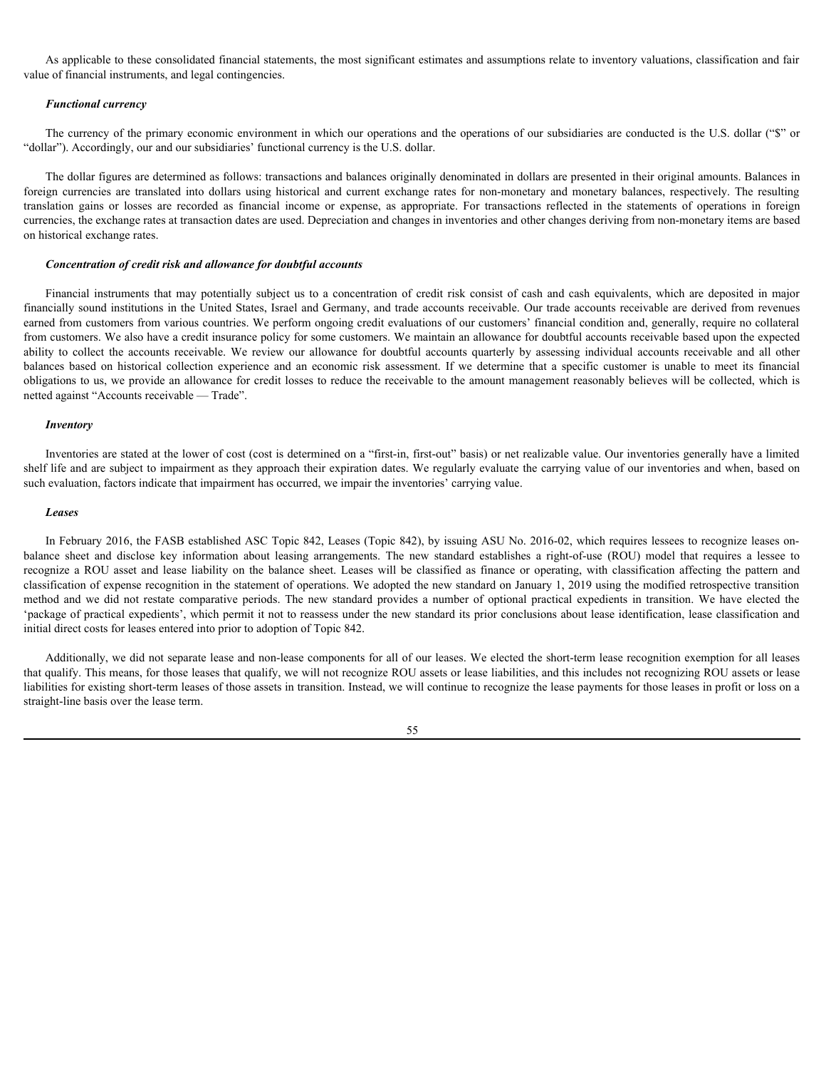As applicable to these consolidated financial statements, the most significant estimates and assumptions relate to inventory valuations, classification and fair value of financial instruments, and legal contingencies.

***Functional currency***

The currency of the primary economic environment in which our operations and the operations of our subsidiaries are conducted is the U.S. dollar ("$" or "dollar"). Accordingly, our and our subsidiaries' functional currency is the U.S. dollar.

The dollar figures are determined as follows: transactions and balances originally denominated in dollars are presented in their original amounts. Balances in foreign currencies are translated into dollars using historical and current exchange rates for non-monetary and monetary balances, respectively. The resulting translation gains or losses are recorded as financial income or expense, as appropriate. For transactions reflected in the statements of operations in foreign currencies, the exchange rates at transaction dates are used. Depreciation and changes in inventories and other changes deriving from non-monetary items are based on historical exchange rates.

***Concentration of credit risk and allowance for doubtful accounts***

Financial instruments that may potentially subject us to a concentration of credit risk consist of cash and cash equivalents, which are deposited in major financially sound institutions in the United States, Israel and Germany, and trade accounts receivable. Our trade accounts receivable are derived from revenues earned from customers from various countries. We perform ongoing credit evaluations of our customers' financial condition and, generally, require no collateral from customers. We also have a credit insurance policy for some customers. We maintain an allowance for doubtful accounts receivable based upon the expected ability to collect the accounts receivable. We review our allowance for doubtful accounts quarterly by assessing individual accounts receivable and all other balances based on historical collection experience and an economic risk assessment. If we determine that a specific customer is unable to meet its financial obligations to us, we provide an allowance for credit losses to reduce the receivable to the amount management reasonably believes will be collected, which is netted against "Accounts receivable — Trade".

***Inventory***

Inventories are stated at the lower of cost (cost is determined on a "first-in, first-out" basis) or net realizable value. Our inventories generally have a limited shelf life and are subject to impairment as they approach their expiration dates. We regularly evaluate the carrying value of our inventories and when, based on such evaluation, factors indicate that impairment has occurred, we impair the inventories' carrying value.

***Leases***

In February 2016, the FASB established ASC Topic 842, Leases (Topic 842), by issuing ASU No. 2016-02, which requires lessees to recognize leases on-balance sheet and disclose key information about leasing arrangements. The new standard establishes a right-of-use (ROU) model that requires a lessee to recognize a ROU asset and lease liability on the balance sheet. Leases will be classified as finance or operating, with classification affecting the pattern and classification of expense recognition in the statement of operations. We adopted the new standard on January 1, 2019 using the modified retrospective transition method and we did not restate comparative periods. The new standard provides a number of optional practical expedients in transition. We have elected the 'package of practical expedients', which permit it not to reassess under the new standard its prior conclusions about lease identification, lease classification and initial direct costs for leases entered into prior to adoption of Topic 842.

Additionally, we did not separate lease and non-lease components for all of our leases. We elected the short-term lease recognition exemption for all leases that qualify. This means, for those leases that qualify, we will not recognize ROU assets or lease liabilities, and this includes not recognizing ROU assets or lease liabilities for existing short-term leases of those assets in transition. Instead, we will continue to recognize the lease payments for those leases in profit or loss on a straight-line basis over the lease term.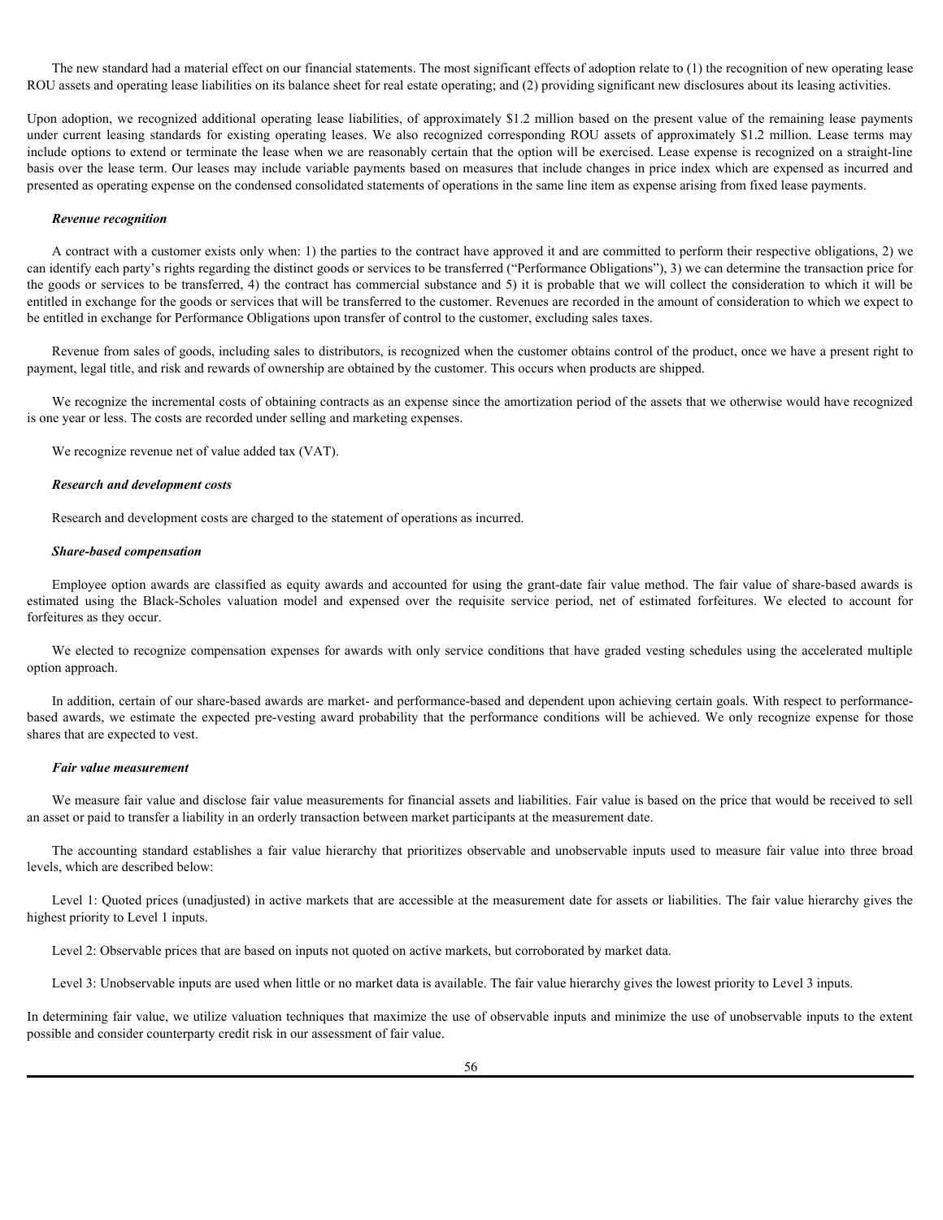The new standard had a material effect on our financial statements. The most significant effects of adoption relate to (1) the recognition of new operating lease ROU assets and operating lease liabilities on its balance sheet for real estate operating; and (2) providing significant new disclosures about its leasing activities.

Upon adoption, we recognized additional operating lease liabilities, of approximately $1.2 million based on the present value of the remaining lease payments under current leasing standards for existing operating leases. We also recognized corresponding ROU assets of approximately $1.2 million. Lease terms may include options to extend or terminate the lease when we are reasonably certain that the option will be exercised. Lease expense is recognized on a straight-line basis over the lease term. Our leases may include variable payments based on measures that include changes in price index which are expensed as incurred and presented as operating expense on the condensed consolidated statements of operations in the same line item as expense arising from fixed lease payments.

***Revenue recognition***

A contract with a customer exists only when: 1) the parties to the contract have approved it and are committed to perform their respective obligations, 2) we can identify each party's rights regarding the distinct goods or services to be transferred ("Performance Obligations"), 3) we can determine the transaction price for the goods or services to be transferred, 4) the contract has commercial substance and 5) it is probable that we will collect the consideration to which it will be entitled in exchange for the goods or services that will be transferred to the customer. Revenues are recorded in the amount of consideration to which we expect to be entitled in exchange for Performance Obligations upon transfer of control to the customer, excluding sales taxes.

Revenue from sales of goods, including sales to distributors, is recognized when the customer obtains control of the product, once we have a present right to payment, legal title, and risk and rewards of ownership are obtained by the customer. This occurs when products are shipped.

We recognize the incremental costs of obtaining contracts as an expense since the amortization period of the assets that we otherwise would have recognized is one year or less. The costs are recorded under selling and marketing expenses.

We recognize revenue net of value added tax (VAT).

***Research and development costs***

Research and development costs are charged to the statement of operations as incurred.

***Share-based compensation***

Employee option awards are classified as equity awards and accounted for using the grant-date fair value method. The fair value of share-based awards is estimated using the Black-Scholes valuation model and expensed over the requisite service period, net of estimated forfeitures. We elected to account for forfeitures as they occur.

We elected to recognize compensation expenses for awards with only service conditions that have graded vesting schedules using the accelerated multiple option approach.

In addition, certain of our share-based awards are market- and performance-based and dependent upon achieving certain goals. With respect to performance-based awards, we estimate the expected pre-vesting award probability that the performance conditions will be achieved. We only recognize expense for those shares that are expected to vest.

***Fair value measurement***

We measure fair value and disclose fair value measurements for financial assets and liabilities. Fair value is based on the price that would be received to sell an asset or paid to transfer a liability in an orderly transaction between market participants at the measurement date.

The accounting standard establishes a fair value hierarchy that prioritizes observable and unobservable inputs used to measure fair value into three broad levels, which are described below:

Level 1: Quoted prices (unadjusted) in active markets that are accessible at the measurement date for assets or liabilities. The fair value hierarchy gives the highest priority to Level 1 inputs.

Level 2: Observable prices that are based on inputs not quoted on active markets, but corroborated by market data.

Level 3: Unobservable inputs are used when little or no market data is available. The fair value hierarchy gives the lowest priority to Level 3 inputs.

In determining fair value, we utilize valuation techniques that maximize the use of observable inputs and minimize the use of unobservable inputs to the extent possible and consider counterparty credit risk in our assessment of fair value.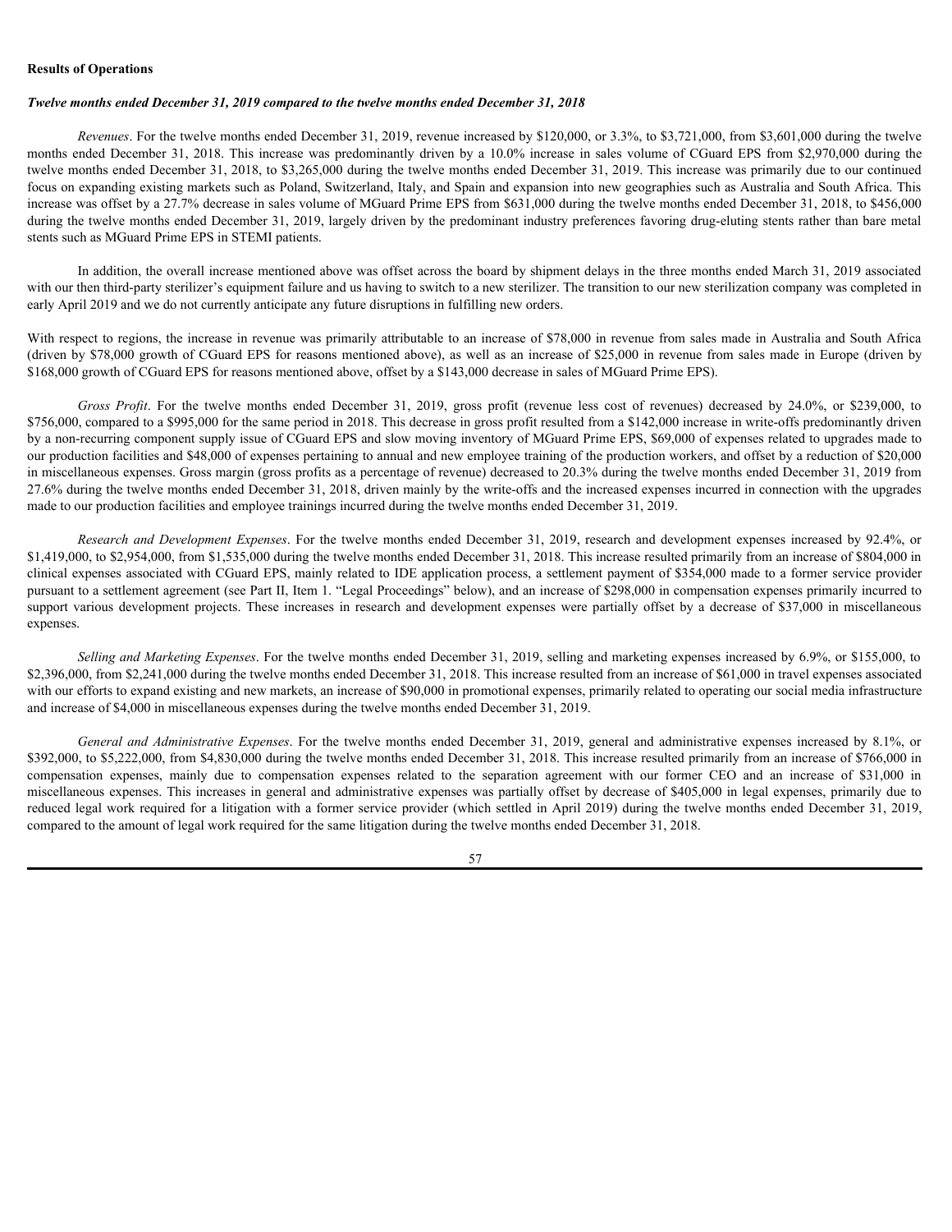**Results of Operations**

***Twelve months ended December 31, 2019 compared to the twelve months ended December 31, 2018***

*Revenues*. For the twelve months ended December 31, 2019, revenue increased by $120,000, or 3.3%, to $3,721,000, from $3,601,000 during the twelve months ended December 31, 2018. This increase was predominantly driven by a 10.0% increase in sales volume of CGuard EPS from $2,970,000 during the twelve months ended December 31, 2018, to $3,265,000 during the twelve months ended December 31, 2019. This increase was primarily due to our continued focus on expanding existing markets such as Poland, Switzerland, Italy, and Spain and expansion into new geographies such as Australia and South Africa. This increase was offset by a 27.7% decrease in sales volume of MGuard Prime EPS from $631,000 during the twelve months ended December 31, 2018, to $456,000 during the twelve months ended December 31, 2019, largely driven by the predominant industry preferences favoring drug-eluting stents rather than bare metal stents such as MGuard Prime EPS in STEMI patients.

In addition, the overall increase mentioned above was offset across the board by shipment delays in the three months ended March 31, 2019 associated with our then third-party sterilizer's equipment failure and us having to switch to a new sterilizer. The transition to our new sterilization company was completed in early April 2019 and we do not currently anticipate any future disruptions in fulfilling new orders.

With respect to regions, the increase in revenue was primarily attributable to an increase of $78,000 in revenue from sales made in Australia and South Africa (driven by $78,000 growth of CGuard EPS for reasons mentioned above), as well as an increase of $25,000 in revenue from sales made in Europe (driven by $168,000 growth of CGuard EPS for reasons mentioned above, offset by a $143,000 decrease in sales of MGuard Prime EPS).

*Gross Profit*. For the twelve months ended December 31, 2019, gross profit (revenue less cost of revenues) decreased by 24.0%, or $239,000, to $756,000, compared to a $995,000 for the same period in 2018. This decrease in gross profit resulted from a $142,000 increase in write-offs predominantly driven by a non-recurring component supply issue of CGuard EPS and slow moving inventory of MGuard Prime EPS, $69,000 of expenses related to upgrades made to our production facilities and $48,000 of expenses pertaining to annual and new employee training of the production workers, and offset by a reduction of $20,000 in miscellaneous expenses. Gross margin (gross profits as a percentage of revenue) decreased to 20.3% during the twelve months ended December 31, 2019 from 27.6% during the twelve months ended December 31, 2018, driven mainly by the write-offs and the increased expenses incurred in connection with the upgrades made to our production facilities and employee trainings incurred during the twelve months ended December 31, 2019.

*Research and Development Expenses*. For the twelve months ended December 31, 2019, research and development expenses increased by 92.4%, or $1,419,000, to $2,954,000, from $1,535,000 during the twelve months ended December 31, 2018. This increase resulted primarily from an increase of $804,000 in clinical expenses associated with CGuard EPS, mainly related to IDE application process, a settlement payment of $354,000 made to a former service provider pursuant to a settlement agreement (see Part II, Item 1. "Legal Proceedings" below), and an increase of $298,000 in compensation expenses primarily incurred to support various development projects. These increases in research and development expenses were partially offset by a decrease of $37,000 in miscellaneous expenses.

*Selling and Marketing Expenses*. For the twelve months ended December 31, 2019, selling and marketing expenses increased by 6.9%, or $155,000, to $2,396,000, from $2,241,000 during the twelve months ended December 31, 2018. This increase resulted from an increase of $61,000 in travel expenses associated with our efforts to expand existing and new markets, an increase of $90,000 in promotional expenses, primarily related to operating our social media infrastructure and increase of $4,000 in miscellaneous expenses during the twelve months ended December 31, 2019.

*General and Administrative Expenses*. For the twelve months ended December 31, 2019, general and administrative expenses increased by 8.1%, or $392,000, to $5,222,000, from $4,830,000 during the twelve months ended December 31, 2018. This increase resulted primarily from an increase of $766,000 in compensation expenses, mainly due to compensation expenses related to the separation agreement with our former CEO and an increase of $31,000 in miscellaneous expenses. This increases in general and administrative expenses was partially offset by decrease of $405,000 in legal expenses, primarily due to reduced legal work required for a litigation with a former service provider (which settled in April 2019) during the twelve months ended December 31, 2019, compared to the amount of legal work required for the same litigation during the twelve months ended December 31, 2018.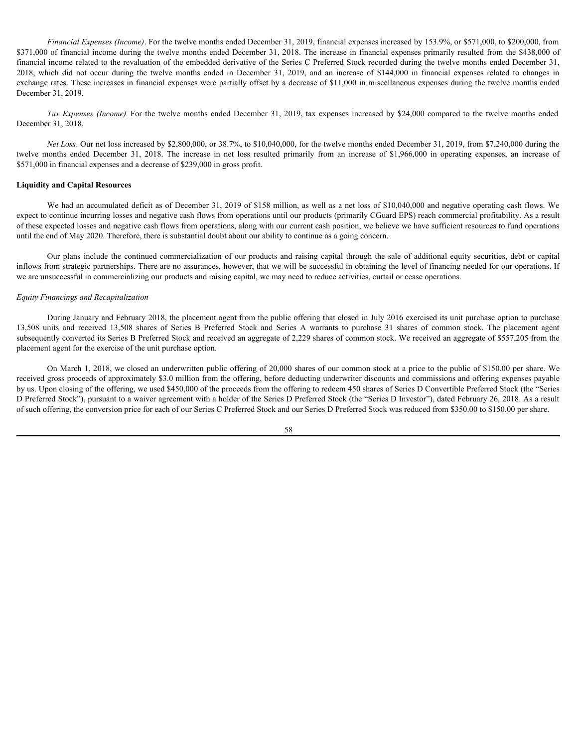*Financial Expenses (Income)*. For the twelve months ended December 31, 2019, financial expenses increased by 153.9%, or $571,000, to $200,000, from $371,000 of financial income during the twelve months ended December 31, 2018. The increase in financial expenses primarily resulted from the $438,000 of financial income related to the revaluation of the embedded derivative of the Series C Preferred Stock recorded during the twelve months ended December 31, 2018, which did not occur during the twelve months ended in December 31, 2019, and an increase of $144,000 in financial expenses related to changes in exchange rates. These increases in financial expenses were partially offset by a decrease of $11,000 in miscellaneous expenses during the twelve months ended December 31, 2019.

*Tax Expenses (Income)*. For the twelve months ended December 31, 2019, tax expenses increased by $24,000 compared to the twelve months ended December 31, 2018.

*Net Loss*. Our net loss increased by $2,800,000, or 38.7%, to $10,040,000, for the twelve months ended December 31, 2019, from $7,240,000 during the twelve months ended December 31, 2018. The increase in net loss resulted primarily from an increase of $1,966,000 in operating expenses, an increase of $571,000 in financial expenses and a decrease of $239,000 in gross profit.

**Liquidity and Capital Resources**

We had an accumulated deficit as of December 31, 2019 of $158 million, as well as a net loss of $10,040,000 and negative operating cash flows. We expect to continue incurring losses and negative cash flows from operations until our products (primarily CGuard EPS) reach commercial profitability. As a result of these expected losses and negative cash flows from operations, along with our current cash position, we believe we have sufficient resources to fund operations until the end of May 2020. Therefore, there is substantial doubt about our ability to continue as a going concern.

Our plans include the continued commercialization of our products and raising capital through the sale of additional equity securities, debt or capital inflows from strategic partnerships. There are no assurances, however, that we will be successful in obtaining the level of financing needed for our operations. If we are unsuccessful in commercializing our products and raising capital, we may need to reduce activities, curtail or cease operations.

*Equity Financings and Recapitalization*

During January and February 2018, the placement agent from the public offering that closed in July 2016 exercised its unit purchase option to purchase 13,508 units and received 13,508 shares of Series B Preferred Stock and Series A warrants to purchase 31 shares of common stock. The placement agent subsequently converted its Series B Preferred Stock and received an aggregate of 2,229 shares of common stock. We received an aggregate of $557,205 from the placement agent for the exercise of the unit purchase option.

On March 1, 2018, we closed an underwritten public offering of 20,000 shares of our common stock at a price to the public of $150.00 per share. We received gross proceeds of approximately $3.0 million from the offering, before deducting underwriter discounts and commissions and offering expenses payable by us. Upon closing of the offering, we used $450,000 of the proceeds from the offering to redeem 450 shares of Series D Convertible Preferred Stock (the "Series D Preferred Stock"), pursuant to a waiver agreement with a holder of the Series D Preferred Stock (the "Series D Investor"), dated February 26, 2018. As a result of such offering, the conversion price for each of our Series C Preferred Stock and our Series D Preferred Stock was reduced from $350.00 to $150.00 per share.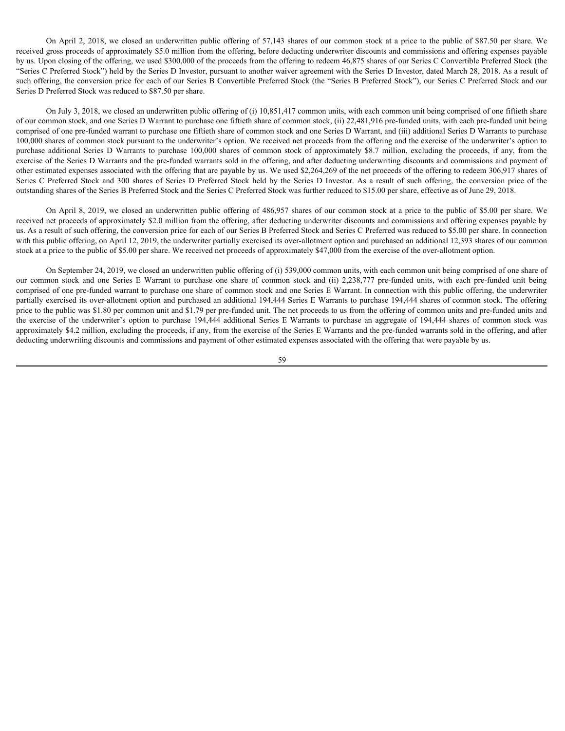On April 2, 2018, we closed an underwritten public offering of 57,143 shares of our common stock at a price to the public of $87.50 per share. We received gross proceeds of approximately $5.0 million from the offering, before deducting underwriter discounts and commissions and offering expenses payable by us. Upon closing of the offering, we used $300,000 of the proceeds from the offering to redeem 46,875 shares of our Series C Convertible Preferred Stock (the "Series C Preferred Stock") held by the Series D Investor, pursuant to another waiver agreement with the Series D Investor, dated March 28, 2018. As a result of such offering, the conversion price for each of our Series B Convertible Preferred Stock (the "Series B Preferred Stock"), our Series C Preferred Stock and our Series D Preferred Stock was reduced to $87.50 per share.

On July 3, 2018, we closed an underwritten public offering of (i) 10,851,417 common units, with each common unit being comprised of one fiftieth share of our common stock, and one Series D Warrant to purchase one fiftieth share of common stock, (ii) 22,481,916 pre-funded units, with each pre-funded unit being comprised of one pre-funded warrant to purchase one fiftieth share of common stock and one Series D Warrant, and (iii) additional Series D Warrants to purchase 100,000 shares of common stock pursuant to the underwriter's option. We received net proceeds from the offering and the exercise of the underwriter's option to purchase additional Series D Warrants to purchase 100,000 shares of common stock of approximately $8.7 million, excluding the proceeds, if any, from the exercise of the Series D Warrants and the pre-funded warrants sold in the offering, and after deducting underwriting discounts and commissions and payment of other estimated expenses associated with the offering that are payable by us. We used $2,264,269 of the net proceeds of the offering to redeem 306,917 shares of Series C Preferred Stock and 300 shares of Series D Preferred Stock held by the Series D Investor. As a result of such offering, the conversion price of the outstanding shares of the Series B Preferred Stock and the Series C Preferred Stock was further reduced to $15.00 per share, effective as of June 29, 2018.

On April 8, 2019, we closed an underwritten public offering of 486,957 shares of our common stock at a price to the public of $5.00 per share. We received net proceeds of approximately $2.0 million from the offering, after deducting underwriter discounts and commissions and offering expenses payable by us. As a result of such offering, the conversion price for each of our Series B Preferred Stock and Series C Preferred was reduced to $5.00 per share. In connection with this public offering, on April 12, 2019, the underwriter partially exercised its over-allotment option and purchased an additional 12,393 shares of our common stock at a price to the public of $5.00 per share. We received net proceeds of approximately $47,000 from the exercise of the over-allotment option.

On September 24, 2019, we closed an underwritten public offering of (i) 539,000 common units, with each common unit being comprised of one share of our common stock and one Series E Warrant to purchase one share of common stock and (ii) 2,238,777 pre-funded units, with each pre-funded unit being comprised of one pre-funded warrant to purchase one share of common stock and one Series E Warrant. In connection with this public offering, the underwriter partially exercised its over-allotment option and purchased an additional 194,444 Series E Warrants to purchase 194,444 shares of common stock. The offering price to the public was $1.80 per common unit and $1.79 per pre-funded unit. The net proceeds to us from the offering of common units and pre-funded units and the exercise of the underwriter's option to purchase 194,444 additional Series E Warrants to purchase an aggregate of 194,444 shares of common stock was approximately $4.2 million, excluding the proceeds, if any, from the exercise of the Series E Warrants and the pre-funded warrants sold in the offering, and after deducting underwriting discounts and commissions and payment of other estimated expenses associated with the offering that were payable by us.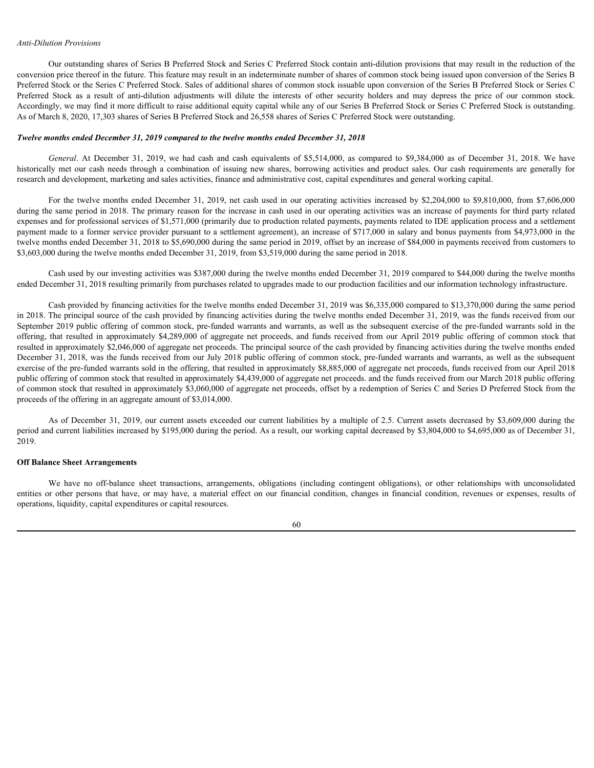*Anti-Dilution Provisions*

Our outstanding shares of Series B Preferred Stock and Series C Preferred Stock contain anti-dilution provisions that may result in the reduction of the conversion price thereof in the future. This feature may result in an indeterminate number of shares of common stock being issued upon conversion of the Series B Preferred Stock or the Series C Preferred Stock. Sales of additional shares of common stock issuable upon conversion of the Series B Preferred Stock or Series C Preferred Stock as a result of anti-dilution adjustments will dilute the interests of other security holders and may depress the price of our common stock. Accordingly, we may find it more difficult to raise additional equity capital while any of our Series B Preferred Stock or Series C Preferred Stock is outstanding. As of March 8, 2020, 17,303 shares of Series B Preferred Stock and 26,558 shares of Series C Preferred Stock were outstanding.

***Twelve months ended December 31, 2019 compared to the twelve months ended December 31, 2018***

*General*. At December 31, 2019, we had cash and cash equivalents of $5,514,000, as compared to $9,384,000 as of December 31, 2018. We have historically met our cash needs through a combination of issuing new shares, borrowing activities and product sales. Our cash requirements are generally for research and development, marketing and sales activities, finance and administrative cost, capital expenditures and general working capital.

For the twelve months ended December 31, 2019, net cash used in our operating activities increased by $2,204,000 to $9,810,000, from $7,606,000 during the same period in 2018. The primary reason for the increase in cash used in our operating activities was an increase of payments for third party related expenses and for professional services of $1,571,000 (primarily due to production related payments, payments related to IDE application process and a settlement payment made to a former service provider pursuant to a settlement agreement), an increase of $717,000 in salary and bonus payments from $4,973,000 in the twelve months ended December 31, 2018 to $5,690,000 during the same period in 2019, offset by an increase of $84,000 in payments received from customers to $3,603,000 during the twelve months ended December 31, 2019, from $3,519,000 during the same period in 2018.

Cash used by our investing activities was $387,000 during the twelve months ended December 31, 2019 compared to $44,000 during the twelve months ended December 31, 2018 resulting primarily from purchases related to upgrades made to our production facilities and our information technology infrastructure.

Cash provided by financing activities for the twelve months ended December 31, 2019 was $6,335,000 compared to $13,370,000 during the same period in 2018. The principal source of the cash provided by financing activities during the twelve months ended December 31, 2019, was the funds received from our September 2019 public offering of common stock, pre-funded warrants and warrants, as well as the subsequent exercise of the pre-funded warrants sold in the offering, that resulted in approximately $4,289,000 of aggregate net proceeds, and funds received from our April 2019 public offering of common stock that resulted in approximately $2,046,000 of aggregate net proceeds. The principal source of the cash provided by financing activities during the twelve months ended December 31, 2018, was the funds received from our July 2018 public offering of common stock, pre-funded warrants and warrants, as well as the subsequent exercise of the pre-funded warrants sold in the offering, that resulted in approximately $8,885,000 of aggregate net proceeds, funds received from our April 2018 public offering of common stock that resulted in approximately $4,439,000 of aggregate net proceeds. and the funds received from our March 2018 public offering of common stock that resulted in approximately $3,060,000 of aggregate net proceeds, offset by a redemption of Series C and Series D Preferred Stock from the proceeds of the offering in an aggregate amount of $3,014,000.

As of December 31, 2019, our current assets exceeded our current liabilities by a multiple of 2.5. Current assets decreased by $3,609,000 during the period and current liabilities increased by $195,000 during the period. As a result, our working capital decreased by $3,804,000 to $4,695,000 as of December 31, 2019.

**Off Balance Sheet Arrangements**

We have no off-balance sheet transactions, arrangements, obligations (including contingent obligations), or other relationships with unconsolidated entities or other persons that have, or may have, a material effect on our financial condition, changes in financial condition, revenues or expenses, results of operations, liquidity, capital expenditures or capital resources.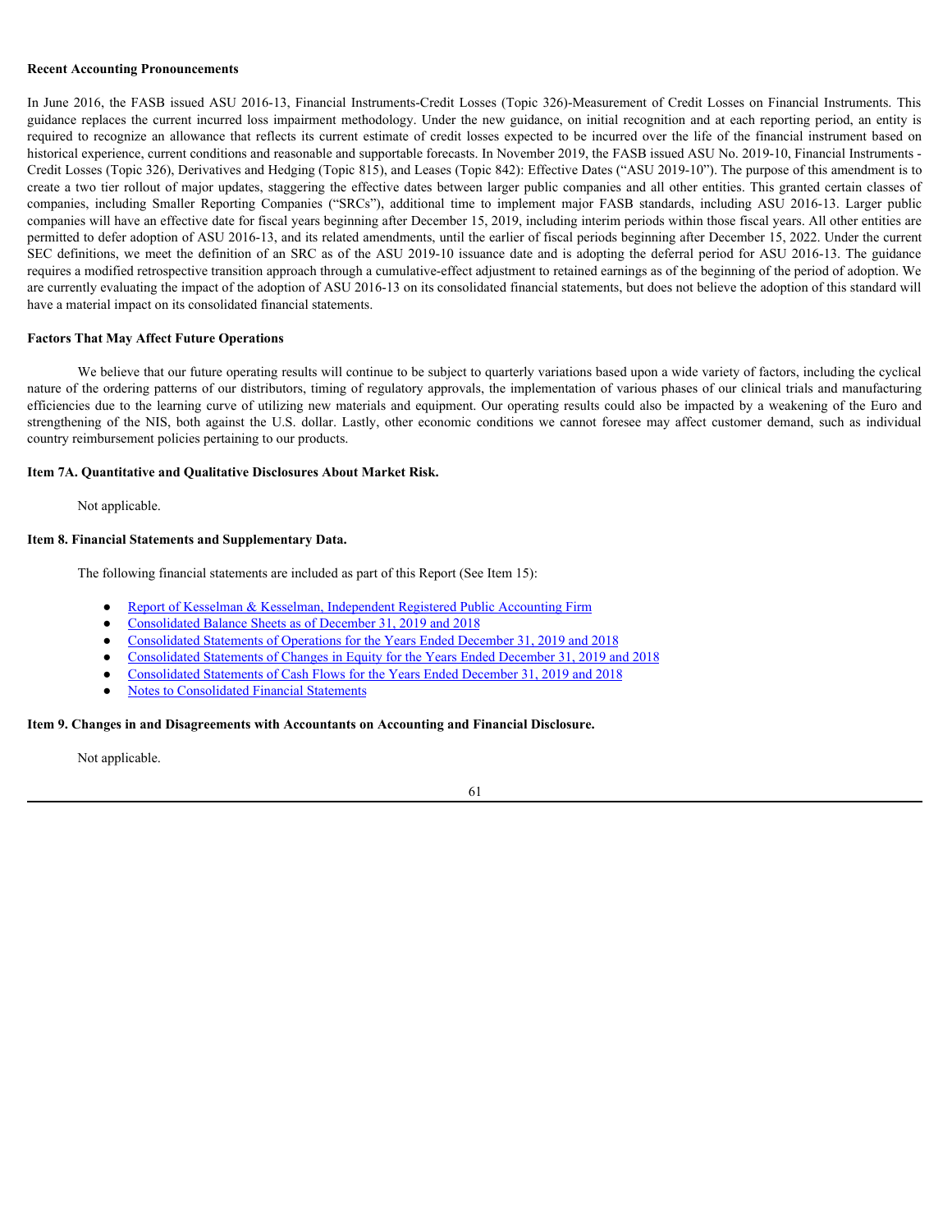**Recent Accounting Pronouncements**

In June 2016, the FASB issued ASU 2016-13, Financial Instruments-Credit Losses (Topic 326)-Measurement of Credit Losses on Financial Instruments. This guidance replaces the current incurred loss impairment methodology. Under the new guidance, on initial recognition and at each reporting period, an entity is required to recognize an allowance that reflects its current estimate of credit losses expected to be incurred over the life of the financial instrument based on historical experience, current conditions and reasonable and supportable forecasts. In November 2019, the FASB issued ASU No. 2019-10, Financial Instruments - Credit Losses (Topic 326), Derivatives and Hedging (Topic 815), and Leases (Topic 842): Effective Dates ("ASU 2019-10"). The purpose of this amendment is to create a two tier rollout of major updates, staggering the effective dates between larger public companies and all other entities. This granted certain classes of companies, including Smaller Reporting Companies ("SRCs"), additional time to implement major FASB standards, including ASU 2016-13. Larger public companies will have an effective date for fiscal years beginning after December 15, 2019, including interim periods within those fiscal years. All other entities are permitted to defer adoption of ASU 2016-13, and its related amendments, until the earlier of fiscal periods beginning after December 15, 2022. Under the current SEC definitions, we meet the definition of an SRC as of the ASU 2019-10 issuance date and is adopting the deferral period for ASU 2016-13. The guidance requires a modified retrospective transition approach through a cumulative-effect adjustment to retained earnings as of the beginning of the period of adoption. We are currently evaluating the impact of the adoption of ASU 2016-13 on its consolidated financial statements, but does not believe the adoption of this standard will have a material impact on its consolidated financial statements.

**Factors That May Affect Future Operations**

We believe that our future operating results will continue to be subject to quarterly variations based upon a wide variety of factors, including the cyclical nature of the ordering patterns of our distributors, timing of regulatory approvals, the implementation of various phases of our clinical trials and manufacturing efficiencies due to the learning curve of utilizing new materials and equipment. Our operating results could also be impacted by a weakening of the Euro and strengthening of the NIS, both against the U.S. dollar. Lastly, other economic conditions we cannot foresee may affect customer demand, such as individual country reimbursement policies pertaining to our products.

**Item 7A. Quantitative and Qualitative Disclosures About Market Risk.**

Not applicable.

**Item 8. Financial Statements and Supplementary Data.**

The following financial statements are included as part of this Report (See Item 15):

- Report of Kesselman & Kesselman, Independent Registered Public Accounting Firm
- Consolidated Balance Sheets as of December 31, 2019 and 2018
- Consolidated Statements of Operations for the Years Ended December 31, 2019 and 2018
- Consolidated Statements of Changes in Equity for the Years Ended December 31, 2019 and 2018
- Consolidated Statements of Cash Flows for the Years Ended December 31, 2019 and 2018
- Notes to Consolidated Financial Statements

**Item 9. Changes in and Disagreements with Accountants on Accounting and Financial Disclosure.**

Not applicable.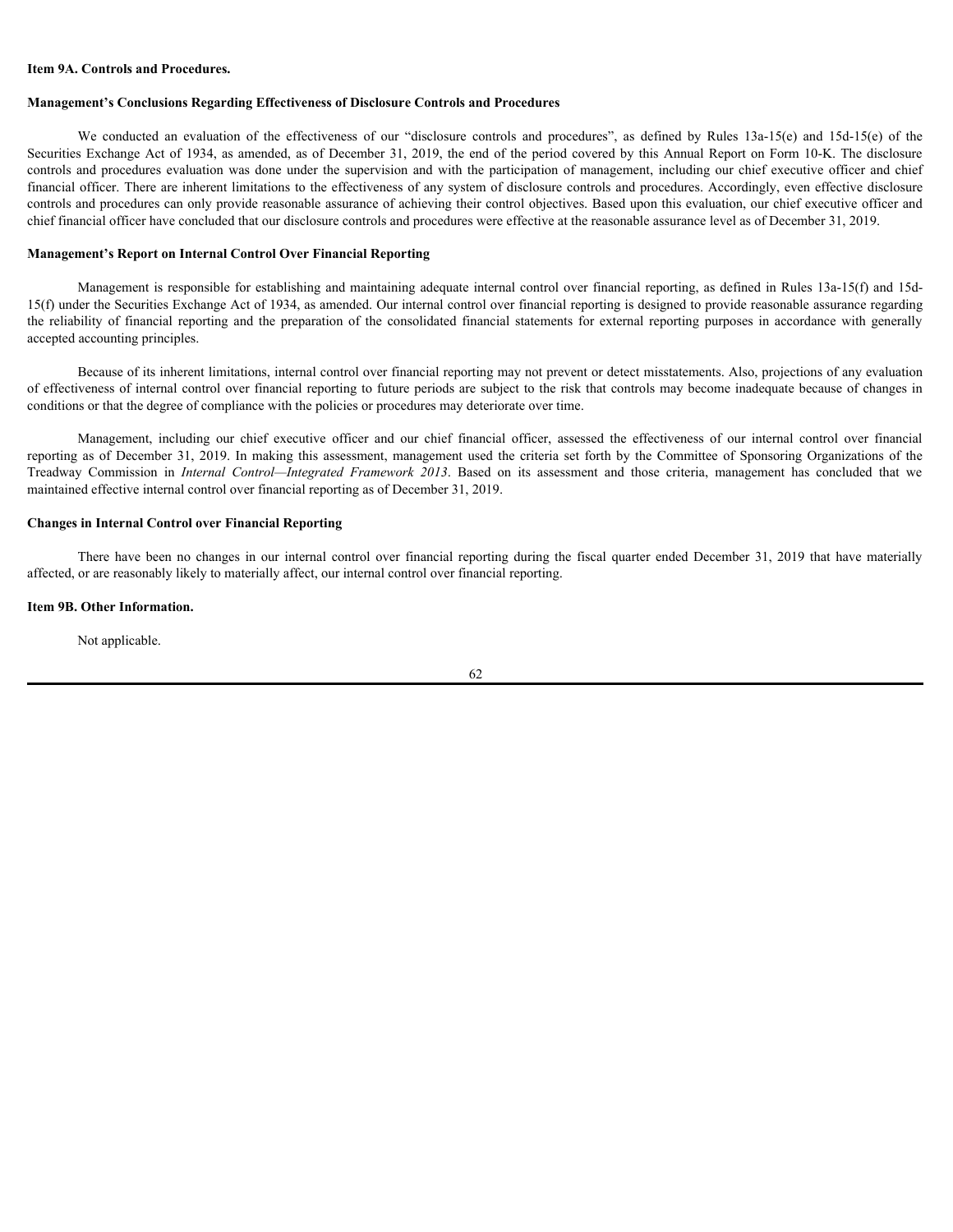# Item 9A. Controls and Procedures.

## Management's Conclusions Regarding Effectiveness of Disclosure Controls and Procedures

We conducted an evaluation of the effectiveness of our "disclosure controls and procedures", as defined by Rules 13a-15(e) and 15d-15(e) of the Securities Exchange Act of 1934, as amended, as of December 31, 2019, the end of the period covered by this Annual Report on Form 10-K. The disclosure controls and procedures evaluation was done under the supervision and with the participation of management, including our chief executive officer and chief financial officer. There are inherent limitations to the effectiveness of any system of disclosure controls and procedures. Accordingly, even effective disclosure controls and procedures can only provide reasonable assurance of achieving their control objectives. Based upon this evaluation, our chief executive officer and chief financial officer have concluded that our disclosure controls and procedures were effective at the reasonable assurance level as of December 31, 2019.

## Management's Report on Internal Control Over Financial Reporting

Management is responsible for establishing and maintaining adequate internal control over financial reporting, as defined in Rules 13a-15(f) and 15d-15(f) under the Securities Exchange Act of 1934, as amended. Our internal control over financial reporting is designed to provide reasonable assurance regarding the reliability of financial reporting and the preparation of the consolidated financial statements for external reporting purposes in accordance with generally accepted accounting principles.

Because of its inherent limitations, internal control over financial reporting may not prevent or detect misstatements. Also, projections of any evaluation of effectiveness of internal control over financial reporting to future periods are subject to the risk that controls may become inadequate because of changes in conditions or that the degree of compliance with the policies or procedures may deteriorate over time.

Management, including our chief executive officer and our chief financial officer, assessed the effectiveness of our internal control over financial reporting as of December 31, 2019. In making this assessment, management used the criteria set forth by the Committee of Sponsoring Organizations of the Treadway Commission in *Internal Control—Integrated Framework 2013*. Based on its assessment and those criteria, management has concluded that we maintained effective internal control over financial reporting as of December 31, 2019.

## Changes in Internal Control over Financial Reporting

There have been no changes in our internal control over financial reporting during the fiscal quarter ended December 31, 2019 that have materially affected, or are reasonably likely to materially affect, our internal control over financial reporting.

# Item 9B. Other Information.

Not applicable.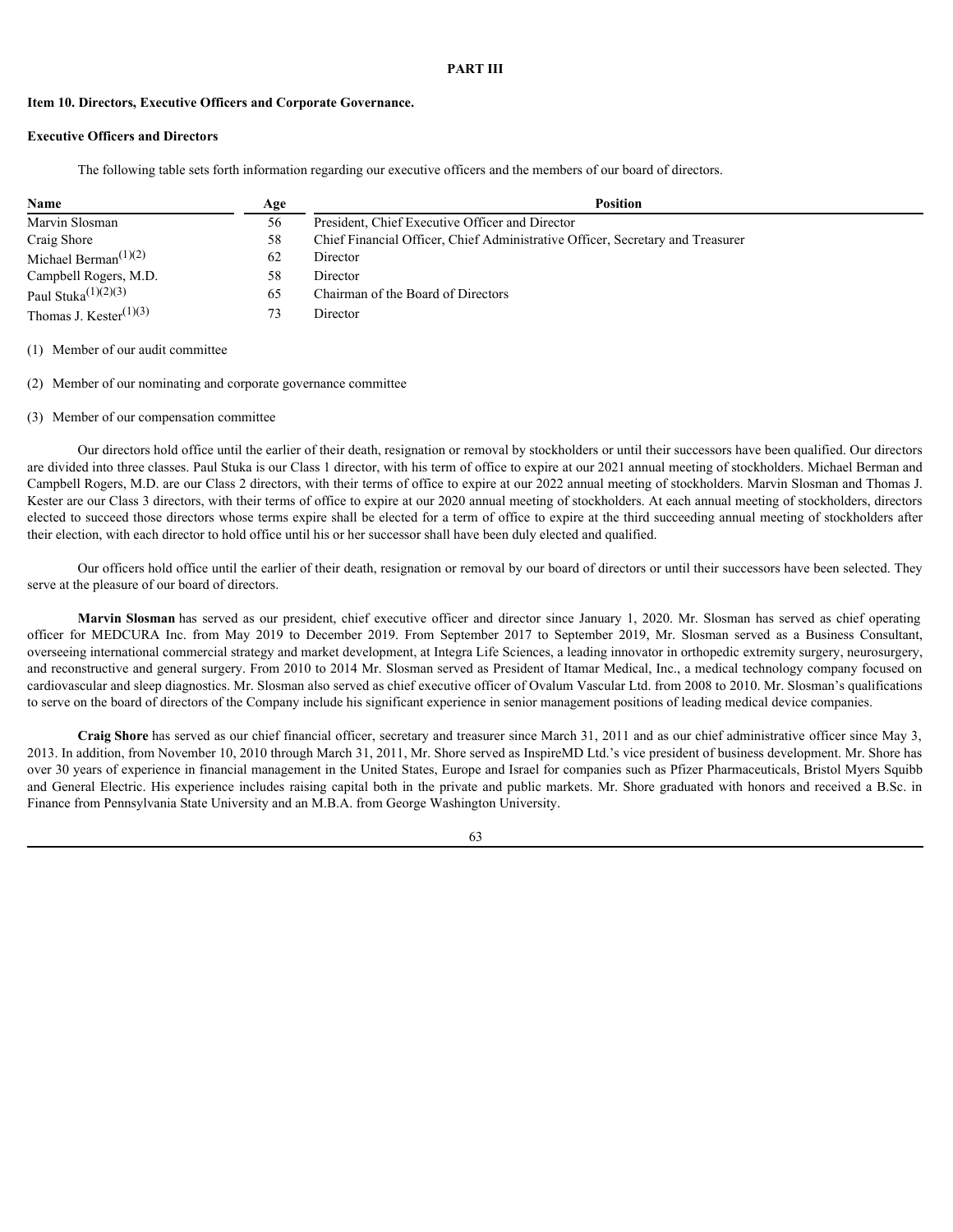# PART III

## Item 10. Directors, Executive Officers and Corporate Governance.

### Executive Officers and Directors

The following table sets forth information regarding our executive officers and the members of our board of directors.

| Name | Age | Position |
|---|---|---|
| Marvin Slosman | 56 | President, Chief Executive Officer and Director |
| Craig Shore | 58 | Chief Financial Officer, Chief Administrative Officer, Secretary and Treasurer |
| Michael Berman(1)(2) | 62 | Director |
| Campbell Rogers, M.D. | 58 | Director |
| Paul Stuka(1)(2)(3) | 65 | Chairman of the Board of Directors |
| Thomas J. Kester(1)(3) | 73 | Director |

(1) Member of our audit committee

(2) Member of our nominating and corporate governance committee

(3) Member of our compensation committee

Our directors hold office until the earlier of their death, resignation or removal by stockholders or until their successors have been qualified. Our directors are divided into three classes. Paul Stuka is our Class 1 director, with his term of office to expire at our 2021 annual meeting of stockholders. Michael Berman and Campbell Rogers, M.D. are our Class 2 directors, with their terms of office to expire at our 2022 annual meeting of stockholders. Marvin Slosman and Thomas J. Kester are our Class 3 directors, with their terms of office to expire at our 2020 annual meeting of stockholders. At each annual meeting of stockholders, directors elected to succeed those directors whose terms expire shall be elected for a term of office to expire at the third succeeding annual meeting of stockholders after their election, with each director to hold office until his or her successor shall have been duly elected and qualified.

Our officers hold office until the earlier of their death, resignation or removal by our board of directors or until their successors have been selected. They serve at the pleasure of our board of directors.

**Marvin Slosman** has served as our president, chief executive officer and director since January 1, 2020. Mr. Slosman has served as chief operating officer for MEDCURA Inc. from May 2019 to December 2019. From September 2017 to September 2019, Mr. Slosman served as a Business Consultant, overseeing international commercial strategy and market development, at Integra Life Sciences, a leading innovator in orthopedic extremity surgery, neurosurgery, and reconstructive and general surgery. From 2010 to 2014 Mr. Slosman served as President of Itamar Medical, Inc., a medical technology company focused on cardiovascular and sleep diagnostics. Mr. Slosman also served as chief executive officer of Ovalum Vascular Ltd. from 2008 to 2010. Mr. Slosman's qualifications to serve on the board of directors of the Company include his significant experience in senior management positions of leading medical device companies.

**Craig Shore** has served as our chief financial officer, secretary and treasurer since March 31, 2011 and as our chief administrative officer since May 3, 2013. In addition, from November 10, 2010 through March 31, 2011, Mr. Shore served as InspireMD Ltd.'s vice president of business development. Mr. Shore has over 30 years of experience in financial management in the United States, Europe and Israel for companies such as Pfizer Pharmaceuticals, Bristol Myers Squibb and General Electric. His experience includes raising capital both in the private and public markets. Mr. Shore graduated with honors and received a B.Sc. in Finance from Pennsylvania State University and an M.B.A. from George Washington University.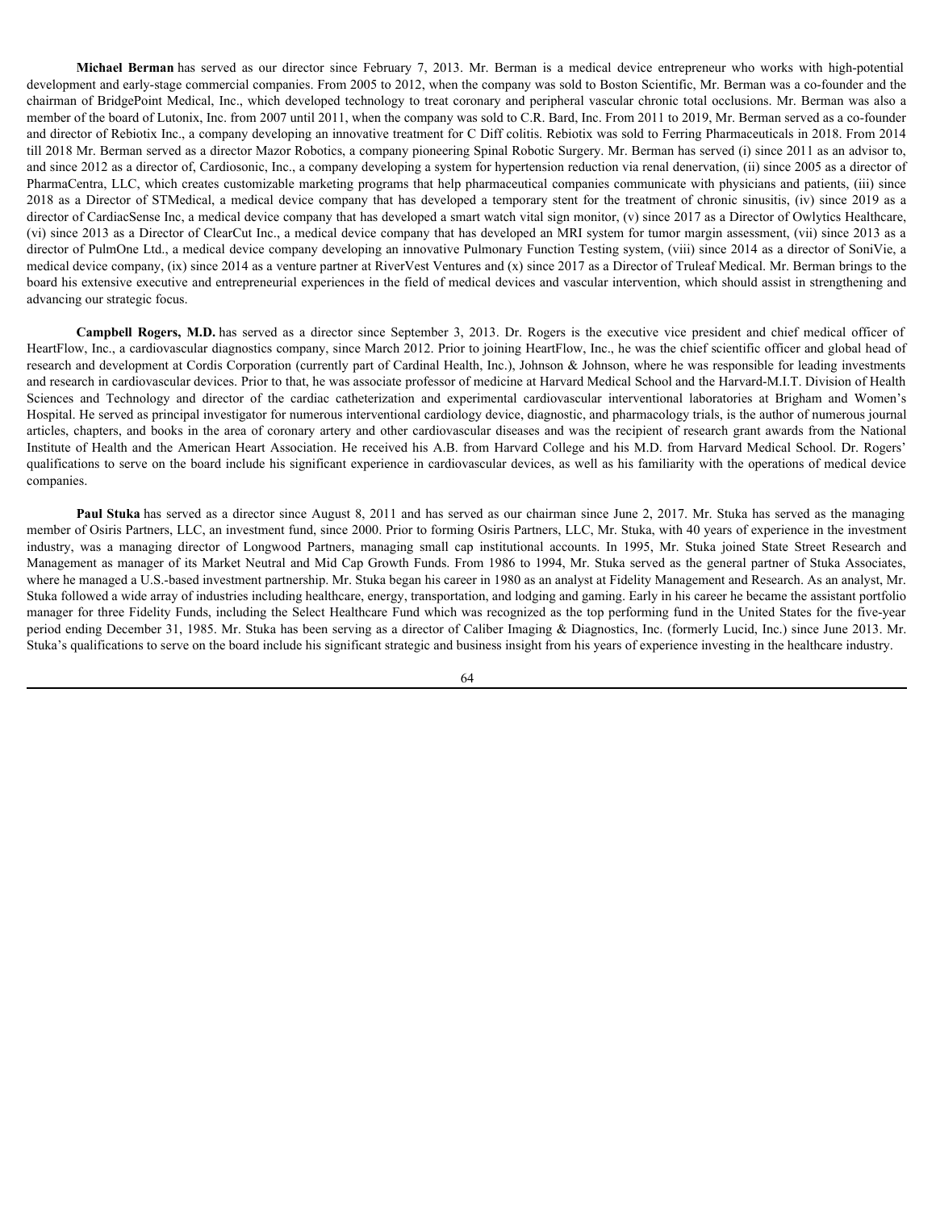**Michael Berman** has served as our director since February 7, 2013. Mr. Berman is a medical device entrepreneur who works with high-potential development and early-stage commercial companies. From 2005 to 2012, when the company was sold to Boston Scientific, Mr. Berman was a co-founder and the chairman of BridgePoint Medical, Inc., which developed technology to treat coronary and peripheral vascular chronic total occlusions. Mr. Berman was also a member of the board of Lutonix, Inc. from 2007 until 2011, when the company was sold to C.R. Bard, Inc. From 2011 to 2019, Mr. Berman served as a co-founder and director of Rebiotix Inc., a company developing an innovative treatment for C Diff colitis. Rebiotix was sold to Ferring Pharmaceuticals in 2018. From 2014 till 2018 Mr. Berman served as a director Mazor Robotics, a company pioneering Spinal Robotic Surgery. Mr. Berman has served (i) since 2011 as an advisor to, and since 2012 as a director of, Cardiosonic, Inc., a company developing a system for hypertension reduction via renal denervation, (ii) since 2005 as a director of PharmaCentra, LLC, which creates customizable marketing programs that help pharmaceutical companies communicate with physicians and patients, (iii) since 2018 as a Director of STMedical, a medical device company that has developed a temporary stent for the treatment of chronic sinusitis, (iv) since 2019 as a director of CardiacSense Inc, a medical device company that has developed a smart watch vital sign monitor, (v) since 2017 as a Director of Owlytics Healthcare, (vi) since 2013 as a Director of ClearCut Inc., a medical device company that has developed an MRI system for tumor margin assessment, (vii) since 2013 as a director of PulmOne Ltd., a medical device company developing an innovative Pulmonary Function Testing system, (viii) since 2014 as a director of SoniVie, a medical device company, (ix) since 2014 as a venture partner at RiverVest Ventures and (x) since 2017 as a Director of Truleaf Medical. Mr. Berman brings to the board his extensive executive and entrepreneurial experiences in the field of medical devices and vascular intervention, which should assist in strengthening and advancing our strategic focus.

**Campbell Rogers, M.D.** has served as a director since September 3, 2013. Dr. Rogers is the executive vice president and chief medical officer of HeartFlow, Inc., a cardiovascular diagnostics company, since March 2012. Prior to joining HeartFlow, Inc., he was the chief scientific officer and global head of research and development at Cordis Corporation (currently part of Cardinal Health, Inc.), Johnson & Johnson, where he was responsible for leading investments and research in cardiovascular devices. Prior to that, he was associate professor of medicine at Harvard Medical School and the Harvard-M.I.T. Division of Health Sciences and Technology and director of the cardiac catheterization and experimental cardiovascular interventional laboratories at Brigham and Women's Hospital. He served as principal investigator for numerous interventional cardiology device, diagnostic, and pharmacology trials, is the author of numerous journal articles, chapters, and books in the area of coronary artery and other cardiovascular diseases and was the recipient of research grant awards from the National Institute of Health and the American Heart Association. He received his A.B. from Harvard College and his M.D. from Harvard Medical School. Dr. Rogers' qualifications to serve on the board include his significant experience in cardiovascular devices, as well as his familiarity with the operations of medical device companies.

**Paul Stuka** has served as a director since August 8, 2011 and has served as our chairman since June 2, 2017. Mr. Stuka has served as the managing member of Osiris Partners, LLC, an investment fund, since 2000. Prior to forming Osiris Partners, LLC, Mr. Stuka, with 40 years of experience in the investment industry, was a managing director of Longwood Partners, managing small cap institutional accounts. In 1995, Mr. Stuka joined State Street Research and Management as manager of its Market Neutral and Mid Cap Growth Funds. From 1986 to 1994, Mr. Stuka served as the general partner of Stuka Associates, where he managed a U.S.-based investment partnership. Mr. Stuka began his career in 1980 as an analyst at Fidelity Management and Research. As an analyst, Mr. Stuka followed a wide array of industries including healthcare, energy, transportation, and lodging and gaming. Early in his career he became the assistant portfolio manager for three Fidelity Funds, including the Select Healthcare Fund which was recognized as the top performing fund in the United States for the five-year period ending December 31, 1985. Mr. Stuka has been serving as a director of Caliber Imaging & Diagnostics, Inc. (formerly Lucid, Inc.) since June 2013. Mr. Stuka's qualifications to serve on the board include his significant strategic and business insight from his years of experience investing in the healthcare industry.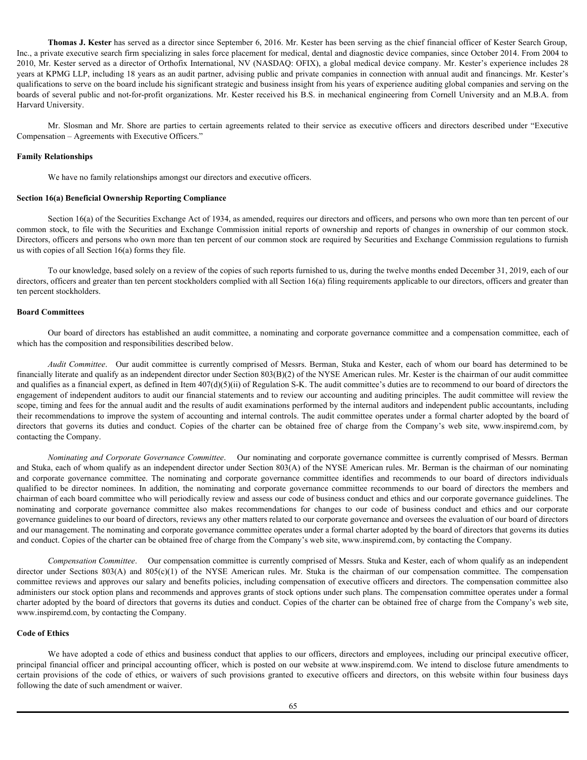**Thomas J. Kester** has served as a director since September 6, 2016. Mr. Kester has been serving as the chief financial officer of Kester Search Group, Inc., a private executive search firm specializing in sales force placement for medical, dental and diagnostic device companies, since October 2014. From 2004 to 2010, Mr. Kester served as a director of Orthofix International, NV (NASDAQ: OFIX), a global medical device company. Mr. Kester's experience includes 28 years at KPMG LLP, including 18 years as an audit partner, advising public and private companies in connection with annual audit and financings. Mr. Kester's qualifications to serve on the board include his significant strategic and business insight from his years of experience auditing global companies and serving on the boards of several public and not-for-profit organizations. Mr. Kester received his B.S. in mechanical engineering from Cornell University and an M.B.A. from Harvard University.

Mr. Slosman and Mr. Shore are parties to certain agreements related to their service as executive officers and directors described under "Executive Compensation – Agreements with Executive Officers."

**Family Relationships**

We have no family relationships amongst our directors and executive officers.

**Section 16(a) Beneficial Ownership Reporting Compliance**

Section 16(a) of the Securities Exchange Act of 1934, as amended, requires our directors and officers, and persons who own more than ten percent of our common stock, to file with the Securities and Exchange Commission initial reports of ownership and reports of changes in ownership of our common stock. Directors, officers and persons who own more than ten percent of our common stock are required by Securities and Exchange Commission regulations to furnish us with copies of all Section 16(a) forms they file.

To our knowledge, based solely on a review of the copies of such reports furnished to us, during the twelve months ended December 31, 2019, each of our directors, officers and greater than ten percent stockholders complied with all Section 16(a) filing requirements applicable to our directors, officers and greater than ten percent stockholders.

**Board Committees**

Our board of directors has established an audit committee, a nominating and corporate governance committee and a compensation committee, each of which has the composition and responsibilities described below.

*Audit Committee*. Our audit committee is currently comprised of Messrs. Berman, Stuka and Kester, each of whom our board has determined to be financially literate and qualify as an independent director under Section 803(B)(2) of the NYSE American rules. Mr. Kester is the chairman of our audit committee and qualifies as a financial expert, as defined in Item 407(d)(5)(ii) of Regulation S-K. The audit committee's duties are to recommend to our board of directors the engagement of independent auditors to audit our financial statements and to review our accounting and auditing principles. The audit committee will review the scope, timing and fees for the annual audit and the results of audit examinations performed by the internal auditors and independent public accountants, including their recommendations to improve the system of accounting and internal controls. The audit committee operates under a formal charter adopted by the board of directors that governs its duties and conduct. Copies of the charter can be obtained free of charge from the Company's web site, www.inspiremd.com, by contacting the Company.

*Nominating and Corporate Governance Committee*. Our nominating and corporate governance committee is currently comprised of Messrs. Berman and Stuka, each of whom qualify as an independent director under Section 803(A) of the NYSE American rules. Mr. Berman is the chairman of our nominating and corporate governance committee. The nominating and corporate governance committee identifies and recommends to our board of directors individuals qualified to be director nominees. In addition, the nominating and corporate governance committee recommends to our board of directors the members and chairman of each board committee who will periodically review and assess our code of business conduct and ethics and our corporate governance guidelines. The nominating and corporate governance committee also makes recommendations for changes to our code of business conduct and ethics and our corporate governance guidelines to our board of directors, reviews any other matters related to our corporate governance and oversees the evaluation of our board of directors and our management. The nominating and corporate governance committee operates under a formal charter adopted by the board of directors that governs its duties and conduct. Copies of the charter can be obtained free of charge from the Company's web site, www.inspiremd.com, by contacting the Company.

*Compensation Committee*. Our compensation committee is currently comprised of Messrs. Stuka and Kester, each of whom qualify as an independent director under Sections 803(A) and 805(c)(1) of the NYSE American rules. Mr. Stuka is the chairman of our compensation committee. The compensation committee reviews and approves our salary and benefits policies, including compensation of executive officers and directors. The compensation committee also administers our stock option plans and recommends and approves grants of stock options under such plans. The compensation committee operates under a formal charter adopted by the board of directors that governs its duties and conduct. Copies of the charter can be obtained free of charge from the Company's web site, www.inspiremd.com, by contacting the Company.

**Code of Ethics**

We have adopted a code of ethics and business conduct that applies to our officers, directors and employees, including our principal executive officer, principal financial officer and principal accounting officer, which is posted on our website at www.inspiremd.com. We intend to disclose future amendments to certain provisions of the code of ethics, or waivers of such provisions granted to executive officers and directors, on this website within four business days following the date of such amendment or waiver.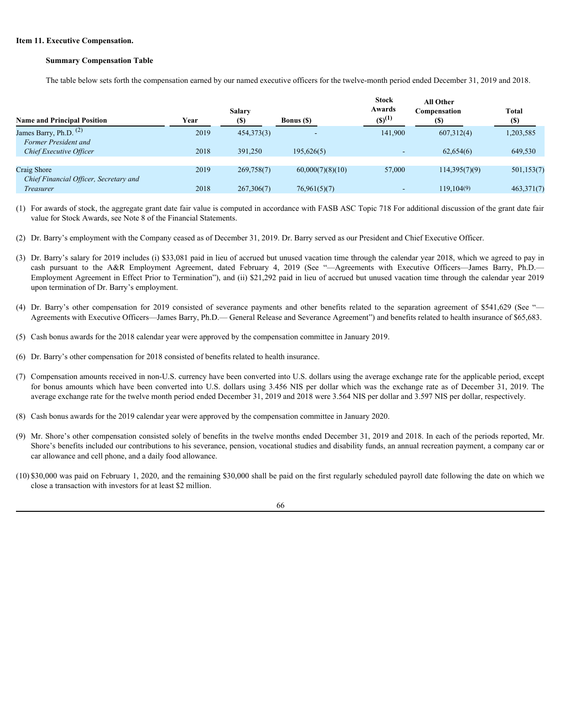# Item 11. Executive Compensation.

## Summary Compensation Table

The table below sets forth the compensation earned by our named executive officers for the twelve-month period ended December 31, 2019 and 2018.

| Name and Principal Position | Year | Salary ($) | Bonus ($) | Stock Awards ($)(1) | All Other Compensation ($) | Total ($) |
|---|---|---|---|---|---|---|
| James Barry, Ph.D. (2) *Former President and Chief Executive Officer* | 2019 | 454,373(3) | - | 141,900 | 607,312(4) | 1,203,585 |
| | 2018 | 391,250 | 195,626(5) | - | 62,654(6) | 649,530 |
| Craig Shore *Chief Financial Officer, Secretary and Treasurer* | 2019 | 269,758(7) | 60,000(7)(8)(10) | 57,000 | 114,395(7)(9) | 501,153(7) |
| | 2018 | 267,306(7) | 76,961(5)(7) | - | 119,104(9) | 463,371(7) |

(1) For awards of stock, the aggregate grant date fair value is computed in accordance with FASB ASC Topic 718 For additional discussion of the grant date fair value for Stock Awards, see Note 8 of the Financial Statements.

(2) Dr. Barry's employment with the Company ceased as of December 31, 2019. Dr. Barry served as our President and Chief Executive Officer.

(3) Dr. Barry's salary for 2019 includes (i) $33,081 paid in lieu of accrued but unused vacation time through the calendar year 2018, which we agreed to pay in cash pursuant to the A&R Employment Agreement, dated February 4, 2019 (See "—Agreements with Executive Officers—James Barry, Ph.D.— Employment Agreement in Effect Prior to Termination"), and (ii) $21,292 paid in lieu of accrued but unused vacation time through the calendar year 2019 upon termination of Dr. Barry's employment.

(4) Dr. Barry's other compensation for 2019 consisted of severance payments and other benefits related to the separation agreement of $541,629 (See "— Agreements with Executive Officers—James Barry, Ph.D.— General Release and Severance Agreement") and benefits related to health insurance of $65,683.

(5) Cash bonus awards for the 2018 calendar year were approved by the compensation committee in January 2019.

(6) Dr. Barry's other compensation for 2018 consisted of benefits related to health insurance.

(7) Compensation amounts received in non-U.S. currency have been converted into U.S. dollars using the average exchange rate for the applicable period, except for bonus amounts which have been converted into U.S. dollars using 3.456 NIS per dollar which was the exchange rate as of December 31, 2019. The average exchange rate for the twelve month period ended December 31, 2019 and 2018 were 3.564 NIS per dollar and 3.597 NIS per dollar, respectively.

(8) Cash bonus awards for the 2019 calendar year were approved by the compensation committee in January 2020.

(9) Mr. Shore's other compensation consisted solely of benefits in the twelve months ended December 31, 2019 and 2018. In each of the periods reported, Mr. Shore's benefits included our contributions to his severance, pension, vocational studies and disability funds, an annual recreation payment, a company car or car allowance and cell phone, and a daily food allowance.

(10) $30,000 was paid on February 1, 2020, and the remaining $30,000 shall be paid on the first regularly scheduled payroll date following the date on which we close a transaction with investors for at least $2 million.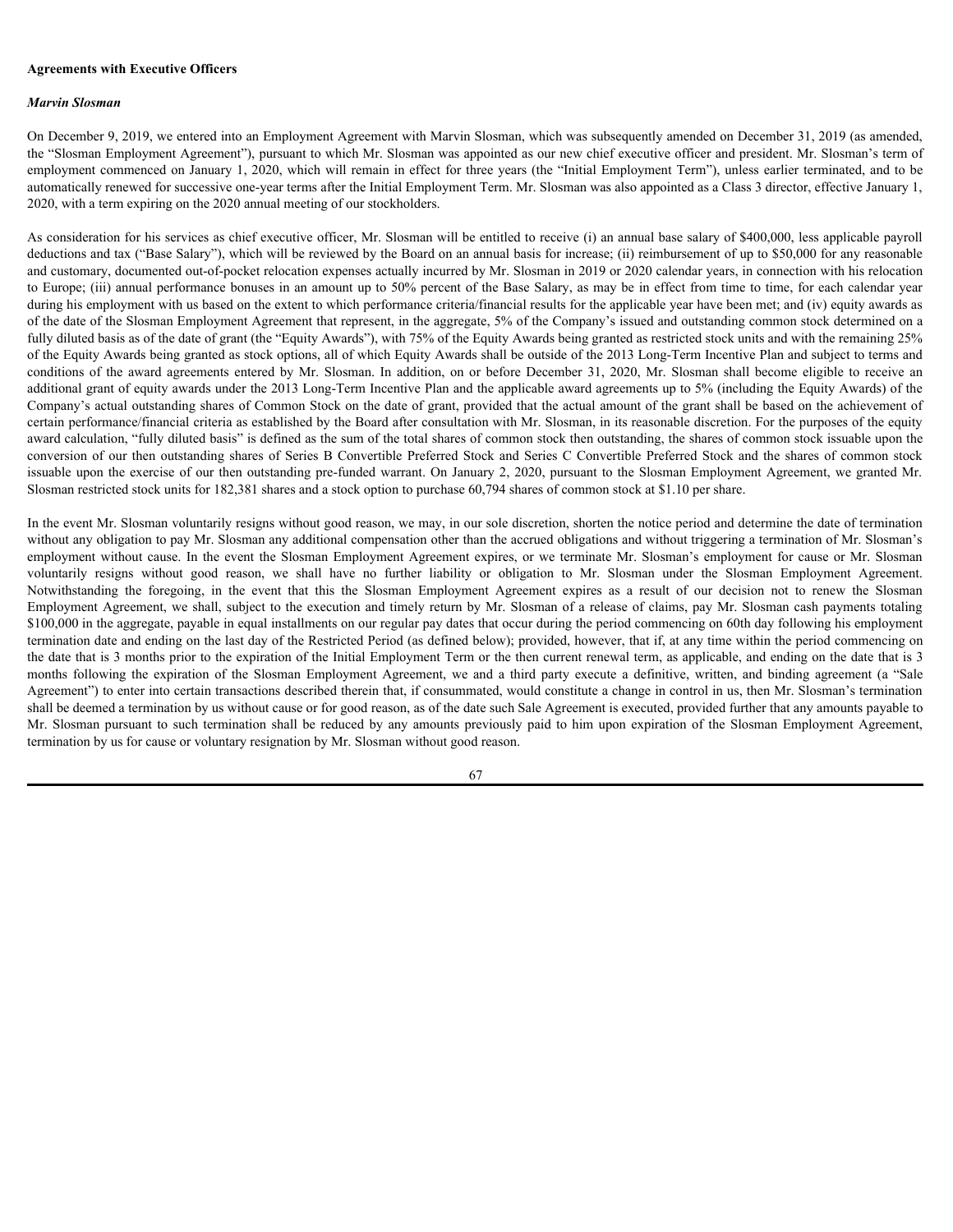**Agreements with Executive Officers**

***Marvin Slosman***

On December 9, 2019, we entered into an Employment Agreement with Marvin Slosman, which was subsequently amended on December 31, 2019 (as amended, the "Slosman Employment Agreement"), pursuant to which Mr. Slosman was appointed as our new chief executive officer and president. Mr. Slosman's term of employment commenced on January 1, 2020, which will remain in effect for three years (the "Initial Employment Term"), unless earlier terminated, and to be automatically renewed for successive one-year terms after the Initial Employment Term. Mr. Slosman was also appointed as a Class 3 director, effective January 1, 2020, with a term expiring on the 2020 annual meeting of our stockholders.

As consideration for his services as chief executive officer, Mr. Slosman will be entitled to receive (i) an annual base salary of $400,000, less applicable payroll deductions and tax ("Base Salary"), which will be reviewed by the Board on an annual basis for increase; (ii) reimbursement of up to $50,000 for any reasonable and customary, documented out-of-pocket relocation expenses actually incurred by Mr. Slosman in 2019 or 2020 calendar years, in connection with his relocation to Europe; (iii) annual performance bonuses in an amount up to 50% percent of the Base Salary, as may be in effect from time to time, for each calendar year during his employment with us based on the extent to which performance criteria/financial results for the applicable year have been met; and (iv) equity awards as of the date of the Slosman Employment Agreement that represent, in the aggregate, 5% of the Company's issued and outstanding common stock determined on a fully diluted basis as of the date of grant (the "Equity Awards"), with 75% of the Equity Awards being granted as restricted stock units and with the remaining 25% of the Equity Awards being granted as stock options, all of which Equity Awards shall be outside of the 2013 Long-Term Incentive Plan and subject to terms and conditions of the award agreements entered by Mr. Slosman. In addition, on or before December 31, 2020, Mr. Slosman shall become eligible to receive an additional grant of equity awards under the 2013 Long-Term Incentive Plan and the applicable award agreements up to 5% (including the Equity Awards) of the Company's actual outstanding shares of Common Stock on the date of grant, provided that the actual amount of the grant shall be based on the achievement of certain performance/financial criteria as established by the Board after consultation with Mr. Slosman, in its reasonable discretion. For the purposes of the equity award calculation, "fully diluted basis" is defined as the sum of the total shares of common stock then outstanding, the shares of common stock issuable upon the conversion of our then outstanding shares of Series B Convertible Preferred Stock and Series C Convertible Preferred Stock and the shares of common stock issuable upon the exercise of our then outstanding pre-funded warrant. On January 2, 2020, pursuant to the Slosman Employment Agreement, we granted Mr. Slosman restricted stock units for 182,381 shares and a stock option to purchase 60,794 shares of common stock at $1.10 per share.

In the event Mr. Slosman voluntarily resigns without good reason, we may, in our sole discretion, shorten the notice period and determine the date of termination without any obligation to pay Mr. Slosman any additional compensation other than the accrued obligations and without triggering a termination of Mr. Slosman's employment without cause. In the event the Slosman Employment Agreement expires, or we terminate Mr. Slosman's employment for cause or Mr. Slosman voluntarily resigns without good reason, we shall have no further liability or obligation to Mr. Slosman under the Slosman Employment Agreement. Notwithstanding the foregoing, in the event that this the Slosman Employment Agreement expires as a result of our decision not to renew the Slosman Employment Agreement, we shall, subject to the execution and timely return by Mr. Slosman of a release of claims, pay Mr. Slosman cash payments totaling $100,000 in the aggregate, payable in equal installments on our regular pay dates that occur during the period commencing on 60th day following his employment termination date and ending on the last day of the Restricted Period (as defined below); provided, however, that if, at any time within the period commencing on the date that is 3 months prior to the expiration of the Initial Employment Term or the then current renewal term, as applicable, and ending on the date that is 3 months following the expiration of the Slosman Employment Agreement, we and a third party execute a definitive, written, and binding agreement (a "Sale Agreement") to enter into certain transactions described therein that, if consummated, would constitute a change in control in us, then Mr. Slosman's termination shall be deemed a termination by us without cause or for good reason, as of the date such Sale Agreement is executed, provided further that any amounts payable to Mr. Slosman pursuant to such termination shall be reduced by any amounts previously paid to him upon expiration of the Slosman Employment Agreement, termination by us for cause or voluntary resignation by Mr. Slosman without good reason.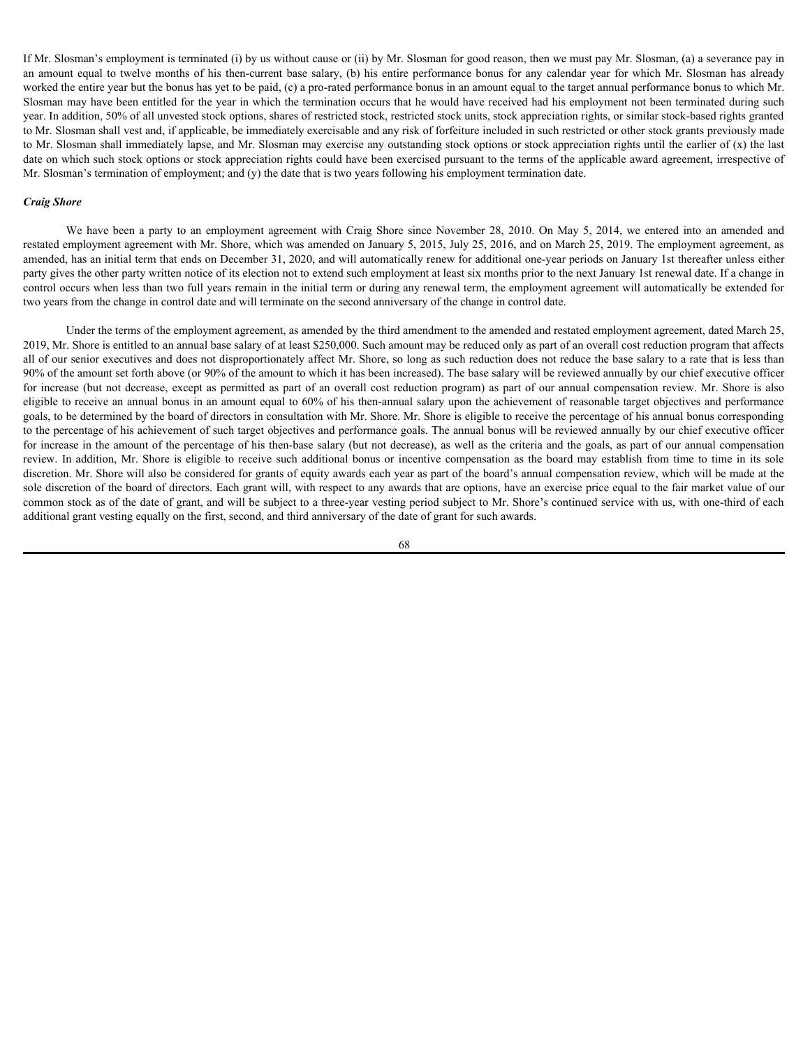If Mr. Slosman's employment is terminated (i) by us without cause or (ii) by Mr. Slosman for good reason, then we must pay Mr. Slosman, (a) a severance pay in an amount equal to twelve months of his then-current base salary, (b) his entire performance bonus for any calendar year for which Mr. Slosman has already worked the entire year but the bonus has yet to be paid, (c) a pro-rated performance bonus in an amount equal to the target annual performance bonus to which Mr. Slosman may have been entitled for the year in which the termination occurs that he would have received had his employment not been terminated during such year. In addition, 50% of all unvested stock options, shares of restricted stock, restricted stock units, stock appreciation rights, or similar stock-based rights granted to Mr. Slosman shall vest and, if applicable, be immediately exercisable and any risk of forfeiture included in such restricted or other stock grants previously made to Mr. Slosman shall immediately lapse, and Mr. Slosman may exercise any outstanding stock options or stock appreciation rights until the earlier of (x) the last date on which such stock options or stock appreciation rights could have been exercised pursuant to the terms of the applicable award agreement, irrespective of Mr. Slosman's termination of employment; and (y) the date that is two years following his employment termination date.

***Craig Shore***

We have been a party to an employment agreement with Craig Shore since November 28, 2010. On May 5, 2014, we entered into an amended and restated employment agreement with Mr. Shore, which was amended on January 5, 2015, July 25, 2016, and on March 25, 2019. The employment agreement, as amended, has an initial term that ends on December 31, 2020, and will automatically renew for additional one-year periods on January 1st thereafter unless either party gives the other party written notice of its election not to extend such employment at least six months prior to the next January 1st renewal date. If a change in control occurs when less than two full years remain in the initial term or during any renewal term, the employment agreement will automatically be extended for two years from the change in control date and will terminate on the second anniversary of the change in control date.

Under the terms of the employment agreement, as amended by the third amendment to the amended and restated employment agreement, dated March 25, 2019, Mr. Shore is entitled to an annual base salary of at least $250,000. Such amount may be reduced only as part of an overall cost reduction program that affects all of our senior executives and does not disproportionately affect Mr. Shore, so long as such reduction does not reduce the base salary to a rate that is less than 90% of the amount set forth above (or 90% of the amount to which it has been increased). The base salary will be reviewed annually by our chief executive officer for increase (but not decrease, except as permitted as part of an overall cost reduction program) as part of our annual compensation review. Mr. Shore is also eligible to receive an annual bonus in an amount equal to 60% of his then-annual salary upon the achievement of reasonable target objectives and performance goals, to be determined by the board of directors in consultation with Mr. Shore. Mr. Shore is eligible to receive the percentage of his annual bonus corresponding to the percentage of his achievement of such target objectives and performance goals. The annual bonus will be reviewed annually by our chief executive officer for increase in the amount of the percentage of his then-base salary (but not decrease), as well as the criteria and the goals, as part of our annual compensation review. In addition, Mr. Shore is eligible to receive such additional bonus or incentive compensation as the board may establish from time to time in its sole discretion. Mr. Shore will also be considered for grants of equity awards each year as part of the board's annual compensation review, which will be made at the sole discretion of the board of directors. Each grant will, with respect to any awards that are options, have an exercise price equal to the fair market value of our common stock as of the date of grant, and will be subject to a three-year vesting period subject to Mr. Shore's continued service with us, with one-third of each additional grant vesting equally on the first, second, and third anniversary of the date of grant for such awards.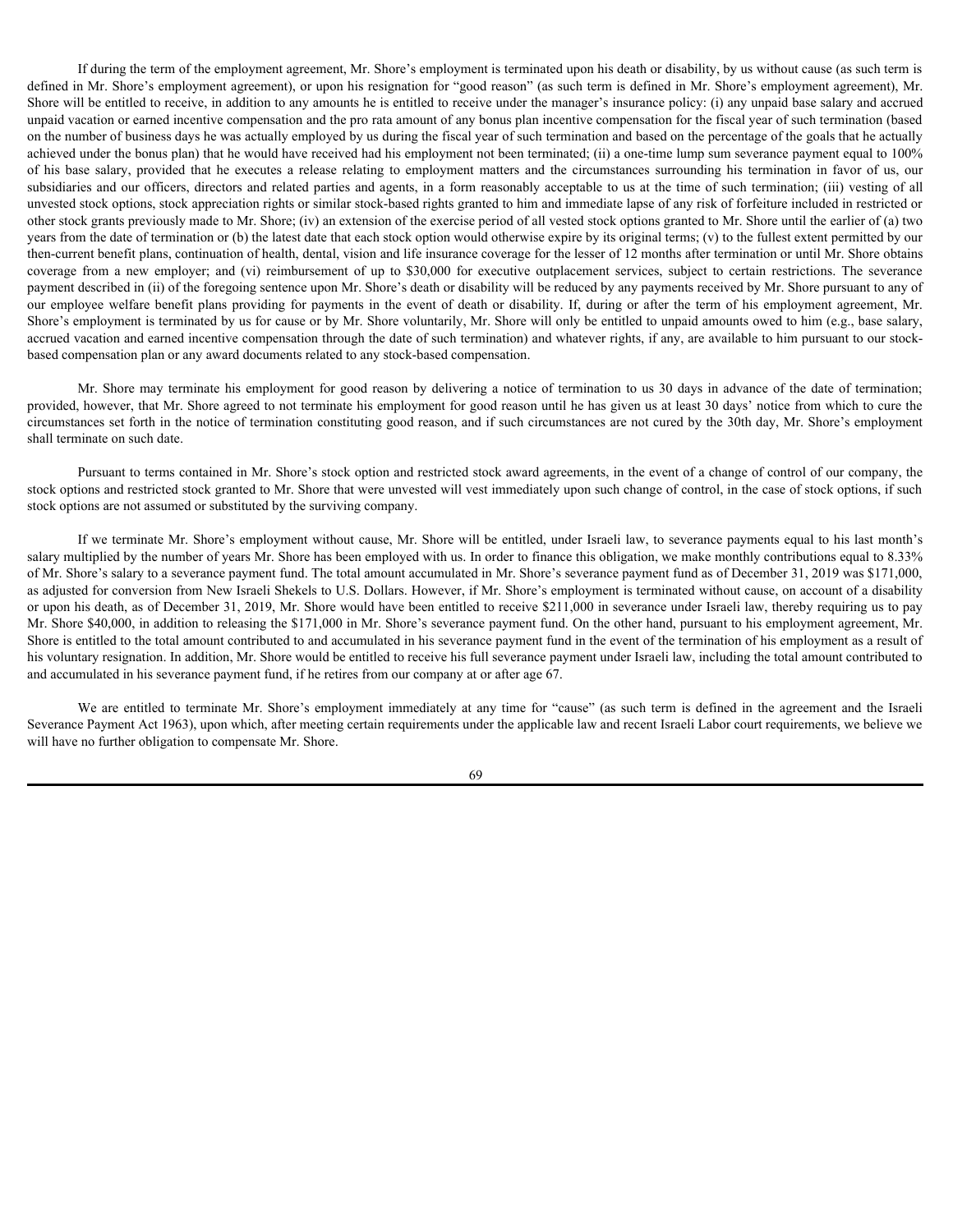If during the term of the employment agreement, Mr. Shore's employment is terminated upon his death or disability, by us without cause (as such term is defined in Mr. Shore's employment agreement), or upon his resignation for "good reason" (as such term is defined in Mr. Shore's employment agreement), Mr. Shore will be entitled to receive, in addition to any amounts he is entitled to receive under the manager's insurance policy: (i) any unpaid base salary and accrued unpaid vacation or earned incentive compensation and the pro rata amount of any bonus plan incentive compensation for the fiscal year of such termination (based on the number of business days he was actually employed by us during the fiscal year of such termination and based on the percentage of the goals that he actually achieved under the bonus plan) that he would have received had his employment not been terminated; (ii) a one-time lump sum severance payment equal to 100% of his base salary, provided that he executes a release relating to employment matters and the circumstances surrounding his termination in favor of us, our subsidiaries and our officers, directors and related parties and agents, in a form reasonably acceptable to us at the time of such termination; (iii) vesting of all unvested stock options, stock appreciation rights or similar stock-based rights granted to him and immediate lapse of any risk of forfeiture included in restricted or other stock grants previously made to Mr. Shore; (iv) an extension of the exercise period of all vested stock options granted to Mr. Shore until the earlier of (a) two years from the date of termination or (b) the latest date that each stock option would otherwise expire by its original terms; (v) to the fullest extent permitted by our then-current benefit plans, continuation of health, dental, vision and life insurance coverage for the lesser of 12 months after termination or until Mr. Shore obtains coverage from a new employer; and (vi) reimbursement of up to $30,000 for executive outplacement services, subject to certain restrictions. The severance payment described in (ii) of the foregoing sentence upon Mr. Shore's death or disability will be reduced by any payments received by Mr. Shore pursuant to any of our employee welfare benefit plans providing for payments in the event of death or disability. If, during or after the term of his employment agreement, Mr. Shore's employment is terminated by us for cause or by Mr. Shore voluntarily, Mr. Shore will only be entitled to unpaid amounts owed to him (e.g., base salary, accrued vacation and earned incentive compensation through the date of such termination) and whatever rights, if any, are available to him pursuant to our stock-based compensation plan or any award documents related to any stock-based compensation.

Mr. Shore may terminate his employment for good reason by delivering a notice of termination to us 30 days in advance of the date of termination; provided, however, that Mr. Shore agreed to not terminate his employment for good reason until he has given us at least 30 days' notice from which to cure the circumstances set forth in the notice of termination constituting good reason, and if such circumstances are not cured by the 30th day, Mr. Shore's employment shall terminate on such date.

Pursuant to terms contained in Mr. Shore's stock option and restricted stock award agreements, in the event of a change of control of our company, the stock options and restricted stock granted to Mr. Shore that were unvested will vest immediately upon such change of control, in the case of stock options, if such stock options are not assumed or substituted by the surviving company.

If we terminate Mr. Shore's employment without cause, Mr. Shore will be entitled, under Israeli law, to severance payments equal to his last month's salary multiplied by the number of years Mr. Shore has been employed with us. In order to finance this obligation, we make monthly contributions equal to 8.33% of Mr. Shore's salary to a severance payment fund. The total amount accumulated in Mr. Shore's severance payment fund as of December 31, 2019 was $171,000, as adjusted for conversion from New Israeli Shekels to U.S. Dollars. However, if Mr. Shore's employment is terminated without cause, on account of a disability or upon his death, as of December 31, 2019, Mr. Shore would have been entitled to receive $211,000 in severance under Israeli law, thereby requiring us to pay Mr. Shore $40,000, in addition to releasing the $171,000 in Mr. Shore's severance payment fund. On the other hand, pursuant to his employment agreement, Mr. Shore is entitled to the total amount contributed to and accumulated in his severance payment fund in the event of the termination of his employment as a result of his voluntary resignation. In addition, Mr. Shore would be entitled to receive his full severance payment under Israeli law, including the total amount contributed to and accumulated in his severance payment fund, if he retires from our company at or after age 67.

We are entitled to terminate Mr. Shore's employment immediately at any time for "cause" (as such term is defined in the agreement and the Israeli Severance Payment Act 1963), upon which, after meeting certain requirements under the applicable law and recent Israeli Labor court requirements, we believe we will have no further obligation to compensate Mr. Shore.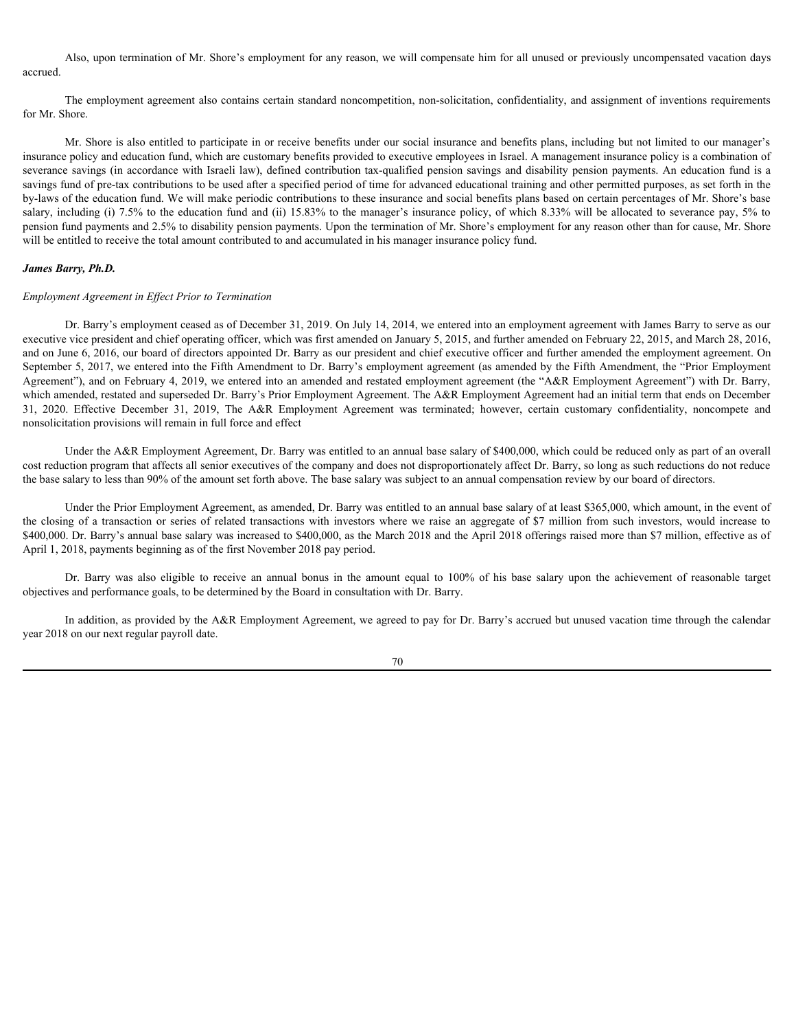Also, upon termination of Mr. Shore's employment for any reason, we will compensate him for all unused or previously uncompensated vacation days accrued.

The employment agreement also contains certain standard noncompetition, non-solicitation, confidentiality, and assignment of inventions requirements for Mr. Shore.

Mr. Shore is also entitled to participate in or receive benefits under our social insurance and benefits plans, including but not limited to our manager's insurance policy and education fund, which are customary benefits provided to executive employees in Israel. A management insurance policy is a combination of severance savings (in accordance with Israeli law), defined contribution tax-qualified pension savings and disability pension payments. An education fund is a savings fund of pre-tax contributions to be used after a specified period of time for advanced educational training and other permitted purposes, as set forth in the by-laws of the education fund. We will make periodic contributions to these insurance and social benefits plans based on certain percentages of Mr. Shore's base salary, including (i) 7.5% to the education fund and (ii) 15.83% to the manager's insurance policy, of which 8.33% will be allocated to severance pay, 5% to pension fund payments and 2.5% to disability pension payments. Upon the termination of Mr. Shore's employment for any reason other than for cause, Mr. Shore will be entitled to receive the total amount contributed to and accumulated in his manager insurance policy fund.

***James Barry, Ph.D.***

*Employment Agreement in Effect Prior to Termination*

Dr. Barry's employment ceased as of December 31, 2019. On July 14, 2014, we entered into an employment agreement with James Barry to serve as our executive vice president and chief operating officer, which was first amended on January 5, 2015, and further amended on February 22, 2015, and March 28, 2016, and on June 6, 2016, our board of directors appointed Dr. Barry as our president and chief executive officer and further amended the employment agreement. On September 5, 2017, we entered into the Fifth Amendment to Dr. Barry's employment agreement (as amended by the Fifth Amendment, the "Prior Employment Agreement"), and on February 4, 2019, we entered into an amended and restated employment agreement (the "A&R Employment Agreement") with Dr. Barry, which amended, restated and superseded Dr. Barry's Prior Employment Agreement. The A&R Employment Agreement had an initial term that ends on December 31, 2020. Effective December 31, 2019, The A&R Employment Agreement was terminated; however, certain customary confidentiality, noncompete and nonsolicitation provisions will remain in full force and effect

Under the A&R Employment Agreement, Dr. Barry was entitled to an annual base salary of $400,000, which could be reduced only as part of an overall cost reduction program that affects all senior executives of the company and does not disproportionately affect Dr. Barry, so long as such reductions do not reduce the base salary to less than 90% of the amount set forth above. The base salary was subject to an annual compensation review by our board of directors.

Under the Prior Employment Agreement, as amended, Dr. Barry was entitled to an annual base salary of at least $365,000, which amount, in the event of the closing of a transaction or series of related transactions with investors where we raise an aggregate of $7 million from such investors, would increase to $400,000. Dr. Barry's annual base salary was increased to $400,000, as the March 2018 and the April 2018 offerings raised more than $7 million, effective as of April 1, 2018, payments beginning as of the first November 2018 pay period.

Dr. Barry was also eligible to receive an annual bonus in the amount equal to 100% of his base salary upon the achievement of reasonable target objectives and performance goals, to be determined by the Board in consultation with Dr. Barry.

In addition, as provided by the A&R Employment Agreement, we agreed to pay for Dr. Barry's accrued but unused vacation time through the calendar year 2018 on our next regular payroll date.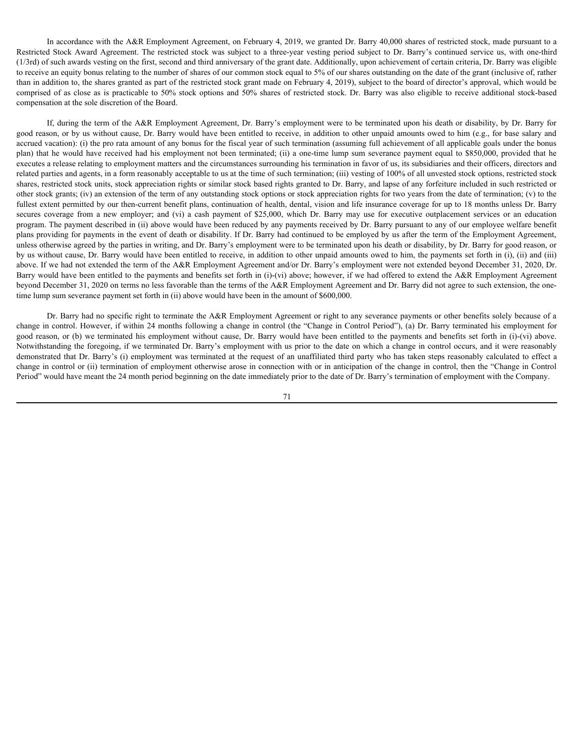In accordance with the A&R Employment Agreement, on February 4, 2019, we granted Dr. Barry 40,000 shares of restricted stock, made pursuant to a Restricted Stock Award Agreement. The restricted stock was subject to a three-year vesting period subject to Dr. Barry's continued service us, with one-third (1/3rd) of such awards vesting on the first, second and third anniversary of the grant date. Additionally, upon achievement of certain criteria, Dr. Barry was eligible to receive an equity bonus relating to the number of shares of our common stock equal to 5% of our shares outstanding on the date of the grant (inclusive of, rather than in addition to, the shares granted as part of the restricted stock grant made on February 4, 2019), subject to the board of director's approval, which would be comprised of as close as is practicable to 50% stock options and 50% shares of restricted stock. Dr. Barry was also eligible to receive additional stock-based compensation at the sole discretion of the Board.

If, during the term of the A&R Employment Agreement, Dr. Barry's employment were to be terminated upon his death or disability, by Dr. Barry for good reason, or by us without cause, Dr. Barry would have been entitled to receive, in addition to other unpaid amounts owed to him (e.g., for base salary and accrued vacation): (i) the pro rata amount of any bonus for the fiscal year of such termination (assuming full achievement of all applicable goals under the bonus plan) that he would have received had his employment not been terminated; (ii) a one-time lump sum severance payment equal to $850,000, provided that he executes a release relating to employment matters and the circumstances surrounding his termination in favor of us, its subsidiaries and their officers, directors and related parties and agents, in a form reasonably acceptable to us at the time of such termination; (iii) vesting of 100% of all unvested stock options, restricted stock shares, restricted stock units, stock appreciation rights or similar stock based rights granted to Dr. Barry, and lapse of any forfeiture included in such restricted or other stock grants; (iv) an extension of the term of any outstanding stock options or stock appreciation rights for two years from the date of termination; (v) to the fullest extent permitted by our then-current benefit plans, continuation of health, dental, vision and life insurance coverage for up to 18 months unless Dr. Barry secures coverage from a new employer; and (vi) a cash payment of $25,000, which Dr. Barry may use for executive outplacement services or an education program. The payment described in (ii) above would have been reduced by any payments received by Dr. Barry pursuant to any of our employee welfare benefit plans providing for payments in the event of death or disability. If Dr. Barry had continued to be employed by us after the term of the Employment Agreement, unless otherwise agreed by the parties in writing, and Dr. Barry's employment were to be terminated upon his death or disability, by Dr. Barry for good reason, or by us without cause, Dr. Barry would have been entitled to receive, in addition to other unpaid amounts owed to him, the payments set forth in (i), (ii) and (iii) above. If we had not extended the term of the A&R Employment Agreement and/or Dr. Barry's employment were not extended beyond December 31, 2020, Dr. Barry would have been entitled to the payments and benefits set forth in (i)-(vi) above; however, if we had offered to extend the A&R Employment Agreement beyond December 31, 2020 on terms no less favorable than the terms of the A&R Employment Agreement and Dr. Barry did not agree to such extension, the one-time lump sum severance payment set forth in (ii) above would have been in the amount of $600,000.

Dr. Barry had no specific right to terminate the A&R Employment Agreement or right to any severance payments or other benefits solely because of a change in control. However, if within 24 months following a change in control (the "Change in Control Period"), (a) Dr. Barry terminated his employment for good reason, or (b) we terminated his employment without cause, Dr. Barry would have been entitled to the payments and benefits set forth in (i)-(vi) above. Notwithstanding the foregoing, if we terminated Dr. Barry's employment with us prior to the date on which a change in control occurs, and it were reasonably demonstrated that Dr. Barry's (i) employment was terminated at the request of an unaffiliated third party who has taken steps reasonably calculated to effect a change in control or (ii) termination of employment otherwise arose in connection with or in anticipation of the change in control, then the "Change in Control Period" would have meant the 24 month period beginning on the date immediately prior to the date of Dr. Barry's termination of employment with the Company.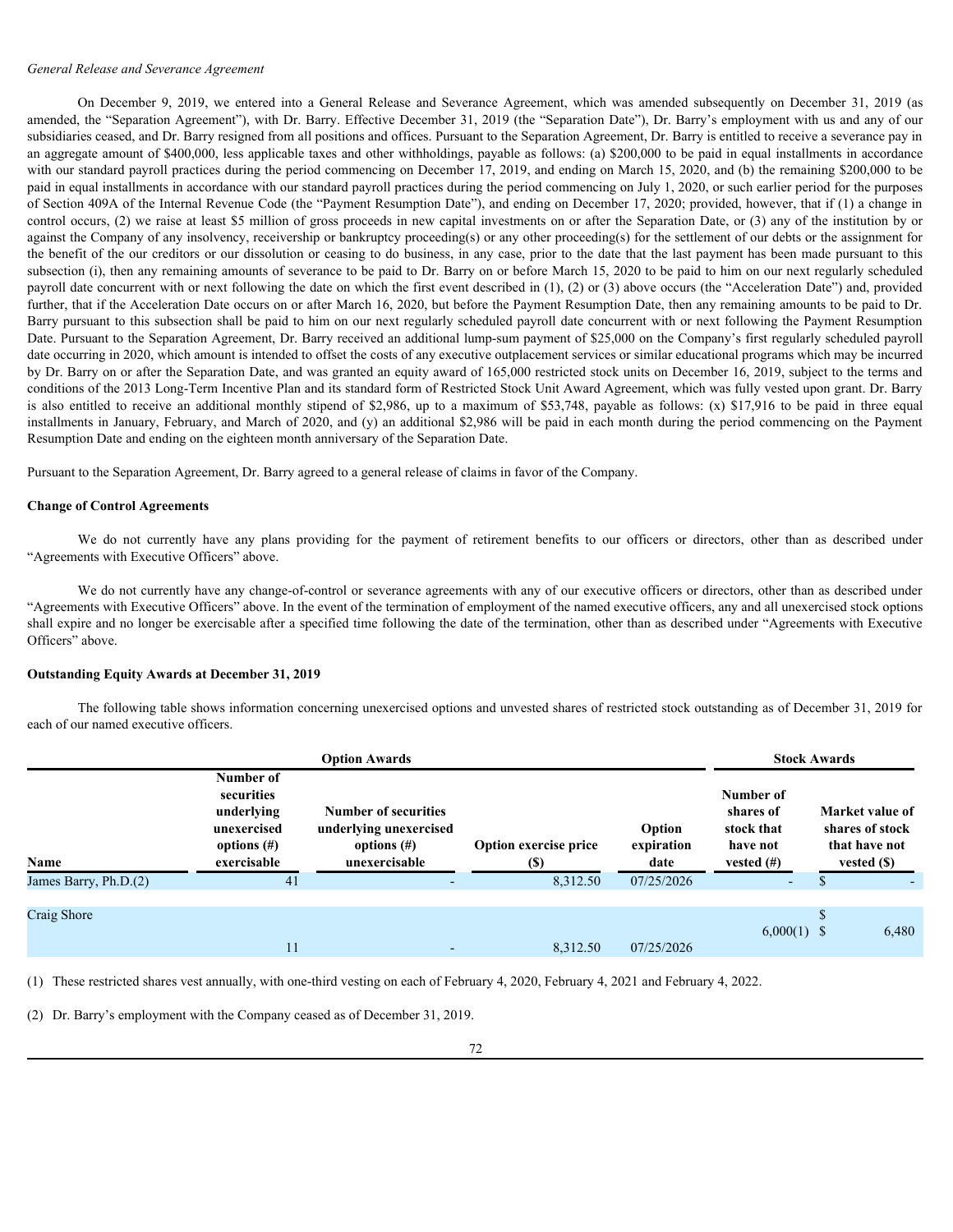*General Release and Severance Agreement*

On December 9, 2019, we entered into a General Release and Severance Agreement, which was amended subsequently on December 31, 2019 (as amended, the "Separation Agreement"), with Dr. Barry. Effective December 31, 2019 (the "Separation Date"), Dr. Barry's employment with us and any of our subsidiaries ceased, and Dr. Barry resigned from all positions and offices. Pursuant to the Separation Agreement, Dr. Barry is entitled to receive a severance pay in an aggregate amount of $400,000, less applicable taxes and other withholdings, payable as follows: (a) $200,000 to be paid in equal installments in accordance with our standard payroll practices during the period commencing on December 17, 2019, and ending on March 15, 2020, and (b) the remaining $200,000 to be paid in equal installments in accordance with our standard payroll practices during the period commencing on July 1, 2020, or such earlier period for the purposes of Section 409A of the Internal Revenue Code (the "Payment Resumption Date"), and ending on December 17, 2020; provided, however, that if (1) a change in control occurs, (2) we raise at least $5 million of gross proceeds in new capital investments on or after the Separation Date, or (3) any of the institution by or against the Company of any insolvency, receivership or bankruptcy proceeding(s) or any other proceeding(s) for the settlement of our debts or the assignment for the benefit of the our creditors or our dissolution or ceasing to do business, in any case, prior to the date that the last payment has been made pursuant to this subsection (i), then any remaining amounts of severance to be paid to Dr. Barry on or before March 15, 2020 to be paid to him on our next regularly scheduled payroll date concurrent with or next following the date on which the first event described in (1), (2) or (3) above occurs (the "Acceleration Date") and, provided further, that if the Acceleration Date occurs on or after March 16, 2020, but before the Payment Resumption Date, then any remaining amounts to be paid to Dr. Barry pursuant to this subsection shall be paid to him on our next regularly scheduled payroll date concurrent with or next following the Payment Resumption Date. Pursuant to the Separation Agreement, Dr. Barry received an additional lump-sum payment of $25,000 on the Company's first regularly scheduled payroll date occurring in 2020, which amount is intended to offset the costs of any executive outplacement services or similar educational programs which may be incurred by Dr. Barry on or after the Separation Date, and was granted an equity award of 165,000 restricted stock units on December 16, 2019, subject to the terms and conditions of the 2013 Long-Term Incentive Plan and its standard form of Restricted Stock Unit Award Agreement, which was fully vested upon grant. Dr. Barry is also entitled to receive an additional monthly stipend of $2,986, up to a maximum of $53,748, payable as follows: (x) $17,916 to be paid in three equal installments in January, February, and March of 2020, and (y) an additional $2,986 will be paid in each month during the period commencing on the Payment Resumption Date and ending on the eighteen month anniversary of the Separation Date.

Pursuant to the Separation Agreement, Dr. Barry agreed to a general release of claims in favor of the Company.

**Change of Control Agreements**

We do not currently have any plans providing for the payment of retirement benefits to our officers or directors, other than as described under "Agreements with Executive Officers" above.

We do not currently have any change-of-control or severance agreements with any of our executive officers or directors, other than as described under "Agreements with Executive Officers" above. In the event of the termination of employment of the named executive officers, any and all unexercised stock options shall expire and no longer be exercisable after a specified time following the date of the termination, other than as described under "Agreements with Executive Officers" above.

**Outstanding Equity Awards at December 31, 2019**

The following table shows information concerning unexercised options and unvested shares of restricted stock outstanding as of December 31, 2019 for each of our named executive officers.

| | Option Awards | | | | Stock Awards | |
|---|---|---|---|---|---|---|
| Name | Number of securities underlying unexercised options (#) exercisable | Number of securities underlying unexercised options (#) unexercisable | Option exercise price ($) | Option expiration date | Number of shares of stock that have not vested (#) | Market value of shares of stock that have not vested ($) |
| James Barry, Ph.D.(2) | 41 | - | 8,312.50 | 07/25/2026 | - | $ - |
| Craig Shore | | | | | 6,000(1) | $ 6,480 |
| | 11 | - | 8,312.50 | 07/25/2026 | | |

(1) These restricted shares vest annually, with one-third vesting on each of February 4, 2020, February 4, 2021 and February 4, 2022.

(2) Dr. Barry's employment with the Company ceased as of December 31, 2019.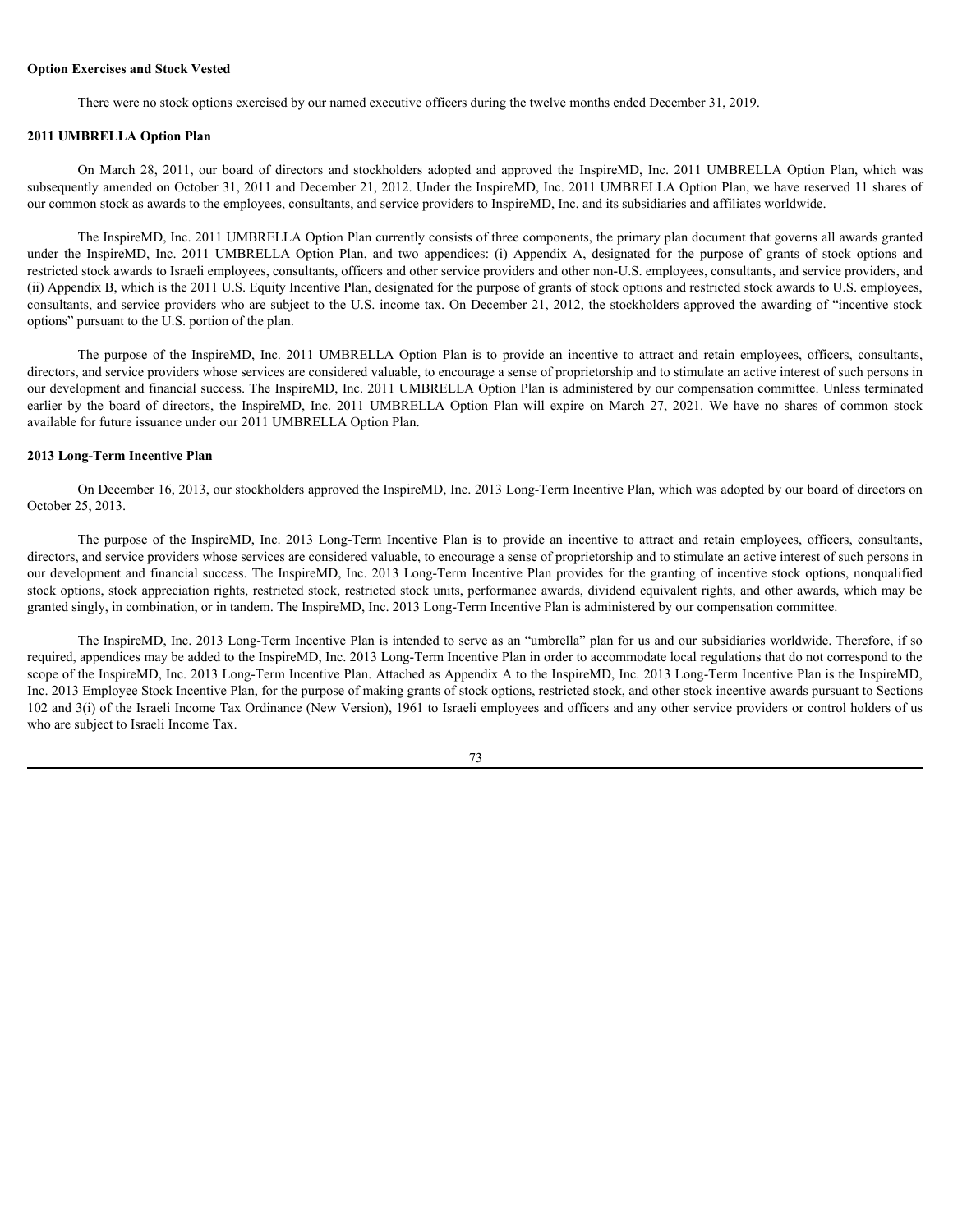**Option Exercises and Stock Vested**

There were no stock options exercised by our named executive officers during the twelve months ended December 31, 2019.

**2011 UMBRELLA Option Plan**

On March 28, 2011, our board of directors and stockholders adopted and approved the InspireMD, Inc. 2011 UMBRELLA Option Plan, which was subsequently amended on October 31, 2011 and December 21, 2012. Under the InspireMD, Inc. 2011 UMBRELLA Option Plan, we have reserved 11 shares of our common stock as awards to the employees, consultants, and service providers to InspireMD, Inc. and its subsidiaries and affiliates worldwide.

The InspireMD, Inc. 2011 UMBRELLA Option Plan currently consists of three components, the primary plan document that governs all awards granted under the InspireMD, Inc. 2011 UMBRELLA Option Plan, and two appendices: (i) Appendix A, designated for the purpose of grants of stock options and restricted stock awards to Israeli employees, consultants, officers and other service providers and other non-U.S. employees, consultants, and service providers, and (ii) Appendix B, which is the 2011 U.S. Equity Incentive Plan, designated for the purpose of grants of stock options and restricted stock awards to U.S. employees, consultants, and service providers who are subject to the U.S. income tax. On December 21, 2012, the stockholders approved the awarding of "incentive stock options" pursuant to the U.S. portion of the plan.

The purpose of the InspireMD, Inc. 2011 UMBRELLA Option Plan is to provide an incentive to attract and retain employees, officers, consultants, directors, and service providers whose services are considered valuable, to encourage a sense of proprietorship and to stimulate an active interest of such persons in our development and financial success. The InspireMD, Inc. 2011 UMBRELLA Option Plan is administered by our compensation committee. Unless terminated earlier by the board of directors, the InspireMD, Inc. 2011 UMBRELLA Option Plan will expire on March 27, 2021. We have no shares of common stock available for future issuance under our 2011 UMBRELLA Option Plan.

**2013 Long-Term Incentive Plan**

On December 16, 2013, our stockholders approved the InspireMD, Inc. 2013 Long-Term Incentive Plan, which was adopted by our board of directors on October 25, 2013.

The purpose of the InspireMD, Inc. 2013 Long-Term Incentive Plan is to provide an incentive to attract and retain employees, officers, consultants, directors, and service providers whose services are considered valuable, to encourage a sense of proprietorship and to stimulate an active interest of such persons in our development and financial success. The InspireMD, Inc. 2013 Long-Term Incentive Plan provides for the granting of incentive stock options, nonqualified stock options, stock appreciation rights, restricted stock, restricted stock units, performance awards, dividend equivalent rights, and other awards, which may be granted singly, in combination, or in tandem. The InspireMD, Inc. 2013 Long-Term Incentive Plan is administered by our compensation committee.

The InspireMD, Inc. 2013 Long-Term Incentive Plan is intended to serve as an "umbrella" plan for us and our subsidiaries worldwide. Therefore, if so required, appendices may be added to the InspireMD, Inc. 2013 Long-Term Incentive Plan in order to accommodate local regulations that do not correspond to the scope of the InspireMD, Inc. 2013 Long-Term Incentive Plan. Attached as Appendix A to the InspireMD, Inc. 2013 Long-Term Incentive Plan is the InspireMD, Inc. 2013 Employee Stock Incentive Plan, for the purpose of making grants of stock options, restricted stock, and other stock incentive awards pursuant to Sections 102 and 3(i) of the Israeli Income Tax Ordinance (New Version), 1961 to Israeli employees and officers and any other service providers or control holders of us who are subject to Israeli Income Tax.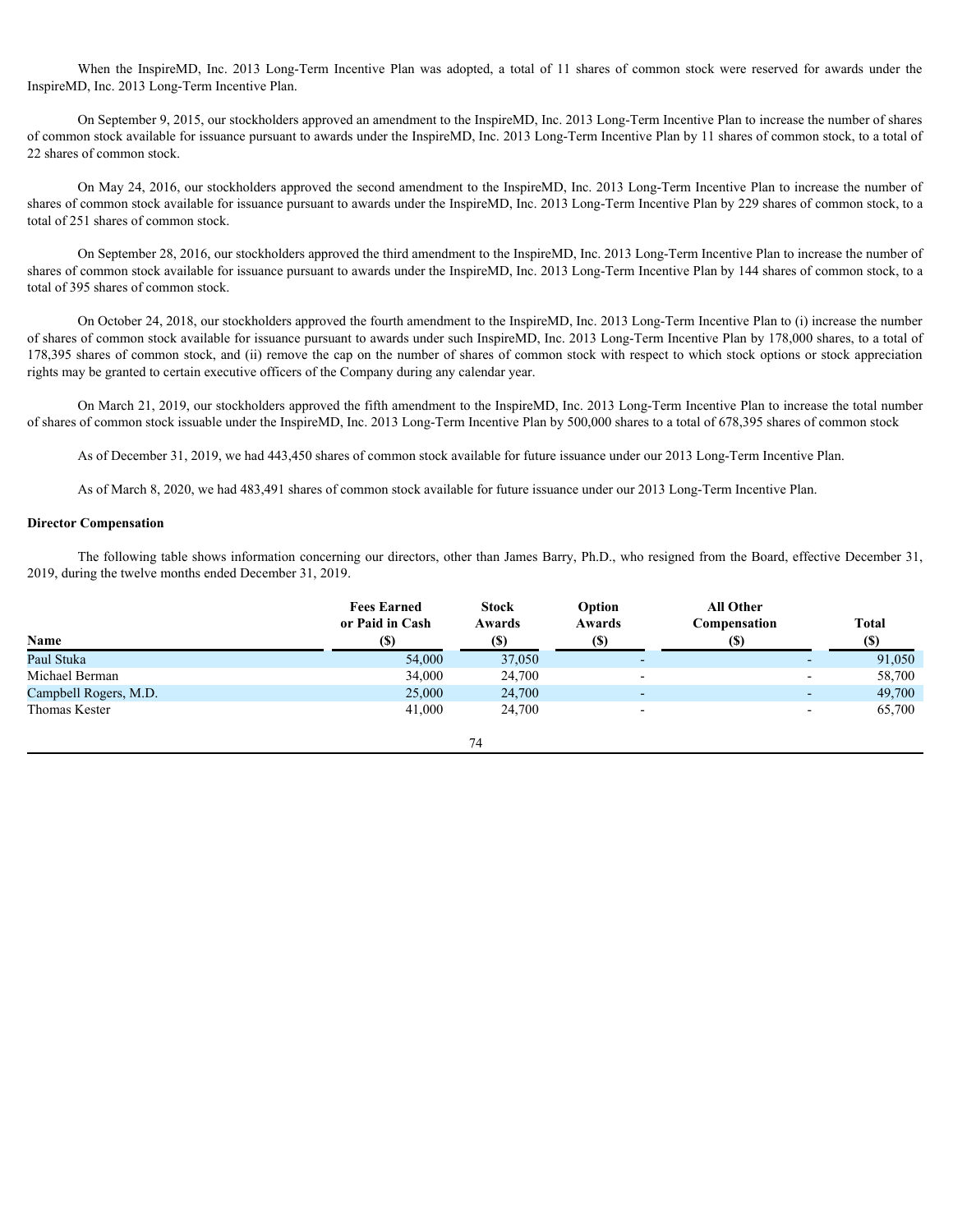When the InspireMD, Inc. 2013 Long-Term Incentive Plan was adopted, a total of 11 shares of common stock were reserved for awards under the InspireMD, Inc. 2013 Long-Term Incentive Plan.

On September 9, 2015, our stockholders approved an amendment to the InspireMD, Inc. 2013 Long-Term Incentive Plan to increase the number of shares of common stock available for issuance pursuant to awards under the InspireMD, Inc. 2013 Long-Term Incentive Plan by 11 shares of common stock, to a total of 22 shares of common stock.

On May 24, 2016, our stockholders approved the second amendment to the InspireMD, Inc. 2013 Long-Term Incentive Plan to increase the number of shares of common stock available for issuance pursuant to awards under the InspireMD, Inc. 2013 Long-Term Incentive Plan by 229 shares of common stock, to a total of 251 shares of common stock.

On September 28, 2016, our stockholders approved the third amendment to the InspireMD, Inc. 2013 Long-Term Incentive Plan to increase the number of shares of common stock available for issuance pursuant to awards under the InspireMD, Inc. 2013 Long-Term Incentive Plan by 144 shares of common stock, to a total of 395 shares of common stock.

On October 24, 2018, our stockholders approved the fourth amendment to the InspireMD, Inc. 2013 Long-Term Incentive Plan to (i) increase the number of shares of common stock available for issuance pursuant to awards under such InspireMD, Inc. 2013 Long-Term Incentive Plan by 178,000 shares, to a total of 178,395 shares of common stock, and (ii) remove the cap on the number of shares of common stock with respect to which stock options or stock appreciation rights may be granted to certain executive officers of the Company during any calendar year.

On March 21, 2019, our stockholders approved the fifth amendment to the InspireMD, Inc. 2013 Long-Term Incentive Plan to increase the total number of shares of common stock issuable under the InspireMD, Inc. 2013 Long-Term Incentive Plan by 500,000 shares to a total of 678,395 shares of common stock

As of December 31, 2019, we had 443,450 shares of common stock available for future issuance under our 2013 Long-Term Incentive Plan.

As of March 8, 2020, we had 483,491 shares of common stock available for future issuance under our 2013 Long-Term Incentive Plan.

**Director Compensation**

The following table shows information concerning our directors, other than James Barry, Ph.D., who resigned from the Board, effective December 31, 2019, during the twelve months ended December 31, 2019.

| Name | Fees Earned or Paid in Cash ($) | Stock Awards ($) | Option Awards ($) | All Other Compensation ($) | Total ($) |
|---|---|---|---|---|---|
| Paul Stuka | 54,000 | 37,050 | - | - | 91,050 |
| Michael Berman | 34,000 | 24,700 | - | - | 58,700 |
| Campbell Rogers, M.D. | 25,000 | 24,700 | - | - | 49,700 |
| Thomas Kester | 41,000 | 24,700 | - | - | 65,700 |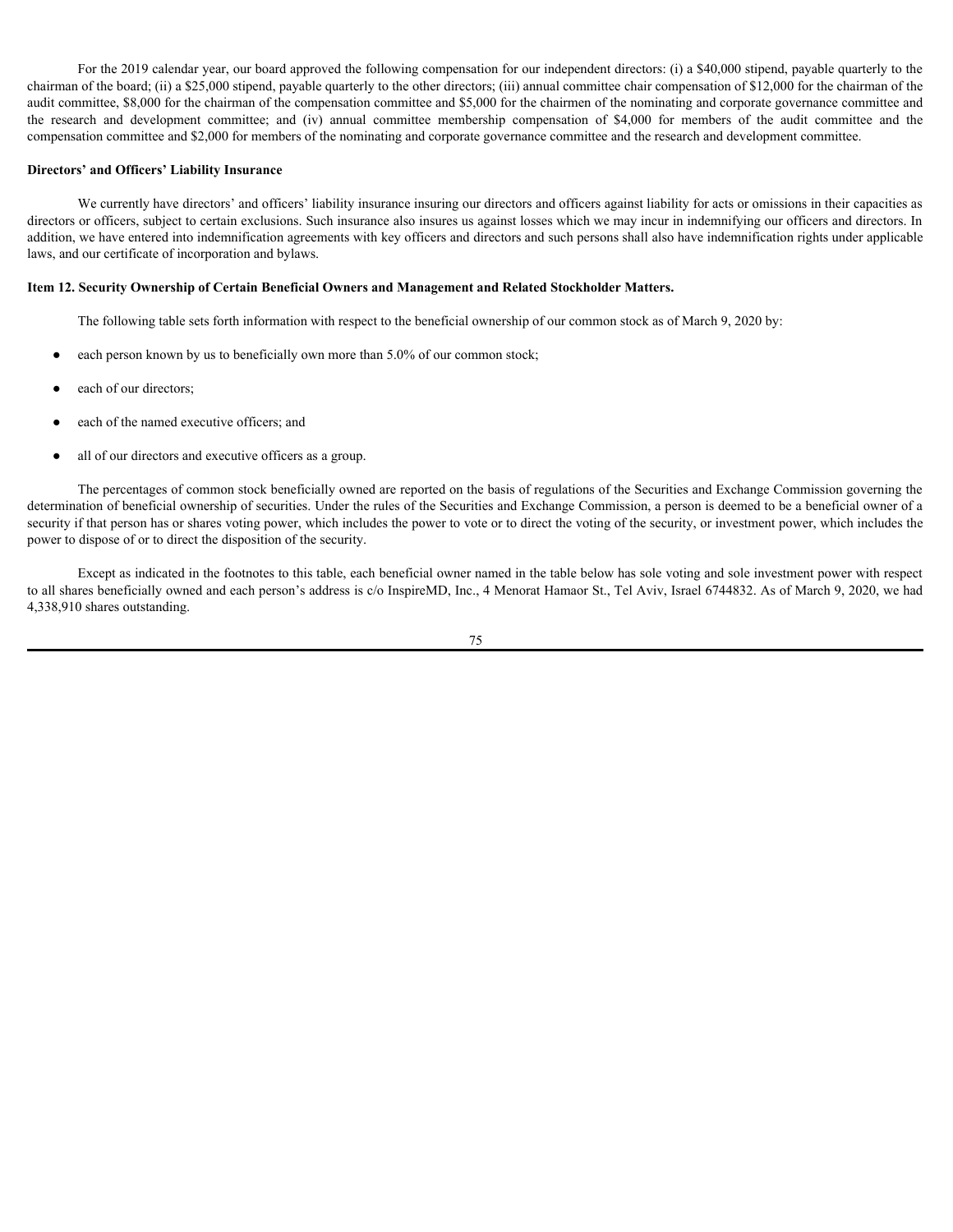For the 2019 calendar year, our board approved the following compensation for our independent directors: (i) a $40,000 stipend, payable quarterly to the chairman of the board; (ii) a $25,000 stipend, payable quarterly to the other directors; (iii) annual committee chair compensation of $12,000 for the chairman of the audit committee, $8,000 for the chairman of the compensation committee and $5,000 for the chairmen of the nominating and corporate governance committee and the research and development committee; and (iv) annual committee membership compensation of $4,000 for members of the audit committee and the compensation committee and $2,000 for members of the nominating and corporate governance committee and the research and development committee.

**Directors' and Officers' Liability Insurance**

We currently have directors' and officers' liability insurance insuring our directors and officers against liability for acts or omissions in their capacities as directors or officers, subject to certain exclusions. Such insurance also insures us against losses which we may incur in indemnifying our officers and directors. In addition, we have entered into indemnification agreements with key officers and directors and such persons shall also have indemnification rights under applicable laws, and our certificate of incorporation and bylaws.

**Item 12. Security Ownership of Certain Beneficial Owners and Management and Related Stockholder Matters.**

The following table sets forth information with respect to the beneficial ownership of our common stock as of March 9, 2020 by:

- each person known by us to beneficially own more than 5.0% of our common stock;
- each of our directors;
- each of the named executive officers; and
- all of our directors and executive officers as a group.

The percentages of common stock beneficially owned are reported on the basis of regulations of the Securities and Exchange Commission governing the determination of beneficial ownership of securities. Under the rules of the Securities and Exchange Commission, a person is deemed to be a beneficial owner of a security if that person has or shares voting power, which includes the power to vote or to direct the voting of the security, or investment power, which includes the power to dispose of or to direct the disposition of the security.

Except as indicated in the footnotes to this table, each beneficial owner named in the table below has sole voting and sole investment power with respect to all shares beneficially owned and each person's address is c/o InspireMD, Inc., 4 Menorat Hamaor St., Tel Aviv, Israel 6744832. As of March 9, 2020, we had 4,338,910 shares outstanding.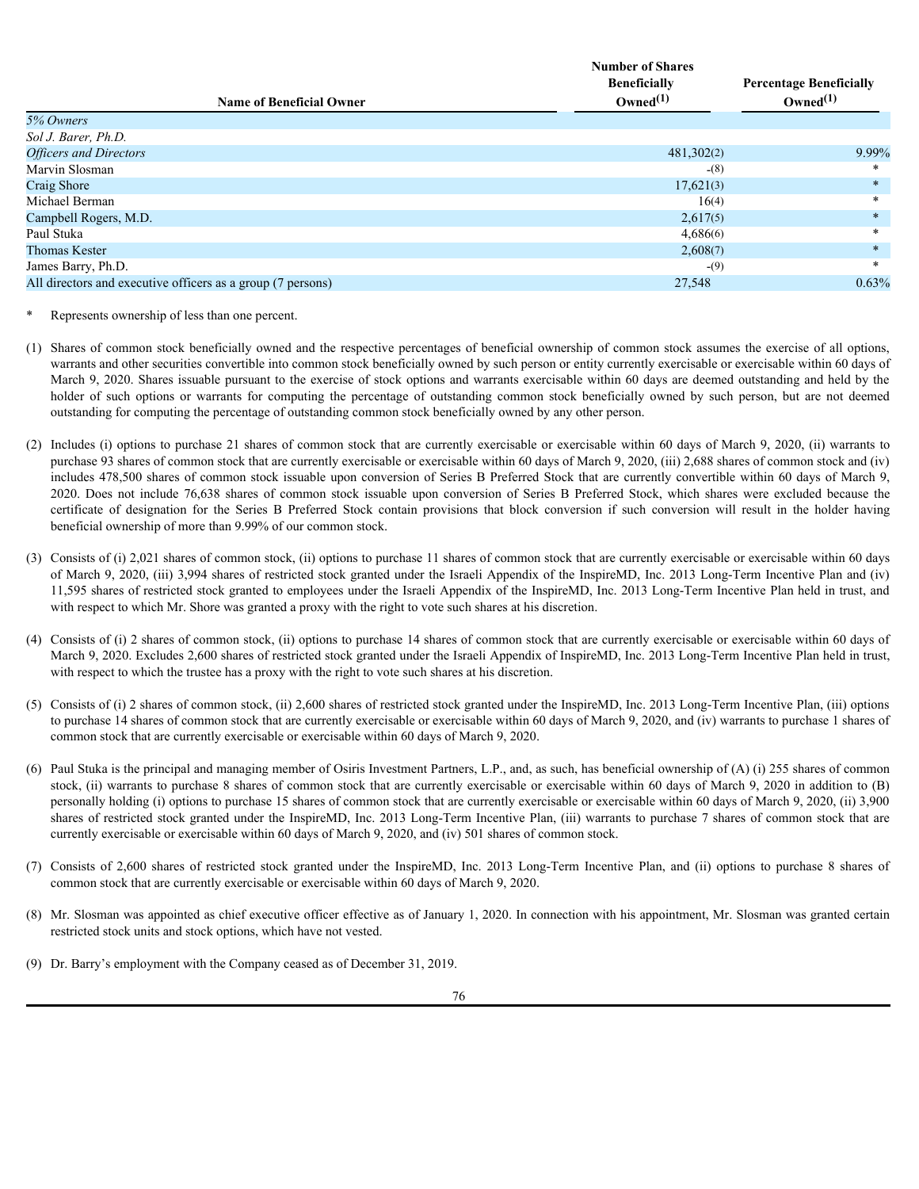| Name of Beneficial Owner | Number of Shares Beneficially Owned(1) | Percentage Beneficially Owned(1) |
|---|---|---|
| *5% Owners* | | |
| *Sol J. Barer, Ph.D.* | | |
| *Officers and Directors* | 481,302(2) | 9.99% |
| Marvin Slosman | -(8) | * |
| Craig Shore | 17,621(3) | * |
| Michael Berman | 16(4) | * |
| Campbell Rogers, M.D. | 2,617(5) | * |
| Paul Stuka | 4,686(6) | * |
| Thomas Kester | 2,608(7) | * |
| James Barry, Ph.D. | -(9) | * |
| All directors and executive officers as a group (7 persons) | 27,548 | 0.63% |

\* Represents ownership of less than one percent.

(1) Shares of common stock beneficially owned and the respective percentages of beneficial ownership of common stock assumes the exercise of all options, warrants and other securities convertible into common stock beneficially owned by such person or entity currently exercisable or exercisable within 60 days of March 9, 2020. Shares issuable pursuant to the exercise of stock options and warrants exercisable within 60 days are deemed outstanding and held by the holder of such options or warrants for computing the percentage of outstanding common stock beneficially owned by such person, but are not deemed outstanding for computing the percentage of outstanding common stock beneficially owned by any other person.

(2) Includes (i) options to purchase 21 shares of common stock that are currently exercisable or exercisable within 60 days of March 9, 2020, (ii) warrants to purchase 93 shares of common stock that are currently exercisable or exercisable within 60 days of March 9, 2020, (iii) 2,688 shares of common stock and (iv) includes 478,500 shares of common stock issuable upon conversion of Series B Preferred Stock that are currently convertible within 60 days of March 9, 2020. Does not include 76,638 shares of common stock issuable upon conversion of Series B Preferred Stock, which shares were excluded because the certificate of designation for the Series B Preferred Stock contain provisions that block conversion if such conversion will result in the holder having beneficial ownership of more than 9.99% of our common stock.

(3) Consists of (i) 2,021 shares of common stock, (ii) options to purchase 11 shares of common stock that are currently exercisable or exercisable within 60 days of March 9, 2020, (iii) 3,994 shares of restricted stock granted under the Israeli Appendix of the InspireMD, Inc. 2013 Long-Term Incentive Plan and (iv) 11,595 shares of restricted stock granted to employees under the Israeli Appendix of the InspireMD, Inc. 2013 Long-Term Incentive Plan held in trust, and with respect to which Mr. Shore was granted a proxy with the right to vote such shares at his discretion.

(4) Consists of (i) 2 shares of common stock, (ii) options to purchase 14 shares of common stock that are currently exercisable or exercisable within 60 days of March 9, 2020. Excludes 2,600 shares of restricted stock granted under the Israeli Appendix of InspireMD, Inc. 2013 Long-Term Incentive Plan held in trust, with respect to which the trustee has a proxy with the right to vote such shares at his discretion.

(5) Consists of (i) 2 shares of common stock, (ii) 2,600 shares of restricted stock granted under the InspireMD, Inc. 2013 Long-Term Incentive Plan, (iii) options to purchase 14 shares of common stock that are currently exercisable or exercisable within 60 days of March 9, 2020, and (iv) warrants to purchase 1 shares of common stock that are currently exercisable or exercisable within 60 days of March 9, 2020.

(6) Paul Stuka is the principal and managing member of Osiris Investment Partners, L.P., and, as such, has beneficial ownership of (A) (i) 255 shares of common stock, (ii) warrants to purchase 8 shares of common stock that are currently exercisable or exercisable within 60 days of March 9, 2020 in addition to (B) personally holding (i) options to purchase 15 shares of common stock that are currently exercisable or exercisable within 60 days of March 9, 2020, (ii) 3,900 shares of restricted stock granted under the InspireMD, Inc. 2013 Long-Term Incentive Plan, (iii) warrants to purchase 7 shares of common stock that are currently exercisable or exercisable within 60 days of March 9, 2020, and (iv) 501 shares of common stock.

(7) Consists of 2,600 shares of restricted stock granted under the InspireMD, Inc. 2013 Long-Term Incentive Plan, and (ii) options to purchase 8 shares of common stock that are currently exercisable or exercisable within 60 days of March 9, 2020.

(8) Mr. Slosman was appointed as chief executive officer effective as of January 1, 2020. In connection with his appointment, Mr. Slosman was granted certain restricted stock units and stock options, which have not vested.

(9) Dr. Barry's employment with the Company ceased as of December 31, 2019.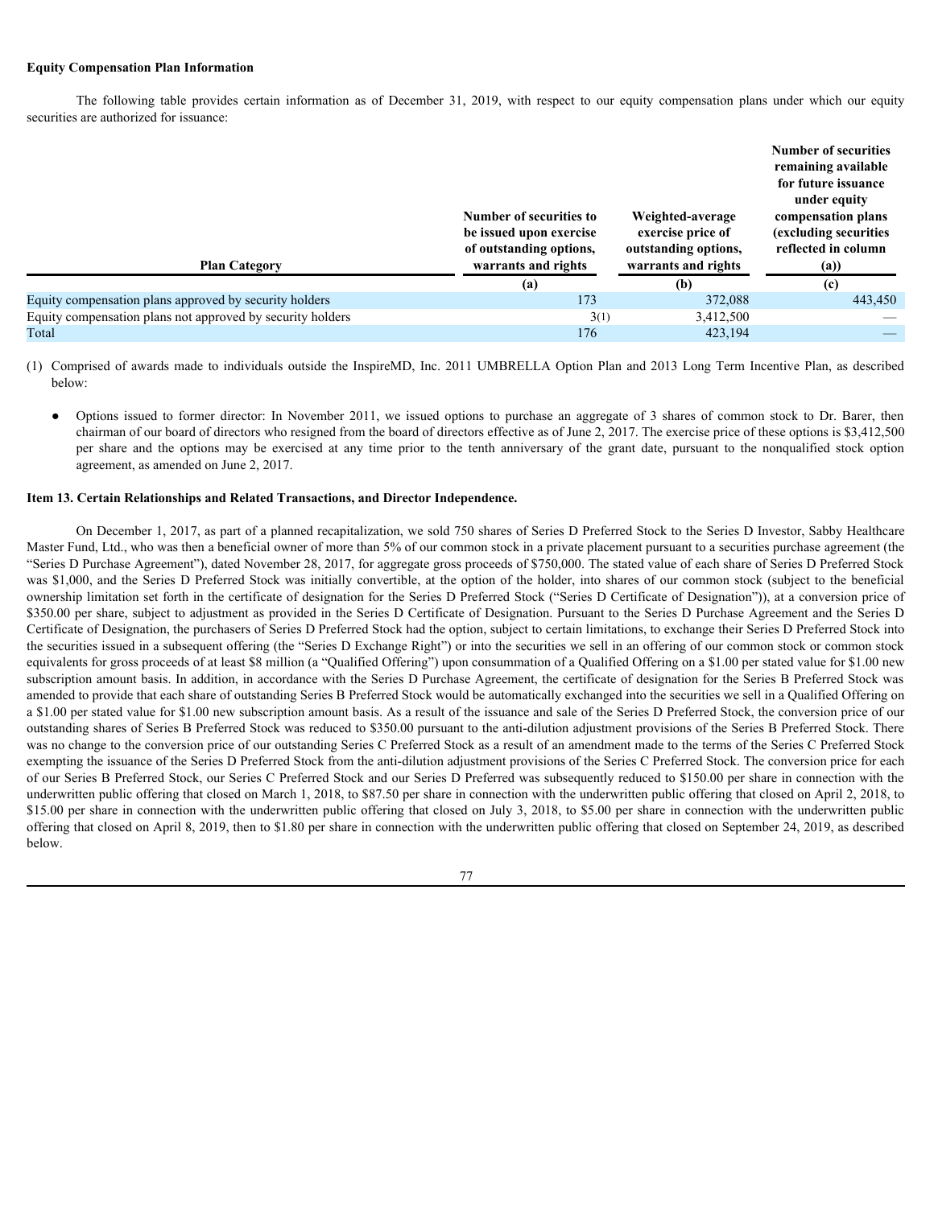**Equity Compensation Plan Information**

The following table provides certain information as of December 31, 2019, with respect to our equity compensation plans under which our equity securities are authorized for issuance:

| Plan Category | Number of securities to be issued upon exercise of outstanding options, warrants and rights | Weighted-average exercise price of outstanding options, warrants and rights | Number of securities remaining available for future issuance under equity compensation plans (excluding securities reflected in column (a)) |
|---|---|---|---|
| | (a) | (b) | (c) |
| Equity compensation plans approved by security holders | 173 | 372,088 | 443,450 |
| Equity compensation plans not approved by security holders | 3(1) | 3,412,500 | — |
| Total | 176 | 423,194 | — |

(1) Comprised of awards made to individuals outside the InspireMD, Inc. 2011 UMBRELLA Option Plan and 2013 Long Term Incentive Plan, as described below:

- Options issued to former director: In November 2011, we issued options to purchase an aggregate of 3 shares of common stock to Dr. Barer, then chairman of our board of directors who resigned from the board of directors effective as of June 2, 2017. The exercise price of these options is $3,412,500 per share and the options may be exercised at any time prior to the tenth anniversary of the grant date, pursuant to the nonqualified stock option agreement, as amended on June 2, 2017.

**Item 13. Certain Relationships and Related Transactions, and Director Independence.**

On December 1, 2017, as part of a planned recapitalization, we sold 750 shares of Series D Preferred Stock to the Series D Investor, Sabby Healthcare Master Fund, Ltd., who was then a beneficial owner of more than 5% of our common stock in a private placement pursuant to a securities purchase agreement (the "Series D Purchase Agreement"), dated November 28, 2017, for aggregate gross proceeds of $750,000. The stated value of each share of Series D Preferred Stock was $1,000, and the Series D Preferred Stock was initially convertible, at the option of the holder, into shares of our common stock (subject to the beneficial ownership limitation set forth in the certificate of designation for the Series D Preferred Stock ("Series D Certificate of Designation")), at a conversion price of $350.00 per share, subject to adjustment as provided in the Series D Certificate of Designation. Pursuant to the Series D Purchase Agreement and the Series D Certificate of Designation, the purchasers of Series D Preferred Stock had the option, subject to certain limitations, to exchange their Series D Preferred Stock into the securities issued in a subsequent offering (the "Series D Exchange Right") or into the securities we sell in an offering of our common stock or common stock equivalents for gross proceeds of at least $8 million (a "Qualified Offering") upon consummation of a Qualified Offering on a $1.00 per stated value for $1.00 new subscription amount basis. In addition, in accordance with the Series D Purchase Agreement, the certificate of designation for the Series B Preferred Stock was amended to provide that each share of outstanding Series B Preferred Stock would be automatically exchanged into the securities we sell in a Qualified Offering on a $1.00 per stated value for $1.00 new subscription amount basis. As a result of the issuance and sale of the Series D Preferred Stock, the conversion price of our outstanding shares of Series B Preferred Stock was reduced to $350.00 pursuant to the anti-dilution adjustment provisions of the Series B Preferred Stock. There was no change to the conversion price of our outstanding Series C Preferred Stock as a result of an amendment made to the terms of the Series C Preferred Stock exempting the issuance of the Series D Preferred Stock from the anti-dilution adjustment provisions of the Series C Preferred Stock. The conversion price for each of our Series B Preferred Stock, our Series C Preferred Stock and our Series D Preferred was subsequently reduced to $150.00 per share in connection with the underwritten public offering that closed on March 1, 2018, to $87.50 per share in connection with the underwritten public offering that closed on April 2, 2018, to $15.00 per share in connection with the underwritten public offering that closed on July 3, 2018, to $5.00 per share in connection with the underwritten public offering that closed on April 8, 2019, then to $1.80 per share in connection with the underwritten public offering that closed on September 24, 2019, as described below.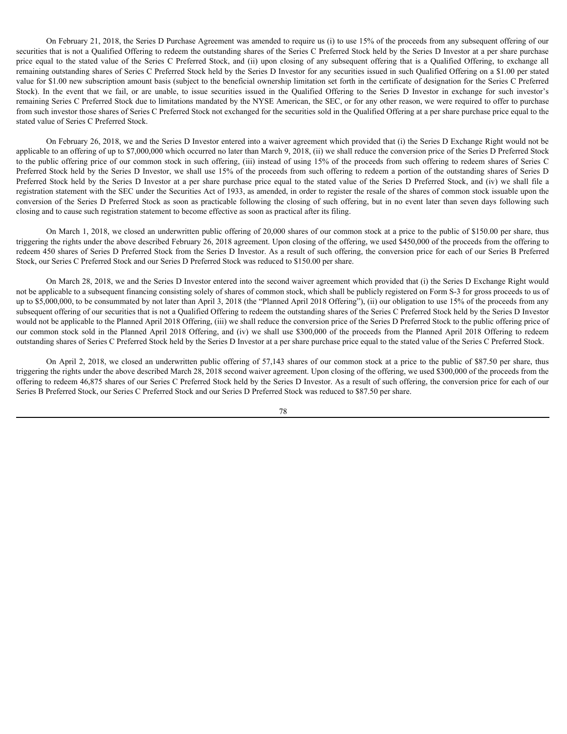On February 21, 2018, the Series D Purchase Agreement was amended to require us (i) to use 15% of the proceeds from any subsequent offering of our securities that is not a Qualified Offering to redeem the outstanding shares of the Series C Preferred Stock held by the Series D Investor at a per share purchase price equal to the stated value of the Series C Preferred Stock, and (ii) upon closing of any subsequent offering that is a Qualified Offering, to exchange all remaining outstanding shares of Series C Preferred Stock held by the Series D Investor for any securities issued in such Qualified Offering on a $1.00 per stated value for $1.00 new subscription amount basis (subject to the beneficial ownership limitation set forth in the certificate of designation for the Series C Preferred Stock). In the event that we fail, or are unable, to issue securities issued in the Qualified Offering to the Series D Investor in exchange for such investor's remaining Series C Preferred Stock due to limitations mandated by the NYSE American, the SEC, or for any other reason, we were required to offer to purchase from such investor those shares of Series C Preferred Stock not exchanged for the securities sold in the Qualified Offering at a per share purchase price equal to the stated value of Series C Preferred Stock.

On February 26, 2018, we and the Series D Investor entered into a waiver agreement which provided that (i) the Series D Exchange Right would not be applicable to an offering of up to $7,000,000 which occurred no later than March 9, 2018, (ii) we shall reduce the conversion price of the Series D Preferred Stock to the public offering price of our common stock in such offering, (iii) instead of using 15% of the proceeds from such offering to redeem shares of Series C Preferred Stock held by the Series D Investor, we shall use 15% of the proceeds from such offering to redeem a portion of the outstanding shares of Series D Preferred Stock held by the Series D Investor at a per share purchase price equal to the stated value of the Series D Preferred Stock, and (iv) we shall file a registration statement with the SEC under the Securities Act of 1933, as amended, in order to register the resale of the shares of common stock issuable upon the conversion of the Series D Preferred Stock as soon as practicable following the closing of such offering, but in no event later than seven days following such closing and to cause such registration statement to become effective as soon as practical after its filing.

On March 1, 2018, we closed an underwritten public offering of 20,000 shares of our common stock at a price to the public of $150.00 per share, thus triggering the rights under the above described February 26, 2018 agreement. Upon closing of the offering, we used $450,000 of the proceeds from the offering to redeem 450 shares of Series D Preferred Stock from the Series D Investor. As a result of such offering, the conversion price for each of our Series B Preferred Stock, our Series C Preferred Stock and our Series D Preferred Stock was reduced to $150.00 per share.

On March 28, 2018, we and the Series D Investor entered into the second waiver agreement which provided that (i) the Series D Exchange Right would not be applicable to a subsequent financing consisting solely of shares of common stock, which shall be publicly registered on Form S-3 for gross proceeds to us of up to $5,000,000, to be consummated by not later than April 3, 2018 (the "Planned April 2018 Offering"), (ii) our obligation to use 15% of the proceeds from any subsequent offering of our securities that is not a Qualified Offering to redeem the outstanding shares of the Series C Preferred Stock held by the Series D Investor would not be applicable to the Planned April 2018 Offering, (iii) we shall reduce the conversion price of the Series D Preferred Stock to the public offering price of our common stock sold in the Planned April 2018 Offering, and (iv) we shall use $300,000 of the proceeds from the Planned April 2018 Offering to redeem outstanding shares of Series C Preferred Stock held by the Series D Investor at a per share purchase price equal to the stated value of the Series C Preferred Stock.

On April 2, 2018, we closed an underwritten public offering of 57,143 shares of our common stock at a price to the public of $87.50 per share, thus triggering the rights under the above described March 28, 2018 second waiver agreement. Upon closing of the offering, we used $300,000 of the proceeds from the offering to redeem 46,875 shares of our Series C Preferred Stock held by the Series D Investor. As a result of such offering, the conversion price for each of our Series B Preferred Stock, our Series C Preferred Stock and our Series D Preferred Stock was reduced to $87.50 per share.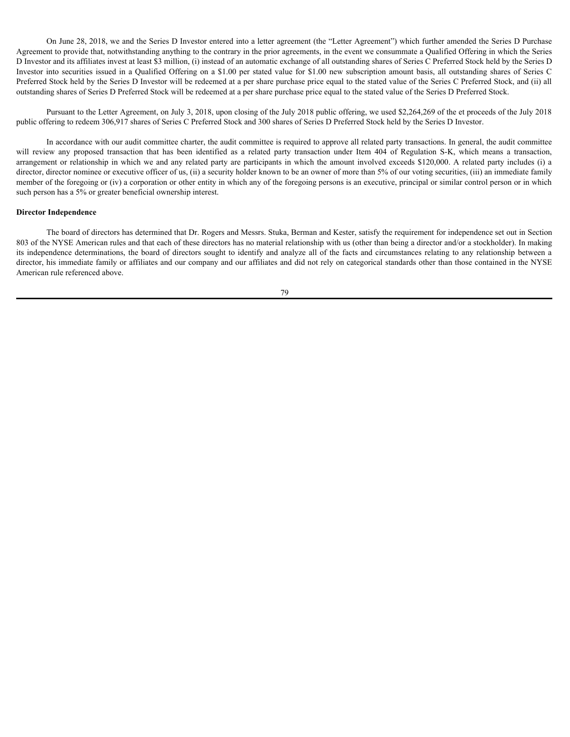On June 28, 2018, we and the Series D Investor entered into a letter agreement (the "Letter Agreement") which further amended the Series D Purchase Agreement to provide that, notwithstanding anything to the contrary in the prior agreements, in the event we consummate a Qualified Offering in which the Series D Investor and its affiliates invest at least $3 million, (i) instead of an automatic exchange of all outstanding shares of Series C Preferred Stock held by the Series D Investor into securities issued in a Qualified Offering on a $1.00 per stated value for $1.00 new subscription amount basis, all outstanding shares of Series C Preferred Stock held by the Series D Investor will be redeemed at a per share purchase price equal to the stated value of the Series C Preferred Stock, and (ii) all outstanding shares of Series D Preferred Stock will be redeemed at a per share purchase price equal to the stated value of the Series D Preferred Stock.

Pursuant to the Letter Agreement, on July 3, 2018, upon closing of the July 2018 public offering, we used $2,264,269 of the et proceeds of the July 2018 public offering to redeem 306,917 shares of Series C Preferred Stock and 300 shares of Series D Preferred Stock held by the Series D Investor.

In accordance with our audit committee charter, the audit committee is required to approve all related party transactions. In general, the audit committee will review any proposed transaction that has been identified as a related party transaction under Item 404 of Regulation S-K, which means a transaction, arrangement or relationship in which we and any related party are participants in which the amount involved exceeds $120,000. A related party includes (i) a director, director nominee or executive officer of us, (ii) a security holder known to be an owner of more than 5% of our voting securities, (iii) an immediate family member of the foregoing or (iv) a corporation or other entity in which any of the foregoing persons is an executive, principal or similar control person or in which such person has a 5% or greater beneficial ownership interest.

**Director Independence**

The board of directors has determined that Dr. Rogers and Messrs. Stuka, Berman and Kester, satisfy the requirement for independence set out in Section 803 of the NYSE American rules and that each of these directors has no material relationship with us (other than being a director and/or a stockholder). In making its independence determinations, the board of directors sought to identify and analyze all of the facts and circumstances relating to any relationship between a director, his immediate family or affiliates and our company and our affiliates and did not rely on categorical standards other than those contained in the NYSE American rule referenced above.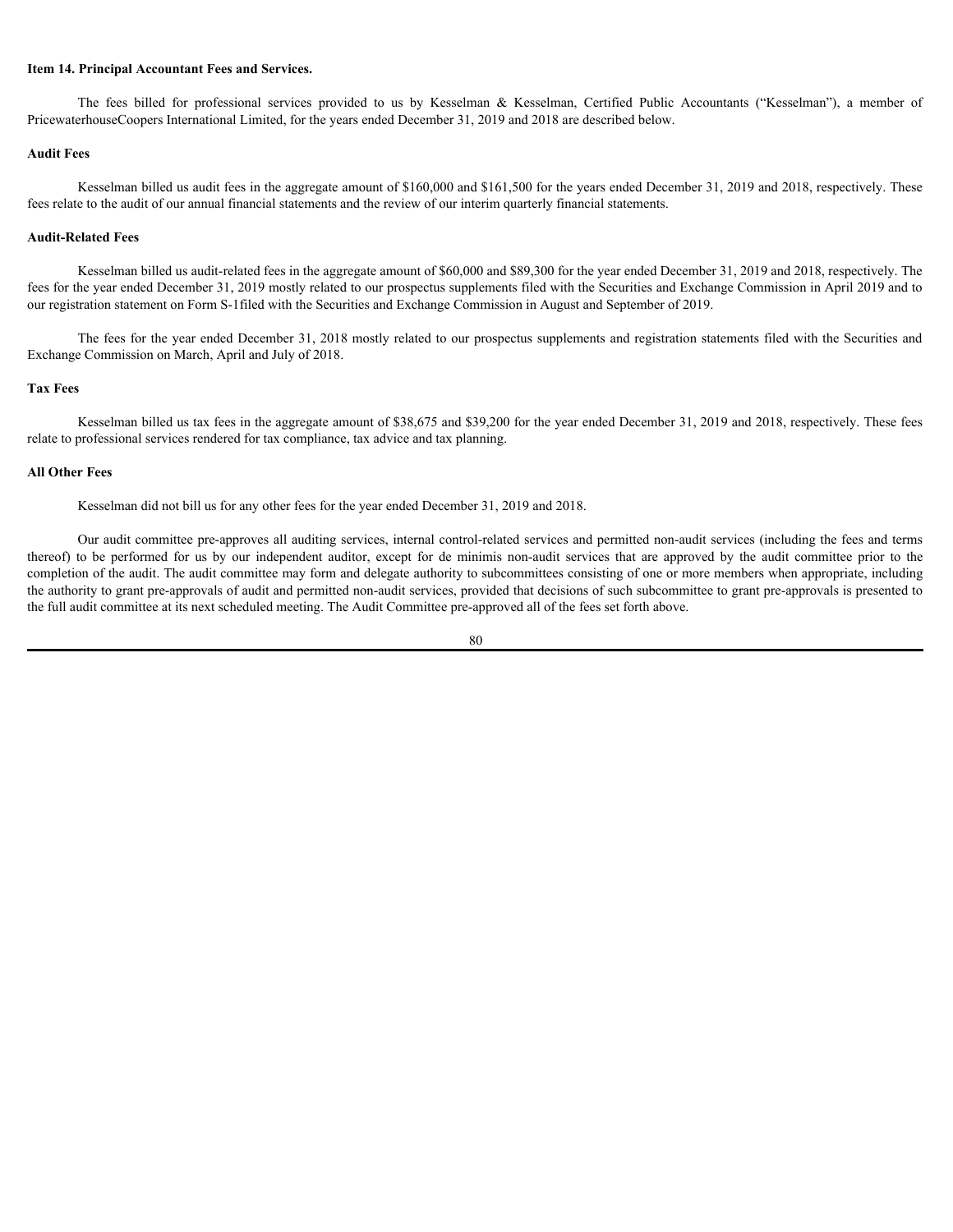### Item 14. Principal Accountant Fees and Services.

The fees billed for professional services provided to us by Kesselman & Kesselman, Certified Public Accountants ("Kesselman"), a member of PricewaterhouseCoopers International Limited, for the years ended December 31, 2019 and 2018 are described below.

#### Audit Fees

Kesselman billed us audit fees in the aggregate amount of $160,000 and $161,500 for the years ended December 31, 2019 and 2018, respectively. These fees relate to the audit of our annual financial statements and the review of our interim quarterly financial statements.

#### Audit-Related Fees

Kesselman billed us audit-related fees in the aggregate amount of $60,000 and $89,300 for the year ended December 31, 2019 and 2018, respectively. The fees for the year ended December 31, 2019 mostly related to our prospectus supplements filed with the Securities and Exchange Commission in April 2019 and to our registration statement on Form S-1filed with the Securities and Exchange Commission in August and September of 2019.

The fees for the year ended December 31, 2018 mostly related to our prospectus supplements and registration statements filed with the Securities and Exchange Commission on March, April and July of 2018.

#### Tax Fees

Kesselman billed us tax fees in the aggregate amount of $38,675 and $39,200 for the year ended December 31, 2019 and 2018, respectively. These fees relate to professional services rendered for tax compliance, tax advice and tax planning.

#### All Other Fees

Kesselman did not bill us for any other fees for the year ended December 31, 2019 and 2018.

Our audit committee pre-approves all auditing services, internal control-related services and permitted non-audit services (including the fees and terms thereof) to be performed for us by our independent auditor, except for de minimis non-audit services that are approved by the audit committee prior to the completion of the audit. The audit committee may form and delegate authority to subcommittees consisting of one or more members when appropriate, including the authority to grant pre-approvals of audit and permitted non-audit services, provided that decisions of such subcommittee to grant pre-approvals is presented to the full audit committee at its next scheduled meeting. The Audit Committee pre-approved all of the fees set forth above.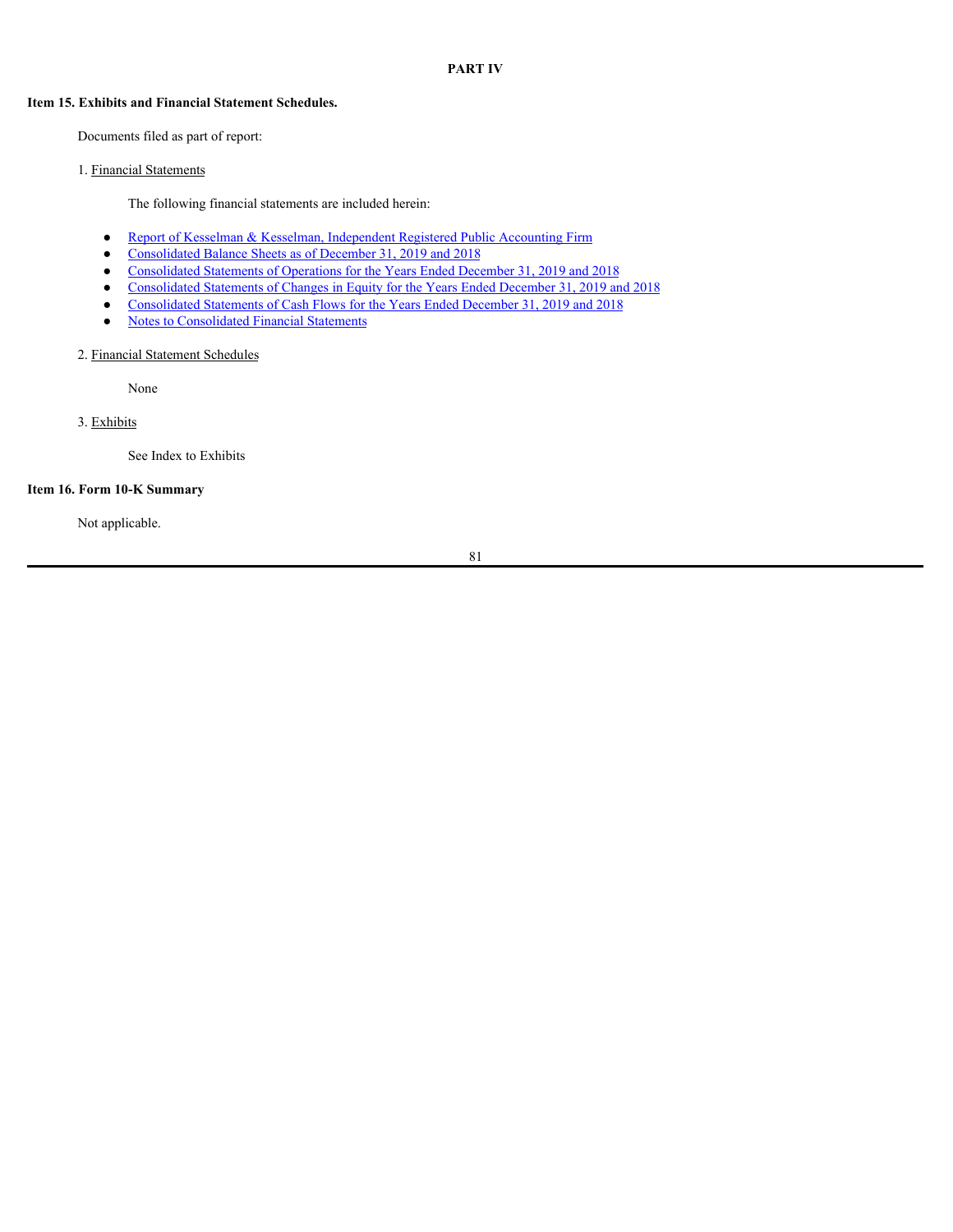# PART IV

## Item 15. Exhibits and Financial Statement Schedules.

Documents filed as part of report:

1. Financial Statements

   The following financial statements are included herein:

   - Report of Kesselman & Kesselman, Independent Registered Public Accounting Firm
   - Consolidated Balance Sheets as of December 31, 2019 and 2018
   - Consolidated Statements of Operations for the Years Ended December 31, 2019 and 2018
   - Consolidated Statements of Changes in Equity for the Years Ended December 31, 2019 and 2018
   - Consolidated Statements of Cash Flows for the Years Ended December 31, 2019 and 2018
   - Notes to Consolidated Financial Statements

2. Financial Statement Schedules

   None

3. Exhibits

   See Index to Exhibits

## Item 16. Form 10-K Summary

Not applicable.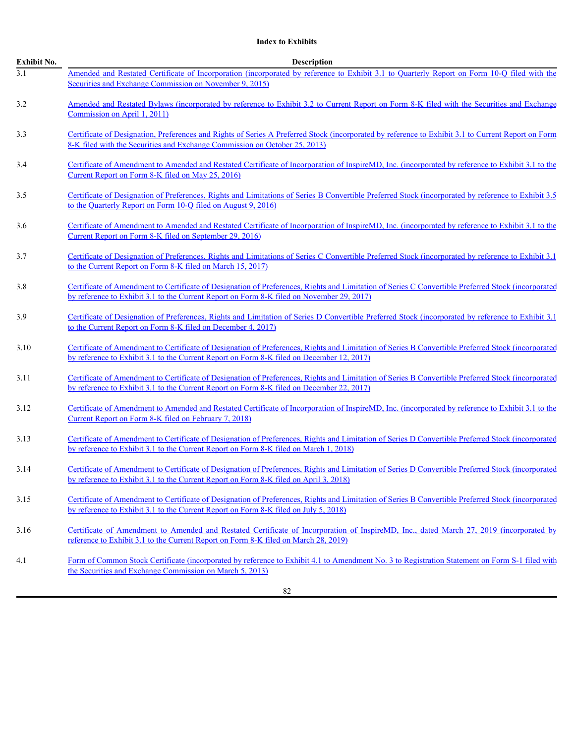**Index to Exhibits**

| Exhibit No. | Description |
|---|---|
| 3.1 | Amended and Restated Certificate of Incorporation (incorporated by reference to Exhibit 3.1 to Quarterly Report on Form 10-Q filed with the Securities and Exchange Commission on November 9, 2015) |
| 3.2 | Amended and Restated Bylaws (incorporated by reference to Exhibit 3.2 to Current Report on Form 8-K filed with the Securities and Exchange Commission on April 1, 2011) |
| 3.3 | Certificate of Designation, Preferences and Rights of Series A Preferred Stock (incorporated by reference to Exhibit 3.1 to Current Report on Form 8-K filed with the Securities and Exchange Commission on October 25, 2013) |
| 3.4 | Certificate of Amendment to Amended and Restated Certificate of Incorporation of InspireMD, Inc. (incorporated by reference to Exhibit 3.1 to the Current Report on Form 8-K filed on May 25, 2016) |
| 3.5 | Certificate of Designation of Preferences, Rights and Limitations of Series B Convertible Preferred Stock (incorporated by reference to Exhibit 3.5 to the Quarterly Report on Form 10-Q filed on August 9, 2016) |
| 3.6 | Certificate of Amendment to Amended and Restated Certificate of Incorporation of InspireMD, Inc. (incorporated by reference to Exhibit 3.1 to the Current Report on Form 8-K filed on September 29, 2016) |
| 3.7 | Certificate of Designation of Preferences, Rights and Limitations of Series C Convertible Preferred Stock (incorporated by reference to Exhibit 3.1 to the Current Report on Form 8-K filed on March 15, 2017) |
| 3.8 | Certificate of Amendment to Certificate of Designation of Preferences, Rights and Limitation of Series C Convertible Preferred Stock (incorporated by reference to Exhibit 3.1 to the Current Report on Form 8-K filed on November 29, 2017) |
| 3.9 | Certificate of Designation of Preferences, Rights and Limitation of Series D Convertible Preferred Stock (incorporated by reference to Exhibit 3.1 to the Current Report on Form 8-K filed on December 4, 2017) |
| 3.10 | Certificate of Amendment to Certificate of Designation of Preferences, Rights and Limitation of Series B Convertible Preferred Stock (incorporated by reference to Exhibit 3.1 to the Current Report on Form 8-K filed on December 12, 2017) |
| 3.11 | Certificate of Amendment to Certificate of Designation of Preferences, Rights and Limitation of Series B Convertible Preferred Stock (incorporated by reference to Exhibit 3.1 to the Current Report on Form 8-K filed on December 22, 2017) |
| 3.12 | Certificate of Amendment to Amended and Restated Certificate of Incorporation of InspireMD, Inc. (incorporated by reference to Exhibit 3.1 to the Current Report on Form 8-K filed on February 7, 2018) |
| 3.13 | Certificate of Amendment to Certificate of Designation of Preferences, Rights and Limitation of Series D Convertible Preferred Stock (incorporated by reference to Exhibit 3.1 to the Current Report on Form 8-K filed on March 1, 2018) |
| 3.14 | Certificate of Amendment to Certificate of Designation of Preferences, Rights and Limitation of Series D Convertible Preferred Stock (incorporated by reference to Exhibit 3.1 to the Current Report on Form 8-K filed on April 3, 2018) |
| 3.15 | Certificate of Amendment to Certificate of Designation of Preferences, Rights and Limitation of Series B Convertible Preferred Stock (incorporated by reference to Exhibit 3.1 to the Current Report on Form 8-K filed on July 5, 2018) |
| 3.16 | Certificate of Amendment to Amended and Restated Certificate of Incorporation of InspireMD, Inc., dated March 27, 2019 (incorporated by reference to Exhibit 3.1 to the Current Report on Form 8-K filed on March 28, 2019) |
| 4.1 | Form of Common Stock Certificate (incorporated by reference to Exhibit 4.1 to Amendment No. 3 to Registration Statement on Form S-1 filed with the Securities and Exchange Commission on March 5, 2013) |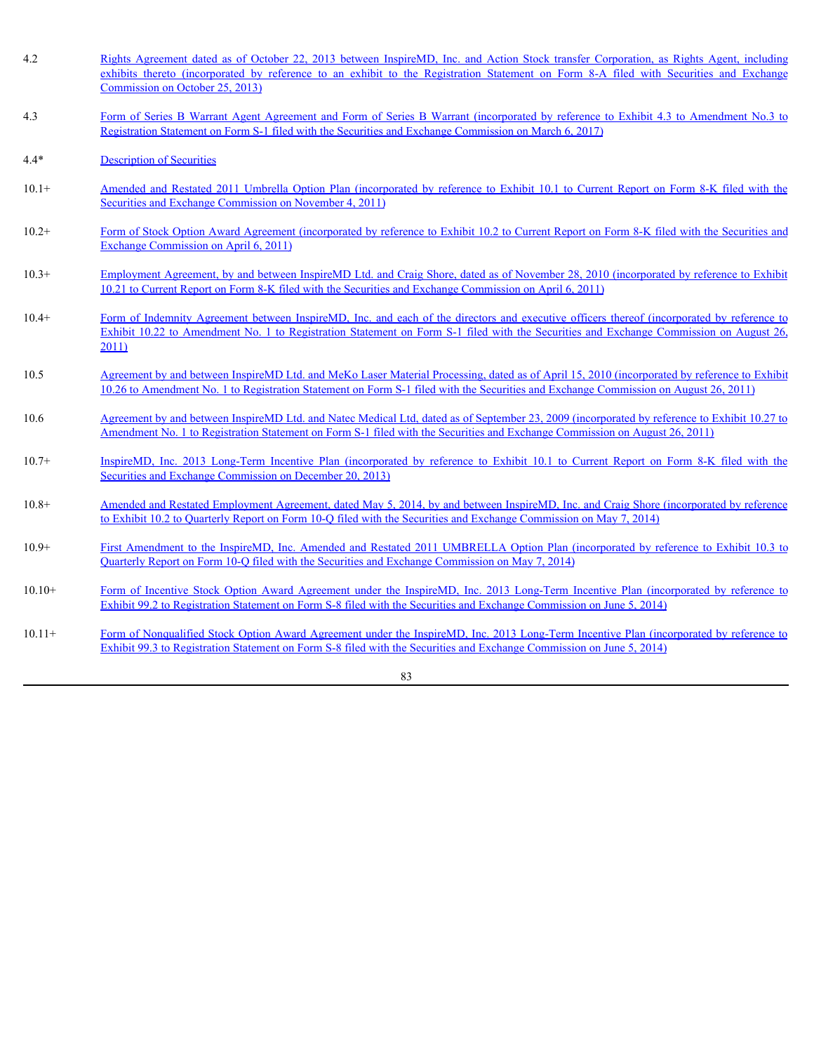| | |
|---|---|
| 4.2 | Rights Agreement dated as of October 22, 2013 between InspireMD, Inc. and Action Stock transfer Corporation, as Rights Agent, including exhibits thereto (incorporated by reference to an exhibit to the Registration Statement on Form 8-A filed with Securities and Exchange Commission on October 25, 2013) |
| 4.3 | Form of Series B Warrant Agent Agreement and Form of Series B Warrant (incorporated by reference to Exhibit 4.3 to Amendment No.3 to Registration Statement on Form S-1 filed with the Securities and Exchange Commission on March 6, 2017) |
| 4.4* | Description of Securities |
| 10.1+ | Amended and Restated 2011 Umbrella Option Plan (incorporated by reference to Exhibit 10.1 to Current Report on Form 8-K filed with the Securities and Exchange Commission on November 4, 2011) |
| 10.2+ | Form of Stock Option Award Agreement (incorporated by reference to Exhibit 10.2 to Current Report on Form 8-K filed with the Securities and Exchange Commission on April 6, 2011) |
| 10.3+ | Employment Agreement, by and between InspireMD Ltd. and Craig Shore, dated as of November 28, 2010 (incorporated by reference to Exhibit 10.21 to Current Report on Form 8-K filed with the Securities and Exchange Commission on April 6, 2011) |
| 10.4+ | Form of Indemnity Agreement between InspireMD, Inc. and each of the directors and executive officers thereof (incorporated by reference to Exhibit 10.22 to Amendment No. 1 to Registration Statement on Form S-1 filed with the Securities and Exchange Commission on August 26, 2011) |
| 10.5 | Agreement by and between InspireMD Ltd. and MeKo Laser Material Processing, dated as of April 15, 2010 (incorporated by reference to Exhibit 10.26 to Amendment No. 1 to Registration Statement on Form S-1 filed with the Securities and Exchange Commission on August 26, 2011) |
| 10.6 | Agreement by and between InspireMD Ltd. and Natec Medical Ltd, dated as of September 23, 2009 (incorporated by reference to Exhibit 10.27 to Amendment No. 1 to Registration Statement on Form S-1 filed with the Securities and Exchange Commission on August 26, 2011) |
| 10.7+ | InspireMD, Inc. 2013 Long-Term Incentive Plan (incorporated by reference to Exhibit 10.1 to Current Report on Form 8-K filed with the Securities and Exchange Commission on December 20, 2013) |
| 10.8+ | Amended and Restated Employment Agreement, dated May 5, 2014, by and between InspireMD, Inc. and Craig Shore (incorporated by reference to Exhibit 10.2 to Quarterly Report on Form 10-Q filed with the Securities and Exchange Commission on May 7, 2014) |
| 10.9+ | First Amendment to the InspireMD, Inc. Amended and Restated 2011 UMBRELLA Option Plan (incorporated by reference to Exhibit 10.3 to Quarterly Report on Form 10-Q filed with the Securities and Exchange Commission on May 7, 2014) |
| 10.10+ | Form of Incentive Stock Option Award Agreement under the InspireMD, Inc. 2013 Long-Term Incentive Plan (incorporated by reference to Exhibit 99.2 to Registration Statement on Form S-8 filed with the Securities and Exchange Commission on June 5, 2014) |
| 10.11+ | Form of Nonqualified Stock Option Award Agreement under the InspireMD, Inc. 2013 Long-Term Incentive Plan (incorporated by reference to Exhibit 99.3 to Registration Statement on Form S-8 filed with the Securities and Exchange Commission on June 5, 2014) |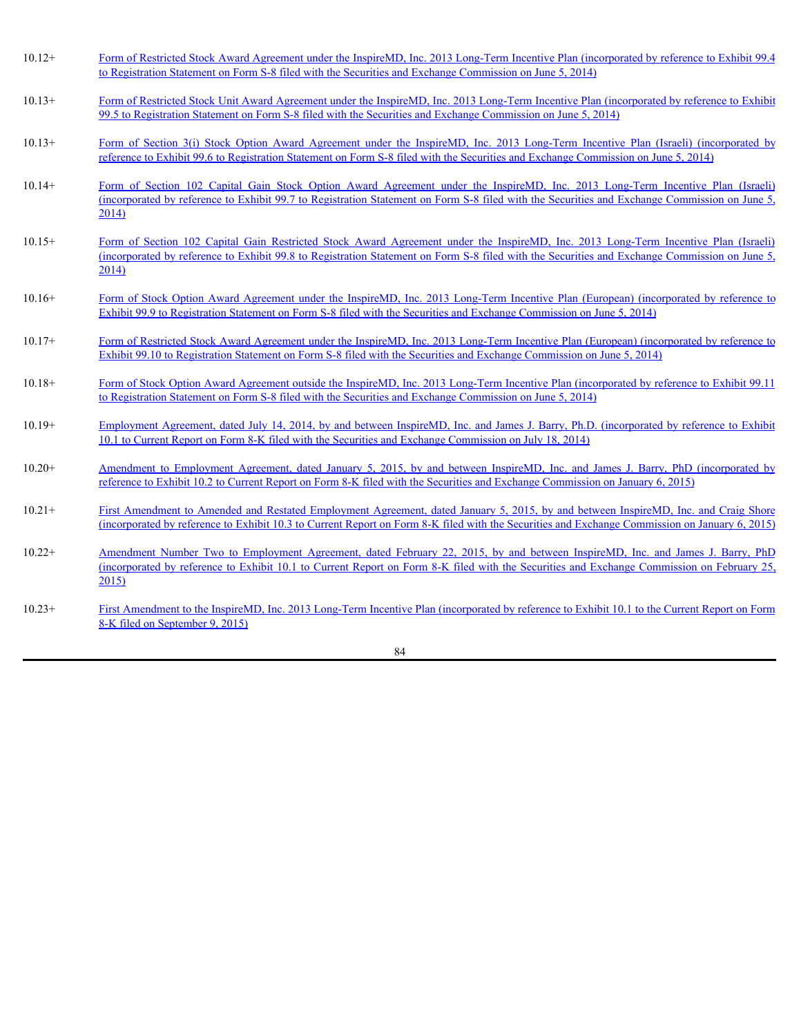| | |
|---|---|
| 10.12+ | Form of Restricted Stock Award Agreement under the InspireMD, Inc. 2013 Long-Term Incentive Plan (incorporated by reference to Exhibit 99.4 to Registration Statement on Form S-8 filed with the Securities and Exchange Commission on June 5, 2014) |
| 10.13+ | Form of Restricted Stock Unit Award Agreement under the InspireMD, Inc. 2013 Long-Term Incentive Plan (incorporated by reference to Exhibit 99.5 to Registration Statement on Form S-8 filed with the Securities and Exchange Commission on June 5, 2014) |
| 10.13+ | Form of Section 3(i) Stock Option Award Agreement under the InspireMD, Inc. 2013 Long-Term Incentive Plan (Israeli) (incorporated by reference to Exhibit 99.6 to Registration Statement on Form S-8 filed with the Securities and Exchange Commission on June 5, 2014) |
| 10.14+ | Form of Section 102 Capital Gain Stock Option Award Agreement under the InspireMD, Inc. 2013 Long-Term Incentive Plan (Israeli) (incorporated by reference to Exhibit 99.7 to Registration Statement on Form S-8 filed with the Securities and Exchange Commission on June 5, 2014) |
| 10.15+ | Form of Section 102 Capital Gain Restricted Stock Award Agreement under the InspireMD, Inc. 2013 Long-Term Incentive Plan (Israeli) (incorporated by reference to Exhibit 99.8 to Registration Statement on Form S-8 filed with the Securities and Exchange Commission on June 5, 2014) |
| 10.16+ | Form of Stock Option Award Agreement under the InspireMD, Inc. 2013 Long-Term Incentive Plan (European) (incorporated by reference to Exhibit 99.9 to Registration Statement on Form S-8 filed with the Securities and Exchange Commission on June 5, 2014) |
| 10.17+ | Form of Restricted Stock Award Agreement under the InspireMD, Inc. 2013 Long-Term Incentive Plan (European) (incorporated by reference to Exhibit 99.10 to Registration Statement on Form S-8 filed with the Securities and Exchange Commission on June 5, 2014) |
| 10.18+ | Form of Stock Option Award Agreement outside the InspireMD, Inc. 2013 Long-Term Incentive Plan (incorporated by reference to Exhibit 99.11 to Registration Statement on Form S-8 filed with the Securities and Exchange Commission on June 5, 2014) |
| 10.19+ | Employment Agreement, dated July 14, 2014, by and between InspireMD, Inc. and James J. Barry, Ph.D. (incorporated by reference to Exhibit 10.1 to Current Report on Form 8-K filed with the Securities and Exchange Commission on July 18, 2014) |
| 10.20+ | Amendment to Employment Agreement, dated January 5, 2015, by and between InspireMD, Inc. and James J. Barry, PhD (incorporated by reference to Exhibit 10.2 to Current Report on Form 8-K filed with the Securities and Exchange Commission on January 6, 2015) |
| 10.21+ | First Amendment to Amended and Restated Employment Agreement, dated January 5, 2015, by and between InspireMD, Inc. and Craig Shore (incorporated by reference to Exhibit 10.3 to Current Report on Form 8-K filed with the Securities and Exchange Commission on January 6, 2015) |
| 10.22+ | Amendment Number Two to Employment Agreement, dated February 22, 2015, by and between InspireMD, Inc. and James J. Barry, PhD (incorporated by reference to Exhibit 10.1 to Current Report on Form 8-K filed with the Securities and Exchange Commission on February 25, 2015) |
| 10.23+ | First Amendment to the InspireMD, Inc. 2013 Long-Term Incentive Plan (incorporated by reference to Exhibit 10.1 to the Current Report on Form 8-K filed on September 9, 2015) |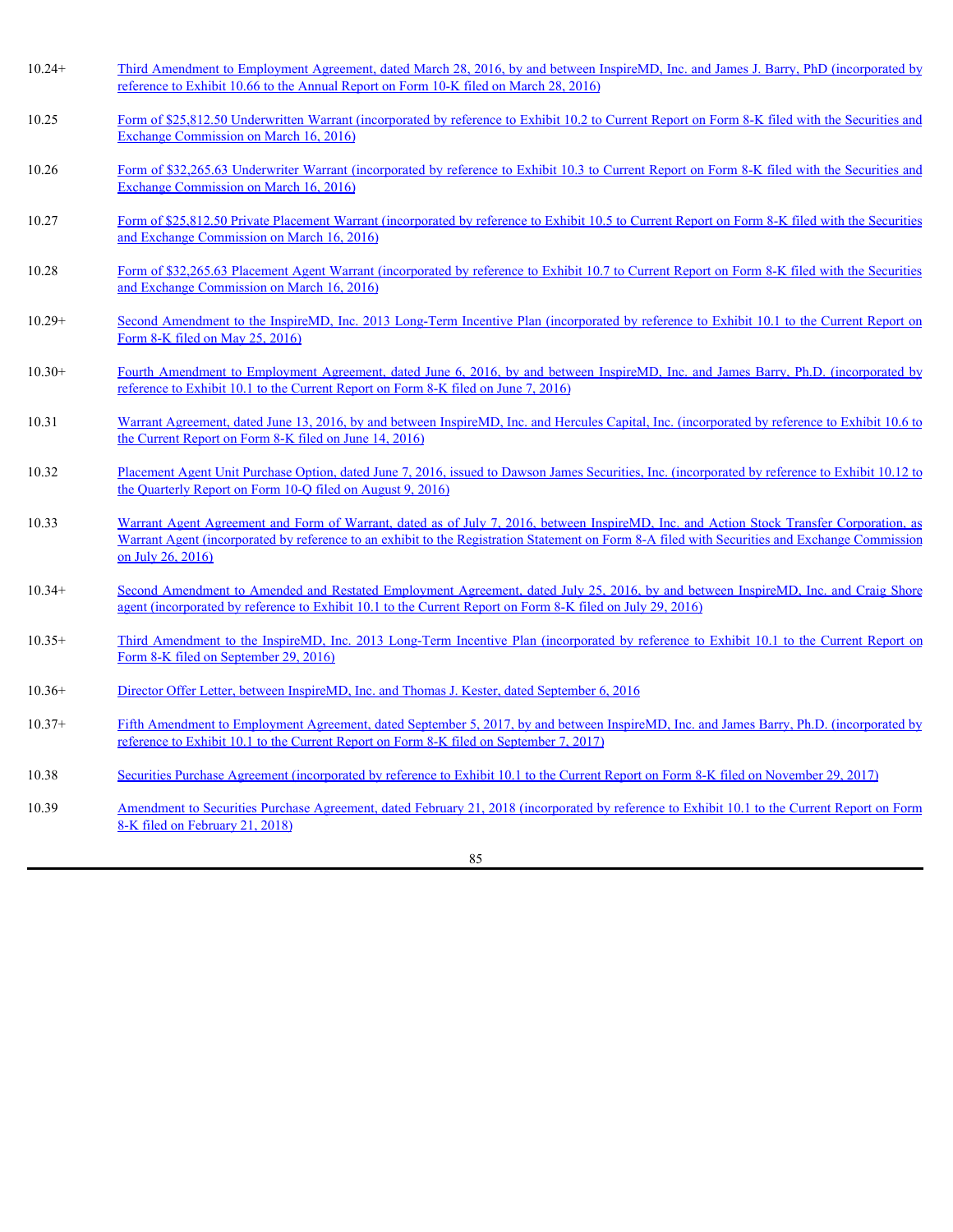| | |
|---|---|
| 10.24+ | Third Amendment to Employment Agreement, dated March 28, 2016, by and between InspireMD, Inc. and James J. Barry, PhD (incorporated by reference to Exhibit 10.66 to the Annual Report on Form 10-K filed on March 28, 2016) |
| 10.25 | Form of $25,812.50 Underwritten Warrant (incorporated by reference to Exhibit 10.2 to Current Report on Form 8-K filed with the Securities and Exchange Commission on March 16, 2016) |
| 10.26 | Form of $32,265.63 Underwriter Warrant (incorporated by reference to Exhibit 10.3 to Current Report on Form 8-K filed with the Securities and Exchange Commission on March 16, 2016) |
| 10.27 | Form of $25,812.50 Private Placement Warrant (incorporated by reference to Exhibit 10.5 to Current Report on Form 8-K filed with the Securities and Exchange Commission on March 16, 2016) |
| 10.28 | Form of $32,265.63 Placement Agent Warrant (incorporated by reference to Exhibit 10.7 to Current Report on Form 8-K filed with the Securities and Exchange Commission on March 16, 2016) |
| 10.29+ | Second Amendment to the InspireMD, Inc. 2013 Long-Term Incentive Plan (incorporated by reference to Exhibit 10.1 to the Current Report on Form 8-K filed on May 25, 2016) |
| 10.30+ | Fourth Amendment to Employment Agreement, dated June 6, 2016, by and between InspireMD, Inc. and James Barry, Ph.D. (incorporated by reference to Exhibit 10.1 to the Current Report on Form 8-K filed on June 7, 2016) |
| 10.31 | Warrant Agreement, dated June 13, 2016, by and between InspireMD, Inc. and Hercules Capital, Inc. (incorporated by reference to Exhibit 10.6 to the Current Report on Form 8-K filed on June 14, 2016) |
| 10.32 | Placement Agent Unit Purchase Option, dated June 7, 2016, issued to Dawson James Securities, Inc. (incorporated by reference to Exhibit 10.12 to the Quarterly Report on Form 10-Q filed on August 9, 2016) |
| 10.33 | Warrant Agent Agreement and Form of Warrant, dated as of July 7, 2016, between InspireMD, Inc. and Action Stock Transfer Corporation, as Warrant Agent (incorporated by reference to an exhibit to the Registration Statement on Form 8-A filed with Securities and Exchange Commission on July 26, 2016) |
| 10.34+ | Second Amendment to Amended and Restated Employment Agreement, dated July 25, 2016, by and between InspireMD, Inc. and Craig Shore agent (incorporated by reference to Exhibit 10.1 to the Current Report on Form 8-K filed on July 29, 2016) |
| 10.35+ | Third Amendment to the InspireMD, Inc. 2013 Long-Term Incentive Plan (incorporated by reference to Exhibit 10.1 to the Current Report on Form 8-K filed on September 29, 2016) |
| 10.36+ | Director Offer Letter, between InspireMD, Inc. and Thomas J. Kester, dated September 6, 2016 |
| 10.37+ | Fifth Amendment to Employment Agreement, dated September 5, 2017, by and between InspireMD, Inc. and James Barry, Ph.D. (incorporated by reference to Exhibit 10.1 to the Current Report on Form 8-K filed on September 7, 2017) |
| 10.38 | Securities Purchase Agreement (incorporated by reference to Exhibit 10.1 to the Current Report on Form 8-K filed on November 29, 2017) |
| 10.39 | Amendment to Securities Purchase Agreement, dated February 21, 2018 (incorporated by reference to Exhibit 10.1 to the Current Report on Form 8-K filed on February 21, 2018) |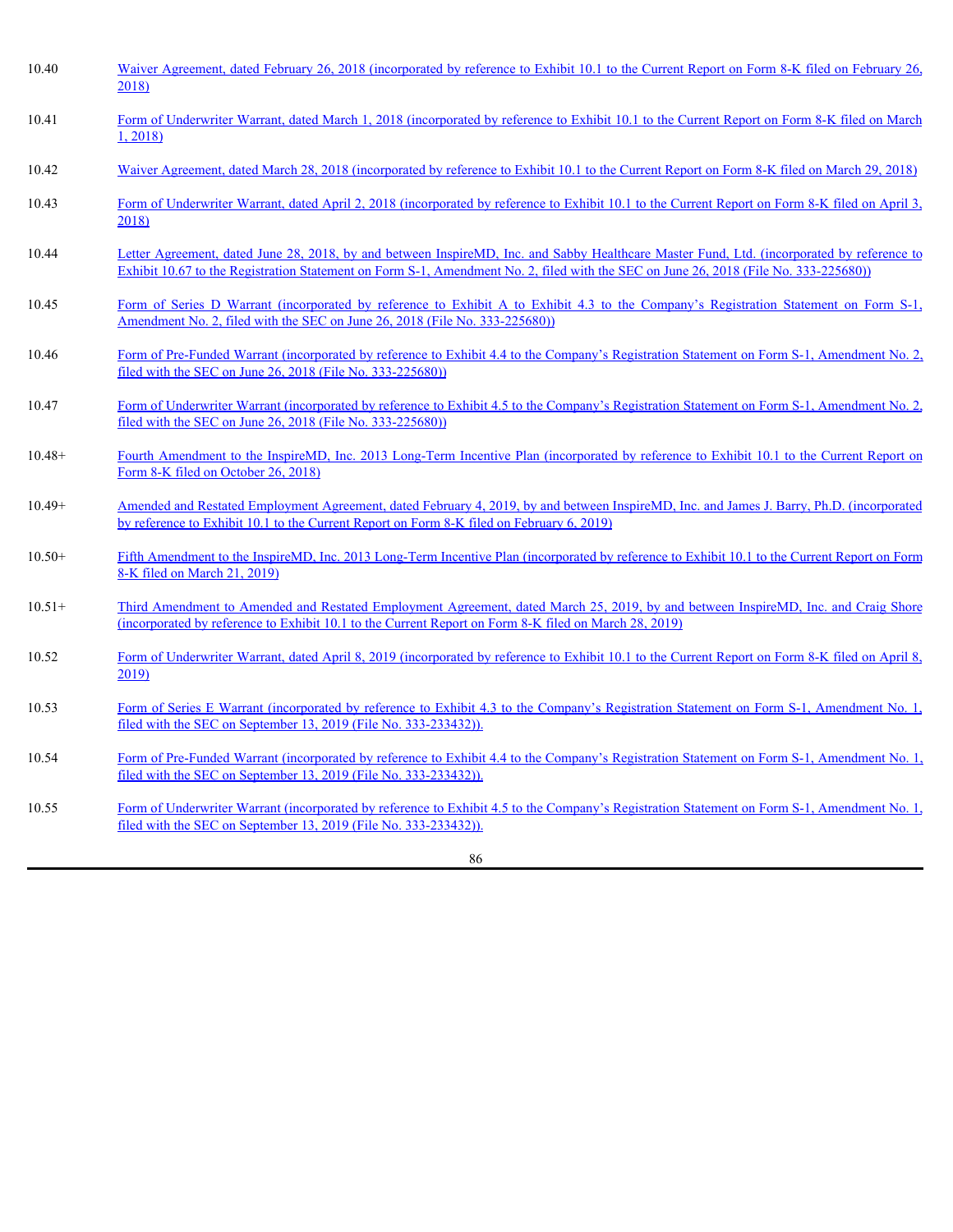| | |
|---|---|
| 10.40 | Waiver Agreement, dated February 26, 2018 (incorporated by reference to Exhibit 10.1 to the Current Report on Form 8-K filed on February 26, 2018) |
| 10.41 | Form of Underwriter Warrant, dated March 1, 2018 (incorporated by reference to Exhibit 10.1 to the Current Report on Form 8-K filed on March 1, 2018) |
| 10.42 | Waiver Agreement, dated March 28, 2018 (incorporated by reference to Exhibit 10.1 to the Current Report on Form 8-K filed on March 29, 2018) |
| 10.43 | Form of Underwriter Warrant, dated April 2, 2018 (incorporated by reference to Exhibit 10.1 to the Current Report on Form 8-K filed on April 3, 2018) |
| 10.44 | Letter Agreement, dated June 28, 2018, by and between InspireMD, Inc. and Sabby Healthcare Master Fund, Ltd. (incorporated by reference to Exhibit 10.67 to the Registration Statement on Form S-1, Amendment No. 2, filed with the SEC on June 26, 2018 (File No. 333-225680)) |
| 10.45 | Form of Series D Warrant (incorporated by reference to Exhibit A to Exhibit 4.3 to the Company's Registration Statement on Form S-1, Amendment No. 2, filed with the SEC on June 26, 2018 (File No. 333-225680)) |
| 10.46 | Form of Pre-Funded Warrant (incorporated by reference to Exhibit 4.4 to the Company's Registration Statement on Form S-1, Amendment No. 2, filed with the SEC on June 26, 2018 (File No. 333-225680)) |
| 10.47 | Form of Underwriter Warrant (incorporated by reference to Exhibit 4.5 to the Company's Registration Statement on Form S-1, Amendment No. 2, filed with the SEC on June 26, 2018 (File No. 333-225680)) |
| 10.48+ | Fourth Amendment to the InspireMD, Inc. 2013 Long-Term Incentive Plan (incorporated by reference to Exhibit 10.1 to the Current Report on Form 8-K filed on October 26, 2018) |
| 10.49+ | Amended and Restated Employment Agreement, dated February 4, 2019, by and between InspireMD, Inc. and James J. Barry, Ph.D. (incorporated by reference to Exhibit 10.1 to the Current Report on Form 8-K filed on February 6, 2019) |
| 10.50+ | Fifth Amendment to the InspireMD, Inc. 2013 Long-Term Incentive Plan (incorporated by reference to Exhibit 10.1 to the Current Report on Form 8-K filed on March 21, 2019) |
| 10.51+ | Third Amendment to Amended and Restated Employment Agreement, dated March 25, 2019, by and between InspireMD, Inc. and Craig Shore (incorporated by reference to Exhibit 10.1 to the Current Report on Form 8-K filed on March 28, 2019) |
| 10.52 | Form of Underwriter Warrant, dated April 8, 2019 (incorporated by reference to Exhibit 10.1 to the Current Report on Form 8-K filed on April 8, 2019) |
| 10.53 | Form of Series E Warrant (incorporated by reference to Exhibit 4.3 to the Company's Registration Statement on Form S-1, Amendment No. 1, filed with the SEC on September 13, 2019 (File No. 333-233432)). |
| 10.54 | Form of Pre-Funded Warrant (incorporated by reference to Exhibit 4.4 to the Company's Registration Statement on Form S-1, Amendment No. 1, filed with the SEC on September 13, 2019 (File No. 333-233432)). |
| 10.55 | Form of Underwriter Warrant (incorporated by reference to Exhibit 4.5 to the Company's Registration Statement on Form S-1, Amendment No. 1, filed with the SEC on September 13, 2019 (File No. 333-233432)). |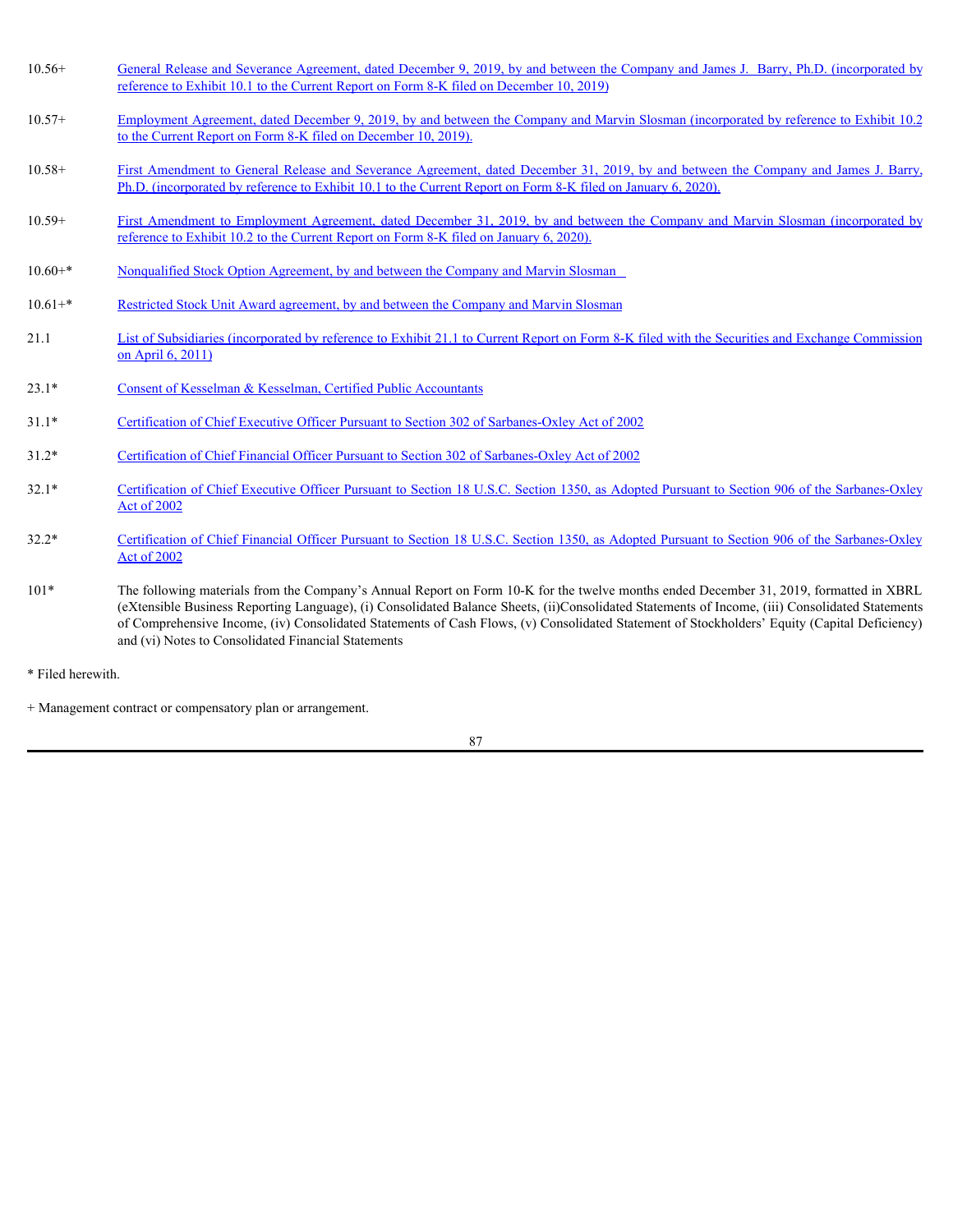| | |
|---|---|
| 10.56+ | General Release and Severance Agreement, dated December 9, 2019, by and between the Company and James J. Barry, Ph.D. (incorporated by reference to Exhibit 10.1 to the Current Report on Form 8-K filed on December 10, 2019) |
| 10.57+ | Employment Agreement, dated December 9, 2019, by and between the Company and Marvin Slosman (incorporated by reference to Exhibit 10.2 to the Current Report on Form 8-K filed on December 10, 2019). |
| 10.58+ | First Amendment to General Release and Severance Agreement, dated December 31, 2019, by and between the Company and James J. Barry, Ph.D. (incorporated by reference to Exhibit 10.1 to the Current Report on Form 8-K filed on January 6, 2020). |
| 10.59+ | First Amendment to Employment Agreement, dated December 31, 2019, by and between the Company and Marvin Slosman (incorporated by reference to Exhibit 10.2 to the Current Report on Form 8-K filed on January 6, 2020). |
| 10.60+* | Nonqualified Stock Option Agreement, by and between the Company and Marvin Slosman |
| 10.61+* | Restricted Stock Unit Award agreement, by and between the Company and Marvin Slosman |
| 21.1 | List of Subsidiaries (incorporated by reference to Exhibit 21.1 to Current Report on Form 8-K filed with the Securities and Exchange Commission on April 6, 2011) |
| 23.1* | Consent of Kesselman & Kesselman, Certified Public Accountants |
| 31.1* | Certification of Chief Executive Officer Pursuant to Section 302 of Sarbanes-Oxley Act of 2002 |
| 31.2* | Certification of Chief Financial Officer Pursuant to Section 302 of Sarbanes-Oxley Act of 2002 |
| 32.1* | Certification of Chief Executive Officer Pursuant to Section 18 U.S.C. Section 1350, as Adopted Pursuant to Section 906 of the Sarbanes-Oxley Act of 2002 |
| 32.2* | Certification of Chief Financial Officer Pursuant to Section 18 U.S.C. Section 1350, as Adopted Pursuant to Section 906 of the Sarbanes-Oxley Act of 2002 |
| 101* | The following materials from the Company's Annual Report on Form 10-K for the twelve months ended December 31, 2019, formatted in XBRL (eXtensible Business Reporting Language), (i) Consolidated Balance Sheets, (ii)Consolidated Statements of Income, (iii) Consolidated Statements of Comprehensive Income, (iv) Consolidated Statements of Cash Flows, (v) Consolidated Statement of Stockholders' Equity (Capital Deficiency) and (vi) Notes to Consolidated Financial Statements |

* Filed herewith.

+ Management contract or compensatory plan or arrangement.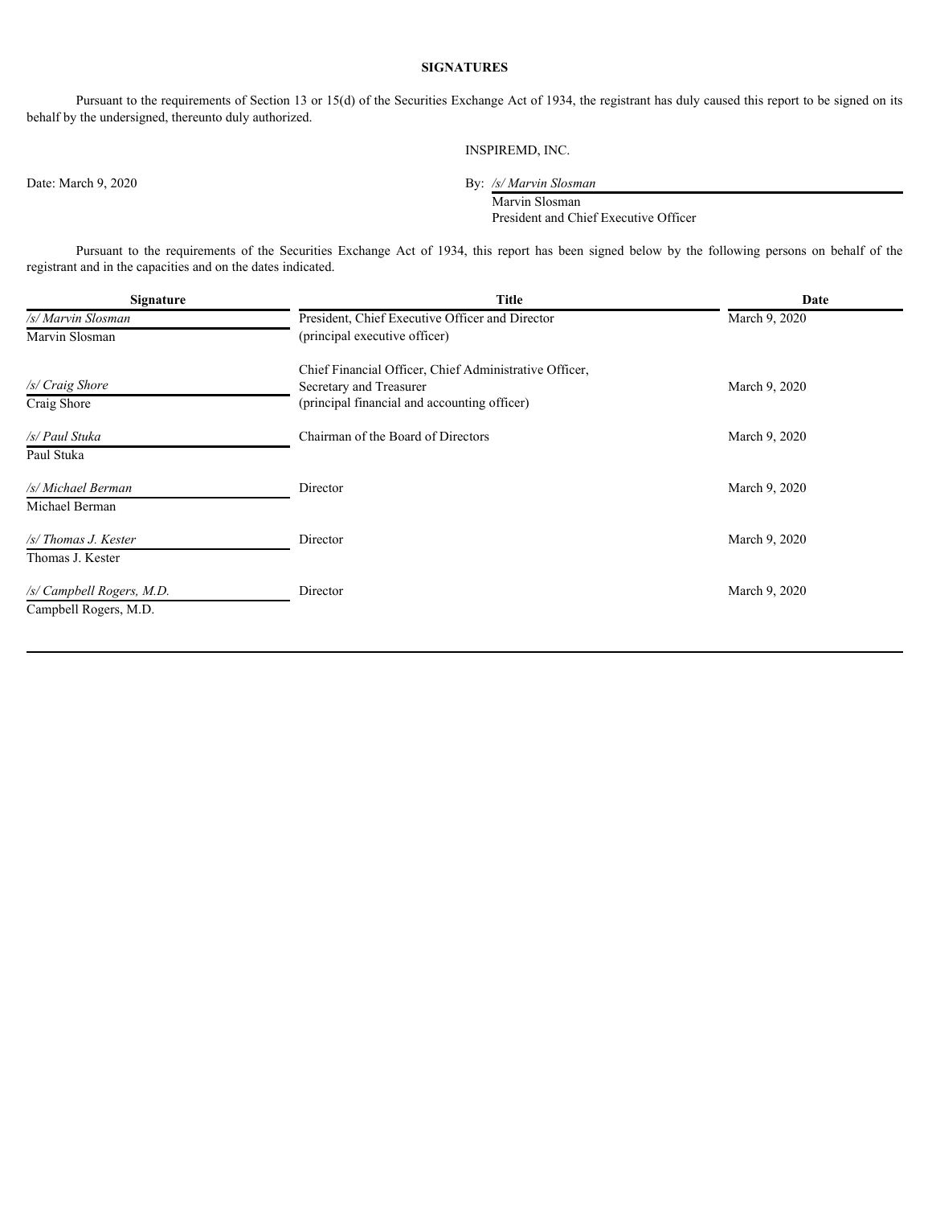**SIGNATURES**

Pursuant to the requirements of Section 13 or 15(d) of the Securities Exchange Act of 1934, the registrant has duly caused this report to be signed on its behalf by the undersigned, thereunto duly authorized.

INSPIREMD, INC.

Date: March 9, 2020

By: */s/ Marvin Slosman*
Marvin Slosman
President and Chief Executive Officer

Pursuant to the requirements of the Securities Exchange Act of 1934, this report has been signed below by the following persons on behalf of the registrant and in the capacities and on the dates indicated.

| Signature | Title | Date |
|---|---|---|
| */s/ Marvin Slosman*<br>Marvin Slosman | President, Chief Executive Officer and Director<br>(principal executive officer) | March 9, 2020 |
| */s/ Craig Shore*<br>Craig Shore | Chief Financial Officer, Chief Administrative Officer, Secretary and Treasurer<br>(principal financial and accounting officer) | March 9, 2020 |
| */s/ Paul Stuka*<br>Paul Stuka | Chairman of the Board of Directors | March 9, 2020 |
| */s/ Michael Berman*<br>Michael Berman | Director | March 9, 2020 |
| */s/ Thomas J. Kester*<br>Thomas J. Kester | Director | March 9, 2020 |
| */s/ Campbell Rogers, M.D.*<br>Campbell Rogers, M.D. | Director | March 9, 2020 |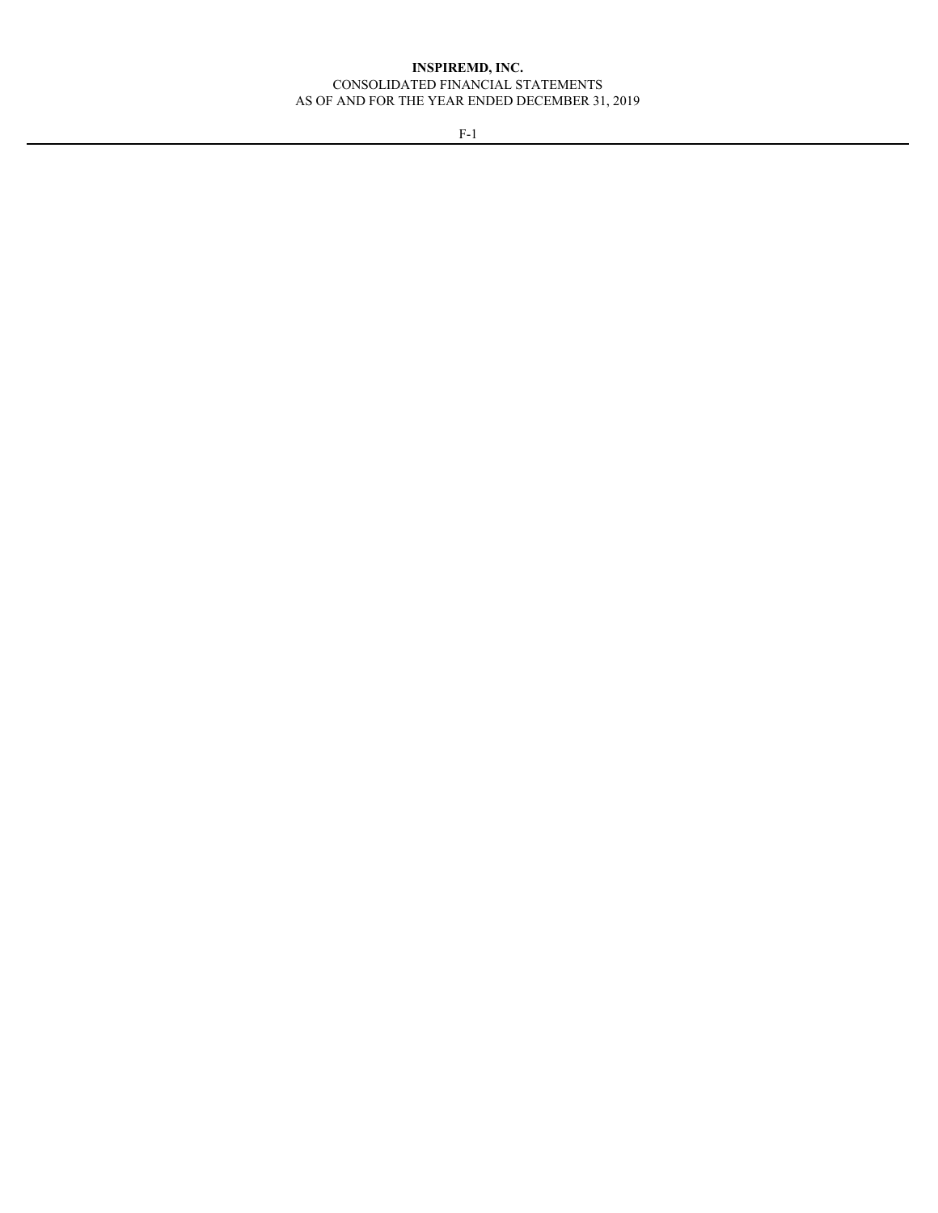**INSPIREMD, INC.**

CONSOLIDATED FINANCIAL STATEMENTS

AS OF AND FOR THE YEAR ENDED DECEMBER 31, 2019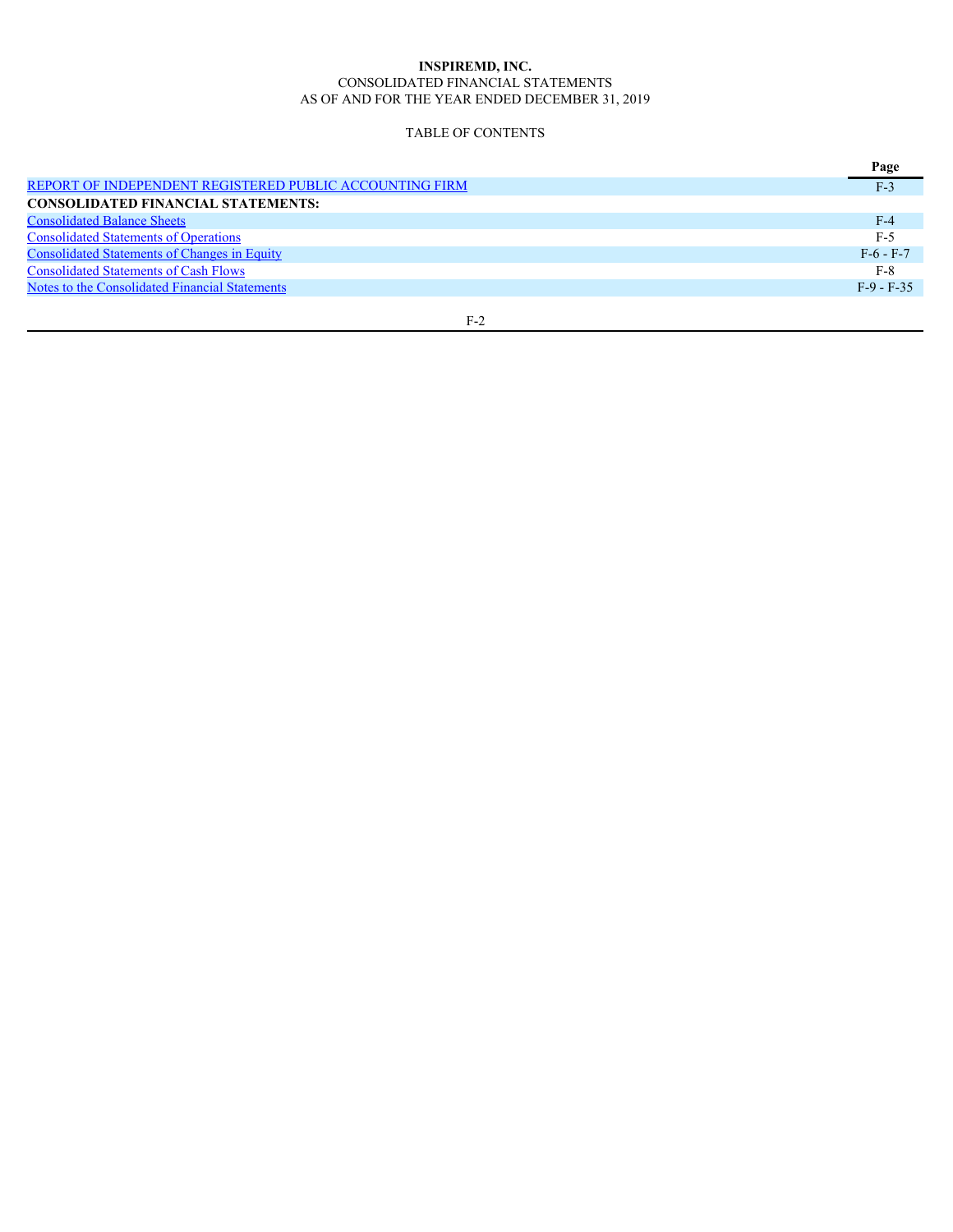**INSPIREMD, INC.**

CONSOLIDATED FINANCIAL STATEMENTS

AS OF AND FOR THE YEAR ENDED DECEMBER 31, 2019

TABLE OF CONTENTS

| | Page |
|---|---|
| REPORT OF INDEPENDENT REGISTERED PUBLIC ACCOUNTING FIRM | F-3 |
| **CONSOLIDATED FINANCIAL STATEMENTS:** | |
| Consolidated Balance Sheets | F-4 |
| Consolidated Statements of Operations | F-5 |
| Consolidated Statements of Changes in Equity | F-6 - F-7 |
| Consolidated Statements of Cash Flows | F-8 |
| Notes to the Consolidated Financial Statements | F-9 - F-35 |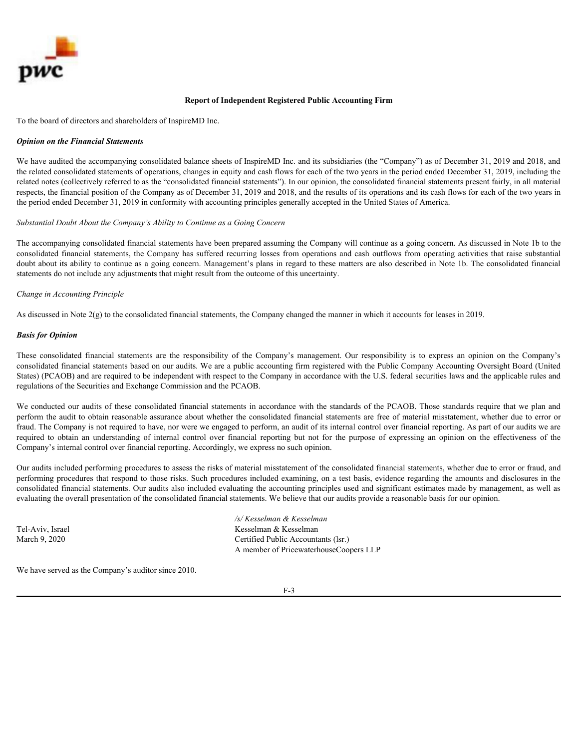## Report of Independent Registered Public Accounting Firm

To the board of directors and shareholders of InspireMD Inc.

***Opinion on the Financial Statements***

We have audited the accompanying consolidated balance sheets of InspireMD Inc. and its subsidiaries (the "Company") as of December 31, 2019 and 2018, and the related consolidated statements of operations, changes in equity and cash flows for each of the two years in the period ended December 31, 2019, including the related notes (collectively referred to as the "consolidated financial statements"). In our opinion, the consolidated financial statements present fairly, in all material respects, the financial position of the Company as of December 31, 2019 and 2018, and the results of its operations and its cash flows for each of the two years in the period ended December 31, 2019 in conformity with accounting principles generally accepted in the United States of America.

*Substantial Doubt About the Company's Ability to Continue as a Going Concern*

The accompanying consolidated financial statements have been prepared assuming the Company will continue as a going concern. As discussed in Note 1b to the consolidated financial statements, the Company has suffered recurring losses from operations and cash outflows from operating activities that raise substantial doubt about its ability to continue as a going concern. Management's plans in regard to these matters are also described in Note 1b. The consolidated financial statements do not include any adjustments that might result from the outcome of this uncertainty.

*Change in Accounting Principle*

As discussed in Note 2(g) to the consolidated financial statements, the Company changed the manner in which it accounts for leases in 2019.

***Basis for Opinion***

These consolidated financial statements are the responsibility of the Company's management. Our responsibility is to express an opinion on the Company's consolidated financial statements based on our audits. We are a public accounting firm registered with the Public Company Accounting Oversight Board (United States) (PCAOB) and are required to be independent with respect to the Company in accordance with the U.S. federal securities laws and the applicable rules and regulations of the Securities and Exchange Commission and the PCAOB.

We conducted our audits of these consolidated financial statements in accordance with the standards of the PCAOB. Those standards require that we plan and perform the audit to obtain reasonable assurance about whether the consolidated financial statements are free of material misstatement, whether due to error or fraud. The Company is not required to have, nor were we engaged to perform, an audit of its internal control over financial reporting. As part of our audits we are required to obtain an understanding of internal control over financial reporting but not for the purpose of expressing an opinion on the effectiveness of the Company's internal control over financial reporting. Accordingly, we express no such opinion.

Our audits included performing procedures to assess the risks of material misstatement of the consolidated financial statements, whether due to error or fraud, and performing procedures that respond to those risks. Such procedures included examining, on a test basis, evidence regarding the amounts and disclosures in the consolidated financial statements. Our audits also included evaluating the accounting principles used and significant estimates made by management, as well as evaluating the overall presentation of the consolidated financial statements. We believe that our audits provide a reasonable basis for our opinion.

*/s/ Kesselman & Kesselman*
Kesselman & Kesselman
Certified Public Accountants (Isr.)
A member of PricewaterhouseCoopers LLP

Tel-Aviv, Israel
March 9, 2020

We have served as the Company's auditor since 2010.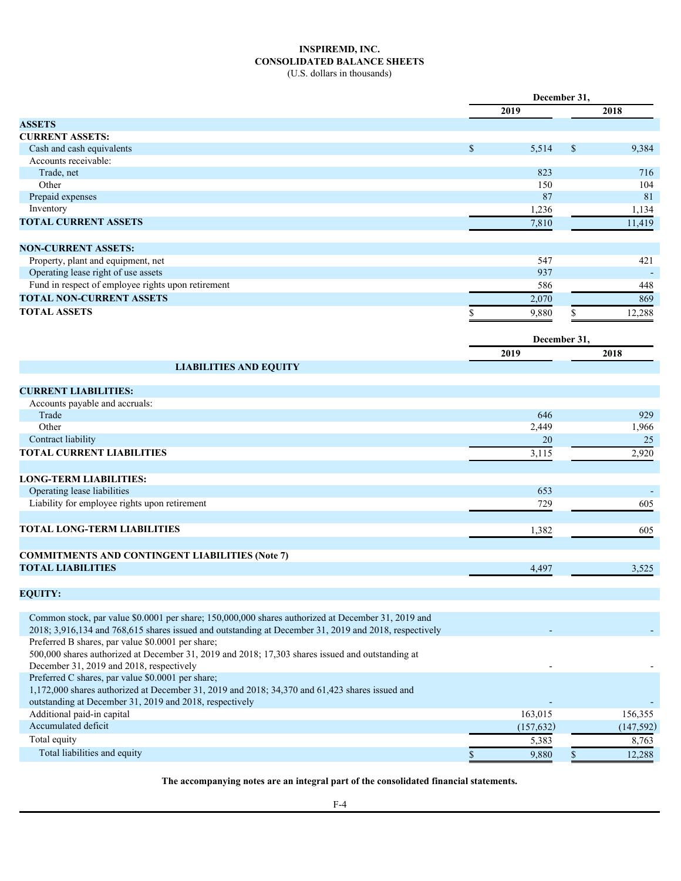# INSPIREMD, INC.
## CONSOLIDATED BALANCE SHEETS
(U.S. dollars in thousands)

| | December 31, | |
|---|---|---|
| | 2019 | 2018 |
| **ASSETS** | | |
| **CURRENT ASSETS:** | | |
| Cash and cash equivalents | $ 5,514 | $ 9,384 |
| Accounts receivable: | | |
| Trade, net | 823 | 716 |
| Other | 150 | 104 |
| Prepaid expenses | 87 | 81 |
| Inventory | 1,236 | 1,134 |
| **TOTAL CURRENT ASSETS** | 7,810 | 11,419 |
| | | |
| **NON-CURRENT ASSETS:** | | |
| Property, plant and equipment, net | 547 | 421 |
| Operating lease right of use assets | 937 | - |
| Fund in respect of employee rights upon retirement | 586 | 448 |
| **TOTAL NON-CURRENT ASSETS** | 2,070 | 869 |
| **TOTAL ASSETS** | $ 9,880 | $ 12,288 |

| | December 31, | |
|---|---|---|
| | 2019 | 2018 |
| **LIABILITIES AND EQUITY** | | |
| **CURRENT LIABILITIES:** | | |
| Accounts payable and accruals: | | |
| Trade | 646 | 929 |
| Other | 2,449 | 1,966 |
| Contract liability | 20 | 25 |
| **TOTAL CURRENT LIABILITIES** | 3,115 | 2,920 |
| | | |
| **LONG-TERM LIABILITIES:** | | |
| Operating lease liabilities | 653 | - |
| Liability for employee rights upon retirement | 729 | 605 |
| | | |
| **TOTAL LONG-TERM LIABILITIES** | 1,382 | 605 |
| | | |
| **COMMITMENTS AND CONTINGENT LIABILITIES (Note 7)** | | |
| **TOTAL LIABILITIES** | 4,497 | 3,525 |
| | | |
| **EQUITY:** | | |
| Common stock, par value $0.0001 per share; 150,000,000 shares authorized at December 31, 2019 and 2018; 3,916,134 and 768,615 shares issued and outstanding at December 31, 2019 and 2018, respectively | - | - |
| Preferred B shares, par value $0.0001 per share; 500,000 shares authorized at December 31, 2019 and 2018; 17,303 shares issued and outstanding at December 31, 2019 and 2018, respectively | - | - |
| Preferred C shares, par value $0.0001 per share; 1,172,000 shares authorized at December 31, 2019 and 2018; 34,370 and 61,423 shares issued and outstanding at December 31, 2019 and 2018, respectively | - | - |
| Additional paid-in capital | 163,015 | 156,355 |
| Accumulated deficit | (157,632) | (147,592) |
| Total equity | 5,383 | 8,763 |
| Total liabilities and equity | $ 9,880 | $ 12,288 |

**The accompanying notes are an integral part of the consolidated financial statements.**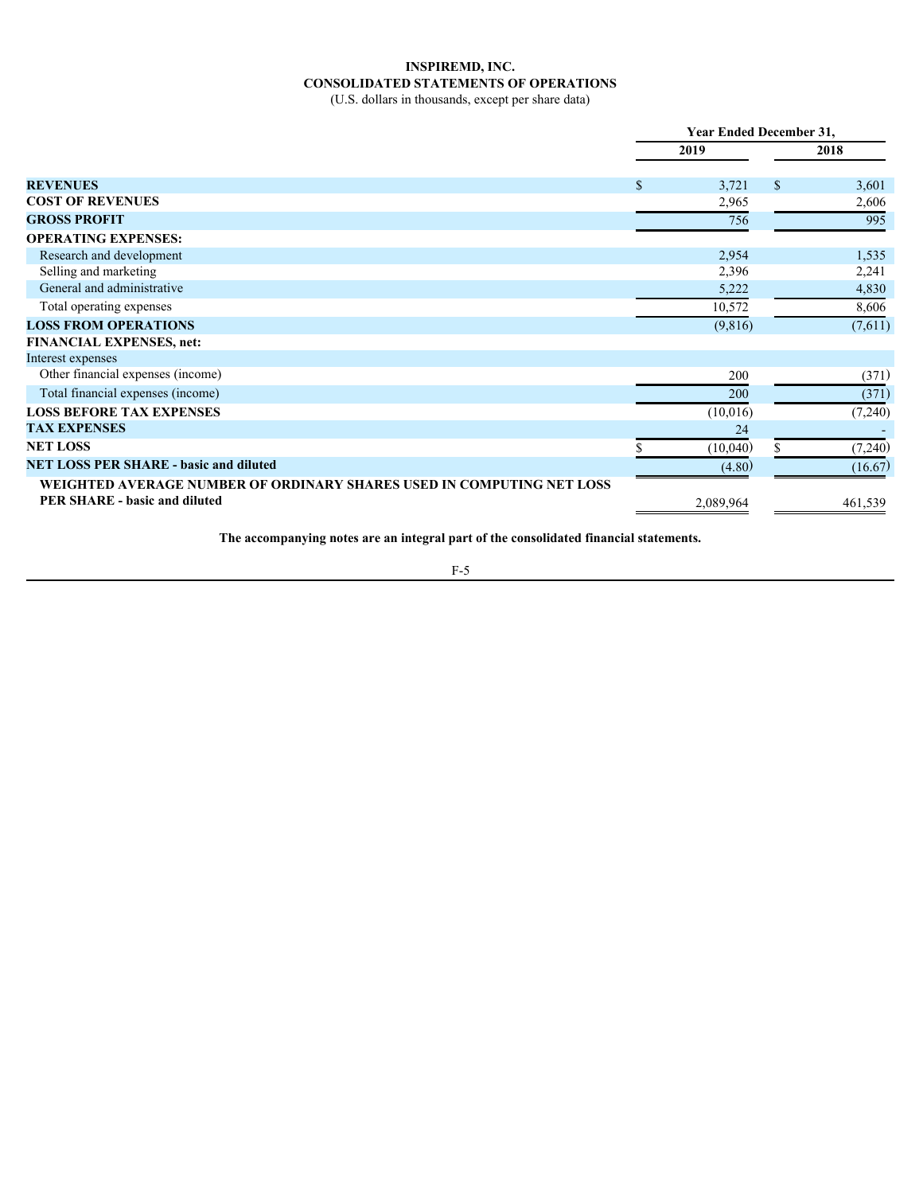# INSPIREMD, INC.

## CONSOLIDATED STATEMENTS OF OPERATIONS

(U.S. dollars in thousands, except per share data)

| | Year Ended December 31, | |
|---|---|---|
| | 2019 | 2018 |
| **REVENUES** | $ 3,721 | $ 3,601 |
| **COST OF REVENUES** | 2,965 | 2,606 |
| **GROSS PROFIT** | 756 | 995 |
| **OPERATING EXPENSES:** | | |
| Research and development | 2,954 | 1,535 |
| Selling and marketing | 2,396 | 2,241 |
| General and administrative | 5,222 | 4,830 |
| Total operating expenses | 10,572 | 8,606 |
| **LOSS FROM OPERATIONS** | (9,816) | (7,611) |
| **FINANCIAL EXPENSES, net:** | | |
| Interest expenses | | |
| Other financial expenses (income) | 200 | (371) |
| Total financial expenses (income) | 200 | (371) |
| **LOSS BEFORE TAX EXPENSES** | (10,016) | (7,240) |
| **TAX EXPENSES** | 24 | - |
| **NET LOSS** | $ (10,040) | $ (7,240) |
| **NET LOSS PER SHARE - basic and diluted** | (4.80) | (16.67) |
| **WEIGHTED AVERAGE NUMBER OF ORDINARY SHARES USED IN COMPUTING NET LOSS PER SHARE - basic and diluted** | 2,089,964 | 461,539 |

**The accompanying notes are an integral part of the consolidated financial statements.**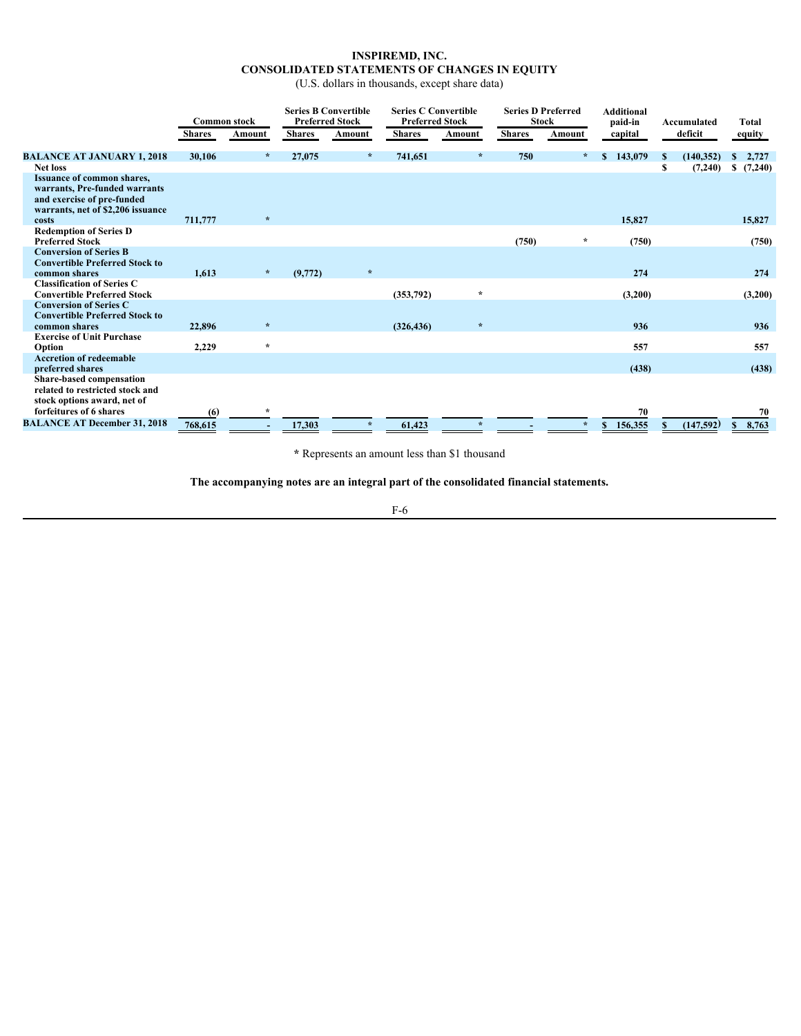# INSPIREMD, INC.
## CONSOLIDATED STATEMENTS OF CHANGES IN EQUITY
(U.S. dollars in thousands, except share data)

| | Common stock | | Series B Convertible Preferred Stock | | Series C Convertible Preferred Stock | | Series D Preferred Stock | | Additional paid-in capital | Accumulated deficit | Total equity |
|---|---|---|---|---|---|---|---|---|---|---|---|
| | Shares | Amount | Shares | Amount | Shares | Amount | Shares | Amount | | | |
| **BALANCE AT JANUARY 1, 2018** | 30,106 | * | 27,075 | * | 741,651 | * | 750 | * | $ 143,079 | $ (140,352) | $ 2,727 |
| Net loss | | | | | | | | | | $ (7,240) | $ (7,240) |
| Issuance of common shares, warrants, Pre-funded warrants and exercise of pre-funded warrants, net of $2,206 issuance costs | 711,777 | * | | | | | | | 15,827 | | 15,827 |
| Redemption of Series D Preferred Stock | | | | | | | (750) | * | (750) | | (750) |
| Conversion of Series B Convertible Preferred Stock to common shares | 1,613 | * | (9,772) | * | | | | | 274 | | 274 |
| Classification of Series C Convertible Preferred Stock | | | | | (353,792) | * | | | (3,200) | | (3,200) |
| Conversion of Series C Convertible Preferred Stock to common shares | 22,896 | * | | | (326,436) | * | | | 936 | | 936 |
| Exercise of Unit Purchase Option | 2,229 | * | | | | | | | 557 | | 557 |
| Accretion of redeemable preferred shares | | | | | | | | | (438) | | (438) |
| Share-based compensation related to restricted stock and stock options award, net of forfeitures of 6 shares | (6) | * | | | | | | | 70 | | 70 |
| **BALANCE AT December 31, 2018** | 768,615 | - | 17,303 | * | 61,423 | * | - | * | $ 156,355 | $ (147,592) | $ 8,763 |

\* Represents an amount less than $1 thousand

**The accompanying notes are an integral part of the consolidated financial statements.**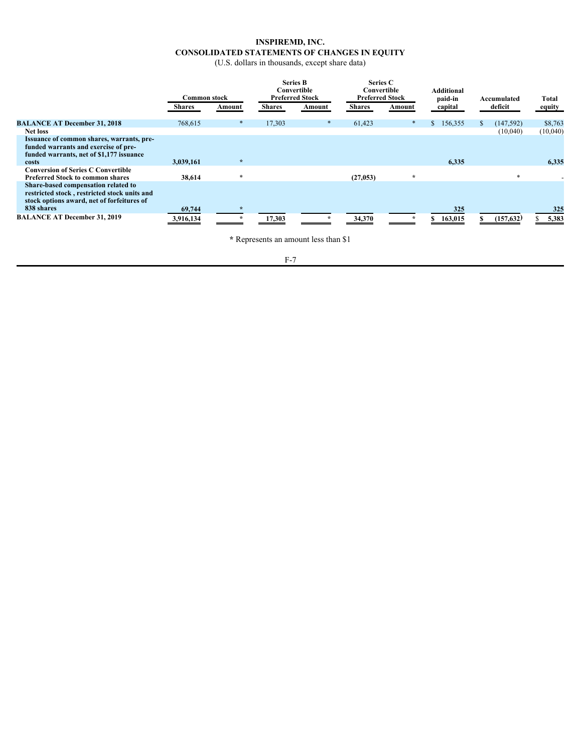# INSPIREMD, INC.
## CONSOLIDATED STATEMENTS OF CHANGES IN EQUITY
(U.S. dollars in thousands, except share data)

| | Common stock | | Series B Convertible Preferred Stock | | Series C Convertible Preferred Stock | | Additional paid-in | Accumulated | Total |
|---|---|---|---|---|---|---|---|---|---|
| | Shares | Amount | Shares | Amount | Shares | Amount | capital | deficit | equity |
| **BALANCE AT December 31, 2018** | 768,615 | * | 17,303 | * | 61,423 | * | $ 156,355 | $ (147,592) | $8,763 |
| **Net loss** | | | | | | | | (10,040) | (10,040) |
| **Issuance of common shares, warrants, pre-funded warrants and exercise of pre-funded warrants, net of $1,177 issuance costs** | 3,039,161 | * | | | | | 6,335 | | 6,335 |
| **Conversion of Series C Convertible Preferred Stock to common shares** | 38,614 | * | | | (27,053) | * | | * | - |
| **Share-based compensation related to restricted stock , restricted stock units and stock options award, net of forfeitures of 838 shares** | 69,744 | * | | | | | 325 | | 325 |
| **BALANCE AT December 31, 2019** | 3,916,134 | * | 17,303 | * | 34,370 | * | $ 163,015 | $ (157,632) | $ 5,383 |

\* Represents an amount less than $1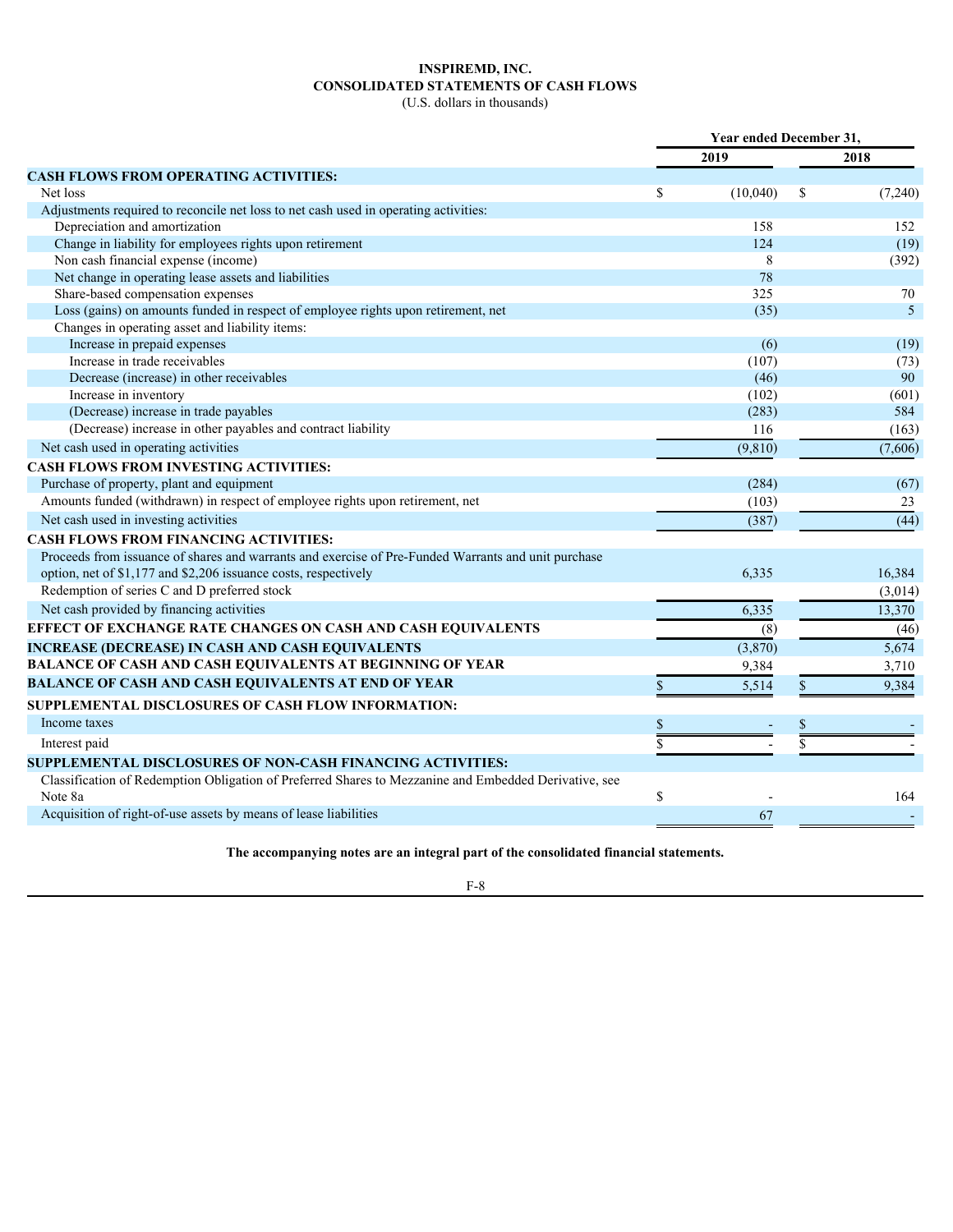# INSPIREMD, INC.
## CONSOLIDATED STATEMENTS OF CASH FLOWS
(U.S. dollars in thousands)

| | Year ended December 31, | |
|---|---|---|
| | 2019 | 2018 |
| **CASH FLOWS FROM OPERATING ACTIVITIES:** | | |
| Net loss | $ (10,040) | $ (7,240) |
| Adjustments required to reconcile net loss to net cash used in operating activities: | | |
| Depreciation and amortization | 158 | 152 |
| Change in liability for employees rights upon retirement | 124 | (19) |
| Non cash financial expense (income) | 8 | (392) |
| Net change in operating lease assets and liabilities | 78 | |
| Share-based compensation expenses | 325 | 70 |
| Loss (gains) on amounts funded in respect of employee rights upon retirement, net | (35) | 5 |
| Changes in operating asset and liability items: | | |
| Increase in prepaid expenses | (6) | (19) |
| Increase in trade receivables | (107) | (73) |
| Decrease (increase) in other receivables | (46) | 90 |
| Increase in inventory | (102) | (601) |
| (Decrease) increase in trade payables | (283) | 584 |
| (Decrease) increase in other payables and contract liability | 116 | (163) |
| Net cash used in operating activities | (9,810) | (7,606) |
| **CASH FLOWS FROM INVESTING ACTIVITIES:** | | |
| Purchase of property, plant and equipment | (284) | (67) |
| Amounts funded (withdrawn) in respect of employee rights upon retirement, net | (103) | 23 |
| Net cash used in investing activities | (387) | (44) |
| **CASH FLOWS FROM FINANCING ACTIVITIES:** | | |
| Proceeds from issuance of shares and warrants and exercise of Pre-Funded Warrants and unit purchase option, net of $1,177 and $2,206 issuance costs, respectively | 6,335 | 16,384 |
| Redemption of series C and D preferred stock | | (3,014) |
| Net cash provided by financing activities | 6,335 | 13,370 |
| **EFFECT OF EXCHANGE RATE CHANGES ON CASH AND CASH EQUIVALENTS** | (8) | (46) |
| **INCREASE (DECREASE) IN CASH AND CASH EQUIVALENTS** | (3,870) | 5,674 |
| **BALANCE OF CASH AND CASH EQUIVALENTS AT BEGINNING OF YEAR** | 9,384 | 3,710 |
| **BALANCE OF CASH AND CASH EQUIVALENTS AT END OF YEAR** | $ 5,514 | $ 9,384 |
| **SUPPLEMENTAL DISCLOSURES OF CASH FLOW INFORMATION:** | | |
| Income taxes | $ - | $ - |
| Interest paid | $ - | $ - |
| **SUPPLEMENTAL DISCLOSURES OF NON-CASH FINANCING ACTIVITIES:** | | |
| Classification of Redemption Obligation of Preferred Shares to Mezzanine and Embedded Derivative, see Note 8a | $ - | 164 |
| Acquisition of right-of-use assets by means of lease liabilities | 67 | - |

**The accompanying notes are an integral part of the consolidated financial statements.**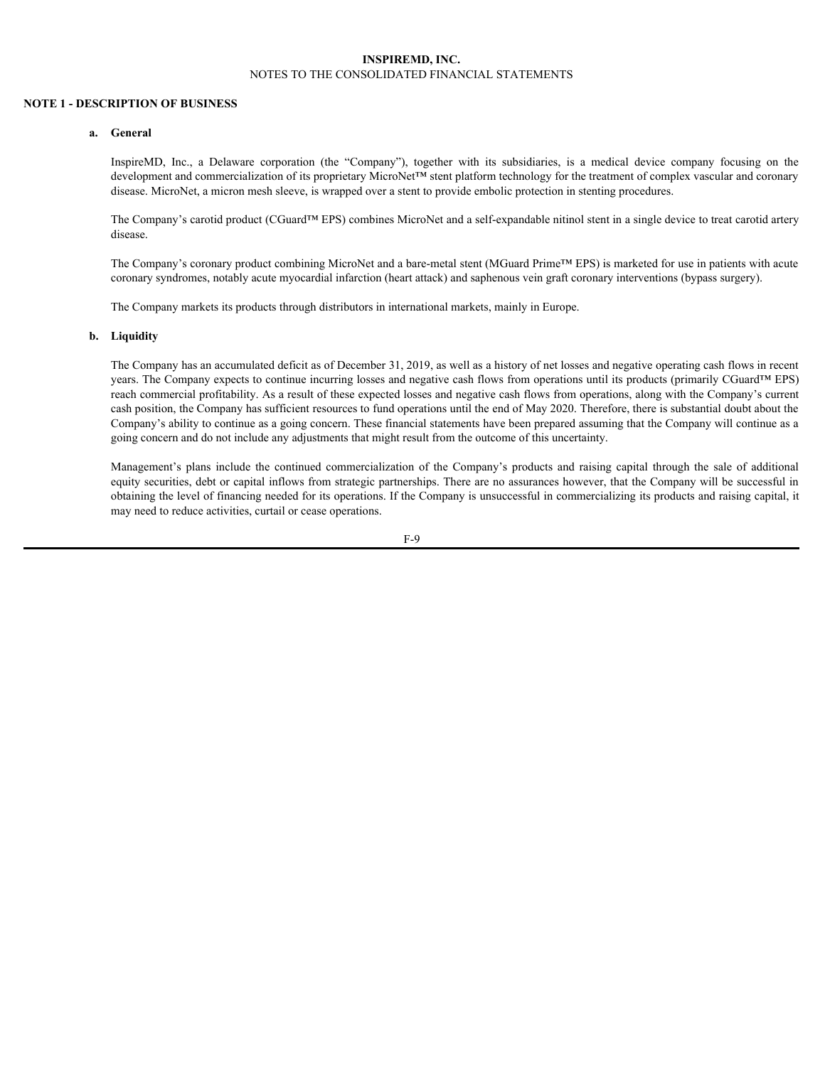**INSPIREMD, INC.**
NOTES TO THE CONSOLIDATED FINANCIAL STATEMENTS

## NOTE 1 - DESCRIPTION OF BUSINESS

### a. General

InspireMD, Inc., a Delaware corporation (the "Company"), together with its subsidiaries, is a medical device company focusing on the development and commercialization of its proprietary MicroNet™ stent platform technology for the treatment of complex vascular and coronary disease. MicroNet, a micron mesh sleeve, is wrapped over a stent to provide embolic protection in stenting procedures.

The Company's carotid product (CGuard™ EPS) combines MicroNet and a self-expandable nitinol stent in a single device to treat carotid artery disease.

The Company's coronary product combining MicroNet and a bare-metal stent (MGuard Prime™ EPS) is marketed for use in patients with acute coronary syndromes, notably acute myocardial infarction (heart attack) and saphenous vein graft coronary interventions (bypass surgery).

The Company markets its products through distributors in international markets, mainly in Europe.

### b. Liquidity

The Company has an accumulated deficit as of December 31, 2019, as well as a history of net losses and negative operating cash flows in recent years. The Company expects to continue incurring losses and negative cash flows from operations until its products (primarily CGuard™ EPS) reach commercial profitability. As a result of these expected losses and negative cash flows from operations, along with the Company's current cash position, the Company has sufficient resources to fund operations until the end of May 2020. Therefore, there is substantial doubt about the Company's ability to continue as a going concern. These financial statements have been prepared assuming that the Company will continue as a going concern and do not include any adjustments that might result from the outcome of this uncertainty.

Management's plans include the continued commercialization of the Company's products and raising capital through the sale of additional equity securities, debt or capital inflows from strategic partnerships. There are no assurances however, that the Company will be successful in obtaining the level of financing needed for its operations. If the Company is unsuccessful in commercializing its products and raising capital, it may need to reduce activities, curtail or cease operations.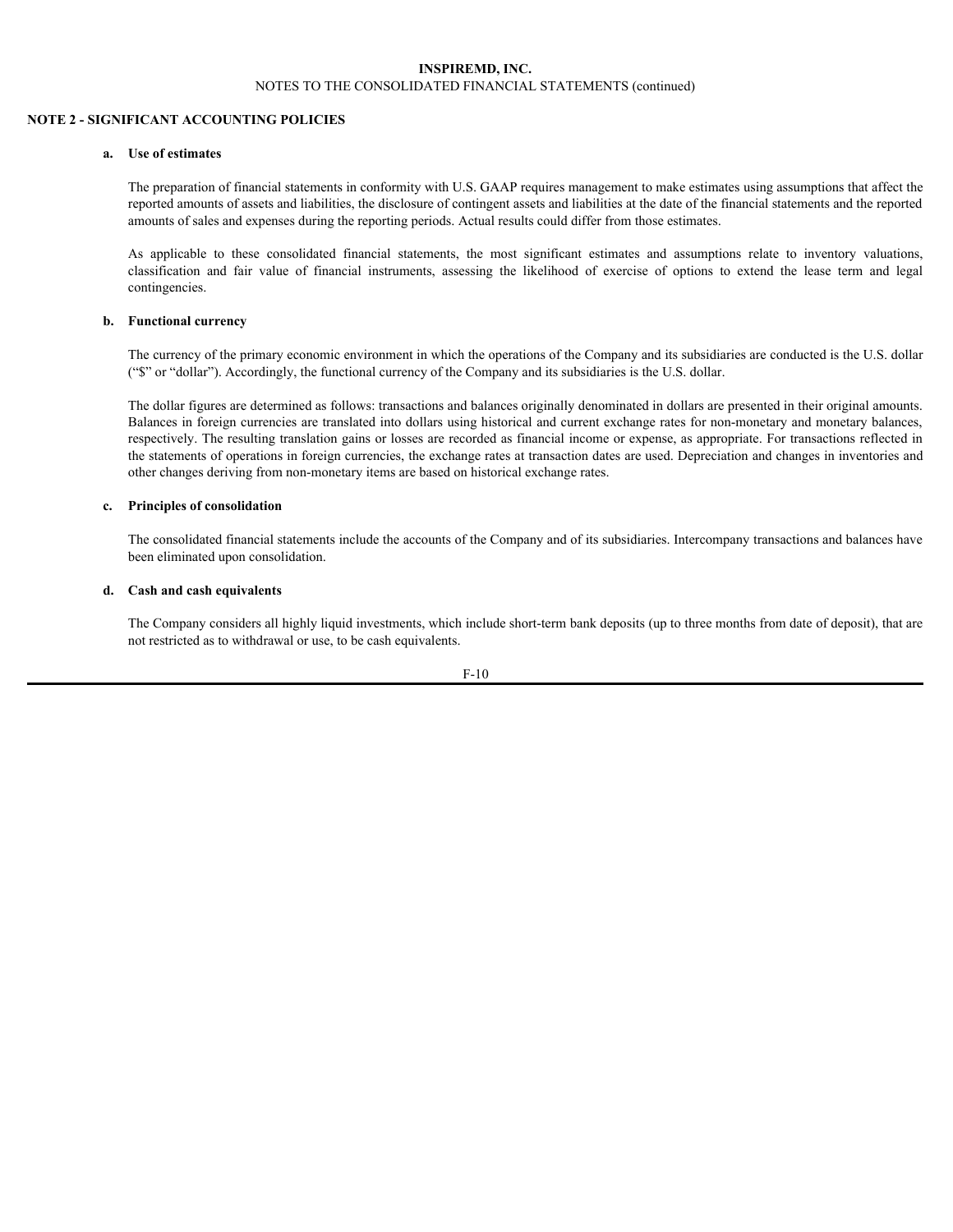## NOTE 2 - SIGNIFICANT ACCOUNTING POLICIES

**a. Use of estimates**

The preparation of financial statements in conformity with U.S. GAAP requires management to make estimates using assumptions that affect the reported amounts of assets and liabilities, the disclosure of contingent assets and liabilities at the date of the financial statements and the reported amounts of sales and expenses during the reporting periods. Actual results could differ from those estimates.

As applicable to these consolidated financial statements, the most significant estimates and assumptions relate to inventory valuations, classification and fair value of financial instruments, assessing the likelihood of exercise of options to extend the lease term and legal contingencies.

**b. Functional currency**

The currency of the primary economic environment in which the operations of the Company and its subsidiaries are conducted is the U.S. dollar ("$" or "dollar"). Accordingly, the functional currency of the Company and its subsidiaries is the U.S. dollar.

The dollar figures are determined as follows: transactions and balances originally denominated in dollars are presented in their original amounts. Balances in foreign currencies are translated into dollars using historical and current exchange rates for non-monetary and monetary balances, respectively. The resulting translation gains or losses are recorded as financial income or expense, as appropriate. For transactions reflected in the statements of operations in foreign currencies, the exchange rates at transaction dates are used. Depreciation and changes in inventories and other changes deriving from non-monetary items are based on historical exchange rates.

**c. Principles of consolidation**

The consolidated financial statements include the accounts of the Company and of its subsidiaries. Intercompany transactions and balances have been eliminated upon consolidation.

**d. Cash and cash equivalents**

The Company considers all highly liquid investments, which include short-term bank deposits (up to three months from date of deposit), that are not restricted as to withdrawal or use, to be cash equivalents.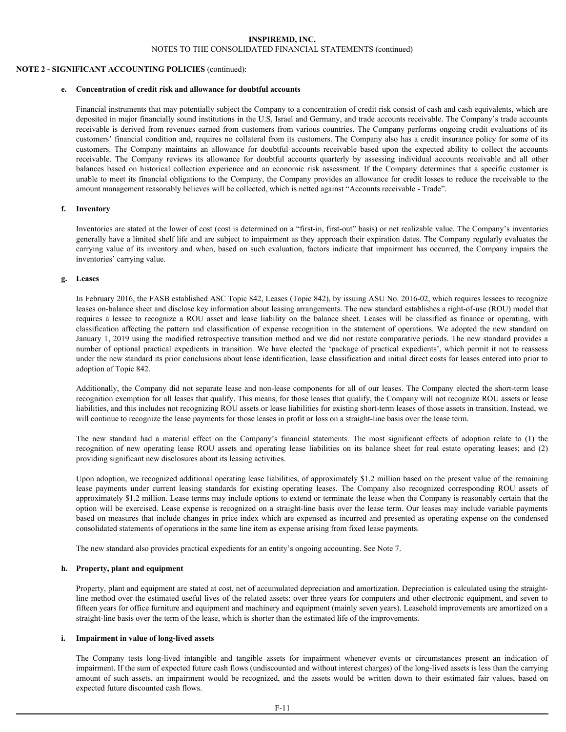**NOTE 2 - SIGNIFICANT ACCOUNTING POLICIES** (continued):

**e. Concentration of credit risk and allowance for doubtful accounts**

Financial instruments that may potentially subject the Company to a concentration of credit risk consist of cash and cash equivalents, which are deposited in major financially sound institutions in the U.S, Israel and Germany, and trade accounts receivable. The Company's trade accounts receivable is derived from revenues earned from customers from various countries. The Company performs ongoing credit evaluations of its customers' financial condition and, requires no collateral from its customers. The Company also has a credit insurance policy for some of its customers. The Company maintains an allowance for doubtful accounts receivable based upon the expected ability to collect the accounts receivable. The Company reviews its allowance for doubtful accounts quarterly by assessing individual accounts receivable and all other balances based on historical collection experience and an economic risk assessment. If the Company determines that a specific customer is unable to meet its financial obligations to the Company, the Company provides an allowance for credit losses to reduce the receivable to the amount management reasonably believes will be collected, which is netted against "Accounts receivable - Trade".

**f. Inventory**

Inventories are stated at the lower of cost (cost is determined on a "first-in, first-out" basis) or net realizable value. The Company's inventories generally have a limited shelf life and are subject to impairment as they approach their expiration dates. The Company regularly evaluates the carrying value of its inventory and when, based on such evaluation, factors indicate that impairment has occurred, the Company impairs the inventories' carrying value.

**g. Leases**

In February 2016, the FASB established ASC Topic 842, Leases (Topic 842), by issuing ASU No. 2016-02, which requires lessees to recognize leases on-balance sheet and disclose key information about leasing arrangements. The new standard establishes a right-of-use (ROU) model that requires a lessee to recognize a ROU asset and lease liability on the balance sheet. Leases will be classified as finance or operating, with classification affecting the pattern and classification of expense recognition in the statement of operations. We adopted the new standard on January 1, 2019 using the modified retrospective transition method and we did not restate comparative periods. The new standard provides a number of optional practical expedients in transition. We have elected the 'package of practical expedients', which permit it not to reassess under the new standard its prior conclusions about lease identification, lease classification and initial direct costs for leases entered into prior to adoption of Topic 842.

Additionally, the Company did not separate lease and non-lease components for all of our leases. The Company elected the short-term lease recognition exemption for all leases that qualify. This means, for those leases that qualify, the Company will not recognize ROU assets or lease liabilities, and this includes not recognizing ROU assets or lease liabilities for existing short-term leases of those assets in transition. Instead, we will continue to recognize the lease payments for those leases in profit or loss on a straight-line basis over the lease term.

The new standard had a material effect on the Company's financial statements. The most significant effects of adoption relate to (1) the recognition of new operating lease ROU assets and operating lease liabilities on its balance sheet for real estate operating leases; and (2) providing significant new disclosures about its leasing activities.

Upon adoption, we recognized additional operating lease liabilities, of approximately $1.2 million based on the present value of the remaining lease payments under current leasing standards for existing operating leases. The Company also recognized corresponding ROU assets of approximately $1.2 million. Lease terms may include options to extend or terminate the lease when the Company is reasonably certain that the option will be exercised. Lease expense is recognized on a straight-line basis over the lease term. Our leases may include variable payments based on measures that include changes in price index which are expensed as incurred and presented as operating expense on the condensed consolidated statements of operations in the same line item as expense arising from fixed lease payments.

The new standard also provides practical expedients for an entity's ongoing accounting. See Note 7.

**h. Property, plant and equipment**

Property, plant and equipment are stated at cost, net of accumulated depreciation and amortization. Depreciation is calculated using the straight-line method over the estimated useful lives of the related assets: over three years for computers and other electronic equipment, and seven to fifteen years for office furniture and equipment and machinery and equipment (mainly seven years). Leasehold improvements are amortized on a straight-line basis over the term of the lease, which is shorter than the estimated life of the improvements.

**i. Impairment in value of long-lived assets**

The Company tests long-lived intangible and tangible assets for impairment whenever events or circumstances present an indication of impairment. If the sum of expected future cash flows (undiscounted and without interest charges) of the long-lived assets is less than the carrying amount of such assets, an impairment would be recognized, and the assets would be written down to their estimated fair values, based on expected future discounted cash flows.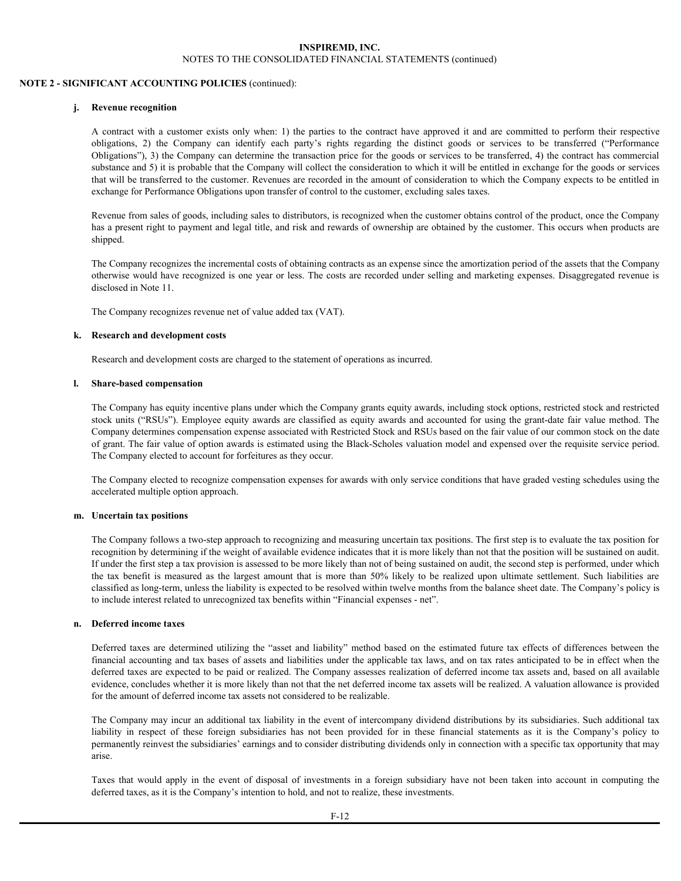**NOTE 2 - SIGNIFICANT ACCOUNTING POLICIES** (continued):

**j. Revenue recognition**

A contract with a customer exists only when: 1) the parties to the contract have approved it and are committed to perform their respective obligations, 2) the Company can identify each party's rights regarding the distinct goods or services to be transferred ("Performance Obligations"), 3) the Company can determine the transaction price for the goods or services to be transferred, 4) the contract has commercial substance and 5) it is probable that the Company will collect the consideration to which it will be entitled in exchange for the goods or services that will be transferred to the customer. Revenues are recorded in the amount of consideration to which the Company expects to be entitled in exchange for Performance Obligations upon transfer of control to the customer, excluding sales taxes.

Revenue from sales of goods, including sales to distributors, is recognized when the customer obtains control of the product, once the Company has a present right to payment and legal title, and risk and rewards of ownership are obtained by the customer. This occurs when products are shipped.

The Company recognizes the incremental costs of obtaining contracts as an expense since the amortization period of the assets that the Company otherwise would have recognized is one year or less. The costs are recorded under selling and marketing expenses. Disaggregated revenue is disclosed in Note 11.

The Company recognizes revenue net of value added tax (VAT).

**k. Research and development costs**

Research and development costs are charged to the statement of operations as incurred.

**l. Share-based compensation**

The Company has equity incentive plans under which the Company grants equity awards, including stock options, restricted stock and restricted stock units ("RSUs"). Employee equity awards are classified as equity awards and accounted for using the grant-date fair value method. The Company determines compensation expense associated with Restricted Stock and RSUs based on the fair value of our common stock on the date of grant. The fair value of option awards is estimated using the Black-Scholes valuation model and expensed over the requisite service period. The Company elected to account for forfeitures as they occur.

The Company elected to recognize compensation expenses for awards with only service conditions that have graded vesting schedules using the accelerated multiple option approach.

**m. Uncertain tax positions**

The Company follows a two-step approach to recognizing and measuring uncertain tax positions. The first step is to evaluate the tax position for recognition by determining if the weight of available evidence indicates that it is more likely than not that the position will be sustained on audit. If under the first step a tax provision is assessed to be more likely than not of being sustained on audit, the second step is performed, under which the tax benefit is measured as the largest amount that is more than 50% likely to be realized upon ultimate settlement. Such liabilities are classified as long-term, unless the liability is expected to be resolved within twelve months from the balance sheet date. The Company's policy is to include interest related to unrecognized tax benefits within "Financial expenses - net".

**n. Deferred income taxes**

Deferred taxes are determined utilizing the "asset and liability" method based on the estimated future tax effects of differences between the financial accounting and tax bases of assets and liabilities under the applicable tax laws, and on tax rates anticipated to be in effect when the deferred taxes are expected to be paid or realized. The Company assesses realization of deferred income tax assets and, based on all available evidence, concludes whether it is more likely than not that the net deferred income tax assets will be realized. A valuation allowance is provided for the amount of deferred income tax assets not considered to be realizable.

The Company may incur an additional tax liability in the event of intercompany dividend distributions by its subsidiaries. Such additional tax liability in respect of these foreign subsidiaries has not been provided for in these financial statements as it is the Company's policy to permanently reinvest the subsidiaries' earnings and to consider distributing dividends only in connection with a specific tax opportunity that may arise.

Taxes that would apply in the event of disposal of investments in a foreign subsidiary have not been taken into account in computing the deferred taxes, as it is the Company's intention to hold, and not to realize, these investments.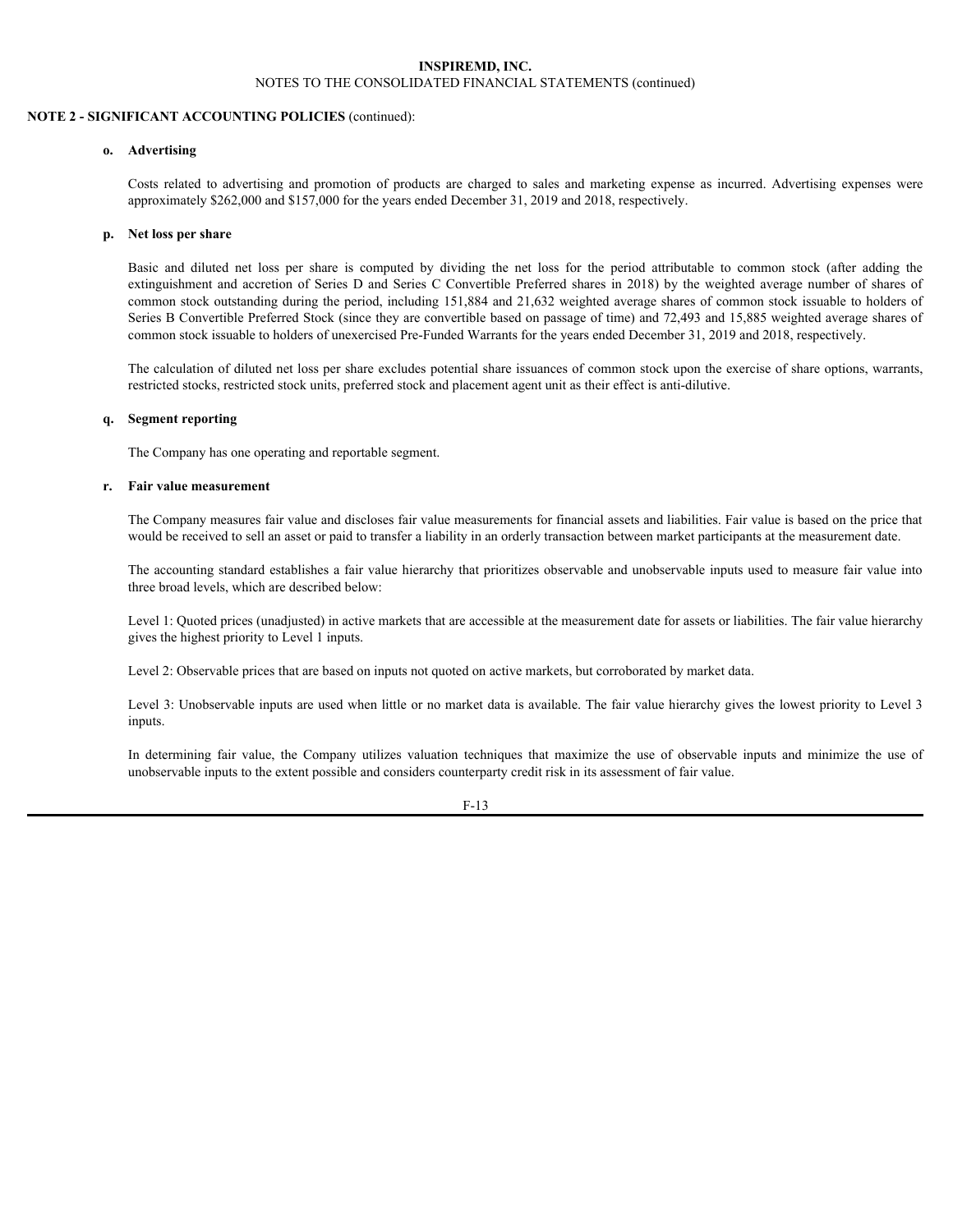**NOTE 2 - SIGNIFICANT ACCOUNTING POLICIES** (continued):

**o. Advertising**

Costs related to advertising and promotion of products are charged to sales and marketing expense as incurred. Advertising expenses were approximately $262,000 and $157,000 for the years ended December 31, 2019 and 2018, respectively.

**p. Net loss per share**

Basic and diluted net loss per share is computed by dividing the net loss for the period attributable to common stock (after adding the extinguishment and accretion of Series D and Series C Convertible Preferred shares in 2018) by the weighted average number of shares of common stock outstanding during the period, including 151,884 and 21,632 weighted average shares of common stock issuable to holders of Series B Convertible Preferred Stock (since they are convertible based on passage of time) and 72,493 and 15,885 weighted average shares of common stock issuable to holders of unexercised Pre-Funded Warrants for the years ended December 31, 2019 and 2018, respectively.

The calculation of diluted net loss per share excludes potential share issuances of common stock upon the exercise of share options, warrants, restricted stocks, restricted stock units, preferred stock and placement agent unit as their effect is anti-dilutive.

**q. Segment reporting**

The Company has one operating and reportable segment.

**r. Fair value measurement**

The Company measures fair value and discloses fair value measurements for financial assets and liabilities. Fair value is based on the price that would be received to sell an asset or paid to transfer a liability in an orderly transaction between market participants at the measurement date.

The accounting standard establishes a fair value hierarchy that prioritizes observable and unobservable inputs used to measure fair value into three broad levels, which are described below:

Level 1: Quoted prices (unadjusted) in active markets that are accessible at the measurement date for assets or liabilities. The fair value hierarchy gives the highest priority to Level 1 inputs.

Level 2: Observable prices that are based on inputs not quoted on active markets, but corroborated by market data.

Level 3: Unobservable inputs are used when little or no market data is available. The fair value hierarchy gives the lowest priority to Level 3 inputs.

In determining fair value, the Company utilizes valuation techniques that maximize the use of observable inputs and minimize the use of unobservable inputs to the extent possible and considers counterparty credit risk in its assessment of fair value.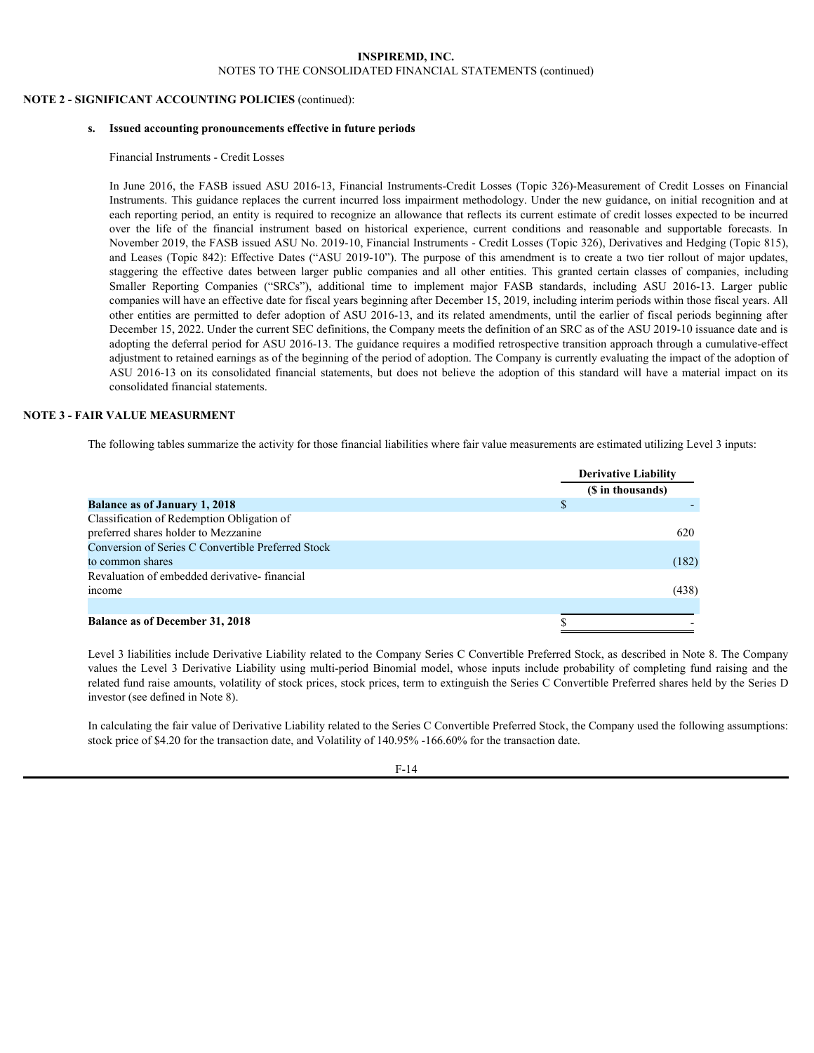## NOTE 2 - SIGNIFICANT ACCOUNTING POLICIES (continued):

### s. Issued accounting pronouncements effective in future periods

Financial Instruments - Credit Losses

In June 2016, the FASB issued ASU 2016-13, Financial Instruments-Credit Losses (Topic 326)-Measurement of Credit Losses on Financial Instruments. This guidance replaces the current incurred loss impairment methodology. Under the new guidance, on initial recognition and at each reporting period, an entity is required to recognize an allowance that reflects its current estimate of credit losses expected to be incurred over the life of the financial instrument based on historical experience, current conditions and reasonable and supportable forecasts. In November 2019, the FASB issued ASU No. 2019-10, Financial Instruments - Credit Losses (Topic 326), Derivatives and Hedging (Topic 815), and Leases (Topic 842): Effective Dates ("ASU 2019-10"). The purpose of this amendment is to create a two tier rollout of major updates, staggering the effective dates between larger public companies and all other entities. This granted certain classes of companies, including Smaller Reporting Companies ("SRCs"), additional time to implement major FASB standards, including ASU 2016-13. Larger public companies will have an effective date for fiscal years beginning after December 15, 2019, including interim periods within those fiscal years. All other entities are permitted to defer adoption of ASU 2016-13, and its related amendments, until the earlier of fiscal periods beginning after December 15, 2022. Under the current SEC definitions, the Company meets the definition of an SRC as of the ASU 2019-10 issuance date and is adopting the deferral period for ASU 2016-13. The guidance requires a modified retrospective transition approach through a cumulative-effect adjustment to retained earnings as of the beginning of the period of adoption. The Company is currently evaluating the impact of the adoption of ASU 2016-13 on its consolidated financial statements, but does not believe the adoption of this standard will have a material impact on its consolidated financial statements.

## NOTE 3 - FAIR VALUE MEASURMENT

The following tables summarize the activity for those financial liabilities where fair value measurements are estimated utilizing Level 3 inputs:

| | Derivative Liability<br>($ in thousands) |
|---|---|
| **Balance as of January 1, 2018** | $ - |
| Classification of Redemption Obligation of preferred shares holder to Mezzanine | 620 |
| Conversion of Series C Convertible Preferred Stock to common shares | (182) |
| Revaluation of embedded derivative- financial income | (438) |
| | |
| **Balance as of December 31, 2018** | $ - |

Level 3 liabilities include Derivative Liability related to the Company Series C Convertible Preferred Stock, as described in Note 8. The Company values the Level 3 Derivative Liability using multi-period Binomial model, whose inputs include probability of completing fund raising and the related fund raise amounts, volatility of stock prices, stock prices, term to extinguish the Series C Convertible Preferred shares held by the Series D investor (see defined in Note 8).

In calculating the fair value of Derivative Liability related to the Series C Convertible Preferred Stock, the Company used the following assumptions: stock price of $4.20 for the transaction date, and Volatility of 140.95% -166.60% for the transaction date.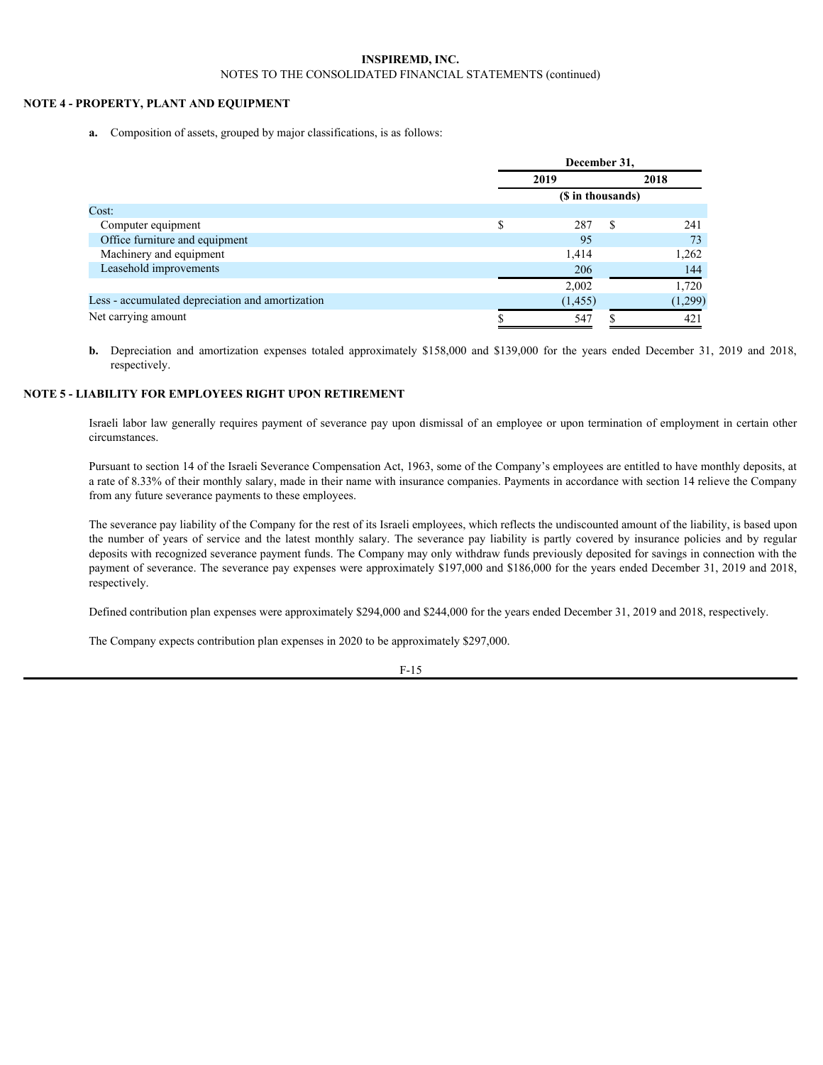**INSPIREMD, INC.**
NOTES TO THE CONSOLIDATED FINANCIAL STATEMENTS (continued)

**NOTE 4 - PROPERTY, PLANT AND EQUIPMENT**

**a.** Composition of assets, grouped by major classifications, is as follows:

| | December 31, | |
|---|---|---|
| | 2019 | 2018 |
| | ($ in thousands) | |
| Cost: | | |
| Computer equipment | $ 287 | $ 241 |
| Office furniture and equipment | 95 | 73 |
| Machinery and equipment | 1,414 | 1,262 |
| Leasehold improvements | 206 | 144 |
| | 2,002 | 1,720 |
| Less - accumulated depreciation and amortization | (1,455) | (1,299) |
| Net carrying amount | $ 547 | $ 421 |

**b.** Depreciation and amortization expenses totaled approximately $158,000 and $139,000 for the years ended December 31, 2019 and 2018, respectively.

**NOTE 5 - LIABILITY FOR EMPLOYEES RIGHT UPON RETIREMENT**

Israeli labor law generally requires payment of severance pay upon dismissal of an employee or upon termination of employment in certain other circumstances.

Pursuant to section 14 of the Israeli Severance Compensation Act, 1963, some of the Company's employees are entitled to have monthly deposits, at a rate of 8.33% of their monthly salary, made in their name with insurance companies. Payments in accordance with section 14 relieve the Company from any future severance payments to these employees.

The severance pay liability of the Company for the rest of its Israeli employees, which reflects the undiscounted amount of the liability, is based upon the number of years of service and the latest monthly salary. The severance pay liability is partly covered by insurance policies and by regular deposits with recognized severance payment funds. The Company may only withdraw funds previously deposited for savings in connection with the payment of severance. The severance pay expenses were approximately $197,000 and $186,000 for the years ended December 31, 2019 and 2018, respectively.

Defined contribution plan expenses were approximately $294,000 and $244,000 for the years ended December 31, 2019 and 2018, respectively.

The Company expects contribution plan expenses in 2020 to be approximately $297,000.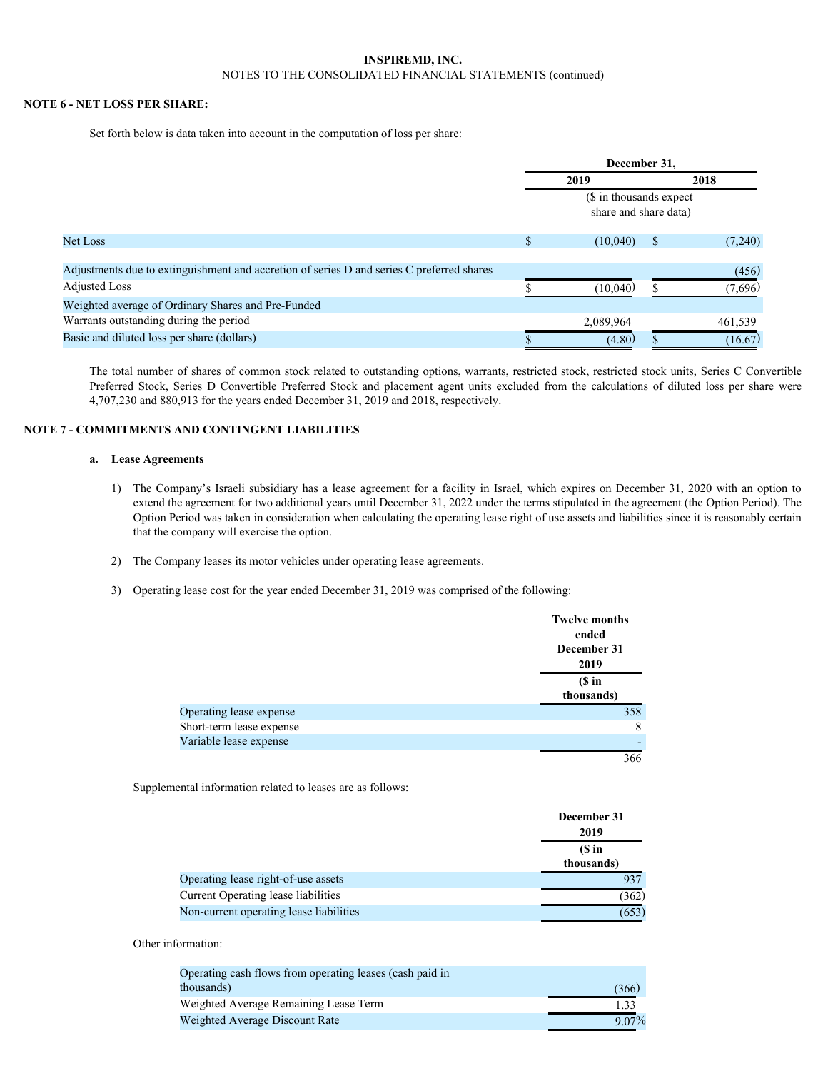INSPIREMD, INC.
NOTES TO THE CONSOLIDATED FINANCIAL STATEMENTS (continued)

## NOTE 6 - NET LOSS PER SHARE:

Set forth below is data taken into account in the computation of loss per share:

| | December 31, | |
|---|---|---|
| | 2019 | 2018 |
| | ($ in thousands expect share and share data) | |
| Net Loss | $ (10,040) | $ (7,240) |
| Adjustments due to extinguishment and accretion of series D and series C preferred shares | | (456) |
| Adjusted Loss | $ (10,040) | $ (7,696) |
| Weighted average of Ordinary Shares and Pre-Funded Warrants outstanding during the period | 2,089,964 | 461,539 |
| Basic and diluted loss per share (dollars) | $ (4.80) | $ (16.67) |

The total number of shares of common stock related to outstanding options, warrants, restricted stock, restricted stock units, Series C Convertible Preferred Stock, Series D Convertible Preferred Stock and placement agent units excluded from the calculations of diluted loss per share were 4,707,230 and 880,913 for the years ended December 31, 2019 and 2018, respectively.

## NOTE 7 - COMMITMENTS AND CONTINGENT LIABILITIES

### a. Lease Agreements

1) The Company's Israeli subsidiary has a lease agreement for a facility in Israel, which expires on December 31, 2020 with an option to extend the agreement for two additional years until December 31, 2022 under the terms stipulated in the agreement (the Option Period). The Option Period was taken in consideration when calculating the operating lease right of use assets and liabilities since it is reasonably certain that the company will exercise the option.

2) The Company leases its motor vehicles under operating lease agreements.

3) Operating lease cost for the year ended December 31, 2019 was comprised of the following:

| | Twelve months ended December 31 2019 |
|---|---|
| | ($ in thousands) |
| Operating lease expense | 358 |
| Short-term lease expense | 8 |
| Variable lease expense | - |
| | 366 |

Supplemental information related to leases are as follows:

| | December 31 2019 |
|---|---|
| | ($ in thousands) |
| Operating lease right-of-use assets | 937 |
| Current Operating lease liabilities | (362) |
| Non-current operating lease liabilities | (653) |

Other information:

| | |
|---|---|
| Operating cash flows from operating leases (cash paid in thousands) | (366) |
| Weighted Average Remaining Lease Term | 1.33 |
| Weighted Average Discount Rate | 9.07% |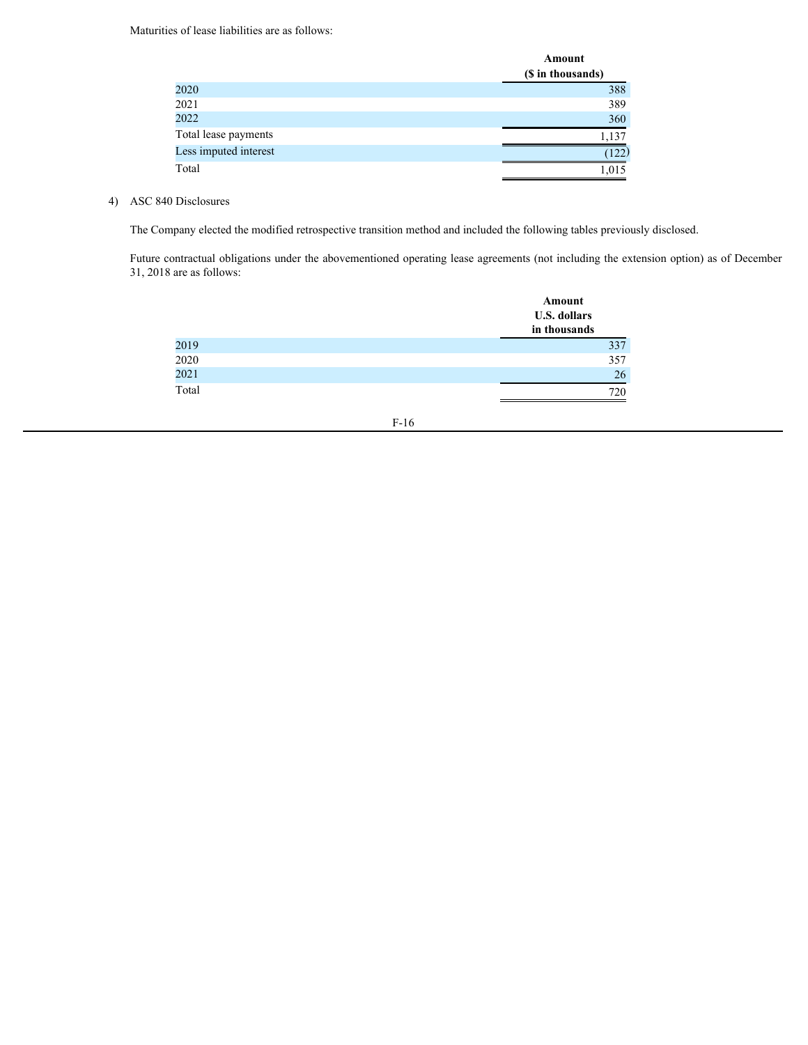Maturities of lease liabilities are as follows:

| | Amount ($ in thousands) |
|---|---|
| 2020 | 388 |
| 2021 | 389 |
| 2022 | 360 |
| Total lease payments | 1,137 |
| Less imputed interest | (122) |
| Total | 1,015 |

4) ASC 840 Disclosures

The Company elected the modified retrospective transition method and included the following tables previously disclosed.

Future contractual obligations under the abovementioned operating lease agreements (not including the extension option) as of December 31, 2018 are as follows:

| | Amount U.S. dollars in thousands |
|---|---|
| 2019 | 337 |
| 2020 | 357 |
| 2021 | 26 |
| Total | 720 |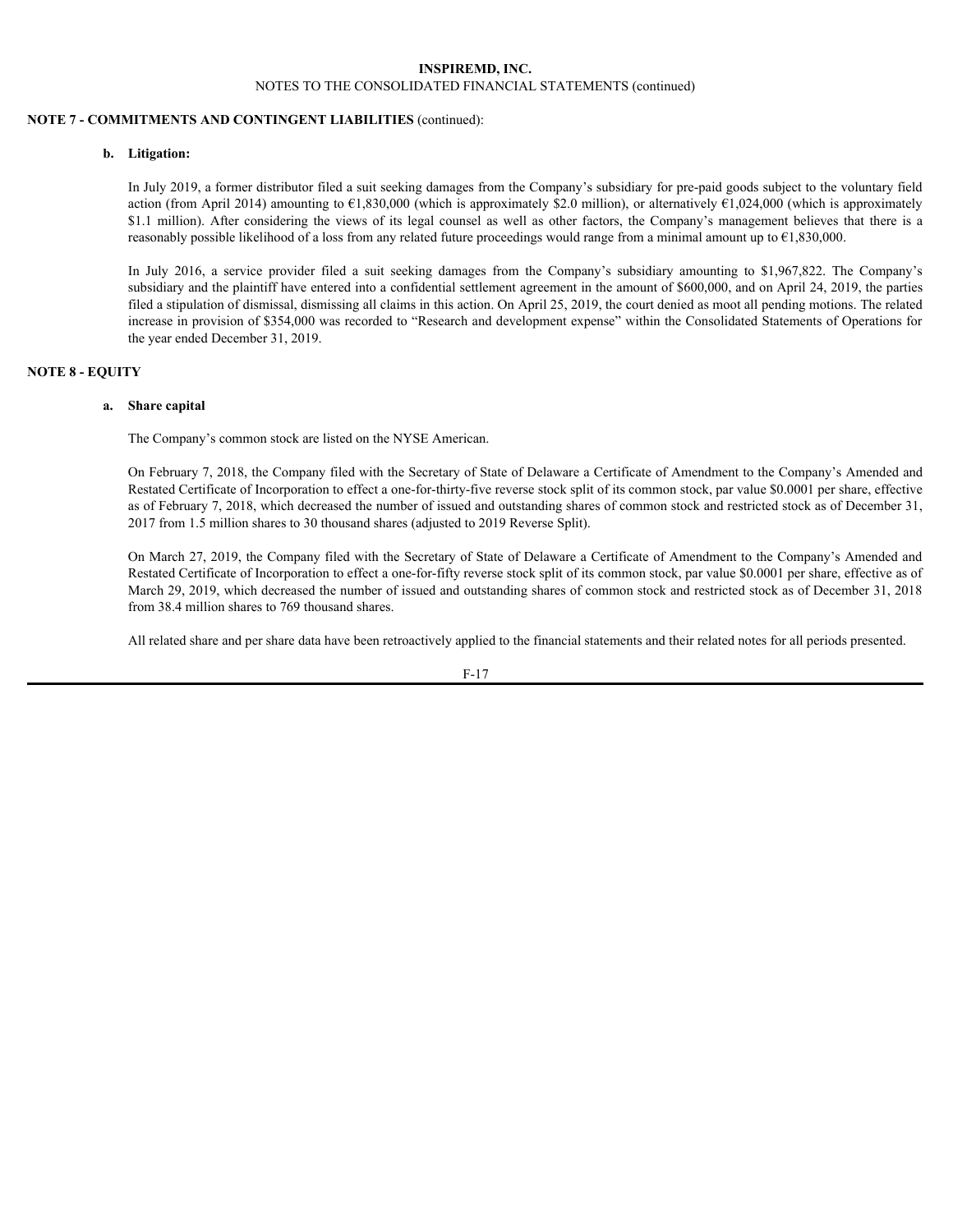## NOTE 7 - COMMITMENTS AND CONTINGENT LIABILITIES (continued):

**b. Litigation:**

In July 2019, a former distributor filed a suit seeking damages from the Company's subsidiary for pre-paid goods subject to the voluntary field action (from April 2014) amounting to €1,830,000 (which is approximately $2.0 million), or alternatively €1,024,000 (which is approximately $1.1 million). After considering the views of its legal counsel as well as other factors, the Company's management believes that there is a reasonably possible likelihood of a loss from any related future proceedings would range from a minimal amount up to €1,830,000.

In July 2016, a service provider filed a suit seeking damages from the Company's subsidiary amounting to $1,967,822. The Company's subsidiary and the plaintiff have entered into a confidential settlement agreement in the amount of $600,000, and on April 24, 2019, the parties filed a stipulation of dismissal, dismissing all claims in this action. On April 25, 2019, the court denied as moot all pending motions. The related increase in provision of $354,000 was recorded to "Research and development expense" within the Consolidated Statements of Operations for the year ended December 31, 2019.

## NOTE 8 - EQUITY

**a. Share capital**

The Company's common stock are listed on the NYSE American.

On February 7, 2018, the Company filed with the Secretary of State of Delaware a Certificate of Amendment to the Company's Amended and Restated Certificate of Incorporation to effect a one-for-thirty-five reverse stock split of its common stock, par value $0.0001 per share, effective as of February 7, 2018, which decreased the number of issued and outstanding shares of common stock and restricted stock as of December 31, 2017 from 1.5 million shares to 30 thousand shares (adjusted to 2019 Reverse Split).

On March 27, 2019, the Company filed with the Secretary of State of Delaware a Certificate of Amendment to the Company's Amended and Restated Certificate of Incorporation to effect a one-for-fifty reverse stock split of its common stock, par value $0.0001 per share, effective as of March 29, 2019, which decreased the number of issued and outstanding shares of common stock and restricted stock as of December 31, 2018 from 38.4 million shares to 769 thousand shares.

All related share and per share data have been retroactively applied to the financial statements and their related notes for all periods presented.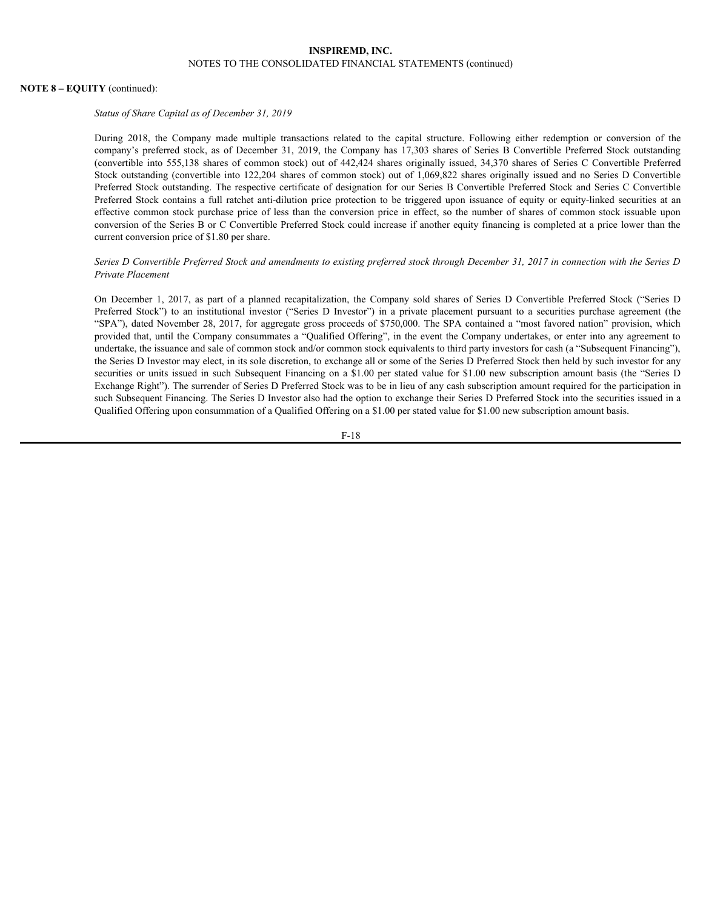**NOTE 8 – EQUITY** (continued):

*Status of Share Capital as of December 31, 2019*

During 2018, the Company made multiple transactions related to the capital structure. Following either redemption or conversion of the company's preferred stock, as of December 31, 2019, the Company has 17,303 shares of Series B Convertible Preferred Stock outstanding (convertible into 555,138 shares of common stock) out of 442,424 shares originally issued, 34,370 shares of Series C Convertible Preferred Stock outstanding (convertible into 122,204 shares of common stock) out of 1,069,822 shares originally issued and no Series D Convertible Preferred Stock outstanding. The respective certificate of designation for our Series B Convertible Preferred Stock and Series C Convertible Preferred Stock contains a full ratchet anti-dilution price protection to be triggered upon issuance of equity or equity-linked securities at an effective common stock purchase price of less than the conversion price in effect, so the number of shares of common stock issuable upon conversion of the Series B or C Convertible Preferred Stock could increase if another equity financing is completed at a price lower than the current conversion price of $1.80 per share.

*Series D Convertible Preferred Stock and amendments to existing preferred stock through December 31, 2017 in connection with the Series D Private Placement*

On December 1, 2017, as part of a planned recapitalization, the Company sold shares of Series D Convertible Preferred Stock ("Series D Preferred Stock") to an institutional investor ("Series D Investor") in a private placement pursuant to a securities purchase agreement (the "SPA"), dated November 28, 2017, for aggregate gross proceeds of $750,000. The SPA contained a "most favored nation" provision, which provided that, until the Company consummates a "Qualified Offering", in the event the Company undertakes, or enter into any agreement to undertake, the issuance and sale of common stock and/or common stock equivalents to third party investors for cash (a "Subsequent Financing"), the Series D Investor may elect, in its sole discretion, to exchange all or some of the Series D Preferred Stock then held by such investor for any securities or units issued in such Subsequent Financing on a $1.00 per stated value for $1.00 new subscription amount basis (the "Series D Exchange Right"). The surrender of Series D Preferred Stock was to be in lieu of any cash subscription amount required for the participation in such Subsequent Financing. The Series D Investor also had the option to exchange their Series D Preferred Stock into the securities issued in a Qualified Offering upon consummation of a Qualified Offering on a $1.00 per stated value for $1.00 new subscription amount basis.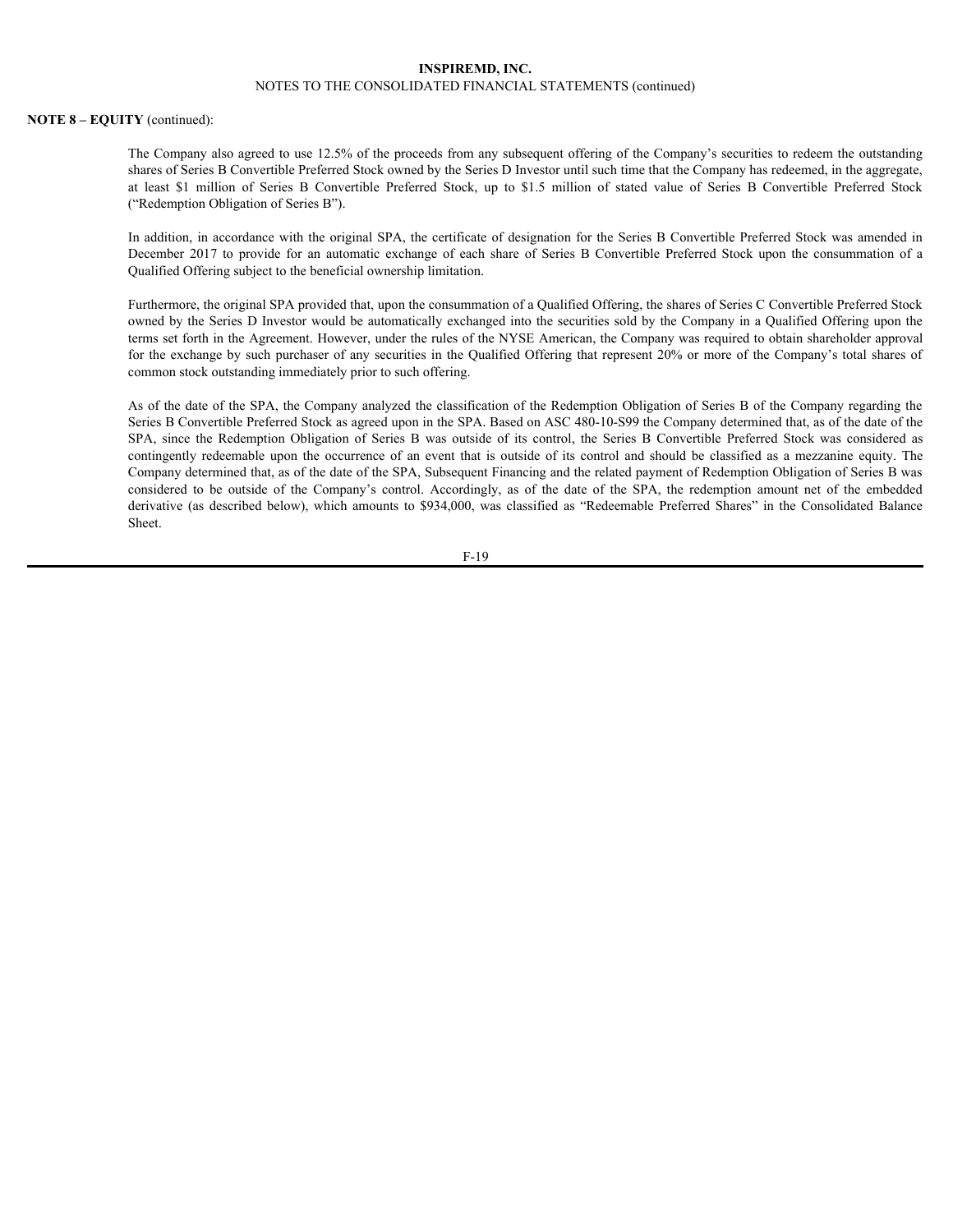**NOTE 8 – EQUITY** (continued):

The Company also agreed to use 12.5% of the proceeds from any subsequent offering of the Company's securities to redeem the outstanding shares of Series B Convertible Preferred Stock owned by the Series D Investor until such time that the Company has redeemed, in the aggregate, at least $1 million of Series B Convertible Preferred Stock, up to $1.5 million of stated value of Series B Convertible Preferred Stock ("Redemption Obligation of Series B").

In addition, in accordance with the original SPA, the certificate of designation for the Series B Convertible Preferred Stock was amended in December 2017 to provide for an automatic exchange of each share of Series B Convertible Preferred Stock upon the consummation of a Qualified Offering subject to the beneficial ownership limitation.

Furthermore, the original SPA provided that, upon the consummation of a Qualified Offering, the shares of Series C Convertible Preferred Stock owned by the Series D Investor would be automatically exchanged into the securities sold by the Company in a Qualified Offering upon the terms set forth in the Agreement. However, under the rules of the NYSE American, the Company was required to obtain shareholder approval for the exchange by such purchaser of any securities in the Qualified Offering that represent 20% or more of the Company's total shares of common stock outstanding immediately prior to such offering.

As of the date of the SPA, the Company analyzed the classification of the Redemption Obligation of Series B of the Company regarding the Series B Convertible Preferred Stock as agreed upon in the SPA. Based on ASC 480-10-S99 the Company determined that, as of the date of the SPA, since the Redemption Obligation of Series B was outside of its control, the Series B Convertible Preferred Stock was considered as contingently redeemable upon the occurrence of an event that is outside of its control and should be classified as a mezzanine equity. The Company determined that, as of the date of the SPA, Subsequent Financing and the related payment of Redemption Obligation of Series B was considered to be outside of the Company's control. Accordingly, as of the date of the SPA, the redemption amount net of the embedded derivative (as described below), which amounts to $934,000, was classified as "Redeemable Preferred Shares" in the Consolidated Balance Sheet.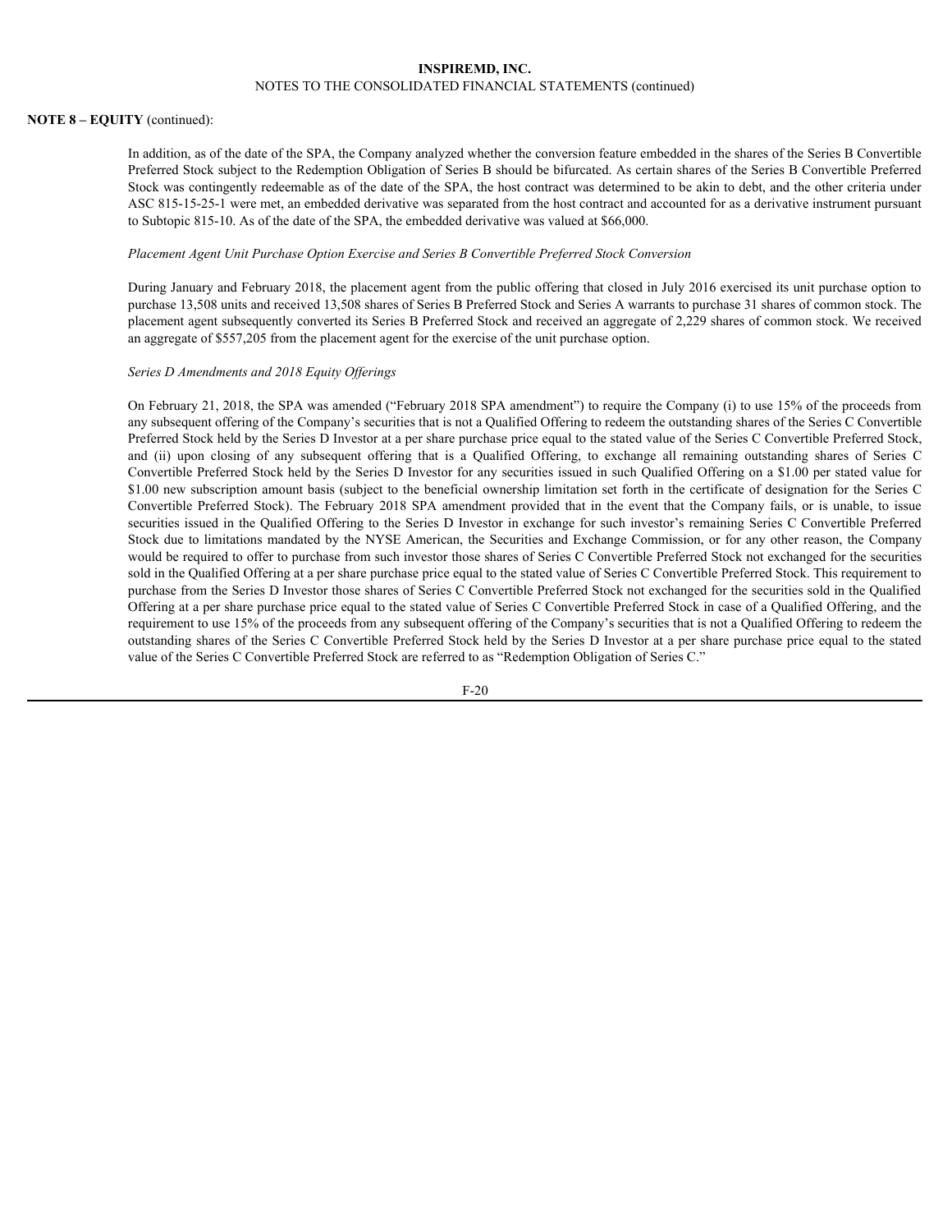**NOTE 8 – EQUITY** (continued):

In addition, as of the date of the SPA, the Company analyzed whether the conversion feature embedded in the shares of the Series B Convertible Preferred Stock subject to the Redemption Obligation of Series B should be bifurcated. As certain shares of the Series B Convertible Preferred Stock was contingently redeemable as of the date of the SPA, the host contract was determined to be akin to debt, and the other criteria under ASC 815-15-25-1 were met, an embedded derivative was separated from the host contract and accounted for as a derivative instrument pursuant to Subtopic 815-10. As of the date of the SPA, the embedded derivative was valued at $66,000.

*Placement Agent Unit Purchase Option Exercise and Series B Convertible Preferred Stock Conversion*

During January and February 2018, the placement agent from the public offering that closed in July 2016 exercised its unit purchase option to purchase 13,508 units and received 13,508 shares of Series B Preferred Stock and Series A warrants to purchase 31 shares of common stock. The placement agent subsequently converted its Series B Preferred Stock and received an aggregate of 2,229 shares of common stock. We received an aggregate of $557,205 from the placement agent for the exercise of the unit purchase option.

*Series D Amendments and 2018 Equity Offerings*

On February 21, 2018, the SPA was amended ("February 2018 SPA amendment") to require the Company (i) to use 15% of the proceeds from any subsequent offering of the Company's securities that is not a Qualified Offering to redeem the outstanding shares of the Series C Convertible Preferred Stock held by the Series D Investor at a per share purchase price equal to the stated value of the Series C Convertible Preferred Stock, and (ii) upon closing of any subsequent offering that is a Qualified Offering, to exchange all remaining outstanding shares of Series C Convertible Preferred Stock held by the Series D Investor for any securities issued in such Qualified Offering on a $1.00 per stated value for $1.00 new subscription amount basis (subject to the beneficial ownership limitation set forth in the certificate of designation for the Series C Convertible Preferred Stock). The February 2018 SPA amendment provided that in the event that the Company fails, or is unable, to issue securities issued in the Qualified Offering to the Series D Investor in exchange for such investor's remaining Series C Convertible Preferred Stock due to limitations mandated by the NYSE American, the Securities and Exchange Commission, or for any other reason, the Company would be required to offer to purchase from such investor those shares of Series C Convertible Preferred Stock not exchanged for the securities sold in the Qualified Offering at a per share purchase price equal to the stated value of Series C Convertible Preferred Stock. This requirement to purchase from the Series D Investor those shares of Series C Convertible Preferred Stock not exchanged for the securities sold in the Qualified Offering at a per share purchase price equal to the stated value of Series C Convertible Preferred Stock in case of a Qualified Offering, and the requirement to use 15% of the proceeds from any subsequent offering of the Company's securities that is not a Qualified Offering to redeem the outstanding shares of the Series C Convertible Preferred Stock held by the Series D Investor at a per share purchase price equal to the stated value of the Series C Convertible Preferred Stock are referred to as "Redemption Obligation of Series C."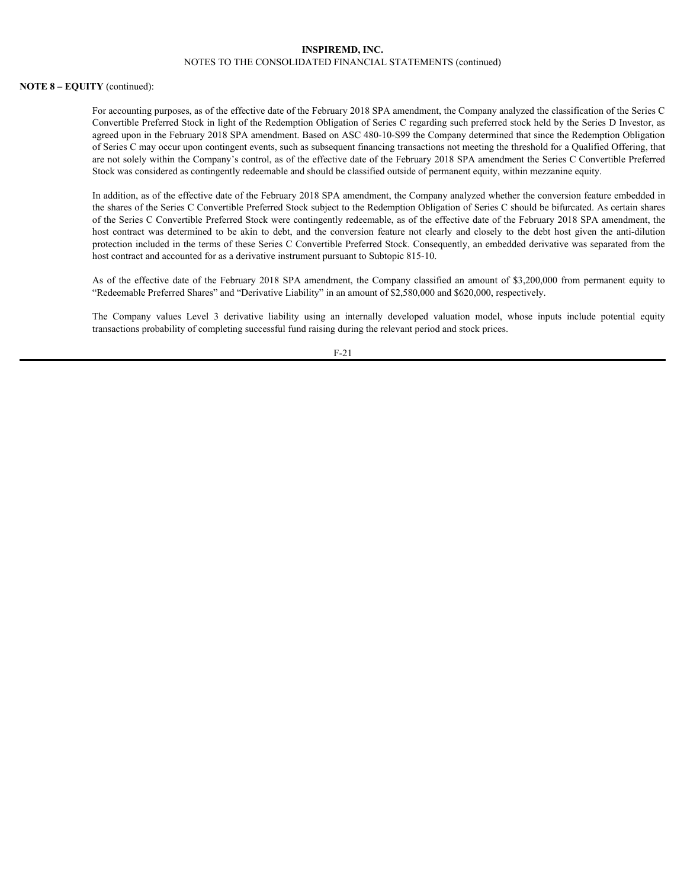**NOTE 8 – EQUITY** (continued):

For accounting purposes, as of the effective date of the February 2018 SPA amendment, the Company analyzed the classification of the Series C Convertible Preferred Stock in light of the Redemption Obligation of Series C regarding such preferred stock held by the Series D Investor, as agreed upon in the February 2018 SPA amendment. Based on ASC 480-10-S99 the Company determined that since the Redemption Obligation of Series C may occur upon contingent events, such as subsequent financing transactions not meeting the threshold for a Qualified Offering, that are not solely within the Company's control, as of the effective date of the February 2018 SPA amendment the Series C Convertible Preferred Stock was considered as contingently redeemable and should be classified outside of permanent equity, within mezzanine equity.

In addition, as of the effective date of the February 2018 SPA amendment, the Company analyzed whether the conversion feature embedded in the shares of the Series C Convertible Preferred Stock subject to the Redemption Obligation of Series C should be bifurcated. As certain shares of the Series C Convertible Preferred Stock were contingently redeemable, as of the effective date of the February 2018 SPA amendment, the host contract was determined to be akin to debt, and the conversion feature not clearly and closely to the debt host given the anti-dilution protection included in the terms of these Series C Convertible Preferred Stock. Consequently, an embedded derivative was separated from the host contract and accounted for as a derivative instrument pursuant to Subtopic 815-10.

As of the effective date of the February 2018 SPA amendment, the Company classified an amount of $3,200,000 from permanent equity to "Redeemable Preferred Shares" and "Derivative Liability" in an amount of $2,580,000 and $620,000, respectively.

The Company values Level 3 derivative liability using an internally developed valuation model, whose inputs include potential equity transactions probability of completing successful fund raising during the relevant period and stock prices.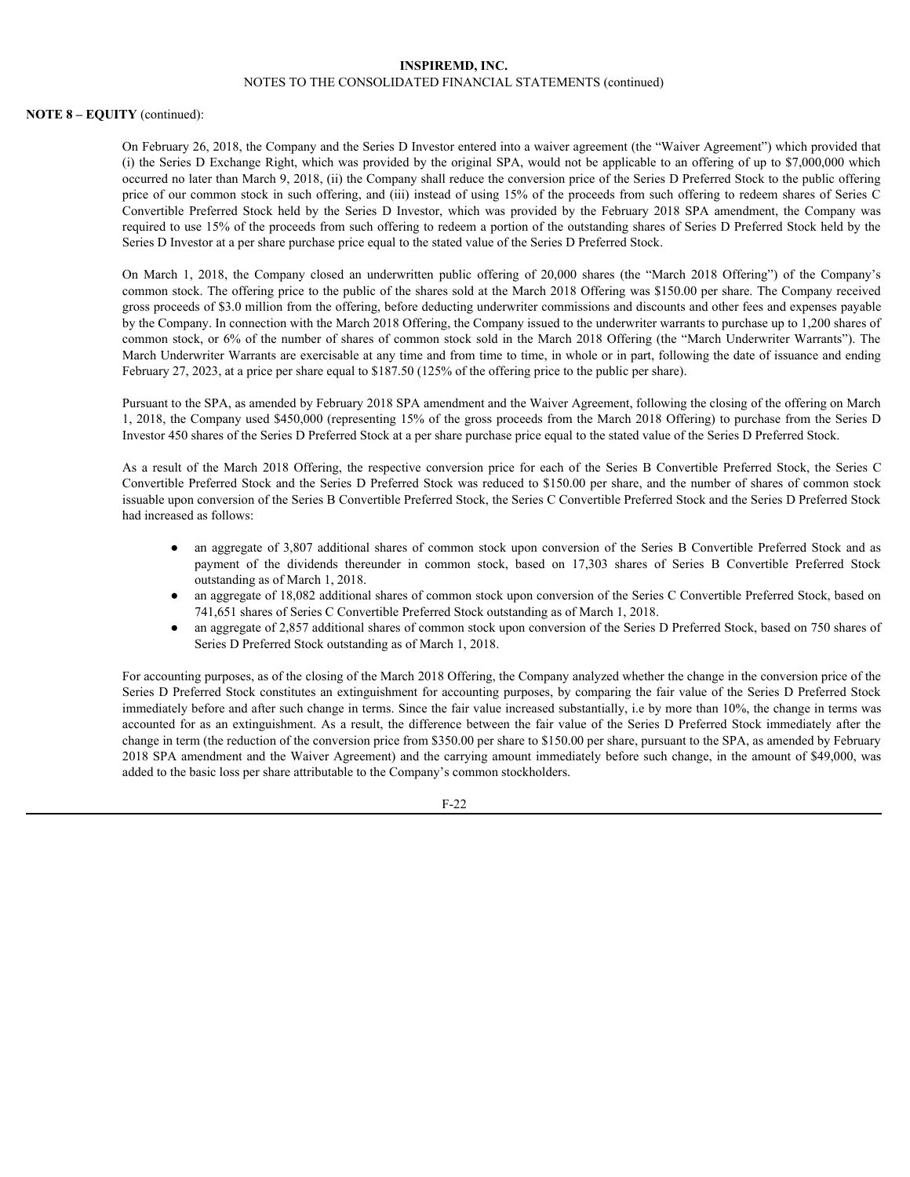**NOTE 8 – EQUITY** (continued):

On February 26, 2018, the Company and the Series D Investor entered into a waiver agreement (the "Waiver Agreement") which provided that (i) the Series D Exchange Right, which was provided by the original SPA, would not be applicable to an offering of up to $7,000,000 which occurred no later than March 9, 2018, (ii) the Company shall reduce the conversion price of the Series D Preferred Stock to the public offering price of our common stock in such offering, and (iii) instead of using 15% of the proceeds from such offering to redeem shares of Series C Convertible Preferred Stock held by the Series D Investor, which was provided by the February 2018 SPA amendment, the Company was required to use 15% of the proceeds from such offering to redeem a portion of the outstanding shares of Series D Preferred Stock held by the Series D Investor at a per share purchase price equal to the stated value of the Series D Preferred Stock.

On March 1, 2018, the Company closed an underwritten public offering of 20,000 shares (the "March 2018 Offering") of the Company's common stock. The offering price to the public of the shares sold at the March 2018 Offering was $150.00 per share. The Company received gross proceeds of $3.0 million from the offering, before deducting underwriter commissions and discounts and other fees and expenses payable by the Company. In connection with the March 2018 Offering, the Company issued to the underwriter warrants to purchase up to 1,200 shares of common stock, or 6% of the number of shares of common stock sold in the March 2018 Offering (the "March Underwriter Warrants"). The March Underwriter Warrants are exercisable at any time and from time to time, in whole or in part, following the date of issuance and ending February 27, 2023, at a price per share equal to $187.50 (125% of the offering price to the public per share).

Pursuant to the SPA, as amended by February 2018 SPA amendment and the Waiver Agreement, following the closing of the offering on March 1, 2018, the Company used $450,000 (representing 15% of the gross proceeds from the March 2018 Offering) to purchase from the Series D Investor 450 shares of the Series D Preferred Stock at a per share purchase price equal to the stated value of the Series D Preferred Stock.

As a result of the March 2018 Offering, the respective conversion price for each of the Series B Convertible Preferred Stock, the Series C Convertible Preferred Stock and the Series D Preferred Stock was reduced to $150.00 per share, and the number of shares of common stock issuable upon conversion of the Series B Convertible Preferred Stock, the Series C Convertible Preferred Stock and the Series D Preferred Stock had increased as follows:

- an aggregate of 3,807 additional shares of common stock upon conversion of the Series B Convertible Preferred Stock and as payment of the dividends thereunder in common stock, based on 17,303 shares of Series B Convertible Preferred Stock outstanding as of March 1, 2018.
- an aggregate of 18,082 additional shares of common stock upon conversion of the Series C Convertible Preferred Stock, based on 741,651 shares of Series C Convertible Preferred Stock outstanding as of March 1, 2018.
- an aggregate of 2,857 additional shares of common stock upon conversion of the Series D Preferred Stock, based on 750 shares of Series D Preferred Stock outstanding as of March 1, 2018.

For accounting purposes, as of the closing of the March 2018 Offering, the Company analyzed whether the change in the conversion price of the Series D Preferred Stock constitutes an extinguishment for accounting purposes, by comparing the fair value of the Series D Preferred Stock immediately before and after such change in terms. Since the fair value increased substantially, i.e by more than 10%, the change in terms was accounted for as an extinguishment. As a result, the difference between the fair value of the Series D Preferred Stock immediately after the change in term (the reduction of the conversion price from $350.00 per share to $150.00 per share, pursuant to the SPA, as amended by February 2018 SPA amendment and the Waiver Agreement) and the carrying amount immediately before such change, in the amount of $49,000, was added to the basic loss per share attributable to the Company's common stockholders.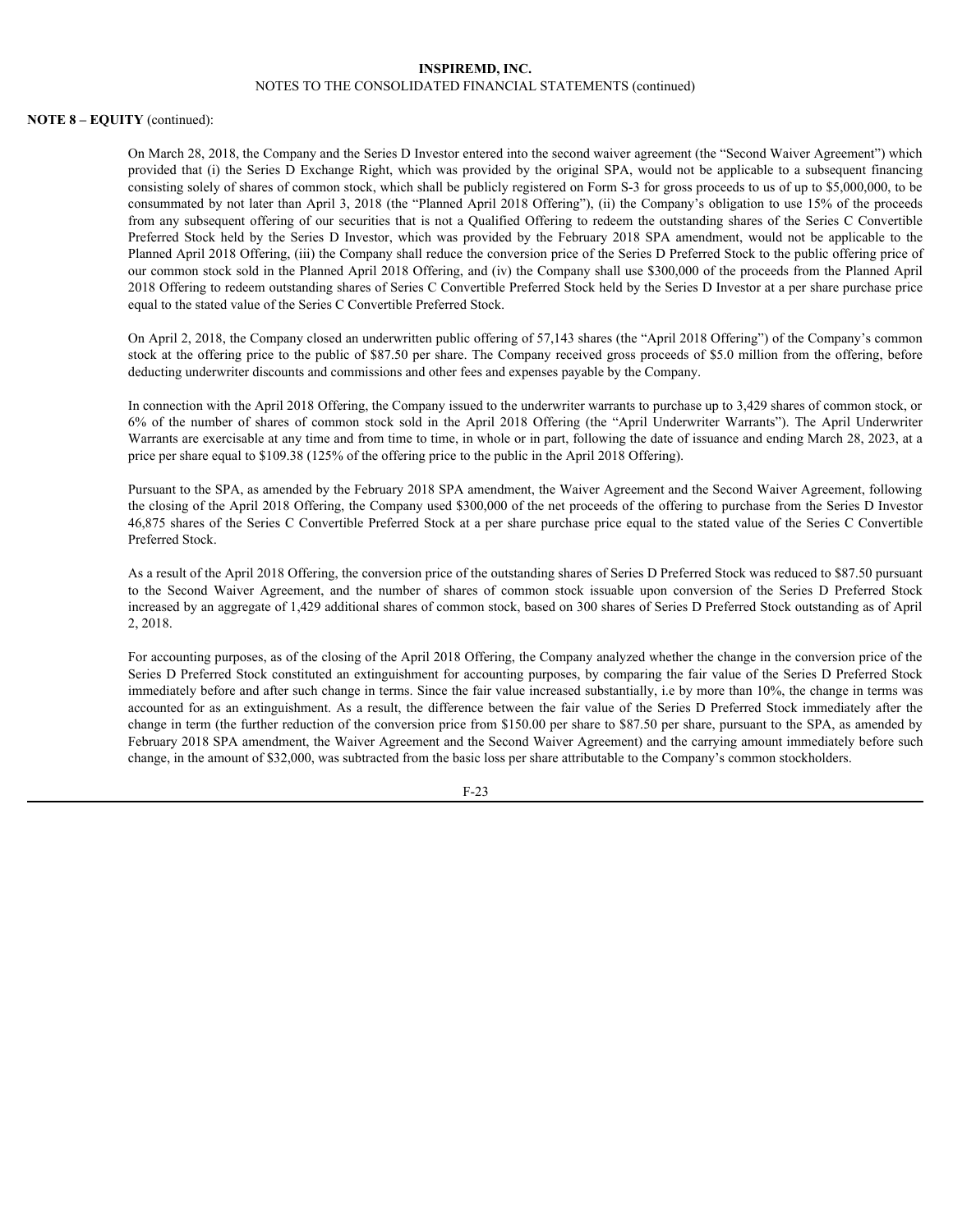**NOTE 8 – EQUITY** (continued):

On March 28, 2018, the Company and the Series D Investor entered into the second waiver agreement (the "Second Waiver Agreement") which provided that (i) the Series D Exchange Right, which was provided by the original SPA, would not be applicable to a subsequent financing consisting solely of shares of common stock, which shall be publicly registered on Form S-3 for gross proceeds to us of up to $5,000,000, to be consummated by not later than April 3, 2018 (the "Planned April 2018 Offering"), (ii) the Company's obligation to use 15% of the proceeds from any subsequent offering of our securities that is not a Qualified Offering to redeem the outstanding shares of the Series C Convertible Preferred Stock held by the Series D Investor, which was provided by the February 2018 SPA amendment, would not be applicable to the Planned April 2018 Offering, (iii) the Company shall reduce the conversion price of the Series D Preferred Stock to the public offering price of our common stock sold in the Planned April 2018 Offering, and (iv) the Company shall use $300,000 of the proceeds from the Planned April 2018 Offering to redeem outstanding shares of Series C Convertible Preferred Stock held by the Series D Investor at a per share purchase price equal to the stated value of the Series C Convertible Preferred Stock.

On April 2, 2018, the Company closed an underwritten public offering of 57,143 shares (the "April 2018 Offering") of the Company's common stock at the offering price to the public of $87.50 per share. The Company received gross proceeds of $5.0 million from the offering, before deducting underwriter discounts and commissions and other fees and expenses payable by the Company.

In connection with the April 2018 Offering, the Company issued to the underwriter warrants to purchase up to 3,429 shares of common stock, or 6% of the number of shares of common stock sold in the April 2018 Offering (the "April Underwriter Warrants"). The April Underwriter Warrants are exercisable at any time and from time to time, in whole or in part, following the date of issuance and ending March 28, 2023, at a price per share equal to $109.38 (125% of the offering price to the public in the April 2018 Offering).

Pursuant to the SPA, as amended by the February 2018 SPA amendment, the Waiver Agreement and the Second Waiver Agreement, following the closing of the April 2018 Offering, the Company used $300,000 of the net proceeds of the offering to purchase from the Series D Investor 46,875 shares of the Series C Convertible Preferred Stock at a per share purchase price equal to the stated value of the Series C Convertible Preferred Stock.

As a result of the April 2018 Offering, the conversion price of the outstanding shares of Series D Preferred Stock was reduced to $87.50 pursuant to the Second Waiver Agreement, and the number of shares of common stock issuable upon conversion of the Series D Preferred Stock increased by an aggregate of 1,429 additional shares of common stock, based on 300 shares of Series D Preferred Stock outstanding as of April 2, 2018.

For accounting purposes, as of the closing of the April 2018 Offering, the Company analyzed whether the change in the conversion price of the Series D Preferred Stock constituted an extinguishment for accounting purposes, by comparing the fair value of the Series D Preferred Stock immediately before and after such change in terms. Since the fair value increased substantially, i.e by more than 10%, the change in terms was accounted for as an extinguishment. As a result, the difference between the fair value of the Series D Preferred Stock immediately after the change in term (the further reduction of the conversion price from $150.00 per share to $87.50 per share, pursuant to the SPA, as amended by February 2018 SPA amendment, the Waiver Agreement and the Second Waiver Agreement) and the carrying amount immediately before such change, in the amount of $32,000, was subtracted from the basic loss per share attributable to the Company's common stockholders.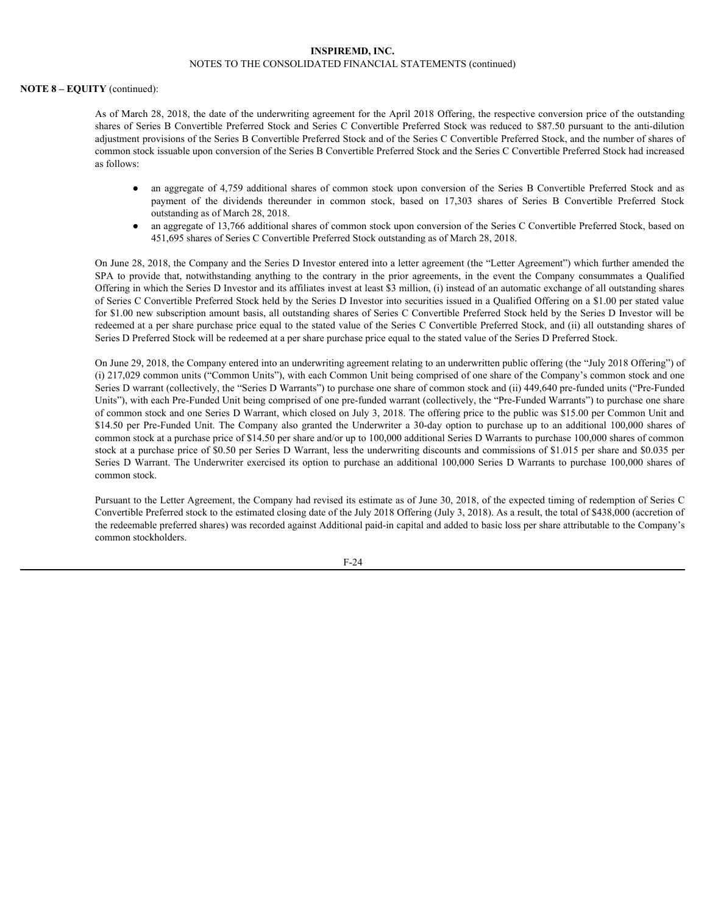**NOTE 8 – EQUITY** (continued):

As of March 28, 2018, the date of the underwriting agreement for the April 2018 Offering, the respective conversion price of the outstanding shares of Series B Convertible Preferred Stock and Series C Convertible Preferred Stock was reduced to $87.50 pursuant to the anti-dilution adjustment provisions of the Series B Convertible Preferred Stock and of the Series C Convertible Preferred Stock, and the number of shares of common stock issuable upon conversion of the Series B Convertible Preferred Stock and the Series C Convertible Preferred Stock had increased as follows:

- an aggregate of 4,759 additional shares of common stock upon conversion of the Series B Convertible Preferred Stock and as payment of the dividends thereunder in common stock, based on 17,303 shares of Series B Convertible Preferred Stock outstanding as of March 28, 2018.
- an aggregate of 13,766 additional shares of common stock upon conversion of the Series C Convertible Preferred Stock, based on 451,695 shares of Series C Convertible Preferred Stock outstanding as of March 28, 2018.

On June 28, 2018, the Company and the Series D Investor entered into a letter agreement (the "Letter Agreement") which further amended the SPA to provide that, notwithstanding anything to the contrary in the prior agreements, in the event the Company consummates a Qualified Offering in which the Series D Investor and its affiliates invest at least $3 million, (i) instead of an automatic exchange of all outstanding shares of Series C Convertible Preferred Stock held by the Series D Investor into securities issued in a Qualified Offering on a $1.00 per stated value for $1.00 new subscription amount basis, all outstanding shares of Series C Convertible Preferred Stock held by the Series D Investor will be redeemed at a per share purchase price equal to the stated value of the Series C Convertible Preferred Stock, and (ii) all outstanding shares of Series D Preferred Stock will be redeemed at a per share purchase price equal to the stated value of the Series D Preferred Stock.

On June 29, 2018, the Company entered into an underwriting agreement relating to an underwritten public offering (the "July 2018 Offering") of (i) 217,029 common units ("Common Units"), with each Common Unit being comprised of one share of the Company's common stock and one Series D warrant (collectively, the "Series D Warrants") to purchase one share of common stock and (ii) 449,640 pre-funded units ("Pre-Funded Units"), with each Pre-Funded Unit being comprised of one pre-funded warrant (collectively, the "Pre-Funded Warrants") to purchase one share of common stock and one Series D Warrant, which closed on July 3, 2018. The offering price to the public was $15.00 per Common Unit and $14.50 per Pre-Funded Unit. The Company also granted the Underwriter a 30-day option to purchase up to an additional 100,000 shares of common stock at a purchase price of $14.50 per share and/or up to 100,000 additional Series D Warrants to purchase 100,000 shares of common stock at a purchase price of $0.50 per Series D Warrant, less the underwriting discounts and commissions of $1.015 per share and $0.035 per Series D Warrant. The Underwriter exercised its option to purchase an additional 100,000 Series D Warrants to purchase 100,000 shares of common stock.

Pursuant to the Letter Agreement, the Company had revised its estimate as of June 30, 2018, of the expected timing of redemption of Series C Convertible Preferred stock to the estimated closing date of the July 2018 Offering (July 3, 2018). As a result, the total of $438,000 (accretion of the redeemable preferred shares) was recorded against Additional paid-in capital and added to basic loss per share attributable to the Company's common stockholders.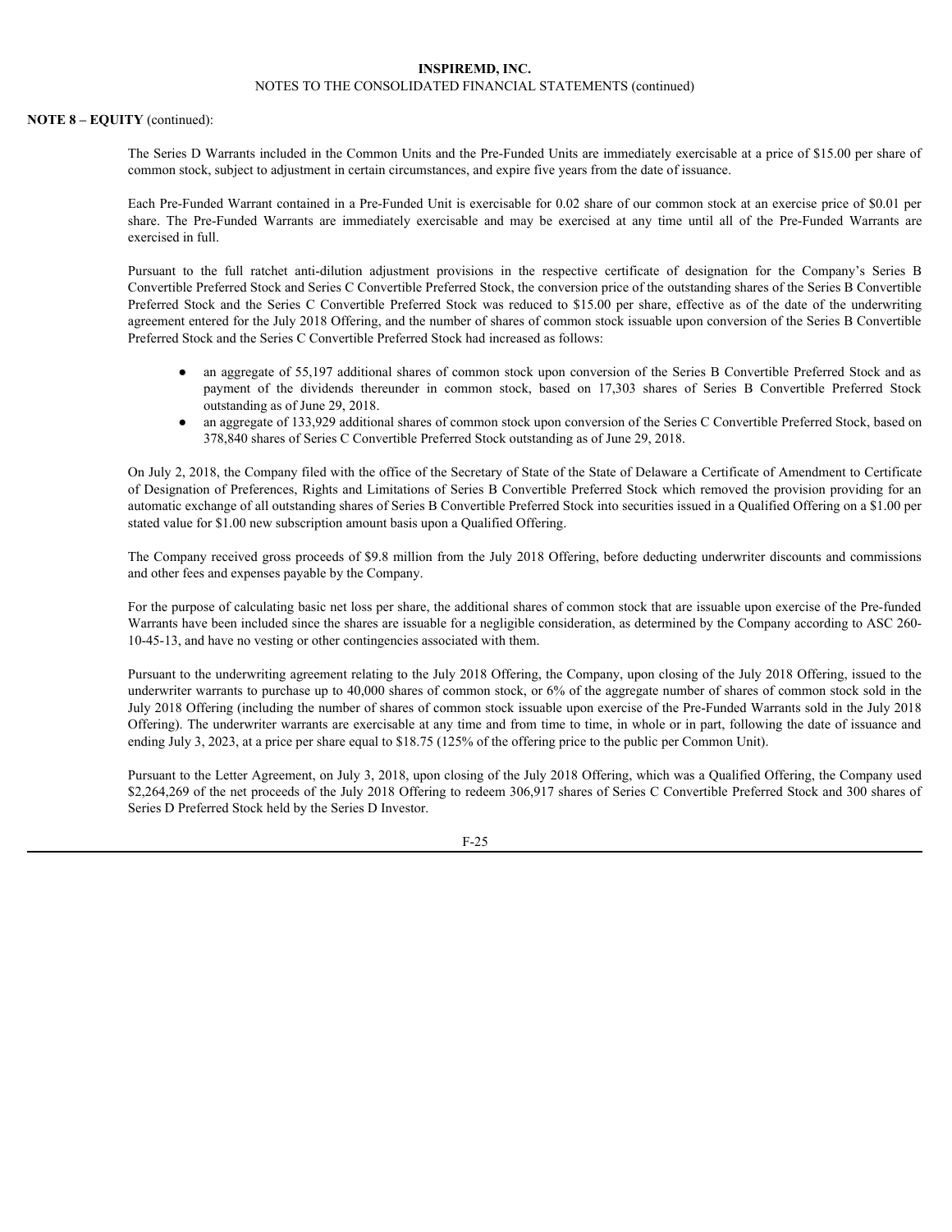**NOTE 8 – EQUITY** (continued):

The Series D Warrants included in the Common Units and the Pre-Funded Units are immediately exercisable at a price of $15.00 per share of common stock, subject to adjustment in certain circumstances, and expire five years from the date of issuance.

Each Pre-Funded Warrant contained in a Pre-Funded Unit is exercisable for 0.02 share of our common stock at an exercise price of $0.01 per share. The Pre-Funded Warrants are immediately exercisable and may be exercised at any time until all of the Pre-Funded Warrants are exercised in full.

Pursuant to the full ratchet anti-dilution adjustment provisions in the respective certificate of designation for the Company's Series B Convertible Preferred Stock and Series C Convertible Preferred Stock, the conversion price of the outstanding shares of the Series B Convertible Preferred Stock and the Series C Convertible Preferred Stock was reduced to $15.00 per share, effective as of the date of the underwriting agreement entered for the July 2018 Offering, and the number of shares of common stock issuable upon conversion of the Series B Convertible Preferred Stock and the Series C Convertible Preferred Stock had increased as follows:

- an aggregate of 55,197 additional shares of common stock upon conversion of the Series B Convertible Preferred Stock and as payment of the dividends thereunder in common stock, based on 17,303 shares of Series B Convertible Preferred Stock outstanding as of June 29, 2018.
- an aggregate of 133,929 additional shares of common stock upon conversion of the Series C Convertible Preferred Stock, based on 378,840 shares of Series C Convertible Preferred Stock outstanding as of June 29, 2018.

On July 2, 2018, the Company filed with the office of the Secretary of State of the State of Delaware a Certificate of Amendment to Certificate of Designation of Preferences, Rights and Limitations of Series B Convertible Preferred Stock which removed the provision providing for an automatic exchange of all outstanding shares of Series B Convertible Preferred Stock into securities issued in a Qualified Offering on a $1.00 per stated value for $1.00 new subscription amount basis upon a Qualified Offering.

The Company received gross proceeds of $9.8 million from the July 2018 Offering, before deducting underwriter discounts and commissions and other fees and expenses payable by the Company.

For the purpose of calculating basic net loss per share, the additional shares of common stock that are issuable upon exercise of the Pre-funded Warrants have been included since the shares are issuable for a negligible consideration, as determined by the Company according to ASC 260-10-45-13, and have no vesting or other contingencies associated with them.

Pursuant to the underwriting agreement relating to the July 2018 Offering, the Company, upon closing of the July 2018 Offering, issued to the underwriter warrants to purchase up to 40,000 shares of common stock, or 6% of the aggregate number of shares of common stock sold in the July 2018 Offering (including the number of shares of common stock issuable upon exercise of the Pre-Funded Warrants sold in the July 2018 Offering). The underwriter warrants are exercisable at any time and from time to time, in whole or in part, following the date of issuance and ending July 3, 2023, at a price per share equal to $18.75 (125% of the offering price to the public per Common Unit).

Pursuant to the Letter Agreement, on July 3, 2018, upon closing of the July 2018 Offering, which was a Qualified Offering, the Company used $2,264,269 of the net proceeds of the July 2018 Offering to redeem 306,917 shares of Series C Convertible Preferred Stock and 300 shares of Series D Preferred Stock held by the Series D Investor.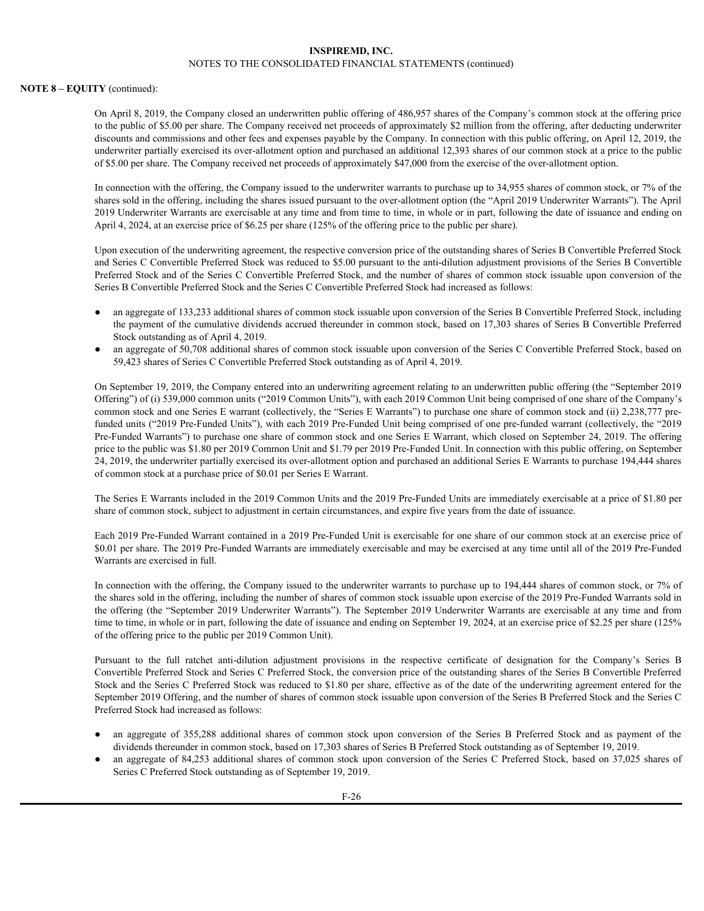**NOTE 8 – EQUITY** (continued):

On April 8, 2019, the Company closed an underwritten public offering of 486,957 shares of the Company's common stock at the offering price to the public of $5.00 per share. The Company received net proceeds of approximately $2 million from the offering, after deducting underwriter discounts and commissions and other fees and expenses payable by the Company. In connection with this public offering, on April 12, 2019, the underwriter partially exercised its over-allotment option and purchased an additional 12,393 shares of our common stock at a price to the public of $5.00 per share. The Company received net proceeds of approximately $47,000 from the exercise of the over-allotment option.

In connection with the offering, the Company issued to the underwriter warrants to purchase up to 34,955 shares of common stock, or 7% of the shares sold in the offering, including the shares issued pursuant to the over-allotment option (the "April 2019 Underwriter Warrants"). The April 2019 Underwriter Warrants are exercisable at any time and from time to time, in whole or in part, following the date of issuance and ending on April 4, 2024, at an exercise price of $6.25 per share (125% of the offering price to the public per share).

Upon execution of the underwriting agreement, the respective conversion price of the outstanding shares of Series B Convertible Preferred Stock and Series C Convertible Preferred Stock was reduced to $5.00 pursuant to the anti-dilution adjustment provisions of the Series B Convertible Preferred Stock and of the Series C Convertible Preferred Stock, and the number of shares of common stock issuable upon conversion of the Series B Convertible Preferred Stock and the Series C Convertible Preferred Stock had increased as follows:

- an aggregate of 133,233 additional shares of common stock issuable upon conversion of the Series B Convertible Preferred Stock, including the payment of the cumulative dividends accrued thereunder in common stock, based on 17,303 shares of Series B Convertible Preferred Stock outstanding as of April 4, 2019.
- an aggregate of 50,708 additional shares of common stock issuable upon conversion of the Series C Convertible Preferred Stock, based on 59,423 shares of Series C Convertible Preferred Stock outstanding as of April 4, 2019.

On September 19, 2019, the Company entered into an underwriting agreement relating to an underwritten public offering (the "September 2019 Offering") of (i) 539,000 common units ("2019 Common Units"), with each 2019 Common Unit being comprised of one share of the Company's common stock and one Series E warrant (collectively, the "Series E Warrants") to purchase one share of common stock and (ii) 2,238,777 pre-funded units ("2019 Pre-Funded Units"), with each 2019 Pre-Funded Unit being comprised of one pre-funded warrant (collectively, the "2019 Pre-Funded Warrants") to purchase one share of common stock and one Series E Warrant, which closed on September 24, 2019. The offering price to the public was $1.80 per 2019 Common Unit and $1.79 per 2019 Pre-Funded Unit. In connection with this public offering, on September 24, 2019, the underwriter partially exercised its over-allotment option and purchased an additional Series E Warrants to purchase 194,444 shares of common stock at a purchase price of $0.01 per Series E Warrant.

The Series E Warrants included in the 2019 Common Units and the 2019 Pre-Funded Units are immediately exercisable at a price of $1.80 per share of common stock, subject to adjustment in certain circumstances, and expire five years from the date of issuance.

Each 2019 Pre-Funded Warrant contained in a 2019 Pre-Funded Unit is exercisable for one share of our common stock at an exercise price of $0.01 per share. The 2019 Pre-Funded Warrants are immediately exercisable and may be exercised at any time until all of the 2019 Pre-Funded Warrants are exercised in full.

In connection with the offering, the Company issued to the underwriter warrants to purchase up to 194,444 shares of common stock, or 7% of the shares sold in the offering, including the number of shares of common stock issuable upon exercise of the 2019 Pre-Funded Warrants sold in the offering (the "September 2019 Underwriter Warrants"). The September 2019 Underwriter Warrants are exercisable at any time and from time to time, in whole or in part, following the date of issuance and ending on September 19, 2024, at an exercise price of $2.25 per share (125% of the offering price to the public per 2019 Common Unit).

Pursuant to the full ratchet anti-dilution adjustment provisions in the respective certificate of designation for the Company's Series B Convertible Preferred Stock and Series C Preferred Stock, the conversion price of the outstanding shares of the Series B Convertible Preferred Stock and the Series C Preferred Stock was reduced to $1.80 per share, effective as of the date of the underwriting agreement entered for the September 2019 Offering, and the number of shares of common stock issuable upon conversion of the Series B Preferred Stock and the Series C Preferred Stock had increased as follows:

- an aggregate of 355,288 additional shares of common stock upon conversion of the Series B Preferred Stock and as payment of the dividends thereunder in common stock, based on 17,303 shares of Series B Preferred Stock outstanding as of September 19, 2019.
- an aggregate of 84,253 additional shares of common stock upon conversion of the Series C Preferred Stock, based on 37,025 shares of Series C Preferred Stock outstanding as of September 19, 2019.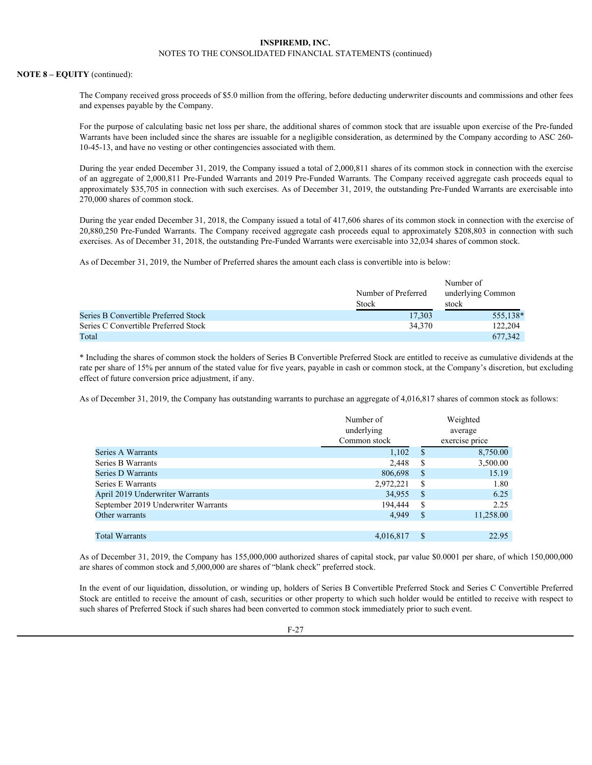**NOTE 8 – EQUITY** (continued):

The Company received gross proceeds of $5.0 million from the offering, before deducting underwriter discounts and commissions and other fees and expenses payable by the Company.

For the purpose of calculating basic net loss per share, the additional shares of common stock that are issuable upon exercise of the Pre-funded Warrants have been included since the shares are issuable for a negligible consideration, as determined by the Company according to ASC 260-10-45-13, and have no vesting or other contingencies associated with them.

During the year ended December 31, 2019, the Company issued a total of 2,000,811 shares of its common stock in connection with the exercise of an aggregate of 2,000,811 Pre-Funded Warrants and 2019 Pre-Funded Warrants. The Company received aggregate cash proceeds equal to approximately $35,705 in connection with such exercises. As of December 31, 2019, the outstanding Pre-Funded Warrants are exercisable into 270,000 shares of common stock.

During the year ended December 31, 2018, the Company issued a total of 417,606 shares of its common stock in connection with the exercise of 20,880,250 Pre-Funded Warrants. The Company received aggregate cash proceeds equal to approximately $208,803 in connection with such exercises. As of December 31, 2018, the outstanding Pre-Funded Warrants were exercisable into 32,034 shares of common stock.

As of December 31, 2019, the Number of Preferred shares the amount each class is convertible into is below:

| | Number of Preferred Stock | Number of underlying Common stock |
|---|---|---|
| Series B Convertible Preferred Stock | 17,303 | 555,138* |
| Series C Convertible Preferred Stock | 34,370 | 122,204 |
| Total | | 677,342 |

* Including the shares of common stock the holders of Series B Convertible Preferred Stock are entitled to receive as cumulative dividends at the rate per share of 15% per annum of the stated value for five years, payable in cash or common stock, at the Company's discretion, but excluding effect of future conversion price adjustment, if any.

As of December 31, 2019, the Company has outstanding warrants to purchase an aggregate of 4,016,817 shares of common stock as follows:

| | Number of underlying Common stock | Weighted average exercise price |
|---|---|---|
| Series A Warrants | 1,102 | $ 8,750.00 |
| Series B Warrants | 2,448 | $ 3,500.00 |
| Series D Warrants | 806,698 | $ 15.19 |
| Series E Warrants | 2,972,221 | $ 1.80 |
| April 2019 Underwriter Warrants | 34,955 | $ 6.25 |
| September 2019 Underwriter Warrants | 194,444 | $ 2.25 |
| Other warrants | 4,949 | $ 11,258.00 |
| Total Warrants | 4,016,817 | $ 22.95 |

As of December 31, 2019, the Company has 155,000,000 authorized shares of capital stock, par value $0.0001 per share, of which 150,000,000 are shares of common stock and 5,000,000 are shares of "blank check" preferred stock.

In the event of our liquidation, dissolution, or winding up, holders of Series B Convertible Preferred Stock and Series C Convertible Preferred Stock are entitled to receive the amount of cash, securities or other property to which such holder would be entitled to receive with respect to such shares of Preferred Stock if such shares had been converted to common stock immediately prior to such event.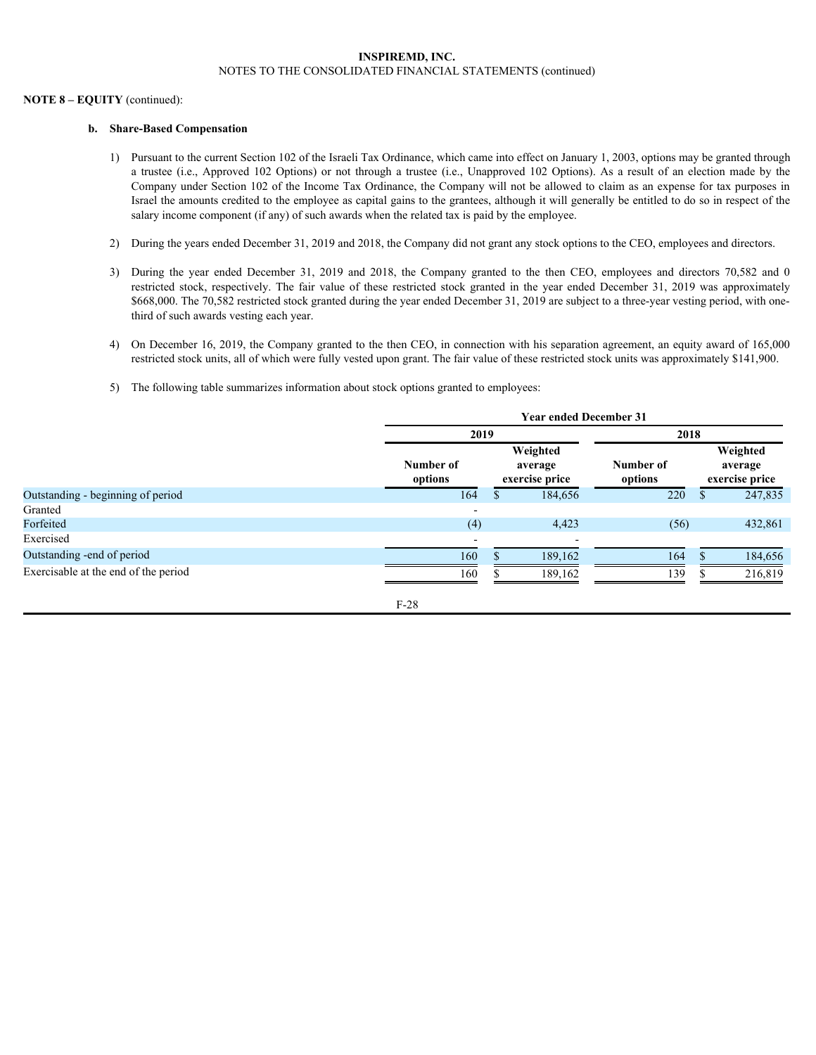**INSPIREMD, INC.**
NOTES TO THE CONSOLIDATED FINANCIAL STATEMENTS (continued)

**NOTE 8 – EQUITY** (continued):

**b. Share-Based Compensation**

1) Pursuant to the current Section 102 of the Israeli Tax Ordinance, which came into effect on January 1, 2003, options may be granted through a trustee (i.e., Approved 102 Options) or not through a trustee (i.e., Unapproved 102 Options). As a result of an election made by the Company under Section 102 of the Income Tax Ordinance, the Company will not be allowed to claim as an expense for tax purposes in Israel the amounts credited to the employee as capital gains to the grantees, although it will generally be entitled to do so in respect of the salary income component (if any) of such awards when the related tax is paid by the employee.

2) During the years ended December 31, 2019 and 2018, the Company did not grant any stock options to the CEO, employees and directors.

3) During the year ended December 31, 2019 and 2018, the Company granted to the then CEO, employees and directors 70,582 and 0 restricted stock, respectively. The fair value of these restricted stock granted in the year ended December 31, 2019 was approximately $668,000. The 70,582 restricted stock granted during the year ended December 31, 2019 are subject to a three-year vesting period, with one-third of such awards vesting each year.

4) On December 16, 2019, the Company granted to the then CEO, in connection with his separation agreement, an equity award of 165,000 restricted stock units, all of which were fully vested upon grant. The fair value of these restricted stock units was approximately $141,900.

5) The following table summarizes information about stock options granted to employees:

| | Year ended December 31 | | | |
|---|---|---|---|---|
| | 2019 | | 2018 | |
| | Number of options | Weighted average exercise price | Number of options | Weighted average exercise price |
| Outstanding - beginning of period | 164 | $ 184,656 | 220 | $ 247,835 |
| Granted | - | | | |
| Forfeited | (4) | 4,423 | (56) | 432,861 |
| Exercised | - | - | | |
| Outstanding -end of period | 160 | $ 189,162 | 164 | $ 184,656 |
| Exercisable at the end of the period | 160 | $ 189,162 | 139 | $ 216,819 |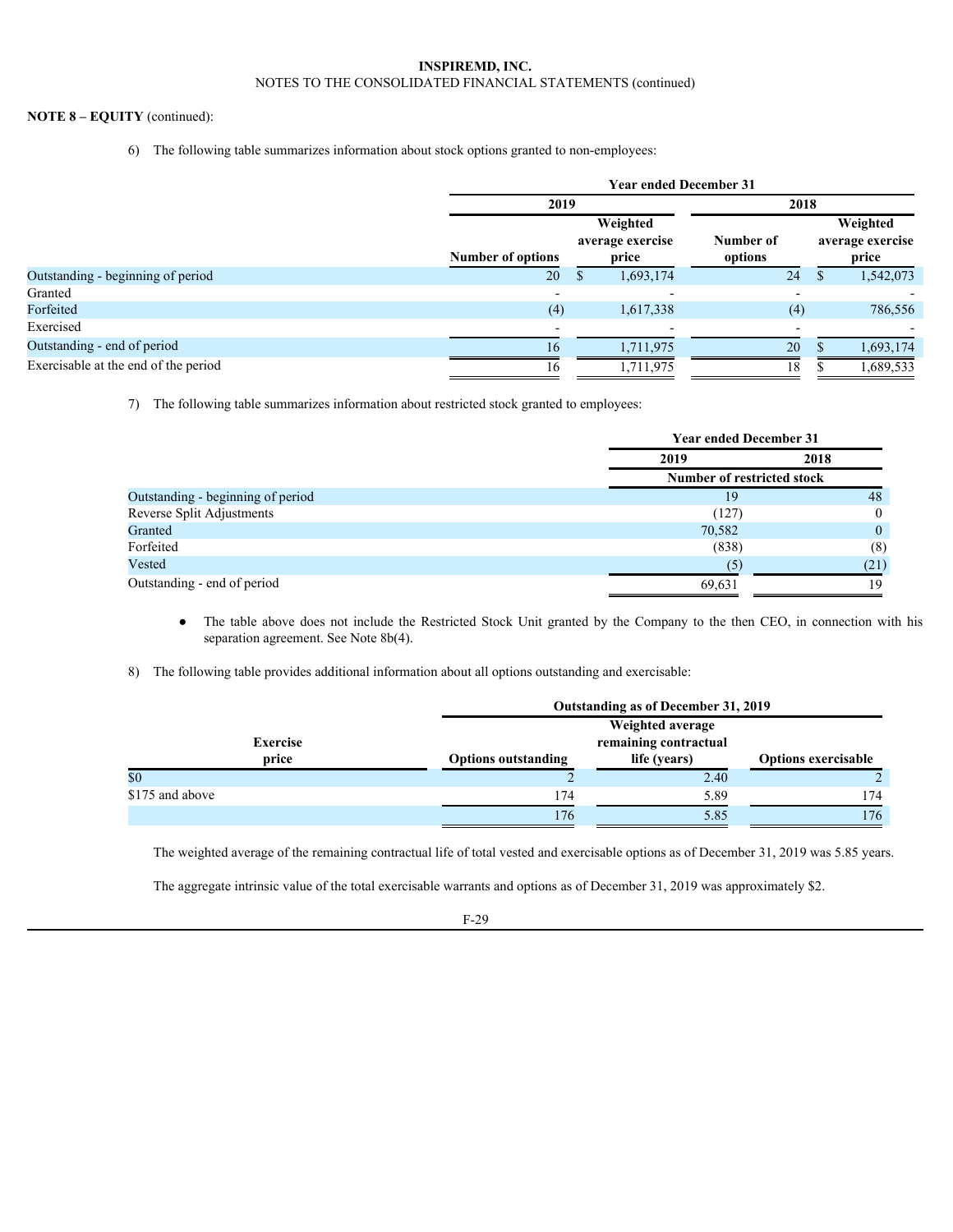**INSPIREMD, INC.**
NOTES TO THE CONSOLIDATED FINANCIAL STATEMENTS (continued)

**NOTE 8 – EQUITY** (continued):

6) The following table summarizes information about stock options granted to non-employees:

| | Year ended December 31 | | | |
|---|---|---|---|---|
| | 2019 | | 2018 | |
| | Number of options | Weighted average exercise price | Number of options | Weighted average exercise price |
| Outstanding - beginning of period | 20 | $ 1,693,174 | 24 | $ 1,542,073 |
| Granted | - | - | - | - |
| Forfeited | (4) | 1,617,338 | (4) | 786,556 |
| Exercised | - | - | - | - |
| Outstanding - end of period | 16 | 1,711,975 | 20 | $ 1,693,174 |
| Exercisable at the end of the period | 16 | 1,711,975 | 18 | $ 1,689,533 |

7) The following table summarizes information about restricted stock granted to employees:

| | Year ended December 31 | |
|---|---|---|
| | 2019 | 2018 |
| | Number of restricted stock | |
| Outstanding - beginning of period | 19 | 48 |
| Reverse Split Adjustments | (127) | 0 |
| Granted | 70,582 | 0 |
| Forfeited | (838) | (8) |
| Vested | (5) | (21) |
| Outstanding - end of period | 69,631 | 19 |

- The table above does not include the Restricted Stock Unit granted by the Company to the then CEO, in connection with his separation agreement. See Note 8b(4).

8) The following table provides additional information about all options outstanding and exercisable:

| | Outstanding as of December 31, 2019 | | |
|---|---|---|---|
| Exercise price | Options outstanding | Weighted average remaining contractual life (years) | Options exercisable |
| $0 | 2 | 2.40 | 2 |
| $175 and above | 174 | 5.89 | 174 |
| | 176 | 5.85 | 176 |

The weighted average of the remaining contractual life of total vested and exercisable options as of December 31, 2019 was 5.85 years.

The aggregate intrinsic value of the total exercisable warrants and options as of December 31, 2019 was approximately $2.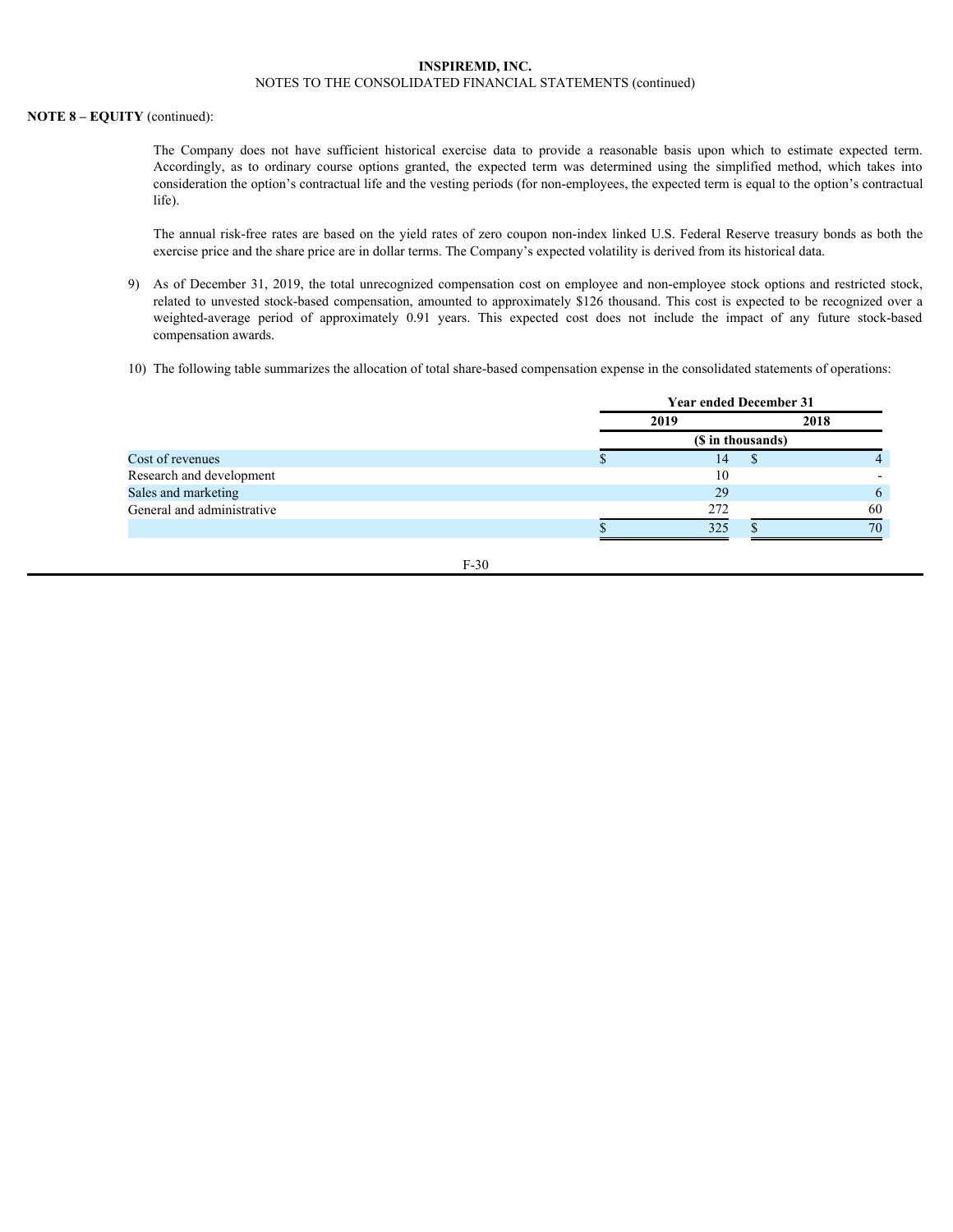**NOTE 8 – EQUITY** (continued):

The Company does not have sufficient historical exercise data to provide a reasonable basis upon which to estimate expected term. Accordingly, as to ordinary course options granted, the expected term was determined using the simplified method, which takes into consideration the option's contractual life and the vesting periods (for non-employees, the expected term is equal to the option's contractual life).

The annual risk-free rates are based on the yield rates of zero coupon non-index linked U.S. Federal Reserve treasury bonds as both the exercise price and the share price are in dollar terms. The Company's expected volatility is derived from its historical data.

9) As of December 31, 2019, the total unrecognized compensation cost on employee and non-employee stock options and restricted stock, related to unvested stock-based compensation, amounted to approximately $126 thousand. This cost is expected to be recognized over a weighted-average period of approximately 0.91 years. This expected cost does not include the impact of any future stock-based compensation awards.

10) The following table summarizes the allocation of total share-based compensation expense in the consolidated statements of operations:

| | Year ended December 31 | |
|---|---|---|
| | 2019 | 2018 |
| | ($ in thousands) | |
| Cost of revenues | $ 14 | $ 4 |
| Research and development | 10 | - |
| Sales and marketing | 29 | 6 |
| General and administrative | 272 | 60 |
| | $ 325 | $ 70 |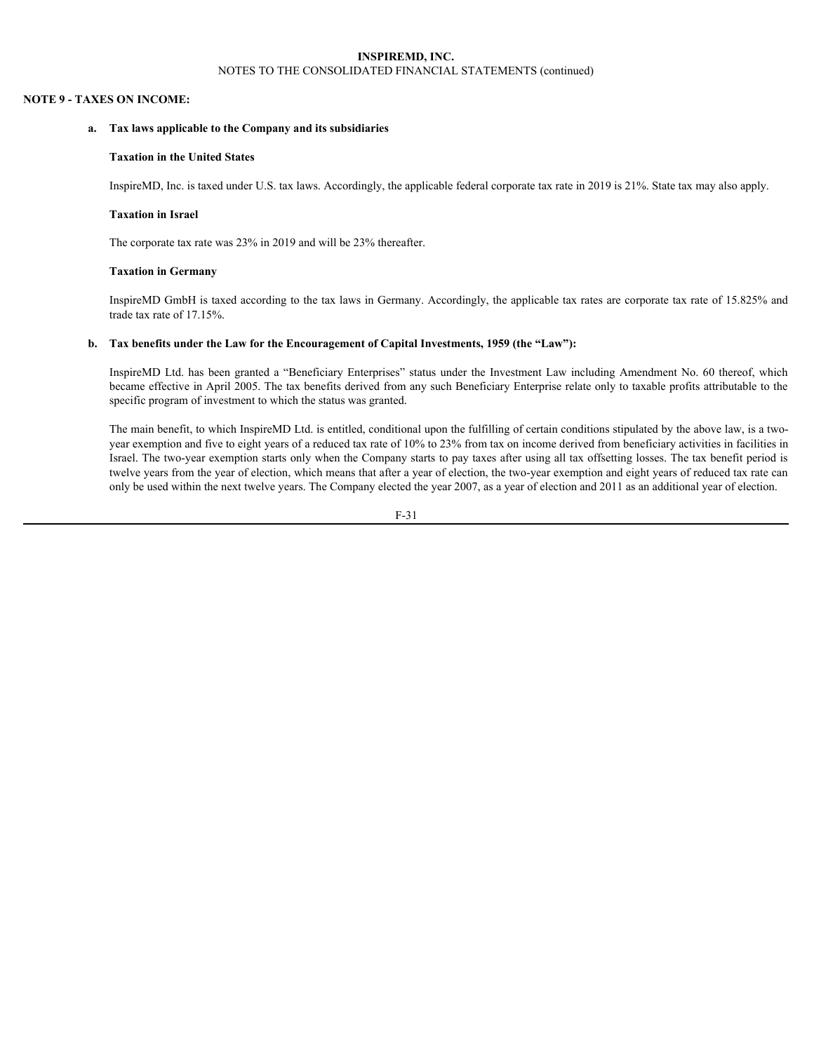## NOTE 9 - TAXES ON INCOME:

### a. Tax laws applicable to the Company and its subsidiaries

**Taxation in the United States**

InspireMD, Inc. is taxed under U.S. tax laws. Accordingly, the applicable federal corporate tax rate in 2019 is 21%. State tax may also apply.

**Taxation in Israel**

The corporate tax rate was 23% in 2019 and will be 23% thereafter.

**Taxation in Germany**

InspireMD GmbH is taxed according to the tax laws in Germany. Accordingly, the applicable tax rates are corporate tax rate of 15.825% and trade tax rate of 17.15%.

### b. Tax benefits under the Law for the Encouragement of Capital Investments, 1959 (the "Law"):

InspireMD Ltd. has been granted a "Beneficiary Enterprises" status under the Investment Law including Amendment No. 60 thereof, which became effective in April 2005. The tax benefits derived from any such Beneficiary Enterprise relate only to taxable profits attributable to the specific program of investment to which the status was granted.

The main benefit, to which InspireMD Ltd. is entitled, conditional upon the fulfilling of certain conditions stipulated by the above law, is a two-year exemption and five to eight years of a reduced tax rate of 10% to 23% from tax on income derived from beneficiary activities in facilities in Israel. The two-year exemption starts only when the Company starts to pay taxes after using all tax offsetting losses. The tax benefit period is twelve years from the year of election, which means that after a year of election, the two-year exemption and eight years of reduced tax rate can only be used within the next twelve years. The Company elected the year 2007, as a year of election and 2011 as an additional year of election.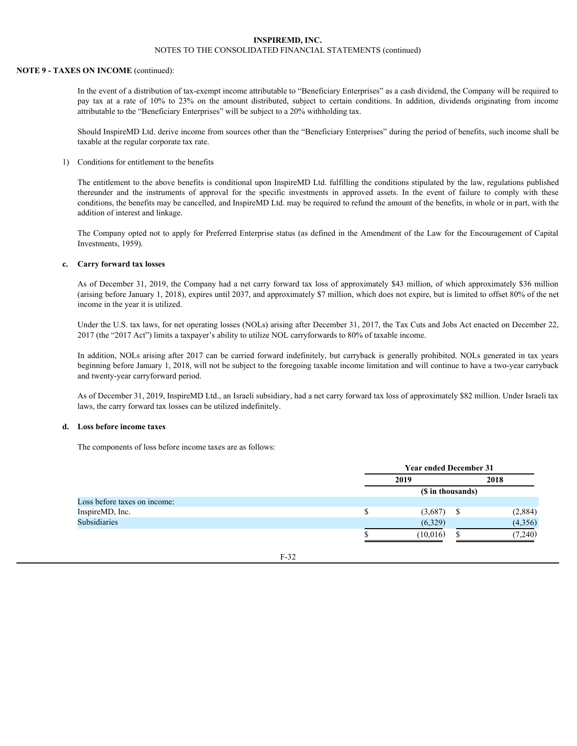**NOTE 9 - TAXES ON INCOME** (continued):

In the event of a distribution of tax-exempt income attributable to "Beneficiary Enterprises" as a cash dividend, the Company will be required to pay tax at a rate of 10% to 23% on the amount distributed, subject to certain conditions. In addition, dividends originating from income attributable to the "Beneficiary Enterprises" will be subject to a 20% withholding tax.

Should InspireMD Ltd. derive income from sources other than the "Beneficiary Enterprises" during the period of benefits, such income shall be taxable at the regular corporate tax rate.

1) Conditions for entitlement to the benefits

The entitlement to the above benefits is conditional upon InspireMD Ltd. fulfilling the conditions stipulated by the law, regulations published thereunder and the instruments of approval for the specific investments in approved assets. In the event of failure to comply with these conditions, the benefits may be cancelled, and InspireMD Ltd. may be required to refund the amount of the benefits, in whole or in part, with the addition of interest and linkage.

The Company opted not to apply for Preferred Enterprise status (as defined in the Amendment of the Law for the Encouragement of Capital Investments, 1959).

**c. Carry forward tax losses**

As of December 31, 2019, the Company had a net carry forward tax loss of approximately $43 million, of which approximately $36 million (arising before January 1, 2018), expires until 2037, and approximately $7 million, which does not expire, but is limited to offset 80% of the net income in the year it is utilized.

Under the U.S. tax laws, for net operating losses (NOLs) arising after December 31, 2017, the Tax Cuts and Jobs Act enacted on December 22, 2017 (the "2017 Act") limits a taxpayer's ability to utilize NOL carryforwards to 80% of taxable income.

In addition, NOLs arising after 2017 can be carried forward indefinitely, but carryback is generally prohibited. NOLs generated in tax years beginning before January 1, 2018, will not be subject to the foregoing taxable income limitation and will continue to have a two-year carryback and twenty-year carryforward period.

As of December 31, 2019, InspireMD Ltd., an Israeli subsidiary, had a net carry forward tax loss of approximately $82 million. Under Israeli tax laws, the carry forward tax losses can be utilized indefinitely.

**d. Loss before income taxes**

The components of loss before income taxes are as follows:

| | Year ended December 31 | |
|---|---|---|
| | 2019 | 2018 |
| | ($ in thousands) | |
| Loss before taxes on income: | | |
| InspireMD, Inc. | $ (3,687) | $ (2,884) |
| Subsidiaries | (6,329) | (4,356) |
| | $ (10,016) | $ (7,240) |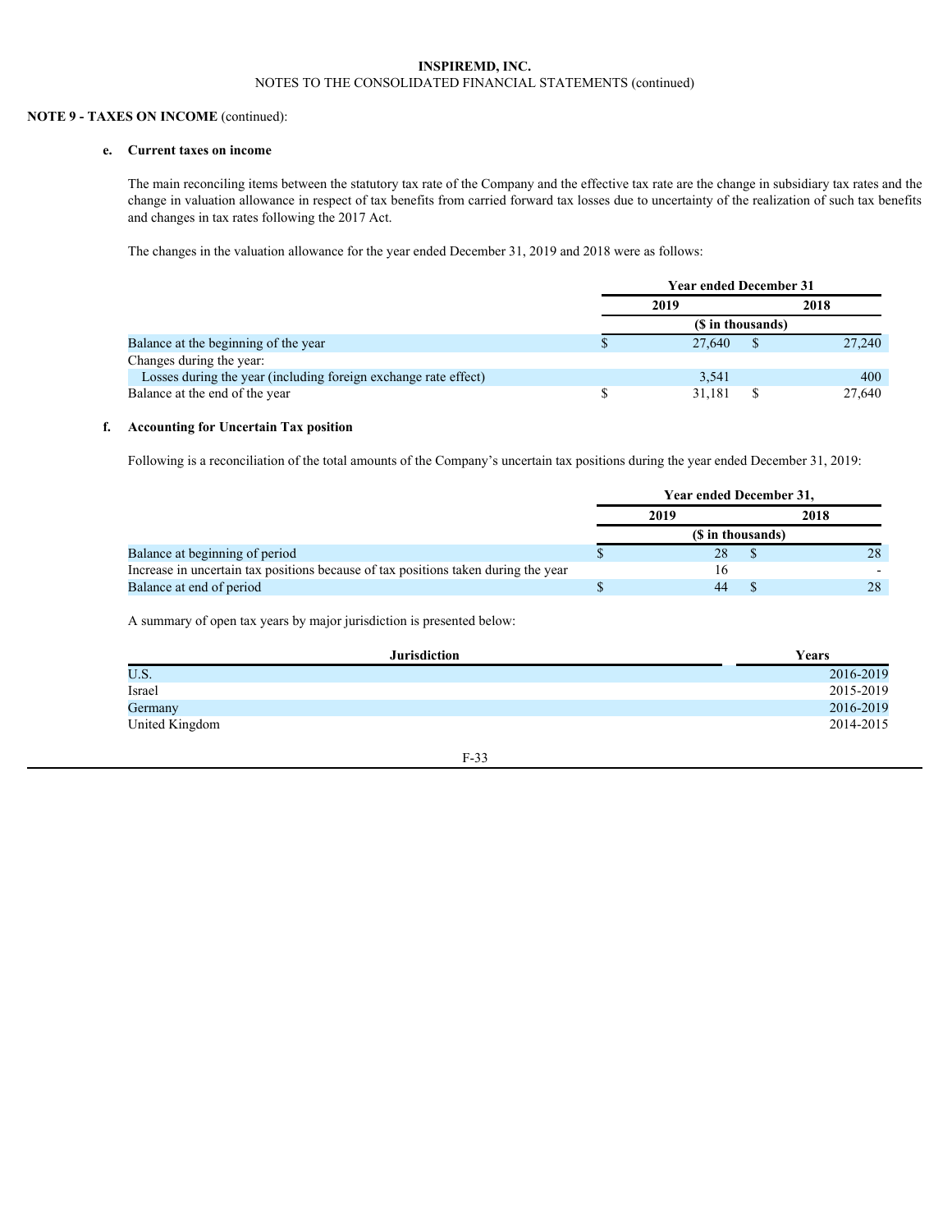**INSPIREMD, INC.**
NOTES TO THE CONSOLIDATED FINANCIAL STATEMENTS (continued)

**NOTE 9 - TAXES ON INCOME** (continued):

**e. Current taxes on income**

The main reconciling items between the statutory tax rate of the Company and the effective tax rate are the change in subsidiary tax rates and the change in valuation allowance in respect of tax benefits from carried forward tax losses due to uncertainty of the realization of such tax benefits and changes in tax rates following the 2017 Act.

The changes in the valuation allowance for the year ended December 31, 2019 and 2018 were as follows:

| | Year ended December 31 | |
|---|---|---|
| | 2019 | 2018 |
| | ($ in thousands) | |
| Balance at the beginning of the year | $ 27,640 | $ 27,240 |
| Changes during the year: | | |
| Losses during the year (including foreign exchange rate effect) | 3,541 | 400 |
| Balance at the end of the year | $ 31,181 | $ 27,640 |

**f. Accounting for Uncertain Tax position**

Following is a reconciliation of the total amounts of the Company's uncertain tax positions during the year ended December 31, 2019:

| | Year ended December 31, | |
|---|---|---|
| | 2019 | 2018 |
| | ($ in thousands) | |
| Balance at beginning of period | $ 28 | $ 28 |
| Increase in uncertain tax positions because of tax positions taken during the year | 16 | - |
| Balance at end of period | $ 44 | $ 28 |

A summary of open tax years by major jurisdiction is presented below:

| Jurisdiction | Years |
|---|---|
| U.S. | 2016-2019 |
| Israel | 2015-2019 |
| Germany | 2016-2019 |
| United Kingdom | 2014-2015 |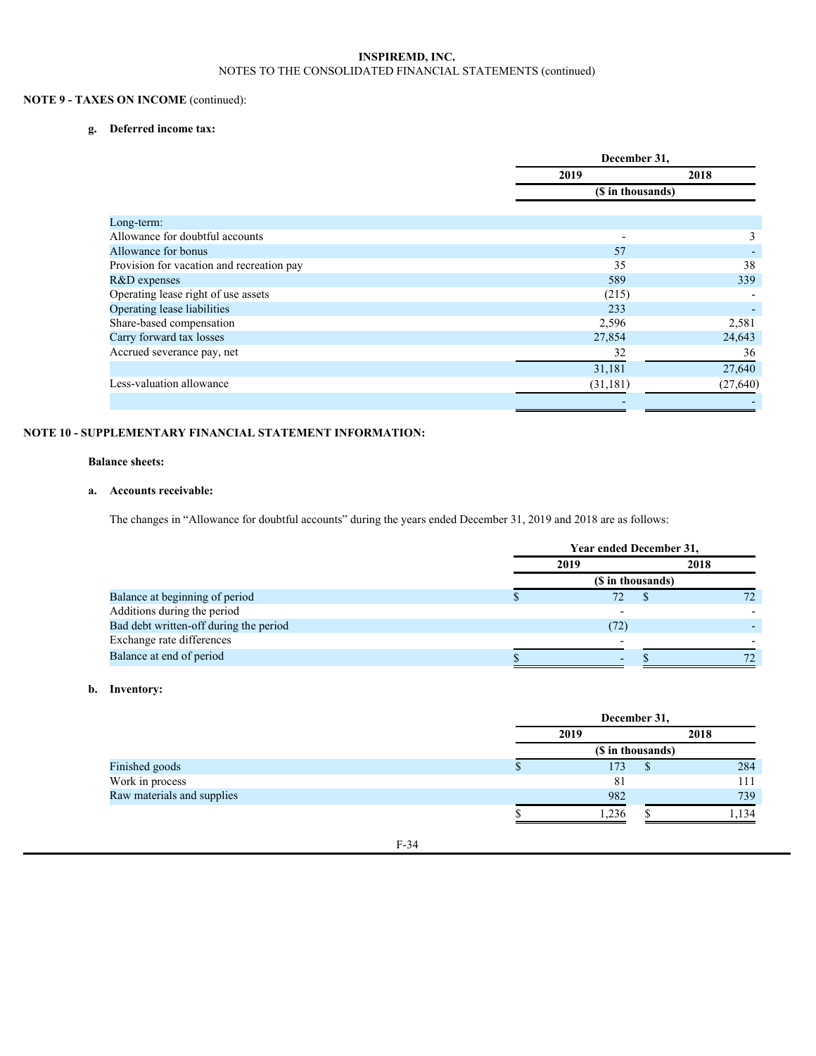**INSPIREMD, INC.**
NOTES TO THE CONSOLIDATED FINANCIAL STATEMENTS (continued)

**NOTE 9 - TAXES ON INCOME** (continued):

**g. Deferred income tax:**

| | December 31, | |
|---|---|---|
| | 2019 | 2018 |
| | ($ in thousands) | |
| Long-term: | | |
| Allowance for doubtful accounts | - | 3 |
| Allowance for bonus | 57 | - |
| Provision for vacation and recreation pay | 35 | 38 |
| R&D expenses | 589 | 339 |
| Operating lease right of use assets | (215) | - |
| Operating lease liabilities | 233 | - |
| Share-based compensation | 2,596 | 2,581 |
| Carry forward tax losses | 27,854 | 24,643 |
| Accrued severance pay, net | 32 | 36 |
| | 31,181 | 27,640 |
| Less-valuation allowance | (31,181) | (27,640) |
| | - | - |

**NOTE 10 - SUPPLEMENTARY FINANCIAL STATEMENT INFORMATION:**

**Balance sheets:**

**a. Accounts receivable:**

The changes in "Allowance for doubtful accounts" during the years ended December 31, 2019 and 2018 are as follows:

| | Year ended December 31, | |
|---|---|---|
| | 2019 | 2018 |
| | ($ in thousands) | |
| Balance at beginning of period | $ 72 | $ 72 |
| Additions during the period | - | - |
| Bad debt written-off during the period | (72) | - |
| Exchange rate differences | - | - |
| Balance at end of period | $ - | $ 72 |

**b. Inventory:**

| | December 31, | |
|---|---|---|
| | 2019 | 2018 |
| | ($ in thousands) | |
| Finished goods | $ 173 | $ 284 |
| Work in process | 81 | 111 |
| Raw materials and supplies | 982 | 739 |
| | $ 1,236 | $ 1,134 |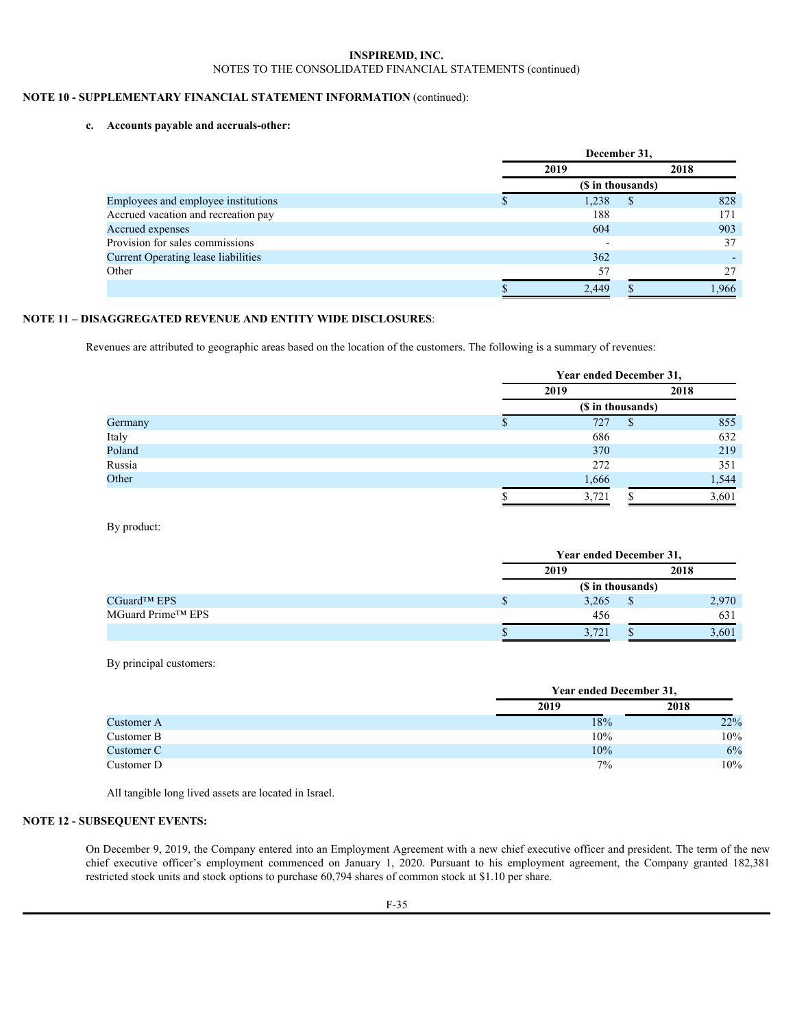**INSPIREMD, INC.**
NOTES TO THE CONSOLIDATED FINANCIAL STATEMENTS (continued)

**NOTE 10 - SUPPLEMENTARY FINANCIAL STATEMENT INFORMATION** (continued):

**c. Accounts payable and accruals-other:**

| | December 31, | |
|---|---|---|
| | 2019 | 2018 |
| | ($ in thousands) | |
| Employees and employee institutions | $ 1,238 | $ 828 |
| Accrued vacation and recreation pay | 188 | 171 |
| Accrued expenses | 604 | 903 |
| Provision for sales commissions | - | 37 |
| Current Operating lease liabilities | 362 | - |
| Other | 57 | 27 |
| | $ 2,449 | $ 1,966 |

**NOTE 11 – DISAGGREGATED REVENUE AND ENTITY WIDE DISCLOSURES**:

Revenues are attributed to geographic areas based on the location of the customers. The following is a summary of revenues:

| | Year ended December 31, | |
|---|---|---|
| | 2019 | 2018 |
| | ($ in thousands) | |
| Germany | $ 727 | $ 855 |
| Italy | 686 | 632 |
| Poland | 370 | 219 |
| Russia | 272 | 351 |
| Other | 1,666 | 1,544 |
| | $ 3,721 | $ 3,601 |

By product:

| | Year ended December 31, | |
|---|---|---|
| | 2019 | 2018 |
| | ($ in thousands) | |
| CGuard™ EPS | $ 3,265 | $ 2,970 |
| MGuard Prime™ EPS | 456 | 631 |
| | $ 3,721 | $ 3,601 |

By principal customers:

| | Year ended December 31, | |
|---|---|---|
| | 2019 | 2018 |
| Customer A | 18% | 22% |
| Customer B | 10% | 10% |
| Customer C | 10% | 6% |
| Customer D | 7% | 10% |

All tangible long lived assets are located in Israel.

**NOTE 12 - SUBSEQUENT EVENTS:**

On December 9, 2019, the Company entered into an Employment Agreement with a new chief executive officer and president. The term of the new chief executive officer's employment commenced on January 1, 2020. Pursuant to his employment agreement, the Company granted 182,381 restricted stock units and stock options to purchase 60,794 shares of common stock at $1.10 per share.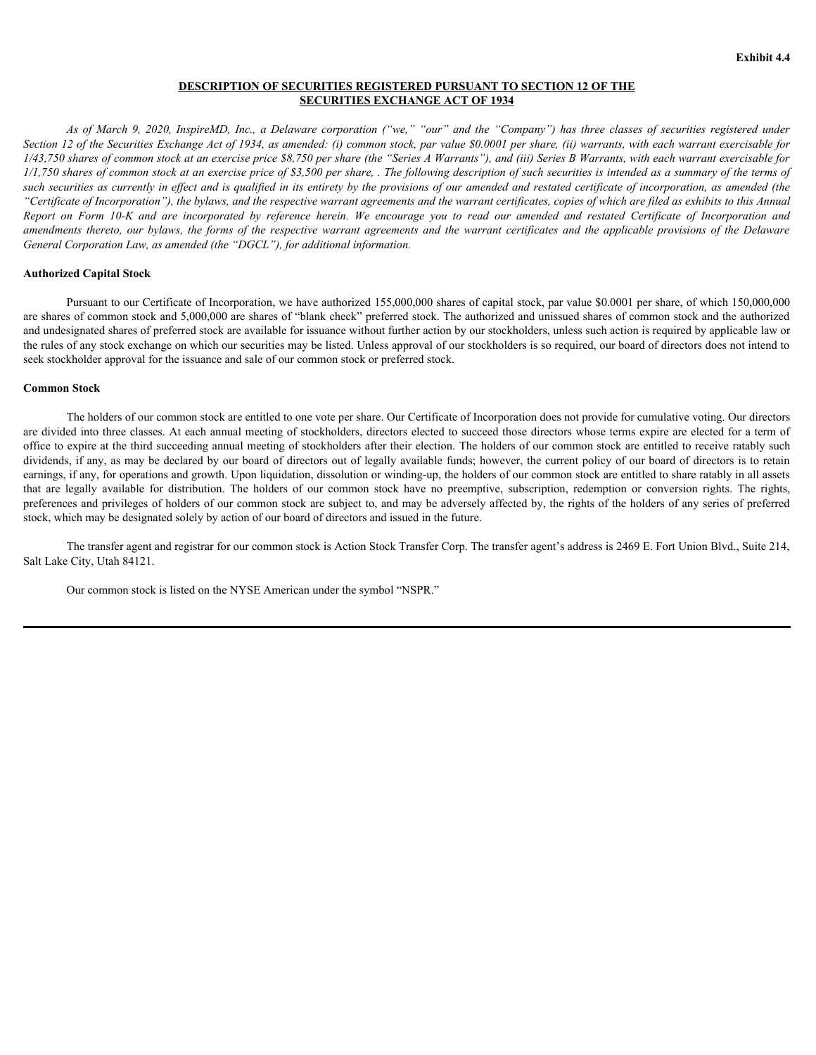**Exhibit 4.4**

# DESCRIPTION OF SECURITIES REGISTERED PURSUANT TO SECTION 12 OF THE SECURITIES EXCHANGE ACT OF 1934

*As of March 9, 2020, InspireMD, Inc., a Delaware corporation ("we," "our" and the "Company") has three classes of securities registered under Section 12 of the Securities Exchange Act of 1934, as amended: (i) common stock, par value $0.0001 per share, (ii) warrants, with each warrant exercisable for 1/43,750 shares of common stock at an exercise price $8,750 per share (the "Series A Warrants"), and (iii) Series B Warrants, with each warrant exercisable for 1/1,750 shares of common stock at an exercise price of $3,500 per share, . The following description of such securities is intended as a summary of the terms of such securities as currently in effect and is qualified in its entirety by the provisions of our amended and restated certificate of incorporation, as amended (the "Certificate of Incorporation"), the bylaws, and the respective warrant agreements and the warrant certificates, copies of which are filed as exhibits to this Annual Report on Form 10-K and are incorporated by reference herein. We encourage you to read our amended and restated Certificate of Incorporation and amendments thereto, our bylaws, the forms of the respective warrant agreements and the warrant certificates and the applicable provisions of the Delaware General Corporation Law, as amended (the "DGCL"), for additional information.*

**Authorized Capital Stock**

Pursuant to our Certificate of Incorporation, we have authorized 155,000,000 shares of capital stock, par value $0.0001 per share, of which 150,000,000 are shares of common stock and 5,000,000 are shares of "blank check" preferred stock. The authorized and unissued shares of common stock and the authorized and undesignated shares of preferred stock are available for issuance without further action by our stockholders, unless such action is required by applicable law or the rules of any stock exchange on which our securities may be listed. Unless approval of our stockholders is so required, our board of directors does not intend to seek stockholder approval for the issuance and sale of our common stock or preferred stock.

**Common Stock**

The holders of our common stock are entitled to one vote per share. Our Certificate of Incorporation does not provide for cumulative voting. Our directors are divided into three classes. At each annual meeting of stockholders, directors elected to succeed those directors whose terms expire are elected for a term of office to expire at the third succeeding annual meeting of stockholders after their election. The holders of our common stock are entitled to receive ratably such dividends, if any, as may be declared by our board of directors out of legally available funds; however, the current policy of our board of directors is to retain earnings, if any, for operations and growth. Upon liquidation, dissolution or winding-up, the holders of our common stock are entitled to share ratably in all assets that are legally available for distribution. The holders of our common stock have no preemptive, subscription, redemption or conversion rights. The rights, preferences and privileges of holders of our common stock are subject to, and may be adversely affected by, the rights of the holders of any series of preferred stock, which may be designated solely by action of our board of directors and issued in the future.

The transfer agent and registrar for our common stock is Action Stock Transfer Corp. The transfer agent's address is 2469 E. Fort Union Blvd., Suite 214, Salt Lake City, Utah 84121.

Our common stock is listed on the NYSE American under the symbol "NSPR."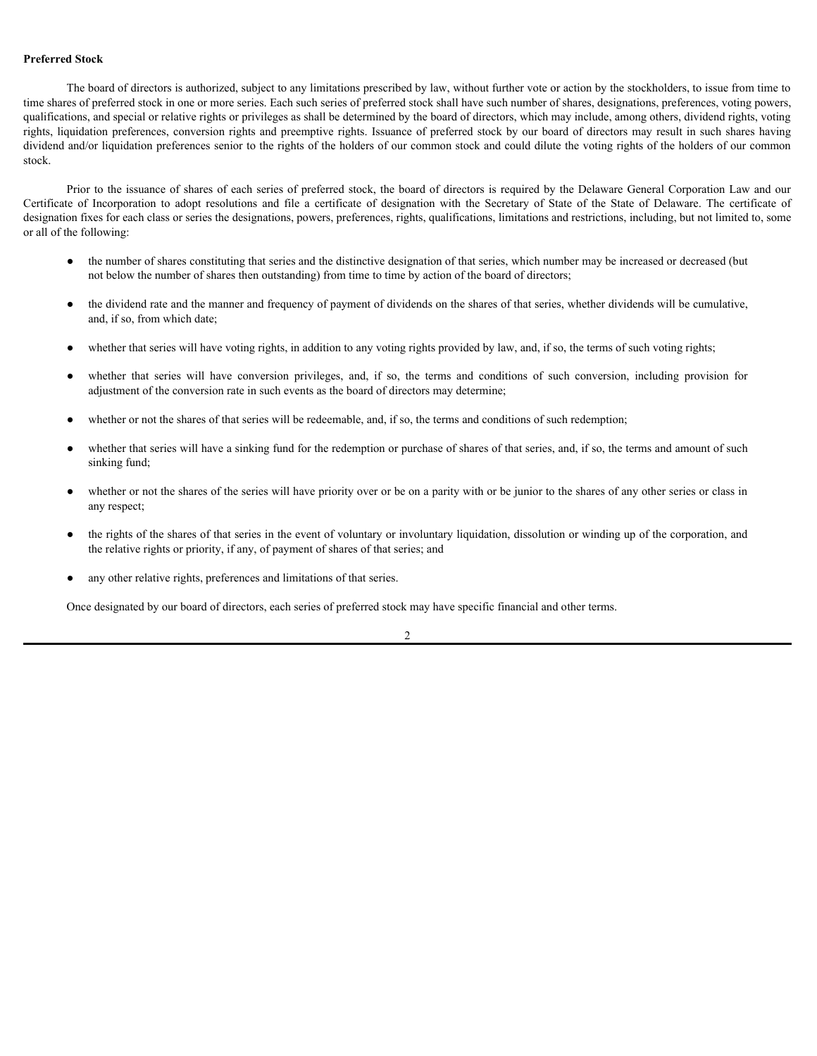**Preferred Stock**

The board of directors is authorized, subject to any limitations prescribed by law, without further vote or action by the stockholders, to issue from time to time shares of preferred stock in one or more series. Each such series of preferred stock shall have such number of shares, designations, preferences, voting powers, qualifications, and special or relative rights or privileges as shall be determined by the board of directors, which may include, among others, dividend rights, voting rights, liquidation preferences, conversion rights and preemptive rights. Issuance of preferred stock by our board of directors may result in such shares having dividend and/or liquidation preferences senior to the rights of the holders of our common stock and could dilute the voting rights of the holders of our common stock.

Prior to the issuance of shares of each series of preferred stock, the board of directors is required by the Delaware General Corporation Law and our Certificate of Incorporation to adopt resolutions and file a certificate of designation with the Secretary of State of the State of Delaware. The certificate of designation fixes for each class or series the designations, powers, preferences, rights, qualifications, limitations and restrictions, including, but not limited to, some or all of the following:

- the number of shares constituting that series and the distinctive designation of that series, which number may be increased or decreased (but not below the number of shares then outstanding) from time to time by action of the board of directors;
- the dividend rate and the manner and frequency of payment of dividends on the shares of that series, whether dividends will be cumulative, and, if so, from which date;
- whether that series will have voting rights, in addition to any voting rights provided by law, and, if so, the terms of such voting rights;
- whether that series will have conversion privileges, and, if so, the terms and conditions of such conversion, including provision for adjustment of the conversion rate in such events as the board of directors may determine;
- whether or not the shares of that series will be redeemable, and, if so, the terms and conditions of such redemption;
- whether that series will have a sinking fund for the redemption or purchase of shares of that series, and, if so, the terms and amount of such sinking fund;
- whether or not the shares of the series will have priority over or be on a parity with or be junior to the shares of any other series or class in any respect;
- the rights of the shares of that series in the event of voluntary or involuntary liquidation, dissolution or winding up of the corporation, and the relative rights or priority, if any, of payment of shares of that series; and
- any other relative rights, preferences and limitations of that series.

Once designated by our board of directors, each series of preferred stock may have specific financial and other terms.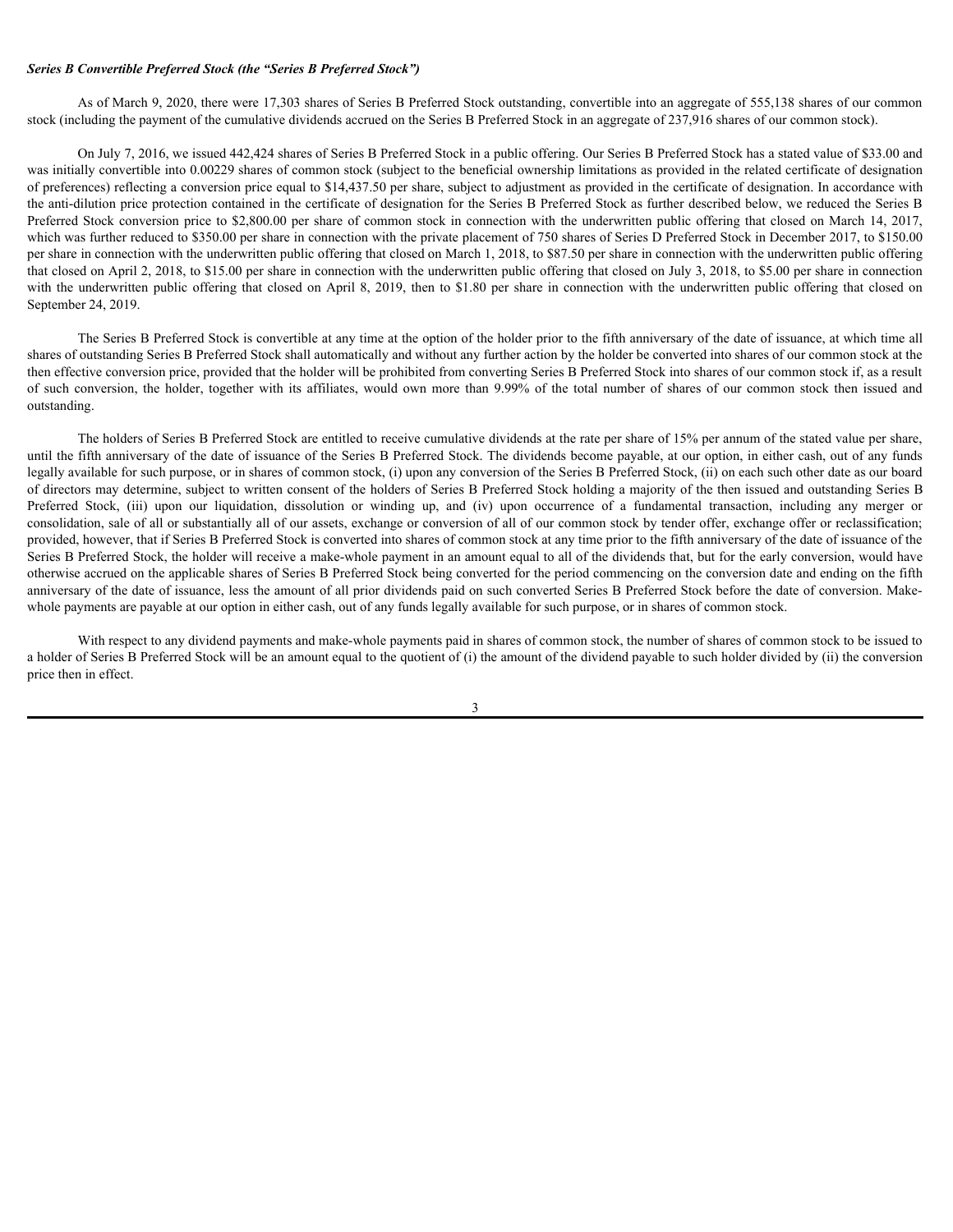***Series B Convertible Preferred Stock (the "Series B Preferred Stock")***

As of March 9, 2020, there were 17,303 shares of Series B Preferred Stock outstanding, convertible into an aggregate of 555,138 shares of our common stock (including the payment of the cumulative dividends accrued on the Series B Preferred Stock in an aggregate of 237,916 shares of our common stock).

On July 7, 2016, we issued 442,424 shares of Series B Preferred Stock in a public offering. Our Series B Preferred Stock has a stated value of $33.00 and was initially convertible into 0.00229 shares of common stock (subject to the beneficial ownership limitations as provided in the related certificate of designation of preferences) reflecting a conversion price equal to $14,437.50 per share, subject to adjustment as provided in the certificate of designation. In accordance with the anti-dilution price protection contained in the certificate of designation for the Series B Preferred Stock as further described below, we reduced the Series B Preferred Stock conversion price to $2,800.00 per share of common stock in connection with the underwritten public offering that closed on March 14, 2017, which was further reduced to $350.00 per share in connection with the private placement of 750 shares of Series D Preferred Stock in December 2017, to $150.00 per share in connection with the underwritten public offering that closed on March 1, 2018, to $87.50 per share in connection with the underwritten public offering that closed on April 2, 2018, to $15.00 per share in connection with the underwritten public offering that closed on July 3, 2018, to $5.00 per share in connection with the underwritten public offering that closed on April 8, 2019, then to $1.80 per share in connection with the underwritten public offering that closed on September 24, 2019.

The Series B Preferred Stock is convertible at any time at the option of the holder prior to the fifth anniversary of the date of issuance, at which time all shares of outstanding Series B Preferred Stock shall automatically and without any further action by the holder be converted into shares of our common stock at the then effective conversion price, provided that the holder will be prohibited from converting Series B Preferred Stock into shares of our common stock if, as a result of such conversion, the holder, together with its affiliates, would own more than 9.99% of the total number of shares of our common stock then issued and outstanding.

The holders of Series B Preferred Stock are entitled to receive cumulative dividends at the rate per share of 15% per annum of the stated value per share, until the fifth anniversary of the date of issuance of the Series B Preferred Stock. The dividends become payable, at our option, in either cash, out of any funds legally available for such purpose, or in shares of common stock, (i) upon any conversion of the Series B Preferred Stock, (ii) on each such other date as our board of directors may determine, subject to written consent of the holders of Series B Preferred Stock holding a majority of the then issued and outstanding Series B Preferred Stock, (iii) upon our liquidation, dissolution or winding up, and (iv) upon occurrence of a fundamental transaction, including any merger or consolidation, sale of all or substantially all of our assets, exchange or conversion of all of our common stock by tender offer, exchange offer or reclassification; provided, however, that if Series B Preferred Stock is converted into shares of common stock at any time prior to the fifth anniversary of the date of issuance of the Series B Preferred Stock, the holder will receive a make-whole payment in an amount equal to all of the dividends that, but for the early conversion, would have otherwise accrued on the applicable shares of Series B Preferred Stock being converted for the period commencing on the conversion date and ending on the fifth anniversary of the date of issuance, less the amount of all prior dividends paid on such converted Series B Preferred Stock before the date of conversion. Make-whole payments are payable at our option in either cash, out of any funds legally available for such purpose, or in shares of common stock.

With respect to any dividend payments and make-whole payments paid in shares of common stock, the number of shares of common stock to be issued to a holder of Series B Preferred Stock will be an amount equal to the quotient of (i) the amount of the dividend payable to such holder divided by (ii) the conversion price then in effect.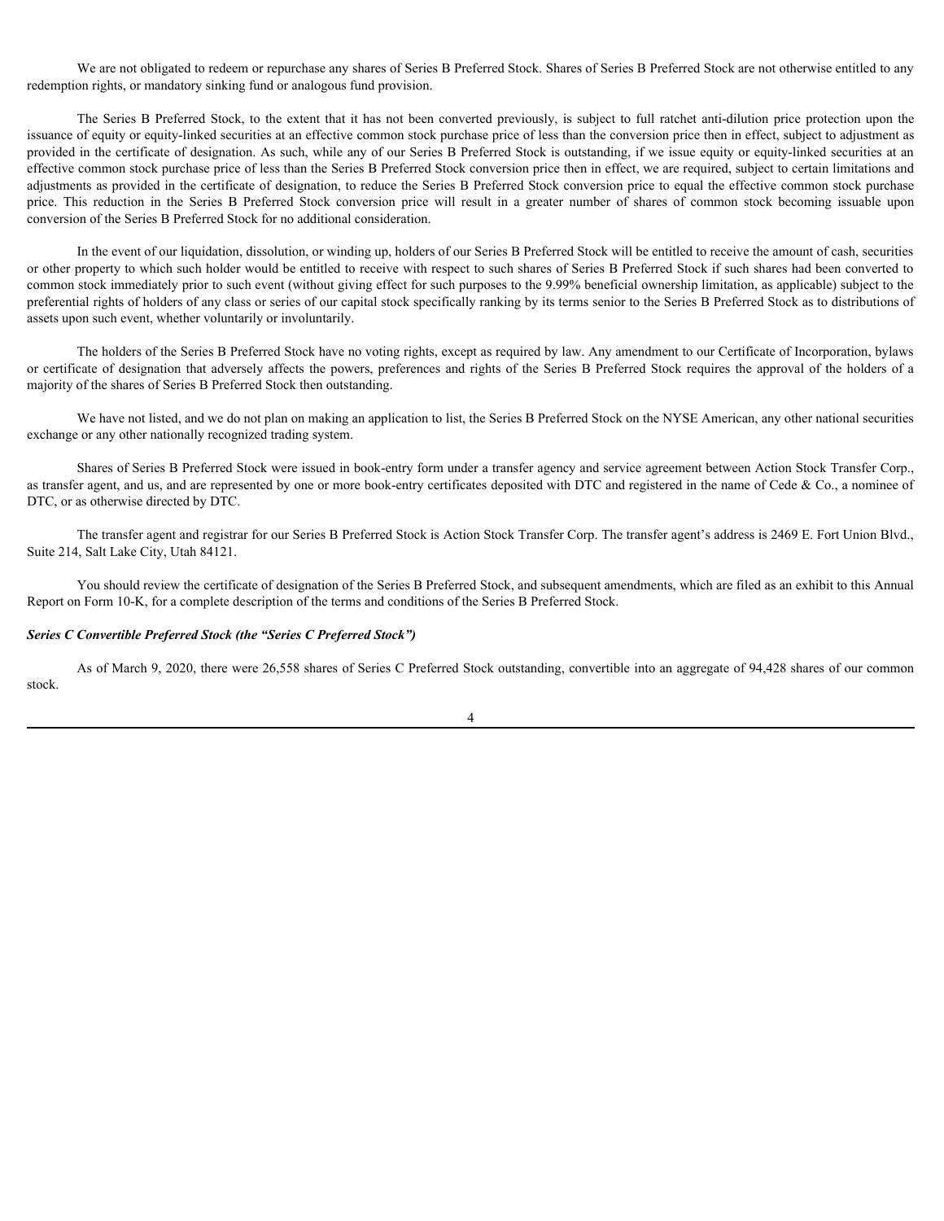We are not obligated to redeem or repurchase any shares of Series B Preferred Stock. Shares of Series B Preferred Stock are not otherwise entitled to any redemption rights, or mandatory sinking fund or analogous fund provision.

The Series B Preferred Stock, to the extent that it has not been converted previously, is subject to full ratchet anti-dilution price protection upon the issuance of equity or equity-linked securities at an effective common stock purchase price of less than the conversion price then in effect, subject to adjustment as provided in the certificate of designation. As such, while any of our Series B Preferred Stock is outstanding, if we issue equity or equity-linked securities at an effective common stock purchase price of less than the Series B Preferred Stock conversion price then in effect, we are required, subject to certain limitations and adjustments as provided in the certificate of designation, to reduce the Series B Preferred Stock conversion price to equal the effective common stock purchase price. This reduction in the Series B Preferred Stock conversion price will result in a greater number of shares of common stock becoming issuable upon conversion of the Series B Preferred Stock for no additional consideration.

In the event of our liquidation, dissolution, or winding up, holders of our Series B Preferred Stock will be entitled to receive the amount of cash, securities or other property to which such holder would be entitled to receive with respect to such shares of Series B Preferred Stock if such shares had been converted to common stock immediately prior to such event (without giving effect for such purposes to the 9.99% beneficial ownership limitation, as applicable) subject to the preferential rights of holders of any class or series of our capital stock specifically ranking by its terms senior to the Series B Preferred Stock as to distributions of assets upon such event, whether voluntarily or involuntarily.

The holders of the Series B Preferred Stock have no voting rights, except as required by law. Any amendment to our Certificate of Incorporation, bylaws or certificate of designation that adversely affects the powers, preferences and rights of the Series B Preferred Stock requires the approval of the holders of a majority of the shares of Series B Preferred Stock then outstanding.

We have not listed, and we do not plan on making an application to list, the Series B Preferred Stock on the NYSE American, any other national securities exchange or any other nationally recognized trading system.

Shares of Series B Preferred Stock were issued in book-entry form under a transfer agency and service agreement between Action Stock Transfer Corp., as transfer agent, and us, and are represented by one or more book-entry certificates deposited with DTC and registered in the name of Cede & Co., a nominee of DTC, or as otherwise directed by DTC.

The transfer agent and registrar for our Series B Preferred Stock is Action Stock Transfer Corp. The transfer agent's address is 2469 E. Fort Union Blvd., Suite 214, Salt Lake City, Utah 84121.

You should review the certificate of designation of the Series B Preferred Stock, and subsequent amendments, which are filed as an exhibit to this Annual Report on Form 10-K, for a complete description of the terms and conditions of the Series B Preferred Stock.

***Series C Convertible Preferred Stock (the "Series C Preferred Stock")***

As of March 9, 2020, there were 26,558 shares of Series C Preferred Stock outstanding, convertible into an aggregate of 94,428 shares of our common stock.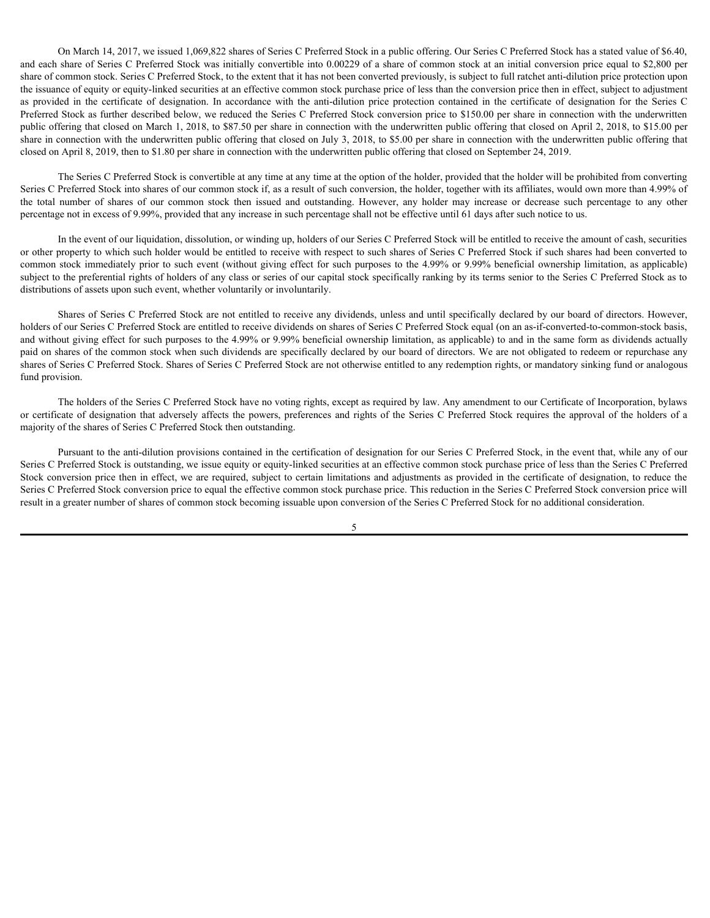On March 14, 2017, we issued 1,069,822 shares of Series C Preferred Stock in a public offering. Our Series C Preferred Stock has a stated value of $6.40, and each share of Series C Preferred Stock was initially convertible into 0.00229 of a share of common stock at an initial conversion price equal to $2,800 per share of common stock. Series C Preferred Stock, to the extent that it has not been converted previously, is subject to full ratchet anti-dilution price protection upon the issuance of equity or equity-linked securities at an effective common stock purchase price of less than the conversion price then in effect, subject to adjustment as provided in the certificate of designation. In accordance with the anti-dilution price protection contained in the certificate of designation for the Series C Preferred Stock as further described below, we reduced the Series C Preferred Stock conversion price to $150.00 per share in connection with the underwritten public offering that closed on March 1, 2018, to $87.50 per share in connection with the underwritten public offering that closed on April 2, 2018, to $15.00 per share in connection with the underwritten public offering that closed on July 3, 2018, to $5.00 per share in connection with the underwritten public offering that closed on April 8, 2019, then to $1.80 per share in connection with the underwritten public offering that closed on September 24, 2019.

The Series C Preferred Stock is convertible at any time at any time at the option of the holder, provided that the holder will be prohibited from converting Series C Preferred Stock into shares of our common stock if, as a result of such conversion, the holder, together with its affiliates, would own more than 4.99% of the total number of shares of our common stock then issued and outstanding. However, any holder may increase or decrease such percentage to any other percentage not in excess of 9.99%, provided that any increase in such percentage shall not be effective until 61 days after such notice to us.

In the event of our liquidation, dissolution, or winding up, holders of our Series C Preferred Stock will be entitled to receive the amount of cash, securities or other property to which such holder would be entitled to receive with respect to such shares of Series C Preferred Stock if such shares had been converted to common stock immediately prior to such event (without giving effect for such purposes to the 4.99% or 9.99% beneficial ownership limitation, as applicable) subject to the preferential rights of holders of any class or series of our capital stock specifically ranking by its terms senior to the Series C Preferred Stock as to distributions of assets upon such event, whether voluntarily or involuntarily.

Shares of Series C Preferred Stock are not entitled to receive any dividends, unless and until specifically declared by our board of directors. However, holders of our Series C Preferred Stock are entitled to receive dividends on shares of Series C Preferred Stock equal (on an as-if-converted-to-common-stock basis, and without giving effect for such purposes to the 4.99% or 9.99% beneficial ownership limitation, as applicable) to and in the same form as dividends actually paid on shares of the common stock when such dividends are specifically declared by our board of directors. We are not obligated to redeem or repurchase any shares of Series C Preferred Stock. Shares of Series C Preferred Stock are not otherwise entitled to any redemption rights, or mandatory sinking fund or analogous fund provision.

The holders of the Series C Preferred Stock have no voting rights, except as required by law. Any amendment to our Certificate of Incorporation, bylaws or certificate of designation that adversely affects the powers, preferences and rights of the Series C Preferred Stock requires the approval of the holders of a majority of the shares of Series C Preferred Stock then outstanding.

Pursuant to the anti-dilution provisions contained in the certification of designation for our Series C Preferred Stock, in the event that, while any of our Series C Preferred Stock is outstanding, we issue equity or equity-linked securities at an effective common stock purchase price of less than the Series C Preferred Stock conversion price then in effect, we are required, subject to certain limitations and adjustments as provided in the certificate of designation, to reduce the Series C Preferred Stock conversion price to equal the effective common stock purchase price. This reduction in the Series C Preferred Stock conversion price will result in a greater number of shares of common stock becoming issuable upon conversion of the Series C Preferred Stock for no additional consideration.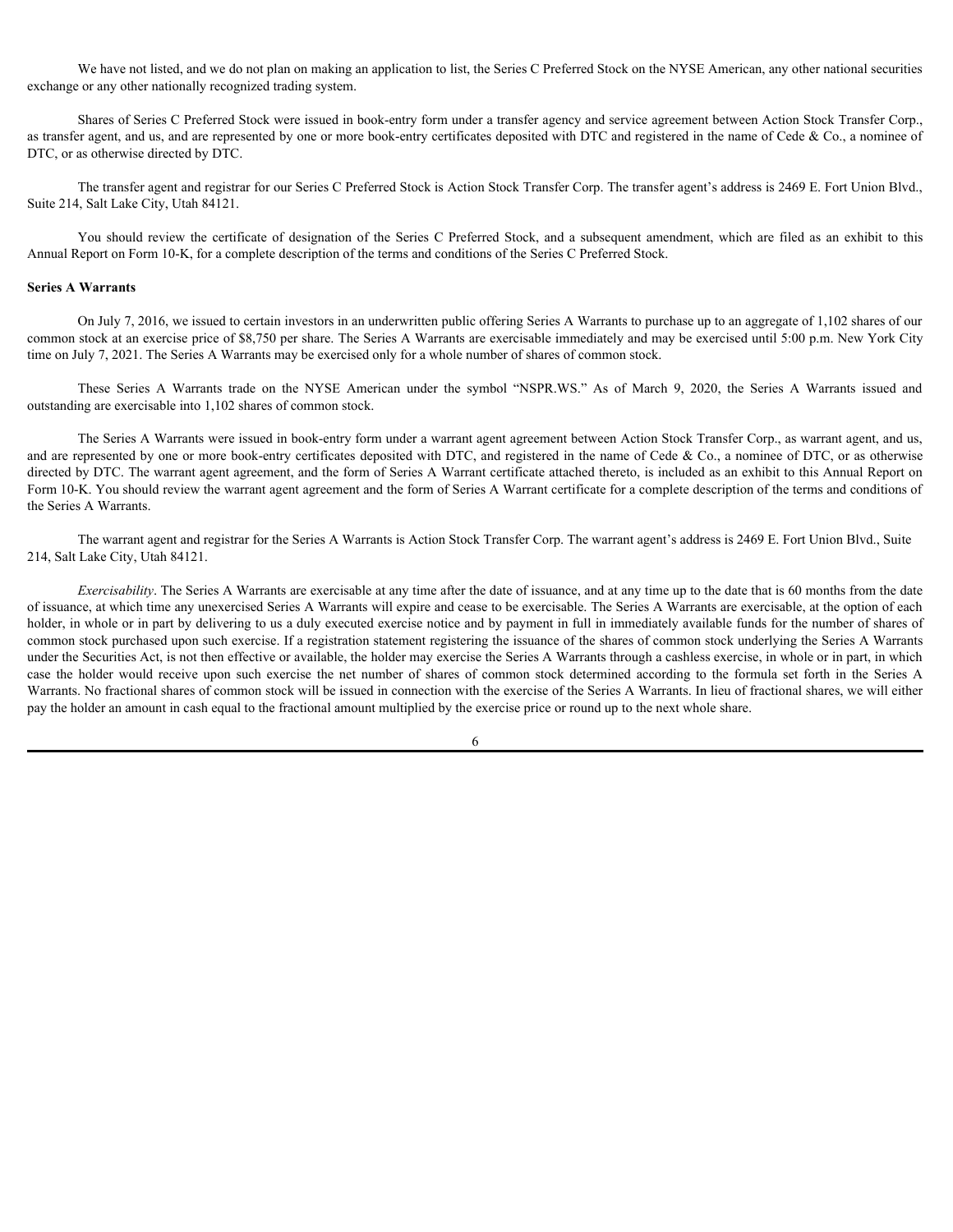We have not listed, and we do not plan on making an application to list, the Series C Preferred Stock on the NYSE American, any other national securities exchange or any other nationally recognized trading system.

Shares of Series C Preferred Stock were issued in book-entry form under a transfer agency and service agreement between Action Stock Transfer Corp., as transfer agent, and us, and are represented by one or more book-entry certificates deposited with DTC and registered in the name of Cede & Co., a nominee of DTC, or as otherwise directed by DTC.

The transfer agent and registrar for our Series C Preferred Stock is Action Stock Transfer Corp. The transfer agent's address is 2469 E. Fort Union Blvd., Suite 214, Salt Lake City, Utah 84121.

You should review the certificate of designation of the Series C Preferred Stock, and a subsequent amendment, which are filed as an exhibit to this Annual Report on Form 10-K, for a complete description of the terms and conditions of the Series C Preferred Stock.

**Series A Warrants**

On July 7, 2016, we issued to certain investors in an underwritten public offering Series A Warrants to purchase up to an aggregate of 1,102 shares of our common stock at an exercise price of $8,750 per share. The Series A Warrants are exercisable immediately and may be exercised until 5:00 p.m. New York City time on July 7, 2021. The Series A Warrants may be exercised only for a whole number of shares of common stock.

These Series A Warrants trade on the NYSE American under the symbol "NSPR.WS." As of March 9, 2020, the Series A Warrants issued and outstanding are exercisable into 1,102 shares of common stock.

The Series A Warrants were issued in book-entry form under a warrant agent agreement between Action Stock Transfer Corp., as warrant agent, and us, and are represented by one or more book-entry certificates deposited with DTC, and registered in the name of Cede & Co., a nominee of DTC, or as otherwise directed by DTC. The warrant agent agreement, and the form of Series A Warrant certificate attached thereto, is included as an exhibit to this Annual Report on Form 10-K. You should review the warrant agent agreement and the form of Series A Warrant certificate for a complete description of the terms and conditions of the Series A Warrants.

The warrant agent and registrar for the Series A Warrants is Action Stock Transfer Corp. The warrant agent's address is 2469 E. Fort Union Blvd., Suite 214, Salt Lake City, Utah 84121.

*Exercisability*. The Series A Warrants are exercisable at any time after the date of issuance, and at any time up to the date that is 60 months from the date of issuance, at which time any unexercised Series A Warrants will expire and cease to be exercisable. The Series A Warrants are exercisable, at the option of each holder, in whole or in part by delivering to us a duly executed exercise notice and by payment in full in immediately available funds for the number of shares of common stock purchased upon such exercise. If a registration statement registering the issuance of the shares of common stock underlying the Series A Warrants under the Securities Act, is not then effective or available, the holder may exercise the Series A Warrants through a cashless exercise, in whole or in part, in which case the holder would receive upon such exercise the net number of shares of common stock determined according to the formula set forth in the Series A Warrants. No fractional shares of common stock will be issued in connection with the exercise of the Series A Warrants. In lieu of fractional shares, we will either pay the holder an amount in cash equal to the fractional amount multiplied by the exercise price or round up to the next whole share.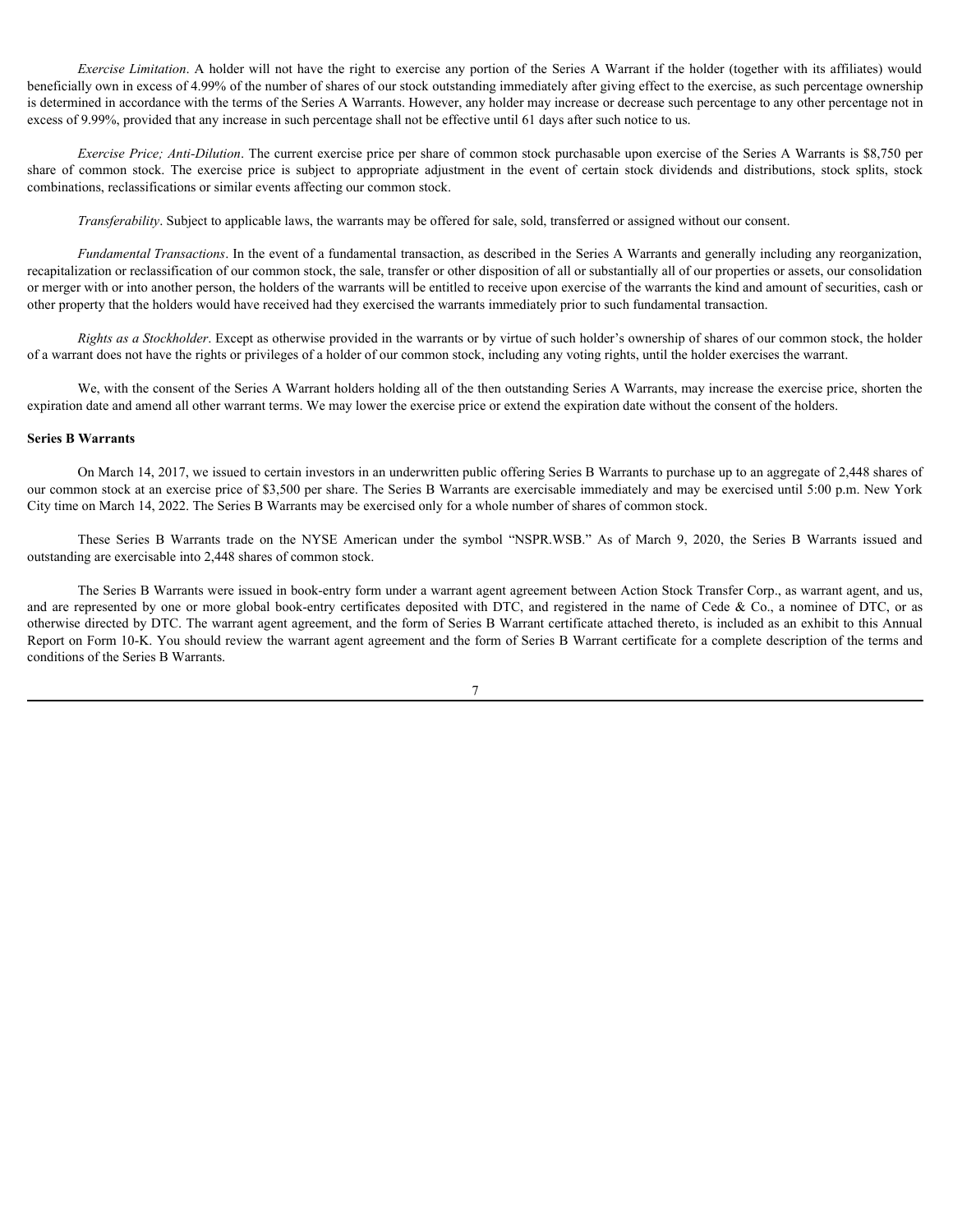*Exercise Limitation*. A holder will not have the right to exercise any portion of the Series A Warrant if the holder (together with its affiliates) would beneficially own in excess of 4.99% of the number of shares of our stock outstanding immediately after giving effect to the exercise, as such percentage ownership is determined in accordance with the terms of the Series A Warrants. However, any holder may increase or decrease such percentage to any other percentage not in excess of 9.99%, provided that any increase in such percentage shall not be effective until 61 days after such notice to us.

*Exercise Price; Anti-Dilution*. The current exercise price per share of common stock purchasable upon exercise of the Series A Warrants is $8,750 per share of common stock. The exercise price is subject to appropriate adjustment in the event of certain stock dividends and distributions, stock splits, stock combinations, reclassifications or similar events affecting our common stock.

*Transferability*. Subject to applicable laws, the warrants may be offered for sale, sold, transferred or assigned without our consent.

*Fundamental Transactions*. In the event of a fundamental transaction, as described in the Series A Warrants and generally including any reorganization, recapitalization or reclassification of our common stock, the sale, transfer or other disposition of all or substantially all of our properties or assets, our consolidation or merger with or into another person, the holders of the warrants will be entitled to receive upon exercise of the warrants the kind and amount of securities, cash or other property that the holders would have received had they exercised the warrants immediately prior to such fundamental transaction.

*Rights as a Stockholder*. Except as otherwise provided in the warrants or by virtue of such holder's ownership of shares of our common stock, the holder of a warrant does not have the rights or privileges of a holder of our common stock, including any voting rights, until the holder exercises the warrant.

We, with the consent of the Series A Warrant holders holding all of the then outstanding Series A Warrants, may increase the exercise price, shorten the expiration date and amend all other warrant terms. We may lower the exercise price or extend the expiration date without the consent of the holders.

**Series B Warrants**

On March 14, 2017, we issued to certain investors in an underwritten public offering Series B Warrants to purchase up to an aggregate of 2,448 shares of our common stock at an exercise price of $3,500 per share. The Series B Warrants are exercisable immediately and may be exercised until 5:00 p.m. New York City time on March 14, 2022. The Series B Warrants may be exercised only for a whole number of shares of common stock.

These Series B Warrants trade on the NYSE American under the symbol "NSPR.WSB." As of March 9, 2020, the Series B Warrants issued and outstanding are exercisable into 2,448 shares of common stock.

The Series B Warrants were issued in book-entry form under a warrant agent agreement between Action Stock Transfer Corp., as warrant agent, and us, and are represented by one or more global book-entry certificates deposited with DTC, and registered in the name of Cede & Co., a nominee of DTC, or as otherwise directed by DTC. The warrant agent agreement, and the form of Series B Warrant certificate attached thereto, is included as an exhibit to this Annual Report on Form 10-K. You should review the warrant agent agreement and the form of Series B Warrant certificate for a complete description of the terms and conditions of the Series B Warrants.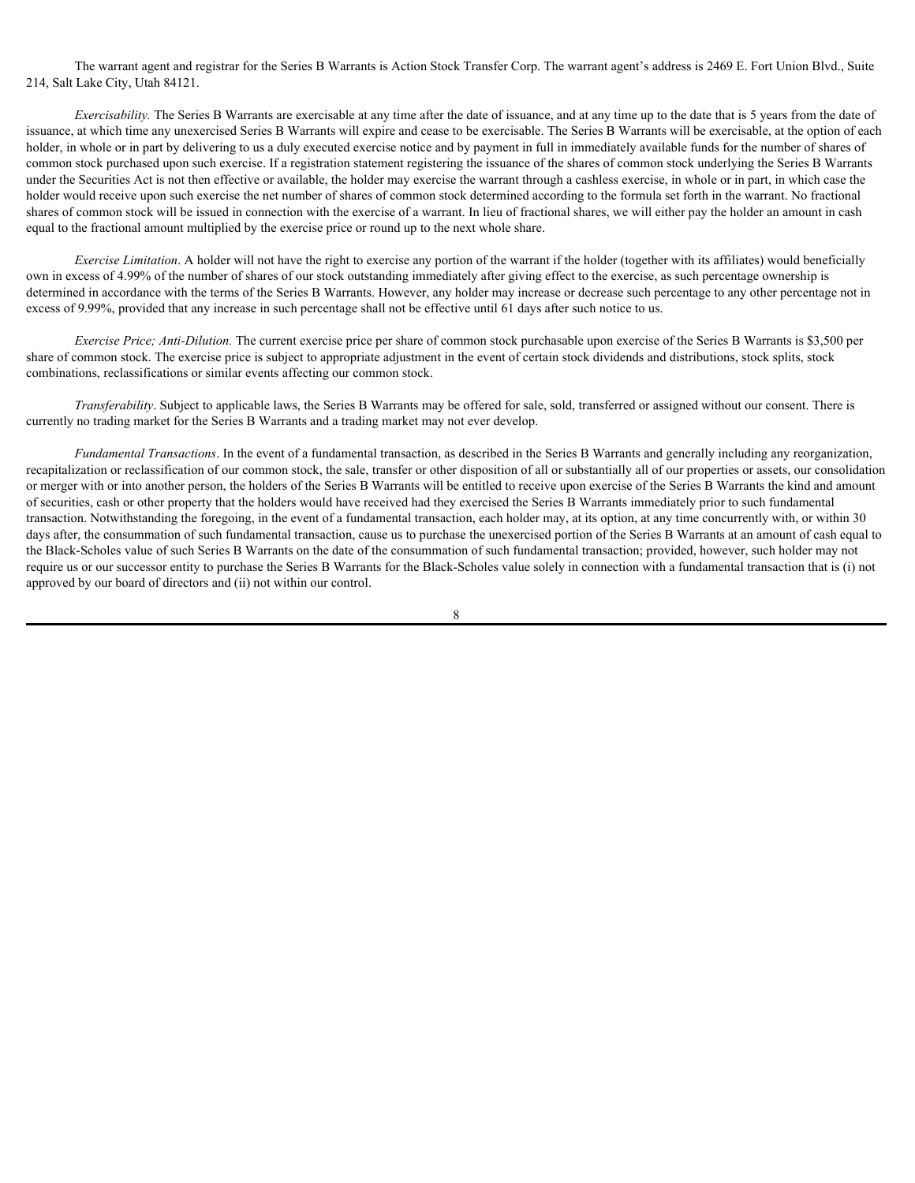The warrant agent and registrar for the Series B Warrants is Action Stock Transfer Corp. The warrant agent's address is 2469 E. Fort Union Blvd., Suite 214, Salt Lake City, Utah 84121.

*Exercisability.* The Series B Warrants are exercisable at any time after the date of issuance, and at any time up to the date that is 5 years from the date of issuance, at which time any unexercised Series B Warrants will expire and cease to be exercisable. The Series B Warrants will be exercisable, at the option of each holder, in whole or in part by delivering to us a duly executed exercise notice and by payment in full in immediately available funds for the number of shares of common stock purchased upon such exercise. If a registration statement registering the issuance of the shares of common stock underlying the Series B Warrants under the Securities Act is not then effective or available, the holder may exercise the warrant through a cashless exercise, in whole or in part, in which case the holder would receive upon such exercise the net number of shares of common stock determined according to the formula set forth in the warrant. No fractional shares of common stock will be issued in connection with the exercise of a warrant. In lieu of fractional shares, we will either pay the holder an amount in cash equal to the fractional amount multiplied by the exercise price or round up to the next whole share.

*Exercise Limitation*. A holder will not have the right to exercise any portion of the warrant if the holder (together with its affiliates) would beneficially own in excess of 4.99% of the number of shares of our stock outstanding immediately after giving effect to the exercise, as such percentage ownership is determined in accordance with the terms of the Series B Warrants. However, any holder may increase or decrease such percentage to any other percentage not in excess of 9.99%, provided that any increase in such percentage shall not be effective until 61 days after such notice to us.

*Exercise Price; Anti-Dilution.* The current exercise price per share of common stock purchasable upon exercise of the Series B Warrants is $3,500 per share of common stock. The exercise price is subject to appropriate adjustment in the event of certain stock dividends and distributions, stock splits, stock combinations, reclassifications or similar events affecting our common stock.

*Transferability*. Subject to applicable laws, the Series B Warrants may be offered for sale, sold, transferred or assigned without our consent. There is currently no trading market for the Series B Warrants and a trading market may not ever develop.

*Fundamental Transactions*. In the event of a fundamental transaction, as described in the Series B Warrants and generally including any reorganization, recapitalization or reclassification of our common stock, the sale, transfer or other disposition of all or substantially all of our properties or assets, our consolidation or merger with or into another person, the holders of the Series B Warrants will be entitled to receive upon exercise of the Series B Warrants the kind and amount of securities, cash or other property that the holders would have received had they exercised the Series B Warrants immediately prior to such fundamental transaction. Notwithstanding the foregoing, in the event of a fundamental transaction, each holder may, at its option, at any time concurrently with, or within 30 days after, the consummation of such fundamental transaction, cause us to purchase the unexercised portion of the Series B Warrants at an amount of cash equal to the Black-Scholes value of such Series B Warrants on the date of the consummation of such fundamental transaction; provided, however, such holder may not require us or our successor entity to purchase the Series B Warrants for the Black-Scholes value solely in connection with a fundamental transaction that is (i) not approved by our board of directors and (ii) not within our control.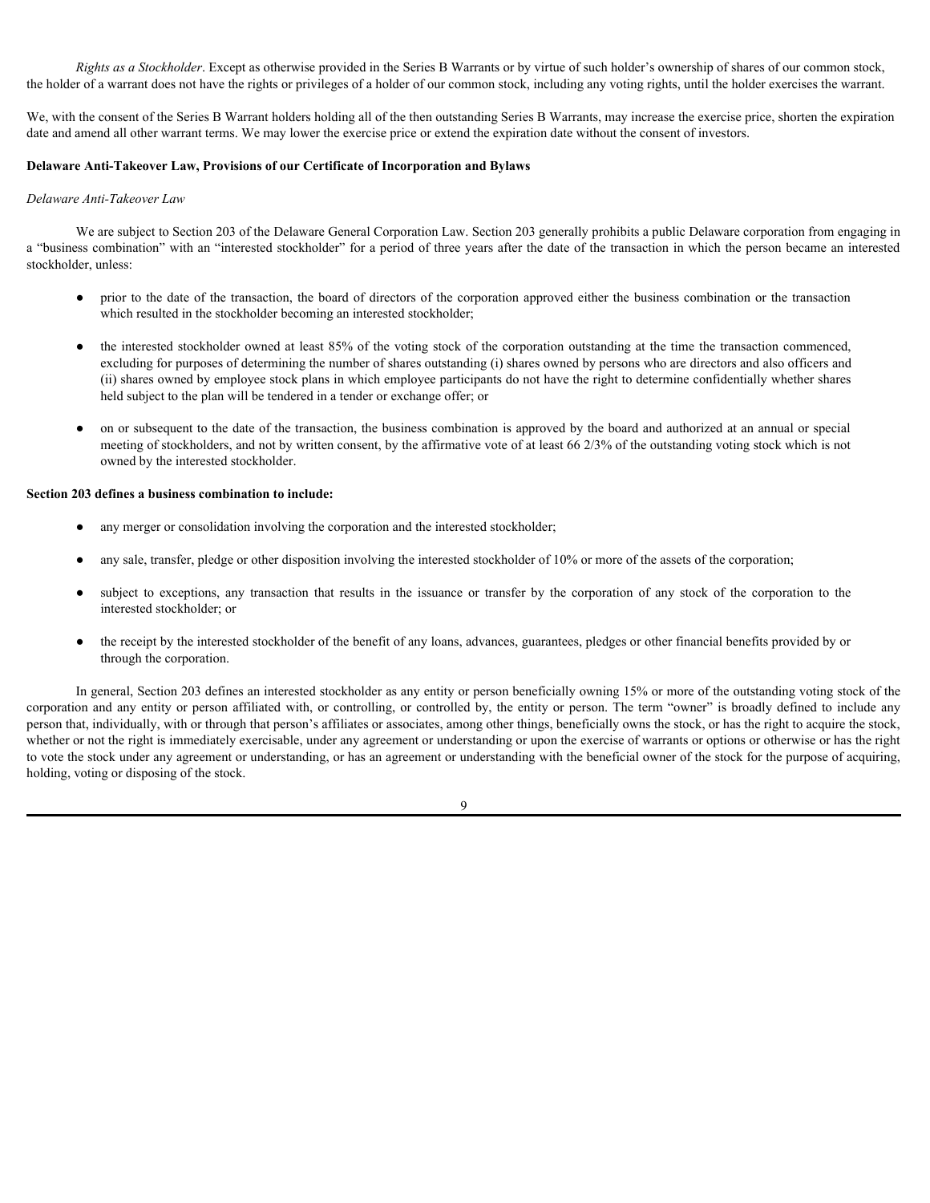*Rights as a Stockholder*. Except as otherwise provided in the Series B Warrants or by virtue of such holder's ownership of shares of our common stock, the holder of a warrant does not have the rights or privileges of a holder of our common stock, including any voting rights, until the holder exercises the warrant.

We, with the consent of the Series B Warrant holders holding all of the then outstanding Series B Warrants, may increase the exercise price, shorten the expiration date and amend all other warrant terms. We may lower the exercise price or extend the expiration date without the consent of investors.

**Delaware Anti-Takeover Law, Provisions of our Certificate of Incorporation and Bylaws**

*Delaware Anti-Takeover Law*

We are subject to Section 203 of the Delaware General Corporation Law. Section 203 generally prohibits a public Delaware corporation from engaging in a "business combination" with an "interested stockholder" for a period of three years after the date of the transaction in which the person became an interested stockholder, unless:

- prior to the date of the transaction, the board of directors of the corporation approved either the business combination or the transaction which resulted in the stockholder becoming an interested stockholder;
- the interested stockholder owned at least 85% of the voting stock of the corporation outstanding at the time the transaction commenced, excluding for purposes of determining the number of shares outstanding (i) shares owned by persons who are directors and also officers and (ii) shares owned by employee stock plans in which employee participants do not have the right to determine confidentially whether shares held subject to the plan will be tendered in a tender or exchange offer; or
- on or subsequent to the date of the transaction, the business combination is approved by the board and authorized at an annual or special meeting of stockholders, and not by written consent, by the affirmative vote of at least 66 2/3% of the outstanding voting stock which is not owned by the interested stockholder.

**Section 203 defines a business combination to include:**

- any merger or consolidation involving the corporation and the interested stockholder;
- any sale, transfer, pledge or other disposition involving the interested stockholder of 10% or more of the assets of the corporation;
- subject to exceptions, any transaction that results in the issuance or transfer by the corporation of any stock of the corporation to the interested stockholder; or
- the receipt by the interested stockholder of the benefit of any loans, advances, guarantees, pledges or other financial benefits provided by or through the corporation.

In general, Section 203 defines an interested stockholder as any entity or person beneficially owning 15% or more of the outstanding voting stock of the corporation and any entity or person affiliated with, or controlling, or controlled by, the entity or person. The term "owner" is broadly defined to include any person that, individually, with or through that person's affiliates or associates, among other things, beneficially owns the stock, or has the right to acquire the stock, whether or not the right is immediately exercisable, under any agreement or understanding or upon the exercise of warrants or options or otherwise or has the right to vote the stock under any agreement or understanding, or has an agreement or understanding with the beneficial owner of the stock for the purpose of acquiring, holding, voting or disposing of the stock.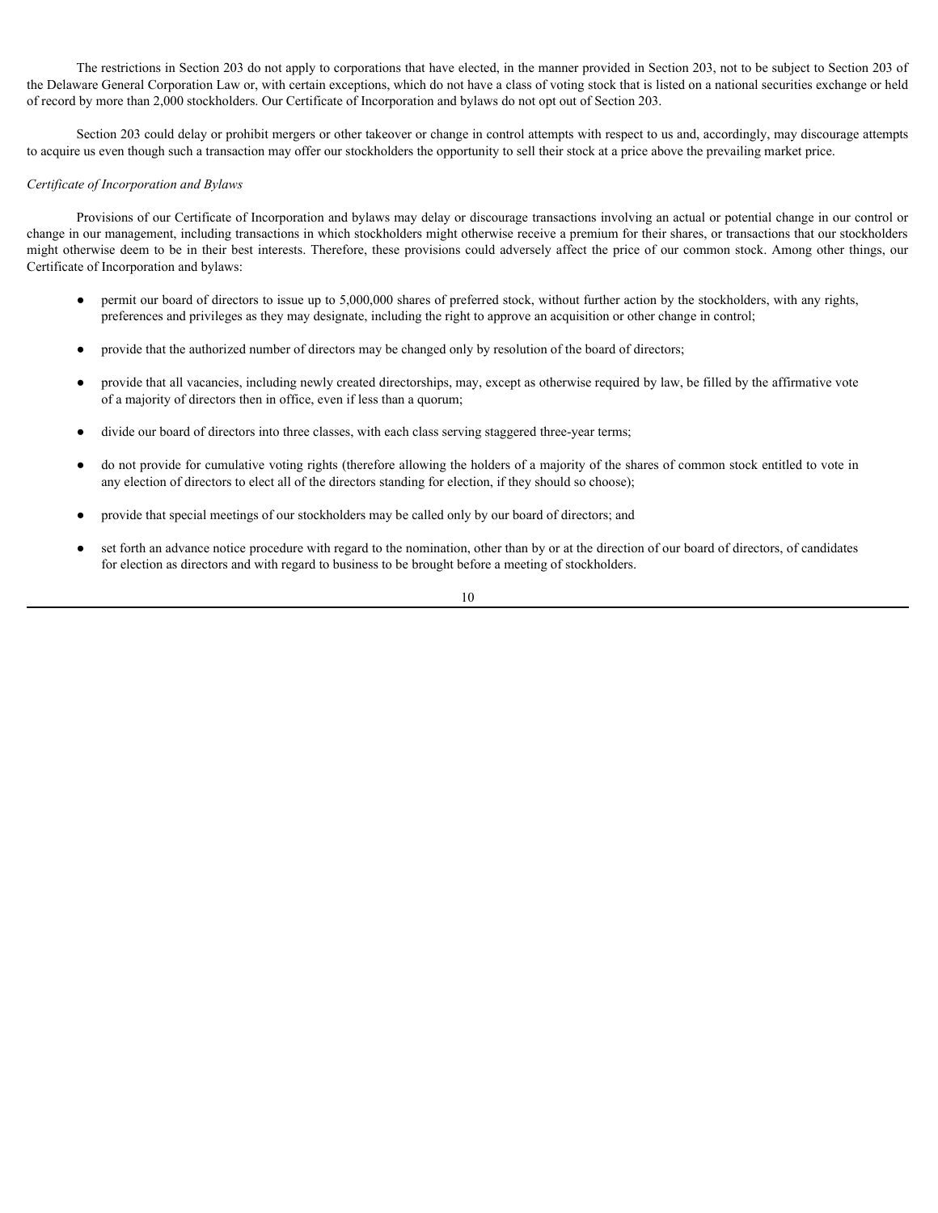The restrictions in Section 203 do not apply to corporations that have elected, in the manner provided in Section 203, not to be subject to Section 203 of the Delaware General Corporation Law or, with certain exceptions, which do not have a class of voting stock that is listed on a national securities exchange or held of record by more than 2,000 stockholders. Our Certificate of Incorporation and bylaws do not opt out of Section 203.

Section 203 could delay or prohibit mergers or other takeover or change in control attempts with respect to us and, accordingly, may discourage attempts to acquire us even though such a transaction may offer our stockholders the opportunity to sell their stock at a price above the prevailing market price.

*Certificate of Incorporation and Bylaws*

Provisions of our Certificate of Incorporation and bylaws may delay or discourage transactions involving an actual or potential change in our control or change in our management, including transactions in which stockholders might otherwise receive a premium for their shares, or transactions that our stockholders might otherwise deem to be in their best interests. Therefore, these provisions could adversely affect the price of our common stock. Among other things, our Certificate of Incorporation and bylaws:

- permit our board of directors to issue up to 5,000,000 shares of preferred stock, without further action by the stockholders, with any rights, preferences and privileges as they may designate, including the right to approve an acquisition or other change in control;
- provide that the authorized number of directors may be changed only by resolution of the board of directors;
- provide that all vacancies, including newly created directorships, may, except as otherwise required by law, be filled by the affirmative vote of a majority of directors then in office, even if less than a quorum;
- divide our board of directors into three classes, with each class serving staggered three-year terms;
- do not provide for cumulative voting rights (therefore allowing the holders of a majority of the shares of common stock entitled to vote in any election of directors to elect all of the directors standing for election, if they should so choose);
- provide that special meetings of our stockholders may be called only by our board of directors; and
- set forth an advance notice procedure with regard to the nomination, other than by or at the direction of our board of directors, of candidates for election as directors and with regard to business to be brought before a meeting of stockholders.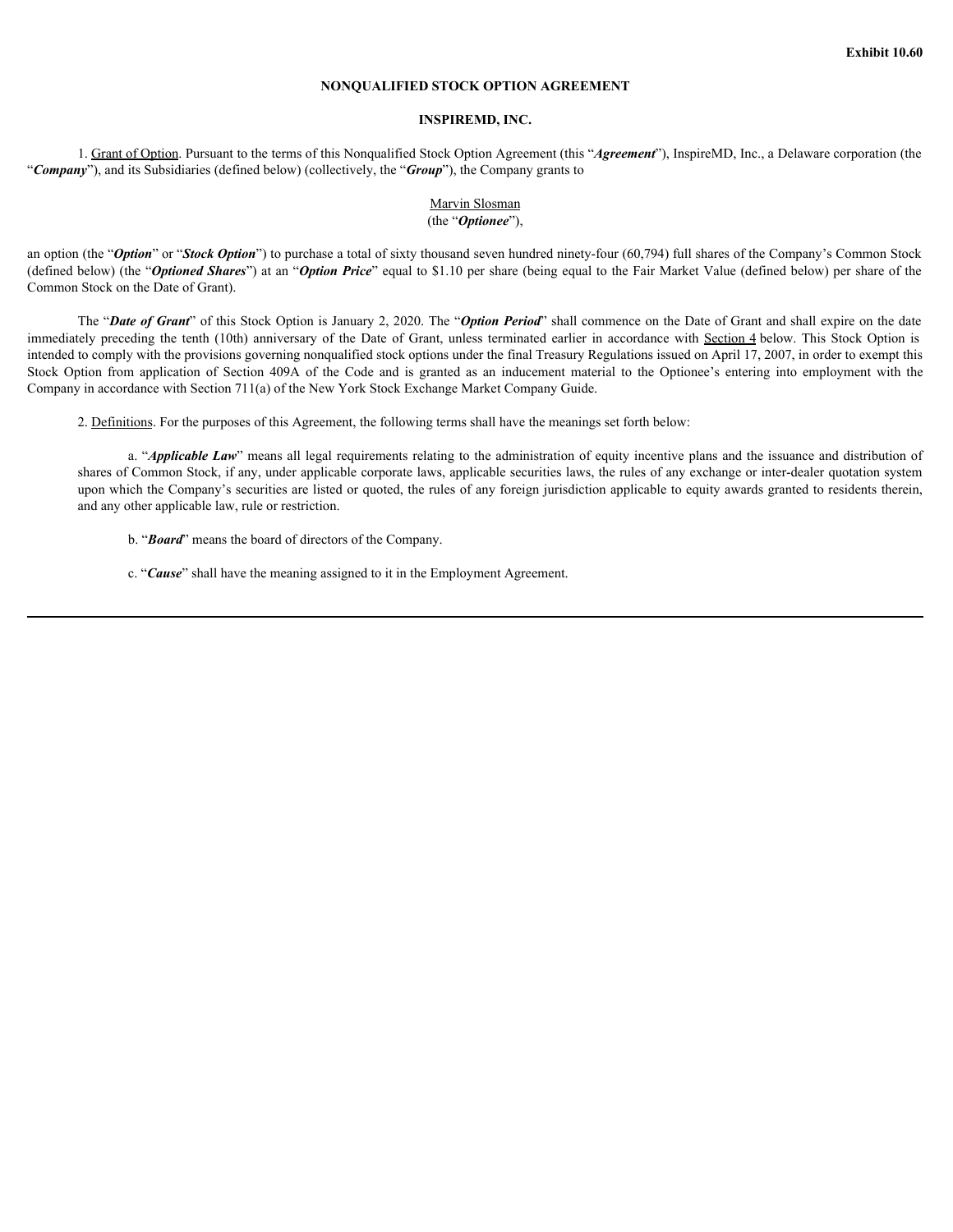Exhibit 10.60

## NONQUALIFIED STOCK OPTION AGREEMENT

## INSPIREMD, INC.

1. Grant of Option. Pursuant to the terms of this Nonqualified Stock Option Agreement (this "***Agreement***"), InspireMD, Inc., a Delaware corporation (the "***Company***"), and its Subsidiaries (defined below) (collectively, the "***Group***"), the Company grants to

Marvin Slosman
(the "***Optionee***"),

an option (the "***Option***" or "***Stock Option***") to purchase a total of sixty thousand seven hundred ninety-four (60,794) full shares of the Company's Common Stock (defined below) (the "***Optioned Shares***") at an "***Option Price***" equal to $1.10 per share (being equal to the Fair Market Value (defined below) per share of the Common Stock on the Date of Grant).

The "***Date of Grant***" of this Stock Option is January 2, 2020. The "***Option Period***" shall commence on the Date of Grant and shall expire on the date immediately preceding the tenth (10th) anniversary of the Date of Grant, unless terminated earlier in accordance with Section 4 below. This Stock Option is intended to comply with the provisions governing nonqualified stock options under the final Treasury Regulations issued on April 17, 2007, in order to exempt this Stock Option from application of Section 409A of the Code and is granted as an inducement material to the Optionee's entering into employment with the Company in accordance with Section 711(a) of the New York Stock Exchange Market Company Guide.

2. Definitions. For the purposes of this Agreement, the following terms shall have the meanings set forth below:

a. "***Applicable Law***" means all legal requirements relating to the administration of equity incentive plans and the issuance and distribution of shares of Common Stock, if any, under applicable corporate laws, applicable securities laws, the rules of any exchange or inter-dealer quotation system upon which the Company's securities are listed or quoted, the rules of any foreign jurisdiction applicable to equity awards granted to residents therein, and any other applicable law, rule or restriction.

b. "***Board***" means the board of directors of the Company.

c. "***Cause***" shall have the meaning assigned to it in the Employment Agreement.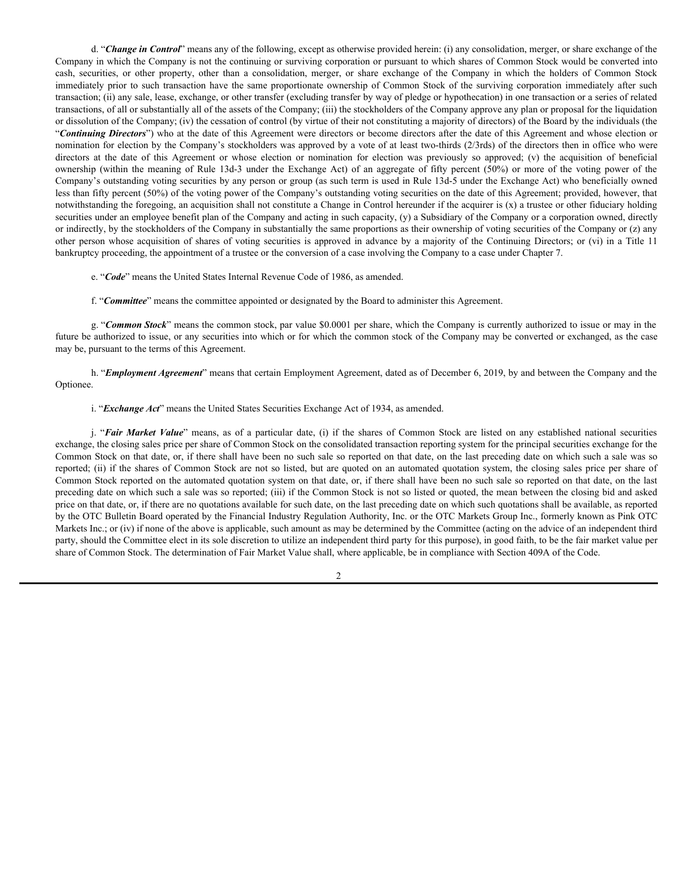d. "***Change in Control***" means any of the following, except as otherwise provided herein: (i) any consolidation, merger, or share exchange of the Company in which the Company is not the continuing or surviving corporation or pursuant to which shares of Common Stock would be converted into cash, securities, or other property, other than a consolidation, merger, or share exchange of the Company in which the holders of Common Stock immediately prior to such transaction have the same proportionate ownership of Common Stock of the surviving corporation immediately after such transaction; (ii) any sale, lease, exchange, or other transfer (excluding transfer by way of pledge or hypothecation) in one transaction or a series of related transactions, of all or substantially all of the assets of the Company; (iii) the stockholders of the Company approve any plan or proposal for the liquidation or dissolution of the Company; (iv) the cessation of control (by virtue of their not constituting a majority of directors) of the Board by the individuals (the "***Continuing Directors***") who at the date of this Agreement were directors or become directors after the date of this Agreement and whose election or nomination for election by the Company's stockholders was approved by a vote of at least two-thirds (2/3rds) of the directors then in office who were directors at the date of this Agreement or whose election or nomination for election was previously so approved; (v) the acquisition of beneficial ownership (within the meaning of Rule 13d-3 under the Exchange Act) of an aggregate of fifty percent (50%) or more of the voting power of the Company's outstanding voting securities by any person or group (as such term is used in Rule 13d-5 under the Exchange Act) who beneficially owned less than fifty percent (50%) of the voting power of the Company's outstanding voting securities on the date of this Agreement; provided, however, that notwithstanding the foregoing, an acquisition shall not constitute a Change in Control hereunder if the acquirer is (x) a trustee or other fiduciary holding securities under an employee benefit plan of the Company and acting in such capacity, (y) a Subsidiary of the Company or a corporation owned, directly or indirectly, by the stockholders of the Company in substantially the same proportions as their ownership of voting securities of the Company or (z) any other person whose acquisition of shares of voting securities is approved in advance by a majority of the Continuing Directors; or (vi) in a Title 11 bankruptcy proceeding, the appointment of a trustee or the conversion of a case involving the Company to a case under Chapter 7.

e. "***Code***" means the United States Internal Revenue Code of 1986, as amended.

f. "***Committee***" means the committee appointed or designated by the Board to administer this Agreement.

g. "***Common Stock***" means the common stock, par value $0.0001 per share, which the Company is currently authorized to issue or may in the future be authorized to issue, or any securities into which or for which the common stock of the Company may be converted or exchanged, as the case may be, pursuant to the terms of this Agreement.

h. "***Employment Agreement***" means that certain Employment Agreement, dated as of December 6, 2019, by and between the Company and the Optionee.

i. "***Exchange Act***" means the United States Securities Exchange Act of 1934, as amended.

j. "***Fair Market Value***" means, as of a particular date, (i) if the shares of Common Stock are listed on any established national securities exchange, the closing sales price per share of Common Stock on the consolidated transaction reporting system for the principal securities exchange for the Common Stock on that date, or, if there shall have been no such sale so reported on that date, on the last preceding date on which such a sale was so reported; (ii) if the shares of Common Stock are not so listed, but are quoted on an automated quotation system, the closing sales price per share of Common Stock reported on the automated quotation system on that date, or, if there shall have been no such sale so reported on that date, on the last preceding date on which such a sale was so reported; (iii) if the Common Stock is not so listed or quoted, the mean between the closing bid and asked price on that date, or, if there are no quotations available for such date, on the last preceding date on which such quotations shall be available, as reported by the OTC Bulletin Board operated by the Financial Industry Regulation Authority, Inc. or the OTC Markets Group Inc., formerly known as Pink OTC Markets Inc.; or (iv) if none of the above is applicable, such amount as may be determined by the Committee (acting on the advice of an independent third party, should the Committee elect in its sole discretion to utilize an independent third party for this purpose), in good faith, to be the fair market value per share of Common Stock. The determination of Fair Market Value shall, where applicable, be in compliance with Section 409A of the Code.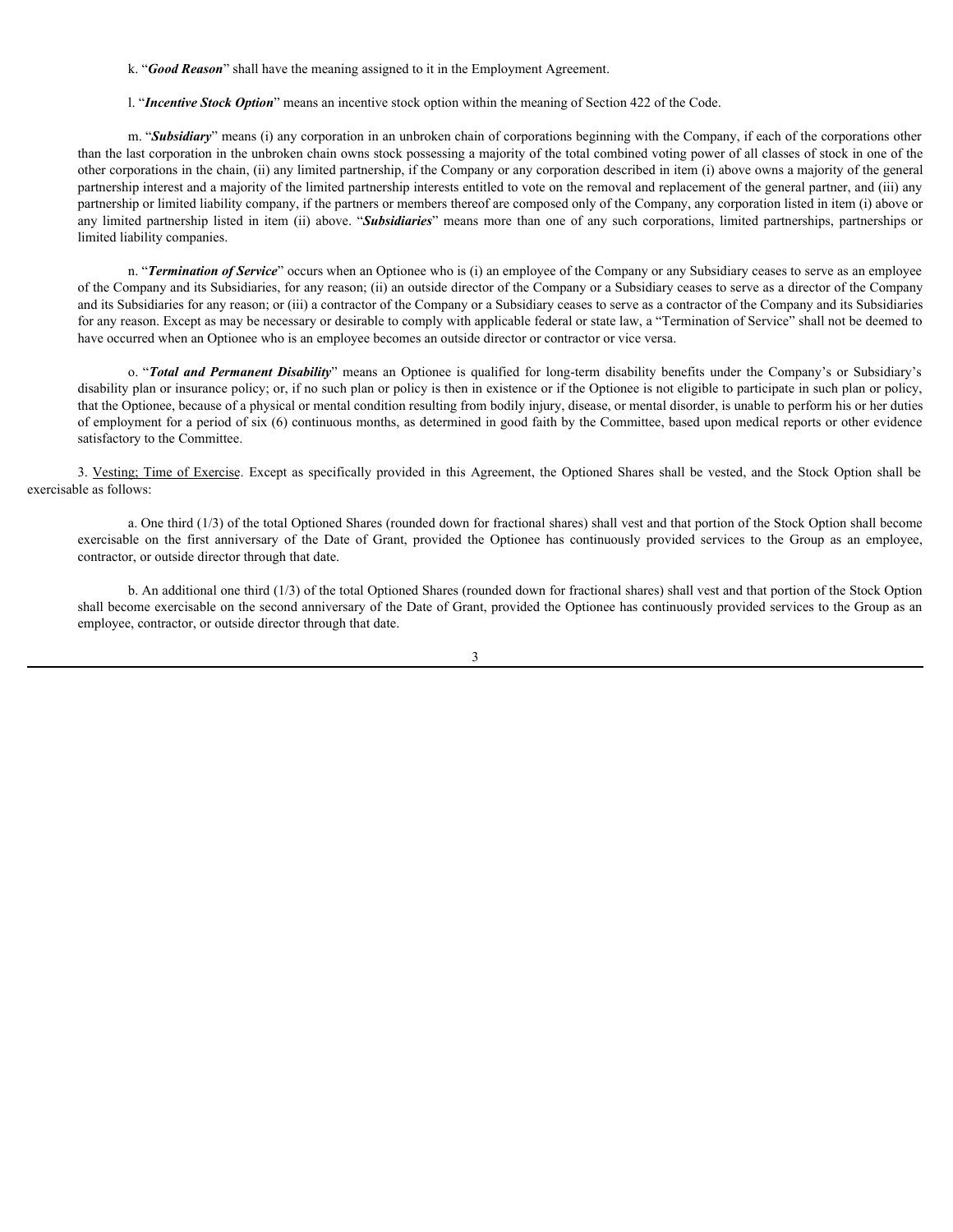k. "***Good Reason***" shall have the meaning assigned to it in the Employment Agreement.

l. "***Incentive Stock Option***" means an incentive stock option within the meaning of Section 422 of the Code.

m. "***Subsidiary***" means (i) any corporation in an unbroken chain of corporations beginning with the Company, if each of the corporations other than the last corporation in the unbroken chain owns stock possessing a majority of the total combined voting power of all classes of stock in one of the other corporations in the chain, (ii) any limited partnership, if the Company or any corporation described in item (i) above owns a majority of the general partnership interest and a majority of the limited partnership interests entitled to vote on the removal and replacement of the general partner, and (iii) any partnership or limited liability company, if the partners or members thereof are composed only of the Company, any corporation listed in item (i) above or any limited partnership listed in item (ii) above. "***Subsidiaries***" means more than one of any such corporations, limited partnerships, partnerships or limited liability companies.

n. "***Termination of Service***" occurs when an Optionee who is (i) an employee of the Company or any Subsidiary ceases to serve as an employee of the Company and its Subsidiaries, for any reason; (ii) an outside director of the Company or a Subsidiary ceases to serve as a director of the Company and its Subsidiaries for any reason; or (iii) a contractor of the Company or a Subsidiary ceases to serve as a contractor of the Company and its Subsidiaries for any reason. Except as may be necessary or desirable to comply with applicable federal or state law, a "Termination of Service" shall not be deemed to have occurred when an Optionee who is an employee becomes an outside director or contractor or vice versa.

o. "***Total and Permanent Disability***" means an Optionee is qualified for long-term disability benefits under the Company's or Subsidiary's disability plan or insurance policy; or, if no such plan or policy is then in existence or if the Optionee is not eligible to participate in such plan or policy, that the Optionee, because of a physical or mental condition resulting from bodily injury, disease, or mental disorder, is unable to perform his or her duties of employment for a period of six (6) continuous months, as determined in good faith by the Committee, based upon medical reports or other evidence satisfactory to the Committee.

3. Vesting; Time of Exercise. Except as specifically provided in this Agreement, the Optioned Shares shall be vested, and the Stock Option shall be exercisable as follows:

a. One third (1/3) of the total Optioned Shares (rounded down for fractional shares) shall vest and that portion of the Stock Option shall become exercisable on the first anniversary of the Date of Grant, provided the Optionee has continuously provided services to the Group as an employee, contractor, or outside director through that date.

b. An additional one third (1/3) of the total Optioned Shares (rounded down for fractional shares) shall vest and that portion of the Stock Option shall become exercisable on the second anniversary of the Date of Grant, provided the Optionee has continuously provided services to the Group as an employee, contractor, or outside director through that date.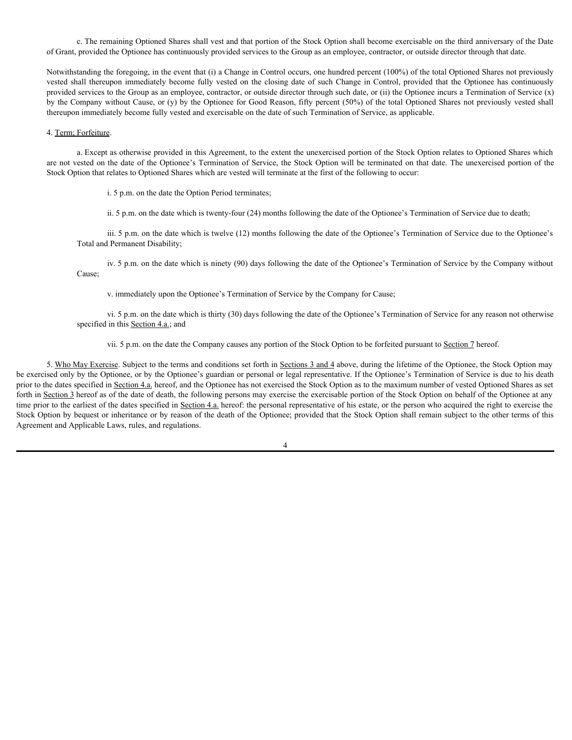c. The remaining Optioned Shares shall vest and that portion of the Stock Option shall become exercisable on the third anniversary of the Date of Grant, provided the Optionee has continuously provided services to the Group as an employee, contractor, or outside director through that date.

Notwithstanding the foregoing, in the event that (i) a Change in Control occurs, one hundred percent (100%) of the total Optioned Shares not previously vested shall thereupon immediately become fully vested on the closing date of such Change in Control, provided that the Optionee has continuously provided services to the Group as an employee, contractor, or outside director through such date, or (ii) the Optionee incurs a Termination of Service (x) by the Company without Cause, or (y) by the Optionee for Good Reason, fifty percent (50%) of the total Optioned Shares not previously vested shall thereupon immediately become fully vested and exercisable on the date of such Termination of Service, as applicable.

4. Term; Forfeiture.

a. Except as otherwise provided in this Agreement, to the extent the unexercised portion of the Stock Option relates to Optioned Shares which are not vested on the date of the Optionee's Termination of Service, the Stock Option will be terminated on that date. The unexercised portion of the Stock Option that relates to Optioned Shares which are vested will terminate at the first of the following to occur:

i. 5 p.m. on the date the Option Period terminates;

ii. 5 p.m. on the date which is twenty-four (24) months following the date of the Optionee's Termination of Service due to death;

iii. 5 p.m. on the date which is twelve (12) months following the date of the Optionee's Termination of Service due to the Optionee's Total and Permanent Disability;

iv. 5 p.m. on the date which is ninety (90) days following the date of the Optionee's Termination of Service by the Company without Cause;

v. immediately upon the Optionee's Termination of Service by the Company for Cause;

vi. 5 p.m. on the date which is thirty (30) days following the date of the Optionee's Termination of Service for any reason not otherwise specified in this Section 4.a.; and

vii. 5 p.m. on the date the Company causes any portion of the Stock Option to be forfeited pursuant to Section 7 hereof.

5. Who May Exercise. Subject to the terms and conditions set forth in Sections 3 and 4 above, during the lifetime of the Optionee, the Stock Option may be exercised only by the Optionee, or by the Optionee's guardian or personal or legal representative. If the Optionee's Termination of Service is due to his death prior to the dates specified in Section 4.a. hereof, and the Optionee has not exercised the Stock Option as to the maximum number of vested Optioned Shares as set forth in Section 3 hereof as of the date of death, the following persons may exercise the exercisable portion of the Stock Option on behalf of the Optionee at any time prior to the earliest of the dates specified in Section 4.a. hereof: the personal representative of his estate, or the person who acquired the right to exercise the Stock Option by bequest or inheritance or by reason of the death of the Optionee; provided that the Stock Option shall remain subject to the other terms of this Agreement and Applicable Laws, rules, and regulations.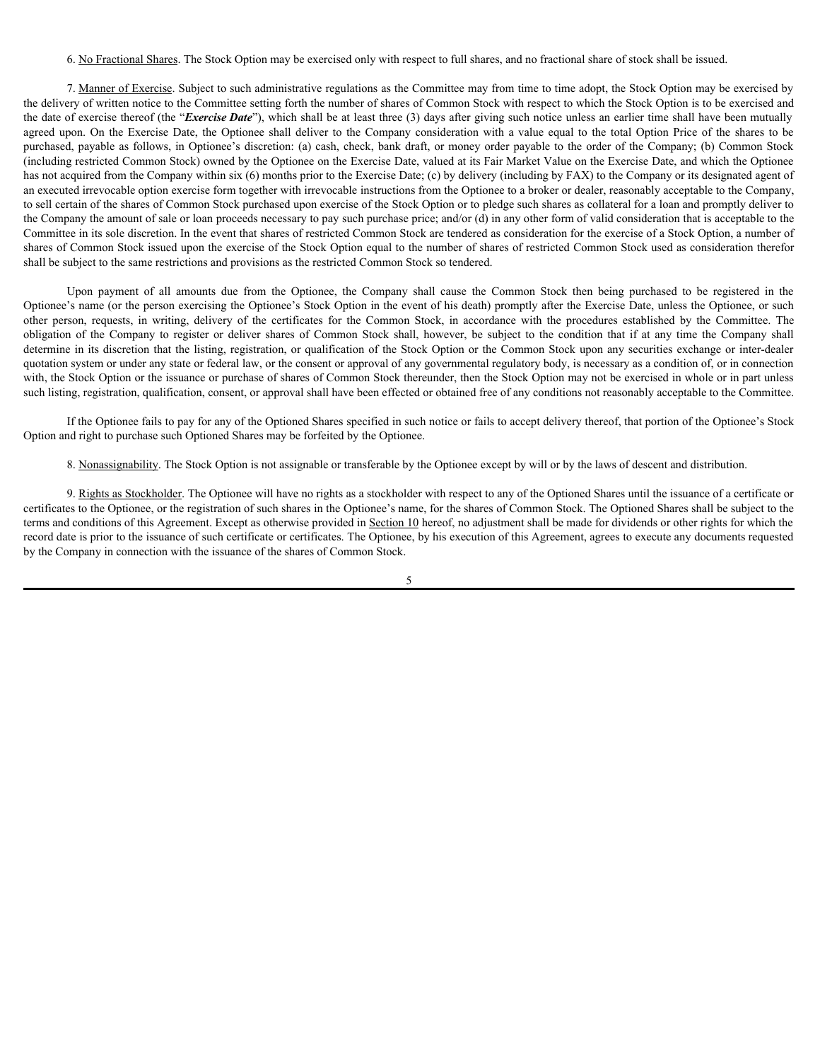6. <u>No Fractional Shares</u>. The Stock Option may be exercised only with respect to full shares, and no fractional share of stock shall be issued.

7. <u>Manner of Exercise</u>. Subject to such administrative regulations as the Committee may from time to time adopt, the Stock Option may be exercised by the delivery of written notice to the Committee setting forth the number of shares of Common Stock with respect to which the Stock Option is to be exercised and the date of exercise thereof (the "***Exercise Date***"), which shall be at least three (3) days after giving such notice unless an earlier time shall have been mutually agreed upon. On the Exercise Date, the Optionee shall deliver to the Company consideration with a value equal to the total Option Price of the shares to be purchased, payable as follows, in Optionee's discretion: (a) cash, check, bank draft, or money order payable to the order of the Company; (b) Common Stock (including restricted Common Stock) owned by the Optionee on the Exercise Date, valued at its Fair Market Value on the Exercise Date, and which the Optionee has not acquired from the Company within six (6) months prior to the Exercise Date; (c) by delivery (including by FAX) to the Company or its designated agent of an executed irrevocable option exercise form together with irrevocable instructions from the Optionee to a broker or dealer, reasonably acceptable to the Company, to sell certain of the shares of Common Stock purchased upon exercise of the Stock Option or to pledge such shares as collateral for a loan and promptly deliver to the Company the amount of sale or loan proceeds necessary to pay such purchase price; and/or (d) in any other form of valid consideration that is acceptable to the Committee in its sole discretion. In the event that shares of restricted Common Stock are tendered as consideration for the exercise of a Stock Option, a number of shares of Common Stock issued upon the exercise of the Stock Option equal to the number of shares of restricted Common Stock used as consideration therefor shall be subject to the same restrictions and provisions as the restricted Common Stock so tendered.

Upon payment of all amounts due from the Optionee, the Company shall cause the Common Stock then being purchased to be registered in the Optionee's name (or the person exercising the Optionee's Stock Option in the event of his death) promptly after the Exercise Date, unless the Optionee, or such other person, requests, in writing, delivery of the certificates for the Common Stock, in accordance with the procedures established by the Committee. The obligation of the Company to register or deliver shares of Common Stock shall, however, be subject to the condition that if at any time the Company shall determine in its discretion that the listing, registration, or qualification of the Stock Option or the Common Stock upon any securities exchange or inter-dealer quotation system or under any state or federal law, or the consent or approval of any governmental regulatory body, is necessary as a condition of, or in connection with, the Stock Option or the issuance or purchase of shares of Common Stock thereunder, then the Stock Option may not be exercised in whole or in part unless such listing, registration, qualification, consent, or approval shall have been effected or obtained free of any conditions not reasonably acceptable to the Committee.

If the Optionee fails to pay for any of the Optioned Shares specified in such notice or fails to accept delivery thereof, that portion of the Optionee's Stock Option and right to purchase such Optioned Shares may be forfeited by the Optionee.

8. <u>Nonassignability</u>. The Stock Option is not assignable or transferable by the Optionee except by will or by the laws of descent and distribution.

9. <u>Rights as Stockholder</u>. The Optionee will have no rights as a stockholder with respect to any of the Optioned Shares until the issuance of a certificate or certificates to the Optionee, or the registration of such shares in the Optionee's name, for the shares of Common Stock. The Optioned Shares shall be subject to the terms and conditions of this Agreement. Except as otherwise provided in <u>Section 10</u> hereof, no adjustment shall be made for dividends or other rights for which the record date is prior to the issuance of such certificate or certificates. The Optionee, by his execution of this Agreement, agrees to execute any documents requested by the Company in connection with the issuance of the shares of Common Stock.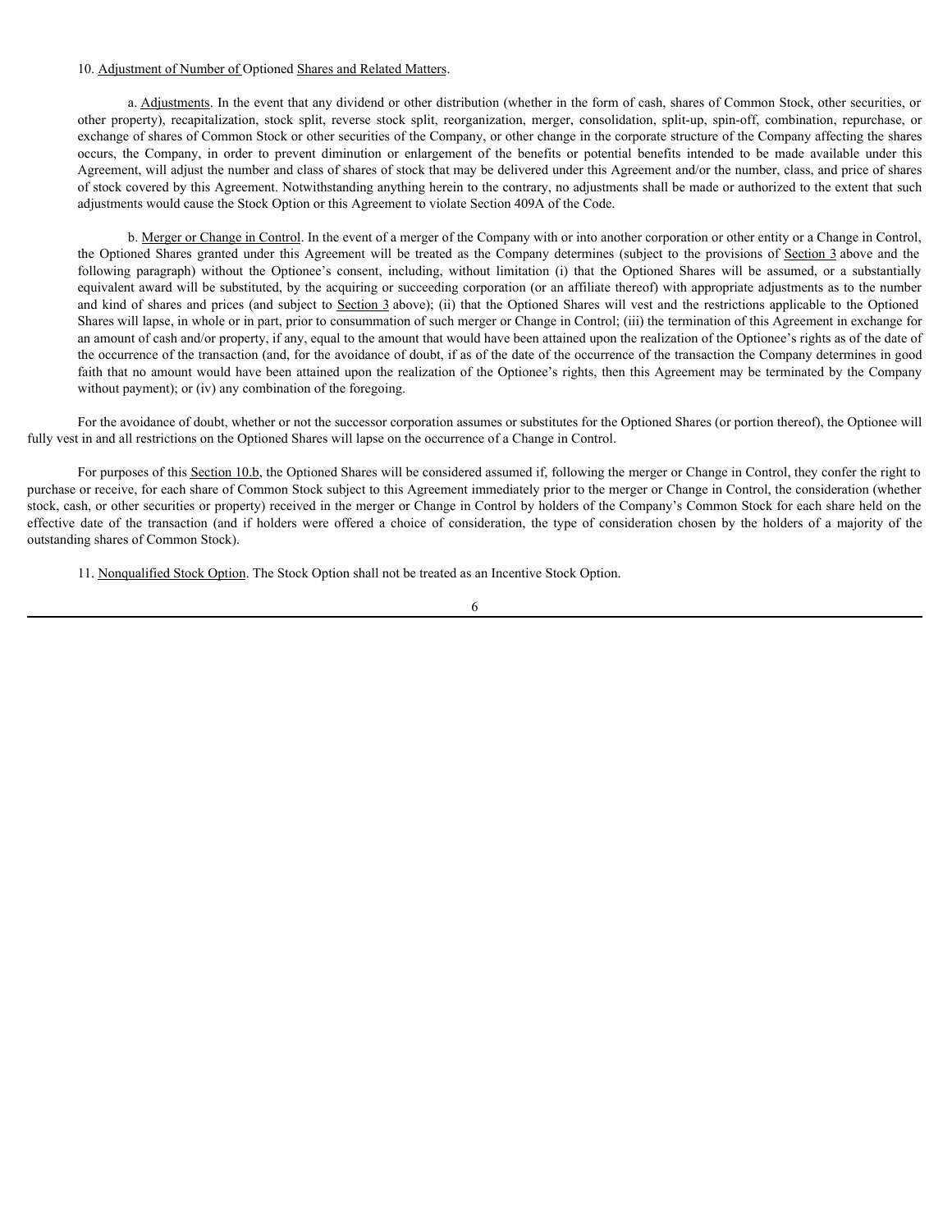10. Adjustment of Number of Optioned Shares and Related Matters.

a. Adjustments. In the event that any dividend or other distribution (whether in the form of cash, shares of Common Stock, other securities, or other property), recapitalization, stock split, reverse stock split, reorganization, merger, consolidation, split-up, spin-off, combination, repurchase, or exchange of shares of Common Stock or other securities of the Company, or other change in the corporate structure of the Company affecting the shares occurs, the Company, in order to prevent diminution or enlargement of the benefits or potential benefits intended to be made available under this Agreement, will adjust the number and class of shares of stock that may be delivered under this Agreement and/or the number, class, and price of shares of stock covered by this Agreement. Notwithstanding anything herein to the contrary, no adjustments shall be made or authorized to the extent that such adjustments would cause the Stock Option or this Agreement to violate Section 409A of the Code.

b. Merger or Change in Control. In the event of a merger of the Company with or into another corporation or other entity or a Change in Control, the Optioned Shares granted under this Agreement will be treated as the Company determines (subject to the provisions of Section 3 above and the following paragraph) without the Optionee's consent, including, without limitation (i) that the Optioned Shares will be assumed, or a substantially equivalent award will be substituted, by the acquiring or succeeding corporation (or an affiliate thereof) with appropriate adjustments as to the number and kind of shares and prices (and subject to Section 3 above); (ii) that the Optioned Shares will vest and the restrictions applicable to the Optioned Shares will lapse, in whole or in part, prior to consummation of such merger or Change in Control; (iii) the termination of this Agreement in exchange for an amount of cash and/or property, if any, equal to the amount that would have been attained upon the realization of the Optionee's rights as of the date of the occurrence of the transaction (and, for the avoidance of doubt, if as of the date of the occurrence of the transaction the Company determines in good faith that no amount would have been attained upon the realization of the Optionee's rights, then this Agreement may be terminated by the Company without payment); or (iv) any combination of the foregoing.

For the avoidance of doubt, whether or not the successor corporation assumes or substitutes for the Optioned Shares (or portion thereof), the Optionee will fully vest in and all restrictions on the Optioned Shares will lapse on the occurrence of a Change in Control.

For purposes of this Section 10.b, the Optioned Shares will be considered assumed if, following the merger or Change in Control, they confer the right to purchase or receive, for each share of Common Stock subject to this Agreement immediately prior to the merger or Change in Control, the consideration (whether stock, cash, or other securities or property) received in the merger or Change in Control by holders of the Company's Common Stock for each share held on the effective date of the transaction (and if holders were offered a choice of consideration, the type of consideration chosen by the holders of a majority of the outstanding shares of Common Stock).

11. Nonqualified Stock Option. The Stock Option shall not be treated as an Incentive Stock Option.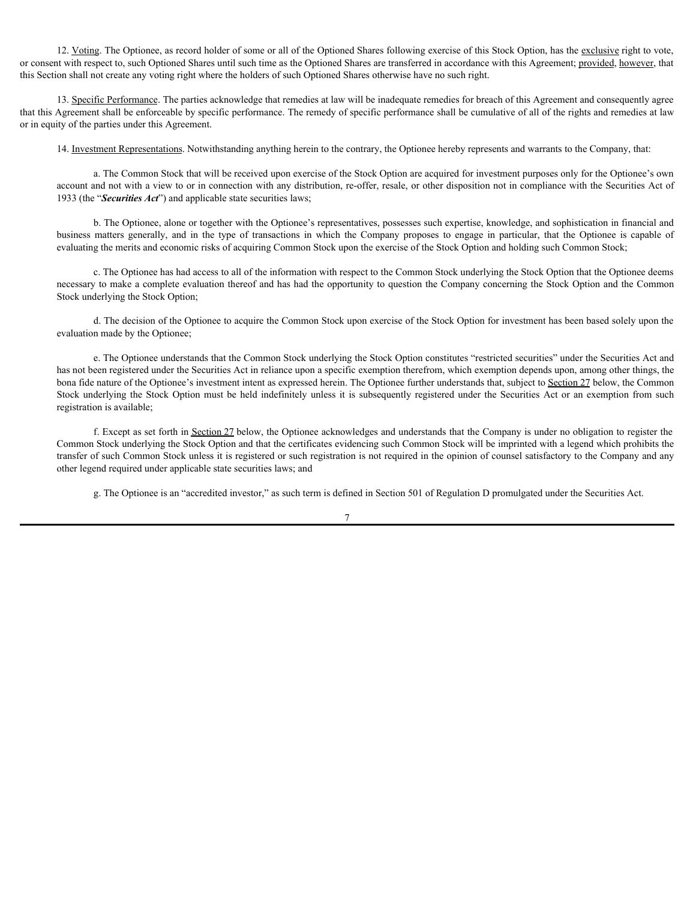12. Voting. The Optionee, as record holder of some or all of the Optioned Shares following exercise of this Stock Option, has the exclusive right to vote, or consent with respect to, such Optioned Shares until such time as the Optioned Shares are transferred in accordance with this Agreement; provided, however, that this Section shall not create any voting right where the holders of such Optioned Shares otherwise have no such right.

13. Specific Performance. The parties acknowledge that remedies at law will be inadequate remedies for breach of this Agreement and consequently agree that this Agreement shall be enforceable by specific performance. The remedy of specific performance shall be cumulative of all of the rights and remedies at law or in equity of the parties under this Agreement.

14. Investment Representations. Notwithstanding anything herein to the contrary, the Optionee hereby represents and warrants to the Company, that:

a. The Common Stock that will be received upon exercise of the Stock Option are acquired for investment purposes only for the Optionee's own account and not with a view to or in connection with any distribution, re-offer, resale, or other disposition not in compliance with the Securities Act of 1933 (the "***Securities Act***") and applicable state securities laws;

b. The Optionee, alone or together with the Optionee's representatives, possesses such expertise, knowledge, and sophistication in financial and business matters generally, and in the type of transactions in which the Company proposes to engage in particular, that the Optionee is capable of evaluating the merits and economic risks of acquiring Common Stock upon the exercise of the Stock Option and holding such Common Stock;

c. The Optionee has had access to all of the information with respect to the Common Stock underlying the Stock Option that the Optionee deems necessary to make a complete evaluation thereof and has had the opportunity to question the Company concerning the Stock Option and the Common Stock underlying the Stock Option;

d. The decision of the Optionee to acquire the Common Stock upon exercise of the Stock Option for investment has been based solely upon the evaluation made by the Optionee;

e. The Optionee understands that the Common Stock underlying the Stock Option constitutes "restricted securities" under the Securities Act and has not been registered under the Securities Act in reliance upon a specific exemption therefrom, which exemption depends upon, among other things, the bona fide nature of the Optionee's investment intent as expressed herein. The Optionee further understands that, subject to Section 27 below, the Common Stock underlying the Stock Option must be held indefinitely unless it is subsequently registered under the Securities Act or an exemption from such registration is available;

f. Except as set forth in Section 27 below, the Optionee acknowledges and understands that the Company is under no obligation to register the Common Stock underlying the Stock Option and that the certificates evidencing such Common Stock will be imprinted with a legend which prohibits the transfer of such Common Stock unless it is registered or such registration is not required in the opinion of counsel satisfactory to the Company and any other legend required under applicable state securities laws; and

g. The Optionee is an "accredited investor," as such term is defined in Section 501 of Regulation D promulgated under the Securities Act.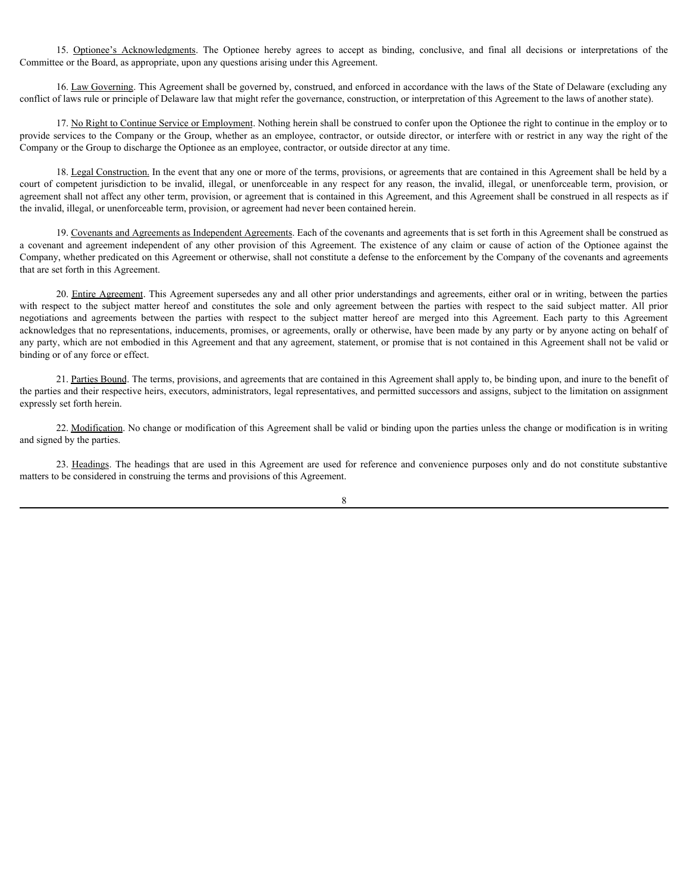15. Optionee's Acknowledgments. The Optionee hereby agrees to accept as binding, conclusive, and final all decisions or interpretations of the Committee or the Board, as appropriate, upon any questions arising under this Agreement.

16. Law Governing. This Agreement shall be governed by, construed, and enforced in accordance with the laws of the State of Delaware (excluding any conflict of laws rule or principle of Delaware law that might refer the governance, construction, or interpretation of this Agreement to the laws of another state).

17. No Right to Continue Service or Employment. Nothing herein shall be construed to confer upon the Optionee the right to continue in the employ or to provide services to the Company or the Group, whether as an employee, contractor, or outside director, or interfere with or restrict in any way the right of the Company or the Group to discharge the Optionee as an employee, contractor, or outside director at any time.

18. Legal Construction. In the event that any one or more of the terms, provisions, or agreements that are contained in this Agreement shall be held by a court of competent jurisdiction to be invalid, illegal, or unenforceable in any respect for any reason, the invalid, illegal, or unenforceable term, provision, or agreement shall not affect any other term, provision, or agreement that is contained in this Agreement, and this Agreement shall be construed in all respects as if the invalid, illegal, or unenforceable term, provision, or agreement had never been contained herein.

19. Covenants and Agreements as Independent Agreements. Each of the covenants and agreements that is set forth in this Agreement shall be construed as a covenant and agreement independent of any other provision of this Agreement. The existence of any claim or cause of action of the Optionee against the Company, whether predicated on this Agreement or otherwise, shall not constitute a defense to the enforcement by the Company of the covenants and agreements that are set forth in this Agreement.

20. Entire Agreement. This Agreement supersedes any and all other prior understandings and agreements, either oral or in writing, between the parties with respect to the subject matter hereof and constitutes the sole and only agreement between the parties with respect to the said subject matter. All prior negotiations and agreements between the parties with respect to the subject matter hereof are merged into this Agreement. Each party to this Agreement acknowledges that no representations, inducements, promises, or agreements, orally or otherwise, have been made by any party or by anyone acting on behalf of any party, which are not embodied in this Agreement and that any agreement, statement, or promise that is not contained in this Agreement shall not be valid or binding or of any force or effect.

21. Parties Bound. The terms, provisions, and agreements that are contained in this Agreement shall apply to, be binding upon, and inure to the benefit of the parties and their respective heirs, executors, administrators, legal representatives, and permitted successors and assigns, subject to the limitation on assignment expressly set forth herein.

22. Modification. No change or modification of this Agreement shall be valid or binding upon the parties unless the change or modification is in writing and signed by the parties.

23. Headings. The headings that are used in this Agreement are used for reference and convenience purposes only and do not constitute substantive matters to be considered in construing the terms and provisions of this Agreement.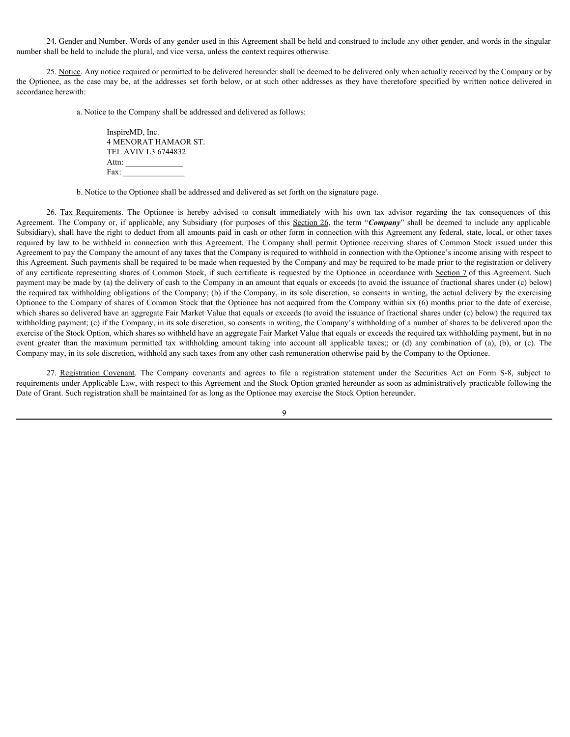24. Gender and Number. Words of any gender used in this Agreement shall be held and construed to include any other gender, and words in the singular number shall be held to include the plural, and vice versa, unless the context requires otherwise.

25. Notice. Any notice required or permitted to be delivered hereunder shall be deemed to be delivered only when actually received by the Company or by the Optionee, as the case may be, at the addresses set forth below, or at such other addresses as they have theretofore specified by written notice delivered in accordance herewith:

a. Notice to the Company shall be addressed and delivered as follows:

InspireMD, Inc.
4 MENORAT HAMAOR ST.
TEL AVIV L3 6744832
Attn: _____________
Fax: ______________

b. Notice to the Optionee shall be addressed and delivered as set forth on the signature page.

26. Tax Requirements. The Optionee is hereby advised to consult immediately with his own tax advisor regarding the tax consequences of this Agreement. The Company or, if applicable, any Subsidiary (for purposes of this Section 26, the term "***Company***" shall be deemed to include any applicable Subsidiary), shall have the right to deduct from all amounts paid in cash or other form in connection with this Agreement any federal, state, local, or other taxes required by law to be withheld in connection with this Agreement. The Company shall permit Optionee receiving shares of Common Stock issued under this Agreement to pay the Company the amount of any taxes that the Company is required to withhold in connection with the Optionee's income arising with respect to this Agreement. Such payments shall be required to be made when requested by the Company and may be required to be made prior to the registration or delivery of any certificate representing shares of Common Stock, if such certificate is requested by the Optionee in accordance with Section 7 of this Agreement. Such payment may be made by (a) the delivery of cash to the Company in an amount that equals or exceeds (to avoid the issuance of fractional shares under (c) below) the required tax withholding obligations of the Company; (b) if the Company, in its sole discretion, so consents in writing, the actual delivery by the exercising Optionee to the Company of shares of Common Stock that the Optionee has not acquired from the Company within six (6) months prior to the date of exercise, which shares so delivered have an aggregate Fair Market Value that equals or exceeds (to avoid the issuance of fractional shares under (c) below) the required tax withholding payment; (c) if the Company, in its sole discretion, so consents in writing, the Company's withholding of a number of shares to be delivered upon the exercise of the Stock Option, which shares so withheld have an aggregate Fair Market Value that equals or exceeds the required tax withholding payment, but in no event greater than the maximum permitted tax withholding amount taking into account all applicable taxes;; or (d) any combination of (a), (b), or (c). The Company may, in its sole discretion, withhold any such taxes from any other cash remuneration otherwise paid by the Company to the Optionee.

27. Registration Covenant. The Company covenants and agrees to file a registration statement under the Securities Act on Form S-8, subject to requirements under Applicable Law, with respect to this Agreement and the Stock Option granted hereunder as soon as administratively practicable following the Date of Grant. Such registration shall be maintained for as long as the Optionee may exercise the Stock Option hereunder.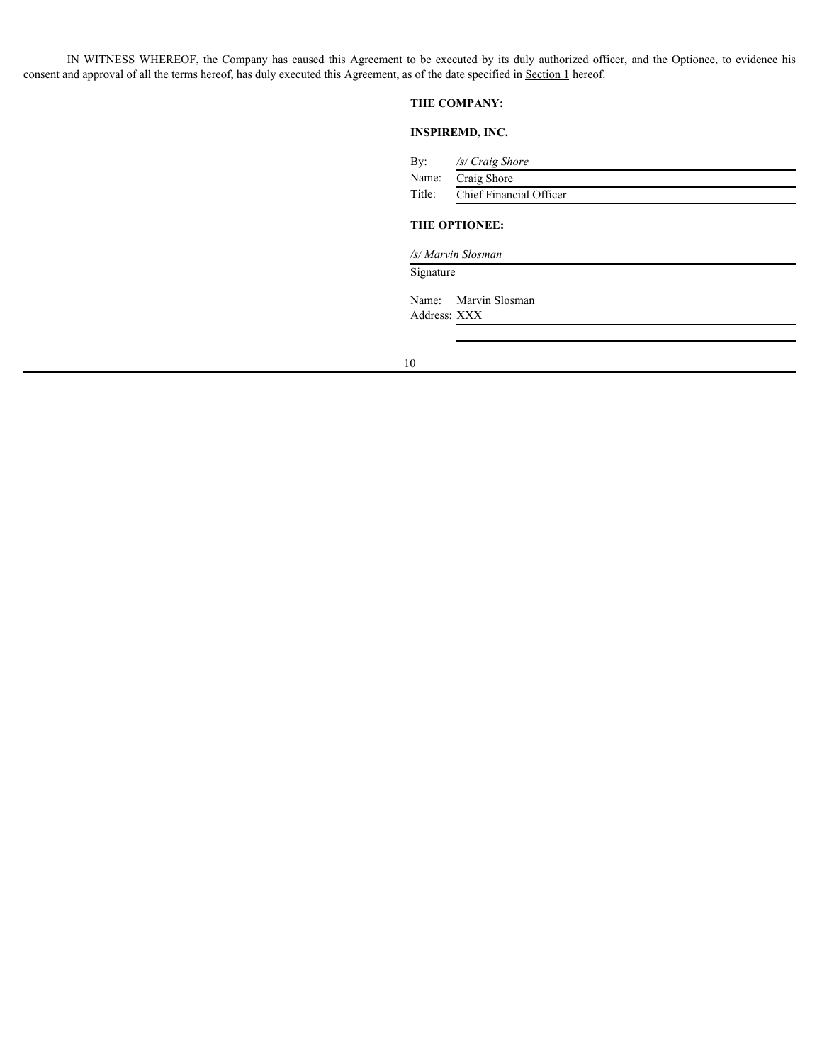IN WITNESS WHEREOF, the Company has caused this Agreement to be executed by its duly authorized officer, and the Optionee, to evidence his consent and approval of all the terms hereof, has duly executed this Agreement, as of the date specified in Section 1 hereof.

**THE COMPANY:**

**INSPIREMD, INC.**

By: */s/ Craig Shore*
Name: Craig Shore
Title: Chief Financial Officer

**THE OPTIONEE:**

*/s/ Marvin Slosman*
Signature

Name: Marvin Slosman
Address: XXX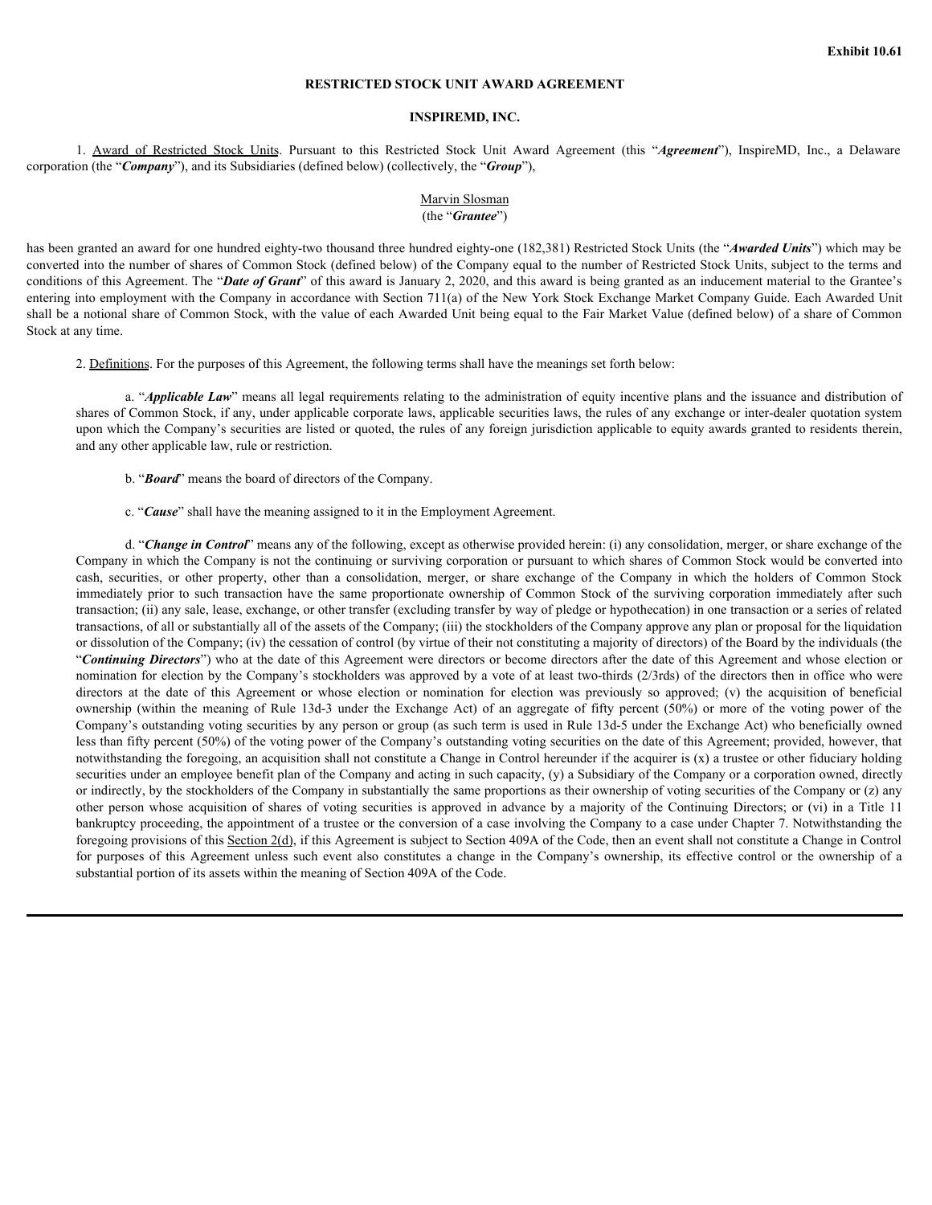Exhibit 10.61

# RESTRICTED STOCK UNIT AWARD AGREEMENT

## INSPIREMD, INC.

1. Award of Restricted Stock Units. Pursuant to this Restricted Stock Unit Award Agreement (this "***Agreement***"), InspireMD, Inc., a Delaware corporation (the "***Company***"), and its Subsidiaries (defined below) (collectively, the "***Group***"),

Marvin Slosman
(the "***Grantee***")

has been granted an award for one hundred eighty-two thousand three hundred eighty-one (182,381) Restricted Stock Units (the "***Awarded Units***") which may be converted into the number of shares of Common Stock (defined below) of the Company equal to the number of Restricted Stock Units, subject to the terms and conditions of this Agreement. The "***Date of Grant***" of this award is January 2, 2020, and this award is being granted as an inducement material to the Grantee's entering into employment with the Company in accordance with Section 711(a) of the New York Stock Exchange Market Company Guide. Each Awarded Unit shall be a notional share of Common Stock, with the value of each Awarded Unit being equal to the Fair Market Value (defined below) of a share of Common Stock at any time.

2. Definitions. For the purposes of this Agreement, the following terms shall have the meanings set forth below:

a. "***Applicable Law***" means all legal requirements relating to the administration of equity incentive plans and the issuance and distribution of shares of Common Stock, if any, under applicable corporate laws, applicable securities laws, the rules of any exchange or inter-dealer quotation system upon which the Company's securities are listed or quoted, the rules of any foreign jurisdiction applicable to equity awards granted to residents therein, and any other applicable law, rule or restriction.

b. "***Board***" means the board of directors of the Company.

c. "***Cause***" shall have the meaning assigned to it in the Employment Agreement.

d. "***Change in Control***" means any of the following, except as otherwise provided herein: (i) any consolidation, merger, or share exchange of the Company in which the Company is not the continuing or surviving corporation or pursuant to which shares of Common Stock would be converted into cash, securities, or other property, other than a consolidation, merger, or share exchange of the Company in which the holders of Common Stock immediately prior to such transaction have the same proportionate ownership of Common Stock of the surviving corporation immediately after such transaction; (ii) any sale, lease, exchange, or other transfer (excluding transfer by way of pledge or hypothecation) in one transaction or a series of related transactions, of all or substantially all of the assets of the Company; (iii) the stockholders of the Company approve any plan or proposal for the liquidation or dissolution of the Company; (iv) the cessation of control (by virtue of their not constituting a majority of directors) of the Board by the individuals (the "***Continuing Directors***") who at the date of this Agreement were directors or become directors after the date of this Agreement and whose election or nomination for election by the Company's stockholders was approved by a vote of at least two-thirds (2/3rds) of the directors then in office who were directors at the date of this Agreement or whose election or nomination for election was previously so approved; (v) the acquisition of beneficial ownership (within the meaning of Rule 13d-3 under the Exchange Act) of an aggregate of fifty percent (50%) or more of the voting power of the Company's outstanding voting securities by any person or group (as such term is used in Rule 13d-5 under the Exchange Act) who beneficially owned less than fifty percent (50%) of the voting power of the Company's outstanding voting securities on the date of this Agreement; provided, however, that notwithstanding the foregoing, an acquisition shall not constitute a Change in Control hereunder if the acquirer is (x) a trustee or other fiduciary holding securities under an employee benefit plan of the Company and acting in such capacity, (y) a Subsidiary of the Company or a corporation owned, directly or indirectly, by the stockholders of the Company in substantially the same proportions as their ownership of voting securities of the Company or (z) any other person whose acquisition of shares of voting securities is approved in advance by a majority of the Continuing Directors; or (vi) in a Title 11 bankruptcy proceeding, the appointment of a trustee or the conversion of a case involving the Company to a case under Chapter 7. Notwithstanding the foregoing provisions of this Section 2(d), if this Agreement is subject to Section 409A of the Code, then an event shall not constitute a Change in Control for purposes of this Agreement unless such event also constitutes a change in the Company's ownership, its effective control or the ownership of a substantial portion of its assets within the meaning of Section 409A of the Code.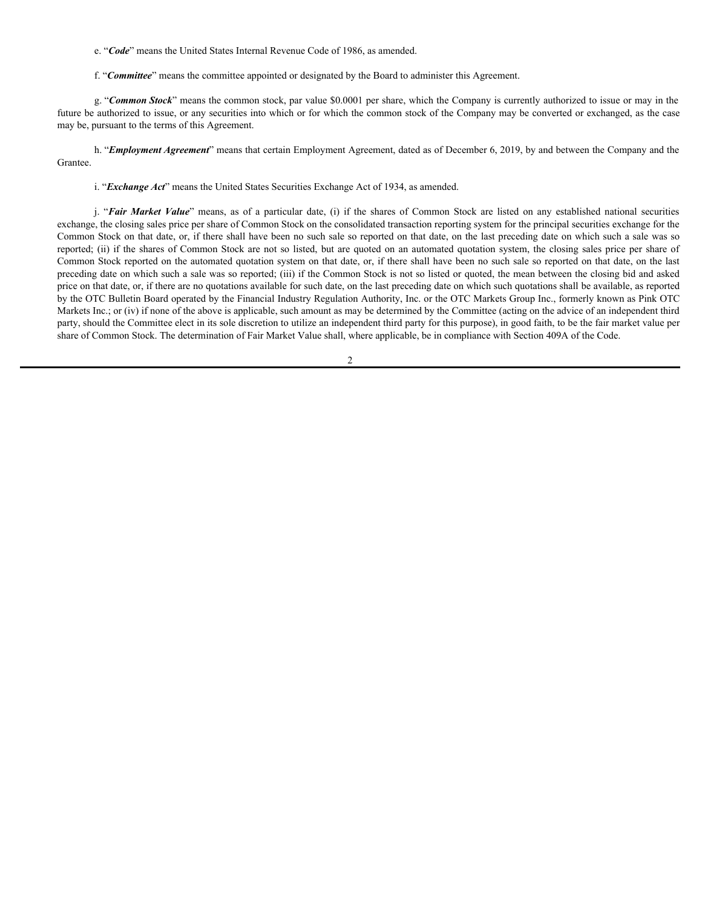e. "***Code***" means the United States Internal Revenue Code of 1986, as amended.

f. "***Committee***" means the committee appointed or designated by the Board to administer this Agreement.

g. "***Common Stock***" means the common stock, par value $0.0001 per share, which the Company is currently authorized to issue or may in the future be authorized to issue, or any securities into which or for which the common stock of the Company may be converted or exchanged, as the case may be, pursuant to the terms of this Agreement.

h. "***Employment Agreement***" means that certain Employment Agreement, dated as of December 6, 2019, by and between the Company and the Grantee.

i. "***Exchange Act***" means the United States Securities Exchange Act of 1934, as amended.

j. "***Fair Market Value***" means, as of a particular date, (i) if the shares of Common Stock are listed on any established national securities exchange, the closing sales price per share of Common Stock on the consolidated transaction reporting system for the principal securities exchange for the Common Stock on that date, or, if there shall have been no such sale so reported on that date, on the last preceding date on which such a sale was so reported; (ii) if the shares of Common Stock are not so listed, but are quoted on an automated quotation system, the closing sales price per share of Common Stock reported on the automated quotation system on that date, or, if there shall have been no such sale so reported on that date, on the last preceding date on which such a sale was so reported; (iii) if the Common Stock is not so listed or quoted, the mean between the closing bid and asked price on that date, or, if there are no quotations available for such date, on the last preceding date on which such quotations shall be available, as reported by the OTC Bulletin Board operated by the Financial Industry Regulation Authority, Inc. or the OTC Markets Group Inc., formerly known as Pink OTC Markets Inc.; or (iv) if none of the above is applicable, such amount as may be determined by the Committee (acting on the advice of an independent third party, should the Committee elect in its sole discretion to utilize an independent third party for this purpose), in good faith, to be the fair market value per share of Common Stock. The determination of Fair Market Value shall, where applicable, be in compliance with Section 409A of the Code.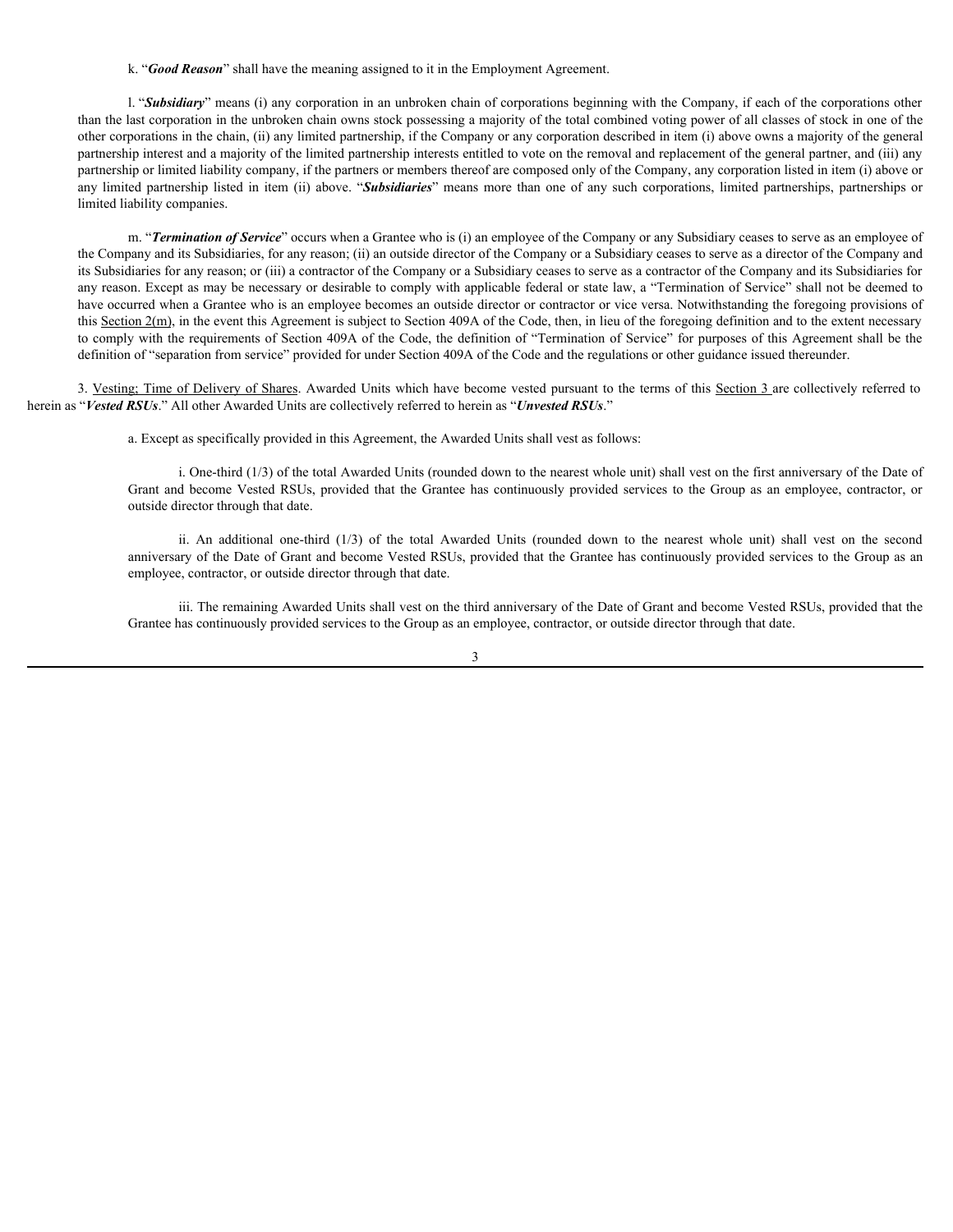k. "***Good Reason***" shall have the meaning assigned to it in the Employment Agreement.

l. "***Subsidiary***" means (i) any corporation in an unbroken chain of corporations beginning with the Company, if each of the corporations other than the last corporation in the unbroken chain owns stock possessing a majority of the total combined voting power of all classes of stock in one of the other corporations in the chain, (ii) any limited partnership, if the Company or any corporation described in item (i) above owns a majority of the general partnership interest and a majority of the limited partnership interests entitled to vote on the removal and replacement of the general partner, and (iii) any partnership or limited liability company, if the partners or members thereof are composed only of the Company, any corporation listed in item (i) above or any limited partnership listed in item (ii) above. "***Subsidiaries***" means more than one of any such corporations, limited partnerships, partnerships or limited liability companies.

m. "***Termination of Service***" occurs when a Grantee who is (i) an employee of the Company or any Subsidiary ceases to serve as an employee of the Company and its Subsidiaries, for any reason; (ii) an outside director of the Company or a Subsidiary ceases to serve as a director of the Company and its Subsidiaries for any reason; or (iii) a contractor of the Company or a Subsidiary ceases to serve as a contractor of the Company and its Subsidiaries for any reason. Except as may be necessary or desirable to comply with applicable federal or state law, a "Termination of Service" shall not be deemed to have occurred when a Grantee who is an employee becomes an outside director or contractor or vice versa. Notwithstanding the foregoing provisions of this Section 2(m), in the event this Agreement is subject to Section 409A of the Code, then, in lieu of the foregoing definition and to the extent necessary to comply with the requirements of Section 409A of the Code, the definition of "Termination of Service" for purposes of this Agreement shall be the definition of "separation from service" provided for under Section 409A of the Code and the regulations or other guidance issued thereunder.

3. Vesting; Time of Delivery of Shares. Awarded Units which have become vested pursuant to the terms of this Section 3 are collectively referred to herein as "***Vested RSUs***." All other Awarded Units are collectively referred to herein as "***Unvested RSUs***."

a. Except as specifically provided in this Agreement, the Awarded Units shall vest as follows:

i. One-third (1/3) of the total Awarded Units (rounded down to the nearest whole unit) shall vest on the first anniversary of the Date of Grant and become Vested RSUs, provided that the Grantee has continuously provided services to the Group as an employee, contractor, or outside director through that date.

ii. An additional one-third (1/3) of the total Awarded Units (rounded down to the nearest whole unit) shall vest on the second anniversary of the Date of Grant and become Vested RSUs, provided that the Grantee has continuously provided services to the Group as an employee, contractor, or outside director through that date.

iii. The remaining Awarded Units shall vest on the third anniversary of the Date of Grant and become Vested RSUs, provided that the Grantee has continuously provided services to the Group as an employee, contractor, or outside director through that date.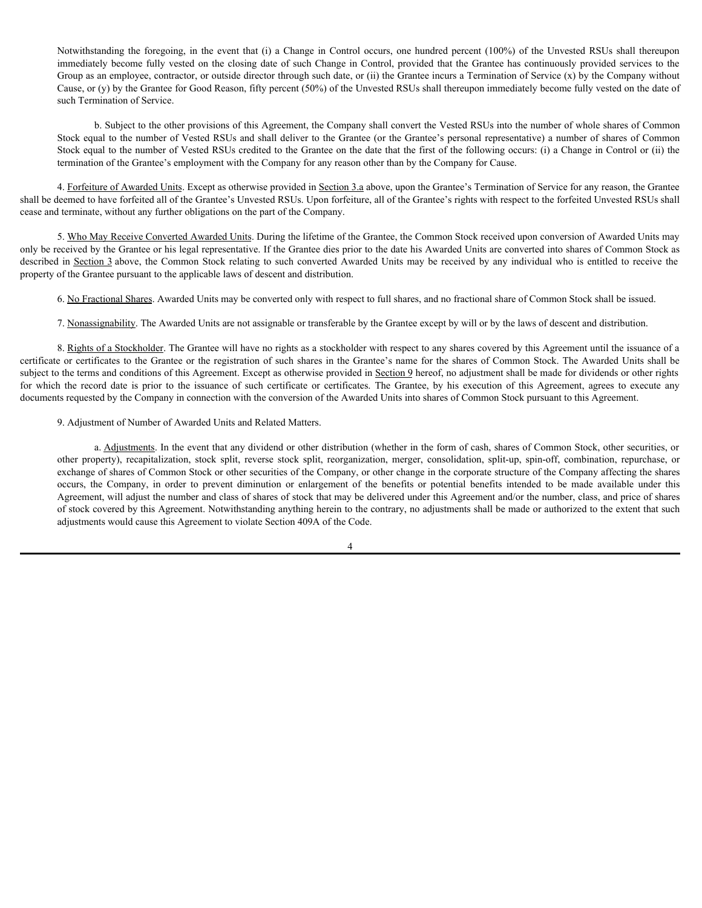Notwithstanding the foregoing, in the event that (i) a Change in Control occurs, one hundred percent (100%) of the Unvested RSUs shall thereupon immediately become fully vested on the closing date of such Change in Control, provided that the Grantee has continuously provided services to the Group as an employee, contractor, or outside director through such date, or (ii) the Grantee incurs a Termination of Service (x) by the Company without Cause, or (y) by the Grantee for Good Reason, fifty percent (50%) of the Unvested RSUs shall thereupon immediately become fully vested on the date of such Termination of Service.

b. Subject to the other provisions of this Agreement, the Company shall convert the Vested RSUs into the number of whole shares of Common Stock equal to the number of Vested RSUs and shall deliver to the Grantee (or the Grantee's personal representative) a number of shares of Common Stock equal to the number of Vested RSUs credited to the Grantee on the date that the first of the following occurs: (i) a Change in Control or (ii) the termination of the Grantee's employment with the Company for any reason other than by the Company for Cause.

4. Forfeiture of Awarded Units. Except as otherwise provided in Section 3.a above, upon the Grantee's Termination of Service for any reason, the Grantee shall be deemed to have forfeited all of the Grantee's Unvested RSUs. Upon forfeiture, all of the Grantee's rights with respect to the forfeited Unvested RSUs shall cease and terminate, without any further obligations on the part of the Company.

5. Who May Receive Converted Awarded Units. During the lifetime of the Grantee, the Common Stock received upon conversion of Awarded Units may only be received by the Grantee or his legal representative. If the Grantee dies prior to the date his Awarded Units are converted into shares of Common Stock as described in Section 3 above, the Common Stock relating to such converted Awarded Units may be received by any individual who is entitled to receive the property of the Grantee pursuant to the applicable laws of descent and distribution.

6. No Fractional Shares. Awarded Units may be converted only with respect to full shares, and no fractional share of Common Stock shall be issued.

7. Nonassignability. The Awarded Units are not assignable or transferable by the Grantee except by will or by the laws of descent and distribution.

8. Rights of a Stockholder. The Grantee will have no rights as a stockholder with respect to any shares covered by this Agreement until the issuance of a certificate or certificates to the Grantee or the registration of such shares in the Grantee's name for the shares of Common Stock. The Awarded Units shall be subject to the terms and conditions of this Agreement. Except as otherwise provided in Section 9 hereof, no adjustment shall be made for dividends or other rights for which the record date is prior to the issuance of such certificate or certificates. The Grantee, by his execution of this Agreement, agrees to execute any documents requested by the Company in connection with the conversion of the Awarded Units into shares of Common Stock pursuant to this Agreement.

9. Adjustment of Number of Awarded Units and Related Matters.

a. Adjustments. In the event that any dividend or other distribution (whether in the form of cash, shares of Common Stock, other securities, or other property), recapitalization, stock split, reverse stock split, reorganization, merger, consolidation, split-up, spin-off, combination, repurchase, or exchange of shares of Common Stock or other securities of the Company, or other change in the corporate structure of the Company affecting the shares occurs, the Company, in order to prevent diminution or enlargement of the benefits or potential benefits intended to be made available under this Agreement, will adjust the number and class of shares of stock that may be delivered under this Agreement and/or the number, class, and price of shares of stock covered by this Agreement. Notwithstanding anything herein to the contrary, no adjustments shall be made or authorized to the extent that such adjustments would cause this Agreement to violate Section 409A of the Code.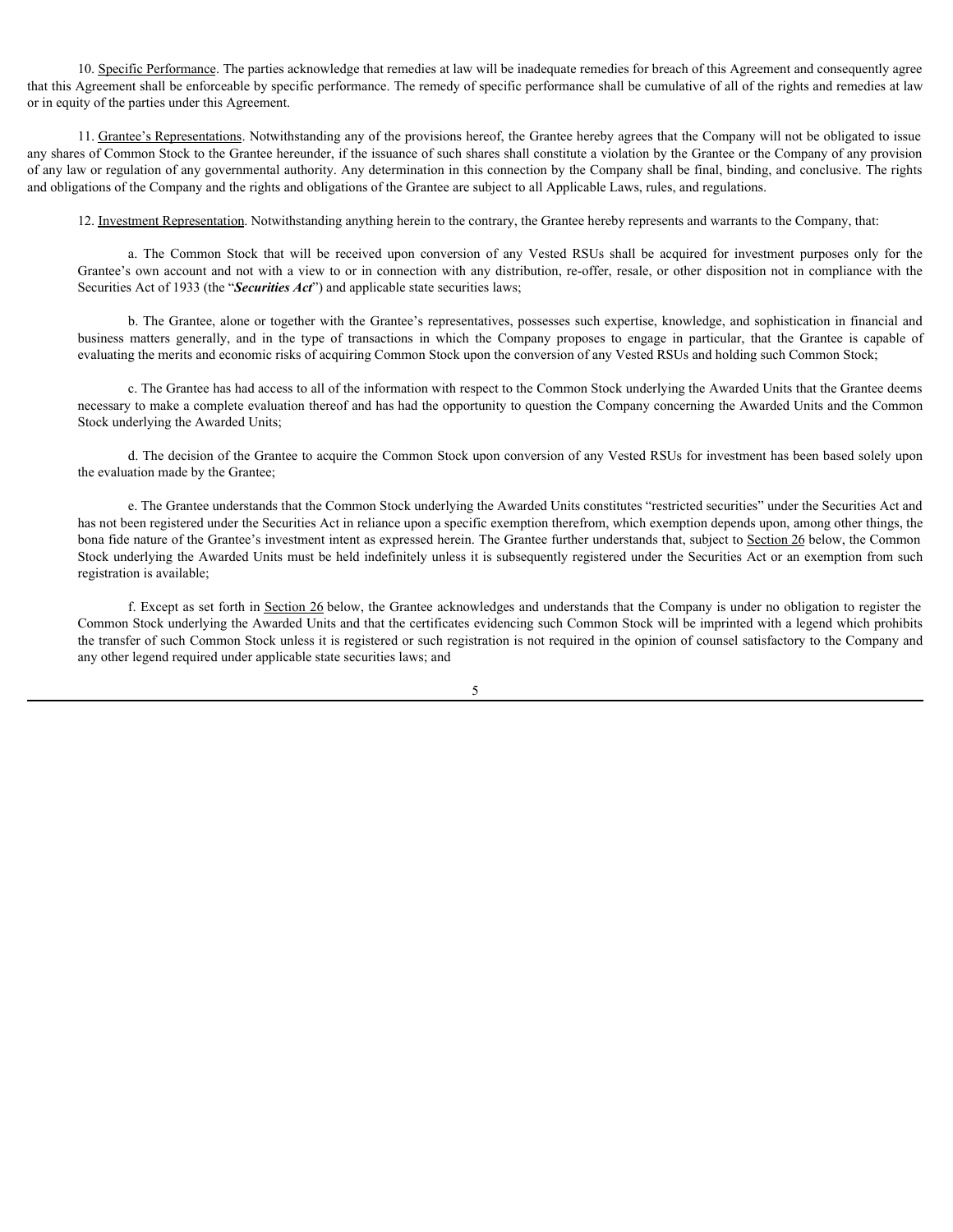10. Specific Performance. The parties acknowledge that remedies at law will be inadequate remedies for breach of this Agreement and consequently agree that this Agreement shall be enforceable by specific performance. The remedy of specific performance shall be cumulative of all of the rights and remedies at law or in equity of the parties under this Agreement.

11. Grantee's Representations. Notwithstanding any of the provisions hereof, the Grantee hereby agrees that the Company will not be obligated to issue any shares of Common Stock to the Grantee hereunder, if the issuance of such shares shall constitute a violation by the Grantee or the Company of any provision of any law or regulation of any governmental authority. Any determination in this connection by the Company shall be final, binding, and conclusive. The rights and obligations of the Company and the rights and obligations of the Grantee are subject to all Applicable Laws, rules, and regulations.

12. Investment Representation. Notwithstanding anything herein to the contrary, the Grantee hereby represents and warrants to the Company, that:

a. The Common Stock that will be received upon conversion of any Vested RSUs shall be acquired for investment purposes only for the Grantee's own account and not with a view to or in connection with any distribution, re-offer, resale, or other disposition not in compliance with the Securities Act of 1933 (the "***Securities Act***") and applicable state securities laws;

b. The Grantee, alone or together with the Grantee's representatives, possesses such expertise, knowledge, and sophistication in financial and business matters generally, and in the type of transactions in which the Company proposes to engage in particular, that the Grantee is capable of evaluating the merits and economic risks of acquiring Common Stock upon the conversion of any Vested RSUs and holding such Common Stock;

c. The Grantee has had access to all of the information with respect to the Common Stock underlying the Awarded Units that the Grantee deems necessary to make a complete evaluation thereof and has had the opportunity to question the Company concerning the Awarded Units and the Common Stock underlying the Awarded Units;

d. The decision of the Grantee to acquire the Common Stock upon conversion of any Vested RSUs for investment has been based solely upon the evaluation made by the Grantee;

e. The Grantee understands that the Common Stock underlying the Awarded Units constitutes "restricted securities" under the Securities Act and has not been registered under the Securities Act in reliance upon a specific exemption therefrom, which exemption depends upon, among other things, the bona fide nature of the Grantee's investment intent as expressed herein. The Grantee further understands that, subject to Section 26 below, the Common Stock underlying the Awarded Units must be held indefinitely unless it is subsequently registered under the Securities Act or an exemption from such registration is available;

f. Except as set forth in Section 26 below, the Grantee acknowledges and understands that the Company is under no obligation to register the Common Stock underlying the Awarded Units and that the certificates evidencing such Common Stock will be imprinted with a legend which prohibits the transfer of such Common Stock unless it is registered or such registration is not required in the opinion of counsel satisfactory to the Company and any other legend required under applicable state securities laws; and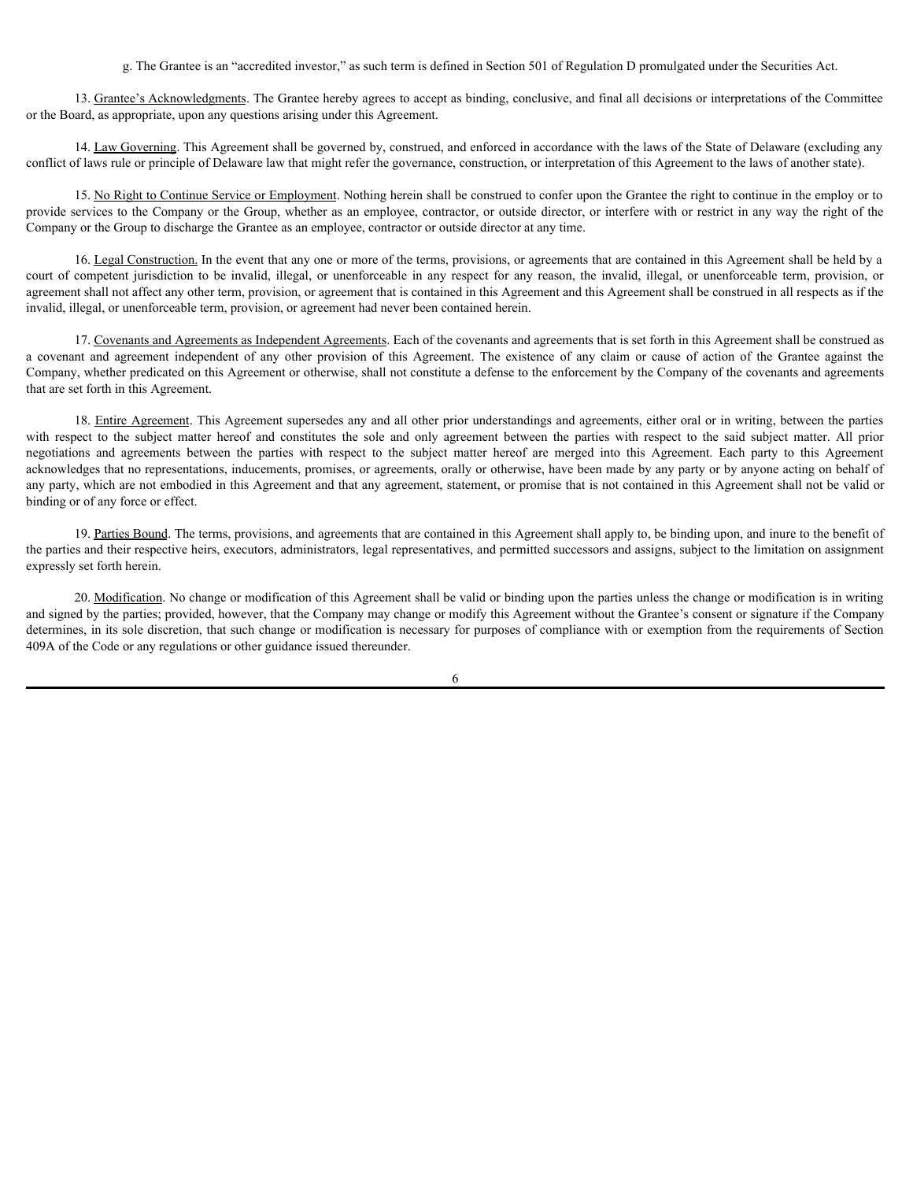g. The Grantee is an "accredited investor," as such term is defined in Section 501 of Regulation D promulgated under the Securities Act.

13. Grantee's Acknowledgments. The Grantee hereby agrees to accept as binding, conclusive, and final all decisions or interpretations of the Committee or the Board, as appropriate, upon any questions arising under this Agreement.

14. Law Governing. This Agreement shall be governed by, construed, and enforced in accordance with the laws of the State of Delaware (excluding any conflict of laws rule or principle of Delaware law that might refer the governance, construction, or interpretation of this Agreement to the laws of another state).

15. No Right to Continue Service or Employment. Nothing herein shall be construed to confer upon the Grantee the right to continue in the employ or to provide services to the Company or the Group, whether as an employee, contractor, or outside director, or interfere with or restrict in any way the right of the Company or the Group to discharge the Grantee as an employee, contractor or outside director at any time.

16. Legal Construction. In the event that any one or more of the terms, provisions, or agreements that are contained in this Agreement shall be held by a court of competent jurisdiction to be invalid, illegal, or unenforceable in any respect for any reason, the invalid, illegal, or unenforceable term, provision, or agreement shall not affect any other term, provision, or agreement that is contained in this Agreement and this Agreement shall be construed in all respects as if the invalid, illegal, or unenforceable term, provision, or agreement had never been contained herein.

17. Covenants and Agreements as Independent Agreements. Each of the covenants and agreements that is set forth in this Agreement shall be construed as a covenant and agreement independent of any other provision of this Agreement. The existence of any claim or cause of action of the Grantee against the Company, whether predicated on this Agreement or otherwise, shall not constitute a defense to the enforcement by the Company of the covenants and agreements that are set forth in this Agreement.

18. Entire Agreement. This Agreement supersedes any and all other prior understandings and agreements, either oral or in writing, between the parties with respect to the subject matter hereof and constitutes the sole and only agreement between the parties with respect to the said subject matter. All prior negotiations and agreements between the parties with respect to the subject matter hereof are merged into this Agreement. Each party to this Agreement acknowledges that no representations, inducements, promises, or agreements, orally or otherwise, have been made by any party or by anyone acting on behalf of any party, which are not embodied in this Agreement and that any agreement, statement, or promise that is not contained in this Agreement shall not be valid or binding or of any force or effect.

19. Parties Bound. The terms, provisions, and agreements that are contained in this Agreement shall apply to, be binding upon, and inure to the benefit of the parties and their respective heirs, executors, administrators, legal representatives, and permitted successors and assigns, subject to the limitation on assignment expressly set forth herein.

20. Modification. No change or modification of this Agreement shall be valid or binding upon the parties unless the change or modification is in writing and signed by the parties; provided, however, that the Company may change or modify this Agreement without the Grantee's consent or signature if the Company determines, in its sole discretion, that such change or modification is necessary for purposes of compliance with or exemption from the requirements of Section 409A of the Code or any regulations or other guidance issued thereunder.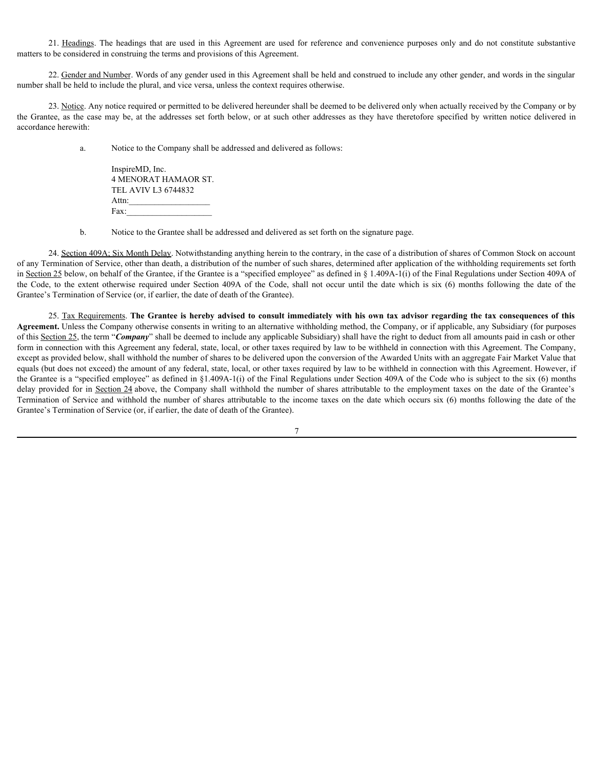21. Headings. The headings that are used in this Agreement are used for reference and convenience purposes only and do not constitute substantive matters to be considered in construing the terms and provisions of this Agreement.

22. Gender and Number. Words of any gender used in this Agreement shall be held and construed to include any other gender, and words in the singular number shall be held to include the plural, and vice versa, unless the context requires otherwise.

23. Notice. Any notice required or permitted to be delivered hereunder shall be deemed to be delivered only when actually received by the Company or by the Grantee, as the case may be, at the addresses set forth below, or at such other addresses as they have theretofore specified by written notice delivered in accordance herewith:

a. Notice to the Company shall be addressed and delivered as follows:

InspireMD, Inc.
4 MENORAT HAMAOR ST.
TEL AVIV L3 6744832
Attn:\_\_\_\_\_\_\_\_\_\_\_\_\_\_\_\_\_\_
Fax:\_\_\_\_\_\_\_\_\_\_\_\_\_\_\_\_\_\_\_

b. Notice to the Grantee shall be addressed and delivered as set forth on the signature page.

24. Section 409A; Six Month Delay. Notwithstanding anything herein to the contrary, in the case of a distribution of shares of Common Stock on account of any Termination of Service, other than death, a distribution of the number of such shares, determined after application of the withholding requirements set forth in Section 25 below, on behalf of the Grantee, if the Grantee is a "specified employee" as defined in § 1.409A-1(i) of the Final Regulations under Section 409A of the Code, to the extent otherwise required under Section 409A of the Code, shall not occur until the date which is six (6) months following the date of the Grantee's Termination of Service (or, if earlier, the date of death of the Grantee).

25. Tax Requirements. **The Grantee is hereby advised to consult immediately with his own tax advisor regarding the tax consequences of this Agreement.** Unless the Company otherwise consents in writing to an alternative withholding method, the Company, or if applicable, any Subsidiary (for purposes of this Section 25, the term "***Company***" shall be deemed to include any applicable Subsidiary) shall have the right to deduct from all amounts paid in cash or other form in connection with this Agreement any federal, state, local, or other taxes required by law to be withheld in connection with this Agreement. The Company, except as provided below, shall withhold the number of shares to be delivered upon the conversion of the Awarded Units with an aggregate Fair Market Value that equals (but does not exceed) the amount of any federal, state, local, or other taxes required by law to be withheld in connection with this Agreement. However, if the Grantee is a "specified employee" as defined in §1.409A-1(i) of the Final Regulations under Section 409A of the Code who is subject to the six (6) months delay provided for in Section 24 above, the Company shall withhold the number of shares attributable to the employment taxes on the date of the Grantee's Termination of Service and withhold the number of shares attributable to the income taxes on the date which occurs six (6) months following the date of the Grantee's Termination of Service (or, if earlier, the date of death of the Grantee).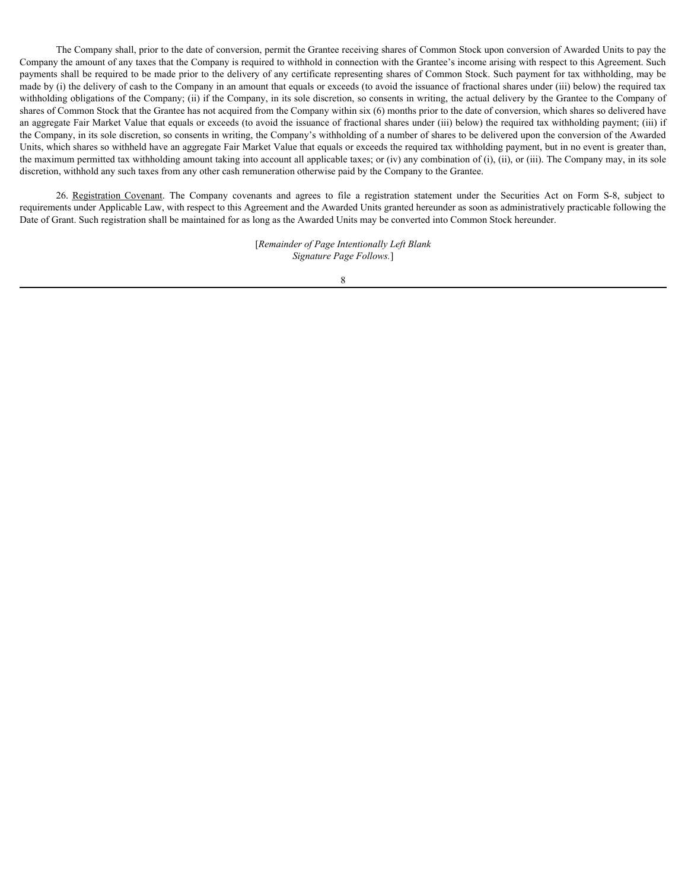The Company shall, prior to the date of conversion, permit the Grantee receiving shares of Common Stock upon conversion of Awarded Units to pay the Company the amount of any taxes that the Company is required to withhold in connection with the Grantee's income arising with respect to this Agreement. Such payments shall be required to be made prior to the delivery of any certificate representing shares of Common Stock. Such payment for tax withholding, may be made by (i) the delivery of cash to the Company in an amount that equals or exceeds (to avoid the issuance of fractional shares under (iii) below) the required tax withholding obligations of the Company; (ii) if the Company, in its sole discretion, so consents in writing, the actual delivery by the Grantee to the Company of shares of Common Stock that the Grantee has not acquired from the Company within six (6) months prior to the date of conversion, which shares so delivered have an aggregate Fair Market Value that equals or exceeds (to avoid the issuance of fractional shares under (iii) below) the required tax withholding payment; (iii) if the Company, in its sole discretion, so consents in writing, the Company's withholding of a number of shares to be delivered upon the conversion of the Awarded Units, which shares so withheld have an aggregate Fair Market Value that equals or exceeds the required tax withholding payment, but in no event is greater than, the maximum permitted tax withholding amount taking into account all applicable taxes; or (iv) any combination of (i), (ii), or (iii). The Company may, in its sole discretion, withhold any such taxes from any other cash remuneration otherwise paid by the Company to the Grantee.

26. Registration Covenant. The Company covenants and agrees to file a registration statement under the Securities Act on Form S-8, subject to requirements under Applicable Law, with respect to this Agreement and the Awarded Units granted hereunder as soon as administratively practicable following the Date of Grant. Such registration shall be maintained for as long as the Awarded Units may be converted into Common Stock hereunder.

[*Remainder of Page Intentionally Left Blank*
*Signature Page Follows.*]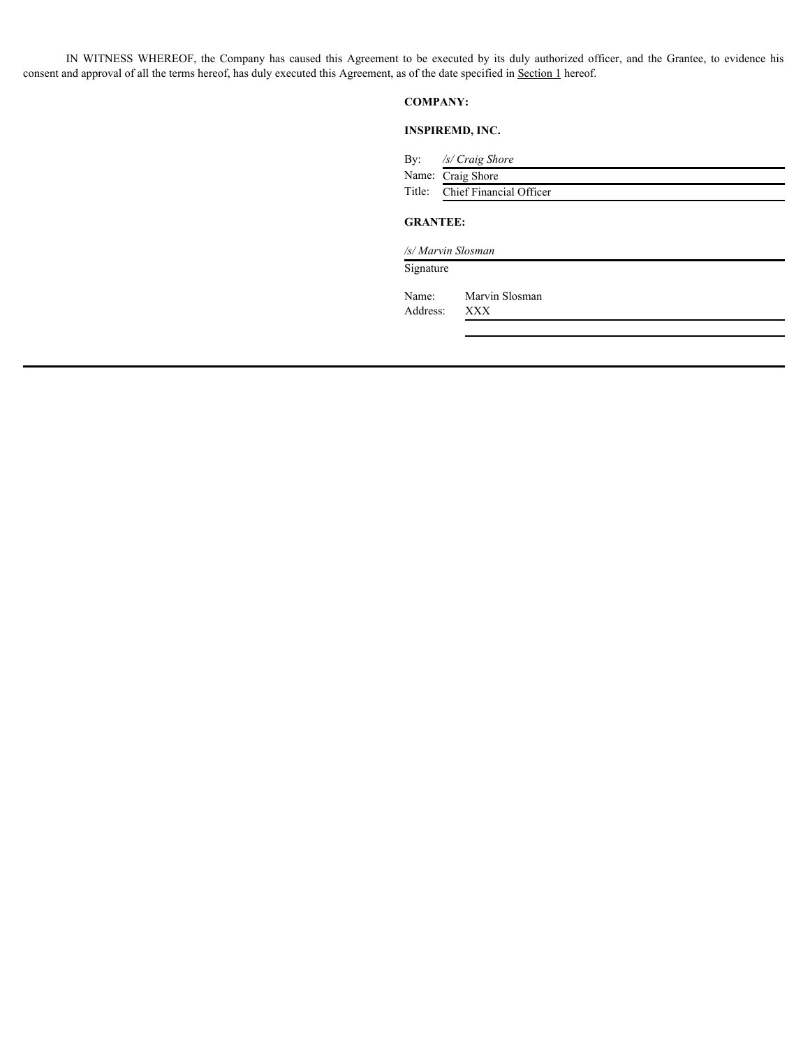IN WITNESS WHEREOF, the Company has caused this Agreement to be executed by its duly authorized officer, and the Grantee, to evidence his consent and approval of all the terms hereof, has duly executed this Agreement, as of the date specified in Section 1 hereof.

**COMPANY:**

**INSPIREMD, INC.**

By: */s/ Craig Shore*

Name: Craig Shore

Title: Chief Financial Officer

**GRANTEE:**

*/s/ Marvin Slosman*

Signature

Name: Marvin Slosman

Address: XXX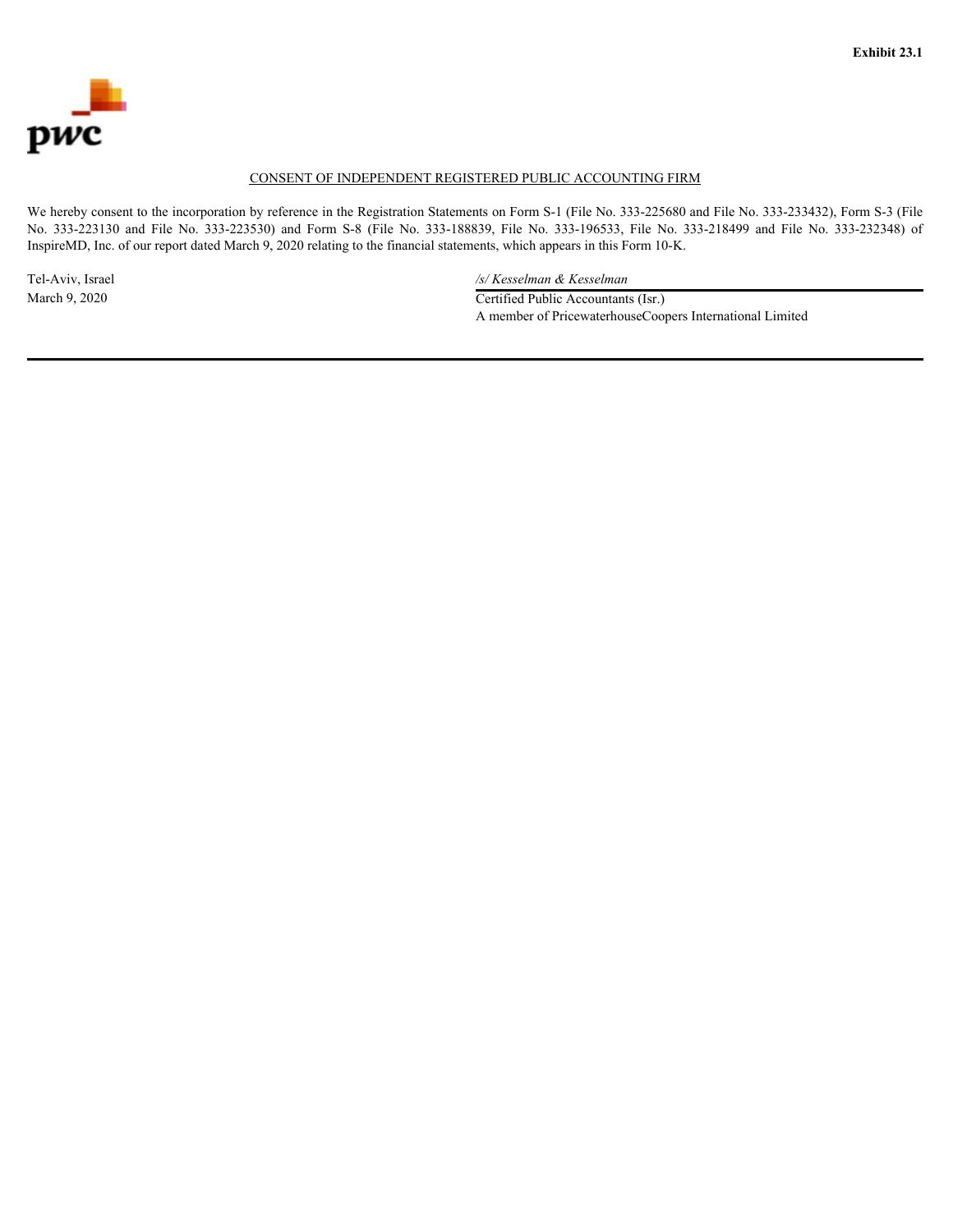**Exhibit 23.1**

pwc

CONSENT OF INDEPENDENT REGISTERED PUBLIC ACCOUNTING FIRM

We hereby consent to the incorporation by reference in the Registration Statements on Form S-1 (File No. 333-225680 and File No. 333-233432), Form S-3 (File No. 333-223130 and File No. 333-223530) and Form S-8 (File No. 333-188839, File No. 333-196533, File No. 333-218499 and File No. 333-232348) of InspireMD, Inc. of our report dated March 9, 2020 relating to the financial statements, which appears in this Form 10-K.

Tel-Aviv, Israel
March 9, 2020

*/s/ Kesselman & Kesselman*
Certified Public Accountants (Isr.)
A member of PricewaterhouseCoopers International Limited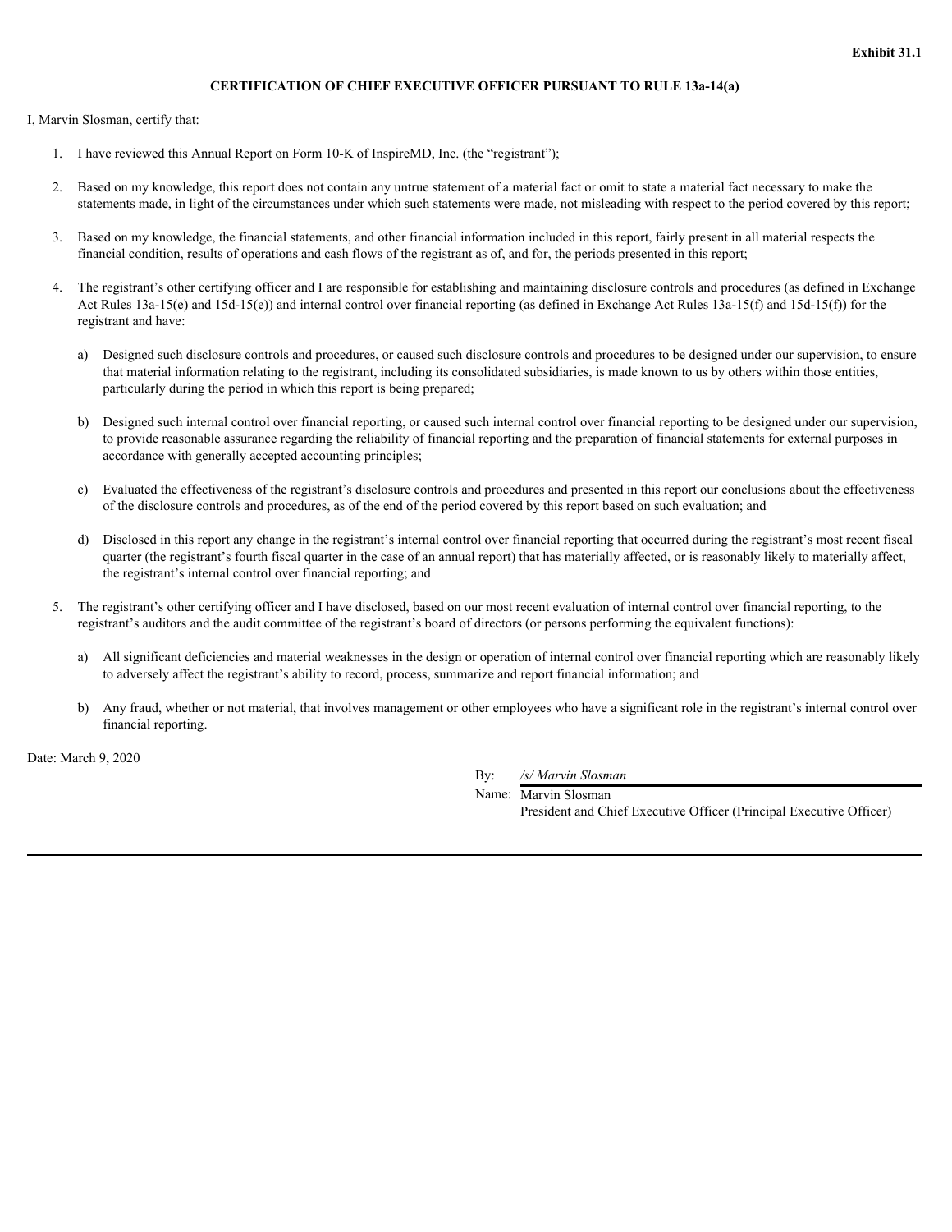**Exhibit 31.1**

**CERTIFICATION OF CHIEF EXECUTIVE OFFICER PURSUANT TO RULE 13a-14(a)**

I, Marvin Slosman, certify that:

1. I have reviewed this Annual Report on Form 10-K of InspireMD, Inc. (the "registrant");

2. Based on my knowledge, this report does not contain any untrue statement of a material fact or omit to state a material fact necessary to make the statements made, in light of the circumstances under which such statements were made, not misleading with respect to the period covered by this report;

3. Based on my knowledge, the financial statements, and other financial information included in this report, fairly present in all material respects the financial condition, results of operations and cash flows of the registrant as of, and for, the periods presented in this report;

4. The registrant's other certifying officer and I are responsible for establishing and maintaining disclosure controls and procedures (as defined in Exchange Act Rules 13a-15(e) and 15d-15(e)) and internal control over financial reporting (as defined in Exchange Act Rules 13a-15(f) and 15d-15(f)) for the registrant and have:

   a) Designed such disclosure controls and procedures, or caused such disclosure controls and procedures to be designed under our supervision, to ensure that material information relating to the registrant, including its consolidated subsidiaries, is made known to us by others within those entities, particularly during the period in which this report is being prepared;

   b) Designed such internal control over financial reporting, or caused such internal control over financial reporting to be designed under our supervision, to provide reasonable assurance regarding the reliability of financial reporting and the preparation of financial statements for external purposes in accordance with generally accepted accounting principles;

   c) Evaluated the effectiveness of the registrant's disclosure controls and procedures and presented in this report our conclusions about the effectiveness of the disclosure controls and procedures, as of the end of the period covered by this report based on such evaluation; and

   d) Disclosed in this report any change in the registrant's internal control over financial reporting that occurred during the registrant's most recent fiscal quarter (the registrant's fourth fiscal quarter in the case of an annual report) that has materially affected, or is reasonably likely to materially affect, the registrant's internal control over financial reporting; and

5. The registrant's other certifying officer and I have disclosed, based on our most recent evaluation of internal control over financial reporting, to the registrant's auditors and the audit committee of the registrant's board of directors (or persons performing the equivalent functions):

   a) All significant deficiencies and material weaknesses in the design or operation of internal control over financial reporting which are reasonably likely to adversely affect the registrant's ability to record, process, summarize and report financial information; and

   b) Any fraud, whether or not material, that involves management or other employees who have a significant role in the registrant's internal control over financial reporting.

Date: March 9, 2020

By: */s/ Marvin Slosman*

Name: Marvin Slosman
President and Chief Executive Officer (Principal Executive Officer)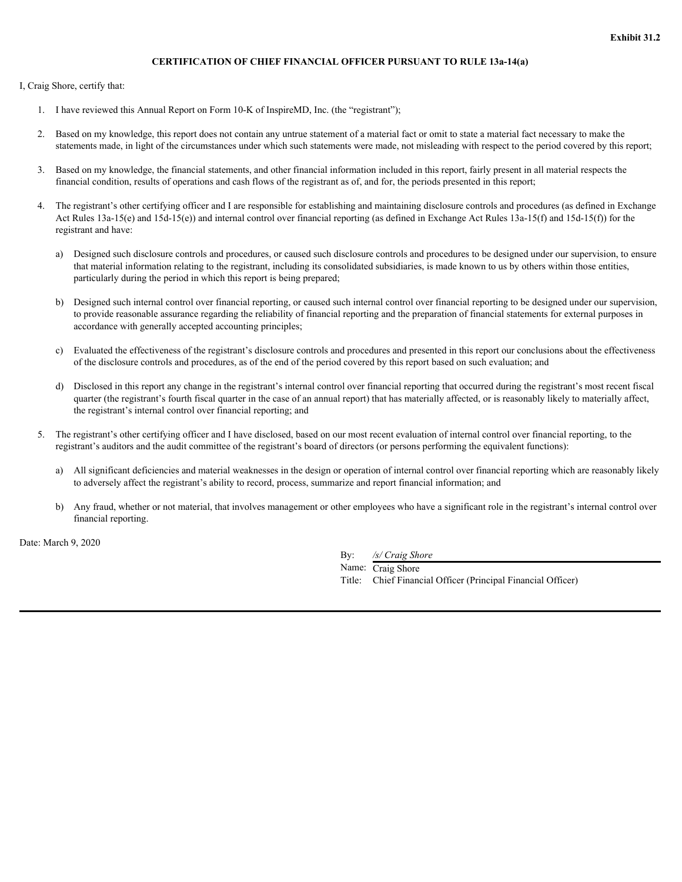**Exhibit 31.2**

**CERTIFICATION OF CHIEF FINANCIAL OFFICER PURSUANT TO RULE 13a-14(a)**

I, Craig Shore, certify that:

1. I have reviewed this Annual Report on Form 10-K of InspireMD, Inc. (the "registrant");

2. Based on my knowledge, this report does not contain any untrue statement of a material fact or omit to state a material fact necessary to make the statements made, in light of the circumstances under which such statements were made, not misleading with respect to the period covered by this report;

3. Based on my knowledge, the financial statements, and other financial information included in this report, fairly present in all material respects the financial condition, results of operations and cash flows of the registrant as of, and for, the periods presented in this report;

4. The registrant's other certifying officer and I are responsible for establishing and maintaining disclosure controls and procedures (as defined in Exchange Act Rules 13a-15(e) and 15d-15(e)) and internal control over financial reporting (as defined in Exchange Act Rules 13a-15(f) and 15d-15(f)) for the registrant and have:

   a) Designed such disclosure controls and procedures, or caused such disclosure controls and procedures to be designed under our supervision, to ensure that material information relating to the registrant, including its consolidated subsidiaries, is made known to us by others within those entities, particularly during the period in which this report is being prepared;

   b) Designed such internal control over financial reporting, or caused such internal control over financial reporting to be designed under our supervision, to provide reasonable assurance regarding the reliability of financial reporting and the preparation of financial statements for external purposes in accordance with generally accepted accounting principles;

   c) Evaluated the effectiveness of the registrant's disclosure controls and procedures and presented in this report our conclusions about the effectiveness of the disclosure controls and procedures, as of the end of the period covered by this report based on such evaluation; and

   d) Disclosed in this report any change in the registrant's internal control over financial reporting that occurred during the registrant's most recent fiscal quarter (the registrant's fourth fiscal quarter in the case of an annual report) that has materially affected, or is reasonably likely to materially affect, the registrant's internal control over financial reporting; and

5. The registrant's other certifying officer and I have disclosed, based on our most recent evaluation of internal control over financial reporting, to the registrant's auditors and the audit committee of the registrant's board of directors (or persons performing the equivalent functions):

   a) All significant deficiencies and material weaknesses in the design or operation of internal control over financial reporting which are reasonably likely to adversely affect the registrant's ability to record, process, summarize and report financial information; and

   b) Any fraud, whether or not material, that involves management or other employees who have a significant role in the registrant's internal control over financial reporting.

Date: March 9, 2020

By: */s/ Craig Shore*
Name: Craig Shore
Title: Chief Financial Officer (Principal Financial Officer)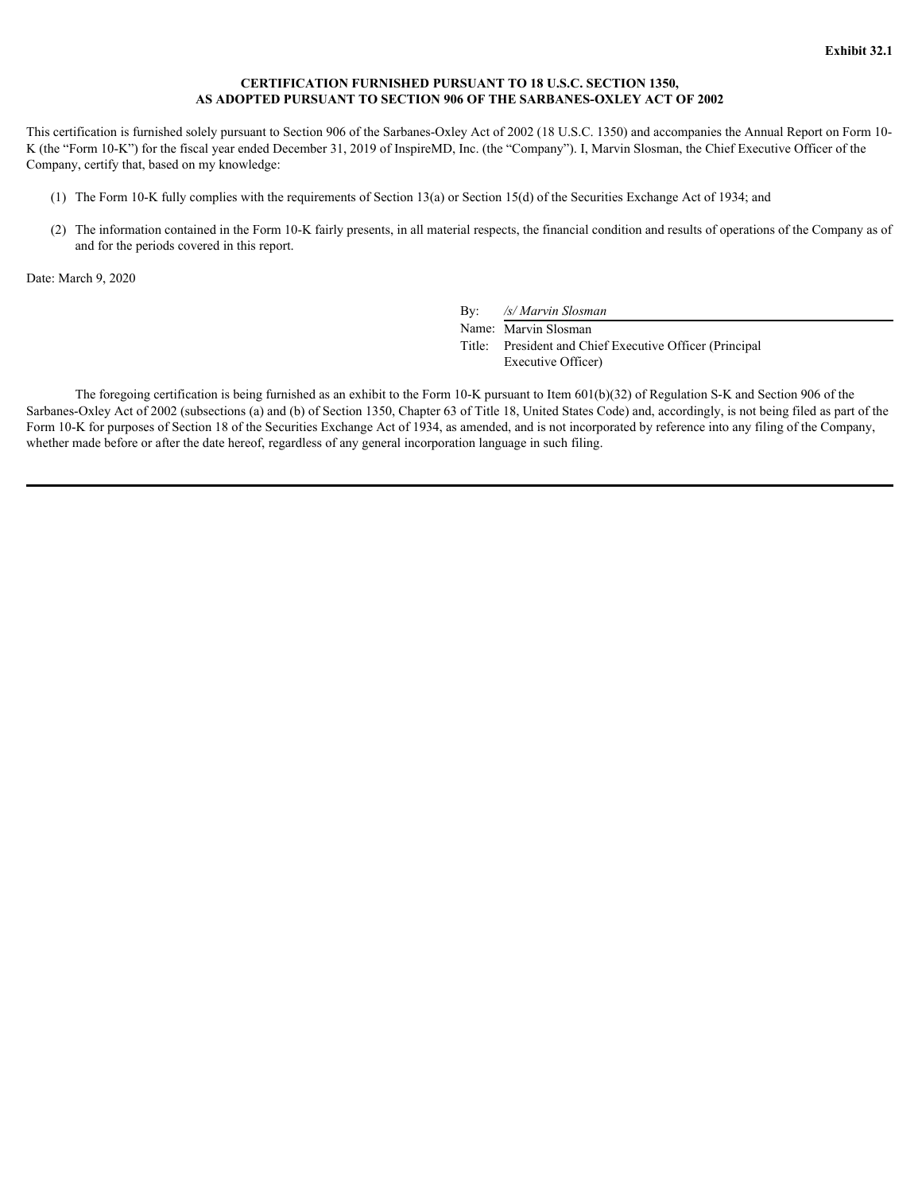**Exhibit 32.1**

**CERTIFICATION FURNISHED PURSUANT TO 18 U.S.C. SECTION 1350,**
**AS ADOPTED PURSUANT TO SECTION 906 OF THE SARBANES-OXLEY ACT OF 2002**

This certification is furnished solely pursuant to Section 906 of the Sarbanes-Oxley Act of 2002 (18 U.S.C. 1350) and accompanies the Annual Report on Form 10-K (the "Form 10-K") for the fiscal year ended December 31, 2019 of InspireMD, Inc. (the "Company"). I, Marvin Slosman, the Chief Executive Officer of the Company, certify that, based on my knowledge:

(1) The Form 10-K fully complies with the requirements of Section 13(a) or Section 15(d) of the Securities Exchange Act of 1934; and

(2) The information contained in the Form 10-K fairly presents, in all material respects, the financial condition and results of operations of the Company as of and for the periods covered in this report.

Date: March 9, 2020

By: */s/ Marvin Slosman*
Name: Marvin Slosman
Title: President and Chief Executive Officer (Principal Executive Officer)

The foregoing certification is being furnished as an exhibit to the Form 10-K pursuant to Item 601(b)(32) of Regulation S-K and Section 906 of the Sarbanes-Oxley Act of 2002 (subsections (a) and (b) of Section 1350, Chapter 63 of Title 18, United States Code) and, accordingly, is not being filed as part of the Form 10-K for purposes of Section 18 of the Securities Exchange Act of 1934, as amended, and is not incorporated by reference into any filing of the Company, whether made before or after the date hereof, regardless of any general incorporation language in such filing.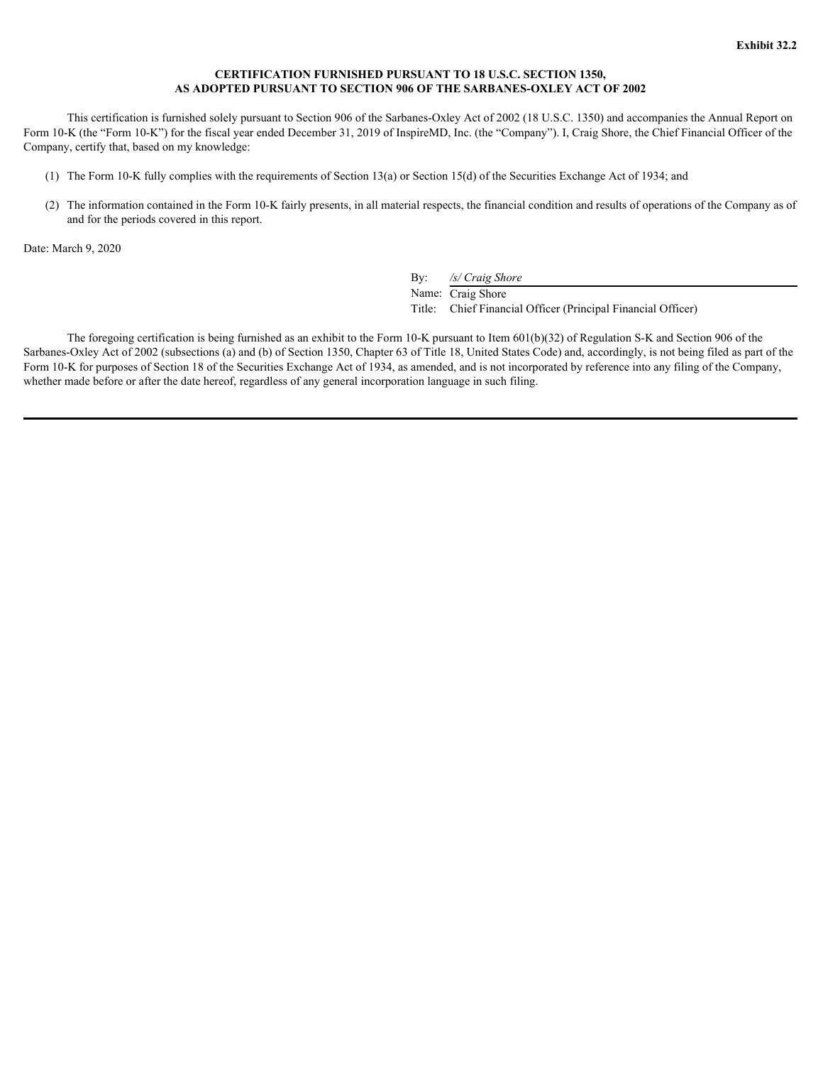**Exhibit 32.2**

**CERTIFICATION FURNISHED PURSUANT TO 18 U.S.C. SECTION 1350, AS ADOPTED PURSUANT TO SECTION 906 OF THE SARBANES-OXLEY ACT OF 2002**

This certification is furnished solely pursuant to Section 906 of the Sarbanes-Oxley Act of 2002 (18 U.S.C. 1350) and accompanies the Annual Report on Form 10-K (the "Form 10-K") for the fiscal year ended December 31, 2019 of InspireMD, Inc. (the "Company"). I, Craig Shore, the Chief Financial Officer of the Company, certify that, based on my knowledge:

(1) The Form 10-K fully complies with the requirements of Section 13(a) or Section 15(d) of the Securities Exchange Act of 1934; and

(2) The information contained in the Form 10-K fairly presents, in all material respects, the financial condition and results of operations of the Company as of and for the periods covered in this report.

Date: March 9, 2020

By: */s/ Craig Shore*
Name: Craig Shore
Title: Chief Financial Officer (Principal Financial Officer)

The foregoing certification is being furnished as an exhibit to the Form 10-K pursuant to Item 601(b)(32) of Regulation S-K and Section 906 of the Sarbanes-Oxley Act of 2002 (subsections (a) and (b) of Section 1350, Chapter 63 of Title 18, United States Code) and, accordingly, is not being filed as part of the Form 10-K for purposes of Section 18 of the Securities Exchange Act of 1934, as amended, and is not incorporated by reference into any filing of the Company, whether made before or after the date hereof, regardless of any general incorporation language in such filing.